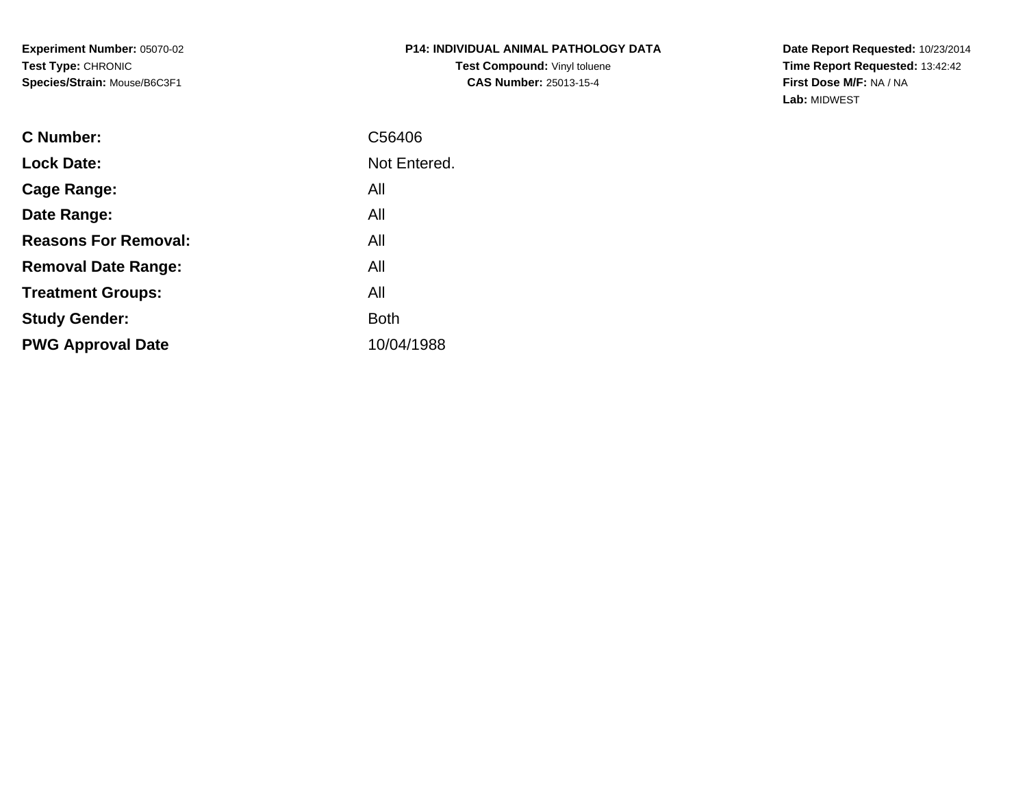**Experiment Number:** 05070-02
**Test Type:** CHRONIC
**Species/Strain:** Mouse/B6C3F1

**P14: INDIVIDUAL ANIMAL PATHOLOGY DATA**
**Test Compound:** Vinyl toluene
**CAS Number:** 25013-15-4

**Date Report Requested:** 10/23/2014
**Time Report Requested:** 13:42:42
**First Dose M/F:** NA / NA
**Lab:** MIDWEST

| | |
|---|---|
| **C Number:** | C56406 |
| **Lock Date:** | Not Entered. |
| **Cage Range:** | All |
| **Date Range:** | All |
| **Reasons For Removal:** | All |
| **Removal Date Range:** | All |
| **Treatment Groups:** | All |
| **Study Gender:** | Both |
| **PWG Approval Date** | 10/04/1988 |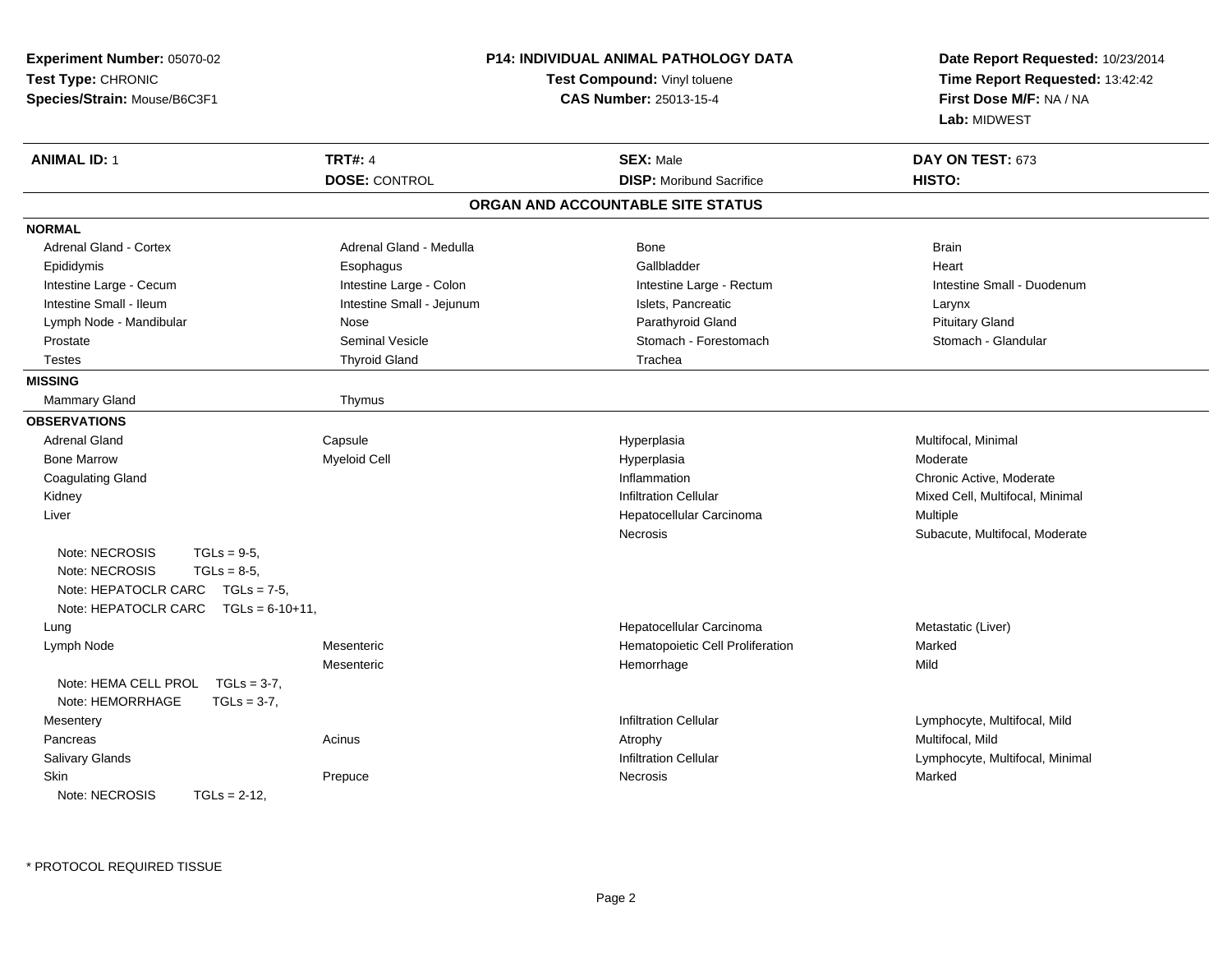**Experiment Number:** 05070-02
**Test Type:** CHRONIC
**Species/Strain:** Mouse/B6C3F1

**P14: INDIVIDUAL ANIMAL PATHOLOGY DATA**
**Test Compound:** Vinyl toluene
**CAS Number:** 25013-15-4

**Date Report Requested:** 10/23/2014
**Time Report Requested:** 13:42:42
**First Dose M/F:** NA / NA
**Lab:** MIDWEST

| | | | |
|---|---|---|---|
| **ANIMAL ID:** 1 | **TRT#:** 4 | **SEX:** Male | **DAY ON TEST:** 673 |
| | **DOSE:** CONTROL | **DISP:** Moribund Sacrifice | **HISTO:** |

## ORGAN AND ACCOUNTABLE SITE STATUS

**NORMAL**

| | | | |
|---|---|---|---|
| Adrenal Gland - Cortex | Adrenal Gland - Medulla | Bone | Brain |
| Epididymis | Esophagus | Gallbladder | Heart |
| Intestine Large - Cecum | Intestine Large - Colon | Intestine Large - Rectum | Intestine Small - Duodenum |
| Intestine Small - Ileum | Intestine Small - Jejunum | Islets, Pancreatic | Larynx |
| Lymph Node - Mandibular | Nose | Parathyroid Gland | Pituitary Gland |
| Prostate | Seminal Vesicle | Stomach - Forestomach | Stomach - Glandular |
| Testes | Thyroid Gland | Trachea | |

**MISSING**

| | |
|---|---|
| Mammary Gland | Thymus |

**OBSERVATIONS**

| | | | |
|---|---|---|---|
| Adrenal Gland | Capsule | Hyperplasia | Multifocal, Minimal |
| Bone Marrow | Myeloid Cell | Hyperplasia | Moderate |
| Coagulating Gland | | Inflammation | Chronic Active, Moderate |
| Kidney | | Infiltration Cellular | Mixed Cell, Multifocal, Minimal |
| Liver | | Hepatocellular Carcinoma | Multiple |
| | | Necrosis | Subacute, Multifocal, Moderate |
| Note: NECROSIS TGLs = 9-5, | | | |
| Note: NECROSIS TGLs = 8-5, | | | |
| Note: HEPATOCLR CARC TGLs = 7-5, | | | |
| Note: HEPATOCLR CARC TGLs = 6-10+11, | | | |
| Lung | | Hepatocellular Carcinoma | Metastatic (Liver) |
| Lymph Node | Mesenteric | Hematopoietic Cell Proliferation | Marked |
| | Mesenteric | Hemorrhage | Mild |
| Note: HEMA CELL PROL TGLs = 3-7, | | | |
| Note: HEMORRHAGE TGLs = 3-7, | | | |
| Mesentery | | Infiltration Cellular | Lymphocyte, Multifocal, Mild |
| Pancreas | Acinus | Atrophy | Multifocal, Mild |
| Salivary Glands | | Infiltration Cellular | Lymphocyte, Multifocal, Minimal |
| Skin | Prepuce | Necrosis | Marked |
| Note: NECROSIS TGLs = 2-12, | | | |

* PROTOCOL REQUIRED TISSUE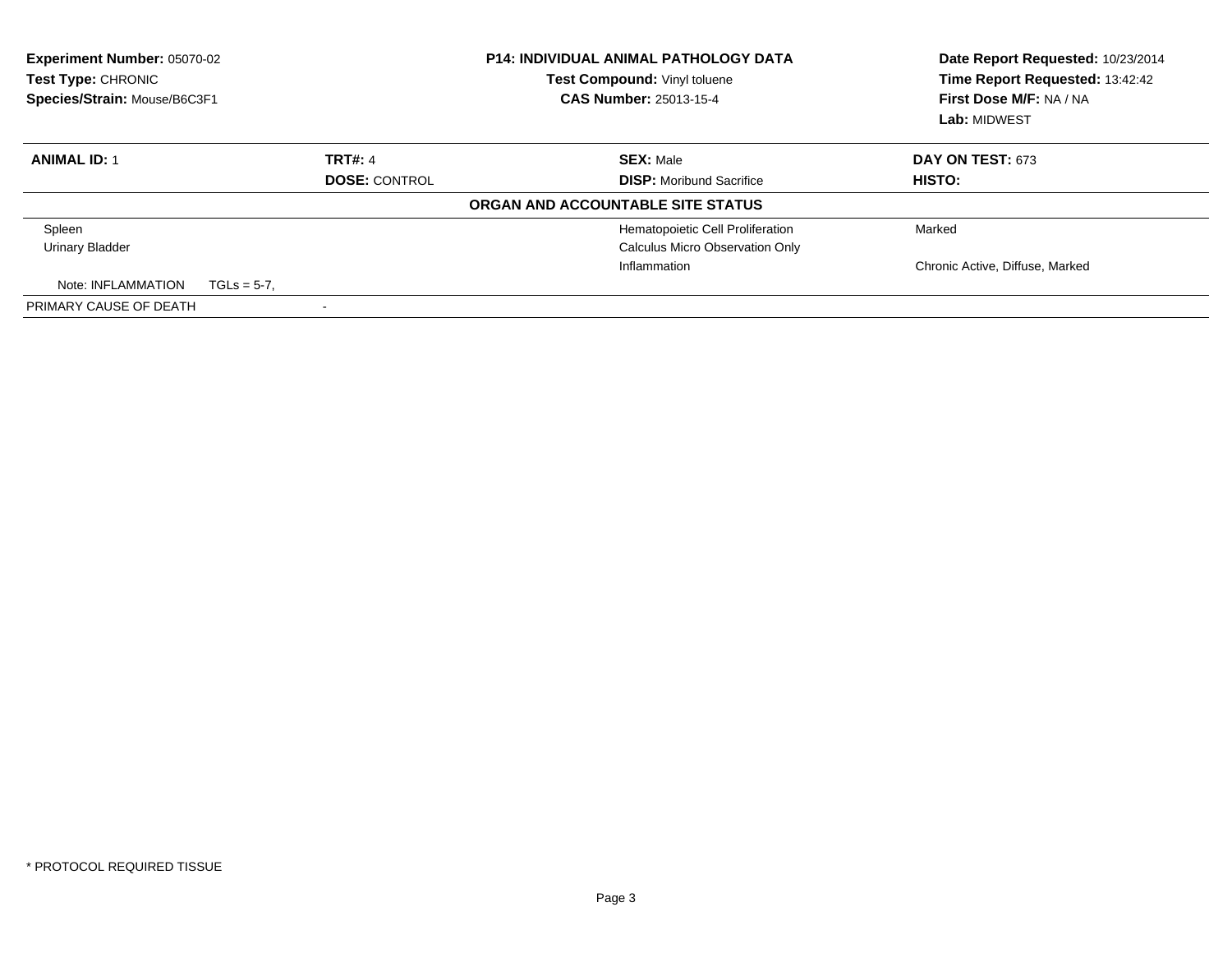**Experiment Number:** 05070-02
**Test Type:** CHRONIC
**Species/Strain:** Mouse/B6C3F1

**P14: INDIVIDUAL ANIMAL PATHOLOGY DATA**
**Test Compound:** Vinyl toluene
**CAS Number:** 25013-15-4

**Date Report Requested:** 10/23/2014
**Time Report Requested:** 13:42:42
**First Dose M/F:** NA / NA
**Lab:** MIDWEST

| | | | |
|---|---|---|---|
| **ANIMAL ID:** 1 | **TRT#:** 4 | **SEX:** Male | **DAY ON TEST:** 673 |
| | **DOSE:** CONTROL | **DISP:** Moribund Sacrifice | **HISTO:** |

**ORGAN AND ACCOUNTABLE SITE STATUS**

| | | |
|---|---|---|
| Spleen | Hematopoietic Cell Proliferation | Marked |
| Urinary Bladder | Calculus Micro Observation Only | |
| | Inflammation | Chronic Active, Diffuse, Marked |
| Note: INFLAMMATION TGLs = 5-7, | | |

PRIMARY CAUSE OF DEATH -

* PROTOCOL REQUIRED TISSUE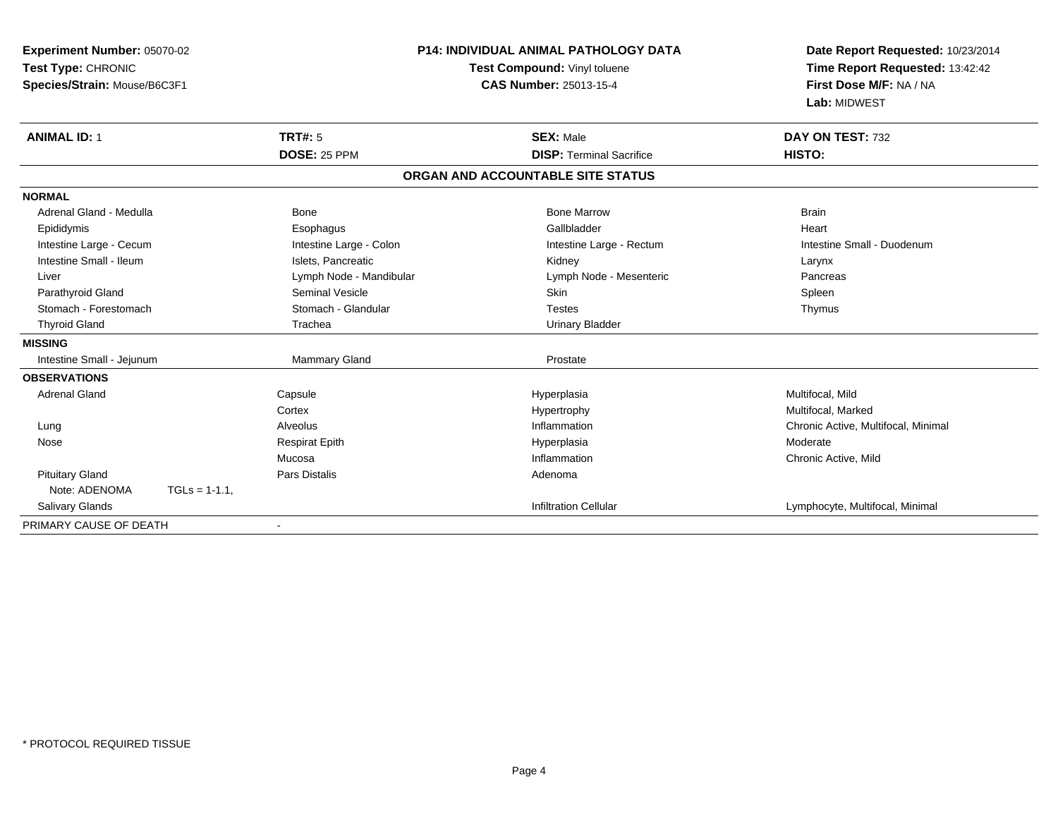**Experiment Number:** 05070-02
**Test Type:** CHRONIC
**Species/Strain:** Mouse/B6C3F1

**P14: INDIVIDUAL ANIMAL PATHOLOGY DATA**
**Test Compound:** Vinyl toluene
**CAS Number:** 25013-15-4

**Date Report Requested:** 10/23/2014
**Time Report Requested:** 13:42:42
**First Dose M/F:** NA / NA
**Lab:** MIDWEST

| **ANIMAL ID:** 1 | **TRT#:** 5 | **SEX:** Male | **DAY ON TEST:** 732 |
|---|---|---|---|
| | **DOSE:** 25 PPM | **DISP:** Terminal Sacrifice | **HISTO:** |

**ORGAN AND ACCOUNTABLE SITE STATUS**

| | | | |
|---|---|---|---|
| **NORMAL** | | | |
| Adrenal Gland - Medulla | Bone | Bone Marrow | Brain |
| Epididymis | Esophagus | Gallbladder | Heart |
| Intestine Large - Cecum | Intestine Large - Colon | Intestine Large - Rectum | Intestine Small - Duodenum |
| Intestine Small - Ileum | Islets, Pancreatic | Kidney | Larynx |
| Liver | Lymph Node - Mandibular | Lymph Node - Mesenteric | Pancreas |
| Parathyroid Gland | Seminal Vesicle | Skin | Spleen |
| Stomach - Forestomach | Stomach - Glandular | Testes | Thymus |
| Thyroid Gland | Trachea | Urinary Bladder | |
| **MISSING** | | | |
| Intestine Small - Jejunum | Mammary Gland | Prostate | |
| **OBSERVATIONS** | | | |
| Adrenal Gland | Capsule | Hyperplasia | Multifocal, Mild |
| | Cortex | Hypertrophy | Multifocal, Marked |
| Lung | Alveolus | Inflammation | Chronic Active, Multifocal, Minimal |
| Nose | Respirat Epith | Hyperplasia | Moderate |
| | Mucosa | Inflammation | Chronic Active, Mild |
| Pituitary Gland | Pars Distalis | Adenoma | |
| Note: ADENOMA TGLs = 1-1.1, | | | |
| Salivary Glands | | Infiltration Cellular | Lymphocyte, Multifocal, Minimal |
| PRIMARY CAUSE OF DEATH | - | | |

* PROTOCOL REQUIRED TISSUE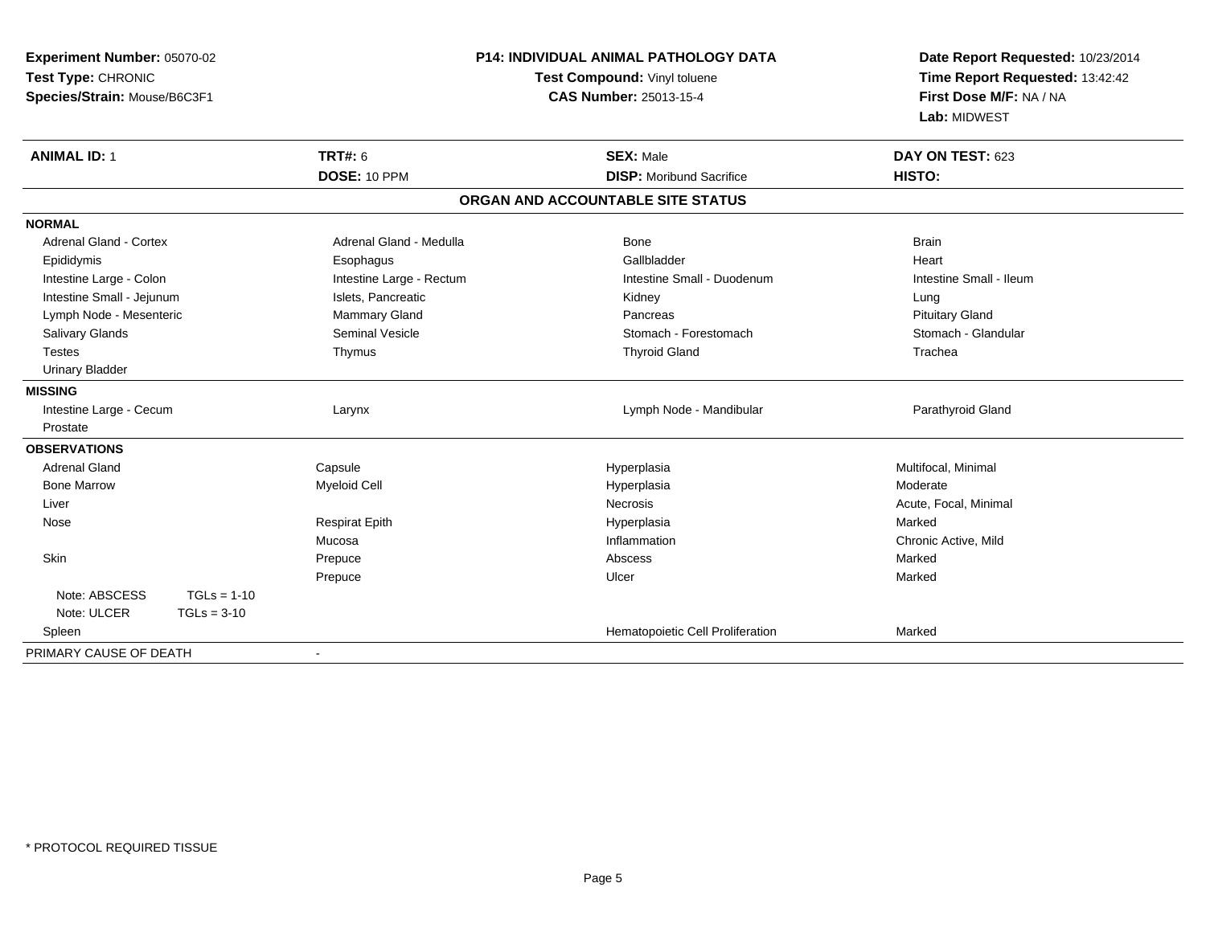**Experiment Number:** 05070-02
**Test Type:** CHRONIC
**Species/Strain:** Mouse/B6C3F1

**P14: INDIVIDUAL ANIMAL PATHOLOGY DATA**
**Test Compound:** Vinyl toluene
**CAS Number:** 25013-15-4

**Date Report Requested:** 10/23/2014
**Time Report Requested:** 13:42:42
**First Dose M/F:** NA / NA
**Lab:** MIDWEST

| **ANIMAL ID:** 1 | **TRT#:** 6 | **SEX:** Male | **DAY ON TEST:** 623 |
|---|---|---|---|
| | **DOSE:** 10 PPM | **DISP:** Moribund Sacrifice | **HISTO:** |

**ORGAN AND ACCOUNTABLE SITE STATUS**

| | | | |
|---|---|---|---|
| **NORMAL** | | | |
| Adrenal Gland - Cortex | Adrenal Gland - Medulla | Bone | Brain |
| Epididymis | Esophagus | Gallbladder | Heart |
| Intestine Large - Colon | Intestine Large - Rectum | Intestine Small - Duodenum | Intestine Small - Ileum |
| Intestine Small - Jejunum | Islets, Pancreatic | Kidney | Lung |
| Lymph Node - Mesenteric | Mammary Gland | Pancreas | Pituitary Gland |
| Salivary Glands | Seminal Vesicle | Stomach - Forestomach | Stomach - Glandular |
| Testes | Thymus | Thyroid Gland | Trachea |
| Urinary Bladder | | | |
| **MISSING** | | | |
| Intestine Large - Cecum | Larynx | Lymph Node - Mandibular | Parathyroid Gland |
| Prostate | | | |
| **OBSERVATIONS** | | | |
| Adrenal Gland | Capsule | Hyperplasia | Multifocal, Minimal |
| Bone Marrow | Myeloid Cell | Hyperplasia | Moderate |
| Liver | | Necrosis | Acute, Focal, Minimal |
| Nose | Respirat Epith | Hyperplasia | Marked |
| | Mucosa | Inflammation | Chronic Active, Mild |
| Skin | Prepuce | Abscess | Marked |
| | Prepuce | Ulcer | Marked |
| Note: ABSCESS TGLs = 1-10 | | | |
| Note: ULCER TGLs = 3-10 | | | |
| Spleen | | Hematopoietic Cell Proliferation | Marked |
| PRIMARY CAUSE OF DEATH | - | | |

* PROTOCOL REQUIRED TISSUE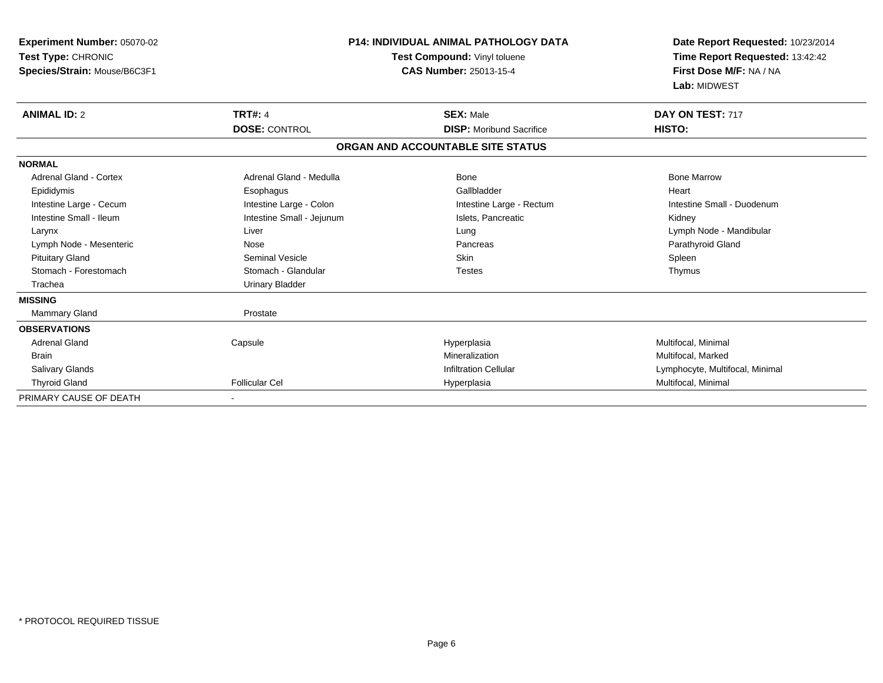**Experiment Number:** 05070-02
**Test Type:** CHRONIC
**Species/Strain:** Mouse/B6C3F1

**P14: INDIVIDUAL ANIMAL PATHOLOGY DATA**
**Test Compound:** Vinyl toluene
**CAS Number:** 25013-15-4

**Date Report Requested:** 10/23/2014
**Time Report Requested:** 13:42:42
**First Dose M/F:** NA / NA
**Lab:** MIDWEST

| **ANIMAL ID:** 2 | **TRT#:** 4 | **SEX:** Male | **DAY ON TEST:** 717 |
|---|---|---|---|
| | **DOSE:** CONTROL | **DISP:** Moribund Sacrifice | **HISTO:** |

## ORGAN AND ACCOUNTABLE SITE STATUS

| | | | |
|---|---|---|---|
| **NORMAL** | | | |
| Adrenal Gland - Cortex | Adrenal Gland - Medulla | Bone | Bone Marrow |
| Epididymis | Esophagus | Gallbladder | Heart |
| Intestine Large - Cecum | Intestine Large - Colon | Intestine Large - Rectum | Intestine Small - Duodenum |
| Intestine Small - Ileum | Intestine Small - Jejunum | Islets, Pancreatic | Kidney |
| Larynx | Liver | Lung | Lymph Node - Mandibular |
| Lymph Node - Mesenteric | Nose | Pancreas | Parathyroid Gland |
| Pituitary Gland | Seminal Vesicle | Skin | Spleen |
| Stomach - Forestomach | Stomach - Glandular | Testes | Thymus |
| Trachea | Urinary Bladder | | |
| **MISSING** | | | |
| Mammary Gland | Prostate | | |
| **OBSERVATIONS** | | | |
| Adrenal Gland | Capsule | Hyperplasia | Multifocal, Minimal |
| Brain | | Mineralization | Multifocal, Marked |
| Salivary Glands | | Infiltration Cellular | Lymphocyte, Multifocal, Minimal |
| Thyroid Gland | Follicular Cel | Hyperplasia | Multifocal, Minimal |
| PRIMARY CAUSE OF DEATH | - | | |

* PROTOCOL REQUIRED TISSUE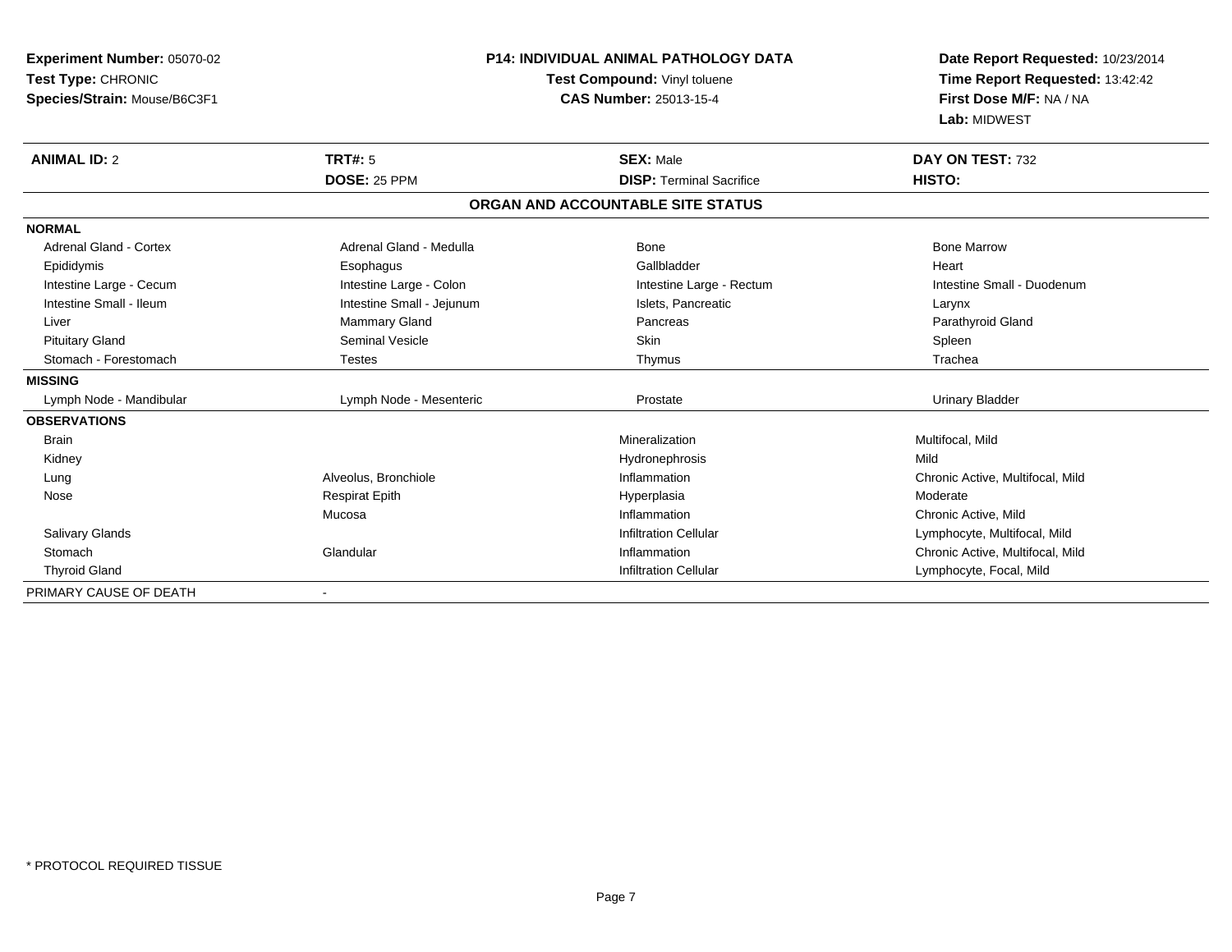**Experiment Number:** 05070-02
**Test Type:** CHRONIC
**Species/Strain:** Mouse/B6C3F1

**P14: INDIVIDUAL ANIMAL PATHOLOGY DATA**
**Test Compound:** Vinyl toluene
**CAS Number:** 25013-15-4

**Date Report Requested:** 10/23/2014
**Time Report Requested:** 13:42:42
**First Dose M/F:** NA / NA
**Lab:** MIDWEST

| **ANIMAL ID:** 2 | **TRT#:** 5 | **SEX:** Male | **DAY ON TEST:** 732 |
|---|---|---|---|
| | **DOSE:** 25 PPM | **DISP:** Terminal Sacrifice | **HISTO:** |

**ORGAN AND ACCOUNTABLE SITE STATUS**

| | | | |
|---|---|---|---|
| **NORMAL** | | | |
| Adrenal Gland - Cortex | Adrenal Gland - Medulla | Bone | Bone Marrow |
| Epididymis | Esophagus | Gallbladder | Heart |
| Intestine Large - Cecum | Intestine Large - Colon | Intestine Large - Rectum | Intestine Small - Duodenum |
| Intestine Small - Ileum | Intestine Small - Jejunum | Islets, Pancreatic | Larynx |
| Liver | Mammary Gland | Pancreas | Parathyroid Gland |
| Pituitary Gland | Seminal Vesicle | Skin | Spleen |
| Stomach - Forestomach | Testes | Thymus | Trachea |
| **MISSING** | | | |
| Lymph Node - Mandibular | Lymph Node - Mesenteric | Prostate | Urinary Bladder |
| **OBSERVATIONS** | | | |
| Brain | | Mineralization | Multifocal, Mild |
| Kidney | | Hydronephrosis | Mild |
| Lung | Alveolus, Bronchiole | Inflammation | Chronic Active, Multifocal, Mild |
| Nose | Respirat Epith | Hyperplasia | Moderate |
| | Mucosa | Inflammation | Chronic Active, Mild |
| Salivary Glands | | Infiltration Cellular | Lymphocyte, Multifocal, Mild |
| Stomach | Glandular | Inflammation | Chronic Active, Multifocal, Mild |
| Thyroid Gland | | Infiltration Cellular | Lymphocyte, Focal, Mild |
| PRIMARY CAUSE OF DEATH | - | | |

* PROTOCOL REQUIRED TISSUE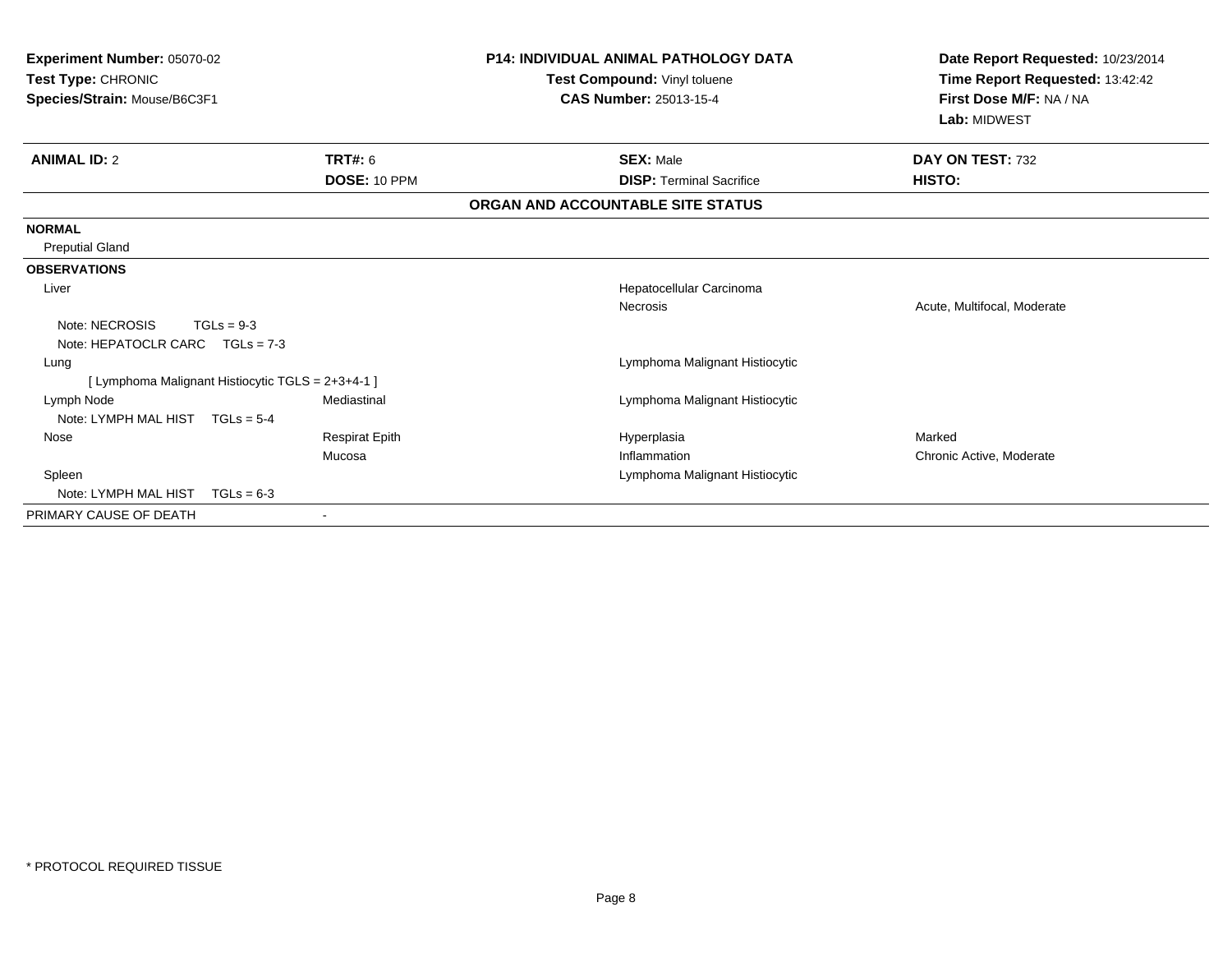**Experiment Number:** 05070-02
**Test Type:** CHRONIC
**Species/Strain:** Mouse/B6C3F1

**P14: INDIVIDUAL ANIMAL PATHOLOGY DATA**
**Test Compound:** Vinyl toluene
**CAS Number:** 25013-15-4

**Date Report Requested:** 10/23/2014
**Time Report Requested:** 13:42:42
**First Dose M/F:** NA / NA
**Lab:** MIDWEST

| **ANIMAL ID:** 2 | **TRT#:** 6 | **SEX:** Male | **DAY ON TEST:** 732 |
|---|---|---|---|
| | **DOSE:** 10 PPM | **DISP:** Terminal Sacrifice | **HISTO:** |

**ORGAN AND ACCOUNTABLE SITE STATUS**

| | | | |
|---|---|---|---|
| **NORMAL** | | | |
| Preputial Gland | | | |
| **OBSERVATIONS** | | | |
| Liver | | Hepatocellular Carcinoma | |
| | | Necrosis | Acute, Multifocal, Moderate |
| Note: NECROSIS TGLs = 9-3 | | | |
| Note: HEPATOCLR CARC TGLs = 7-3 | | | |
| Lung | | Lymphoma Malignant Histiocytic | |
| [ Lymphoma Malignant Histiocytic TGLS = 2+3+4-1 ] | | | |
| Lymph Node | Mediastinal | Lymphoma Malignant Histiocytic | |
| Note: LYMPH MAL HIST TGLs = 5-4 | | | |
| Nose | Respirat Epith | Hyperplasia | Marked |
| | Mucosa | Inflammation | Chronic Active, Moderate |
| Spleen | | Lymphoma Malignant Histiocytic | |
| Note: LYMPH MAL HIST TGLs = 6-3 | | | |
| PRIMARY CAUSE OF DEATH | - | | |

* PROTOCOL REQUIRED TISSUE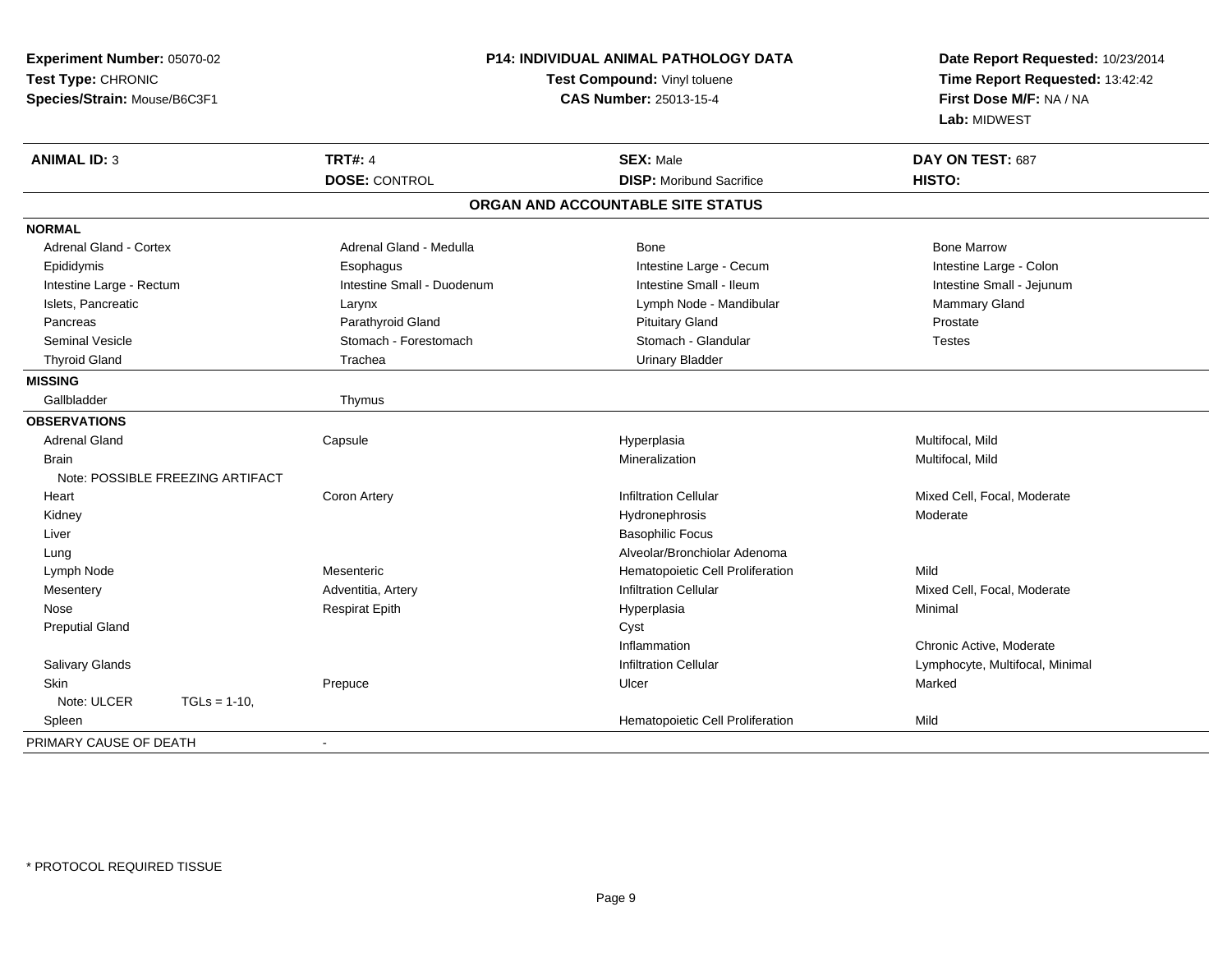**Experiment Number:** 05070-02
**Test Type:** CHRONIC
**Species/Strain:** Mouse/B6C3F1

**P14: INDIVIDUAL ANIMAL PATHOLOGY DATA**
**Test Compound:** Vinyl toluene
**CAS Number:** 25013-15-4

**Date Report Requested:** 10/23/2014
**Time Report Requested:** 13:42:42
**First Dose M/F:** NA / NA
**Lab:** MIDWEST

| **ANIMAL ID:** 3 | **TRT#:** 4 | **SEX:** Male | **DAY ON TEST:** 687 |
|---|---|---|---|
| | **DOSE:** CONTROL | **DISP:** Moribund Sacrifice | **HISTO:** |

## ORGAN AND ACCOUNTABLE SITE STATUS

| | | | |
|---|---|---|---|
| **NORMAL** | | | |
| Adrenal Gland - Cortex | Adrenal Gland - Medulla | Bone | Bone Marrow |
| Epididymis | Esophagus | Intestine Large - Cecum | Intestine Large - Colon |
| Intestine Large - Rectum | Intestine Small - Duodenum | Intestine Small - Ileum | Intestine Small - Jejunum |
| Islets, Pancreatic | Larynx | Lymph Node - Mandibular | Mammary Gland |
| Pancreas | Parathyroid Gland | Pituitary Gland | Prostate |
| Seminal Vesicle | Stomach - Forestomach | Stomach - Glandular | Testes |
| Thyroid Gland | Trachea | Urinary Bladder | |
| **MISSING** | | | |
| Gallbladder | Thymus | | |
| **OBSERVATIONS** | | | |
| Adrenal Gland | Capsule | Hyperplasia | Multifocal, Mild |
| Brain | | Mineralization | Multifocal, Mild |
| Note: POSSIBLE FREEZING ARTIFACT | | | |
| Heart | Coron Artery | Infiltration Cellular | Mixed Cell, Focal, Moderate |
| Kidney | | Hydronephrosis | Moderate |
| Liver | | Basophilic Focus | |
| Lung | | Alveolar/Bronchiolar Adenoma | |
| Lymph Node | Mesenteric | Hematopoietic Cell Proliferation | Mild |
| Mesentery | Adventitia, Artery | Infiltration Cellular | Mixed Cell, Focal, Moderate |
| Nose | Respirat Epith | Hyperplasia | Minimal |
| Preputial Gland | | Cyst | |
| | | Inflammation | Chronic Active, Moderate |
| Salivary Glands | | Infiltration Cellular | Lymphocyte, Multifocal, Minimal |
| Skin | Prepuce | Ulcer | Marked |
| Note: ULCER TGLs = 1-10, | | | |
| Spleen | | Hematopoietic Cell Proliferation | Mild |
| PRIMARY CAUSE OF DEATH | - | | |

\* PROTOCOL REQUIRED TISSUE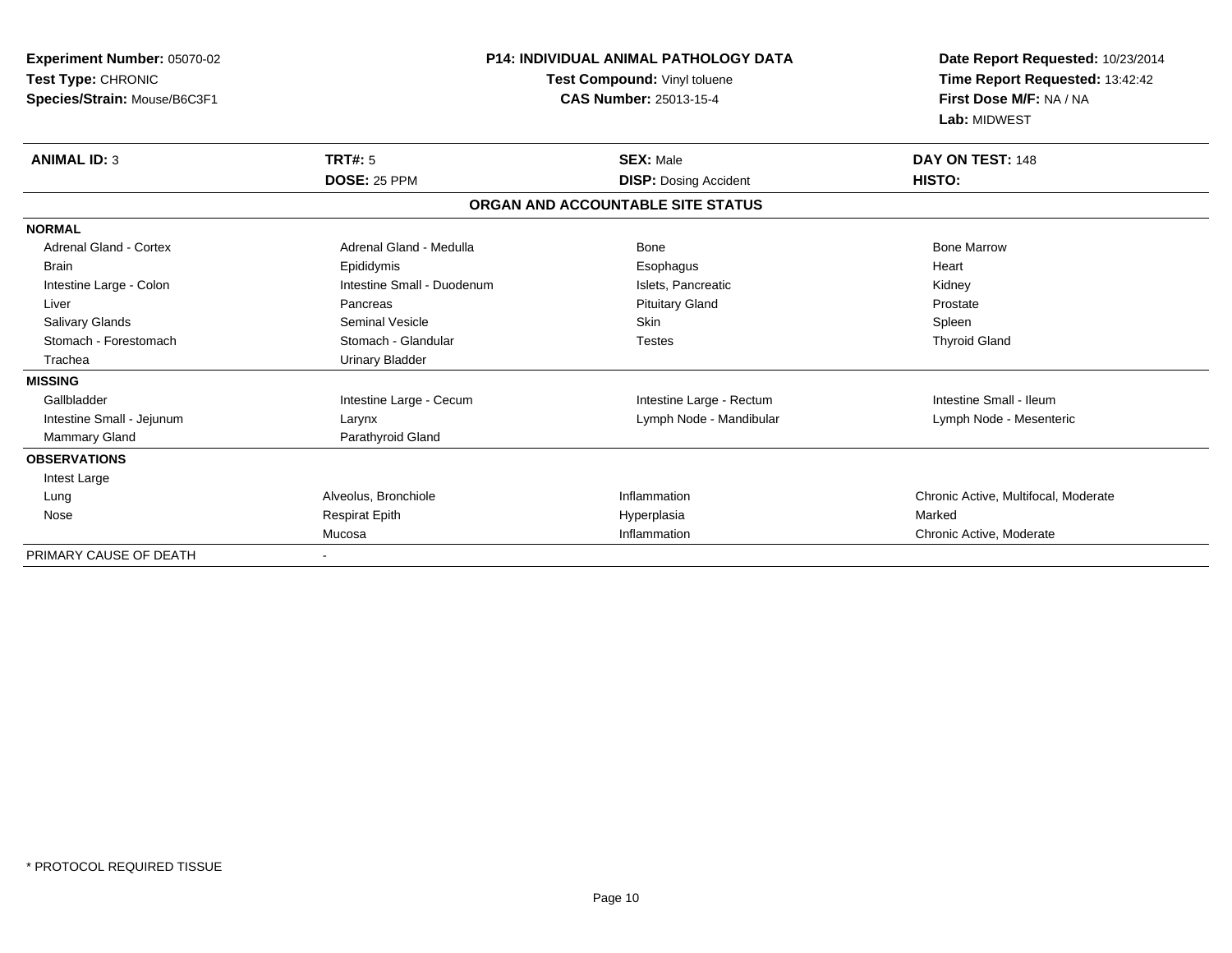**Experiment Number:** 05070-02
**Test Type:** CHRONIC
**Species/Strain:** Mouse/B6C3F1

**P14: INDIVIDUAL ANIMAL PATHOLOGY DATA**
**Test Compound:** Vinyl toluene
**CAS Number:** 25013-15-4

**Date Report Requested:** 10/23/2014
**Time Report Requested:** 13:42:42
**First Dose M/F:** NA / NA
**Lab:** MIDWEST

| **ANIMAL ID:** 3 | **TRT#:** 5 | **SEX:** Male | **DAY ON TEST:** 148 |
|---|---|---|---|
| | **DOSE:** 25 PPM | **DISP:** Dosing Accident | **HISTO:** |

## ORGAN AND ACCOUNTABLE SITE STATUS

| | | | |
|---|---|---|---|
| **NORMAL** | | | |
| Adrenal Gland - Cortex | Adrenal Gland - Medulla | Bone | Bone Marrow |
| Brain | Epididymis | Esophagus | Heart |
| Intestine Large - Colon | Intestine Small - Duodenum | Islets, Pancreatic | Kidney |
| Liver | Pancreas | Pituitary Gland | Prostate |
| Salivary Glands | Seminal Vesicle | Skin | Spleen |
| Stomach - Forestomach | Stomach - Glandular | Testes | Thyroid Gland |
| Trachea | Urinary Bladder | | |
| **MISSING** | | | |
| Gallbladder | Intestine Large - Cecum | Intestine Large - Rectum | Intestine Small - Ileum |
| Intestine Small - Jejunum | Larynx | Lymph Node - Mandibular | Lymph Node - Mesenteric |
| Mammary Gland | Parathyroid Gland | | |
| **OBSERVATIONS** | | | |
| Intest Large | | | |
| Lung | Alveolus, Bronchiole | Inflammation | Chronic Active, Multifocal, Moderate |
| Nose | Respirat Epith | Hyperplasia | Marked |
| | Mucosa | Inflammation | Chronic Active, Moderate |
| PRIMARY CAUSE OF DEATH | - | | |

\* PROTOCOL REQUIRED TISSUE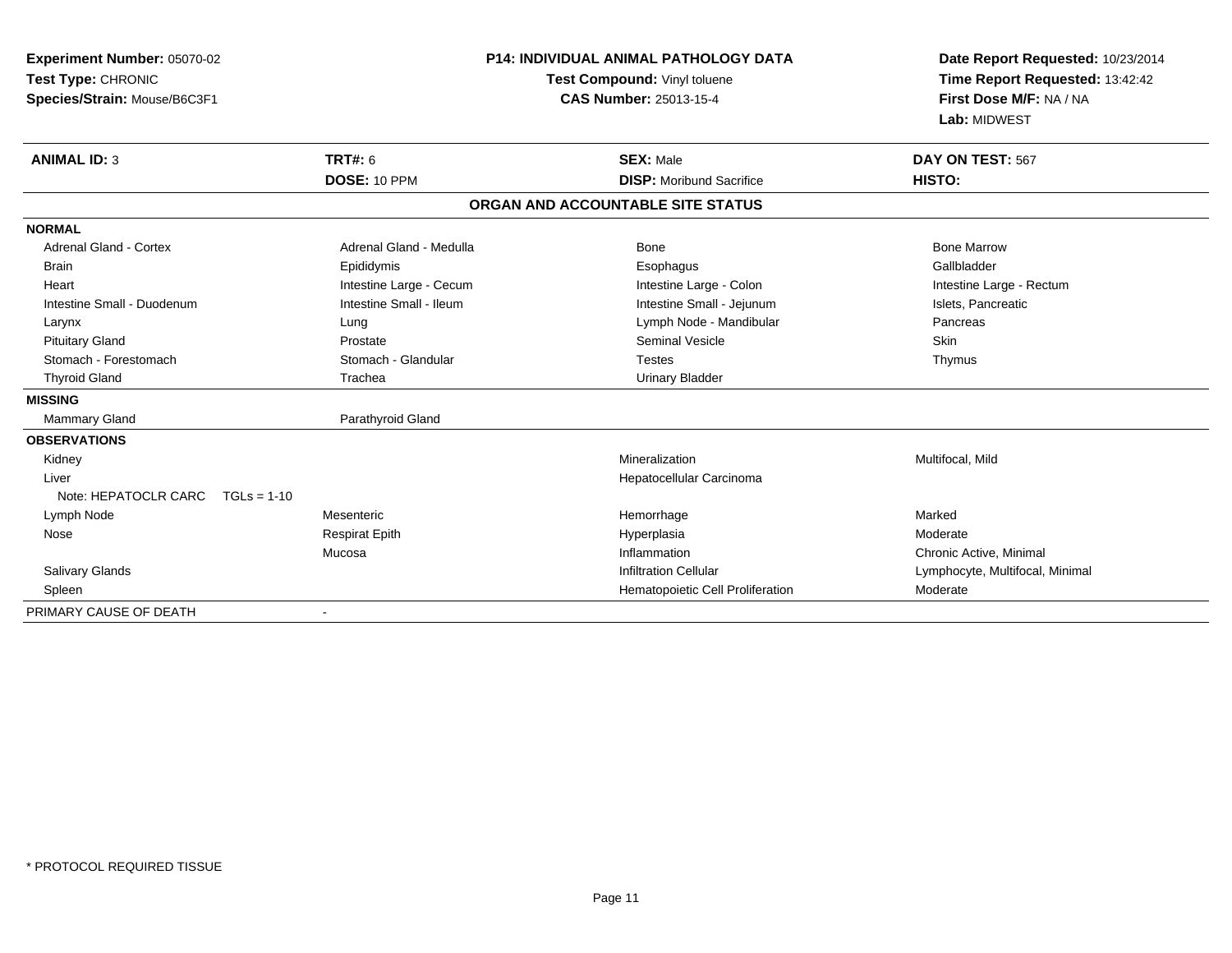**Experiment Number:** 05070-02
**Test Type:** CHRONIC
**Species/Strain:** Mouse/B6C3F1

**P14: INDIVIDUAL ANIMAL PATHOLOGY DATA**
**Test Compound:** Vinyl toluene
**CAS Number:** 25013-15-4

**Date Report Requested:** 10/23/2014
**Time Report Requested:** 13:42:42
**First Dose M/F:** NA / NA
**Lab:** MIDWEST

| **ANIMAL ID:** 3 | **TRT#:** 6 | **SEX:** Male | **DAY ON TEST:** 567 |
|---|---|---|---|
| | **DOSE:** 10 PPM | **DISP:** Moribund Sacrifice | **HISTO:** |

**ORGAN AND ACCOUNTABLE SITE STATUS**

| | | | |
|---|---|---|---|
| **NORMAL** | | | |
| Adrenal Gland - Cortex | Adrenal Gland - Medulla | Bone | Bone Marrow |
| Brain | Epididymis | Esophagus | Gallbladder |
| Heart | Intestine Large - Cecum | Intestine Large - Colon | Intestine Large - Rectum |
| Intestine Small - Duodenum | Intestine Small - Ileum | Intestine Small - Jejunum | Islets, Pancreatic |
| Larynx | Lung | Lymph Node - Mandibular | Pancreas |
| Pituitary Gland | Prostate | Seminal Vesicle | Skin |
| Stomach - Forestomach | Stomach - Glandular | Testes | Thymus |
| Thyroid Gland | Trachea | Urinary Bladder | |
| **MISSING** | | | |
| Mammary Gland | Parathyroid Gland | | |
| **OBSERVATIONS** | | | |
| Kidney | | Mineralization | Multifocal, Mild |
| Liver | | Hepatocellular Carcinoma | |
| Note: HEPATOCLR CARC TGLs = 1-10 | | | |
| Lymph Node | Mesenteric | Hemorrhage | Marked |
| Nose | Respirat Epith | Hyperplasia | Moderate |
| | Mucosa | Inflammation | Chronic Active, Minimal |
| Salivary Glands | | Infiltration Cellular | Lymphocyte, Multifocal, Minimal |
| Spleen | | Hematopoietic Cell Proliferation | Moderate |
| PRIMARY CAUSE OF DEATH | - | | |

* PROTOCOL REQUIRED TISSUE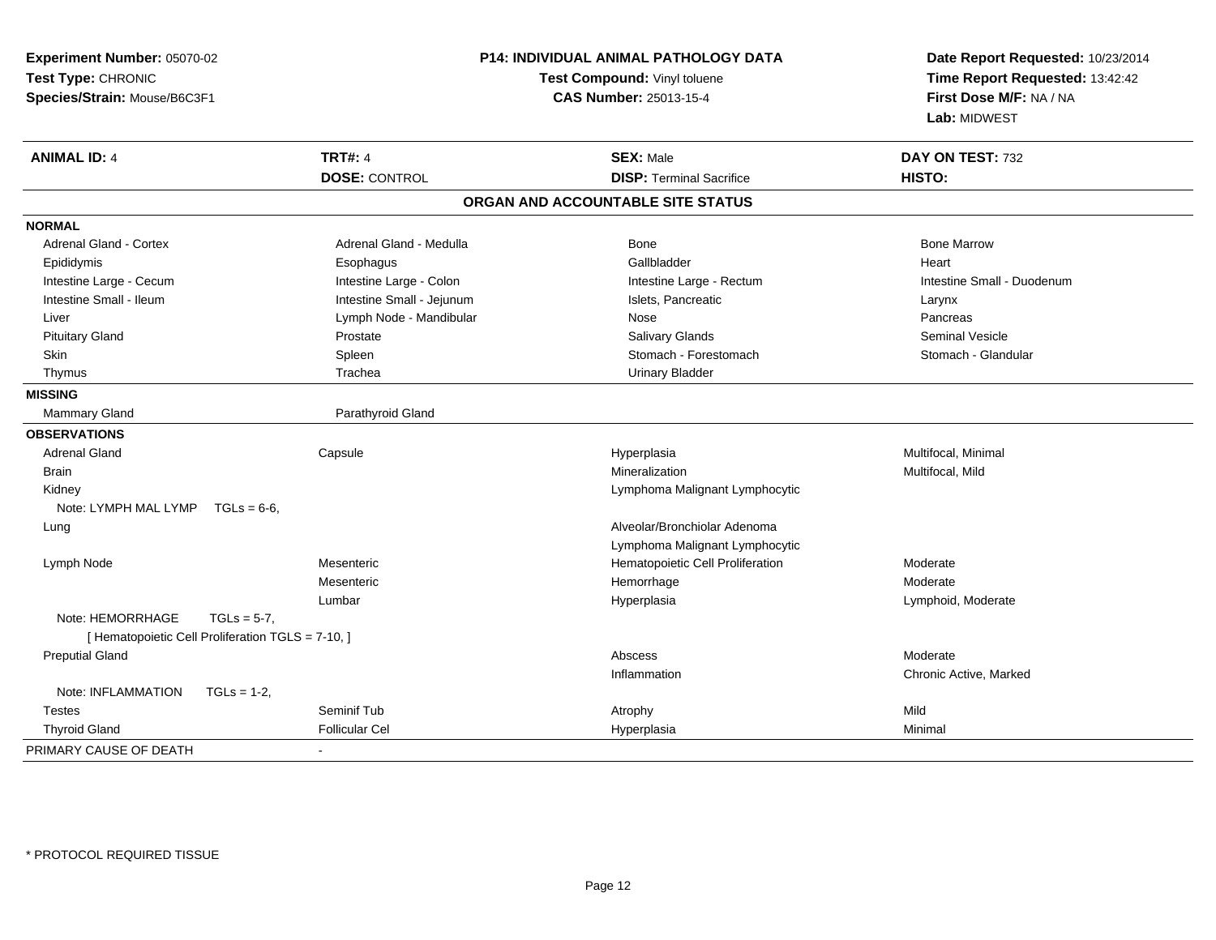**Experiment Number:** 05070-02
**Test Type:** CHRONIC
**Species/Strain:** Mouse/B6C3F1

**P14: INDIVIDUAL ANIMAL PATHOLOGY DATA**
**Test Compound:** Vinyl toluene
**CAS Number:** 25013-15-4

**Date Report Requested:** 10/23/2014
**Time Report Requested:** 13:42:42
**First Dose M/F:** NA / NA
**Lab:** MIDWEST

| **ANIMAL ID:** 4 | **TRT#:** 4 | **SEX:** Male | **DAY ON TEST:** 732 |
|---|---|---|---|
| | **DOSE:** CONTROL | **DISP:** Terminal Sacrifice | **HISTO:** |

## ORGAN AND ACCOUNTABLE SITE STATUS

| | | | |
|---|---|---|---|
| **NORMAL** | | | |
| Adrenal Gland - Cortex | Adrenal Gland - Medulla | Bone | Bone Marrow |
| Epididymis | Esophagus | Gallbladder | Heart |
| Intestine Large - Cecum | Intestine Large - Colon | Intestine Large - Rectum | Intestine Small - Duodenum |
| Intestine Small - Ileum | Intestine Small - Jejunum | Islets, Pancreatic | Larynx |
| Liver | Lymph Node - Mandibular | Nose | Pancreas |
| Pituitary Gland | Prostate | Salivary Glands | Seminal Vesicle |
| Skin | Spleen | Stomach - Forestomach | Stomach - Glandular |
| Thymus | Trachea | Urinary Bladder | |
| **MISSING** | | | |
| Mammary Gland | Parathyroid Gland | | |
| **OBSERVATIONS** | | | |
| Adrenal Gland | Capsule | Hyperplasia | Multifocal, Minimal |
| Brain | | Mineralization | Multifocal, Mild |
| Kidney | | Lymphoma Malignant Lymphocytic | |
| Note: LYMPH MAL LYMP TGLs = 6-6, | | | |
| Lung | | Alveolar/Bronchiolar Adenoma | |
| | | Lymphoma Malignant Lymphocytic | |
| Lymph Node | Mesenteric | Hematopoietic Cell Proliferation | Moderate |
| | Mesenteric | Hemorrhage | Moderate |
| | Lumbar | Hyperplasia | Lymphoid, Moderate |
| Note: HEMORRHAGE TGLs = 5-7, | | | |
| [ Hematopoietic Cell Proliferation TGLS = 7-10, ] | | | |
| Preputial Gland | | Abscess | Moderate |
| | | Inflammation | Chronic Active, Marked |
| Note: INFLAMMATION TGLs = 1-2, | | | |
| Testes | Seminif Tub | Atrophy | Mild |
| Thyroid Gland | Follicular Cel | Hyperplasia | Minimal |
| PRIMARY CAUSE OF DEATH | - | | |

* PROTOCOL REQUIRED TISSUE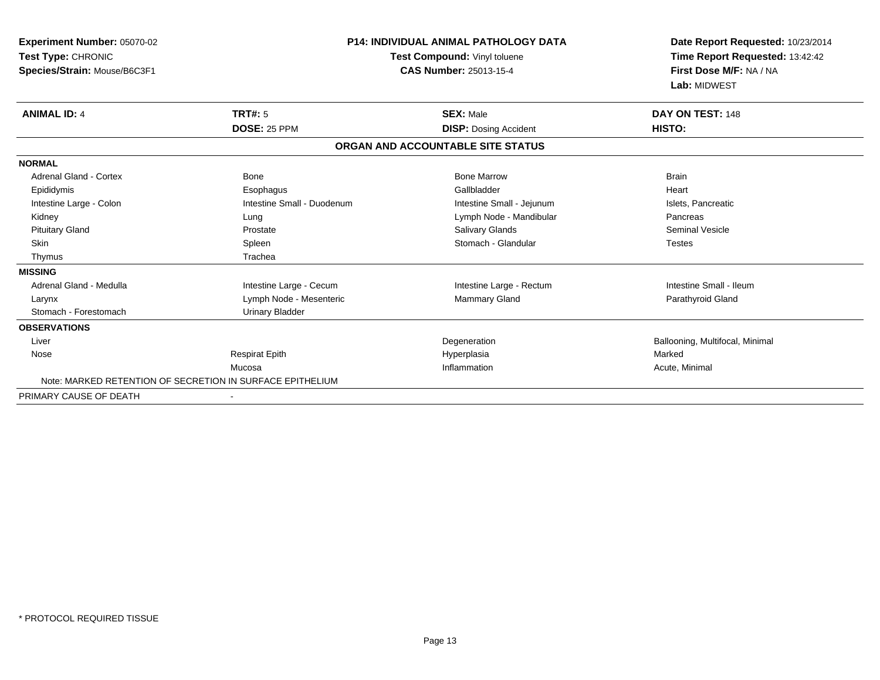**Experiment Number:** 05070-02
**Test Type:** CHRONIC
**Species/Strain:** Mouse/B6C3F1

**P14: INDIVIDUAL ANIMAL PATHOLOGY DATA**
**Test Compound:** Vinyl toluene
**CAS Number:** 25013-15-4

**Date Report Requested:** 10/23/2014
**Time Report Requested:** 13:42:42
**First Dose M/F:** NA / NA
**Lab:** MIDWEST

| **ANIMAL ID:** 4 | **TRT#:** 5 | **SEX:** Male | **DAY ON TEST:** 148 |
|---|---|---|---|
| | **DOSE:** 25 PPM | **DISP:** Dosing Accident | **HISTO:** |

**ORGAN AND ACCOUNTABLE SITE STATUS**

| | | | |
|---|---|---|---|
| **NORMAL** | | | |
| Adrenal Gland - Cortex | Bone | Bone Marrow | Brain |
| Epididymis | Esophagus | Gallbladder | Heart |
| Intestine Large - Colon | Intestine Small - Duodenum | Intestine Small - Jejunum | Islets, Pancreatic |
| Kidney | Lung | Lymph Node - Mandibular | Pancreas |
| Pituitary Gland | Prostate | Salivary Glands | Seminal Vesicle |
| Skin | Spleen | Stomach - Glandular | Testes |
| Thymus | Trachea | | |
| **MISSING** | | | |
| Adrenal Gland - Medulla | Intestine Large - Cecum | Intestine Large - Rectum | Intestine Small - Ileum |
| Larynx | Lymph Node - Mesenteric | Mammary Gland | Parathyroid Gland |
| Stomach - Forestomach | Urinary Bladder | | |
| **OBSERVATIONS** | | | |
| Liver | | Degeneration | Ballooning, Multifocal, Minimal |
| Nose | Respirat Epith | Hyperplasia | Marked |
| | Mucosa | Inflammation | Acute, Minimal |
| Note: MARKED RETENTION OF SECRETION IN SURFACE EPITHELIUM | | | |
| PRIMARY CAUSE OF DEATH | - | | |

* PROTOCOL REQUIRED TISSUE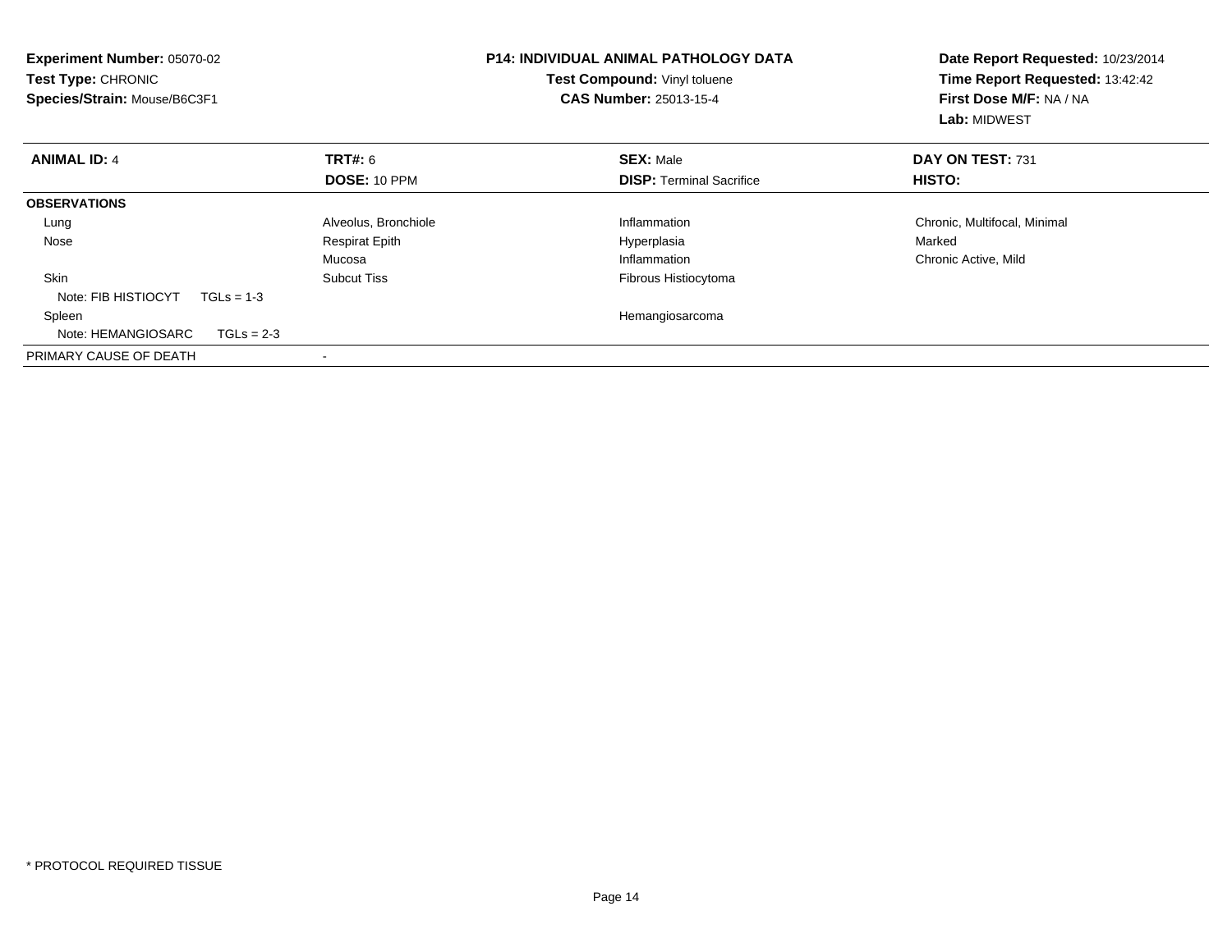**Experiment Number:** 05070-02
**Test Type:** CHRONIC
**Species/Strain:** Mouse/B6C3F1

**P14: INDIVIDUAL ANIMAL PATHOLOGY DATA**
**Test Compound:** Vinyl toluene
**CAS Number:** 25013-15-4

**Date Report Requested:** 10/23/2014
**Time Report Requested:** 13:42:42
**First Dose M/F:** NA / NA
**Lab:** MIDWEST

| **ANIMAL ID:** 4 | **TRT#:** 6 | **SEX:** Male | **DAY ON TEST:** 731 |
|---|---|---|---|
| | **DOSE:** 10 PPM | **DISP:** Terminal Sacrifice | **HISTO:** |
| **OBSERVATIONS** | | | |
| Lung | Alveolus, Bronchiole | Inflammation | Chronic, Multifocal, Minimal |
| Nose | Respirat Epith | Hyperplasia | Marked |
| | Mucosa | Inflammation | Chronic Active, Mild |
| Skin | Subcut Tiss | Fibrous Histiocytoma | |
| Note: FIB HISTIOCYT TGLs = 1-3 | | | |
| Spleen | | Hemangiosarcoma | |
| Note: HEMANGIOSARC TGLs = 2-3 | | | |
| PRIMARY CAUSE OF DEATH | - | | |

* PROTOCOL REQUIRED TISSUE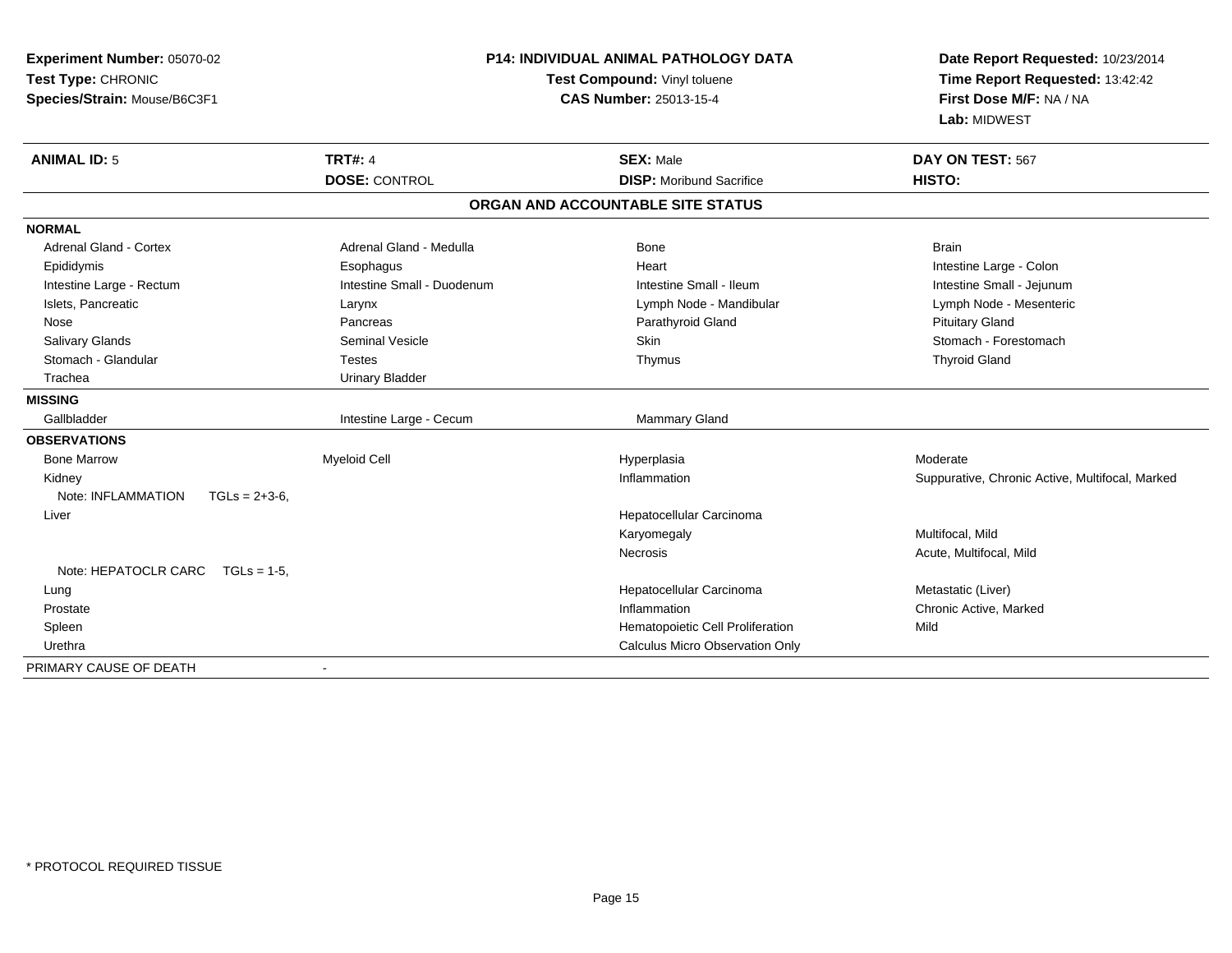**Experiment Number:** 05070-02
**Test Type:** CHRONIC
**Species/Strain:** Mouse/B6C3F1

**P14: INDIVIDUAL ANIMAL PATHOLOGY DATA**
**Test Compound:** Vinyl toluene
**CAS Number:** 25013-15-4

**Date Report Requested:** 10/23/2014
**Time Report Requested:** 13:42:42
**First Dose M/F:** NA / NA
**Lab:** MIDWEST

| **ANIMAL ID:** 5 | **TRT#:** 4 | **SEX:** Male | **DAY ON TEST:** 567 |
|---|---|---|---|
| | **DOSE:** CONTROL | **DISP:** Moribund Sacrifice | **HISTO:** |

## ORGAN AND ACCOUNTABLE SITE STATUS

| | | | |
|---|---|---|---|
| **NORMAL** | | | |
| Adrenal Gland - Cortex | Adrenal Gland - Medulla | Bone | Brain |
| Epididymis | Esophagus | Heart | Intestine Large - Colon |
| Intestine Large - Rectum | Intestine Small - Duodenum | Intestine Small - Ileum | Intestine Small - Jejunum |
| Islets, Pancreatic | Larynx | Lymph Node - Mandibular | Lymph Node - Mesenteric |
| Nose | Pancreas | Parathyroid Gland | Pituitary Gland |
| Salivary Glands | Seminal Vesicle | Skin | Stomach - Forestomach |
| Stomach - Glandular | Testes | Thymus | Thyroid Gland |
| Trachea | Urinary Bladder | | |
| **MISSING** | | | |
| Gallbladder | Intestine Large - Cecum | Mammary Gland | |
| **OBSERVATIONS** | | | |
| Bone Marrow | Myeloid Cell | Hyperplasia | Moderate |
| Kidney | | Inflammation | Suppurative, Chronic Active, Multifocal, Marked |
| Note: INFLAMMATION TGLs = 2+3-6, | | | |
| Liver | | Hepatocellular Carcinoma | |
| | | Karyomegaly | Multifocal, Mild |
| | | Necrosis | Acute, Multifocal, Mild |
| Note: HEPATOCLR CARC TGLs = 1-5, | | | |
| Lung | | Hepatocellular Carcinoma | Metastatic (Liver) |
| Prostate | | Inflammation | Chronic Active, Marked |
| Spleen | | Hematopoietic Cell Proliferation | Mild |
| Urethra | | Calculus Micro Observation Only | |
| PRIMARY CAUSE OF DEATH | - | | |

* PROTOCOL REQUIRED TISSUE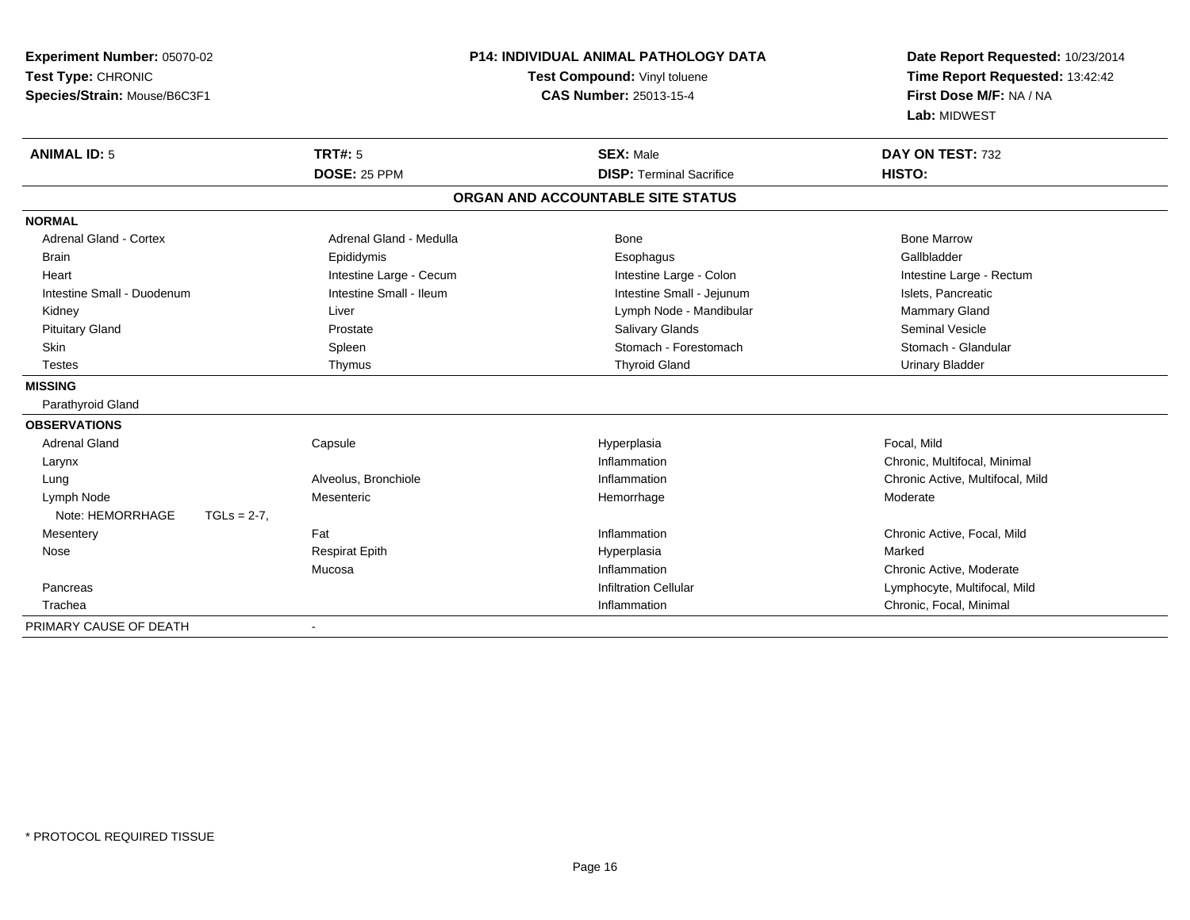**Experiment Number:** 05070-02
**Test Type:** CHRONIC
**Species/Strain:** Mouse/B6C3F1

**P14: INDIVIDUAL ANIMAL PATHOLOGY DATA**
**Test Compound:** Vinyl toluene
**CAS Number:** 25013-15-4

**Date Report Requested:** 10/23/2014
**Time Report Requested:** 13:42:42
**First Dose M/F:** NA / NA
**Lab:** MIDWEST

| **ANIMAL ID:** 5 | **TRT#:** 5 | **SEX:** Male | **DAY ON TEST:** 732 |
|---|---|---|---|
| | **DOSE:** 25 PPM | **DISP:** Terminal Sacrifice | **HISTO:** |

## ORGAN AND ACCOUNTABLE SITE STATUS

| | | | |
|---|---|---|---|
| **NORMAL** | | | |
| Adrenal Gland - Cortex | Adrenal Gland - Medulla | Bone | Bone Marrow |
| Brain | Epididymis | Esophagus | Gallbladder |
| Heart | Intestine Large - Cecum | Intestine Large - Colon | Intestine Large - Rectum |
| Intestine Small - Duodenum | Intestine Small - Ileum | Intestine Small - Jejunum | Islets, Pancreatic |
| Kidney | Liver | Lymph Node - Mandibular | Mammary Gland |
| Pituitary Gland | Prostate | Salivary Glands | Seminal Vesicle |
| Skin | Spleen | Stomach - Forestomach | Stomach - Glandular |
| Testes | Thymus | Thyroid Gland | Urinary Bladder |
| **MISSING** | | | |
| Parathyroid Gland | | | |
| **OBSERVATIONS** | | | |
| Adrenal Gland | Capsule | Hyperplasia | Focal, Mild |
| Larynx | | Inflammation | Chronic, Multifocal, Minimal |
| Lung | Alveolus, Bronchiole | Inflammation | Chronic Active, Multifocal, Mild |
| Lymph Node | Mesenteric | Hemorrhage | Moderate |
| Note: HEMORRHAGE TGLs = 2-7, | | | |
| Mesentery | Fat | Inflammation | Chronic Active, Focal, Mild |
| Nose | Respirat Epith | Hyperplasia | Marked |
| | Mucosa | Inflammation | Chronic Active, Moderate |
| Pancreas | | Infiltration Cellular | Lymphocyte, Multifocal, Mild |
| Trachea | | Inflammation | Chronic, Focal, Minimal |
| PRIMARY CAUSE OF DEATH | - | | |

\* PROTOCOL REQUIRED TISSUE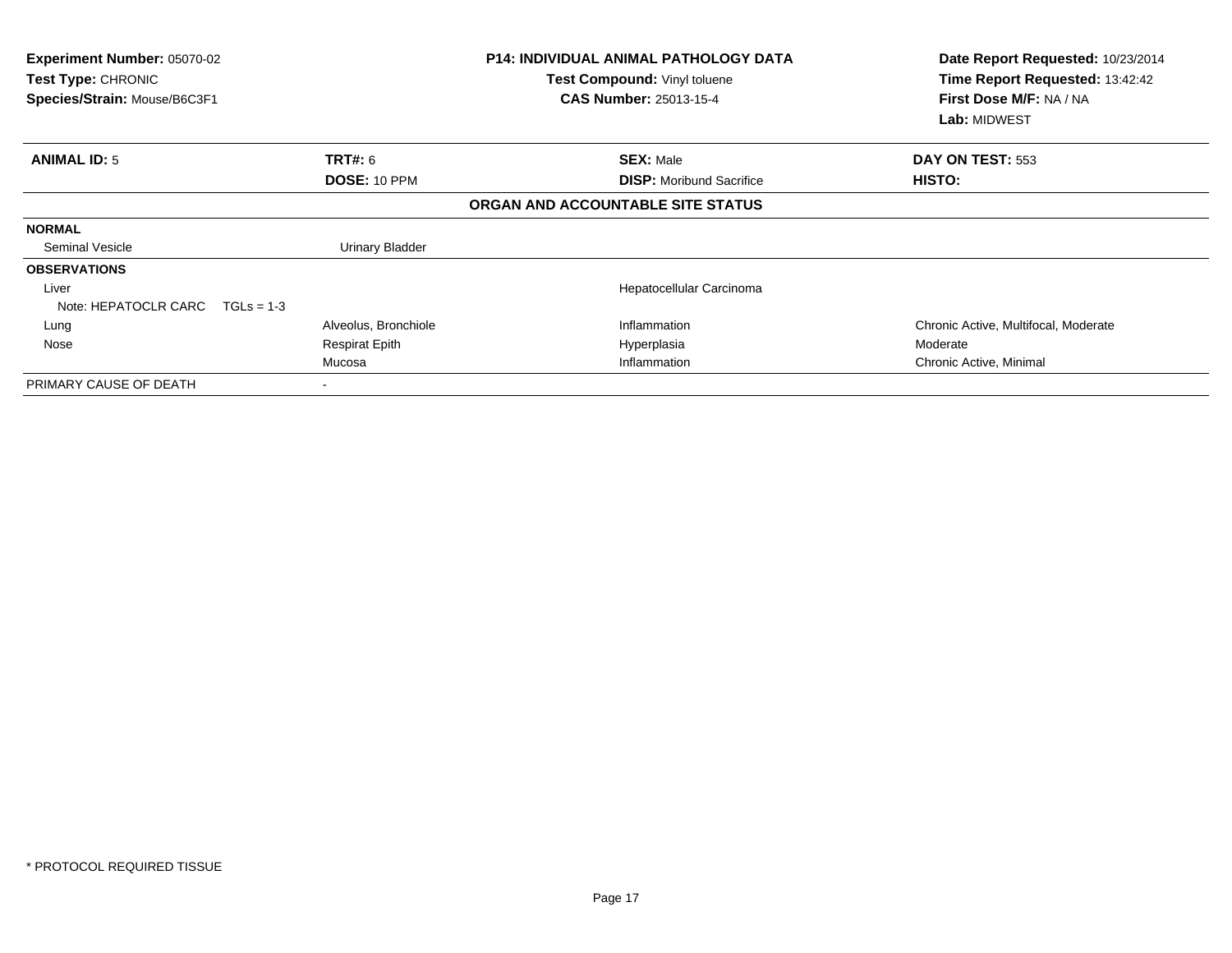**Experiment Number:** 05070-02
**Test Type:** CHRONIC
**Species/Strain:** Mouse/B6C3F1

**P14: INDIVIDUAL ANIMAL PATHOLOGY DATA**
**Test Compound:** Vinyl toluene
**CAS Number:** 25013-15-4

**Date Report Requested:** 10/23/2014
**Time Report Requested:** 13:42:42
**First Dose M/F:** NA / NA
**Lab:** MIDWEST

| | | | |
|---|---|---|---|
| **ANIMAL ID:** 5 | **TRT#:** 6 | **SEX:** Male | **DAY ON TEST:** 553 |
| | **DOSE:** 10 PPM | **DISP:** Moribund Sacrifice | **HISTO:** |

**ORGAN AND ACCOUNTABLE SITE STATUS**

| | | | |
|---|---|---|---|
| **NORMAL** | | | |
| Seminal Vesicle | Urinary Bladder | | |
| **OBSERVATIONS** | | | |
| Liver | | Hepatocellular Carcinoma | |
| Note: HEPATOCLR CARC TGLs = 1-3 | | | |
| Lung | Alveolus, Bronchiole | Inflammation | Chronic Active, Multifocal, Moderate |
| Nose | Respirat Epith | Hyperplasia | Moderate |
| | Mucosa | Inflammation | Chronic Active, Minimal |
| PRIMARY CAUSE OF DEATH | - | | |

\* PROTOCOL REQUIRED TISSUE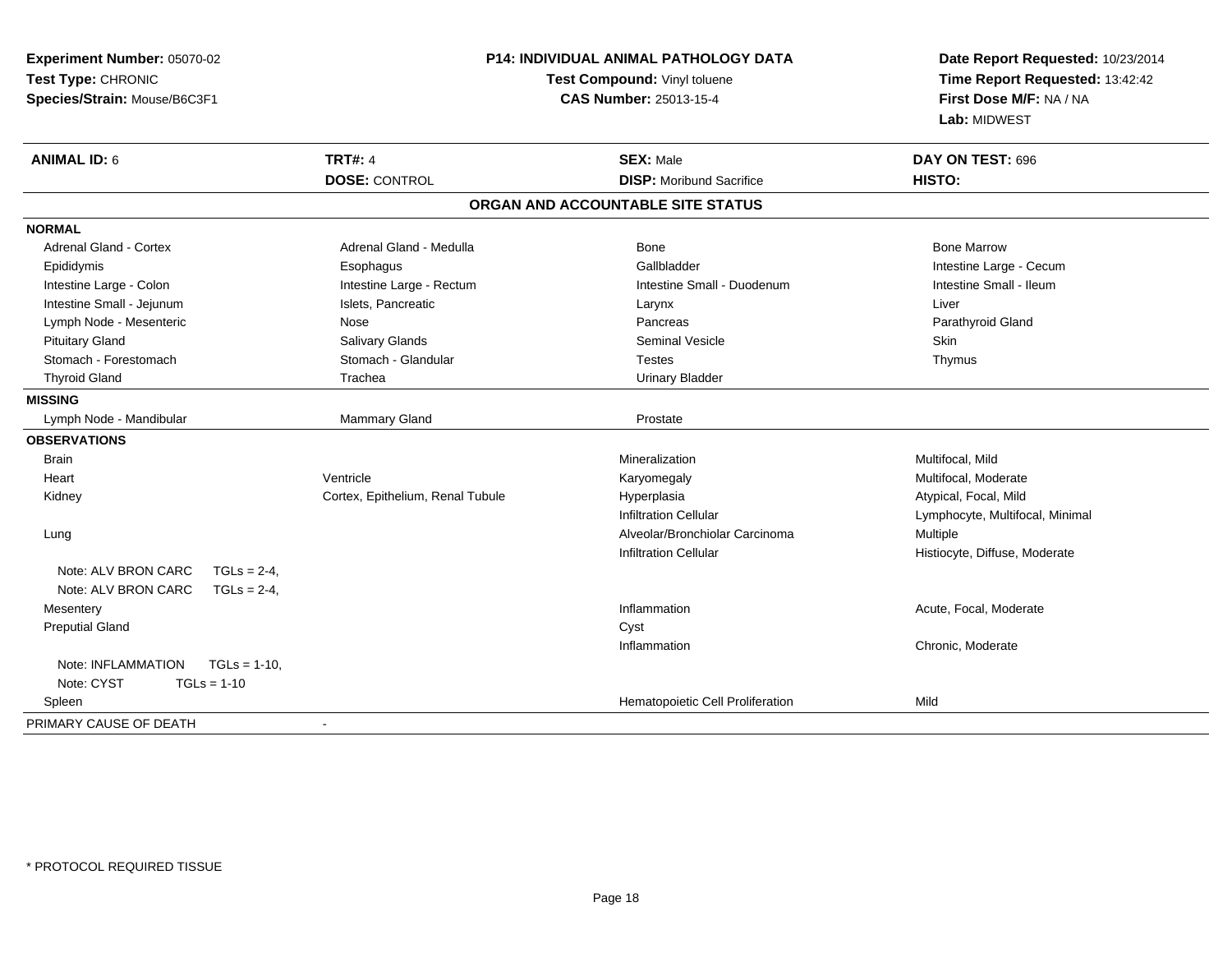**Experiment Number:** 05070-02
**Test Type:** CHRONIC
**Species/Strain:** Mouse/B6C3F1

**P14: INDIVIDUAL ANIMAL PATHOLOGY DATA**
**Test Compound:** Vinyl toluene
**CAS Number:** 25013-15-4

**Date Report Requested:** 10/23/2014
**Time Report Requested:** 13:42:42
**First Dose M/F:** NA / NA
**Lab:** MIDWEST

| **ANIMAL ID:** 6 | **TRT#:** 4 | **SEX:** Male | **DAY ON TEST:** 696 |
|---|---|---|---|
| | **DOSE:** CONTROL | **DISP:** Moribund Sacrifice | **HISTO:** |

## ORGAN AND ACCOUNTABLE SITE STATUS

| | | | |
|---|---|---|---|
| **NORMAL** | | | |
| Adrenal Gland - Cortex | Adrenal Gland - Medulla | Bone | Bone Marrow |
| Epididymis | Esophagus | Gallbladder | Intestine Large - Cecum |
| Intestine Large - Colon | Intestine Large - Rectum | Intestine Small - Duodenum | Intestine Small - Ileum |
| Intestine Small - Jejunum | Islets, Pancreatic | Larynx | Liver |
| Lymph Node - Mesenteric | Nose | Pancreas | Parathyroid Gland |
| Pituitary Gland | Salivary Glands | Seminal Vesicle | Skin |
| Stomach - Forestomach | Stomach - Glandular | Testes | Thymus |
| Thyroid Gland | Trachea | Urinary Bladder | |
| **MISSING** | | | |
| Lymph Node - Mandibular | Mammary Gland | Prostate | |
| **OBSERVATIONS** | | | |
| Brain | | Mineralization | Multifocal, Mild |
| Heart | Ventricle | Karyomegaly | Multifocal, Moderate |
| Kidney | Cortex, Epithelium, Renal Tubule | Hyperplasia | Atypical, Focal, Mild |
| | | Infiltration Cellular | Lymphocyte, Multifocal, Minimal |
| Lung | | Alveolar/Bronchiolar Carcinoma | Multiple |
| | | Infiltration Cellular | Histiocyte, Diffuse, Moderate |
| Note: ALV BRON CARC TGLs = 2-4, | | | |
| Note: ALV BRON CARC TGLs = 2-4, | | | |
| Mesentery | | Inflammation | Acute, Focal, Moderate |
| Preputial Gland | | Cyst | |
| | | Inflammation | Chronic, Moderate |
| Note: INFLAMMATION TGLs = 1-10, | | | |
| Note: CYST TGLs = 1-10 | | | |
| Spleen | | Hematopoietic Cell Proliferation | Mild |
| PRIMARY CAUSE OF DEATH | - | | |

* PROTOCOL REQUIRED TISSUE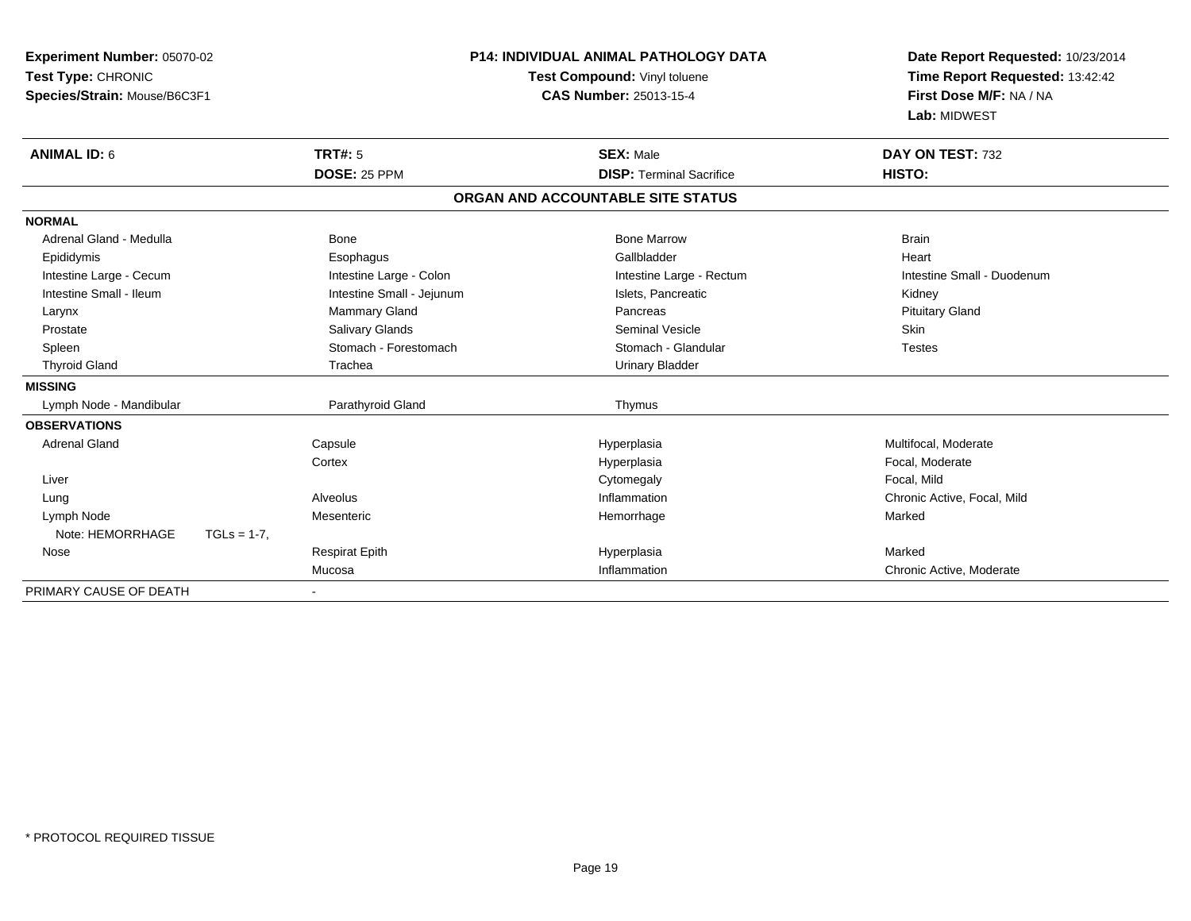**Experiment Number:** 05070-02
**Test Type:** CHRONIC
**Species/Strain:** Mouse/B6C3F1

**P14: INDIVIDUAL ANIMAL PATHOLOGY DATA**
**Test Compound:** Vinyl toluene
**CAS Number:** 25013-15-4

**Date Report Requested:** 10/23/2014
**Time Report Requested:** 13:42:42
**First Dose M/F:** NA / NA
**Lab:** MIDWEST

| **ANIMAL ID:** 6 | **TRT#:** 5 | **SEX:** Male | **DAY ON TEST:** 732 |
|---|---|---|---|
| | **DOSE:** 25 PPM | **DISP:** Terminal Sacrifice | **HISTO:** |

## ORGAN AND ACCOUNTABLE SITE STATUS

| | | | |
|---|---|---|---|
| **NORMAL** | | | |
| Adrenal Gland - Medulla | Bone | Bone Marrow | Brain |
| Epididymis | Esophagus | Gallbladder | Heart |
| Intestine Large - Cecum | Intestine Large - Colon | Intestine Large - Rectum | Intestine Small - Duodenum |
| Intestine Small - Ileum | Intestine Small - Jejunum | Islets, Pancreatic | Kidney |
| Larynx | Mammary Gland | Pancreas | Pituitary Gland |
| Prostate | Salivary Glands | Seminal Vesicle | Skin |
| Spleen | Stomach - Forestomach | Stomach - Glandular | Testes |
| Thyroid Gland | Trachea | Urinary Bladder | |
| **MISSING** | | | |
| Lymph Node - Mandibular | Parathyroid Gland | Thymus | |
| **OBSERVATIONS** | | | |
| Adrenal Gland | Capsule | Hyperplasia | Multifocal, Moderate |
| | Cortex | Hyperplasia | Focal, Moderate |
| Liver | | Cytomegaly | Focal, Mild |
| Lung | Alveolus | Inflammation | Chronic Active, Focal, Mild |
| Lymph Node | Mesenteric | Hemorrhage | Marked |
| Note: HEMORRHAGE TGLs = 1-7, | | | |
| Nose | Respirat Epith | Hyperplasia | Marked |
| | Mucosa | Inflammation | Chronic Active, Moderate |
| PRIMARY CAUSE OF DEATH | - | | |

* PROTOCOL REQUIRED TISSUE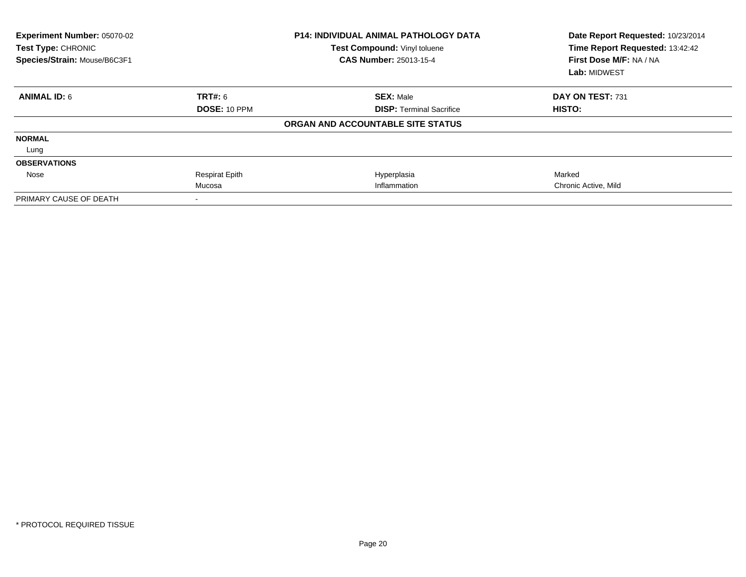**Experiment Number:** 05070-02
**Test Type:** CHRONIC
**Species/Strain:** Mouse/B6C3F1

**P14: INDIVIDUAL ANIMAL PATHOLOGY DATA**
**Test Compound:** Vinyl toluene
**CAS Number:** 25013-15-4

**Date Report Requested:** 10/23/2014
**Time Report Requested:** 13:42:42
**First Dose M/F:** NA / NA
**Lab:** MIDWEST

| **ANIMAL ID:** 6 | **TRT#:** 6 | **SEX:** Male | **DAY ON TEST:** 731 |
|---|---|---|---|
| | **DOSE:** 10 PPM | **DISP:** Terminal Sacrifice | **HISTO:** |
| | | **ORGAN AND ACCOUNTABLE SITE STATUS** | |
| **NORMAL** | | | |
| Lung | | | |
| **OBSERVATIONS** | | | |
| Nose | Respirat Epith | Hyperplasia | Marked |
| | Mucosa | Inflammation | Chronic Active, Mild |
| PRIMARY CAUSE OF DEATH | - | | |

\* PROTOCOL REQUIRED TISSUE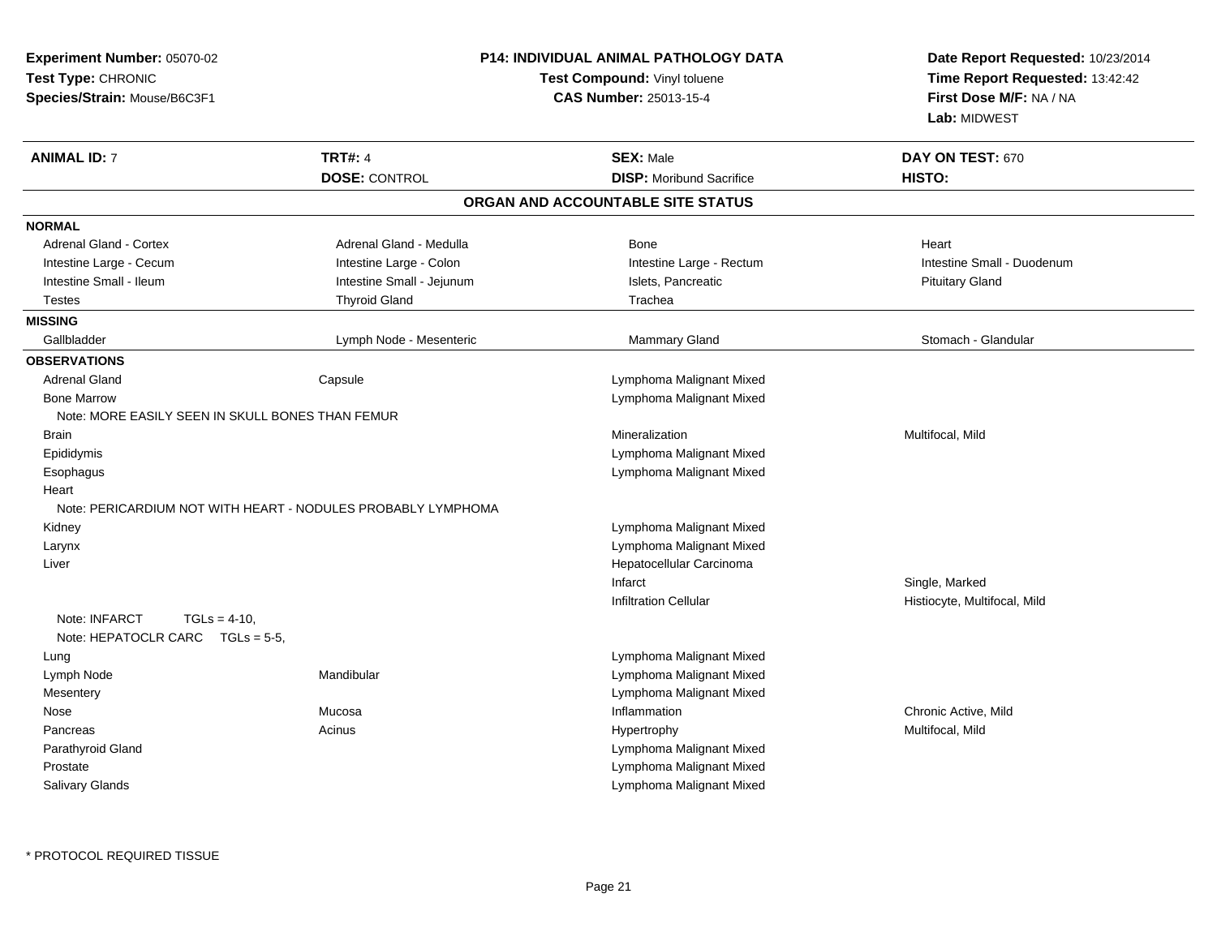**Experiment Number:** 05070-02
**Test Type:** CHRONIC
**Species/Strain:** Mouse/B6C3F1

**P14: INDIVIDUAL ANIMAL PATHOLOGY DATA**
**Test Compound:** Vinyl toluene
**CAS Number:** 25013-15-4

**Date Report Requested:** 10/23/2014
**Time Report Requested:** 13:42:42
**First Dose M/F:** NA / NA
**Lab:** MIDWEST

| **ANIMAL ID:** 7 | **TRT#:** 4 | **SEX:** Male | **DAY ON TEST:** 670 |
|---|---|---|---|
| | **DOSE:** CONTROL | **DISP:** Moribund Sacrifice | **HISTO:** |

## ORGAN AND ACCOUNTABLE SITE STATUS

**NORMAL**

| | | | |
|---|---|---|---|
| Adrenal Gland - Cortex | Adrenal Gland - Medulla | Bone | Heart |
| Intestine Large - Cecum | Intestine Large - Colon | Intestine Large - Rectum | Intestine Small - Duodenum |
| Intestine Small - Ileum | Intestine Small - Jejunum | Islets, Pancreatic | Pituitary Gland |
| Testes | Thyroid Gland | Trachea | |

**MISSING**

| | | | |
|---|---|---|---|
| Gallbladder | Lymph Node - Mesenteric | Mammary Gland | Stomach - Glandular |

**OBSERVATIONS**

| | | | |
|---|---|---|---|
| Adrenal Gland | Capsule | Lymphoma Malignant Mixed | |
| Bone Marrow | | Lymphoma Malignant Mixed | |
| Note: MORE EASILY SEEN IN SKULL BONES THAN FEMUR | | | |
| Brain | | Mineralization | Multifocal, Mild |
| Epididymis | | Lymphoma Malignant Mixed | |
| Esophagus | | Lymphoma Malignant Mixed | |
| Heart | | | |
| Note: PERICARDIUM NOT WITH HEART - NODULES PROBABLY LYMPHOMA | | | |
| Kidney | | Lymphoma Malignant Mixed | |
| Larynx | | Lymphoma Malignant Mixed | |
| Liver | | Hepatocellular Carcinoma | |
| | | Infarct | Single, Marked |
| | | Infiltration Cellular | Histiocyte, Multifocal, Mild |
| Note: INFARCT TGLs = 4-10, | | | |
| Note: HEPATOCLR CARC TGLs = 5-5, | | | |
| Lung | | Lymphoma Malignant Mixed | |
| Lymph Node | Mandibular | Lymphoma Malignant Mixed | |
| Mesentery | | Lymphoma Malignant Mixed | |
| Nose | Mucosa | Inflammation | Chronic Active, Mild |
| Pancreas | Acinus | Hypertrophy | Multifocal, Mild |
| Parathyroid Gland | | Lymphoma Malignant Mixed | |
| Prostate | | Lymphoma Malignant Mixed | |
| Salivary Glands | | Lymphoma Malignant Mixed | |

\* PROTOCOL REQUIRED TISSUE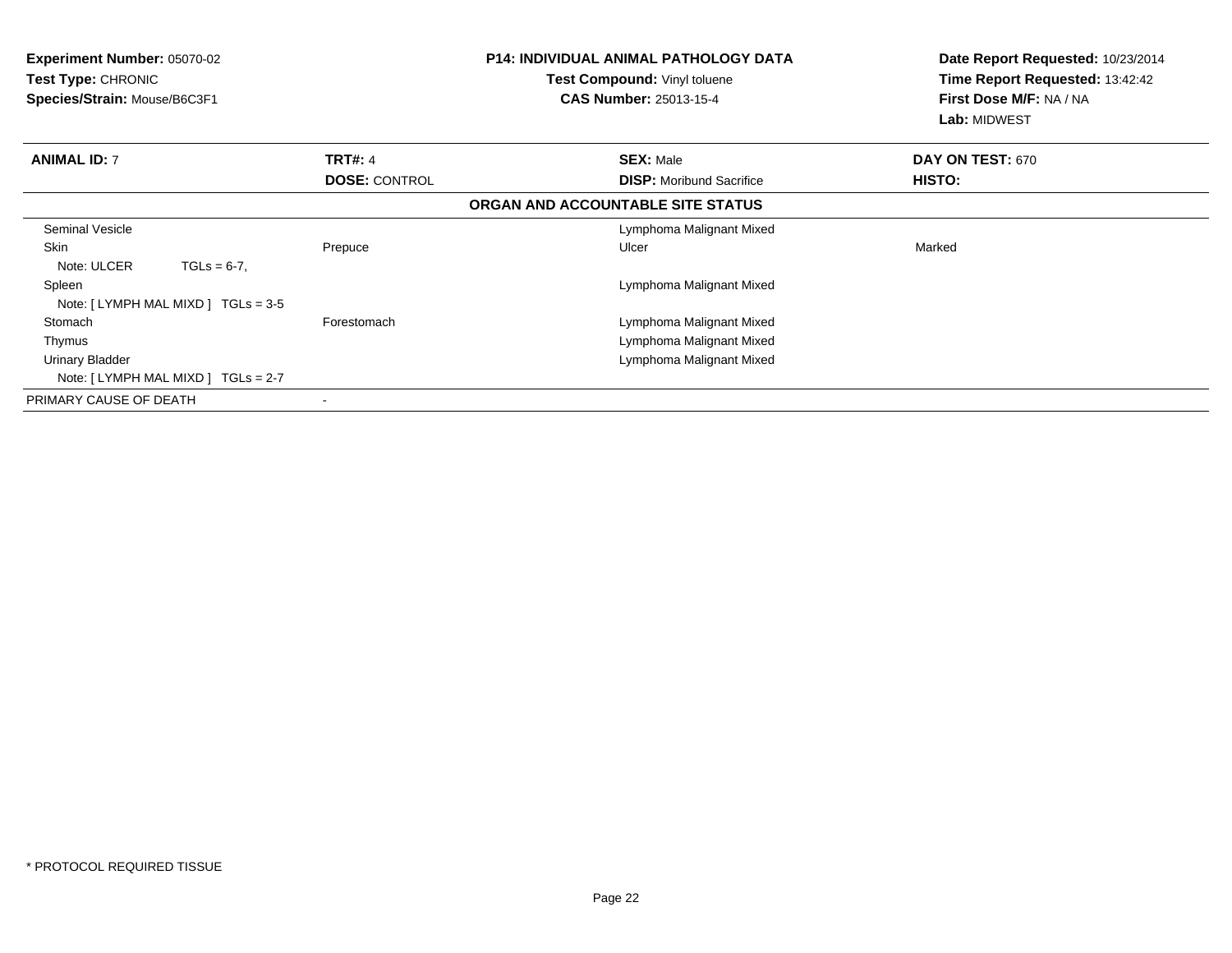**Experiment Number:** 05070-02
**Test Type:** CHRONIC
**Species/Strain:** Mouse/B6C3F1

**P14: INDIVIDUAL ANIMAL PATHOLOGY DATA**
**Test Compound:** Vinyl toluene
**CAS Number:** 25013-15-4

**Date Report Requested:** 10/23/2014
**Time Report Requested:** 13:42:42
**First Dose M/F:** NA / NA
**Lab:** MIDWEST

| **ANIMAL ID:** 7 | **TRT#:** 4 | **SEX:** Male | **DAY ON TEST:** 670 |
|---|---|---|---|
| | **DOSE:** CONTROL | **DISP:** Moribund Sacrifice | **HISTO:** |

**ORGAN AND ACCOUNTABLE SITE STATUS**

| | | | |
|---|---|---|---|
| Seminal Vesicle | | Lymphoma Malignant Mixed | |
| Skin | Prepuce | Ulcer | Marked |
| Note: ULCER TGLs = 6-7, | | | |
| Spleen | | Lymphoma Malignant Mixed | |
| Note: [ LYMPH MAL MIXD ] TGLs = 3-5 | | | |
| Stomach | Forestomach | Lymphoma Malignant Mixed | |
| Thymus | | Lymphoma Malignant Mixed | |
| Urinary Bladder | | Lymphoma Malignant Mixed | |
| Note: [ LYMPH MAL MIXD ] TGLs = 2-7 | | | |
| PRIMARY CAUSE OF DEATH | - | | |

* PROTOCOL REQUIRED TISSUE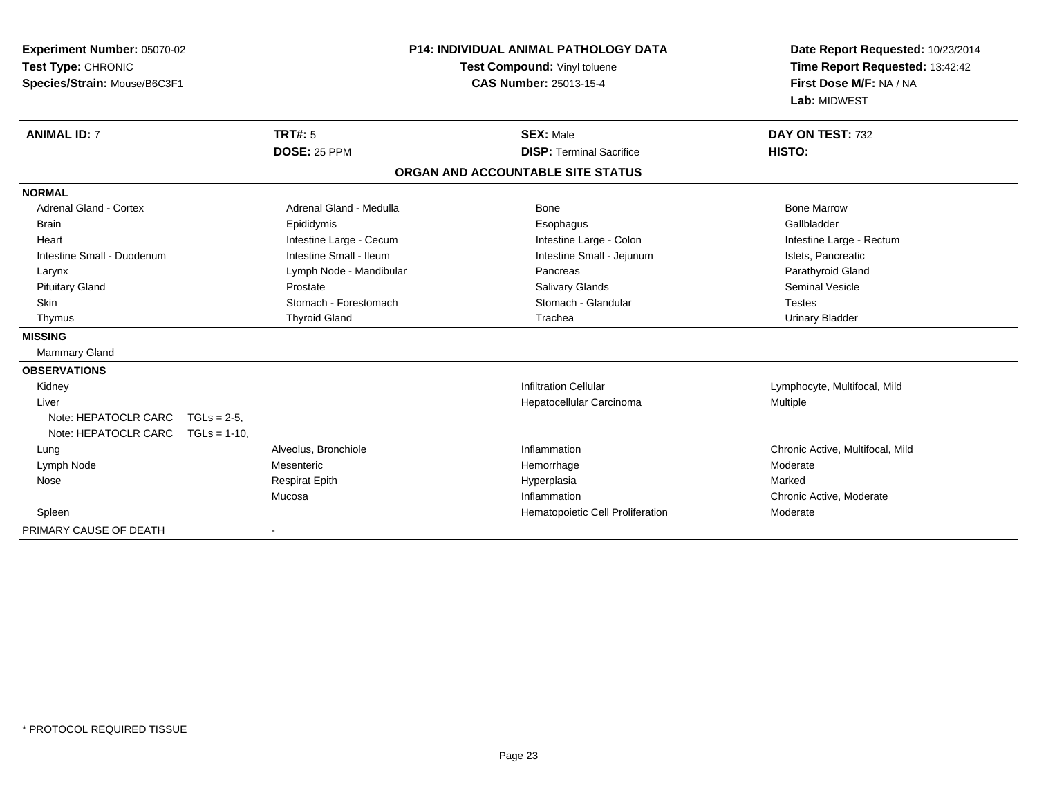**Experiment Number:** 05070-02
**Test Type:** CHRONIC
**Species/Strain:** Mouse/B6C3F1

**P14: INDIVIDUAL ANIMAL PATHOLOGY DATA**
**Test Compound:** Vinyl toluene
**CAS Number:** 25013-15-4

**Date Report Requested:** 10/23/2014
**Time Report Requested:** 13:42:42
**First Dose M/F:** NA / NA
**Lab:** MIDWEST

| **ANIMAL ID:** 7 | **TRT#:** 5 | **SEX:** Male | **DAY ON TEST:** 732 |
|---|---|---|---|
| | **DOSE:** 25 PPM | **DISP:** Terminal Sacrifice | **HISTO:** |

## ORGAN AND ACCOUNTABLE SITE STATUS

| | | | |
|---|---|---|---|
| **NORMAL** | | | |
| Adrenal Gland - Cortex | Adrenal Gland - Medulla | Bone | Bone Marrow |
| Brain | Epididymis | Esophagus | Gallbladder |
| Heart | Intestine Large - Cecum | Intestine Large - Colon | Intestine Large - Rectum |
| Intestine Small - Duodenum | Intestine Small - Ileum | Intestine Small - Jejunum | Islets, Pancreatic |
| Larynx | Lymph Node - Mandibular | Pancreas | Parathyroid Gland |
| Pituitary Gland | Prostate | Salivary Glands | Seminal Vesicle |
| Skin | Stomach - Forestomach | Stomach - Glandular | Testes |
| Thymus | Thyroid Gland | Trachea | Urinary Bladder |
| **MISSING** | | | |
| Mammary Gland | | | |
| **OBSERVATIONS** | | | |
| Kidney | | Infiltration Cellular | Lymphocyte, Multifocal, Mild |
| Liver | | Hepatocellular Carcinoma | Multiple |
| Note: HEPATOCLR CARC TGLs = 2-5, | | | |
| Note: HEPATOCLR CARC TGLs = 1-10, | | | |
| Lung | Alveolus, Bronchiole | Inflammation | Chronic Active, Multifocal, Mild |
| Lymph Node | Mesenteric | Hemorrhage | Moderate |
| Nose | Respirat Epith | Hyperplasia | Marked |
| | Mucosa | Inflammation | Chronic Active, Moderate |
| Spleen | | Hematopoietic Cell Proliferation | Moderate |
| PRIMARY CAUSE OF DEATH | - | | |

\* PROTOCOL REQUIRED TISSUE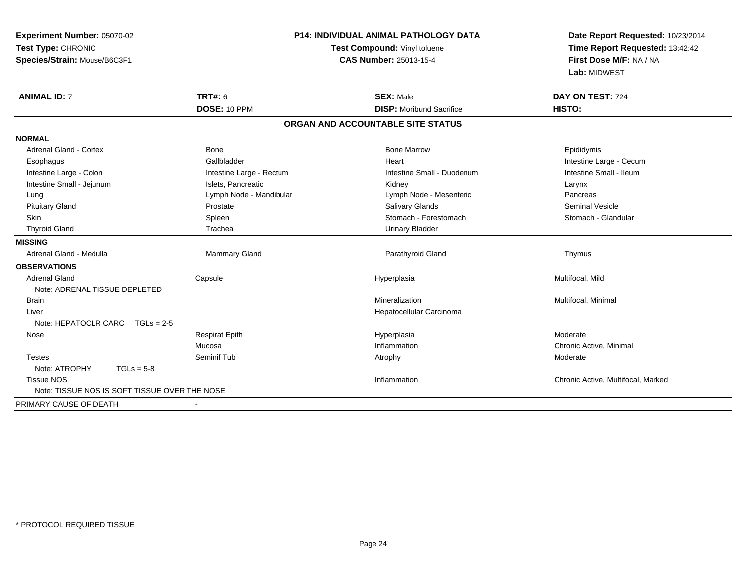**Experiment Number:** 05070-02
**Test Type:** CHRONIC
**Species/Strain:** Mouse/B6C3F1

**P14: INDIVIDUAL ANIMAL PATHOLOGY DATA**
**Test Compound:** Vinyl toluene
**CAS Number:** 25013-15-4

**Date Report Requested:** 10/23/2014
**Time Report Requested:** 13:42:42
**First Dose M/F:** NA / NA
**Lab:** MIDWEST

| **ANIMAL ID:** 7 | **TRT#:** 6 | **SEX:** Male | **DAY ON TEST:** 724 |
|---|---|---|---|
| | **DOSE:** 10 PPM | **DISP:** Moribund Sacrifice | **HISTO:** |

## ORGAN AND ACCOUNTABLE SITE STATUS

**NORMAL**

| | | | |
|---|---|---|---|
| Adrenal Gland - Cortex | Bone | Bone Marrow | Epididymis |
| Esophagus | Gallbladder | Heart | Intestine Large - Cecum |
| Intestine Large - Colon | Intestine Large - Rectum | Intestine Small - Duodenum | Intestine Small - Ileum |
| Intestine Small - Jejunum | Islets, Pancreatic | Kidney | Larynx |
| Lung | Lymph Node - Mandibular | Lymph Node - Mesenteric | Pancreas |
| Pituitary Gland | Prostate | Salivary Glands | Seminal Vesicle |
| Skin | Spleen | Stomach - Forestomach | Stomach - Glandular |
| Thyroid Gland | Trachea | Urinary Bladder | |

**MISSING**

| | | | |
|---|---|---|---|
| Adrenal Gland - Medulla | Mammary Gland | Parathyroid Gland | Thymus |

**OBSERVATIONS**

| | | | |
|---|---|---|---|
| Adrenal Gland | Capsule | Hyperplasia | Multifocal, Mild |
| Note: ADRENAL TISSUE DEPLETED | | | |
| Brain | | Mineralization | Multifocal, Minimal |
| Liver | | Hepatocellular Carcinoma | |
| Note: HEPATOCLR CARC TGLs = 2-5 | | | |
| Nose | Respirat Epith | Hyperplasia | Moderate |
| | Mucosa | Inflammation | Chronic Active, Minimal |
| Testes | Seminif Tub | Atrophy | Moderate |
| Note: ATROPHY TGLs = 5-8 | | | |
| Tissue NOS | | Inflammation | Chronic Active, Multifocal, Marked |
| Note: TISSUE NOS IS SOFT TISSUE OVER THE NOSE | | | |

PRIMARY CAUSE OF DEATH -

* PROTOCOL REQUIRED TISSUE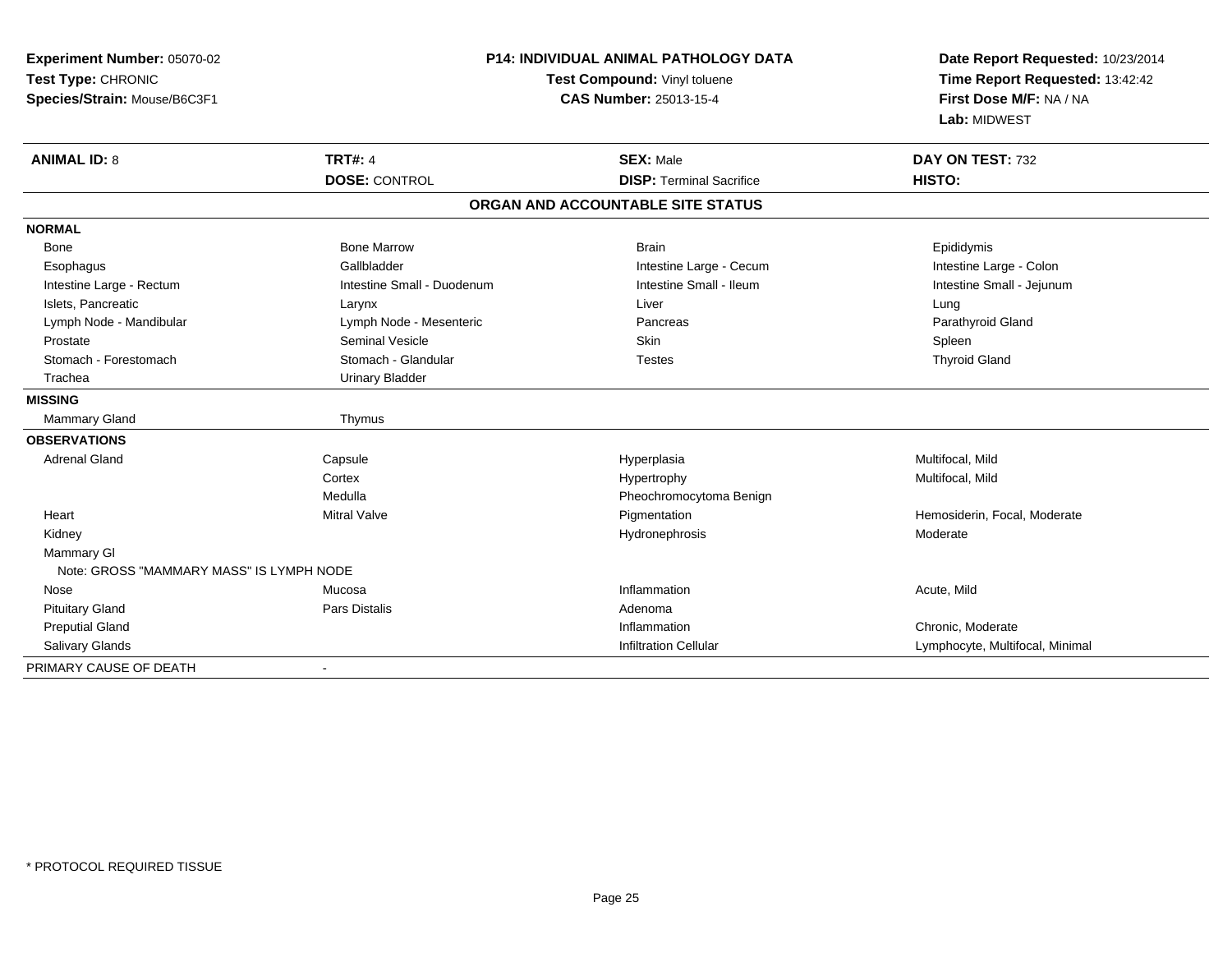**Experiment Number:** 05070-02
**Test Type:** CHRONIC
**Species/Strain:** Mouse/B6C3F1

**P14: INDIVIDUAL ANIMAL PATHOLOGY DATA**
**Test Compound:** Vinyl toluene
**CAS Number:** 25013-15-4

**Date Report Requested:** 10/23/2014
**Time Report Requested:** 13:42:42
**First Dose M/F:** NA / NA
**Lab:** MIDWEST

| **ANIMAL ID:** 8 | **TRT#:** 4 | **SEX:** Male | **DAY ON TEST:** 732 |
|---|---|---|---|
| | **DOSE:** CONTROL | **DISP:** Terminal Sacrifice | **HISTO:** |

**ORGAN AND ACCOUNTABLE SITE STATUS**

| | | | |
|---|---|---|---|
| **NORMAL** | | | |
| Bone | Bone Marrow | Brain | Epididymis |
| Esophagus | Gallbladder | Intestine Large - Cecum | Intestine Large - Colon |
| Intestine Large - Rectum | Intestine Small - Duodenum | Intestine Small - Ileum | Intestine Small - Jejunum |
| Islets, Pancreatic | Larynx | Liver | Lung |
| Lymph Node - Mandibular | Lymph Node - Mesenteric | Pancreas | Parathyroid Gland |
| Prostate | Seminal Vesicle | Skin | Spleen |
| Stomach - Forestomach | Stomach - Glandular | Testes | Thyroid Gland |
| Trachea | Urinary Bladder | | |
| **MISSING** | | | |
| Mammary Gland | Thymus | | |
| **OBSERVATIONS** | | | |
| Adrenal Gland | Capsule | Hyperplasia | Multifocal, Mild |
| | Cortex | Hypertrophy | Multifocal, Mild |
| | Medulla | Pheochromocytoma Benign | |
| Heart | Mitral Valve | Pigmentation | Hemosiderin, Focal, Moderate |
| Kidney | | Hydronephrosis | Moderate |
| Mammary Gl | | | |
| Note: GROSS "MAMMARY MASS" IS LYMPH NODE | | | |
| Nose | Mucosa | Inflammation | Acute, Mild |
| Pituitary Gland | Pars Distalis | Adenoma | |
| Preputial Gland | | Inflammation | Chronic, Moderate |
| Salivary Glands | | Infiltration Cellular | Lymphocyte, Multifocal, Minimal |
| PRIMARY CAUSE OF DEATH | - | | |

\* PROTOCOL REQUIRED TISSUE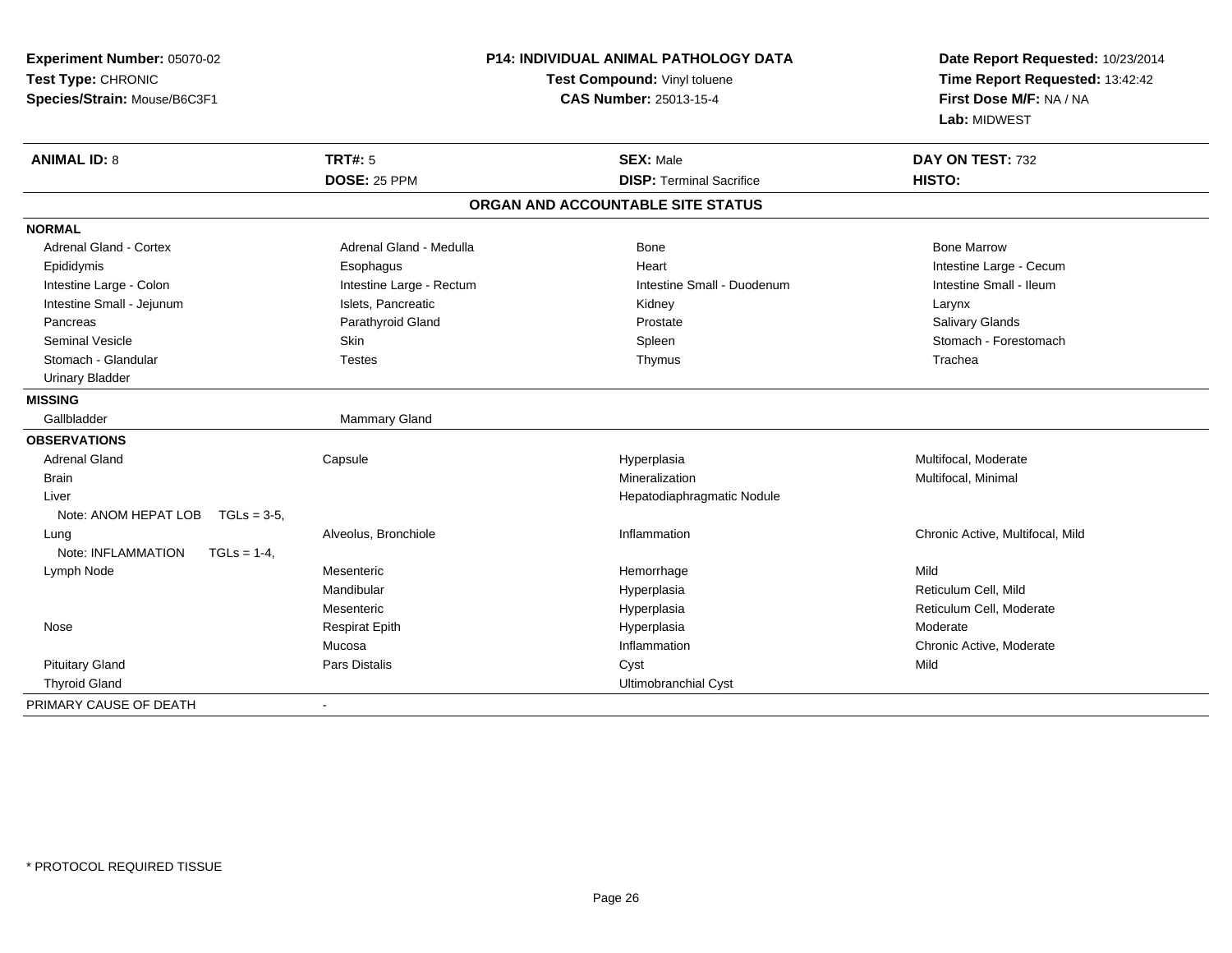**Experiment Number:** 05070-02
**Test Type:** CHRONIC
**Species/Strain:** Mouse/B6C3F1

**P14: INDIVIDUAL ANIMAL PATHOLOGY DATA**
**Test Compound:** Vinyl toluene
**CAS Number:** 25013-15-4

**Date Report Requested:** 10/23/2014
**Time Report Requested:** 13:42:42
**First Dose M/F:** NA / NA
**Lab:** MIDWEST

| **ANIMAL ID:** 8 | **TRT#:** 5 | **SEX:** Male | **DAY ON TEST:** 732 |
|---|---|---|---|
| | **DOSE:** 25 PPM | **DISP:** Terminal Sacrifice | **HISTO:** |

## ORGAN AND ACCOUNTABLE SITE STATUS

| | | | |
|---|---|---|---|
| **NORMAL** | | | |
| Adrenal Gland - Cortex | Adrenal Gland - Medulla | Bone | Bone Marrow |
| Epididymis | Esophagus | Heart | Intestine Large - Cecum |
| Intestine Large - Colon | Intestine Large - Rectum | Intestine Small - Duodenum | Intestine Small - Ileum |
| Intestine Small - Jejunum | Islets, Pancreatic | Kidney | Larynx |
| Pancreas | Parathyroid Gland | Prostate | Salivary Glands |
| Seminal Vesicle | Skin | Spleen | Stomach - Forestomach |
| Stomach - Glandular | Testes | Thymus | Trachea |
| Urinary Bladder | | | |
| **MISSING** | | | |
| Gallbladder | Mammary Gland | | |
| **OBSERVATIONS** | | | |
| Adrenal Gland | Capsule | Hyperplasia | Multifocal, Moderate |
| Brain | | Mineralization | Multifocal, Minimal |
| Liver | | Hepatodiaphragmatic Nodule | |
| Note: ANOM HEPAT LOB TGLs = 3-5, | | | |
| Lung | Alveolus, Bronchiole | Inflammation | Chronic Active, Multifocal, Mild |
| Note: INFLAMMATION TGLs = 1-4, | | | |
| Lymph Node | Mesenteric | Hemorrhage | Mild |
| | Mandibular | Hyperplasia | Reticulum Cell, Mild |
| | Mesenteric | Hyperplasia | Reticulum Cell, Moderate |
| Nose | Respirat Epith | Hyperplasia | Moderate |
| | Mucosa | Inflammation | Chronic Active, Moderate |
| Pituitary Gland | Pars Distalis | Cyst | Mild |
| Thyroid Gland | | Ultimobranchial Cyst | |
| PRIMARY CAUSE OF DEATH | - | | |

* PROTOCOL REQUIRED TISSUE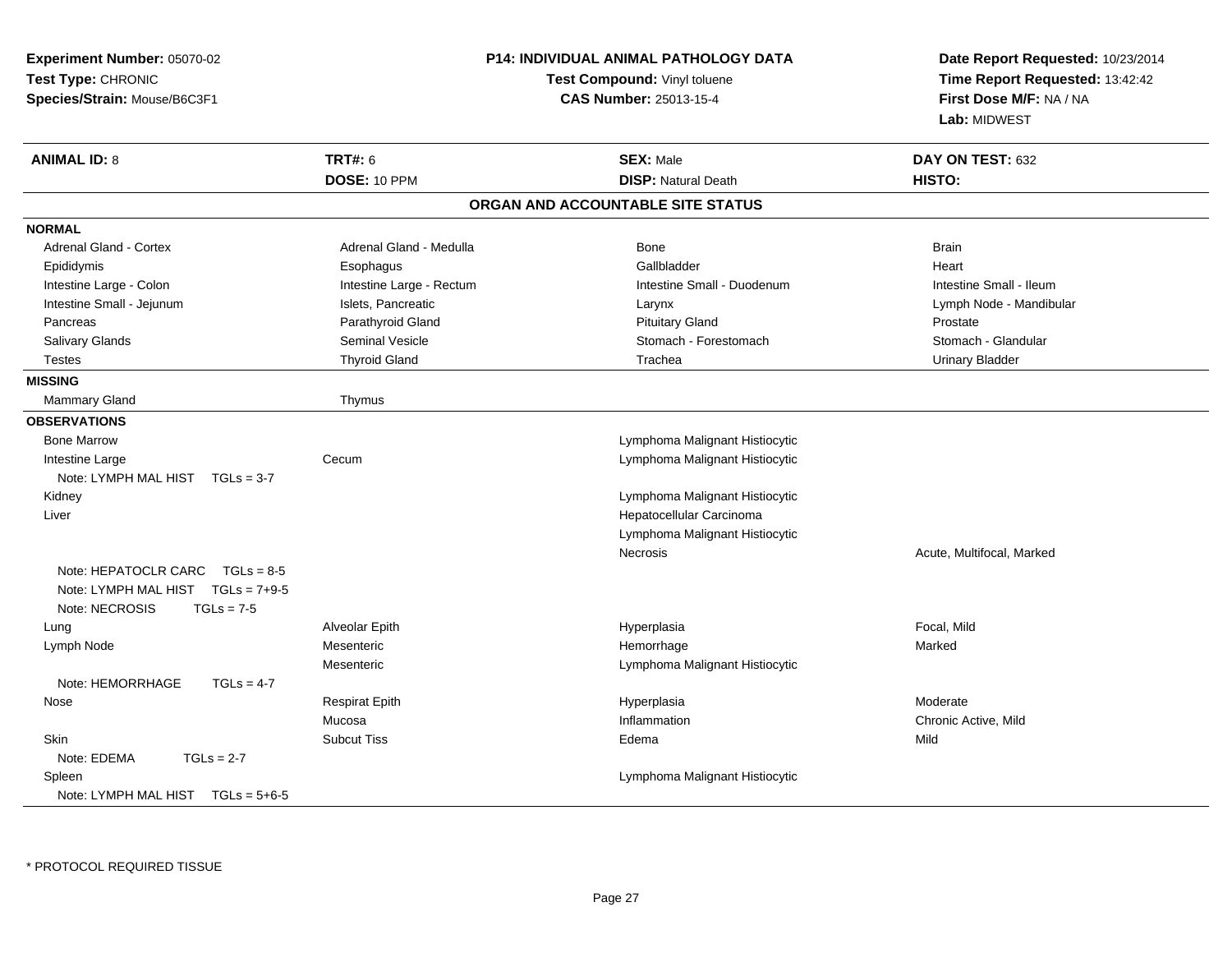**Experiment Number:** 05070-02
**Test Type:** CHRONIC
**Species/Strain:** Mouse/B6C3F1

**P14: INDIVIDUAL ANIMAL PATHOLOGY DATA**
**Test Compound:** Vinyl toluene
**CAS Number:** 25013-15-4

**Date Report Requested:** 10/23/2014
**Time Report Requested:** 13:42:42
**First Dose M/F:** NA / NA
**Lab:** MIDWEST

| **ANIMAL ID:** 8 | **TRT#:** 6 | **SEX:** Male | **DAY ON TEST:** 632 |
|---|---|---|---|
| | **DOSE:** 10 PPM | **DISP:** Natural Death | **HISTO:** |

## ORGAN AND ACCOUNTABLE SITE STATUS

**NORMAL**

| | | | |
|---|---|---|---|
| Adrenal Gland - Cortex | Adrenal Gland - Medulla | Bone | Brain |
| Epididymis | Esophagus | Gallbladder | Heart |
| Intestine Large - Colon | Intestine Large - Rectum | Intestine Small - Duodenum | Intestine Small - Ileum |
| Intestine Small - Jejunum | Islets, Pancreatic | Larynx | Lymph Node - Mandibular |
| Pancreas | Parathyroid Gland | Pituitary Gland | Prostate |
| Salivary Glands | Seminal Vesicle | Stomach - Forestomach | Stomach - Glandular |
| Testes | Thyroid Gland | Trachea | Urinary Bladder |

**MISSING**

| | |
|---|---|
| Mammary Gland | Thymus |

**OBSERVATIONS**

| | | | |
|---|---|---|---|
| Bone Marrow | | Lymphoma Malignant Histiocytic | |
| Intestine Large | Cecum | Lymphoma Malignant Histiocytic | |
| Note: LYMPH MAL HIST TGLs = 3-7 | | | |
| Kidney | | Lymphoma Malignant Histiocytic | |
| Liver | | Hepatocellular Carcinoma | |
| | | Lymphoma Malignant Histiocytic | |
| | | Necrosis | Acute, Multifocal, Marked |
| Note: HEPATOCLR CARC TGLs = 8-5 | | | |
| Note: LYMPH MAL HIST TGLs = 7+9-5 | | | |
| Note: NECROSIS TGLs = 7-5 | | | |
| Lung | Alveolar Epith | Hyperplasia | Focal, Mild |
| Lymph Node | Mesenteric | Hemorrhage | Marked |
| | Mesenteric | Lymphoma Malignant Histiocytic | |
| Note: HEMORRHAGE TGLs = 4-7 | | | |
| Nose | Respirat Epith | Hyperplasia | Moderate |
| | Mucosa | Inflammation | Chronic Active, Mild |
| Skin | Subcut Tiss | Edema | Mild |
| Note: EDEMA TGLs = 2-7 | | | |
| Spleen | | Lymphoma Malignant Histiocytic | |
| Note: LYMPH MAL HIST TGLs = 5+6-5 | | | |

* PROTOCOL REQUIRED TISSUE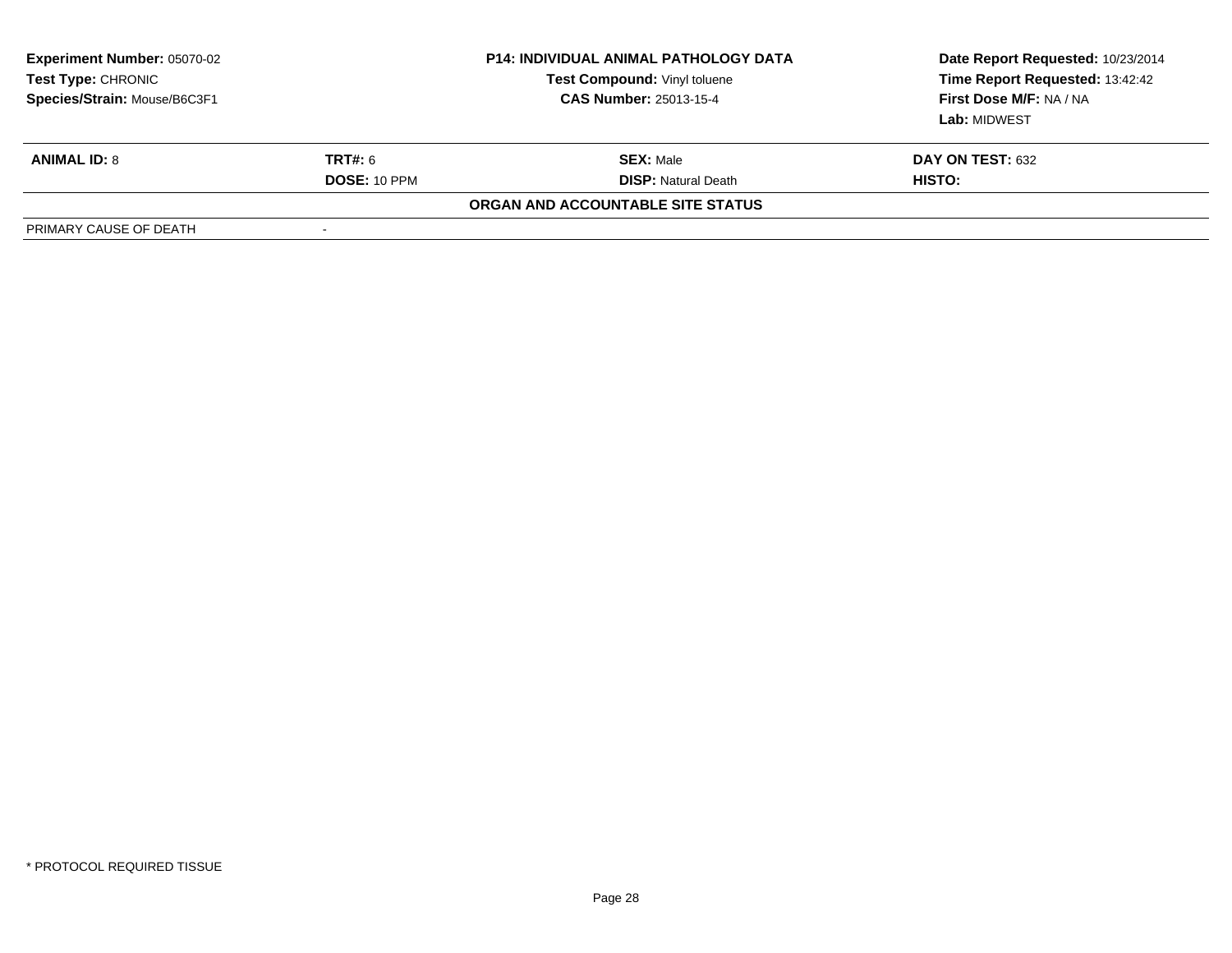**Experiment Number:** 05070-02
**Test Type:** CHRONIC
**Species/Strain:** Mouse/B6C3F1

**P14: INDIVIDUAL ANIMAL PATHOLOGY DATA**
**Test Compound:** Vinyl toluene
**CAS Number:** 25013-15-4

**Date Report Requested:** 10/23/2014
**Time Report Requested:** 13:42:42
**First Dose M/F:** NA / NA
**Lab:** MIDWEST

| | | | |
|---|---|---|---|
| **ANIMAL ID:** 8 | **TRT#:** 6 | **SEX:** Male | **DAY ON TEST:** 632 |
| | **DOSE:** 10 PPM | **DISP:** Natural Death | **HISTO:** |

**ORGAN AND ACCOUNTABLE SITE STATUS**

| | |
|---|---|
| PRIMARY CAUSE OF DEATH | - |

* PROTOCOL REQUIRED TISSUE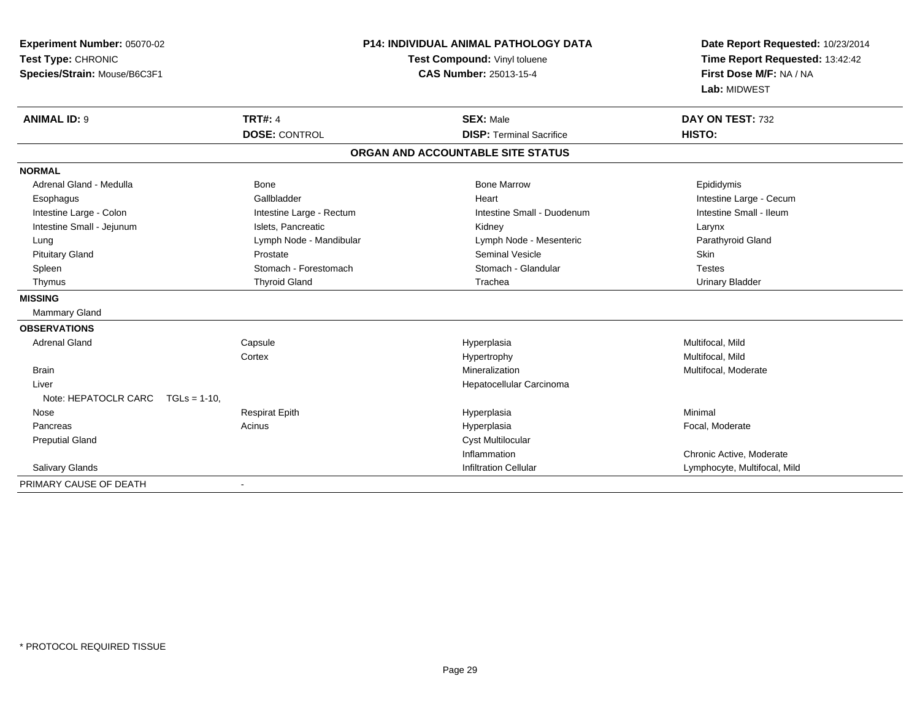**Experiment Number:** 05070-02
**Test Type:** CHRONIC
**Species/Strain:** Mouse/B6C3F1

**P14: INDIVIDUAL ANIMAL PATHOLOGY DATA**
**Test Compound:** Vinyl toluene
**CAS Number:** 25013-15-4

**Date Report Requested:** 10/23/2014
**Time Report Requested:** 13:42:42
**First Dose M/F:** NA / NA
**Lab:** MIDWEST

| **ANIMAL ID:** 9 | **TRT#:** 4 | **SEX:** Male | **DAY ON TEST:** 732 |
|---|---|---|---|
| | **DOSE:** CONTROL | **DISP:** Terminal Sacrifice | **HISTO:** |

**ORGAN AND ACCOUNTABLE SITE STATUS**

**NORMAL**

| | | | |
|---|---|---|---|
| Adrenal Gland - Medulla | Bone | Bone Marrow | Epididymis |
| Esophagus | Gallbladder | Heart | Intestine Large - Cecum |
| Intestine Large - Colon | Intestine Large - Rectum | Intestine Small - Duodenum | Intestine Small - Ileum |
| Intestine Small - Jejunum | Islets, Pancreatic | Kidney | Larynx |
| Lung | Lymph Node - Mandibular | Lymph Node - Mesenteric | Parathyroid Gland |
| Pituitary Gland | Prostate | Seminal Vesicle | Skin |
| Spleen | Stomach - Forestomach | Stomach - Glandular | Testes |
| Thymus | Thyroid Gland | Trachea | Urinary Bladder |

**MISSING**

Mammary Gland

**OBSERVATIONS**

| | | | |
|---|---|---|---|
| Adrenal Gland | Capsule | Hyperplasia | Multifocal, Mild |
| | Cortex | Hypertrophy | Multifocal, Mild |
| Brain | | Mineralization | Multifocal, Moderate |
| Liver | | Hepatocellular Carcinoma | |
| Note: HEPATOCLR CARC TGLs = 1-10, | | | |
| Nose | Respirat Epith | Hyperplasia | Minimal |
| Pancreas | Acinus | Hyperplasia | Focal, Moderate |
| Preputial Gland | | Cyst Multilocular | |
| | | Inflammation | Chronic Active, Moderate |
| Salivary Glands | | Infiltration Cellular | Lymphocyte, Multifocal, Mild |

PRIMARY CAUSE OF DEATH -

\* PROTOCOL REQUIRED TISSUE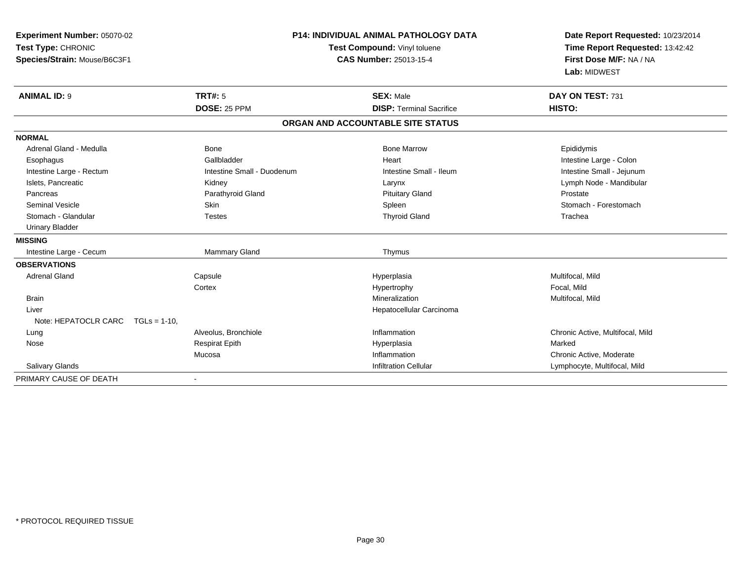**Experiment Number:** 05070-02
**Test Type:** CHRONIC
**Species/Strain:** Mouse/B6C3F1

**P14: INDIVIDUAL ANIMAL PATHOLOGY DATA**
**Test Compound:** Vinyl toluene
**CAS Number:** 25013-15-4

**Date Report Requested:** 10/23/2014
**Time Report Requested:** 13:42:42
**First Dose M/F:** NA / NA
**Lab:** MIDWEST

| **ANIMAL ID:** 9 | **TRT#:** 5 | **SEX:** Male | **DAY ON TEST:** 731 |
|---|---|---|---|
| | **DOSE:** 25 PPM | **DISP:** Terminal Sacrifice | **HISTO:** |

**ORGAN AND ACCOUNTABLE SITE STATUS**

| | | | |
|---|---|---|---|
| **NORMAL** | | | |
| Adrenal Gland - Medulla | Bone | Bone Marrow | Epididymis |
| Esophagus | Gallbladder | Heart | Intestine Large - Colon |
| Intestine Large - Rectum | Intestine Small - Duodenum | Intestine Small - Ileum | Intestine Small - Jejunum |
| Islets, Pancreatic | Kidney | Larynx | Lymph Node - Mandibular |
| Pancreas | Parathyroid Gland | Pituitary Gland | Prostate |
| Seminal Vesicle | Skin | Spleen | Stomach - Forestomach |
| Stomach - Glandular | Testes | Thyroid Gland | Trachea |
| Urinary Bladder | | | |
| **MISSING** | | | |
| Intestine Large - Cecum | Mammary Gland | Thymus | |
| **OBSERVATIONS** | | | |
| Adrenal Gland | Capsule | Hyperplasia | Multifocal, Mild |
| | Cortex | Hypertrophy | Focal, Mild |
| Brain | | Mineralization | Multifocal, Mild |
| Liver | | Hepatocellular Carcinoma | |
| Note: HEPATOCLR CARC TGLs = 1-10, | | | |
| Lung | Alveolus, Bronchiole | Inflammation | Chronic Active, Multifocal, Mild |
| Nose | Respirat Epith | Hyperplasia | Marked |
| | Mucosa | Inflammation | Chronic Active, Moderate |
| Salivary Glands | | Infiltration Cellular | Lymphocyte, Multifocal, Mild |
| PRIMARY CAUSE OF DEATH | - | | |

* PROTOCOL REQUIRED TISSUE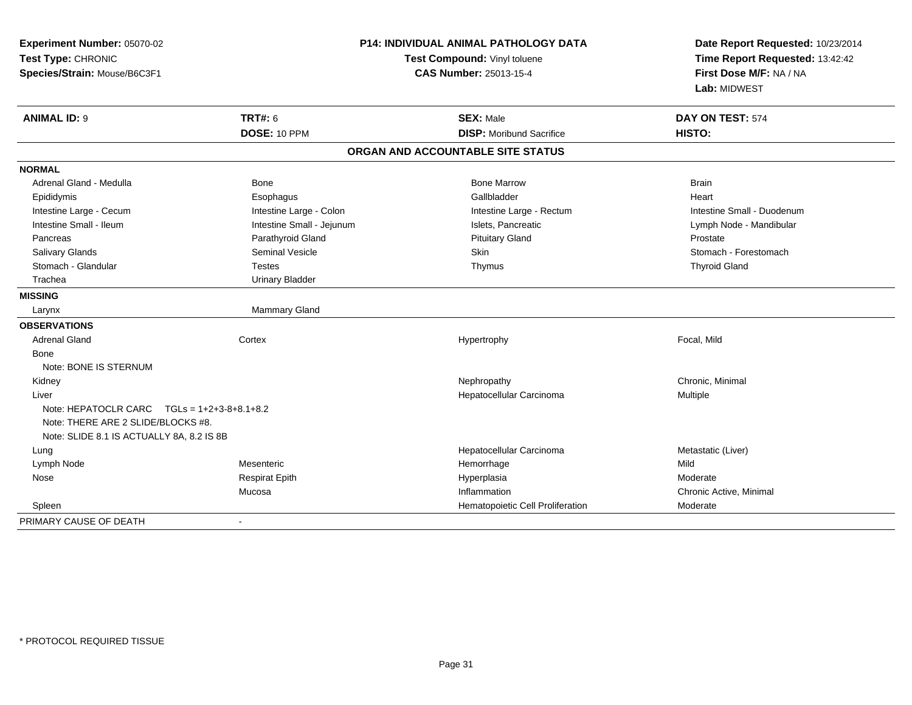**Experiment Number:** 05070-02
**Test Type:** CHRONIC
**Species/Strain:** Mouse/B6C3F1

**P14: INDIVIDUAL ANIMAL PATHOLOGY DATA**
**Test Compound:** Vinyl toluene
**CAS Number:** 25013-15-4

**Date Report Requested:** 10/23/2014
**Time Report Requested:** 13:42:42
**First Dose M/F:** NA / NA
**Lab:** MIDWEST

| **ANIMAL ID:** 9 | **TRT#:** 6 | **SEX:** Male | **DAY ON TEST:** 574 |
|---|---|---|---|
| | **DOSE:** 10 PPM | **DISP:** Moribund Sacrifice | **HISTO:** |

## ORGAN AND ACCOUNTABLE SITE STATUS

| | | | |
|---|---|---|---|
| **NORMAL** | | | |
| Adrenal Gland - Medulla | Bone | Bone Marrow | Brain |
| Epididymis | Esophagus | Gallbladder | Heart |
| Intestine Large - Cecum | Intestine Large - Colon | Intestine Large - Rectum | Intestine Small - Duodenum |
| Intestine Small - Ileum | Intestine Small - Jejunum | Islets, Pancreatic | Lymph Node - Mandibular |
| Pancreas | Parathyroid Gland | Pituitary Gland | Prostate |
| Salivary Glands | Seminal Vesicle | Skin | Stomach - Forestomach |
| Stomach - Glandular | Testes | Thymus | Thyroid Gland |
| Trachea | Urinary Bladder | | |
| **MISSING** | | | |
| Larynx | Mammary Gland | | |
| **OBSERVATIONS** | | | |
| Adrenal Gland | Cortex | Hypertrophy | Focal, Mild |
| Bone | | | |
| Note: BONE IS STERNUM | | | |
| Kidney | | Nephropathy | Chronic, Minimal |
| Liver | | Hepatocellular Carcinoma | Multiple |
| Note: HEPATOCLR CARC TGLs = 1+2+3-8+8.1+8.2 | | | |
| Note: THERE ARE 2 SLIDE/BLOCKS #8. | | | |
| Note: SLIDE 8.1 IS ACTUALLY 8A, 8.2 IS 8B | | | |
| Lung | | Hepatocellular Carcinoma | Metastatic (Liver) |
| Lymph Node | Mesenteric | Hemorrhage | Mild |
| Nose | Respirat Epith | Hyperplasia | Moderate |
| | Mucosa | Inflammation | Chronic Active, Minimal |
| Spleen | | Hematopoietic Cell Proliferation | Moderate |
| PRIMARY CAUSE OF DEATH | - | | |

* PROTOCOL REQUIRED TISSUE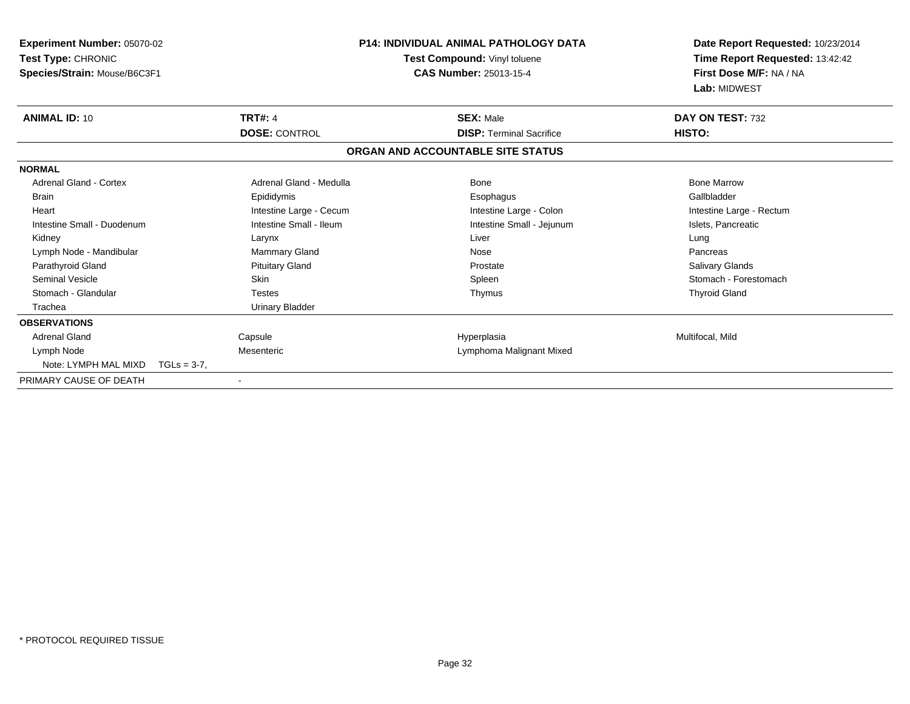**Experiment Number:** 05070-02
**Test Type:** CHRONIC
**Species/Strain:** Mouse/B6C3F1

**P14: INDIVIDUAL ANIMAL PATHOLOGY DATA**
**Test Compound:** Vinyl toluene
**CAS Number:** 25013-15-4

**Date Report Requested:** 10/23/2014
**Time Report Requested:** 13:42:42
**First Dose M/F:** NA / NA
**Lab:** MIDWEST

| **ANIMAL ID:** 10 | **TRT#:** 4 | **SEX:** Male | **DAY ON TEST:** 732 |
|---|---|---|---|
| | **DOSE:** CONTROL | **DISP:** Terminal Sacrifice | **HISTO:** |

**ORGAN AND ACCOUNTABLE SITE STATUS**

| | | | |
|---|---|---|---|
| **NORMAL** | | | |
| Adrenal Gland - Cortex | Adrenal Gland - Medulla | Bone | Bone Marrow |
| Brain | Epididymis | Esophagus | Gallbladder |
| Heart | Intestine Large - Cecum | Intestine Large - Colon | Intestine Large - Rectum |
| Intestine Small - Duodenum | Intestine Small - Ileum | Intestine Small - Jejunum | Islets, Pancreatic |
| Kidney | Larynx | Liver | Lung |
| Lymph Node - Mandibular | Mammary Gland | Nose | Pancreas |
| Parathyroid Gland | Pituitary Gland | Prostate | Salivary Glands |
| Seminal Vesicle | Skin | Spleen | Stomach - Forestomach |
| Stomach - Glandular | Testes | Thymus | Thyroid Gland |
| Trachea | Urinary Bladder | | |
| **OBSERVATIONS** | | | |
| Adrenal Gland | Capsule | Hyperplasia | Multifocal, Mild |
| Lymph Node | Mesenteric | Lymphoma Malignant Mixed | |
| Note: LYMPH MAL MIXD TGLs = 3-7, | | | |
| PRIMARY CAUSE OF DEATH | - | | |

\* PROTOCOL REQUIRED TISSUE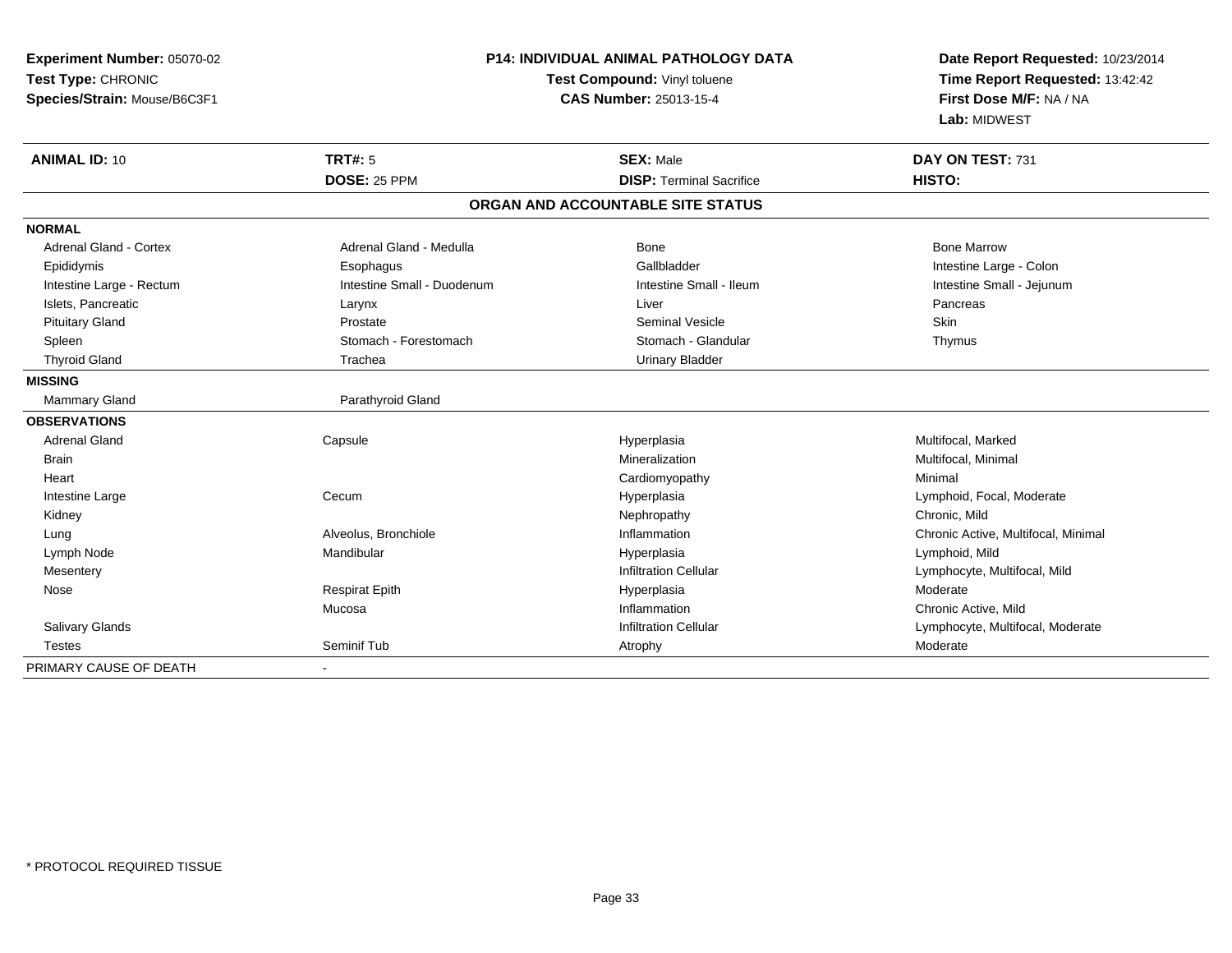**Experiment Number:** 05070-02
**Test Type:** CHRONIC
**Species/Strain:** Mouse/B6C3F1

**P14: INDIVIDUAL ANIMAL PATHOLOGY DATA**
**Test Compound:** Vinyl toluene
**CAS Number:** 25013-15-4

**Date Report Requested:** 10/23/2014
**Time Report Requested:** 13:42:42
**First Dose M/F:** NA / NA
**Lab:** MIDWEST

| | | | |
|---|---|---|---|
| **ANIMAL ID:** 10 | **TRT#:** 5 | **SEX:** Male | **DAY ON TEST:** 731 |
| | **DOSE:** 25 PPM | **DISP:** Terminal Sacrifice | **HISTO:** |

**ORGAN AND ACCOUNTABLE SITE STATUS**

| | | | |
|---|---|---|---|
| **NORMAL** | | | |
| Adrenal Gland - Cortex | Adrenal Gland - Medulla | Bone | Bone Marrow |
| Epididymis | Esophagus | Gallbladder | Intestine Large - Colon |
| Intestine Large - Rectum | Intestine Small - Duodenum | Intestine Small - Ileum | Intestine Small - Jejunum |
| Islets, Pancreatic | Larynx | Liver | Pancreas |
| Pituitary Gland | Prostate | Seminal Vesicle | Skin |
| Spleen | Stomach - Forestomach | Stomach - Glandular | Thymus |
| Thyroid Gland | Trachea | Urinary Bladder | |
| **MISSING** | | | |
| Mammary Gland | Parathyroid Gland | | |
| **OBSERVATIONS** | | | |
| Adrenal Gland | Capsule | Hyperplasia | Multifocal, Marked |
| Brain | | Mineralization | Multifocal, Minimal |
| Heart | | Cardiomyopathy | Minimal |
| Intestine Large | Cecum | Hyperplasia | Lymphoid, Focal, Moderate |
| Kidney | | Nephropathy | Chronic, Mild |
| Lung | Alveolus, Bronchiole | Inflammation | Chronic Active, Multifocal, Minimal |
| Lymph Node | Mandibular | Hyperplasia | Lymphoid, Mild |
| Mesentery | | Infiltration Cellular | Lymphocyte, Multifocal, Mild |
| Nose | Respirat Epith | Hyperplasia | Moderate |
| | Mucosa | Inflammation | Chronic Active, Mild |
| Salivary Glands | | Infiltration Cellular | Lymphocyte, Multifocal, Moderate |
| Testes | Seminif Tub | Atrophy | Moderate |
| PRIMARY CAUSE OF DEATH | - | | |

* PROTOCOL REQUIRED TISSUE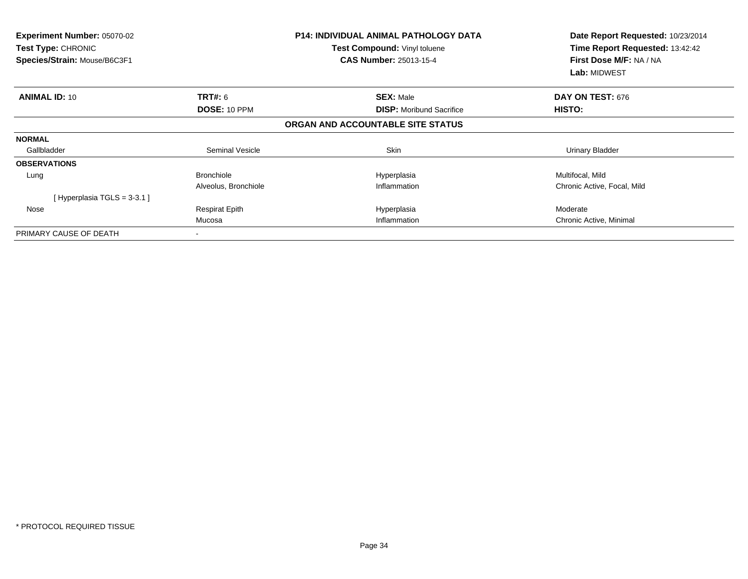**Experiment Number:** 05070-02
**Test Type:** CHRONIC
**Species/Strain:** Mouse/B6C3F1

**P14: INDIVIDUAL ANIMAL PATHOLOGY DATA**
**Test Compound:** Vinyl toluene
**CAS Number:** 25013-15-4

**Date Report Requested:** 10/23/2014
**Time Report Requested:** 13:42:42
**First Dose M/F:** NA / NA
**Lab:** MIDWEST

| **ANIMAL ID:** 10 | **TRT#:** 6 | **SEX:** Male | **DAY ON TEST:** 676 |
|---|---|---|---|
| | **DOSE:** 10 PPM | **DISP:** Moribund Sacrifice | **HISTO:** |

**ORGAN AND ACCOUNTABLE SITE STATUS**

| | | | |
|---|---|---|---|
| **NORMAL** | | | |
| Gallbladder | Seminal Vesicle | Skin | Urinary Bladder |
| **OBSERVATIONS** | | | |
| Lung | Bronchiole | Hyperplasia | Multifocal, Mild |
| | Alveolus, Bronchiole | Inflammation | Chronic Active, Focal, Mild |
| [ Hyperplasia TGLS = 3-3.1 ] | | | |
| Nose | Respirat Epith | Hyperplasia | Moderate |
| | Mucosa | Inflammation | Chronic Active, Minimal |
| PRIMARY CAUSE OF DEATH | - | | |

* PROTOCOL REQUIRED TISSUE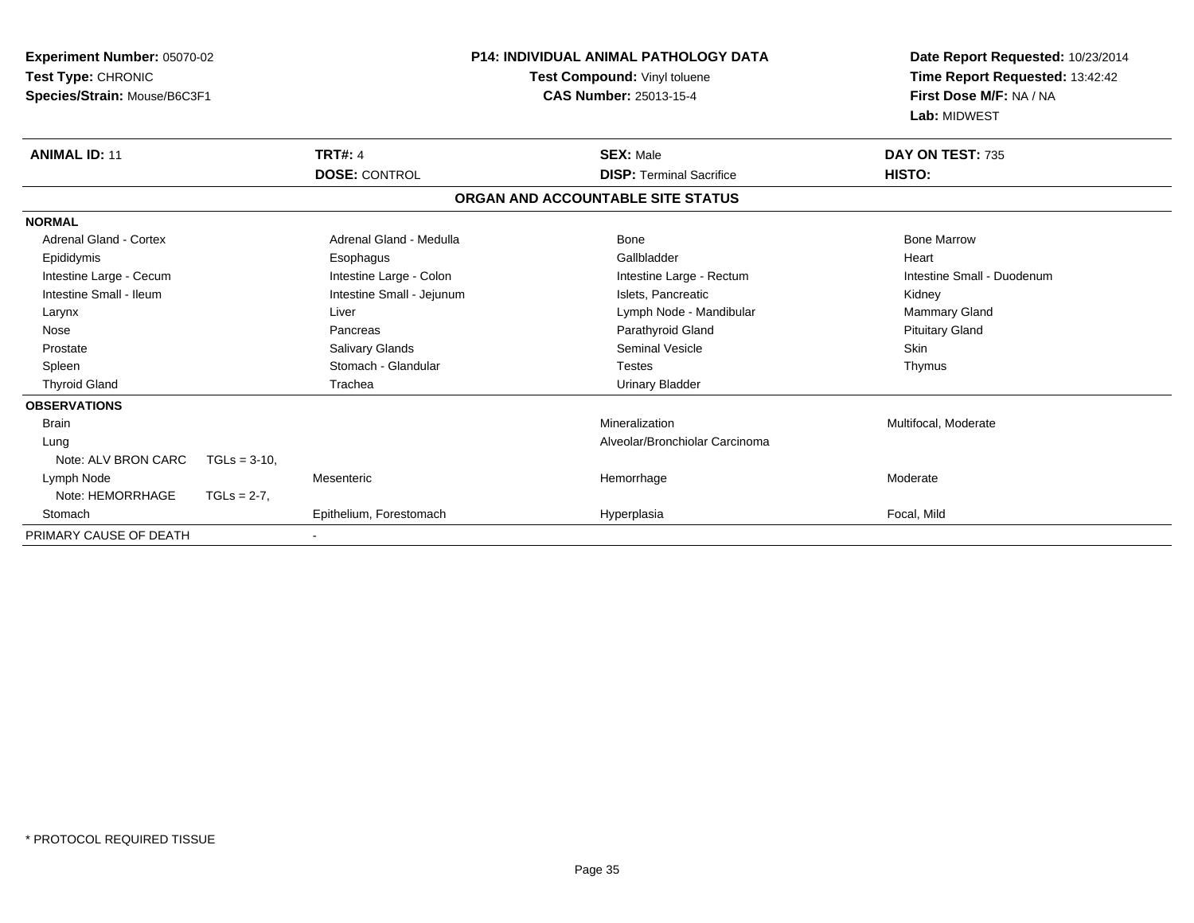**Experiment Number:** 05070-02
**Test Type:** CHRONIC
**Species/Strain:** Mouse/B6C3F1

**P14: INDIVIDUAL ANIMAL PATHOLOGY DATA**
**Test Compound:** Vinyl toluene
**CAS Number:** 25013-15-4

**Date Report Requested:** 10/23/2014
**Time Report Requested:** 13:42:42
**First Dose M/F:** NA / NA
**Lab:** MIDWEST

| **ANIMAL ID:** 11 | **TRT#:** 4 | **SEX:** Male | **DAY ON TEST:** 735 |
|---|---|---|---|
| | **DOSE:** CONTROL | **DISP:** Terminal Sacrifice | **HISTO:** |

**ORGAN AND ACCOUNTABLE SITE STATUS**

**NORMAL**

| | | | |
|---|---|---|---|
| Adrenal Gland - Cortex | Adrenal Gland - Medulla | Bone | Bone Marrow |
| Epididymis | Esophagus | Gallbladder | Heart |
| Intestine Large - Cecum | Intestine Large - Colon | Intestine Large - Rectum | Intestine Small - Duodenum |
| Intestine Small - Ileum | Intestine Small - Jejunum | Islets, Pancreatic | Kidney |
| Larynx | Liver | Lymph Node - Mandibular | Mammary Gland |
| Nose | Pancreas | Parathyroid Gland | Pituitary Gland |
| Prostate | Salivary Glands | Seminal Vesicle | Skin |
| Spleen | Stomach - Glandular | Testes | Thymus |
| Thyroid Gland | Trachea | Urinary Bladder | |

**OBSERVATIONS**

| | | | |
|---|---|---|---|
| Brain | | Mineralization | Multifocal, Moderate |
| Lung | | Alveolar/Bronchiolar Carcinoma | |
| Note: ALV BRON CARC TGLs = 3-10, | | | |
| Lymph Node | Mesenteric | Hemorrhage | Moderate |
| Note: HEMORRHAGE TGLs = 2-7, | | | |
| Stomach | Epithelium, Forestomach | Hyperplasia | Focal, Mild |

PRIMARY CAUSE OF DEATH -

* PROTOCOL REQUIRED TISSUE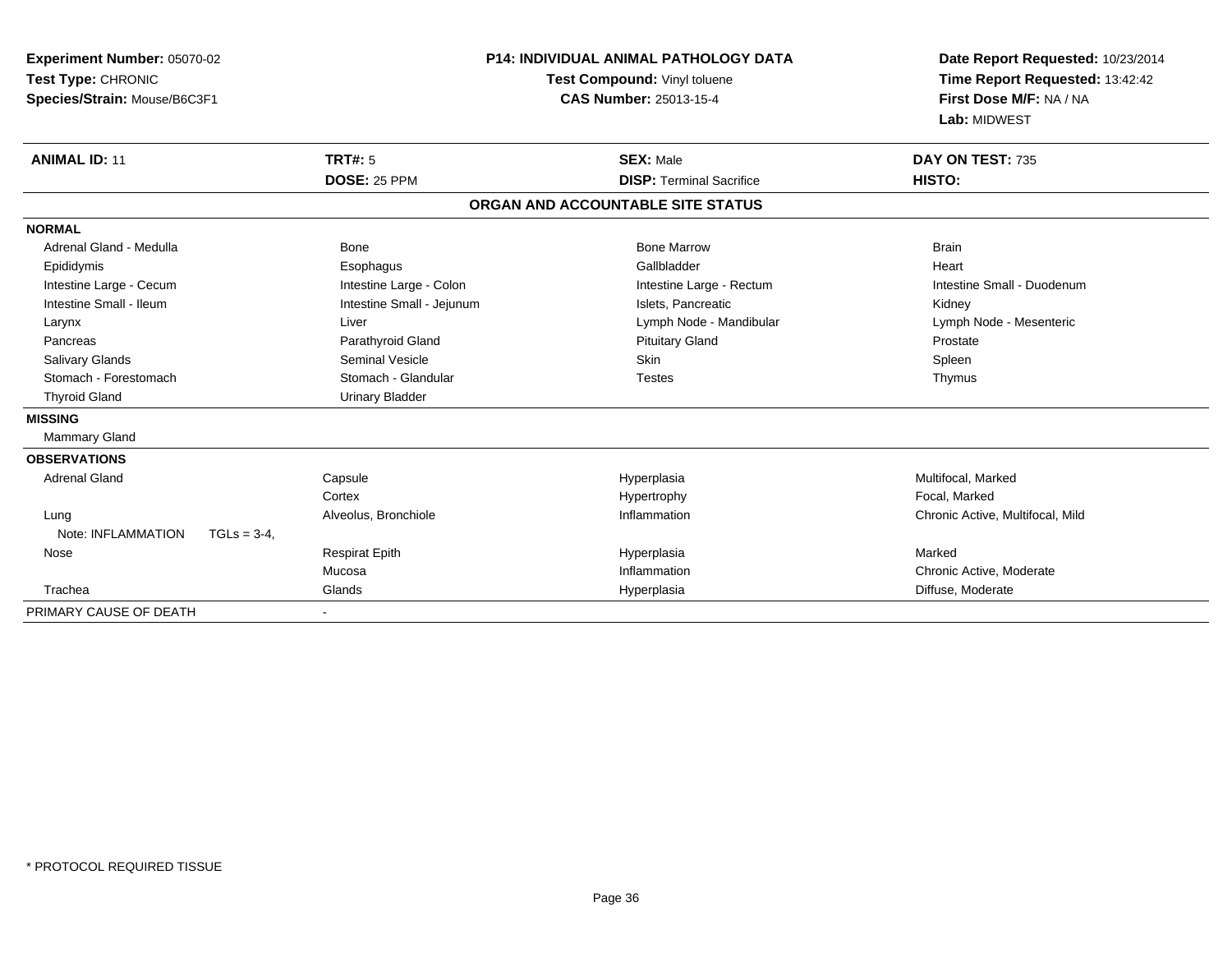**Experiment Number:** 05070-02
**Test Type:** CHRONIC
**Species/Strain:** Mouse/B6C3F1

**P14: INDIVIDUAL ANIMAL PATHOLOGY DATA**
**Test Compound:** Vinyl toluene
**CAS Number:** 25013-15-4

**Date Report Requested:** 10/23/2014
**Time Report Requested:** 13:42:42
**First Dose M/F:** NA / NA
**Lab:** MIDWEST

| **ANIMAL ID:** 11 | **TRT#:** 5 | **SEX:** Male | **DAY ON TEST:** 735 |
|---|---|---|---|
| | **DOSE:** 25 PPM | **DISP:** Terminal Sacrifice | **HISTO:** |

## ORGAN AND ACCOUNTABLE SITE STATUS

**NORMAL**

| | | | |
|---|---|---|---|
| Adrenal Gland - Medulla | Bone | Bone Marrow | Brain |
| Epididymis | Esophagus | Gallbladder | Heart |
| Intestine Large - Cecum | Intestine Large - Colon | Intestine Large - Rectum | Intestine Small - Duodenum |
| Intestine Small - Ileum | Intestine Small - Jejunum | Islets, Pancreatic | Kidney |
| Larynx | Liver | Lymph Node - Mandibular | Lymph Node - Mesenteric |
| Pancreas | Parathyroid Gland | Pituitary Gland | Prostate |
| Salivary Glands | Seminal Vesicle | Skin | Spleen |
| Stomach - Forestomach | Stomach - Glandular | Testes | Thymus |
| Thyroid Gland | Urinary Bladder | | |

**MISSING**

Mammary Gland

**OBSERVATIONS**

| | | | |
|---|---|---|---|
| Adrenal Gland | Capsule | Hyperplasia | Multifocal, Marked |
| | Cortex | Hypertrophy | Focal, Marked |
| Lung | Alveolus, Bronchiole | Inflammation | Chronic Active, Multifocal, Mild |
| Note: INFLAMMATION TGLs = 3-4, | | | |
| Nose | Respirat Epith | Hyperplasia | Marked |
| | Mucosa | Inflammation | Chronic Active, Moderate |
| Trachea | Glands | Hyperplasia | Diffuse, Moderate |

PRIMARY CAUSE OF DEATH -

* PROTOCOL REQUIRED TISSUE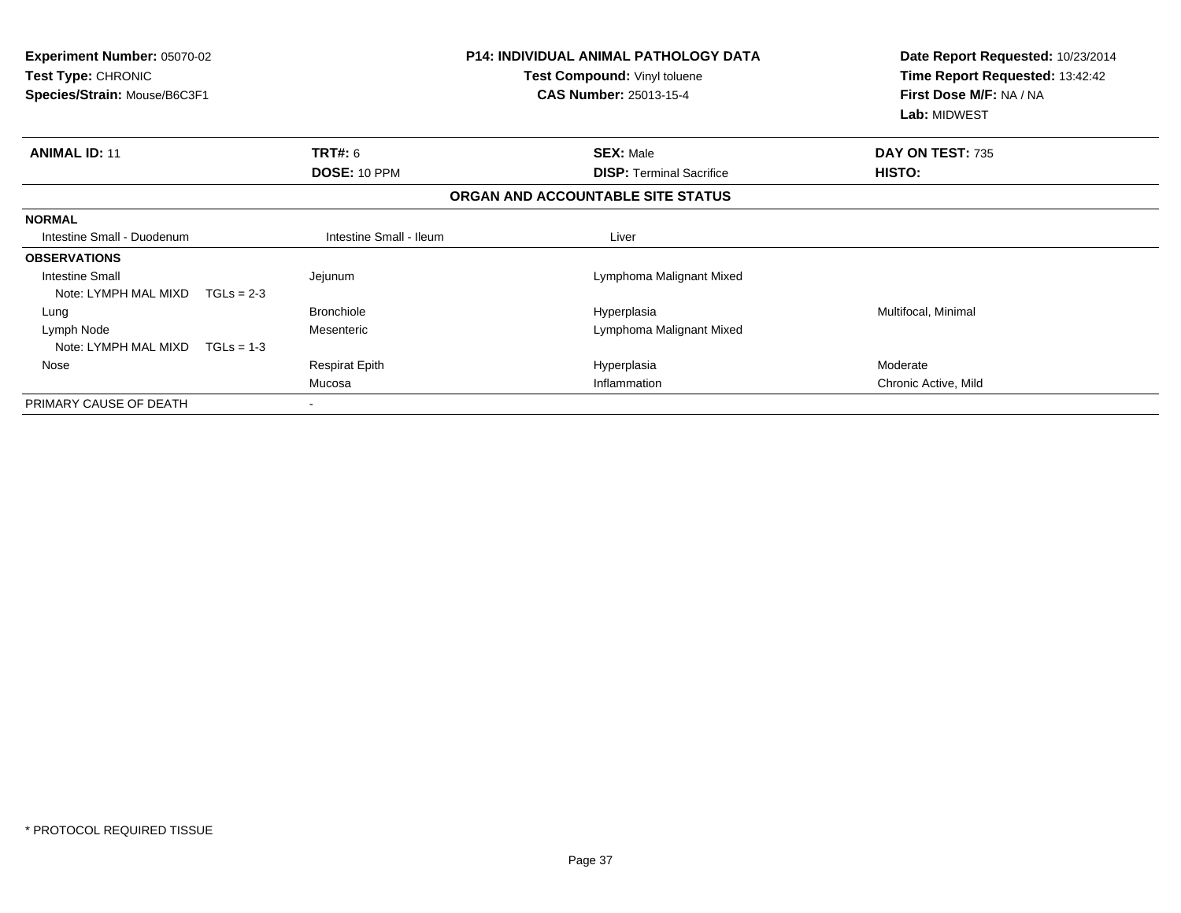**Experiment Number:** 05070-02
**Test Type:** CHRONIC
**Species/Strain:** Mouse/B6C3F1

**P14: INDIVIDUAL ANIMAL PATHOLOGY DATA**
**Test Compound:** Vinyl toluene
**CAS Number:** 25013-15-4

**Date Report Requested:** 10/23/2014
**Time Report Requested:** 13:42:42
**First Dose M/F:** NA / NA
**Lab:** MIDWEST

| **ANIMAL ID:** 11 | **TRT#:** 6 | **SEX:** Male | **DAY ON TEST:** 735 |
|---|---|---|---|
| | **DOSE:** 10 PPM | **DISP:** Terminal Sacrifice | **HISTO:** |

**ORGAN AND ACCOUNTABLE SITE STATUS**

| | | | |
|---|---|---|---|
| **NORMAL** | | | |
| Intestine Small - Duodenum | Intestine Small - Ileum | Liver | |
| **OBSERVATIONS** | | | |
| Intestine Small | Jejunum | Lymphoma Malignant Mixed | |
| Note: LYMPH MAL MIXD TGLs = 2-3 | | | |
| Lung | Bronchiole | Hyperplasia | Multifocal, Minimal |
| Lymph Node | Mesenteric | Lymphoma Malignant Mixed | |
| Note: LYMPH MAL MIXD TGLs = 1-3 | | | |
| Nose | Respirat Epith | Hyperplasia | Moderate |
| | Mucosa | Inflammation | Chronic Active, Mild |
| PRIMARY CAUSE OF DEATH | - | | |

\* PROTOCOL REQUIRED TISSUE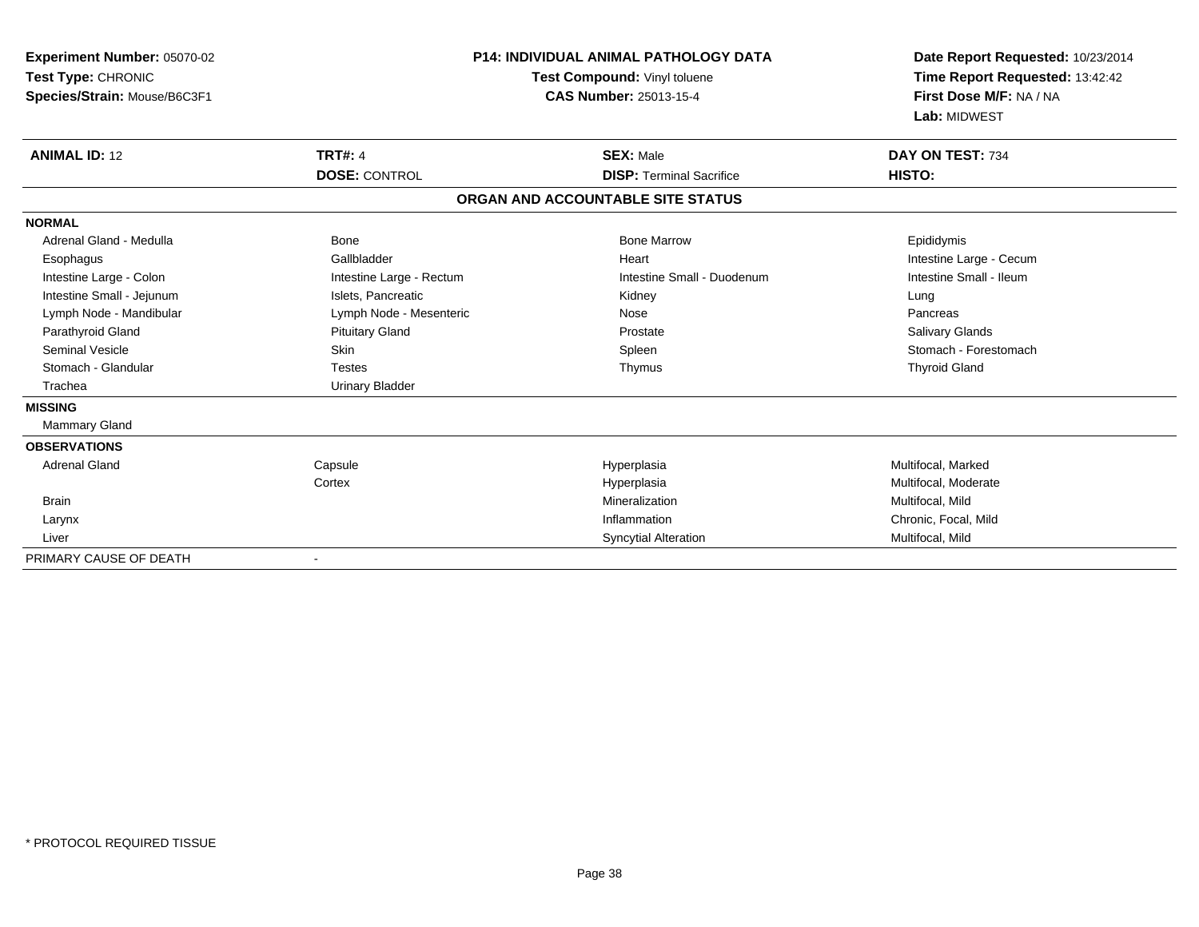**Experiment Number:** 05070-02
**Test Type:** CHRONIC
**Species/Strain:** Mouse/B6C3F1

**P14: INDIVIDUAL ANIMAL PATHOLOGY DATA**
**Test Compound:** Vinyl toluene
**CAS Number:** 25013-15-4

**Date Report Requested:** 10/23/2014
**Time Report Requested:** 13:42:42
**First Dose M/F:** NA / NA
**Lab:** MIDWEST

| **ANIMAL ID:** 12 | **TRT#:** 4 | **SEX:** Male | **DAY ON TEST:** 734 |
|---|---|---|---|
| | **DOSE:** CONTROL | **DISP:** Terminal Sacrifice | **HISTO:** |

**ORGAN AND ACCOUNTABLE SITE STATUS**

| | | | |
|---|---|---|---|
| **NORMAL** | | | |
| Adrenal Gland - Medulla | Bone | Bone Marrow | Epididymis |
| Esophagus | Gallbladder | Heart | Intestine Large - Cecum |
| Intestine Large - Colon | Intestine Large - Rectum | Intestine Small - Duodenum | Intestine Small - Ileum |
| Intestine Small - Jejunum | Islets, Pancreatic | Kidney | Lung |
| Lymph Node - Mandibular | Lymph Node - Mesenteric | Nose | Pancreas |
| Parathyroid Gland | Pituitary Gland | Prostate | Salivary Glands |
| Seminal Vesicle | Skin | Spleen | Stomach - Forestomach |
| Stomach - Glandular | Testes | Thymus | Thyroid Gland |
| Trachea | Urinary Bladder | | |
| **MISSING** | | | |
| Mammary Gland | | | |
| **OBSERVATIONS** | | | |
| Adrenal Gland | Capsule | Hyperplasia | Multifocal, Marked |
| | Cortex | Hyperplasia | Multifocal, Moderate |
| Brain | | Mineralization | Multifocal, Mild |
| Larynx | | Inflammation | Chronic, Focal, Mild |
| Liver | | Syncytial Alteration | Multifocal, Mild |
| PRIMARY CAUSE OF DEATH | - | | |

\* PROTOCOL REQUIRED TISSUE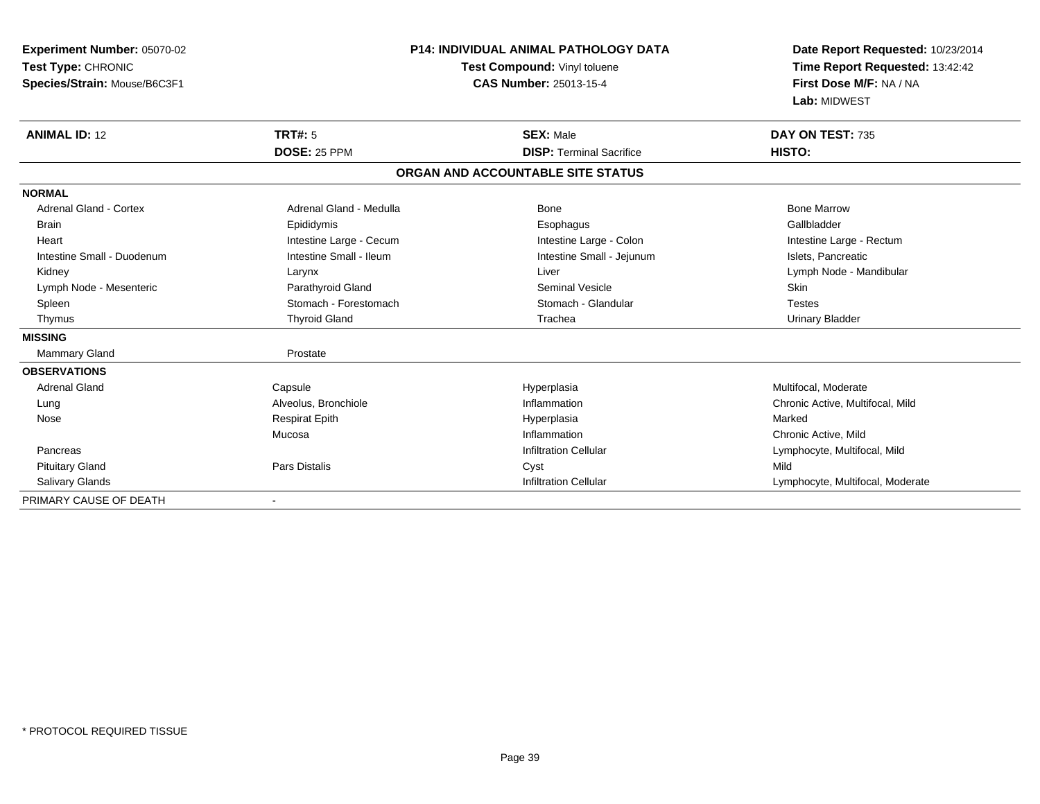**Experiment Number:** 05070-02
**Test Type:** CHRONIC
**Species/Strain:** Mouse/B6C3F1

**P14: INDIVIDUAL ANIMAL PATHOLOGY DATA**
**Test Compound:** Vinyl toluene
**CAS Number:** 25013-15-4

**Date Report Requested:** 10/23/2014
**Time Report Requested:** 13:42:42
**First Dose M/F:** NA / NA
**Lab:** MIDWEST

| **ANIMAL ID:** 12 | **TRT#:** 5 | **SEX:** Male | **DAY ON TEST:** 735 |
|---|---|---|---|
| | **DOSE:** 25 PPM | **DISP:** Terminal Sacrifice | **HISTO:** |

**ORGAN AND ACCOUNTABLE SITE STATUS**

| | | | |
|---|---|---|---|
| **NORMAL** | | | |
| Adrenal Gland - Cortex | Adrenal Gland - Medulla | Bone | Bone Marrow |
| Brain | Epididymis | Esophagus | Gallbladder |
| Heart | Intestine Large - Cecum | Intestine Large - Colon | Intestine Large - Rectum |
| Intestine Small - Duodenum | Intestine Small - Ileum | Intestine Small - Jejunum | Islets, Pancreatic |
| Kidney | Larynx | Liver | Lymph Node - Mandibular |
| Lymph Node - Mesenteric | Parathyroid Gland | Seminal Vesicle | Skin |
| Spleen | Stomach - Forestomach | Stomach - Glandular | Testes |
| Thymus | Thyroid Gland | Trachea | Urinary Bladder |
| **MISSING** | | | |
| Mammary Gland | Prostate | | |
| **OBSERVATIONS** | | | |
| Adrenal Gland | Capsule | Hyperplasia | Multifocal, Moderate |
| Lung | Alveolus, Bronchiole | Inflammation | Chronic Active, Multifocal, Mild |
| Nose | Respirat Epith | Hyperplasia | Marked |
| | Mucosa | Inflammation | Chronic Active, Mild |
| Pancreas | | Infiltration Cellular | Lymphocyte, Multifocal, Mild |
| Pituitary Gland | Pars Distalis | Cyst | Mild |
| Salivary Glands | | Infiltration Cellular | Lymphocyte, Multifocal, Moderate |
| PRIMARY CAUSE OF DEATH | - | | |

\* PROTOCOL REQUIRED TISSUE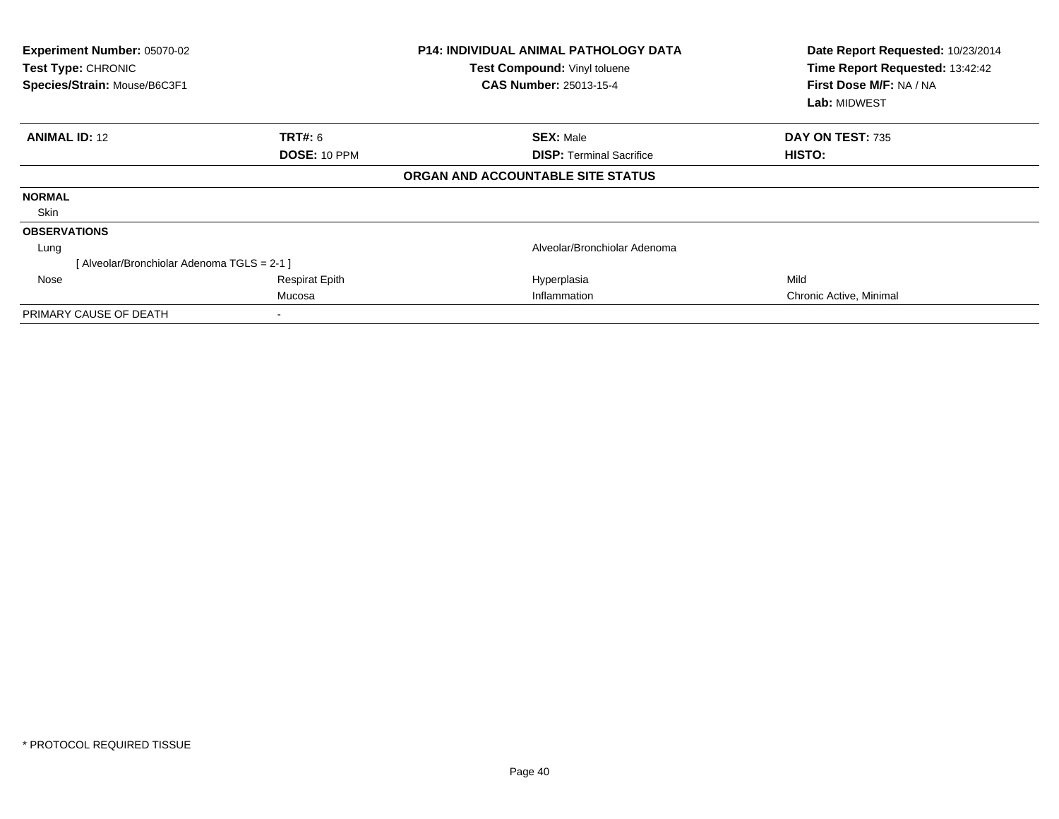**Experiment Number:** 05070-02
**Test Type:** CHRONIC
**Species/Strain:** Mouse/B6C3F1

**P14: INDIVIDUAL ANIMAL PATHOLOGY DATA**
**Test Compound:** Vinyl toluene
**CAS Number:** 25013-15-4

**Date Report Requested:** 10/23/2014
**Time Report Requested:** 13:42:42
**First Dose M/F:** NA / NA
**Lab:** MIDWEST

| **ANIMAL ID:** 12 | **TRT#:** 6 | **SEX:** Male | **DAY ON TEST:** 735 |
|---|---|---|---|
| | **DOSE:** 10 PPM | **DISP:** Terminal Sacrifice | **HISTO:** |

**ORGAN AND ACCOUNTABLE SITE STATUS**

| | | | |
|---|---|---|---|
| **NORMAL** | | | |
| Skin | | | |
| **OBSERVATIONS** | | | |
| Lung | | Alveolar/Bronchiolar Adenoma | |
| [ Alveolar/Bronchiolar Adenoma TGLS = 2-1 ] | | | |
| Nose | Respirat Epith | Hyperplasia | Mild |
| | Mucosa | Inflammation | Chronic Active, Minimal |
| PRIMARY CAUSE OF DEATH | - | | |

* PROTOCOL REQUIRED TISSUE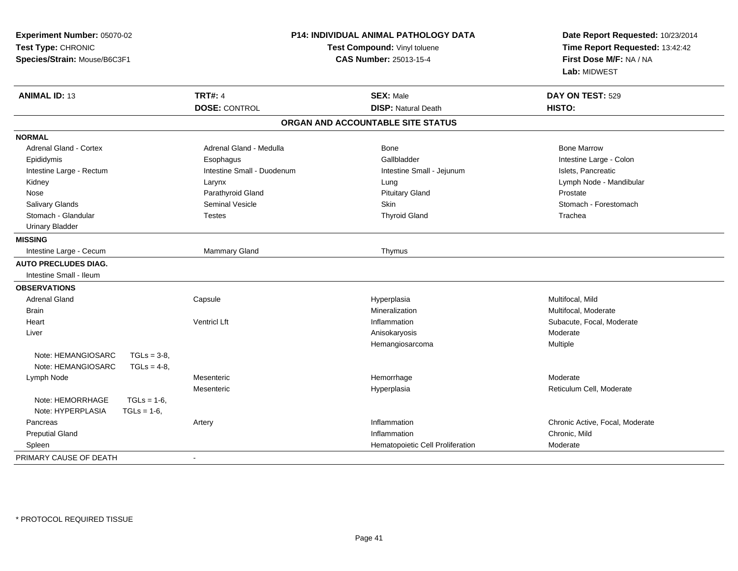**Experiment Number:** 05070-02
**Test Type:** CHRONIC
**Species/Strain:** Mouse/B6C3F1

**P14: INDIVIDUAL ANIMAL PATHOLOGY DATA**
**Test Compound:** Vinyl toluene
**CAS Number:** 25013-15-4

**Date Report Requested:** 10/23/2014
**Time Report Requested:** 13:42:42
**First Dose M/F:** NA / NA
**Lab:** MIDWEST

| **ANIMAL ID:** 13 | **TRT#:** 4 | **SEX:** Male | **DAY ON TEST:** 529 |
|---|---|---|---|
| | **DOSE:** CONTROL | **DISP:** Natural Death | **HISTO:** |

## ORGAN AND ACCOUNTABLE SITE STATUS

| | | | |
|---|---|---|---|
| **NORMAL** | | | |
| Adrenal Gland - Cortex | Adrenal Gland - Medulla | Bone | Bone Marrow |
| Epididymis | Esophagus | Gallbladder | Intestine Large - Colon |
| Intestine Large - Rectum | Intestine Small - Duodenum | Intestine Small - Jejunum | Islets, Pancreatic |
| Kidney | Larynx | Lung | Lymph Node - Mandibular |
| Nose | Parathyroid Gland | Pituitary Gland | Prostate |
| Salivary Glands | Seminal Vesicle | Skin | Stomach - Forestomach |
| Stomach - Glandular | Testes | Thyroid Gland | Trachea |
| Urinary Bladder | | | |
| **MISSING** | | | |
| Intestine Large - Cecum | Mammary Gland | Thymus | |
| **AUTO PRECLUDES DIAG.** | | | |
| Intestine Small - Ileum | | | |
| **OBSERVATIONS** | | | |
| Adrenal Gland | Capsule | Hyperplasia | Multifocal, Mild |
| Brain | | Mineralization | Multifocal, Moderate |
| Heart | Ventricl Lft | Inflammation | Subacute, Focal, Moderate |
| Liver | | Anisokaryosis | Moderate |
| | | Hemangiosarcoma | Multiple |
| Note: HEMANGIOSARC TGLs = 3-8, | | | |
| Note: HEMANGIOSARC TGLs = 4-8, | | | |
| Lymph Node | Mesenteric | Hemorrhage | Moderate |
| | Mesenteric | Hyperplasia | Reticulum Cell, Moderate |
| Note: HEMORRHAGE TGLs = 1-6, | | | |
| Note: HYPERPLASIA TGLs = 1-6, | | | |
| Pancreas | Artery | Inflammation | Chronic Active, Focal, Moderate |
| Preputial Gland | | Inflammation | Chronic, Mild |
| Spleen | | Hematopoietic Cell Proliferation | Moderate |
| PRIMARY CAUSE OF DEATH | - | | |

* PROTOCOL REQUIRED TISSUE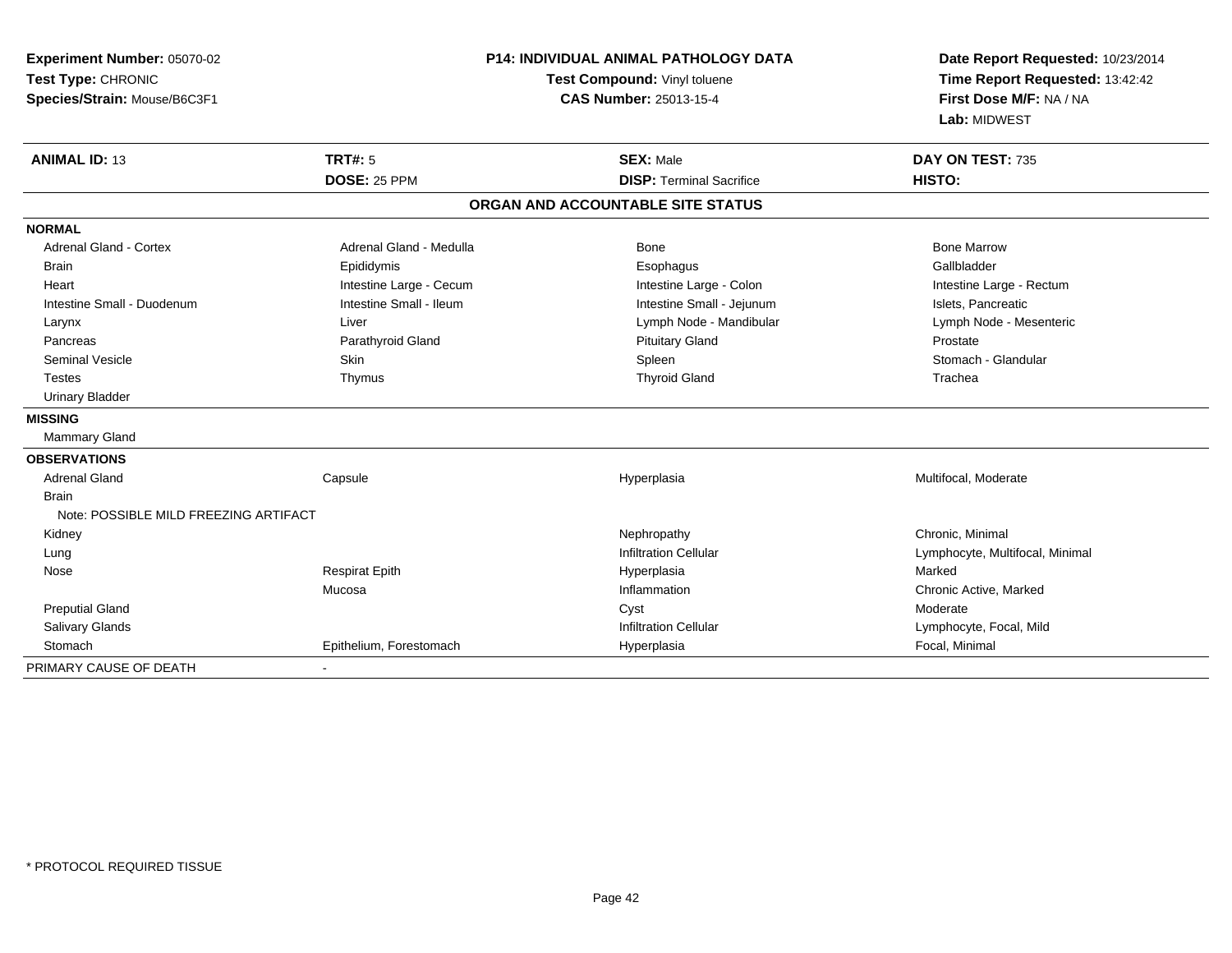**Experiment Number:** 05070-02
**Test Type:** CHRONIC
**Species/Strain:** Mouse/B6C3F1

**P14: INDIVIDUAL ANIMAL PATHOLOGY DATA**
**Test Compound:** Vinyl toluene
**CAS Number:** 25013-15-4

**Date Report Requested:** 10/23/2014
**Time Report Requested:** 13:42:42
**First Dose M/F:** NA / NA
**Lab:** MIDWEST

| **ANIMAL ID:** 13 | **TRT#:** 5 | **SEX:** Male | **DAY ON TEST:** 735 |
|---|---|---|---|
| | **DOSE:** 25 PPM | **DISP:** Terminal Sacrifice | **HISTO:** |

## ORGAN AND ACCOUNTABLE SITE STATUS

**NORMAL**

| | | | |
|---|---|---|---|
| Adrenal Gland - Cortex | Adrenal Gland - Medulla | Bone | Bone Marrow |
| Brain | Epididymis | Esophagus | Gallbladder |
| Heart | Intestine Large - Cecum | Intestine Large - Colon | Intestine Large - Rectum |
| Intestine Small - Duodenum | Intestine Small - Ileum | Intestine Small - Jejunum | Islets, Pancreatic |
| Larynx | Liver | Lymph Node - Mandibular | Lymph Node - Mesenteric |
| Pancreas | Parathyroid Gland | Pituitary Gland | Prostate |
| Seminal Vesicle | Skin | Spleen | Stomach - Glandular |
| Testes | Thymus | Thyroid Gland | Trachea |
| Urinary Bladder | | | |

**MISSING**

Mammary Gland

**OBSERVATIONS**

| | | | |
|---|---|---|---|
| Adrenal Gland | Capsule | Hyperplasia | Multifocal, Moderate |
| Brain | | | |
| Note: POSSIBLE MILD FREEZING ARTIFACT | | | |
| Kidney | | Nephropathy | Chronic, Minimal |
| Lung | | Infiltration Cellular | Lymphocyte, Multifocal, Minimal |
| Nose | Respirat Epith | Hyperplasia | Marked |
| | Mucosa | Inflammation | Chronic Active, Marked |
| Preputial Gland | | Cyst | Moderate |
| Salivary Glands | | Infiltration Cellular | Lymphocyte, Focal, Mild |
| Stomach | Epithelium, Forestomach | Hyperplasia | Focal, Minimal |

PRIMARY CAUSE OF DEATH -

* PROTOCOL REQUIRED TISSUE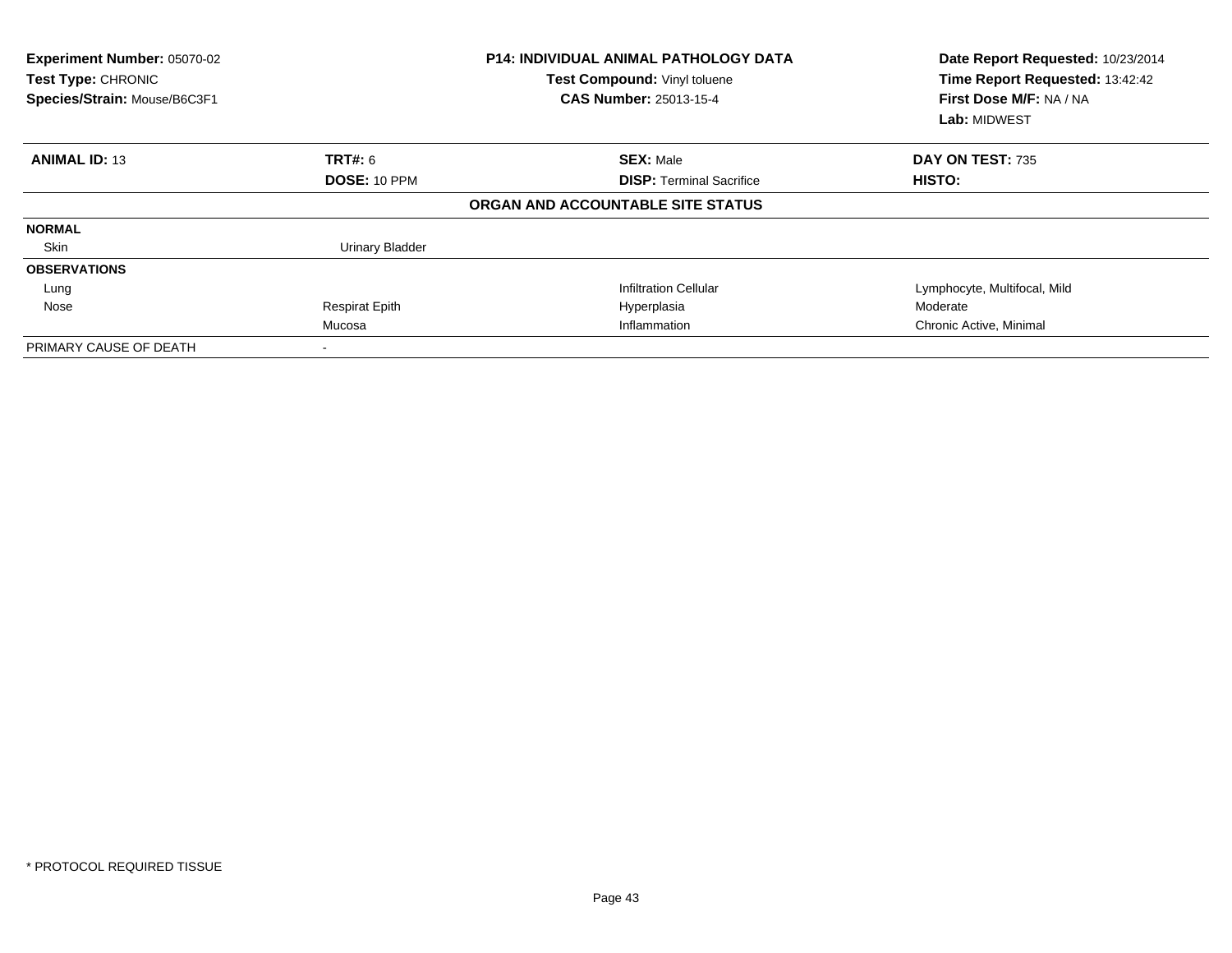| | | | |
|---|---|---|---|
| **Experiment Number:** 05070-02 | **P14: INDIVIDUAL ANIMAL PATHOLOGY DATA** | | **Date Report Requested:** 10/23/2014 |
| **Test Type:** CHRONIC | **Test Compound:** Vinyl toluene | | **Time Report Requested:** 13:42:42 |
| **Species/Strain:** Mouse/B6C3F1 | **CAS Number:** 25013-15-4 | | **First Dose M/F:** NA / NA |
| | | | **Lab:** MIDWEST |

| | | | |
|---|---|---|---|
| **ANIMAL ID:** 13 | **TRT#:** 6 | **SEX:** Male | **DAY ON TEST:** 735 |
| | **DOSE:** 10 PPM | **DISP:** Terminal Sacrifice | **HISTO:** |

**ORGAN AND ACCOUNTABLE SITE STATUS**

| | | | |
|---|---|---|---|
| **NORMAL** | | | |
| Skin | Urinary Bladder | | |
| **OBSERVATIONS** | | | |
| Lung | | Infiltration Cellular | Lymphocyte, Multifocal, Mild |
| Nose | Respirat Epith | Hyperplasia | Moderate |
| | Mucosa | Inflammation | Chronic Active, Minimal |
| PRIMARY CAUSE OF DEATH | - | | |

* PROTOCOL REQUIRED TISSUE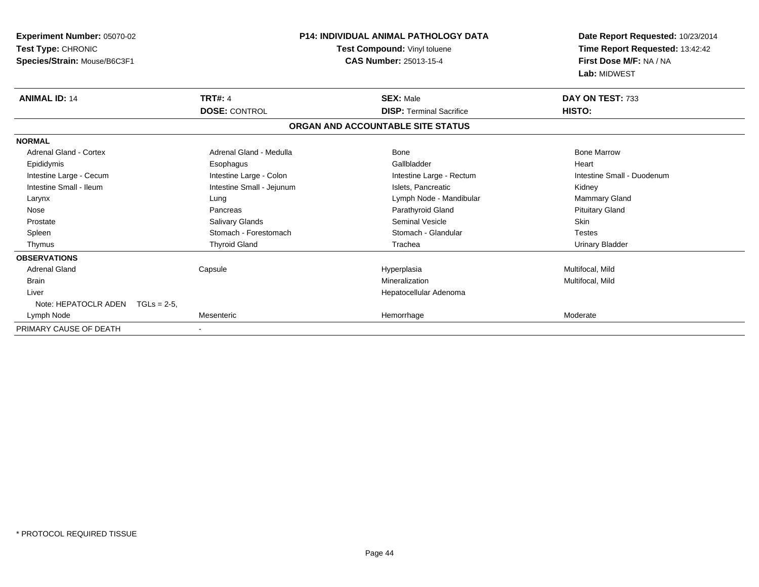**Experiment Number:** 05070-02
**Test Type:** CHRONIC
**Species/Strain:** Mouse/B6C3F1

**P14: INDIVIDUAL ANIMAL PATHOLOGY DATA**
**Test Compound:** Vinyl toluene
**CAS Number:** 25013-15-4

**Date Report Requested:** 10/23/2014
**Time Report Requested:** 13:42:42
**First Dose M/F:** NA / NA
**Lab:** MIDWEST

| **ANIMAL ID:** 14 | **TRT#:** 4 | **SEX:** Male | **DAY ON TEST:** 733 |
|---|---|---|---|
| | **DOSE:** CONTROL | **DISP:** Terminal Sacrifice | **HISTO:** |

**ORGAN AND ACCOUNTABLE SITE STATUS**

**NORMAL**

| | | | |
|---|---|---|---|
| Adrenal Gland - Cortex | Adrenal Gland - Medulla | Bone | Bone Marrow |
| Epididymis | Esophagus | Gallbladder | Heart |
| Intestine Large - Cecum | Intestine Large - Colon | Intestine Large - Rectum | Intestine Small - Duodenum |
| Intestine Small - Ileum | Intestine Small - Jejunum | Islets, Pancreatic | Kidney |
| Larynx | Lung | Lymph Node - Mandibular | Mammary Gland |
| Nose | Pancreas | Parathyroid Gland | Pituitary Gland |
| Prostate | Salivary Glands | Seminal Vesicle | Skin |
| Spleen | Stomach - Forestomach | Stomach - Glandular | Testes |
| Thymus | Thyroid Gland | Trachea | Urinary Bladder |

**OBSERVATIONS**

| | | | |
|---|---|---|---|
| Adrenal Gland | Capsule | Hyperplasia | Multifocal, Mild |
| Brain | | Mineralization | Multifocal, Mild |
| Liver | | Hepatocellular Adenoma | |
| Note: HEPATOCLR ADEN TGLs = 2-5, | | | |
| Lymph Node | Mesenteric | Hemorrhage | Moderate |

PRIMARY CAUSE OF DEATH -

\* PROTOCOL REQUIRED TISSUE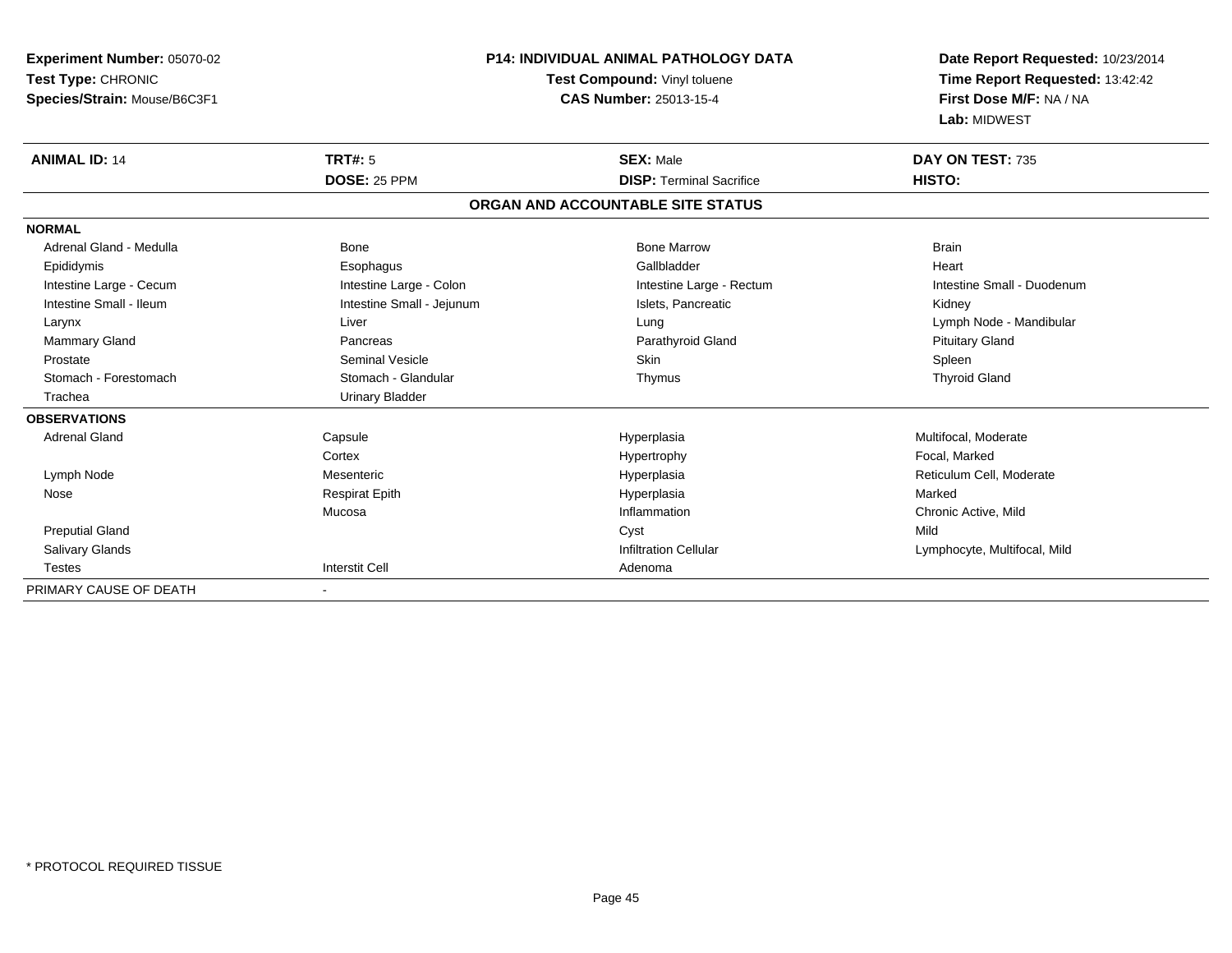**Experiment Number:** 05070-02
**Test Type:** CHRONIC
**Species/Strain:** Mouse/B6C3F1

**P14: INDIVIDUAL ANIMAL PATHOLOGY DATA**
**Test Compound:** Vinyl toluene
**CAS Number:** 25013-15-4

**Date Report Requested:** 10/23/2014
**Time Report Requested:** 13:42:42
**First Dose M/F:** NA / NA
**Lab:** MIDWEST

| | | | |
|---|---|---|---|
| **ANIMAL ID:** 14 | **TRT#:** 5 | **SEX:** Male | **DAY ON TEST:** 735 |
| | **DOSE:** 25 PPM | **DISP:** Terminal Sacrifice | **HISTO:** |

## ORGAN AND ACCOUNTABLE SITE STATUS

| | | | |
|---|---|---|---|
| **NORMAL** | | | |
| Adrenal Gland - Medulla | Bone | Bone Marrow | Brain |
| Epididymis | Esophagus | Gallbladder | Heart |
| Intestine Large - Cecum | Intestine Large - Colon | Intestine Large - Rectum | Intestine Small - Duodenum |
| Intestine Small - Ileum | Intestine Small - Jejunum | Islets, Pancreatic | Kidney |
| Larynx | Liver | Lung | Lymph Node - Mandibular |
| Mammary Gland | Pancreas | Parathyroid Gland | Pituitary Gland |
| Prostate | Seminal Vesicle | Skin | Spleen |
| Stomach - Forestomach | Stomach - Glandular | Thymus | Thyroid Gland |
| Trachea | Urinary Bladder | | |
| **OBSERVATIONS** | | | |
| Adrenal Gland | Capsule | Hyperplasia | Multifocal, Moderate |
| | Cortex | Hypertrophy | Focal, Marked |
| Lymph Node | Mesenteric | Hyperplasia | Reticulum Cell, Moderate |
| Nose | Respirat Epith | Hyperplasia | Marked |
| | Mucosa | Inflammation | Chronic Active, Mild |
| Preputial Gland | | Cyst | Mild |
| Salivary Glands | | Infiltration Cellular | Lymphocyte, Multifocal, Mild |
| Testes | Interstit Cell | Adenoma | |
| PRIMARY CAUSE OF DEATH | - | | |

* PROTOCOL REQUIRED TISSUE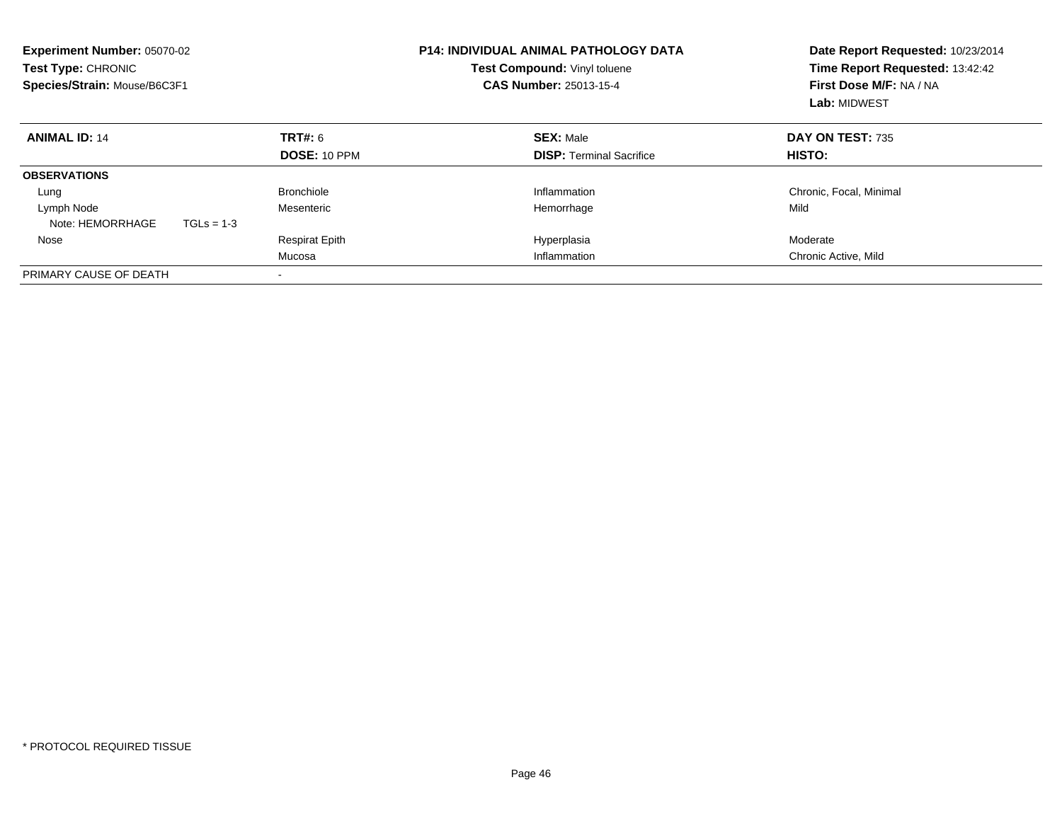**Experiment Number:** 05070-02
**Test Type:** CHRONIC
**Species/Strain:** Mouse/B6C3F1

**P14: INDIVIDUAL ANIMAL PATHOLOGY DATA**
**Test Compound:** Vinyl toluene
**CAS Number:** 25013-15-4

**Date Report Requested:** 10/23/2014
**Time Report Requested:** 13:42:42
**First Dose M/F:** NA / NA
**Lab:** MIDWEST

| **ANIMAL ID:** 14 | **TRT#:** 6 | **SEX:** Male | **DAY ON TEST:** 735 |
|---|---|---|---|
| | **DOSE:** 10 PPM | **DISP:** Terminal Sacrifice | **HISTO:** |
| **OBSERVATIONS** | | | |
| Lung | Bronchiole | Inflammation | Chronic, Focal, Minimal |
| Lymph Node | Mesenteric | Hemorrhage | Mild |
| Note: HEMORRHAGE TGLs = 1-3 | | | |
| Nose | Respirat Epith | Hyperplasia | Moderate |
| | Mucosa | Inflammation | Chronic Active, Mild |
| PRIMARY CAUSE OF DEATH | - | | |

* PROTOCOL REQUIRED TISSUE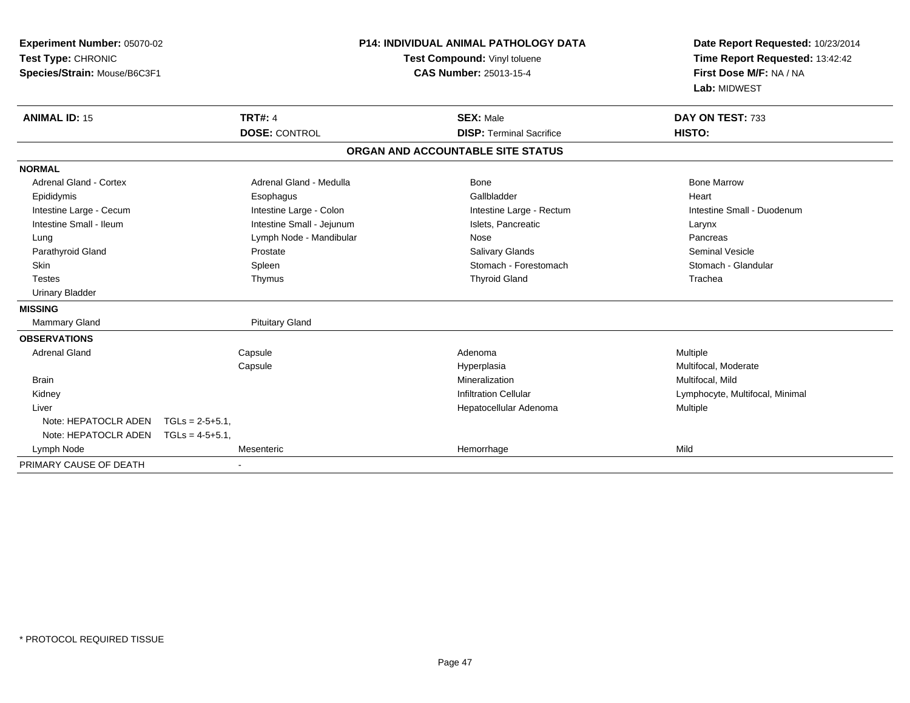**Experiment Number:** 05070-02
**Test Type:** CHRONIC
**Species/Strain:** Mouse/B6C3F1

**P14: INDIVIDUAL ANIMAL PATHOLOGY DATA**
**Test Compound:** Vinyl toluene
**CAS Number:** 25013-15-4

**Date Report Requested:** 10/23/2014
**Time Report Requested:** 13:42:42
**First Dose M/F:** NA / NA
**Lab:** MIDWEST

| **ANIMAL ID:** 15 | **TRT#:** 4 | **SEX:** Male | **DAY ON TEST:** 733 |
|---|---|---|---|
| | **DOSE:** CONTROL | **DISP:** Terminal Sacrifice | **HISTO:** |

## ORGAN AND ACCOUNTABLE SITE STATUS

**NORMAL**

| | | | |
|---|---|---|---|
| Adrenal Gland - Cortex | Adrenal Gland - Medulla | Bone | Bone Marrow |
| Epididymis | Esophagus | Gallbladder | Heart |
| Intestine Large - Cecum | Intestine Large - Colon | Intestine Large - Rectum | Intestine Small - Duodenum |
| Intestine Small - Ileum | Intestine Small - Jejunum | Islets, Pancreatic | Larynx |
| Lung | Lymph Node - Mandibular | Nose | Pancreas |
| Parathyroid Gland | Prostate | Salivary Glands | Seminal Vesicle |
| Skin | Spleen | Stomach - Forestomach | Stomach - Glandular |
| Testes | Thymus | Thyroid Gland | Trachea |
| Urinary Bladder | | | |

**MISSING**

| | |
|---|---|
| Mammary Gland | Pituitary Gland |

**OBSERVATIONS**

| | | | |
|---|---|---|---|
| Adrenal Gland | Capsule | Adenoma | Multiple |
| | Capsule | Hyperplasia | Multifocal, Moderate |
| Brain | | Mineralization | Multifocal, Mild |
| Kidney | | Infiltration Cellular | Lymphocyte, Multifocal, Minimal |
| Liver | | Hepatocellular Adenoma | Multiple |
| Note: HEPATOCLR ADEN TGLs = 2-5+5.1, | | | |
| Note: HEPATOCLR ADEN TGLs = 4-5+5.1, | | | |
| Lymph Node | Mesenteric | Hemorrhage | Mild |

PRIMARY CAUSE OF DEATH -

* PROTOCOL REQUIRED TISSUE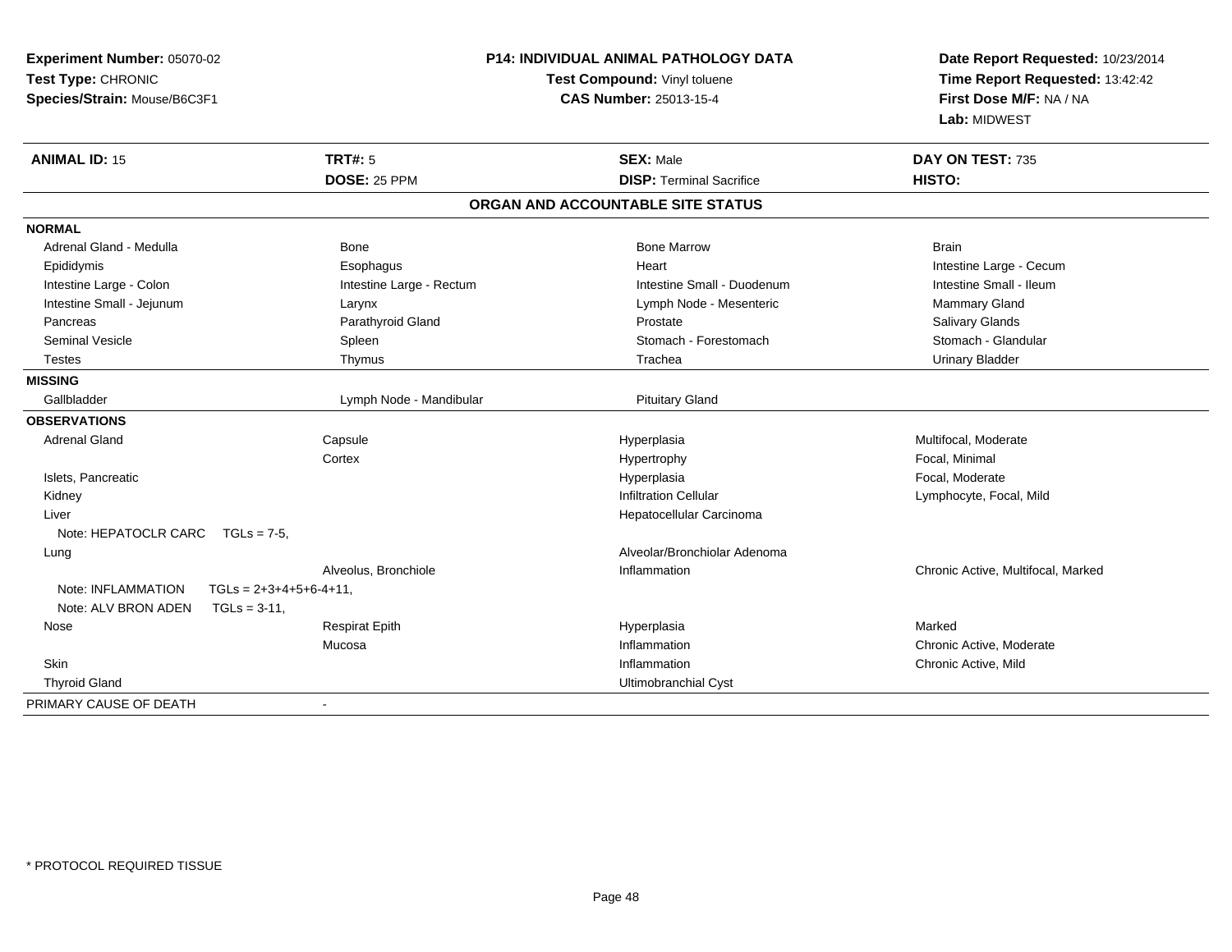**Experiment Number:** 05070-02
**Test Type:** CHRONIC
**Species/Strain:** Mouse/B6C3F1

**P14: INDIVIDUAL ANIMAL PATHOLOGY DATA**
**Test Compound:** Vinyl toluene
**CAS Number:** 25013-15-4

**Date Report Requested:** 10/23/2014
**Time Report Requested:** 13:42:42
**First Dose M/F:** NA / NA
**Lab:** MIDWEST

| **ANIMAL ID:** 15 | **TRT#:** 5 | **SEX:** Male | **DAY ON TEST:** 735 |
|---|---|---|---|
| | **DOSE:** 25 PPM | **DISP:** Terminal Sacrifice | **HISTO:** |

## ORGAN AND ACCOUNTABLE SITE STATUS

| | | | |
|---|---|---|---|
| **NORMAL** | | | |
| Adrenal Gland - Medulla | Bone | Bone Marrow | Brain |
| Epididymis | Esophagus | Heart | Intestine Large - Cecum |
| Intestine Large - Colon | Intestine Large - Rectum | Intestine Small - Duodenum | Intestine Small - Ileum |
| Intestine Small - Jejunum | Larynx | Lymph Node - Mesenteric | Mammary Gland |
| Pancreas | Parathyroid Gland | Prostate | Salivary Glands |
| Seminal Vesicle | Spleen | Stomach - Forestomach | Stomach - Glandular |
| Testes | Thymus | Trachea | Urinary Bladder |
| **MISSING** | | | |
| Gallbladder | Lymph Node - Mandibular | Pituitary Gland | |
| **OBSERVATIONS** | | | |
| Adrenal Gland | Capsule | Hyperplasia | Multifocal, Moderate |
| | Cortex | Hypertrophy | Focal, Minimal |
| Islets, Pancreatic | | Hyperplasia | Focal, Moderate |
| Kidney | | Infiltration Cellular | Lymphocyte, Focal, Mild |
| Liver | | Hepatocellular Carcinoma | |
| Note: HEPATOCLR CARC TGLs = 7-5, | | | |
| Lung | | Alveolar/Bronchiolar Adenoma | |
| | Alveolus, Bronchiole | Inflammation | Chronic Active, Multifocal, Marked |
| Note: INFLAMMATION TGLs = 2+3+4+5+6-4+11, | | | |
| Note: ALV BRON ADEN TGLs = 3-11, | | | |
| Nose | Respirat Epith | Hyperplasia | Marked |
| | Mucosa | Inflammation | Chronic Active, Moderate |
| Skin | | Inflammation | Chronic Active, Mild |
| Thyroid Gland | | Ultimobranchial Cyst | |
| PRIMARY CAUSE OF DEATH | - | | |

\* PROTOCOL REQUIRED TISSUE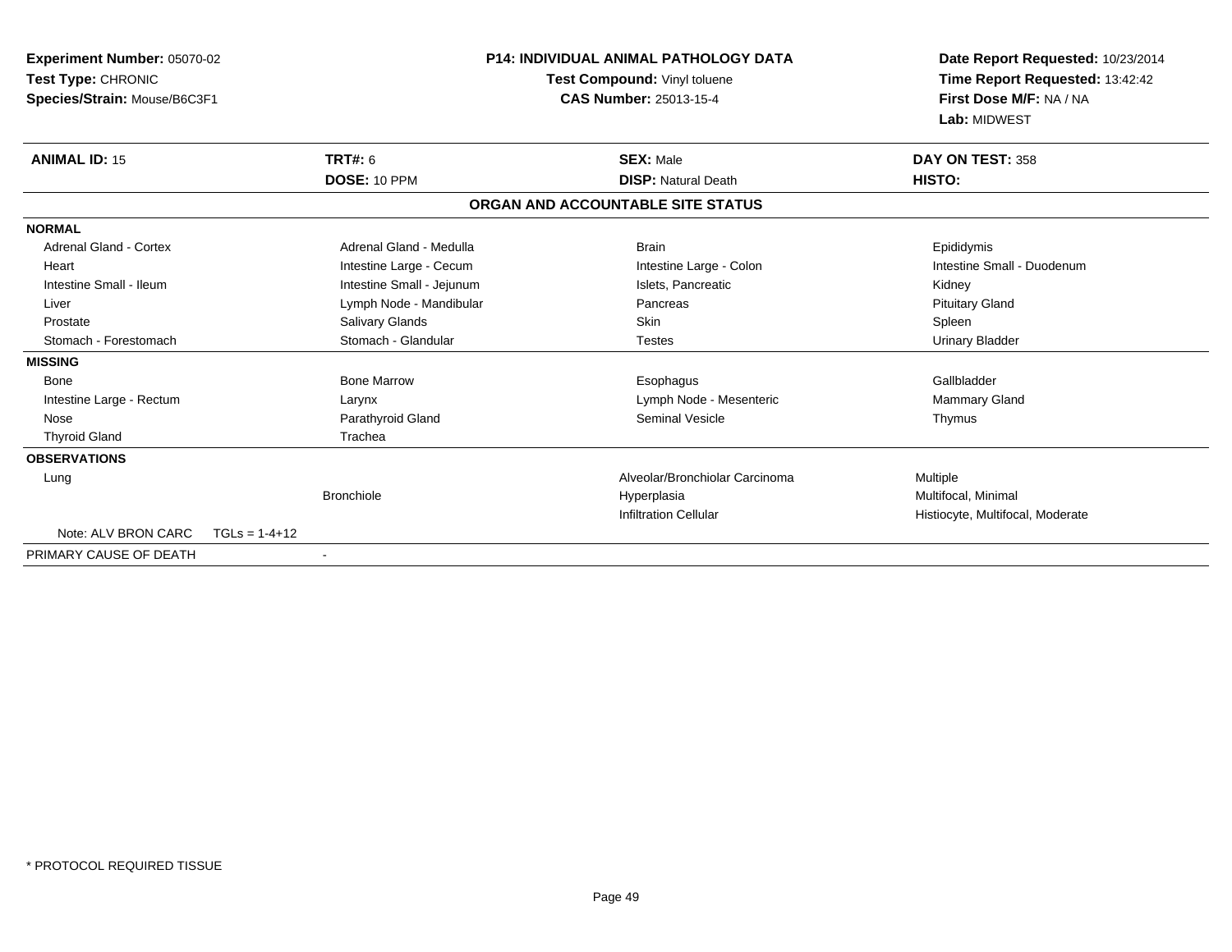**Experiment Number:** 05070-02
**Test Type:** CHRONIC
**Species/Strain:** Mouse/B6C3F1

**P14: INDIVIDUAL ANIMAL PATHOLOGY DATA**
**Test Compound:** Vinyl toluene
**CAS Number:** 25013-15-4

**Date Report Requested:** 10/23/2014
**Time Report Requested:** 13:42:42
**First Dose M/F:** NA / NA
**Lab:** MIDWEST

| | | | |
|---|---|---|---|
| **ANIMAL ID:** 15 | **TRT#:** 6 | **SEX:** Male | **DAY ON TEST:** 358 |
| | **DOSE:** 10 PPM | **DISP:** Natural Death | **HISTO:** |

## ORGAN AND ACCOUNTABLE SITE STATUS

| | | | |
|---|---|---|---|
| **NORMAL** | | | |
| Adrenal Gland - Cortex | Adrenal Gland - Medulla | Brain | Epididymis |
| Heart | Intestine Large - Cecum | Intestine Large - Colon | Intestine Small - Duodenum |
| Intestine Small - Ileum | Intestine Small - Jejunum | Islets, Pancreatic | Kidney |
| Liver | Lymph Node - Mandibular | Pancreas | Pituitary Gland |
| Prostate | Salivary Glands | Skin | Spleen |
| Stomach - Forestomach | Stomach - Glandular | Testes | Urinary Bladder |
| **MISSING** | | | |
| Bone | Bone Marrow | Esophagus | Gallbladder |
| Intestine Large - Rectum | Larynx | Lymph Node - Mesenteric | Mammary Gland |
| Nose | Parathyroid Gland | Seminal Vesicle | Thymus |
| Thyroid Gland | Trachea | | |
| **OBSERVATIONS** | | | |
| Lung | | Alveolar/Bronchiolar Carcinoma | Multiple |
| | Bronchiole | Hyperplasia | Multifocal, Minimal |
| | | Infiltration Cellular | Histiocyte, Multifocal, Moderate |
| Note: ALV BRON CARC TGLs = 1-4+12 | | | |
| PRIMARY CAUSE OF DEATH | - | | |

\* PROTOCOL REQUIRED TISSUE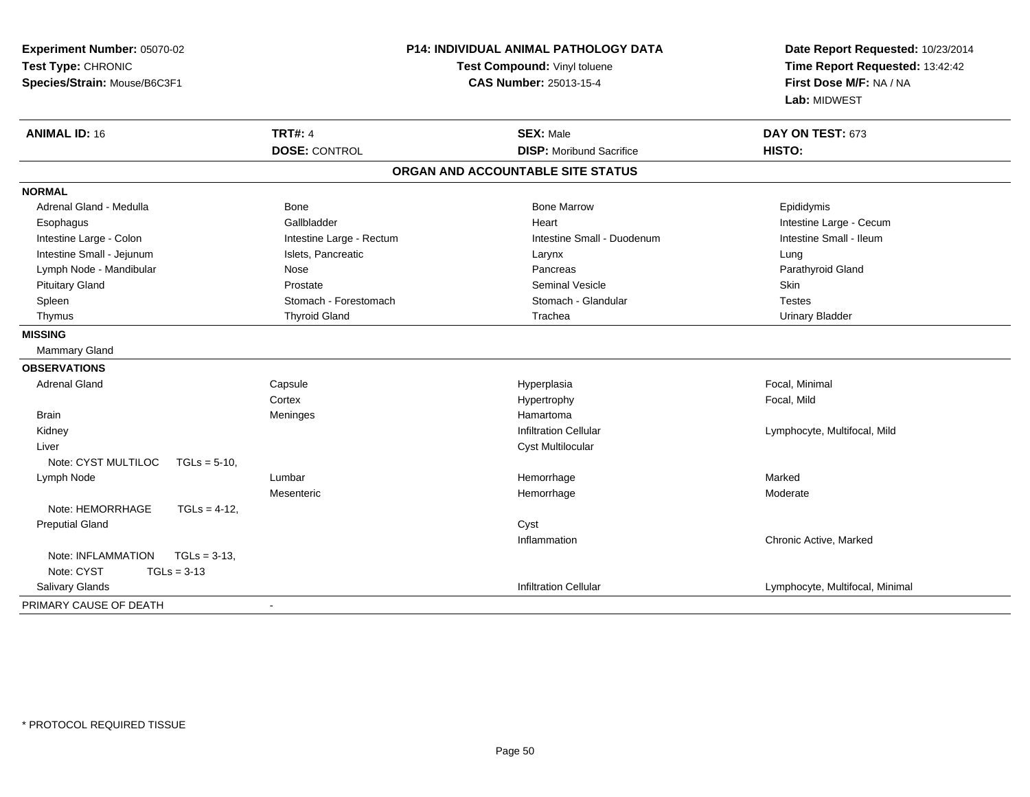**Experiment Number:** 05070-02
**Test Type:** CHRONIC
**Species/Strain:** Mouse/B6C3F1

**P14: INDIVIDUAL ANIMAL PATHOLOGY DATA**
**Test Compound:** Vinyl toluene
**CAS Number:** 25013-15-4

**Date Report Requested:** 10/23/2014
**Time Report Requested:** 13:42:42
**First Dose M/F:** NA / NA
**Lab:** MIDWEST

| **ANIMAL ID:** 16 | **TRT#:** 4 | **SEX:** Male | **DAY ON TEST:** 673 |
|---|---|---|---|
| | **DOSE:** CONTROL | **DISP:** Moribund Sacrifice | **HISTO:** |

## ORGAN AND ACCOUNTABLE SITE STATUS

| | | | |
|---|---|---|---|
| **NORMAL** | | | |
| Adrenal Gland - Medulla | Bone | Bone Marrow | Epididymis |
| Esophagus | Gallbladder | Heart | Intestine Large - Cecum |
| Intestine Large - Colon | Intestine Large - Rectum | Intestine Small - Duodenum | Intestine Small - Ileum |
| Intestine Small - Jejunum | Islets, Pancreatic | Larynx | Lung |
| Lymph Node - Mandibular | Nose | Pancreas | Parathyroid Gland |
| Pituitary Gland | Prostate | Seminal Vesicle | Skin |
| Spleen | Stomach - Forestomach | Stomach - Glandular | Testes |
| Thymus | Thyroid Gland | Trachea | Urinary Bladder |
| **MISSING** | | | |
| Mammary Gland | | | |
| **OBSERVATIONS** | | | |
| Adrenal Gland | Capsule | Hyperplasia | Focal, Minimal |
| | Cortex | Hypertrophy | Focal, Mild |
| Brain | Meninges | Hamartoma | |
| Kidney | | Infiltration Cellular | Lymphocyte, Multifocal, Mild |
| Liver | | Cyst Multilocular | |
| Note: CYST MULTILOC TGLs = 5-10, | | | |
| Lymph Node | Lumbar | Hemorrhage | Marked |
| | Mesenteric | Hemorrhage | Moderate |
| Note: HEMORRHAGE TGLs = 4-12, | | | |
| Preputial Gland | | Cyst | |
| | | Inflammation | Chronic Active, Marked |
| Note: INFLAMMATION TGLs = 3-13, | | | |
| Note: CYST TGLs = 3-13 | | | |
| Salivary Glands | | Infiltration Cellular | Lymphocyte, Multifocal, Minimal |
| PRIMARY CAUSE OF DEATH | - | | |

* PROTOCOL REQUIRED TISSUE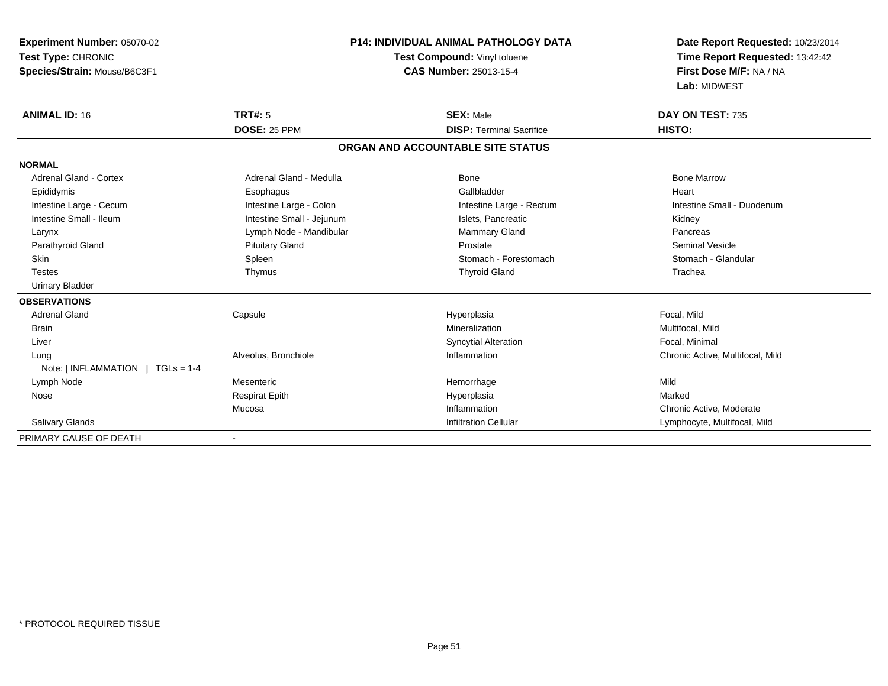**Experiment Number:** 05070-02
**Test Type:** CHRONIC
**Species/Strain:** Mouse/B6C3F1

**P14: INDIVIDUAL ANIMAL PATHOLOGY DATA**
**Test Compound:** Vinyl toluene
**CAS Number:** 25013-15-4

**Date Report Requested:** 10/23/2014
**Time Report Requested:** 13:42:42
**First Dose M/F:** NA / NA
**Lab:** MIDWEST

| **ANIMAL ID:** 16 | **TRT#:** 5 | **SEX:** Male | **DAY ON TEST:** 735 |
|---|---|---|---|
| | **DOSE:** 25 PPM | **DISP:** Terminal Sacrifice | **HISTO:** |

## ORGAN AND ACCOUNTABLE SITE STATUS

| | | | |
|---|---|---|---|
| **NORMAL** | | | |
| Adrenal Gland - Cortex | Adrenal Gland - Medulla | Bone | Bone Marrow |
| Epididymis | Esophagus | Gallbladder | Heart |
| Intestine Large - Cecum | Intestine Large - Colon | Intestine Large - Rectum | Intestine Small - Duodenum |
| Intestine Small - Ileum | Intestine Small - Jejunum | Islets, Pancreatic | Kidney |
| Larynx | Lymph Node - Mandibular | Mammary Gland | Pancreas |
| Parathyroid Gland | Pituitary Gland | Prostate | Seminal Vesicle |
| Skin | Spleen | Stomach - Forestomach | Stomach - Glandular |
| Testes | Thymus | Thyroid Gland | Trachea |
| Urinary Bladder | | | |
| **OBSERVATIONS** | | | |
| Adrenal Gland | Capsule | Hyperplasia | Focal, Mild |
| Brain | | Mineralization | Multifocal, Mild |
| Liver | | Syncytial Alteration | Focal, Minimal |
| Lung | Alveolus, Bronchiole | Inflammation | Chronic Active, Multifocal, Mild |
| Note: [ INFLAMMATION ] TGLs = 1-4 | | | |
| Lymph Node | Mesenteric | Hemorrhage | Mild |
| Nose | Respirat Epith | Hyperplasia | Marked |
| | Mucosa | Inflammation | Chronic Active, Moderate |
| Salivary Glands | | Infiltration Cellular | Lymphocyte, Multifocal, Mild |
| PRIMARY CAUSE OF DEATH | - | | |

* PROTOCOL REQUIRED TISSUE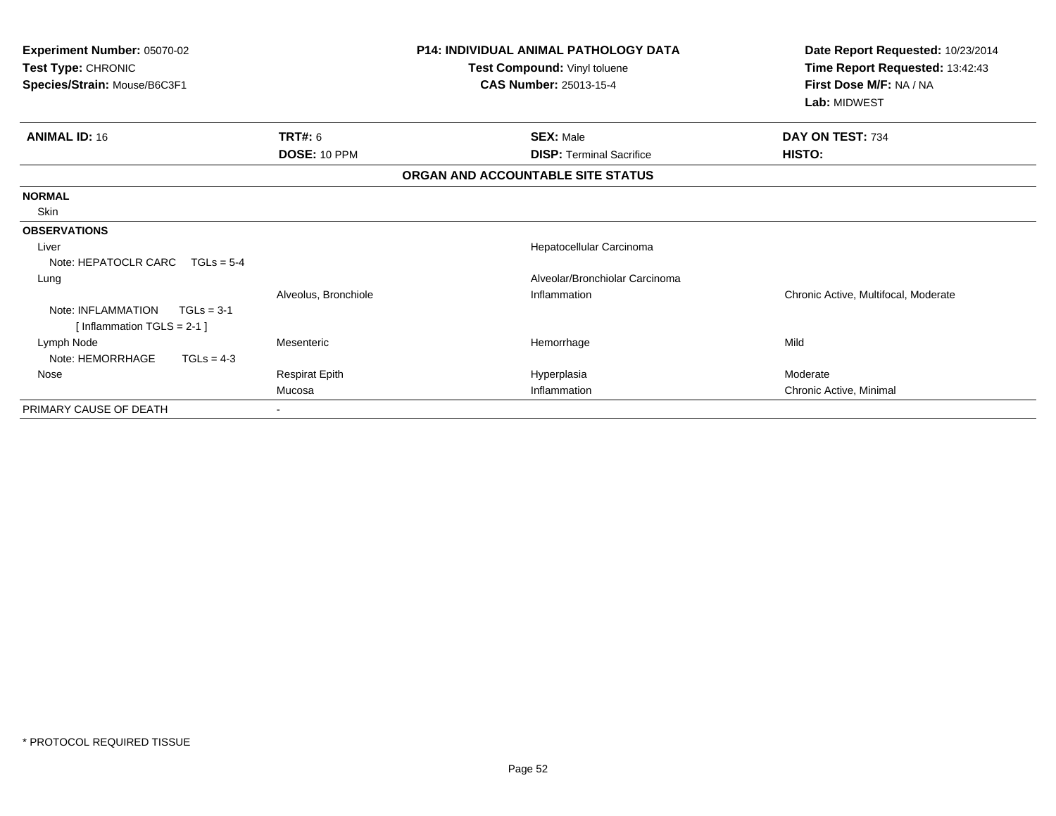**Experiment Number:** 05070-02
**Test Type:** CHRONIC
**Species/Strain:** Mouse/B6C3F1

**P14: INDIVIDUAL ANIMAL PATHOLOGY DATA**
**Test Compound:** Vinyl toluene
**CAS Number:** 25013-15-4

**Date Report Requested:** 10/23/2014
**Time Report Requested:** 13:42:43
**First Dose M/F:** NA / NA
**Lab:** MIDWEST

| **ANIMAL ID:** 16 | **TRT#:** 6 | **SEX:** Male | **DAY ON TEST:** 734 |
|---|---|---|---|
| | **DOSE:** 10 PPM | **DISP:** Terminal Sacrifice | **HISTO:** |

**ORGAN AND ACCOUNTABLE SITE STATUS**

| | | | |
|---|---|---|---|
| **NORMAL** | | | |
| Skin | | | |
| **OBSERVATIONS** | | | |
| Liver | | Hepatocellular Carcinoma | |
| Note: HEPATOCLR CARC TGLs = 5-4 | | | |
| Lung | | Alveolar/Bronchiolar Carcinoma | |
| | Alveolus, Bronchiole | Inflammation | Chronic Active, Multifocal, Moderate |
| Note: INFLAMMATION TGLs = 3-1 [ Inflammation TGLS = 2-1 ] | | | |
| Lymph Node | Mesenteric | Hemorrhage | Mild |
| Note: HEMORRHAGE TGLs = 4-3 | | | |
| Nose | Respirat Epith | Hyperplasia | Moderate |
| | Mucosa | Inflammation | Chronic Active, Minimal |
| PRIMARY CAUSE OF DEATH | - | | |

* PROTOCOL REQUIRED TISSUE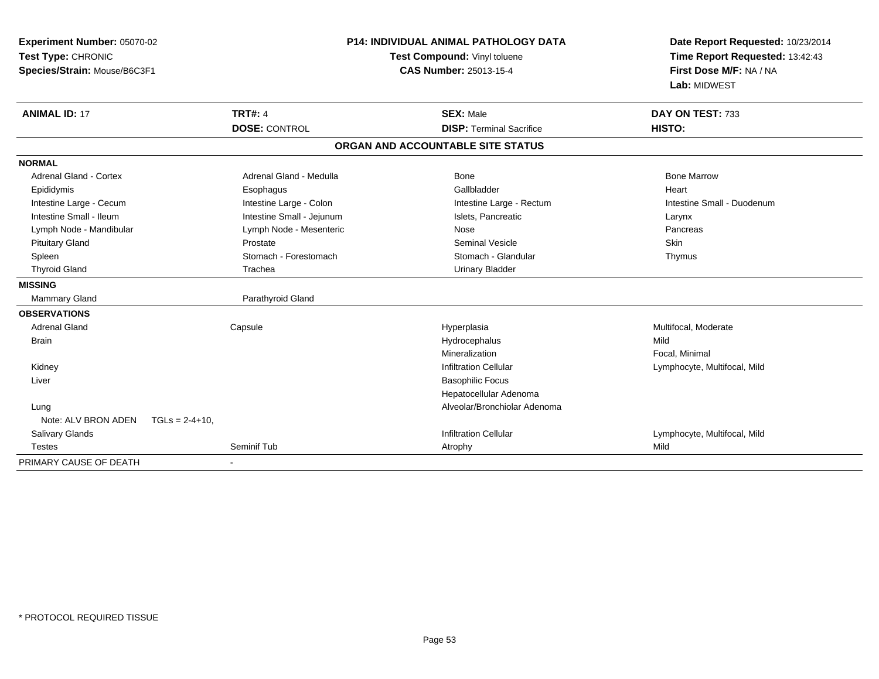**Experiment Number:** 05070-02
**Test Type:** CHRONIC
**Species/Strain:** Mouse/B6C3F1

**P14: INDIVIDUAL ANIMAL PATHOLOGY DATA**
**Test Compound:** Vinyl toluene
**CAS Number:** 25013-15-4

**Date Report Requested:** 10/23/2014
**Time Report Requested:** 13:42:43
**First Dose M/F:** NA / NA
**Lab:** MIDWEST

| **ANIMAL ID:** 17 | **TRT#:** 4 | **SEX:** Male | **DAY ON TEST:** 733 |
|---|---|---|---|
| | **DOSE:** CONTROL | **DISP:** Terminal Sacrifice | **HISTO:** |

**ORGAN AND ACCOUNTABLE SITE STATUS**

| | | | |
|---|---|---|---|
| **NORMAL** | | | |
| Adrenal Gland - Cortex | Adrenal Gland - Medulla | Bone | Bone Marrow |
| Epididymis | Esophagus | Gallbladder | Heart |
| Intestine Large - Cecum | Intestine Large - Colon | Intestine Large - Rectum | Intestine Small - Duodenum |
| Intestine Small - Ileum | Intestine Small - Jejunum | Islets, Pancreatic | Larynx |
| Lymph Node - Mandibular | Lymph Node - Mesenteric | Nose | Pancreas |
| Pituitary Gland | Prostate | Seminal Vesicle | Skin |
| Spleen | Stomach - Forestomach | Stomach - Glandular | Thymus |
| Thyroid Gland | Trachea | Urinary Bladder | |
| **MISSING** | | | |
| Mammary Gland | Parathyroid Gland | | |
| **OBSERVATIONS** | | | |
| Adrenal Gland | Capsule | Hyperplasia | Multifocal, Moderate |
| Brain | | Hydrocephalus | Mild |
| | | Mineralization | Focal, Minimal |
| Kidney | | Infiltration Cellular | Lymphocyte, Multifocal, Mild |
| Liver | | Basophilic Focus | |
| | | Hepatocellular Adenoma | |
| Lung | | Alveolar/Bronchiolar Adenoma | |
| Note: ALV BRON ADEN TGLs = 2-4+10, | | | |
| Salivary Glands | | Infiltration Cellular | Lymphocyte, Multifocal, Mild |
| Testes | Seminif Tub | Atrophy | Mild |
| PRIMARY CAUSE OF DEATH | - | | |

* PROTOCOL REQUIRED TISSUE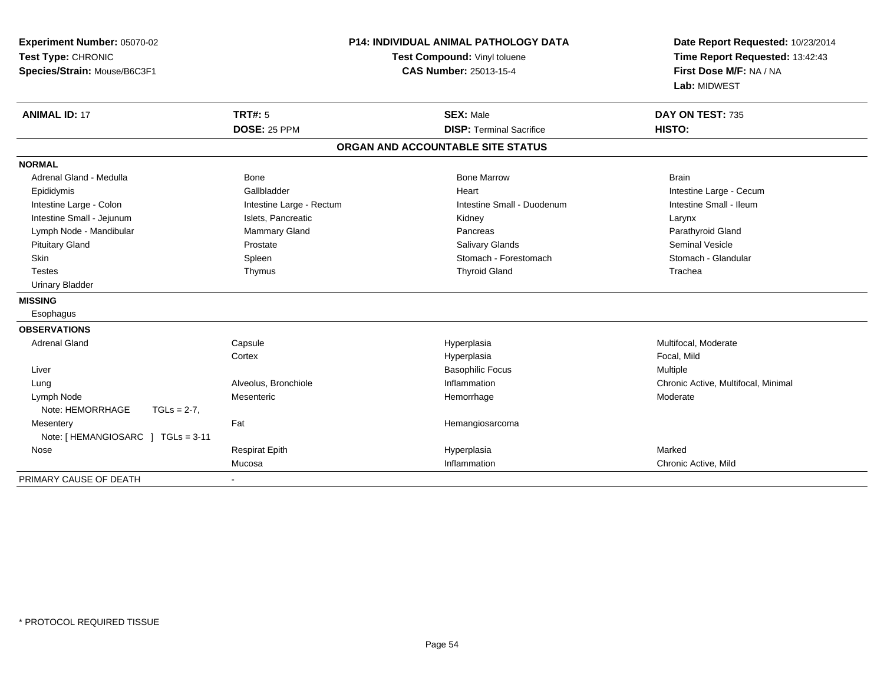**Experiment Number:** 05070-02
**Test Type:** CHRONIC
**Species/Strain:** Mouse/B6C3F1

**P14: INDIVIDUAL ANIMAL PATHOLOGY DATA**
**Test Compound:** Vinyl toluene
**CAS Number:** 25013-15-4

**Date Report Requested:** 10/23/2014
**Time Report Requested:** 13:42:43
**First Dose M/F:** NA / NA
**Lab:** MIDWEST

| **ANIMAL ID:** 17 | **TRT#:** 5 | **SEX:** Male | **DAY ON TEST:** 735 |
|---|---|---|---|
| | **DOSE:** 25 PPM | **DISP:** Terminal Sacrifice | **HISTO:** |

## ORGAN AND ACCOUNTABLE SITE STATUS

**NORMAL**

| | | | |
|---|---|---|---|
| Adrenal Gland - Medulla | Bone | Bone Marrow | Brain |
| Epididymis | Gallbladder | Heart | Intestine Large - Cecum |
| Intestine Large - Colon | Intestine Large - Rectum | Intestine Small - Duodenum | Intestine Small - Ileum |
| Intestine Small - Jejunum | Islets, Pancreatic | Kidney | Larynx |
| Lymph Node - Mandibular | Mammary Gland | Pancreas | Parathyroid Gland |
| Pituitary Gland | Prostate | Salivary Glands | Seminal Vesicle |
| Skin | Spleen | Stomach - Forestomach | Stomach - Glandular |
| Testes | Thymus | Thyroid Gland | Trachea |
| Urinary Bladder | | | |

**MISSING**

Esophagus

**OBSERVATIONS**

| | | | |
|---|---|---|---|
| Adrenal Gland | Capsule | Hyperplasia | Multifocal, Moderate |
| | Cortex | Hyperplasia | Focal, Mild |
| Liver | | Basophilic Focus | Multiple |
| Lung | Alveolus, Bronchiole | Inflammation | Chronic Active, Multifocal, Minimal |
| Lymph Node | Mesenteric | Hemorrhage | Moderate |
| Note: HEMORRHAGE TGLs = 2-7, | | | |
| Mesentery | Fat | Hemangiosarcoma | |
| Note: [ HEMANGIOSARC ] TGLs = 3-11 | | | |
| Nose | Respirat Epith | Hyperplasia | Marked |
| | Mucosa | Inflammation | Chronic Active, Mild |

PRIMARY CAUSE OF DEATH -

* PROTOCOL REQUIRED TISSUE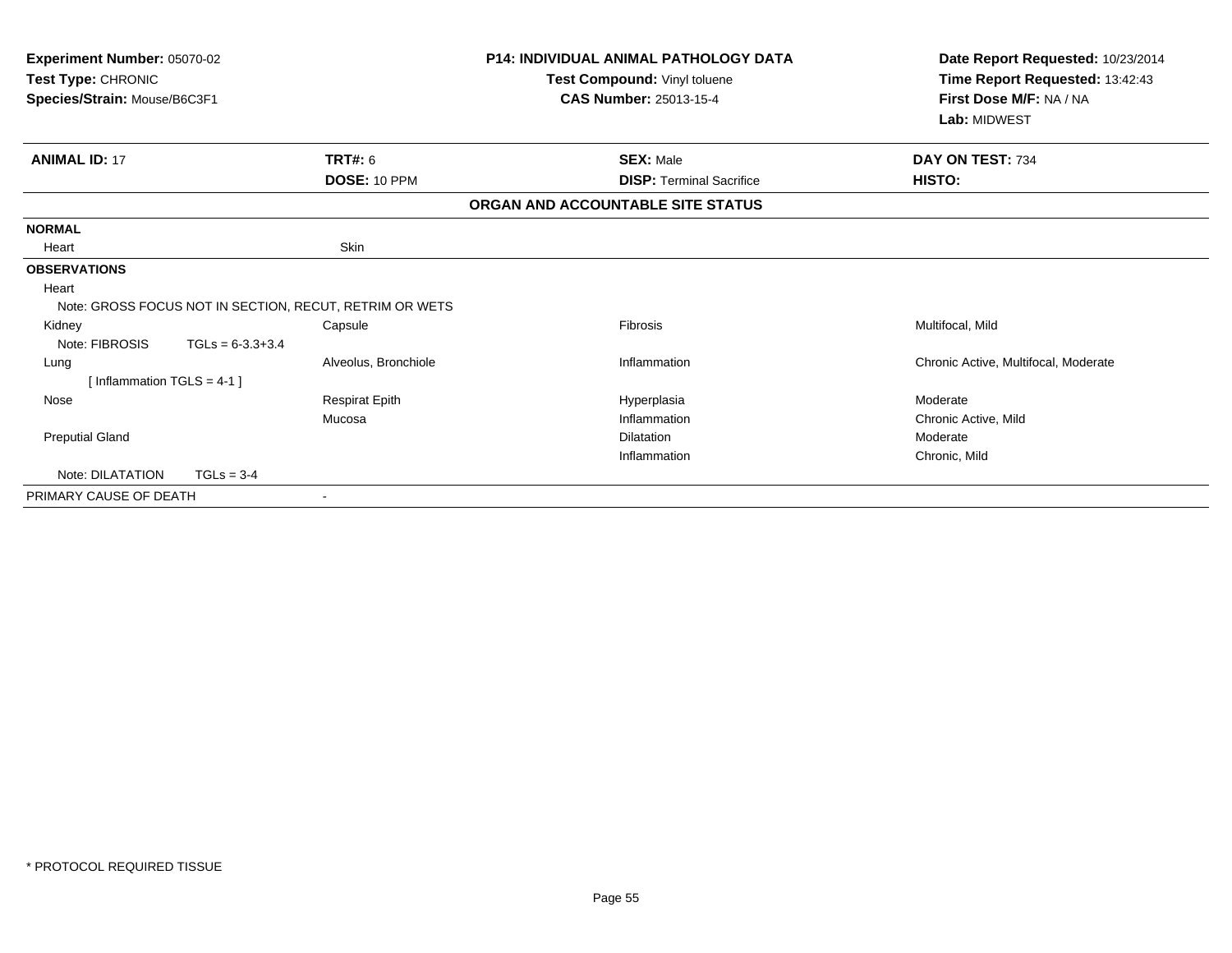**Experiment Number:** 05070-02
**Test Type:** CHRONIC
**Species/Strain:** Mouse/B6C3F1

**P14: INDIVIDUAL ANIMAL PATHOLOGY DATA**
**Test Compound:** Vinyl toluene
**CAS Number:** 25013-15-4

**Date Report Requested:** 10/23/2014
**Time Report Requested:** 13:42:43
**First Dose M/F:** NA / NA
**Lab:** MIDWEST

| **ANIMAL ID:** 17 | **TRT#:** 6 | **SEX:** Male | **DAY ON TEST:** 734 |
|---|---|---|---|
| | **DOSE:** 10 PPM | **DISP:** Terminal Sacrifice | **HISTO:** |

**ORGAN AND ACCOUNTABLE SITE STATUS**

| | | | |
|---|---|---|---|
| **NORMAL** | | | |
| Heart | Skin | | |
| **OBSERVATIONS** | | | |
| Heart | | | |
| Note: GROSS FOCUS NOT IN SECTION, RECUT, RETRIM OR WETS | | | |
| Kidney | Capsule | Fibrosis | Multifocal, Mild |
| Note: FIBROSIS TGLs = 6-3.3+3.4 | | | |
| Lung | Alveolus, Bronchiole | Inflammation | Chronic Active, Multifocal, Moderate |
| [ Inflammation TGLS = 4-1 ] | | | |
| Nose | Respirat Epith | Hyperplasia | Moderate |
| | Mucosa | Inflammation | Chronic Active, Mild |
| Preputial Gland | | Dilatation | Moderate |
| | | Inflammation | Chronic, Mild |
| Note: DILATATION TGLs = 3-4 | | | |
| PRIMARY CAUSE OF DEATH | - | | |

* PROTOCOL REQUIRED TISSUE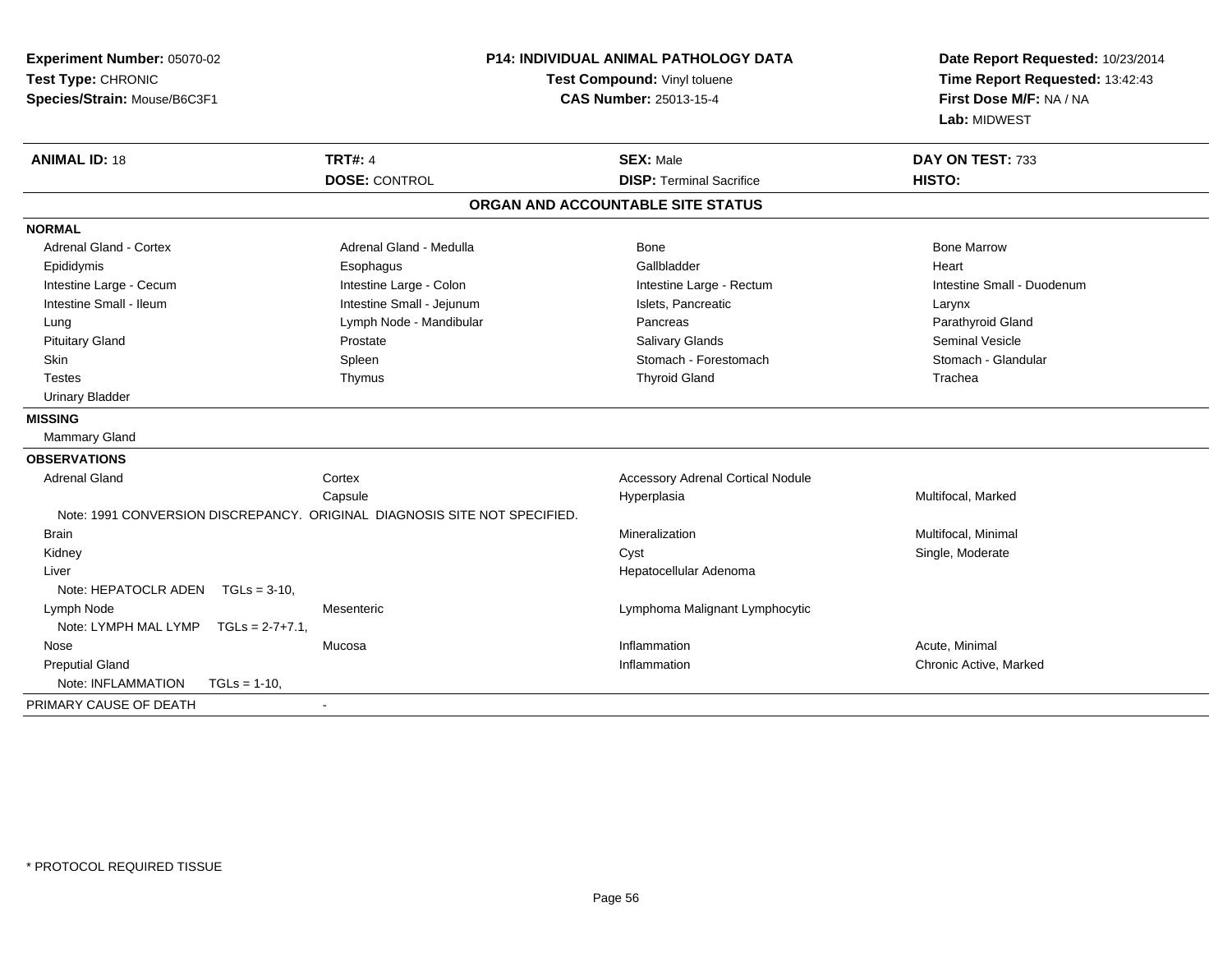**Experiment Number:** 05070-02
**Test Type:** CHRONIC
**Species/Strain:** Mouse/B6C3F1

**P14: INDIVIDUAL ANIMAL PATHOLOGY DATA**
**Test Compound:** Vinyl toluene
**CAS Number:** 25013-15-4

**Date Report Requested:** 10/23/2014
**Time Report Requested:** 13:42:43
**First Dose M/F:** NA / NA
**Lab:** MIDWEST

| | | | |
|---|---|---|---|
| **ANIMAL ID:** 18 | **TRT#:** 4 | **SEX:** Male | **DAY ON TEST:** 733 |
| | **DOSE:** CONTROL | **DISP:** Terminal Sacrifice | **HISTO:** |

## ORGAN AND ACCOUNTABLE SITE STATUS

**NORMAL**

| | | | |
|---|---|---|---|
| Adrenal Gland - Cortex | Adrenal Gland - Medulla | Bone | Bone Marrow |
| Epididymis | Esophagus | Gallbladder | Heart |
| Intestine Large - Cecum | Intestine Large - Colon | Intestine Large - Rectum | Intestine Small - Duodenum |
| Intestine Small - Ileum | Intestine Small - Jejunum | Islets, Pancreatic | Larynx |
| Lung | Lymph Node - Mandibular | Pancreas | Parathyroid Gland |
| Pituitary Gland | Prostate | Salivary Glands | Seminal Vesicle |
| Skin | Spleen | Stomach - Forestomach | Stomach - Glandular |
| Testes | Thymus | Thyroid Gland | Trachea |
| Urinary Bladder | | | |

**MISSING**

Mammary Gland

**OBSERVATIONS**

| | | | |
|---|---|---|---|
| Adrenal Gland | Cortex | Accessory Adrenal Cortical Nodule | |
| | Capsule | Hyperplasia | Multifocal, Marked |
| Note: 1991 CONVERSION DISCREPANCY. ORIGINAL DIAGNOSIS SITE NOT SPECIFIED. | | | |
| Brain | | Mineralization | Multifocal, Minimal |
| Kidney | | Cyst | Single, Moderate |
| Liver | | Hepatocellular Adenoma | |
| Note: HEPATOCLR ADEN TGLs = 3-10, | | | |
| Lymph Node | Mesenteric | Lymphoma Malignant Lymphocytic | |
| Note: LYMPH MAL LYMP TGLs = 2-7+7.1, | | | |
| Nose | Mucosa | Inflammation | Acute, Minimal |
| Preputial Gland | | Inflammation | Chronic Active, Marked |
| Note: INFLAMMATION TGLs = 1-10, | | | |

PRIMARY CAUSE OF DEATH -

* PROTOCOL REQUIRED TISSUE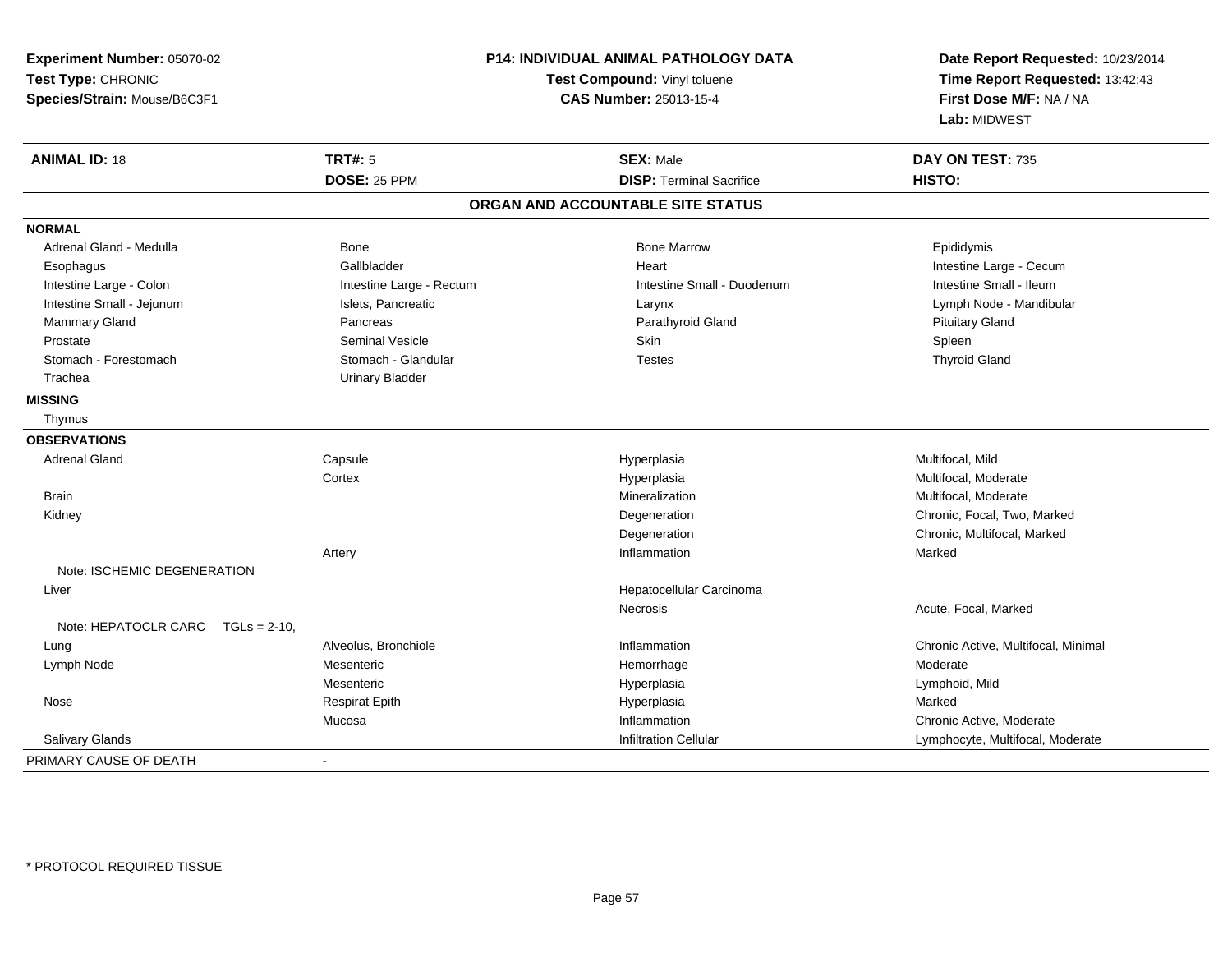**Experiment Number:** 05070-02
**Test Type:** CHRONIC
**Species/Strain:** Mouse/B6C3F1

**P14: INDIVIDUAL ANIMAL PATHOLOGY DATA**
**Test Compound:** Vinyl toluene
**CAS Number:** 25013-15-4

**Date Report Requested:** 10/23/2014
**Time Report Requested:** 13:42:43
**First Dose M/F:** NA / NA
**Lab:** MIDWEST

| **ANIMAL ID:** 18 | **TRT#:** 5 | **SEX:** Male | **DAY ON TEST:** 735 |
|---|---|---|---|
| | **DOSE:** 25 PPM | **DISP:** Terminal Sacrifice | **HISTO:** |

## ORGAN AND ACCOUNTABLE SITE STATUS

**NORMAL**

| | | | |
|---|---|---|---|
| Adrenal Gland - Medulla | Bone | Bone Marrow | Epididymis |
| Esophagus | Gallbladder | Heart | Intestine Large - Cecum |
| Intestine Large - Colon | Intestine Large - Rectum | Intestine Small - Duodenum | Intestine Small - Ileum |
| Intestine Small - Jejunum | Islets, Pancreatic | Larynx | Lymph Node - Mandibular |
| Mammary Gland | Pancreas | Parathyroid Gland | Pituitary Gland |
| Prostate | Seminal Vesicle | Skin | Spleen |
| Stomach - Forestomach | Stomach - Glandular | Testes | Thyroid Gland |
| Trachea | Urinary Bladder | | |

**MISSING**

Thymus

**OBSERVATIONS**

| | | | |
|---|---|---|---|
| Adrenal Gland | Capsule | Hyperplasia | Multifocal, Mild |
| | Cortex | Hyperplasia | Multifocal, Moderate |
| Brain | | Mineralization | Multifocal, Moderate |
| Kidney | | Degeneration | Chronic, Focal, Two, Marked |
| | | Degeneration | Chronic, Multifocal, Marked |
| | Artery | Inflammation | Marked |
| Note: ISCHEMIC DEGENERATION | | | |
| Liver | | Hepatocellular Carcinoma | |
| | | Necrosis | Acute, Focal, Marked |
| Note: HEPATOCLR CARC TGLs = 2-10, | | | |
| Lung | Alveolus, Bronchiole | Inflammation | Chronic Active, Multifocal, Minimal |
| Lymph Node | Mesenteric | Hemorrhage | Moderate |
| | Mesenteric | Hyperplasia | Lymphoid, Mild |
| Nose | Respirat Epith | Hyperplasia | Marked |
| | Mucosa | Inflammation | Chronic Active, Moderate |
| Salivary Glands | | Infiltration Cellular | Lymphocyte, Multifocal, Moderate |

PRIMARY CAUSE OF DEATH -

* PROTOCOL REQUIRED TISSUE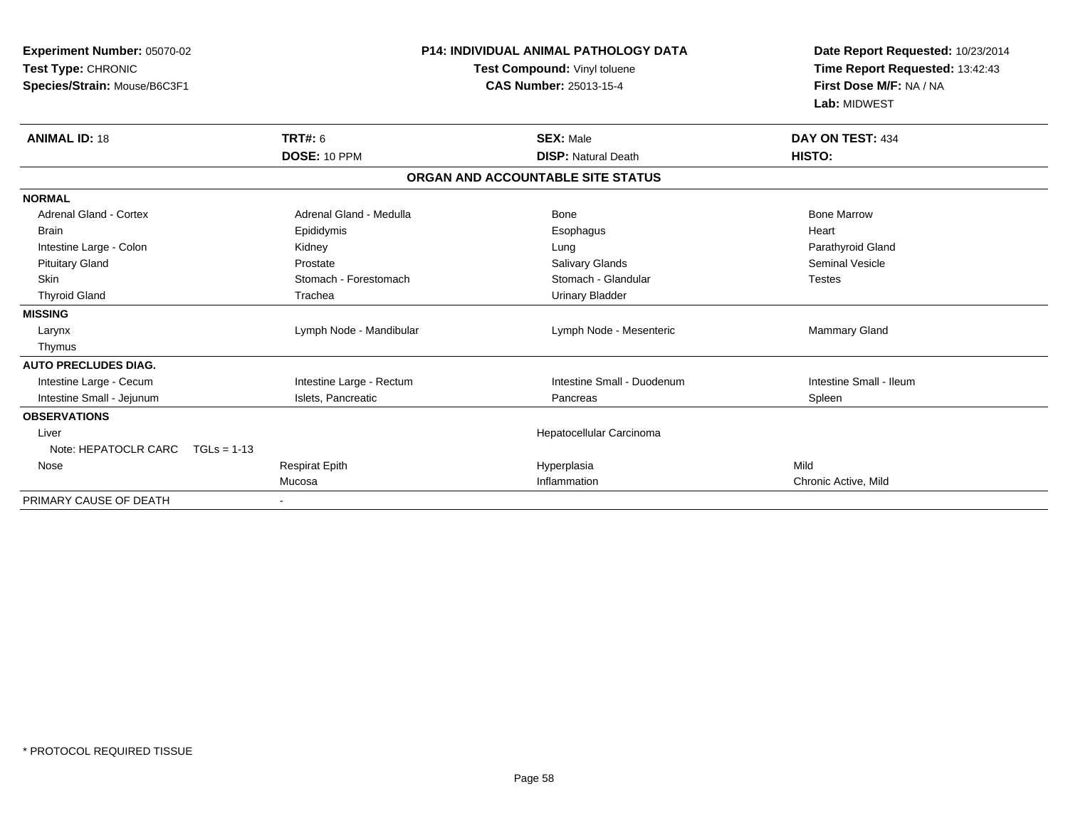**Experiment Number:** 05070-02
**Test Type:** CHRONIC
**Species/Strain:** Mouse/B6C3F1

**P14: INDIVIDUAL ANIMAL PATHOLOGY DATA**
**Test Compound:** Vinyl toluene
**CAS Number:** 25013-15-4

**Date Report Requested:** 10/23/2014
**Time Report Requested:** 13:42:43
**First Dose M/F:** NA / NA
**Lab:** MIDWEST

| **ANIMAL ID:** 18 | **TRT#:** 6 | **SEX:** Male | **DAY ON TEST:** 434 |
|---|---|---|---|
| | **DOSE:** 10 PPM | **DISP:** Natural Death | **HISTO:** |

## ORGAN AND ACCOUNTABLE SITE STATUS

| | | | |
|---|---|---|---|
| **NORMAL** | | | |
| Adrenal Gland - Cortex | Adrenal Gland - Medulla | Bone | Bone Marrow |
| Brain | Epididymis | Esophagus | Heart |
| Intestine Large - Colon | Kidney | Lung | Parathyroid Gland |
| Pituitary Gland | Prostate | Salivary Glands | Seminal Vesicle |
| Skin | Stomach - Forestomach | Stomach - Glandular | Testes |
| Thyroid Gland | Trachea | Urinary Bladder | |
| **MISSING** | | | |
| Larynx | Lymph Node - Mandibular | Lymph Node - Mesenteric | Mammary Gland |
| Thymus | | | |
| **AUTO PRECLUDES DIAG.** | | | |
| Intestine Large - Cecum | Intestine Large - Rectum | Intestine Small - Duodenum | Intestine Small - Ileum |
| Intestine Small - Jejunum | Islets, Pancreatic | Pancreas | Spleen |
| **OBSERVATIONS** | | | |
| Liver | | Hepatocellular Carcinoma | |
| Note: HEPATOCLR CARC TGLs = 1-13 | | | |
| Nose | Respirat Epith | Hyperplasia | Mild |
| | Mucosa | Inflammation | Chronic Active, Mild |
| PRIMARY CAUSE OF DEATH | - | | |

\* PROTOCOL REQUIRED TISSUE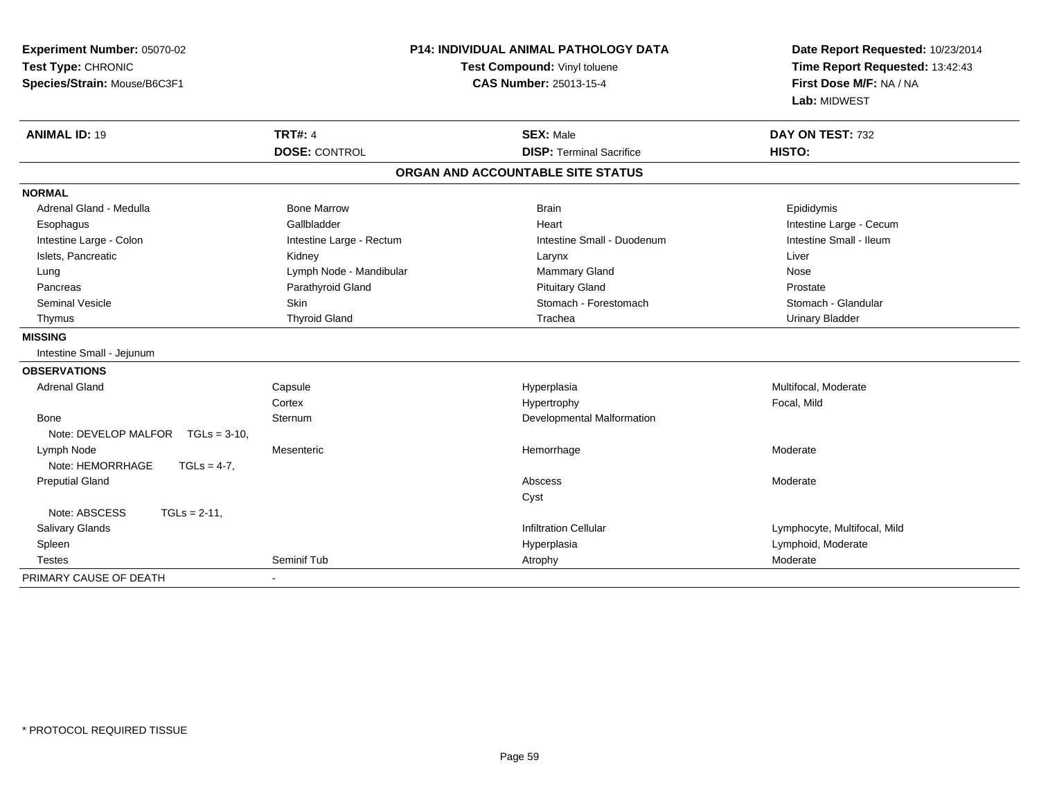**Experiment Number:** 05070-02
**Test Type:** CHRONIC
**Species/Strain:** Mouse/B6C3F1

**P14: INDIVIDUAL ANIMAL PATHOLOGY DATA**
**Test Compound:** Vinyl toluene
**CAS Number:** 25013-15-4

**Date Report Requested:** 10/23/2014
**Time Report Requested:** 13:42:43
**First Dose M/F:** NA / NA
**Lab:** MIDWEST

| **ANIMAL ID:** 19 | **TRT#:** 4 | **SEX:** Male | **DAY ON TEST:** 732 |
|---|---|---|---|
| | **DOSE:** CONTROL | **DISP:** Terminal Sacrifice | **HISTO:** |

**ORGAN AND ACCOUNTABLE SITE STATUS**

**NORMAL**

| | | | |
|---|---|---|---|
| Adrenal Gland - Medulla | Bone Marrow | Brain | Epididymis |
| Esophagus | Gallbladder | Heart | Intestine Large - Cecum |
| Intestine Large - Colon | Intestine Large - Rectum | Intestine Small - Duodenum | Intestine Small - Ileum |
| Islets, Pancreatic | Kidney | Larynx | Liver |
| Lung | Lymph Node - Mandibular | Mammary Gland | Nose |
| Pancreas | Parathyroid Gland | Pituitary Gland | Prostate |
| Seminal Vesicle | Skin | Stomach - Forestomach | Stomach - Glandular |
| Thymus | Thyroid Gland | Trachea | Urinary Bladder |

**MISSING**

Intestine Small - Jejunum

**OBSERVATIONS**

| | | | |
|---|---|---|---|
| Adrenal Gland | Capsule | Hyperplasia | Multifocal, Moderate |
| | Cortex | Hypertrophy | Focal, Mild |
| Bone | Sternum | Developmental Malformation | |
| Note: DEVELOP MALFOR TGLs = 3-10, | | | |
| Lymph Node | Mesenteric | Hemorrhage | Moderate |
| Note: HEMORRHAGE TGLs = 4-7, | | | |
| Preputial Gland | | Abscess | Moderate |
| | | Cyst | |
| Note: ABSCESS TGLs = 2-11, | | | |
| Salivary Glands | | Infiltration Cellular | Lymphocyte, Multifocal, Mild |
| Spleen | | Hyperplasia | Lymphoid, Moderate |
| Testes | Seminif Tub | Atrophy | Moderate |

PRIMARY CAUSE OF DEATH -

* PROTOCOL REQUIRED TISSUE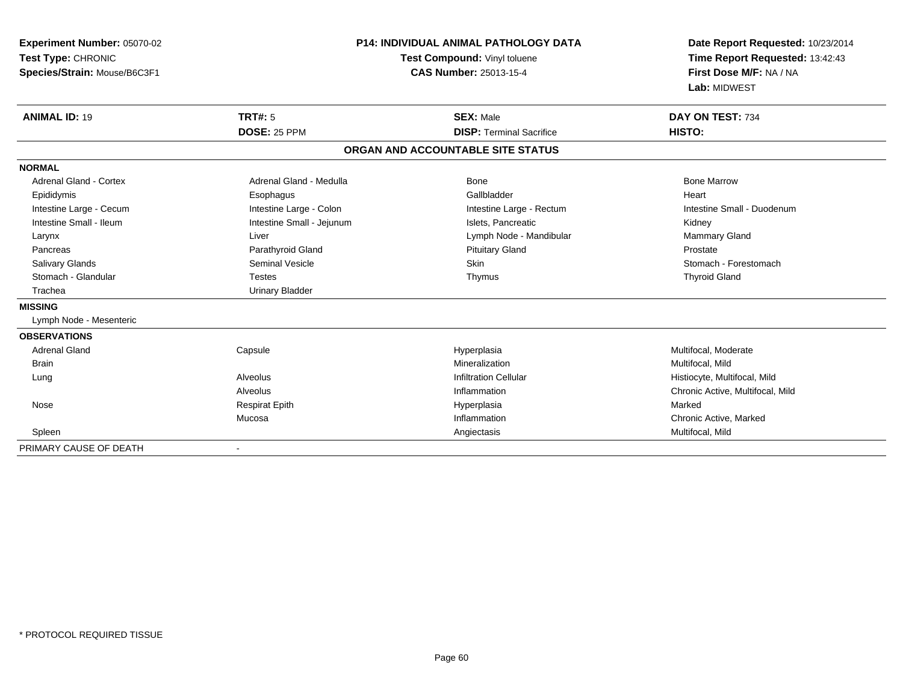**Experiment Number:** 05070-02
**Test Type:** CHRONIC
**Species/Strain:** Mouse/B6C3F1

**P14: INDIVIDUAL ANIMAL PATHOLOGY DATA**
**Test Compound:** Vinyl toluene
**CAS Number:** 25013-15-4

**Date Report Requested:** 10/23/2014
**Time Report Requested:** 13:42:43
**First Dose M/F:** NA / NA
**Lab:** MIDWEST

| **ANIMAL ID:** 19 | **TRT#:** 5 | **SEX:** Male | **DAY ON TEST:** 734 |
|---|---|---|---|
| | **DOSE:** 25 PPM | **DISP:** Terminal Sacrifice | **HISTO:** |

**ORGAN AND ACCOUNTABLE SITE STATUS**

| | | | |
|---|---|---|---|
| **NORMAL** | | | |
| Adrenal Gland - Cortex | Adrenal Gland - Medulla | Bone | Bone Marrow |
| Epididymis | Esophagus | Gallbladder | Heart |
| Intestine Large - Cecum | Intestine Large - Colon | Intestine Large - Rectum | Intestine Small - Duodenum |
| Intestine Small - Ileum | Intestine Small - Jejunum | Islets, Pancreatic | Kidney |
| Larynx | Liver | Lymph Node - Mandibular | Mammary Gland |
| Pancreas | Parathyroid Gland | Pituitary Gland | Prostate |
| Salivary Glands | Seminal Vesicle | Skin | Stomach - Forestomach |
| Stomach - Glandular | Testes | Thymus | Thyroid Gland |
| Trachea | Urinary Bladder | | |
| **MISSING** | | | |
| Lymph Node - Mesenteric | | | |
| **OBSERVATIONS** | | | |
| Adrenal Gland | Capsule | Hyperplasia | Multifocal, Moderate |
| Brain | | Mineralization | Multifocal, Mild |
| Lung | Alveolus | Infiltration Cellular | Histiocyte, Multifocal, Mild |
| | Alveolus | Inflammation | Chronic Active, Multifocal, Mild |
| Nose | Respirat Epith | Hyperplasia | Marked |
| | Mucosa | Inflammation | Chronic Active, Marked |
| Spleen | | Angiectasis | Multifocal, Mild |
| PRIMARY CAUSE OF DEATH | - | | |

* PROTOCOL REQUIRED TISSUE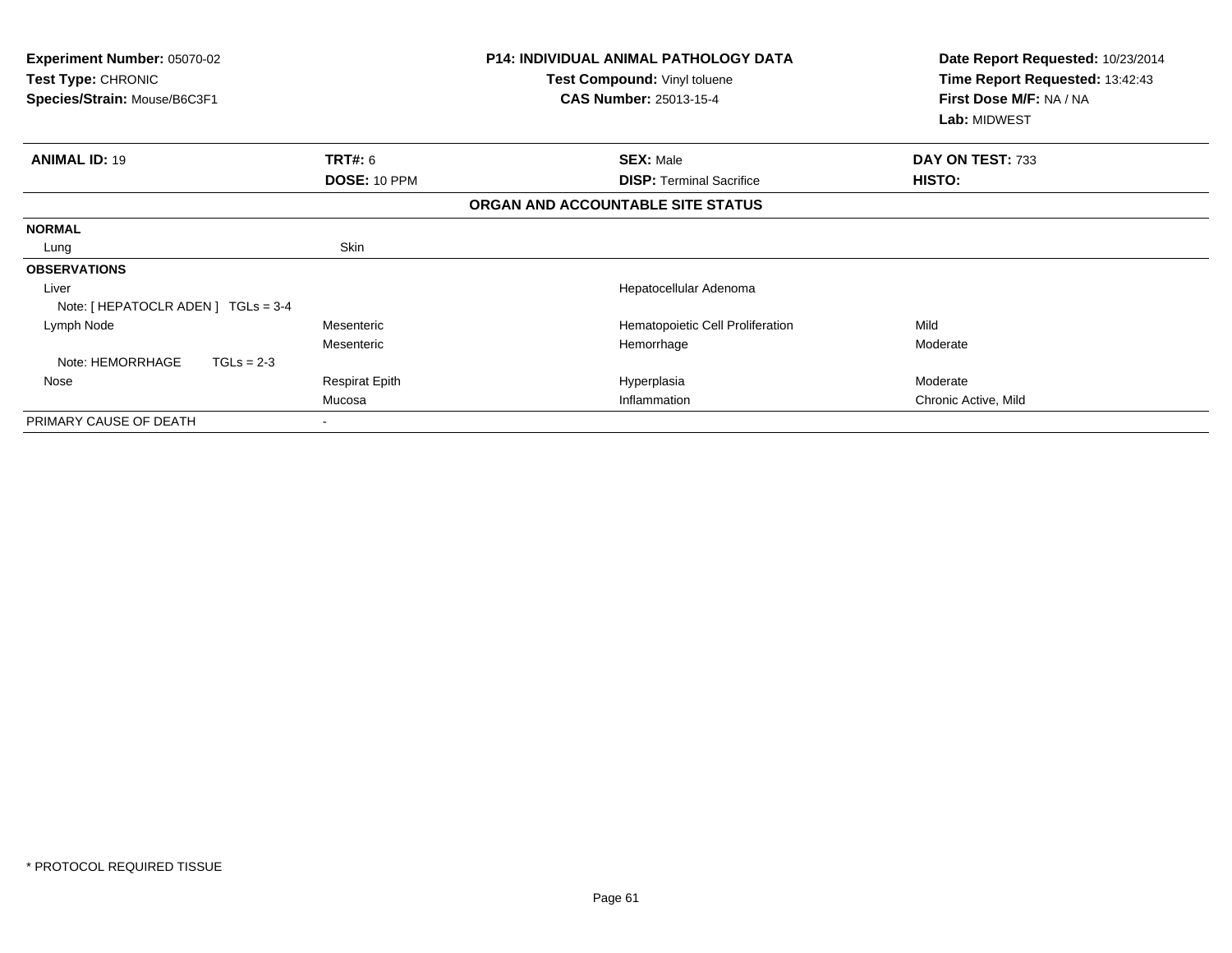**Experiment Number:** 05070-02
**Test Type:** CHRONIC
**Species/Strain:** Mouse/B6C3F1

**P14: INDIVIDUAL ANIMAL PATHOLOGY DATA**
**Test Compound:** Vinyl toluene
**CAS Number:** 25013-15-4

**Date Report Requested:** 10/23/2014
**Time Report Requested:** 13:42:43
**First Dose M/F:** NA / NA
**Lab:** MIDWEST

| **ANIMAL ID:** 19 | **TRT#:** 6 | **SEX:** Male | **DAY ON TEST:** 733 |
|---|---|---|---|
| | **DOSE:** 10 PPM | **DISP:** Terminal Sacrifice | **HISTO:** |

**ORGAN AND ACCOUNTABLE SITE STATUS**

| | | | |
|---|---|---|---|
| **NORMAL** | | | |
| Lung | Skin | | |
| **OBSERVATIONS** | | | |
| Liver | | Hepatocellular Adenoma | |
| Note: [ HEPATOCLR ADEN ] TGLs = 3-4 | | | |
| Lymph Node | Mesenteric | Hematopoietic Cell Proliferation | Mild |
| | Mesenteric | Hemorrhage | Moderate |
| Note: HEMORRHAGE TGLs = 2-3 | | | |
| Nose | Respirat Epith | Hyperplasia | Moderate |
| | Mucosa | Inflammation | Chronic Active, Mild |
| PRIMARY CAUSE OF DEATH | - | | |

* PROTOCOL REQUIRED TISSUE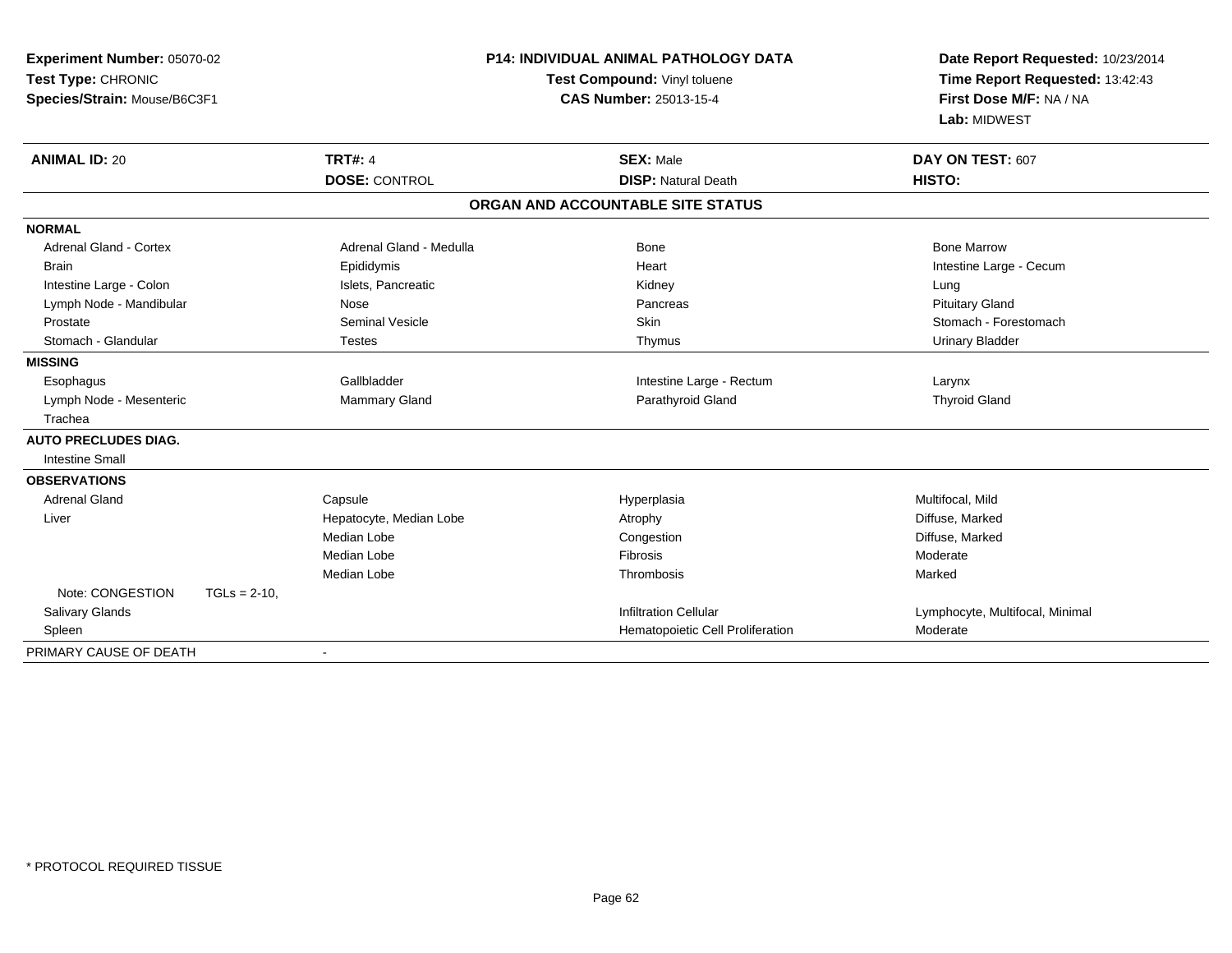**Experiment Number:** 05070-02
**Test Type:** CHRONIC
**Species/Strain:** Mouse/B6C3F1

**P14: INDIVIDUAL ANIMAL PATHOLOGY DATA**
**Test Compound:** Vinyl toluene
**CAS Number:** 25013-15-4

**Date Report Requested:** 10/23/2014
**Time Report Requested:** 13:42:43
**First Dose M/F:** NA / NA
**Lab:** MIDWEST

| **ANIMAL ID:** 20 | **TRT#:** 4 | **SEX:** Male | **DAY ON TEST:** 607 |
|---|---|---|---|
| | **DOSE:** CONTROL | **DISP:** Natural Death | **HISTO:** |

**ORGAN AND ACCOUNTABLE SITE STATUS**

| | | | |
|---|---|---|---|
| **NORMAL** | | | |
| Adrenal Gland - Cortex | Adrenal Gland - Medulla | Bone | Bone Marrow |
| Brain | Epididymis | Heart | Intestine Large - Cecum |
| Intestine Large - Colon | Islets, Pancreatic | Kidney | Lung |
| Lymph Node - Mandibular | Nose | Pancreas | Pituitary Gland |
| Prostate | Seminal Vesicle | Skin | Stomach - Forestomach |
| Stomach - Glandular | Testes | Thymus | Urinary Bladder |
| **MISSING** | | | |
| Esophagus | Gallbladder | Intestine Large - Rectum | Larynx |
| Lymph Node - Mesenteric | Mammary Gland | Parathyroid Gland | Thyroid Gland |
| Trachea | | | |
| **AUTO PRECLUDES DIAG.** | | | |
| Intestine Small | | | |
| **OBSERVATIONS** | | | |
| Adrenal Gland | Capsule | Hyperplasia | Multifocal, Mild |
| Liver | Hepatocyte, Median Lobe | Atrophy | Diffuse, Marked |
| | Median Lobe | Congestion | Diffuse, Marked |
| | Median Lobe | Fibrosis | Moderate |
| | Median Lobe | Thrombosis | Marked |
| Note: CONGESTION TGLs = 2-10, | | | |
| Salivary Glands | | Infiltration Cellular | Lymphocyte, Multifocal, Minimal |
| Spleen | | Hematopoietic Cell Proliferation | Moderate |
| PRIMARY CAUSE OF DEATH | - | | |

* PROTOCOL REQUIRED TISSUE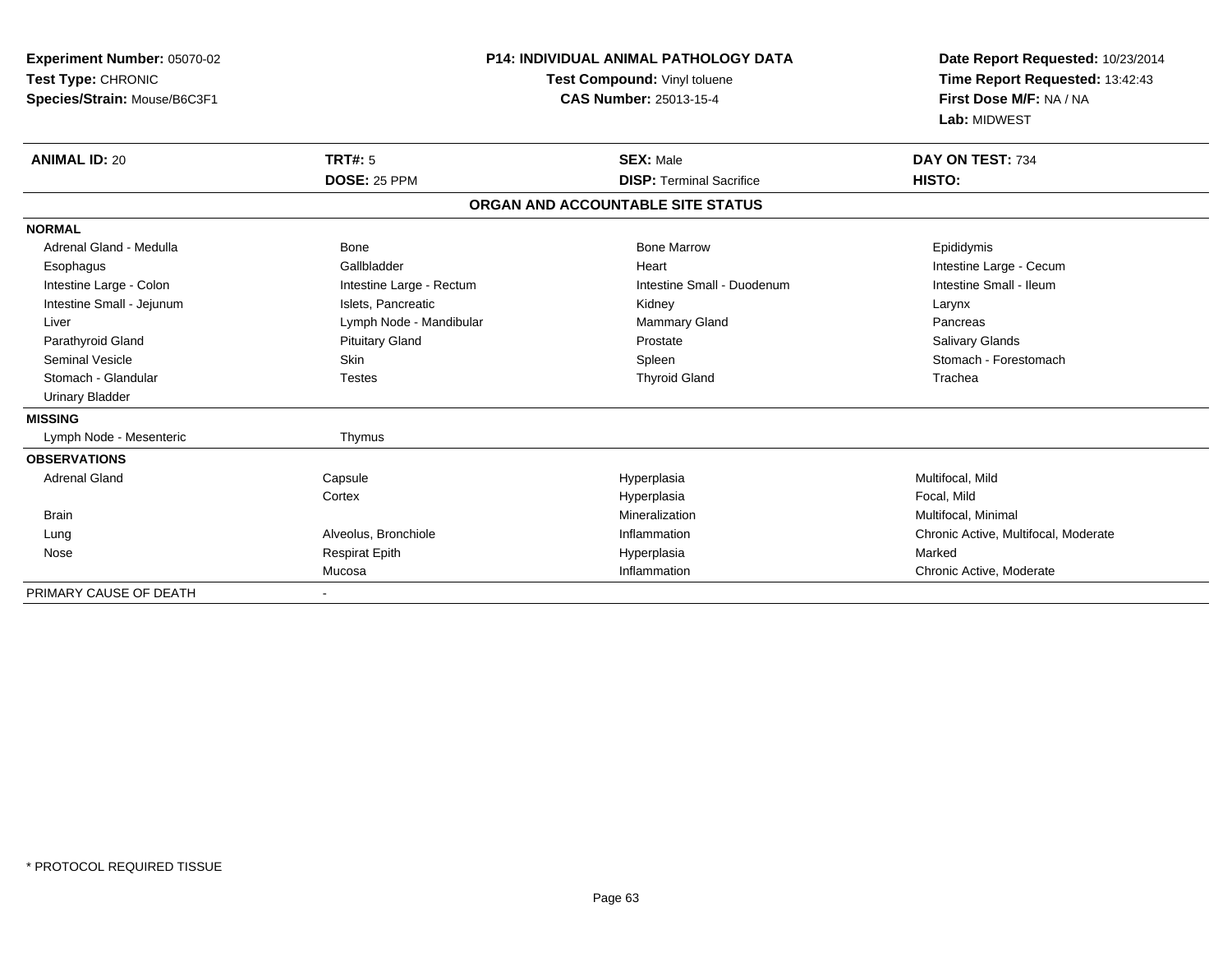**Experiment Number:** 05070-02
**Test Type:** CHRONIC
**Species/Strain:** Mouse/B6C3F1

**P14: INDIVIDUAL ANIMAL PATHOLOGY DATA**
**Test Compound:** Vinyl toluene
**CAS Number:** 25013-15-4

**Date Report Requested:** 10/23/2014
**Time Report Requested:** 13:42:43
**First Dose M/F:** NA / NA
**Lab:** MIDWEST

| **ANIMAL ID:** 20 | **TRT#:** 5 | **SEX:** Male | **DAY ON TEST:** 734 |
|---|---|---|---|
| | **DOSE:** 25 PPM | **DISP:** Terminal Sacrifice | **HISTO:** |

## ORGAN AND ACCOUNTABLE SITE STATUS

| | | | |
|---|---|---|---|
| **NORMAL** | | | |
| Adrenal Gland - Medulla | Bone | Bone Marrow | Epididymis |
| Esophagus | Gallbladder | Heart | Intestine Large - Cecum |
| Intestine Large - Colon | Intestine Large - Rectum | Intestine Small - Duodenum | Intestine Small - Ileum |
| Intestine Small - Jejunum | Islets, Pancreatic | Kidney | Larynx |
| Liver | Lymph Node - Mandibular | Mammary Gland | Pancreas |
| Parathyroid Gland | Pituitary Gland | Prostate | Salivary Glands |
| Seminal Vesicle | Skin | Spleen | Stomach - Forestomach |
| Stomach - Glandular | Testes | Thyroid Gland | Trachea |
| Urinary Bladder | | | |
| **MISSING** | | | |
| Lymph Node - Mesenteric | Thymus | | |
| **OBSERVATIONS** | | | |
| Adrenal Gland | Capsule | Hyperplasia | Multifocal, Mild |
| | Cortex | Hyperplasia | Focal, Mild |
| Brain | | Mineralization | Multifocal, Minimal |
| Lung | Alveolus, Bronchiole | Inflammation | Chronic Active, Multifocal, Moderate |
| Nose | Respirat Epith | Hyperplasia | Marked |
| | Mucosa | Inflammation | Chronic Active, Moderate |
| PRIMARY CAUSE OF DEATH | - | | |

* PROTOCOL REQUIRED TISSUE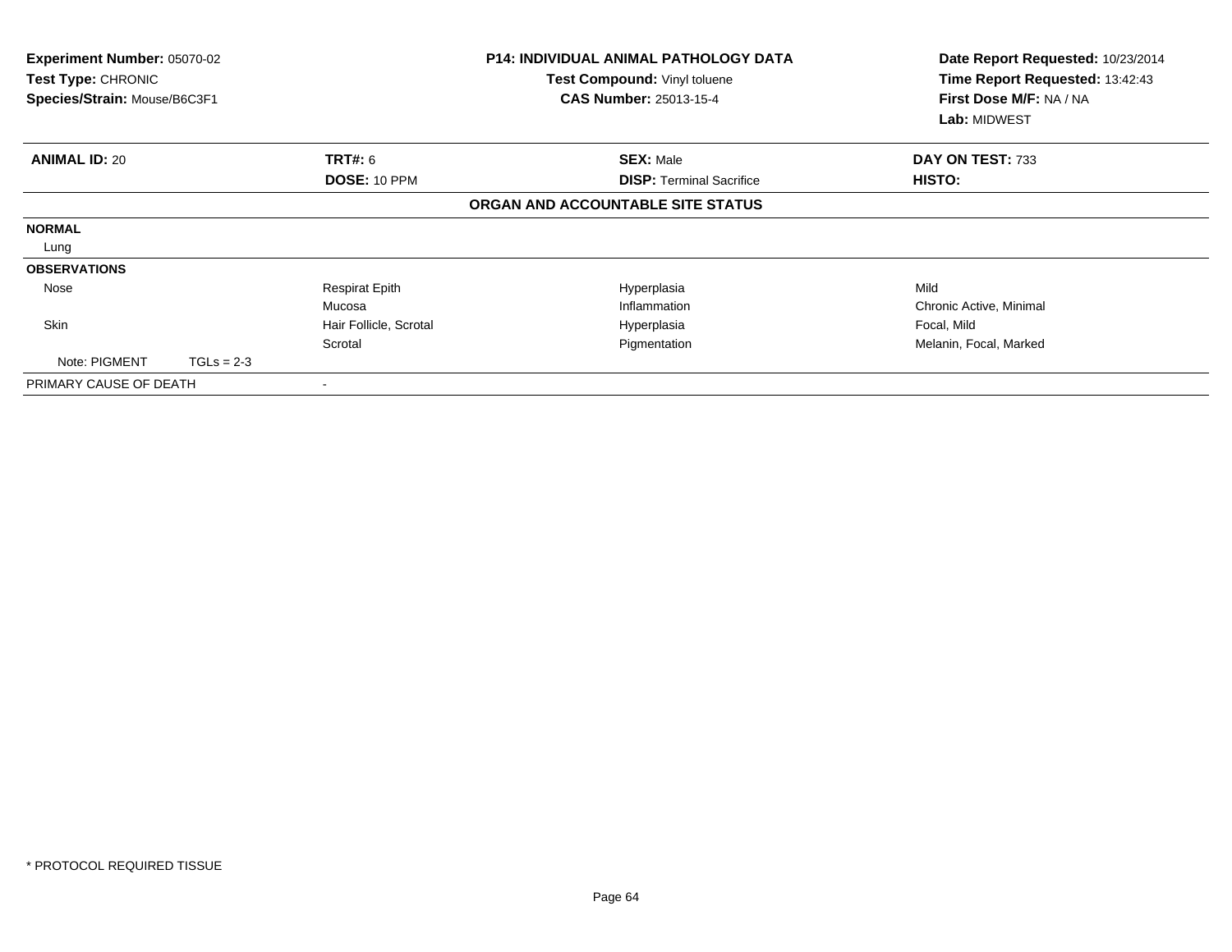**Experiment Number:** 05070-02
**Test Type:** CHRONIC
**Species/Strain:** Mouse/B6C3F1

**P14: INDIVIDUAL ANIMAL PATHOLOGY DATA**
**Test Compound:** Vinyl toluene
**CAS Number:** 25013-15-4

**Date Report Requested:** 10/23/2014
**Time Report Requested:** 13:42:43
**First Dose M/F:** NA / NA
**Lab:** MIDWEST

| **ANIMAL ID:** 20 | **TRT#:** 6 | **SEX:** Male | **DAY ON TEST:** 733 |
|---|---|---|---|
| | **DOSE:** 10 PPM | **DISP:** Terminal Sacrifice | **HISTO:** |

**ORGAN AND ACCOUNTABLE SITE STATUS**

| | | | |
|---|---|---|---|
| **NORMAL** | | | |
| Lung | | | |
| **OBSERVATIONS** | | | |
| Nose | Respirat Epith | Hyperplasia | Mild |
| | Mucosa | Inflammation | Chronic Active, Minimal |
| Skin | Hair Follicle, Scrotal | Hyperplasia | Focal, Mild |
| | Scrotal | Pigmentation | Melanin, Focal, Marked |
| Note: PIGMENT TGLs = 2-3 | | | |
| PRIMARY CAUSE OF DEATH | - | | |

* PROTOCOL REQUIRED TISSUE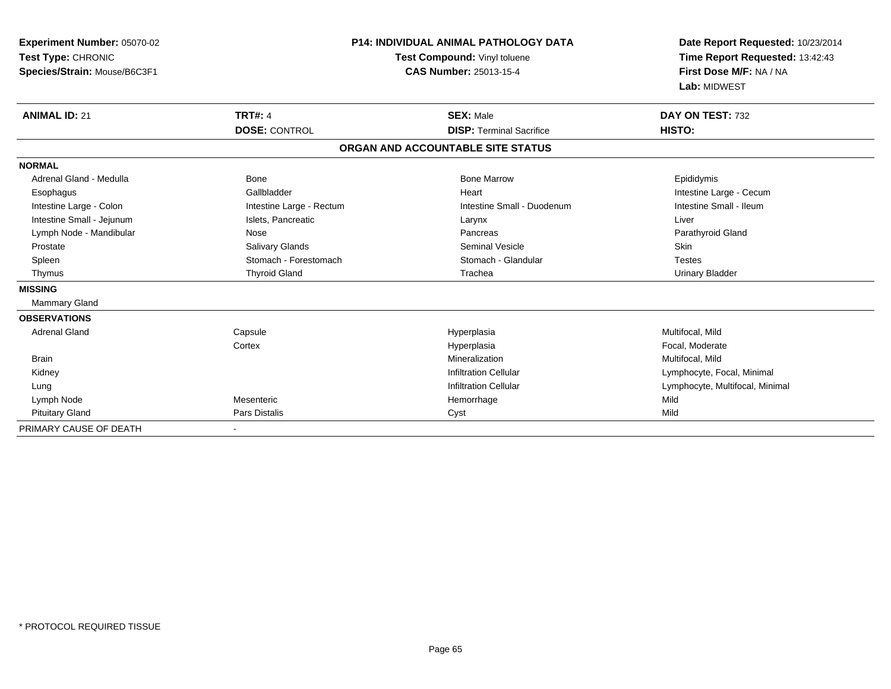**Experiment Number:** 05070-02
**Test Type:** CHRONIC
**Species/Strain:** Mouse/B6C3F1

**P14: INDIVIDUAL ANIMAL PATHOLOGY DATA**
**Test Compound:** Vinyl toluene
**CAS Number:** 25013-15-4

**Date Report Requested:** 10/23/2014
**Time Report Requested:** 13:42:43
**First Dose M/F:** NA / NA
**Lab:** MIDWEST

| **ANIMAL ID:** 21 | **TRT#:** 4 | **SEX:** Male | **DAY ON TEST:** 732 |
|---|---|---|---|
| | **DOSE:** CONTROL | **DISP:** Terminal Sacrifice | **HISTO:** |

**ORGAN AND ACCOUNTABLE SITE STATUS**

| | | | |
|---|---|---|---|
| **NORMAL** | | | |
| Adrenal Gland - Medulla | Bone | Bone Marrow | Epididymis |
| Esophagus | Gallbladder | Heart | Intestine Large - Cecum |
| Intestine Large - Colon | Intestine Large - Rectum | Intestine Small - Duodenum | Intestine Small - Ileum |
| Intestine Small - Jejunum | Islets, Pancreatic | Larynx | Liver |
| Lymph Node - Mandibular | Nose | Pancreas | Parathyroid Gland |
| Prostate | Salivary Glands | Seminal Vesicle | Skin |
| Spleen | Stomach - Forestomach | Stomach - Glandular | Testes |
| Thymus | Thyroid Gland | Trachea | Urinary Bladder |
| **MISSING** | | | |
| Mammary Gland | | | |
| **OBSERVATIONS** | | | |
| Adrenal Gland | Capsule | Hyperplasia | Multifocal, Mild |
| | Cortex | Hyperplasia | Focal, Moderate |
| Brain | | Mineralization | Multifocal, Mild |
| Kidney | | Infiltration Cellular | Lymphocyte, Focal, Minimal |
| Lung | | Infiltration Cellular | Lymphocyte, Multifocal, Minimal |
| Lymph Node | Mesenteric | Hemorrhage | Mild |
| Pituitary Gland | Pars Distalis | Cyst | Mild |
| PRIMARY CAUSE OF DEATH | - | | |

* PROTOCOL REQUIRED TISSUE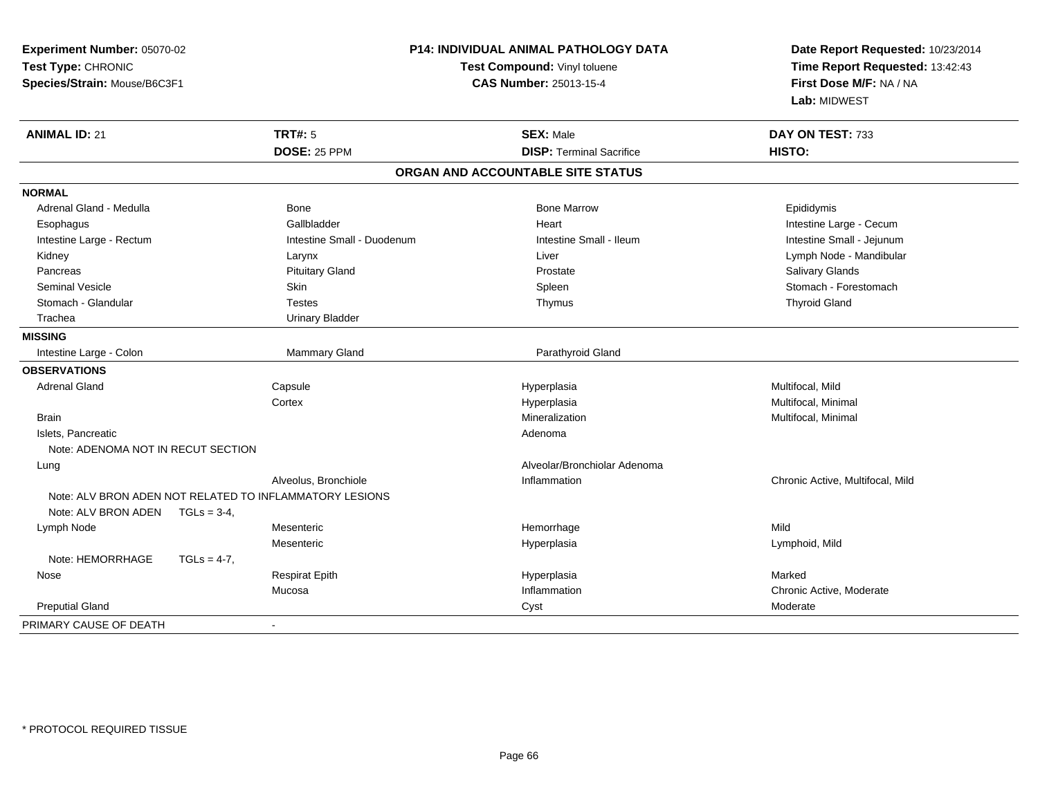**Experiment Number:** 05070-02
**Test Type:** CHRONIC
**Species/Strain:** Mouse/B6C3F1

**P14: INDIVIDUAL ANIMAL PATHOLOGY DATA**
**Test Compound:** Vinyl toluene
**CAS Number:** 25013-15-4

**Date Report Requested:** 10/23/2014
**Time Report Requested:** 13:42:43
**First Dose M/F:** NA / NA
**Lab:** MIDWEST

| **ANIMAL ID:** 21 | **TRT#:** 5 | **SEX:** Male | **DAY ON TEST:** 733 |
|---|---|---|---|
| | **DOSE:** 25 PPM | **DISP:** Terminal Sacrifice | **HISTO:** |

## ORGAN AND ACCOUNTABLE SITE STATUS

**NORMAL**

| | | | |
|---|---|---|---|
| Adrenal Gland - Medulla | Bone | Bone Marrow | Epididymis |
| Esophagus | Gallbladder | Heart | Intestine Large - Cecum |
| Intestine Large - Rectum | Intestine Small - Duodenum | Intestine Small - Ileum | Intestine Small - Jejunum |
| Kidney | Larynx | Liver | Lymph Node - Mandibular |
| Pancreas | Pituitary Gland | Prostate | Salivary Glands |
| Seminal Vesicle | Skin | Spleen | Stomach - Forestomach |
| Stomach - Glandular | Testes | Thymus | Thyroid Gland |
| Trachea | Urinary Bladder | | |

**MISSING**

| | | |
|---|---|---|
| Intestine Large - Colon | Mammary Gland | Parathyroid Gland |

**OBSERVATIONS**

| | | | |
|---|---|---|---|
| Adrenal Gland | Capsule | Hyperplasia | Multifocal, Mild |
| | Cortex | Hyperplasia | Multifocal, Minimal |
| Brain | | Mineralization | Multifocal, Minimal |
| Islets, Pancreatic | | Adenoma | |
| Note: ADENOMA NOT IN RECUT SECTION | | | |
| Lung | | Alveolar/Bronchiolar Adenoma | |
| | Alveolus, Bronchiole | Inflammation | Chronic Active, Multifocal, Mild |
| Note: ALV BRON ADEN NOT RELATED TO INFLAMMATORY LESIONS | | | |
| Note: ALV BRON ADEN TGLs = 3-4, | | | |
| Lymph Node | Mesenteric | Hemorrhage | Mild |
| | Mesenteric | Hyperplasia | Lymphoid, Mild |
| Note: HEMORRHAGE TGLs = 4-7, | | | |
| Nose | Respirat Epith | Hyperplasia | Marked |
| | Mucosa | Inflammation | Chronic Active, Moderate |
| Preputial Gland | | Cyst | Moderate |

PRIMARY CAUSE OF DEATH -

\* PROTOCOL REQUIRED TISSUE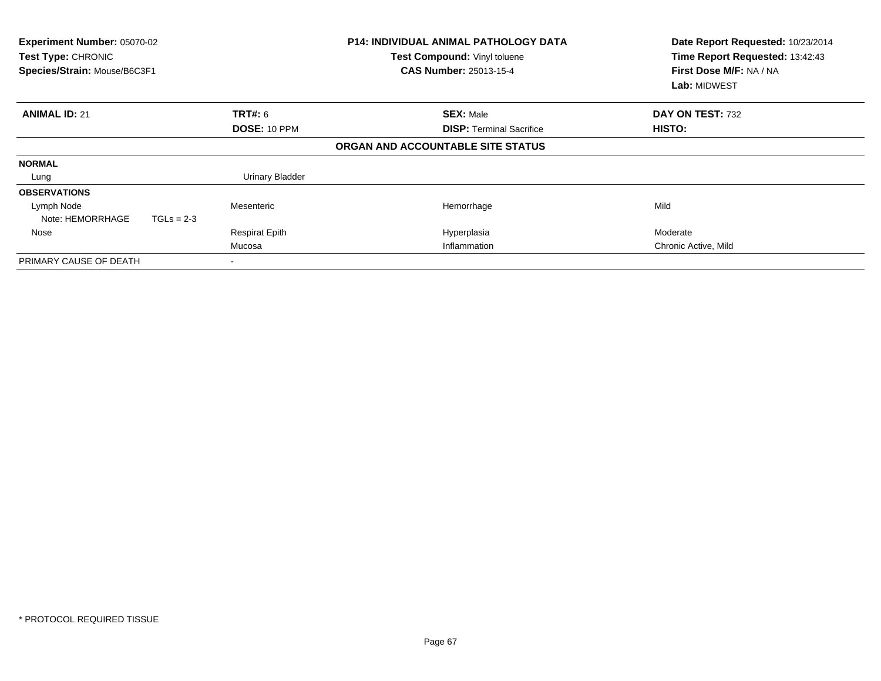**Experiment Number:** 05070-02
**Test Type:** CHRONIC
**Species/Strain:** Mouse/B6C3F1

**P14: INDIVIDUAL ANIMAL PATHOLOGY DATA**
**Test Compound:** Vinyl toluene
**CAS Number:** 25013-15-4

**Date Report Requested:** 10/23/2014
**Time Report Requested:** 13:42:43
**First Dose M/F:** NA / NA
**Lab:** MIDWEST

| | | | |
|---|---|---|---|
| **ANIMAL ID:** 21 | **TRT#:** 6 | **SEX:** Male | **DAY ON TEST:** 732 |
| | **DOSE:** 10 PPM | **DISP:** Terminal Sacrifice | **HISTO:** |

**ORGAN AND ACCOUNTABLE SITE STATUS**

| | | | |
|---|---|---|---|
| **NORMAL** | | | |
| Lung | Urinary Bladder | | |
| **OBSERVATIONS** | | | |
| Lymph Node | Mesenteric | Hemorrhage | Mild |
| Note: HEMORRHAGE TGLs = 2-3 | | | |
| Nose | Respirat Epith | Hyperplasia | Moderate |
| | Mucosa | Inflammation | Chronic Active, Mild |
| PRIMARY CAUSE OF DEATH | - | | |

\* PROTOCOL REQUIRED TISSUE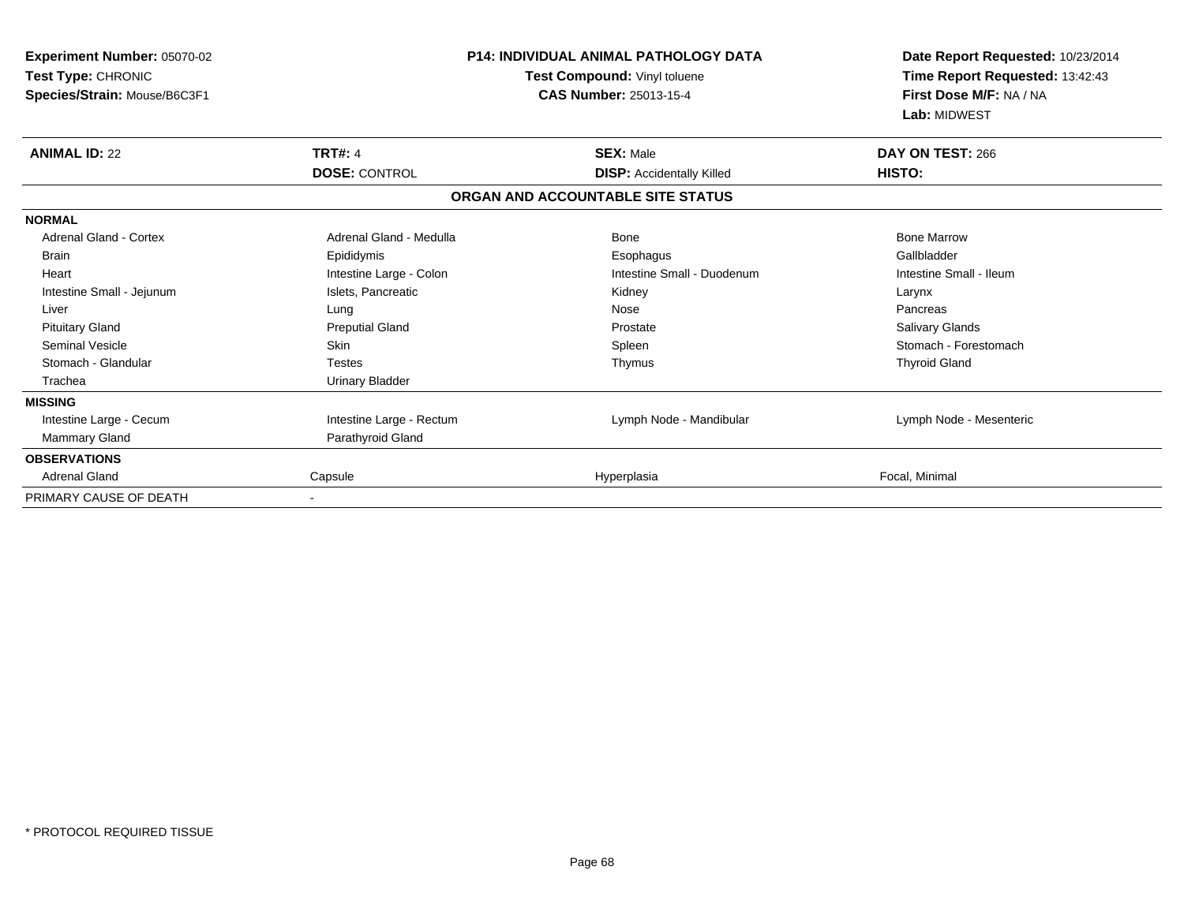**Experiment Number:** 05070-02
**Test Type:** CHRONIC
**Species/Strain:** Mouse/B6C3F1

**P14: INDIVIDUAL ANIMAL PATHOLOGY DATA**
**Test Compound:** Vinyl toluene
**CAS Number:** 25013-15-4

**Date Report Requested:** 10/23/2014
**Time Report Requested:** 13:42:43
**First Dose M/F:** NA / NA
**Lab:** MIDWEST

| **ANIMAL ID:** 22 | **TRT#:** 4 | **SEX:** Male | **DAY ON TEST:** 266 |
|---|---|---|---|
| | **DOSE:** CONTROL | **DISP:** Accidentally Killed | **HISTO:** |

**ORGAN AND ACCOUNTABLE SITE STATUS**

| | | | |
|---|---|---|---|
| **NORMAL** | | | |
| Adrenal Gland - Cortex | Adrenal Gland - Medulla | Bone | Bone Marrow |
| Brain | Epididymis | Esophagus | Gallbladder |
| Heart | Intestine Large - Colon | Intestine Small - Duodenum | Intestine Small - Ileum |
| Intestine Small - Jejunum | Islets, Pancreatic | Kidney | Larynx |
| Liver | Lung | Nose | Pancreas |
| Pituitary Gland | Preputial Gland | Prostate | Salivary Glands |
| Seminal Vesicle | Skin | Spleen | Stomach - Forestomach |
| Stomach - Glandular | Testes | Thymus | Thyroid Gland |
| Trachea | Urinary Bladder | | |
| **MISSING** | | | |
| Intestine Large - Cecum | Intestine Large - Rectum | Lymph Node - Mandibular | Lymph Node - Mesenteric |
| Mammary Gland | Parathyroid Gland | | |
| **OBSERVATIONS** | | | |
| Adrenal Gland | Capsule | Hyperplasia | Focal, Minimal |
| PRIMARY CAUSE OF DEATH | - | | |

\* PROTOCOL REQUIRED TISSUE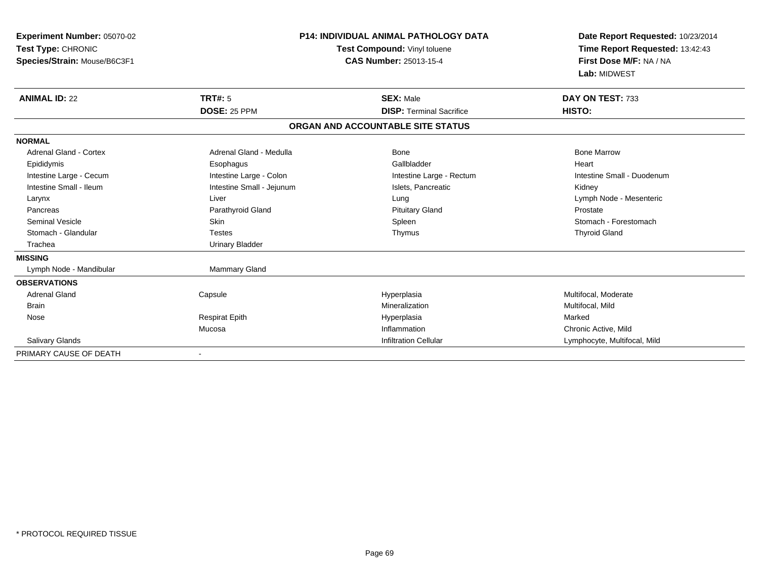**Experiment Number:** 05070-02
**Test Type:** CHRONIC
**Species/Strain:** Mouse/B6C3F1

**P14: INDIVIDUAL ANIMAL PATHOLOGY DATA**
**Test Compound:** Vinyl toluene
**CAS Number:** 25013-15-4

**Date Report Requested:** 10/23/2014
**Time Report Requested:** 13:42:43
**First Dose M/F:** NA / NA
**Lab:** MIDWEST

| **ANIMAL ID:** 22 | **TRT#:** 5 | **SEX:** Male | **DAY ON TEST:** 733 |
|---|---|---|---|
| | **DOSE:** 25 PPM | **DISP:** Terminal Sacrifice | **HISTO:** |

**ORGAN AND ACCOUNTABLE SITE STATUS**

| | | | |
|---|---|---|---|
| **NORMAL** | | | |
| Adrenal Gland - Cortex | Adrenal Gland - Medulla | Bone | Bone Marrow |
| Epididymis | Esophagus | Gallbladder | Heart |
| Intestine Large - Cecum | Intestine Large - Colon | Intestine Large - Rectum | Intestine Small - Duodenum |
| Intestine Small - Ileum | Intestine Small - Jejunum | Islets, Pancreatic | Kidney |
| Larynx | Liver | Lung | Lymph Node - Mesenteric |
| Pancreas | Parathyroid Gland | Pituitary Gland | Prostate |
| Seminal Vesicle | Skin | Spleen | Stomach - Forestomach |
| Stomach - Glandular | Testes | Thymus | Thyroid Gland |
| Trachea | Urinary Bladder | | |
| **MISSING** | | | |
| Lymph Node - Mandibular | Mammary Gland | | |
| **OBSERVATIONS** | | | |
| Adrenal Gland | Capsule | Hyperplasia | Multifocal, Moderate |
| Brain | | Mineralization | Multifocal, Mild |
| Nose | Respirat Epith | Hyperplasia | Marked |
| | Mucosa | Inflammation | Chronic Active, Mild |
| Salivary Glands | | Infiltration Cellular | Lymphocyte, Multifocal, Mild |
| PRIMARY CAUSE OF DEATH | - | | |

* PROTOCOL REQUIRED TISSUE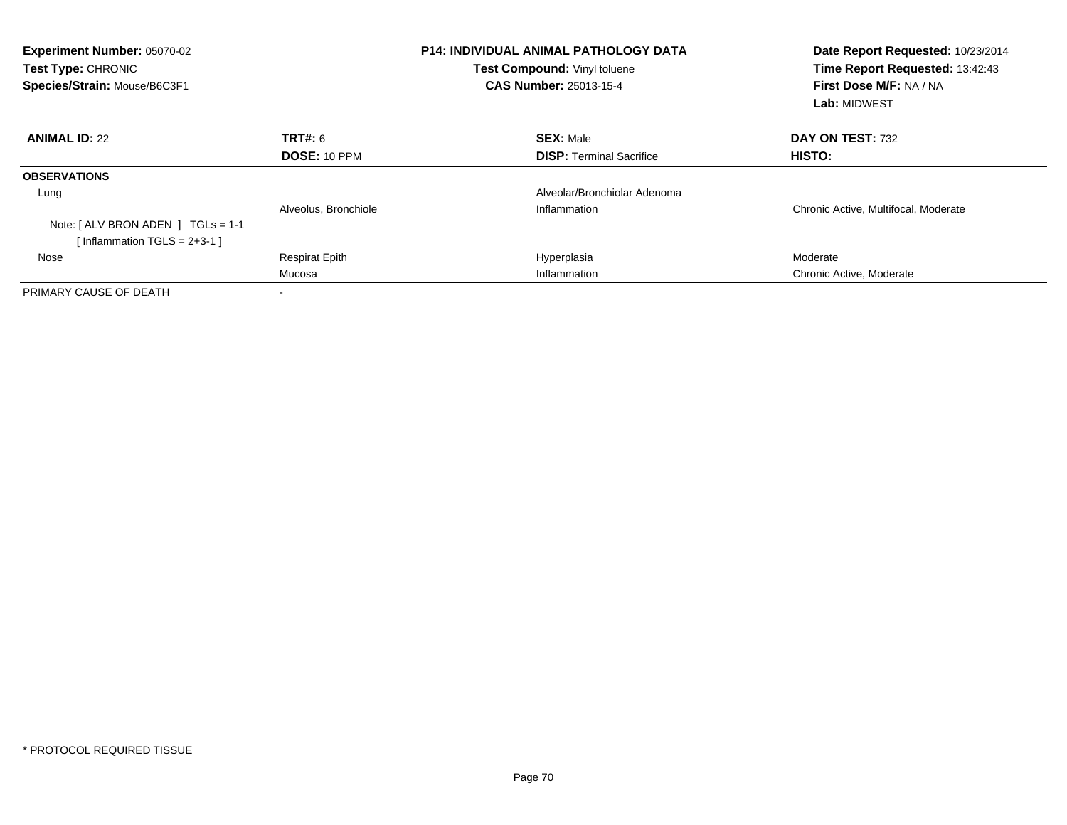**Experiment Number:** 05070-02
**Test Type:** CHRONIC
**Species/Strain:** Mouse/B6C3F1

**P14: INDIVIDUAL ANIMAL PATHOLOGY DATA**
**Test Compound:** Vinyl toluene
**CAS Number:** 25013-15-4

**Date Report Requested:** 10/23/2014
**Time Report Requested:** 13:42:43
**First Dose M/F:** NA / NA
**Lab:** MIDWEST

| **ANIMAL ID:** 22 | **TRT#:** 6 | **SEX:** Male | **DAY ON TEST:** 732 |
|---|---|---|---|
| | **DOSE:** 10 PPM | **DISP:** Terminal Sacrifice | **HISTO:** |
| **OBSERVATIONS** | | | |
| Lung | | Alveolar/Bronchiolar Adenoma | |
| | Alveolus, Bronchiole | Inflammation | Chronic Active, Multifocal, Moderate |
| Note: [ ALV BRON ADEN ] TGLs = 1-1<br>[ Inflammation TGLS = 2+3-1 ] | | | |
| Nose | Respirat Epith | Hyperplasia | Moderate |
| | Mucosa | Inflammation | Chronic Active, Moderate |
| PRIMARY CAUSE OF DEATH | - | | |

* PROTOCOL REQUIRED TISSUE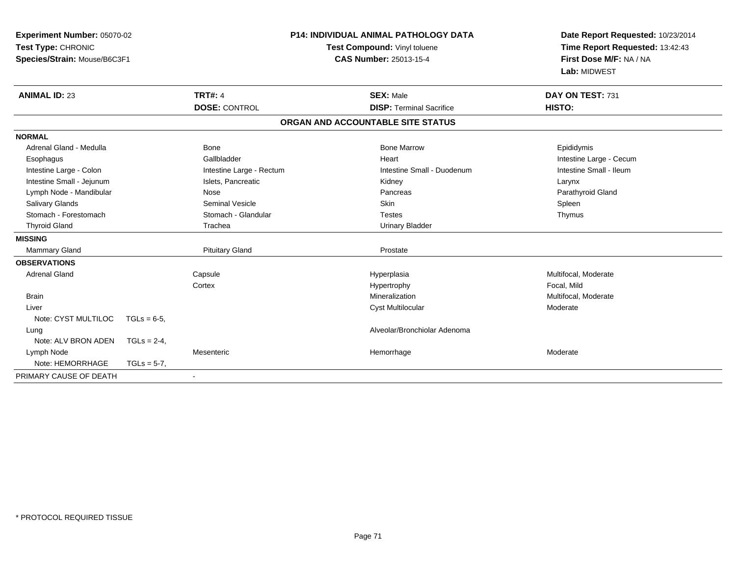**Experiment Number:** 05070-02
**Test Type:** CHRONIC
**Species/Strain:** Mouse/B6C3F1

**P14: INDIVIDUAL ANIMAL PATHOLOGY DATA**
**Test Compound:** Vinyl toluene
**CAS Number:** 25013-15-4

**Date Report Requested:** 10/23/2014
**Time Report Requested:** 13:42:43
**First Dose M/F:** NA / NA
**Lab:** MIDWEST

| **ANIMAL ID:** 23 | **TRT#:** 4 | **SEX:** Male | **DAY ON TEST:** 731 |
|---|---|---|---|
| | **DOSE:** CONTROL | **DISP:** Terminal Sacrifice | **HISTO:** |

## ORGAN AND ACCOUNTABLE SITE STATUS

**NORMAL**

| | | | |
|---|---|---|---|
| Adrenal Gland - Medulla | Bone | Bone Marrow | Epididymis |
| Esophagus | Gallbladder | Heart | Intestine Large - Cecum |
| Intestine Large - Colon | Intestine Large - Rectum | Intestine Small - Duodenum | Intestine Small - Ileum |
| Intestine Small - Jejunum | Islets, Pancreatic | Kidney | Larynx |
| Lymph Node - Mandibular | Nose | Pancreas | Parathyroid Gland |
| Salivary Glands | Seminal Vesicle | Skin | Spleen |
| Stomach - Forestomach | Stomach - Glandular | Testes | Thymus |
| Thyroid Gland | Trachea | Urinary Bladder | |

**MISSING**

| | | |
|---|---|---|
| Mammary Gland | Pituitary Gland | Prostate |

**OBSERVATIONS**

| | | | |
|---|---|---|---|
| Adrenal Gland | Capsule | Hyperplasia | Multifocal, Moderate |
| | Cortex | Hypertrophy | Focal, Mild |
| Brain | | Mineralization | Multifocal, Moderate |
| Liver | | Cyst Multilocular | Moderate |
| Note: CYST MULTILOC TGLs = 6-5, | | | |
| Lung | | Alveolar/Bronchiolar Adenoma | |
| Note: ALV BRON ADEN TGLs = 2-4, | | | |
| Lymph Node | Mesenteric | Hemorrhage | Moderate |
| Note: HEMORRHAGE TGLs = 5-7, | | | |

PRIMARY CAUSE OF DEATH -

* PROTOCOL REQUIRED TISSUE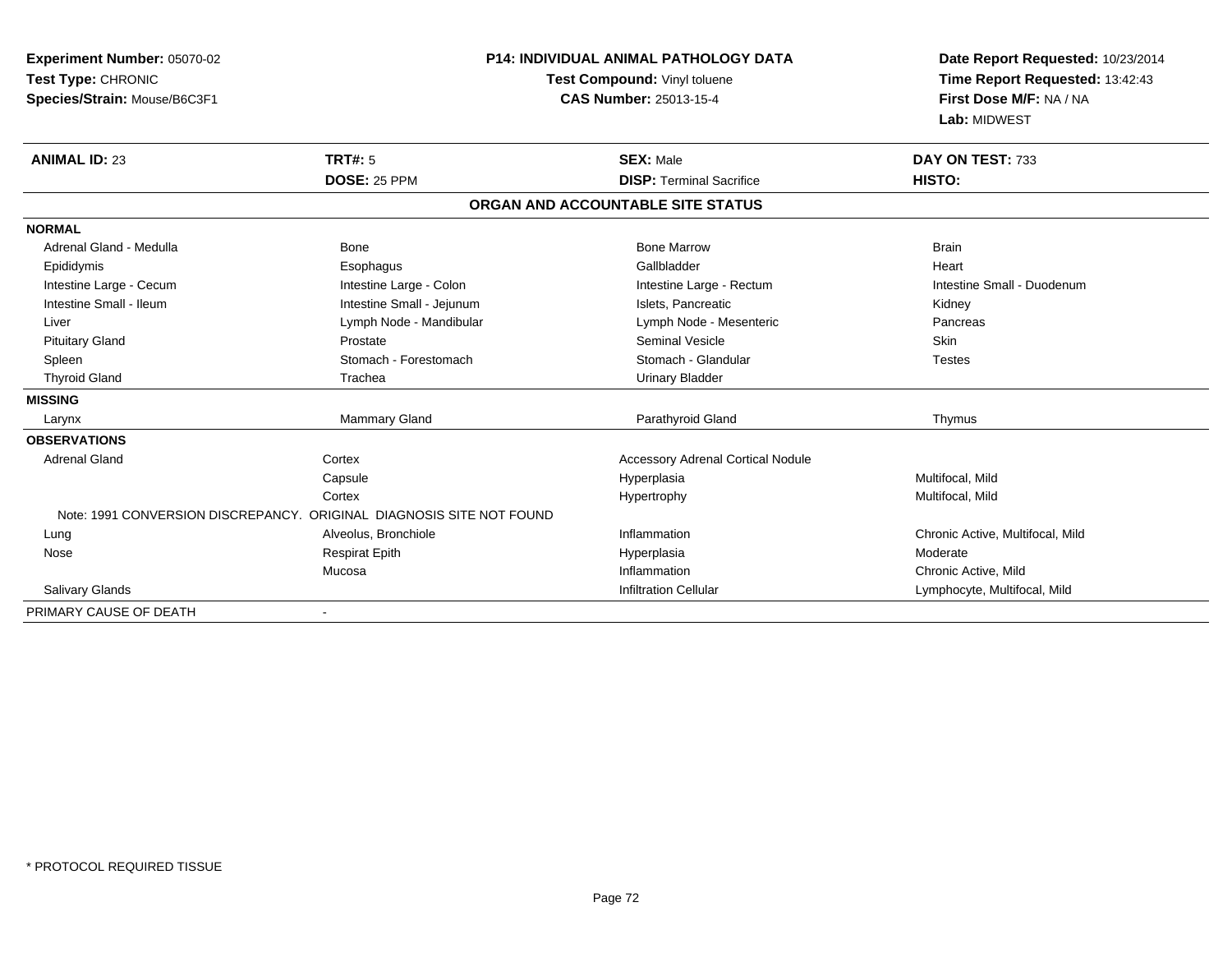**Experiment Number:** 05070-02
**Test Type:** CHRONIC
**Species/Strain:** Mouse/B6C3F1

**P14: INDIVIDUAL ANIMAL PATHOLOGY DATA**
**Test Compound:** Vinyl toluene
**CAS Number:** 25013-15-4

**Date Report Requested:** 10/23/2014
**Time Report Requested:** 13:42:43
**First Dose M/F:** NA / NA
**Lab:** MIDWEST

| **ANIMAL ID:** 23 | **TRT#:** 5 | **SEX:** Male | **DAY ON TEST:** 733 |
|---|---|---|---|
| | **DOSE:** 25 PPM | **DISP:** Terminal Sacrifice | **HISTO:** |

## ORGAN AND ACCOUNTABLE SITE STATUS

| | | | |
|---|---|---|---|
| **NORMAL** | | | |
| Adrenal Gland - Medulla | Bone | Bone Marrow | Brain |
| Epididymis | Esophagus | Gallbladder | Heart |
| Intestine Large - Cecum | Intestine Large - Colon | Intestine Large - Rectum | Intestine Small - Duodenum |
| Intestine Small - Ileum | Intestine Small - Jejunum | Islets, Pancreatic | Kidney |
| Liver | Lymph Node - Mandibular | Lymph Node - Mesenteric | Pancreas |
| Pituitary Gland | Prostate | Seminal Vesicle | Skin |
| Spleen | Stomach - Forestomach | Stomach - Glandular | Testes |
| Thyroid Gland | Trachea | Urinary Bladder | |
| **MISSING** | | | |
| Larynx | Mammary Gland | Parathyroid Gland | Thymus |
| **OBSERVATIONS** | | | |
| Adrenal Gland | Cortex | Accessory Adrenal Cortical Nodule | |
| | Capsule | Hyperplasia | Multifocal, Mild |
| | Cortex | Hypertrophy | Multifocal, Mild |
| Note: 1991 CONVERSION DISCREPANCY. ORIGINAL DIAGNOSIS SITE NOT FOUND | | | |
| Lung | Alveolus, Bronchiole | Inflammation | Chronic Active, Multifocal, Mild |
| Nose | Respirat Epith | Hyperplasia | Moderate |
| | Mucosa | Inflammation | Chronic Active, Mild |
| Salivary Glands | | Infiltration Cellular | Lymphocyte, Multifocal, Mild |
| PRIMARY CAUSE OF DEATH | - | | |

* PROTOCOL REQUIRED TISSUE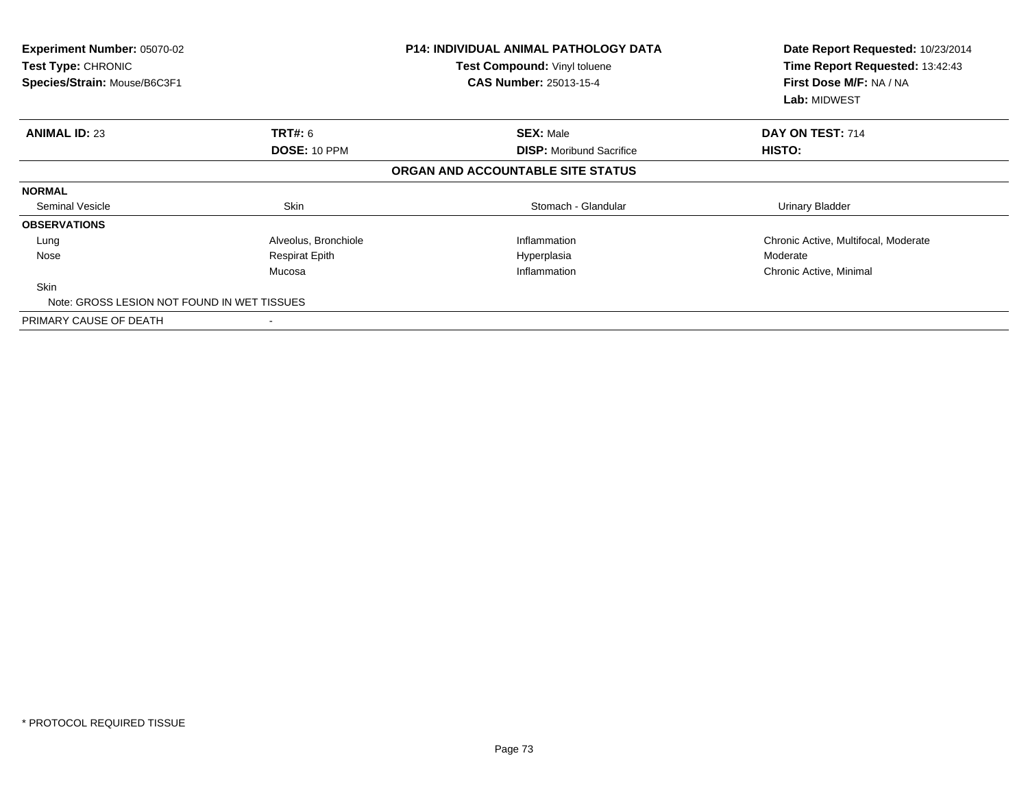**Experiment Number:** 05070-02
**Test Type:** CHRONIC
**Species/Strain:** Mouse/B6C3F1

**P14: INDIVIDUAL ANIMAL PATHOLOGY DATA**
**Test Compound:** Vinyl toluene
**CAS Number:** 25013-15-4

**Date Report Requested:** 10/23/2014
**Time Report Requested:** 13:42:43
**First Dose M/F:** NA / NA
**Lab:** MIDWEST

| **ANIMAL ID:** 23 | **TRT#:** 6 | **SEX:** Male | **DAY ON TEST:** 714 |
|---|---|---|---|
| | **DOSE:** 10 PPM | **DISP:** Moribund Sacrifice | **HISTO:** |

**ORGAN AND ACCOUNTABLE SITE STATUS**

| | | | |
|---|---|---|---|
| **NORMAL** | | | |
| Seminal Vesicle | Skin | Stomach - Glandular | Urinary Bladder |
| **OBSERVATIONS** | | | |
| Lung | Alveolus, Bronchiole | Inflammation | Chronic Active, Multifocal, Moderate |
| Nose | Respirat Epith | Hyperplasia | Moderate |
| | Mucosa | Inflammation | Chronic Active, Minimal |
| Skin | | | |
| Note: GROSS LESION NOT FOUND IN WET TISSUES | | | |
| PRIMARY CAUSE OF DEATH | - | | |

\* PROTOCOL REQUIRED TISSUE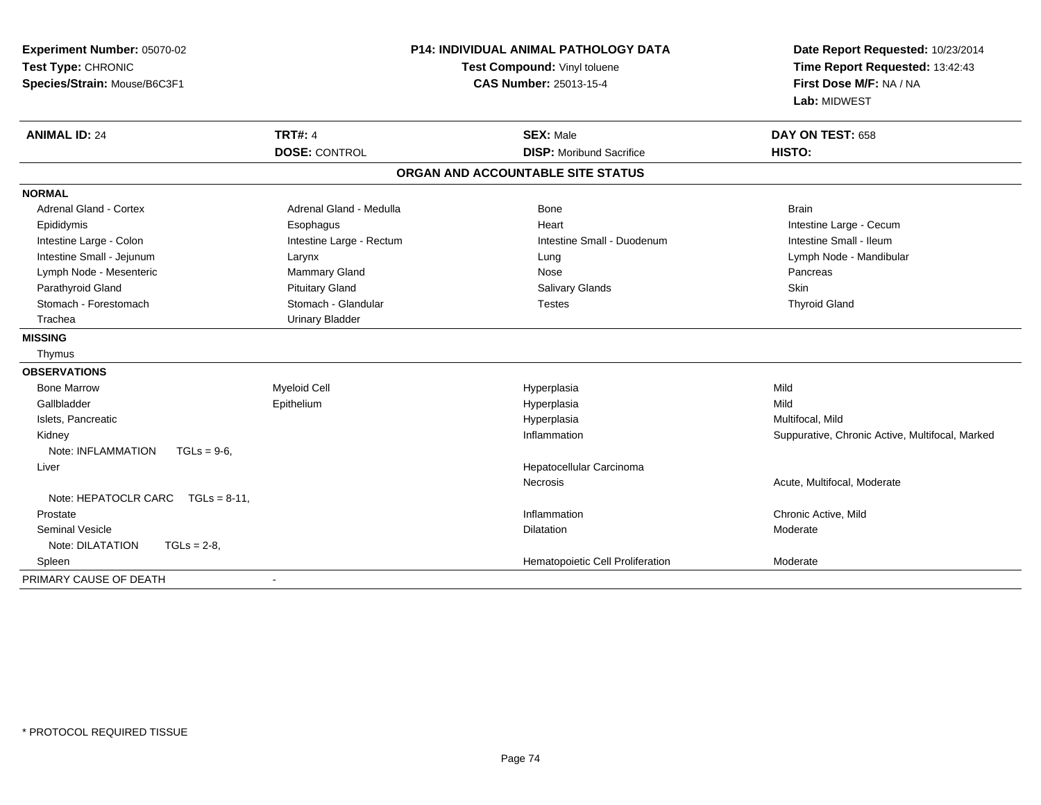**Experiment Number:** 05070-02
**Test Type:** CHRONIC
**Species/Strain:** Mouse/B6C3F1

**P14: INDIVIDUAL ANIMAL PATHOLOGY DATA**
**Test Compound:** Vinyl toluene
**CAS Number:** 25013-15-4

**Date Report Requested:** 10/23/2014
**Time Report Requested:** 13:42:43
**First Dose M/F:** NA / NA
**Lab:** MIDWEST

| | | | |
|---|---|---|---|
| **ANIMAL ID:** 24 | **TRT#:** 4 | **SEX:** Male | **DAY ON TEST:** 658 |
| | **DOSE:** CONTROL | **DISP:** Moribund Sacrifice | **HISTO:** |

**ORGAN AND ACCOUNTABLE SITE STATUS**

**NORMAL**

| | | | |
|---|---|---|---|
| Adrenal Gland - Cortex | Adrenal Gland - Medulla | Bone | Brain |
| Epididymis | Esophagus | Heart | Intestine Large - Cecum |
| Intestine Large - Colon | Intestine Large - Rectum | Intestine Small - Duodenum | Intestine Small - Ileum |
| Intestine Small - Jejunum | Larynx | Lung | Lymph Node - Mandibular |
| Lymph Node - Mesenteric | Mammary Gland | Nose | Pancreas |
| Parathyroid Gland | Pituitary Gland | Salivary Glands | Skin |
| Stomach - Forestomach | Stomach - Glandular | Testes | Thyroid Gland |
| Trachea | Urinary Bladder | | |

**MISSING**

Thymus

**OBSERVATIONS**

| | | | |
|---|---|---|---|
| Bone Marrow | Myeloid Cell | Hyperplasia | Mild |
| Gallbladder | Epithelium | Hyperplasia | Mild |
| Islets, Pancreatic | | Hyperplasia | Multifocal, Mild |
| Kidney | | Inflammation | Suppurative, Chronic Active, Multifocal, Marked |
| Note: INFLAMMATION TGLs = 9-6, | | | |
| Liver | | Hepatocellular Carcinoma | |
| | | Necrosis | Acute, Multifocal, Moderate |
| Note: HEPATOCLR CARC TGLs = 8-11, | | | |
| Prostate | | Inflammation | Chronic Active, Mild |
| Seminal Vesicle | | Dilatation | Moderate |
| Note: DILATATION TGLs = 2-8, | | | |
| Spleen | | Hematopoietic Cell Proliferation | Moderate |

PRIMARY CAUSE OF DEATH -

* PROTOCOL REQUIRED TISSUE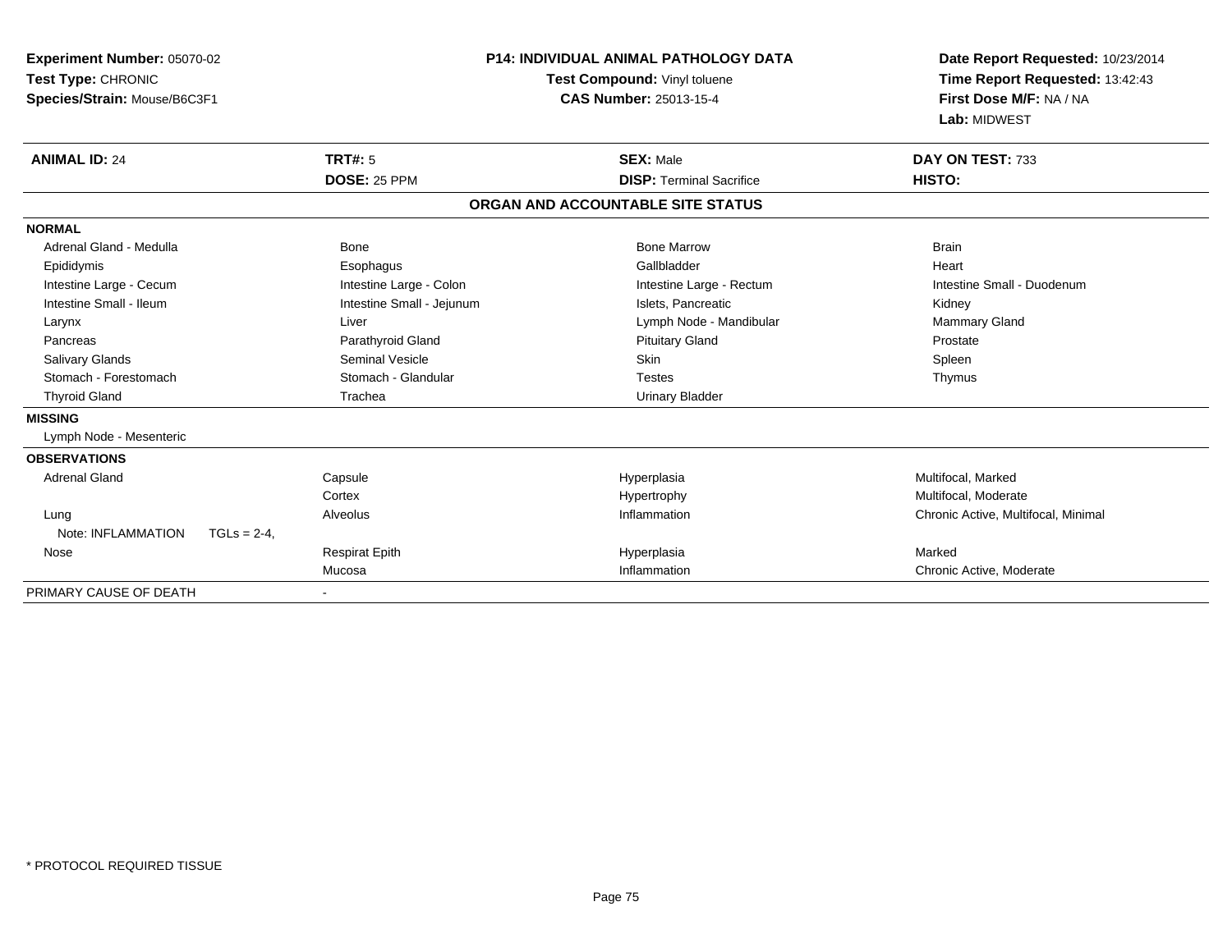**Experiment Number:** 05070-02
**Test Type:** CHRONIC
**Species/Strain:** Mouse/B6C3F1

**P14: INDIVIDUAL ANIMAL PATHOLOGY DATA**
**Test Compound:** Vinyl toluene
**CAS Number:** 25013-15-4

**Date Report Requested:** 10/23/2014
**Time Report Requested:** 13:42:43
**First Dose M/F:** NA / NA
**Lab:** MIDWEST

| **ANIMAL ID:** 24 | **TRT#:** 5 | **SEX:** Male | **DAY ON TEST:** 733 |
|---|---|---|---|
| | **DOSE:** 25 PPM | **DISP:** Terminal Sacrifice | **HISTO:** |

**ORGAN AND ACCOUNTABLE SITE STATUS**

**NORMAL**

| | | | |
|---|---|---|---|
| Adrenal Gland - Medulla | Bone | Bone Marrow | Brain |
| Epididymis | Esophagus | Gallbladder | Heart |
| Intestine Large - Cecum | Intestine Large - Colon | Intestine Large - Rectum | Intestine Small - Duodenum |
| Intestine Small - Ileum | Intestine Small - Jejunum | Islets, Pancreatic | Kidney |
| Larynx | Liver | Lymph Node - Mandibular | Mammary Gland |
| Pancreas | Parathyroid Gland | Pituitary Gland | Prostate |
| Salivary Glands | Seminal Vesicle | Skin | Spleen |
| Stomach - Forestomach | Stomach - Glandular | Testes | Thymus |
| Thyroid Gland | Trachea | Urinary Bladder | |

**MISSING**

Lymph Node - Mesenteric

**OBSERVATIONS**

| | | | |
|---|---|---|---|
| Adrenal Gland | Capsule | Hyperplasia | Multifocal, Marked |
| | Cortex | Hypertrophy | Multifocal, Moderate |
| Lung | Alveolus | Inflammation | Chronic Active, Multifocal, Minimal |
| Note: INFLAMMATION TGLs = 2-4, | | | |
| Nose | Respirat Epith | Hyperplasia | Marked |
| | Mucosa | Inflammation | Chronic Active, Moderate |

PRIMARY CAUSE OF DEATH -

* PROTOCOL REQUIRED TISSUE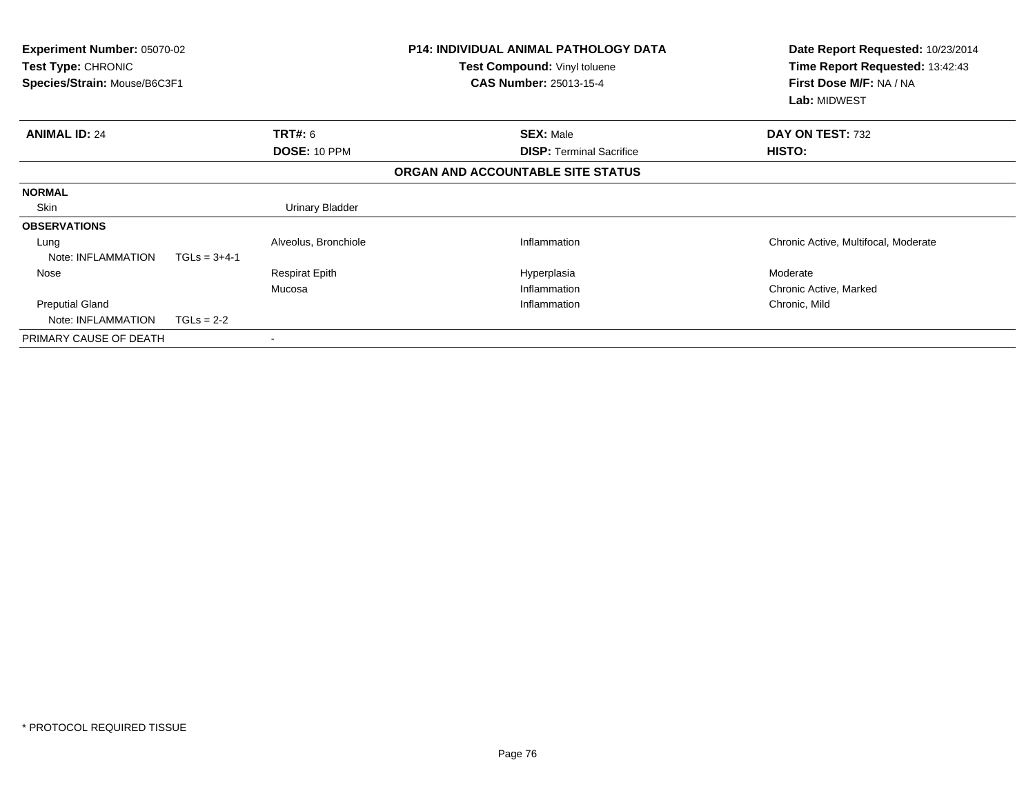**Experiment Number:** 05070-02
**Test Type:** CHRONIC
**Species/Strain:** Mouse/B6C3F1

**P14: INDIVIDUAL ANIMAL PATHOLOGY DATA**
**Test Compound:** Vinyl toluene
**CAS Number:** 25013-15-4

**Date Report Requested:** 10/23/2014
**Time Report Requested:** 13:42:43
**First Dose M/F:** NA / NA
**Lab:** MIDWEST

| **ANIMAL ID:** 24 | **TRT#:** 6 | **SEX:** Male | **DAY ON TEST:** 732 |
|---|---|---|---|
| | **DOSE:** 10 PPM | **DISP:** Terminal Sacrifice | **HISTO:** |

**ORGAN AND ACCOUNTABLE SITE STATUS**

| | | | | |
|---|---|---|---|---|
| **NORMAL** | | | | |
| Skin | | Urinary Bladder | | |
| **OBSERVATIONS** | | | | |
| Lung | | Alveolus, Bronchiole | Inflammation | Chronic Active, Multifocal, Moderate |
| Note: INFLAMMATION | TGLs = 3+4-1 | | | |
| Nose | | Respirat Epith | Hyperplasia | Moderate |
| | | Mucosa | Inflammation | Chronic Active, Marked |
| Preputial Gland | | | Inflammation | Chronic, Mild |
| Note: INFLAMMATION | TGLs = 2-2 | | | |
| PRIMARY CAUSE OF DEATH | | - | | |

* PROTOCOL REQUIRED TISSUE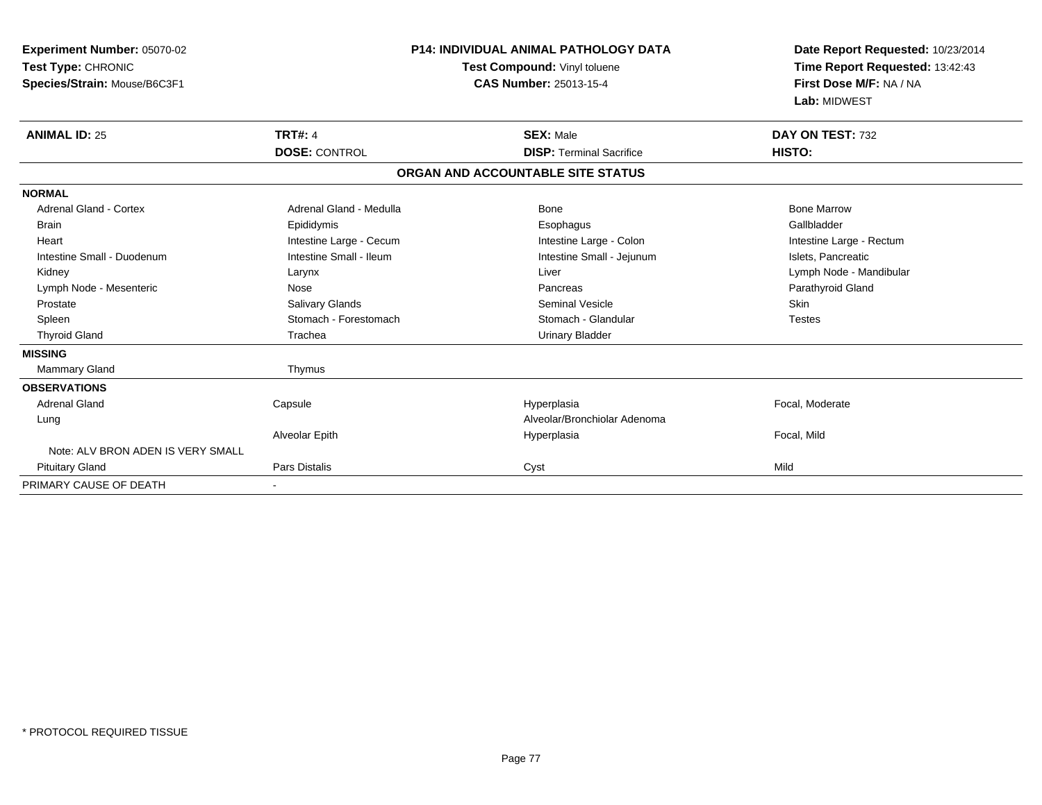**Experiment Number:** 05070-02
**Test Type:** CHRONIC
**Species/Strain:** Mouse/B6C3F1

**P14: INDIVIDUAL ANIMAL PATHOLOGY DATA**
**Test Compound:** Vinyl toluene
**CAS Number:** 25013-15-4

**Date Report Requested:** 10/23/2014
**Time Report Requested:** 13:42:43
**First Dose M/F:** NA / NA
**Lab:** MIDWEST

| **ANIMAL ID:** 25 | **TRT#:** 4 | **SEX:** Male | **DAY ON TEST:** 732 |
|---|---|---|---|
| | **DOSE:** CONTROL | **DISP:** Terminal Sacrifice | **HISTO:** |

**ORGAN AND ACCOUNTABLE SITE STATUS**

| | | | |
|---|---|---|---|
| **NORMAL** | | | |
| Adrenal Gland - Cortex | Adrenal Gland - Medulla | Bone | Bone Marrow |
| Brain | Epididymis | Esophagus | Gallbladder |
| Heart | Intestine Large - Cecum | Intestine Large - Colon | Intestine Large - Rectum |
| Intestine Small - Duodenum | Intestine Small - Ileum | Intestine Small - Jejunum | Islets, Pancreatic |
| Kidney | Larynx | Liver | Lymph Node - Mandibular |
| Lymph Node - Mesenteric | Nose | Pancreas | Parathyroid Gland |
| Prostate | Salivary Glands | Seminal Vesicle | Skin |
| Spleen | Stomach - Forestomach | Stomach - Glandular | Testes |
| Thyroid Gland | Trachea | Urinary Bladder | |
| **MISSING** | | | |
| Mammary Gland | Thymus | | |
| **OBSERVATIONS** | | | |
| Adrenal Gland | Capsule | Hyperplasia | Focal, Moderate |
| Lung | | Alveolar/Bronchiolar Adenoma | |
| | Alveolar Epith | Hyperplasia | Focal, Mild |
| Note: ALV BRON ADEN IS VERY SMALL | | | |
| Pituitary Gland | Pars Distalis | Cyst | Mild |
| PRIMARY CAUSE OF DEATH | - | | |

* PROTOCOL REQUIRED TISSUE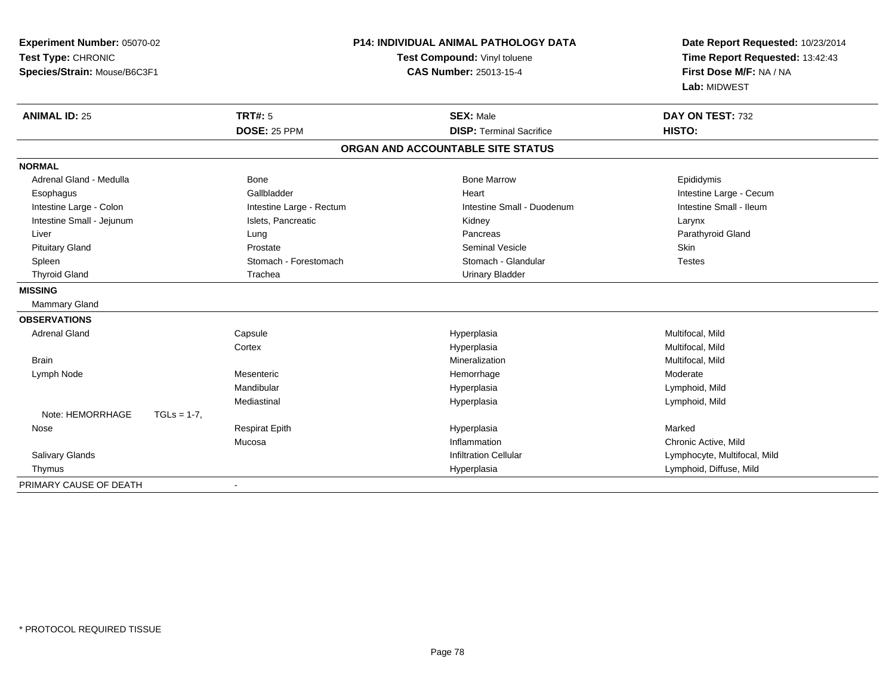**Experiment Number:** 05070-02
**Test Type:** CHRONIC
**Species/Strain:** Mouse/B6C3F1

**P14: INDIVIDUAL ANIMAL PATHOLOGY DATA**
**Test Compound:** Vinyl toluene
**CAS Number:** 25013-15-4

**Date Report Requested:** 10/23/2014
**Time Report Requested:** 13:42:43
**First Dose M/F:** NA / NA
**Lab:** MIDWEST

| **ANIMAL ID:** 25 | **TRT#:** 5 | **SEX:** Male | **DAY ON TEST:** 732 |
|---|---|---|---|
| | **DOSE:** 25 PPM | **DISP:** Terminal Sacrifice | **HISTO:** |

## ORGAN AND ACCOUNTABLE SITE STATUS

**NORMAL**

| | | | |
|---|---|---|---|
| Adrenal Gland - Medulla | Bone | Bone Marrow | Epididymis |
| Esophagus | Gallbladder | Heart | Intestine Large - Cecum |
| Intestine Large - Colon | Intestine Large - Rectum | Intestine Small - Duodenum | Intestine Small - Ileum |
| Intestine Small - Jejunum | Islets, Pancreatic | Kidney | Larynx |
| Liver | Lung | Pancreas | Parathyroid Gland |
| Pituitary Gland | Prostate | Seminal Vesicle | Skin |
| Spleen | Stomach - Forestomach | Stomach - Glandular | Testes |
| Thyroid Gland | Trachea | Urinary Bladder | |

**MISSING**

Mammary Gland

**OBSERVATIONS**

| | | | |
|---|---|---|---|
| Adrenal Gland | Capsule | Hyperplasia | Multifocal, Mild |
| | Cortex | Hyperplasia | Multifocal, Mild |
| Brain | | Mineralization | Multifocal, Mild |
| Lymph Node | Mesenteric | Hemorrhage | Moderate |
| | Mandibular | Hyperplasia | Lymphoid, Mild |
| | Mediastinal | Hyperplasia | Lymphoid, Mild |
| Note: HEMORRHAGE TGLs = 1-7, | | | |
| Nose | Respirat Epith | Hyperplasia | Marked |
| | Mucosa | Inflammation | Chronic Active, Mild |
| Salivary Glands | | Infiltration Cellular | Lymphocyte, Multifocal, Mild |
| Thymus | | Hyperplasia | Lymphoid, Diffuse, Mild |

PRIMARY CAUSE OF DEATH -

* PROTOCOL REQUIRED TISSUE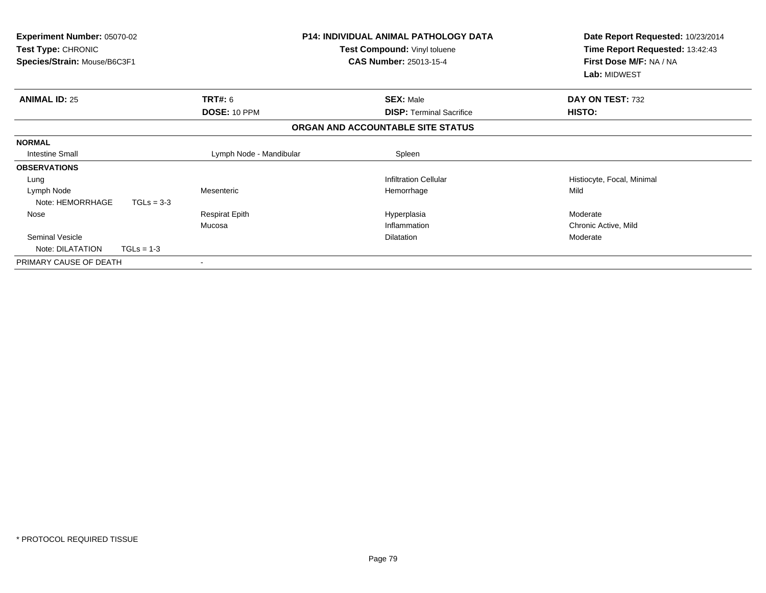**Experiment Number:** 05070-02
**Test Type:** CHRONIC
**Species/Strain:** Mouse/B6C3F1

**P14: INDIVIDUAL ANIMAL PATHOLOGY DATA**
**Test Compound:** Vinyl toluene
**CAS Number:** 25013-15-4

**Date Report Requested:** 10/23/2014
**Time Report Requested:** 13:42:43
**First Dose M/F:** NA / NA
**Lab:** MIDWEST

| **ANIMAL ID:** 25 | **TRT#:** 6 | **SEX:** Male | **DAY ON TEST:** 732 |
|---|---|---|---|
| | **DOSE:** 10 PPM | **DISP:** Terminal Sacrifice | **HISTO:** |

**ORGAN AND ACCOUNTABLE SITE STATUS**

**NORMAL**

| | | | |
|---|---|---|---|
| Intestine Small | Lymph Node - Mandibular | Spleen | |

**OBSERVATIONS**

| | | | |
|---|---|---|---|
| Lung | | Infiltration Cellular | Histiocyte, Focal, Minimal |
| Lymph Node | Mesenteric | Hemorrhage | Mild |
| Note: HEMORRHAGE TGLs = 3-3 | | | |
| Nose | Respirat Epith | Hyperplasia | Moderate |
| | Mucosa | Inflammation | Chronic Active, Mild |
| Seminal Vesicle | | Dilatation | Moderate |
| Note: DILATATION TGLs = 1-3 | | | |

PRIMARY CAUSE OF DEATH -

* PROTOCOL REQUIRED TISSUE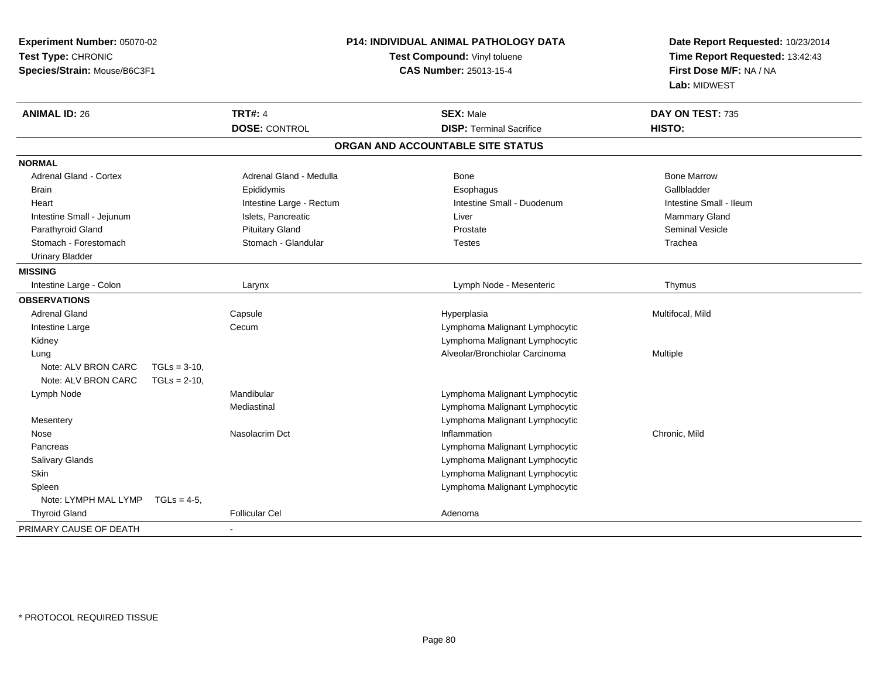**Experiment Number:** 05070-02
**Test Type:** CHRONIC
**Species/Strain:** Mouse/B6C3F1

**P14: INDIVIDUAL ANIMAL PATHOLOGY DATA**
**Test Compound:** Vinyl toluene
**CAS Number:** 25013-15-4

**Date Report Requested:** 10/23/2014
**Time Report Requested:** 13:42:43
**First Dose M/F:** NA / NA
**Lab:** MIDWEST

| **ANIMAL ID:** 26 | **TRT#:** 4 | **SEX:** Male | **DAY ON TEST:** 735 |
|---|---|---|---|
| | **DOSE:** CONTROL | **DISP:** Terminal Sacrifice | **HISTO:** |

## ORGAN AND ACCOUNTABLE SITE STATUS

| | | | |
|---|---|---|---|
| **NORMAL** | | | |
| Adrenal Gland - Cortex | Adrenal Gland - Medulla | Bone | Bone Marrow |
| Brain | Epididymis | Esophagus | Gallbladder |
| Heart | Intestine Large - Rectum | Intestine Small - Duodenum | Intestine Small - Ileum |
| Intestine Small - Jejunum | Islets, Pancreatic | Liver | Mammary Gland |
| Parathyroid Gland | Pituitary Gland | Prostate | Seminal Vesicle |
| Stomach - Forestomach | Stomach - Glandular | Testes | Trachea |
| Urinary Bladder | | | |
| **MISSING** | | | |
| Intestine Large - Colon | Larynx | Lymph Node - Mesenteric | Thymus |
| **OBSERVATIONS** | | | |
| Adrenal Gland | Capsule | Hyperplasia | Multifocal, Mild |
| Intestine Large | Cecum | Lymphoma Malignant Lymphocytic | |
| Kidney | | Lymphoma Malignant Lymphocytic | |
| Lung | | Alveolar/Bronchiolar Carcinoma | Multiple |
| Note: ALV BRON CARC TGLs = 3-10, | | | |
| Note: ALV BRON CARC TGLs = 2-10, | | | |
| Lymph Node | Mandibular | Lymphoma Malignant Lymphocytic | |
| | Mediastinal | Lymphoma Malignant Lymphocytic | |
| Mesentery | | Lymphoma Malignant Lymphocytic | |
| Nose | Nasolacrim Dct | Inflammation | Chronic, Mild |
| Pancreas | | Lymphoma Malignant Lymphocytic | |
| Salivary Glands | | Lymphoma Malignant Lymphocytic | |
| Skin | | Lymphoma Malignant Lymphocytic | |
| Spleen | | Lymphoma Malignant Lymphocytic | |
| Note: LYMPH MAL LYMP TGLs = 4-5, | | | |
| Thyroid Gland | Follicular Cel | Adenoma | |
| PRIMARY CAUSE OF DEATH | - | | |

* PROTOCOL REQUIRED TISSUE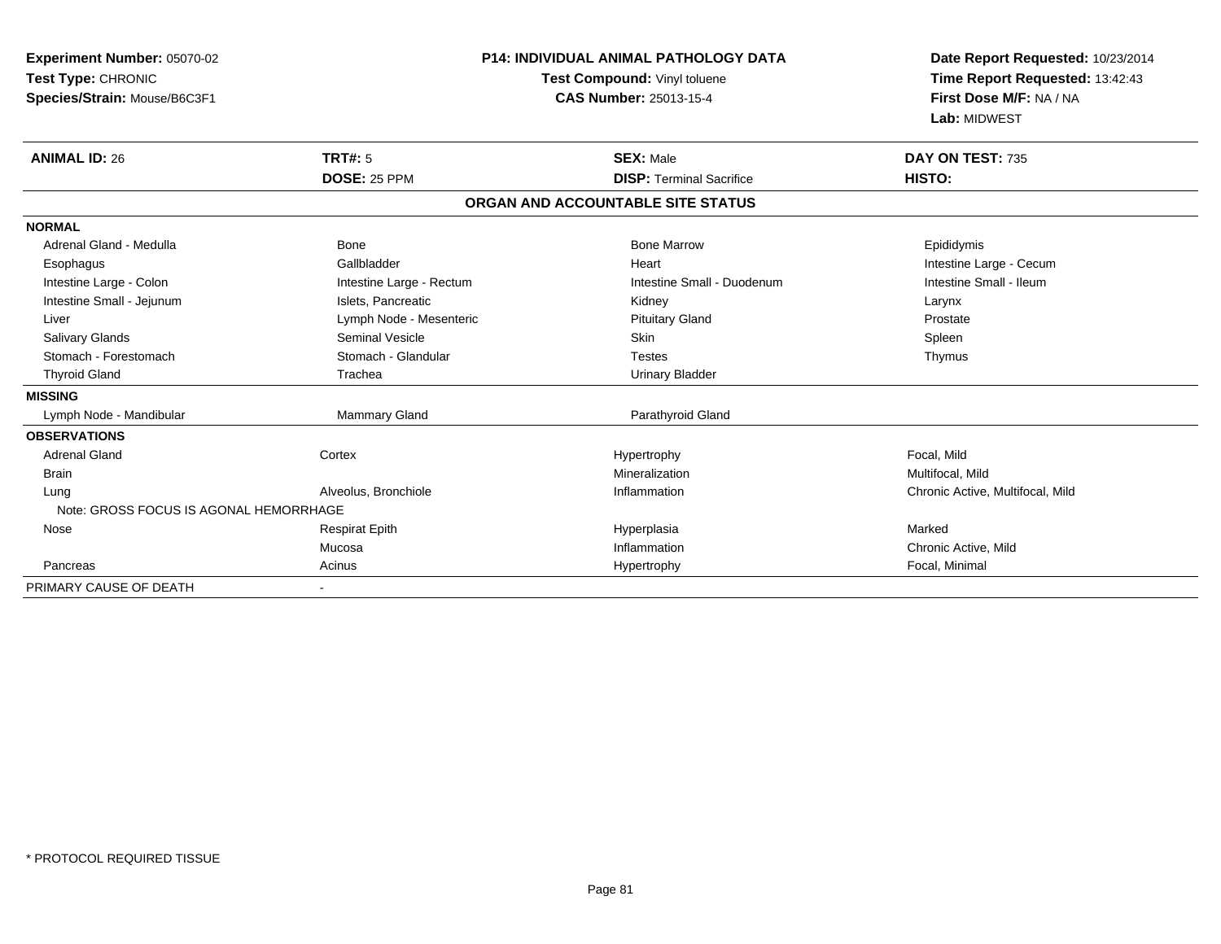**Experiment Number:** 05070-02
**Test Type:** CHRONIC
**Species/Strain:** Mouse/B6C3F1

**P14: INDIVIDUAL ANIMAL PATHOLOGY DATA**
**Test Compound:** Vinyl toluene
**CAS Number:** 25013-15-4

**Date Report Requested:** 10/23/2014
**Time Report Requested:** 13:42:43
**First Dose M/F:** NA / NA
**Lab:** MIDWEST

| **ANIMAL ID:** 26 | **TRT#:** 5 | **SEX:** Male | **DAY ON TEST:** 735 |
|---|---|---|---|
| | **DOSE:** 25 PPM | **DISP:** Terminal Sacrifice | **HISTO:** |

## ORGAN AND ACCOUNTABLE SITE STATUS

| | | | |
|---|---|---|---|
| **NORMAL** | | | |
| Adrenal Gland - Medulla | Bone | Bone Marrow | Epididymis |
| Esophagus | Gallbladder | Heart | Intestine Large - Cecum |
| Intestine Large - Colon | Intestine Large - Rectum | Intestine Small - Duodenum | Intestine Small - Ileum |
| Intestine Small - Jejunum | Islets, Pancreatic | Kidney | Larynx |
| Liver | Lymph Node - Mesenteric | Pituitary Gland | Prostate |
| Salivary Glands | Seminal Vesicle | Skin | Spleen |
| Stomach - Forestomach | Stomach - Glandular | Testes | Thymus |
| Thyroid Gland | Trachea | Urinary Bladder | |
| **MISSING** | | | |
| Lymph Node - Mandibular | Mammary Gland | Parathyroid Gland | |
| **OBSERVATIONS** | | | |
| Adrenal Gland | Cortex | Hypertrophy | Focal, Mild |
| Brain | | Mineralization | Multifocal, Mild |
| Lung | Alveolus, Bronchiole | Inflammation | Chronic Active, Multifocal, Mild |
| Note: GROSS FOCUS IS AGONAL HEMORRHAGE | | | |
| Nose | Respirat Epith | Hyperplasia | Marked |
| | Mucosa | Inflammation | Chronic Active, Mild |
| Pancreas | Acinus | Hypertrophy | Focal, Minimal |
| PRIMARY CAUSE OF DEATH | - | | |

\* PROTOCOL REQUIRED TISSUE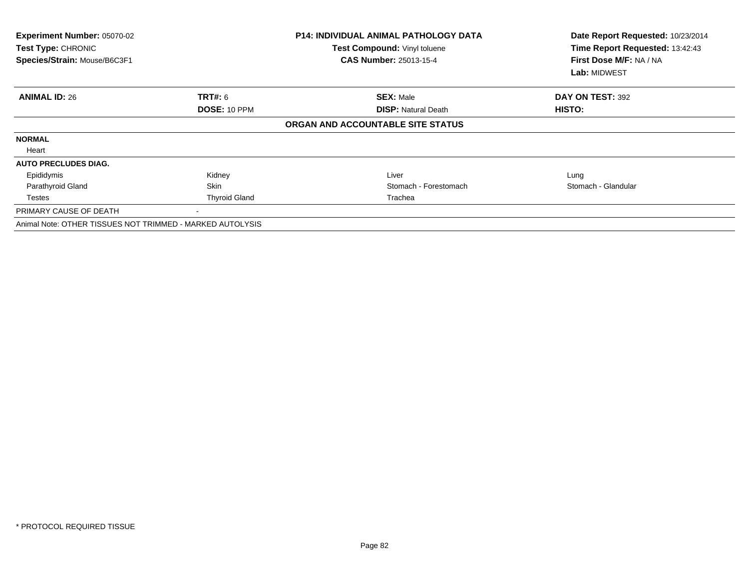**Experiment Number:** 05070-02
**Test Type:** CHRONIC
**Species/Strain:** Mouse/B6C3F1

**P14: INDIVIDUAL ANIMAL PATHOLOGY DATA**
**Test Compound:** Vinyl toluene
**CAS Number:** 25013-15-4

**Date Report Requested:** 10/23/2014
**Time Report Requested:** 13:42:43
**First Dose M/F:** NA / NA
**Lab:** MIDWEST

| | | | |
|---|---|---|---|
| **ANIMAL ID:** 26 | **TRT#:** 6 | **SEX:** Male | **DAY ON TEST:** 392 |
| | **DOSE:** 10 PPM | **DISP:** Natural Death | **HISTO:** |

**ORGAN AND ACCOUNTABLE SITE STATUS**

| | | | |
|---|---|---|---|
| **NORMAL** | | | |
| Heart | | | |
| **AUTO PRECLUDES DIAG.** | | | |
| Epididymis | Kidney | Liver | Lung |
| Parathyroid Gland | Skin | Stomach - Forestomach | Stomach - Glandular |
| Testes | Thyroid Gland | Trachea | |
| PRIMARY CAUSE OF DEATH | - | | |

Animal Note: OTHER TISSUES NOT TRIMMED - MARKED AUTOLYSIS

* PROTOCOL REQUIRED TISSUE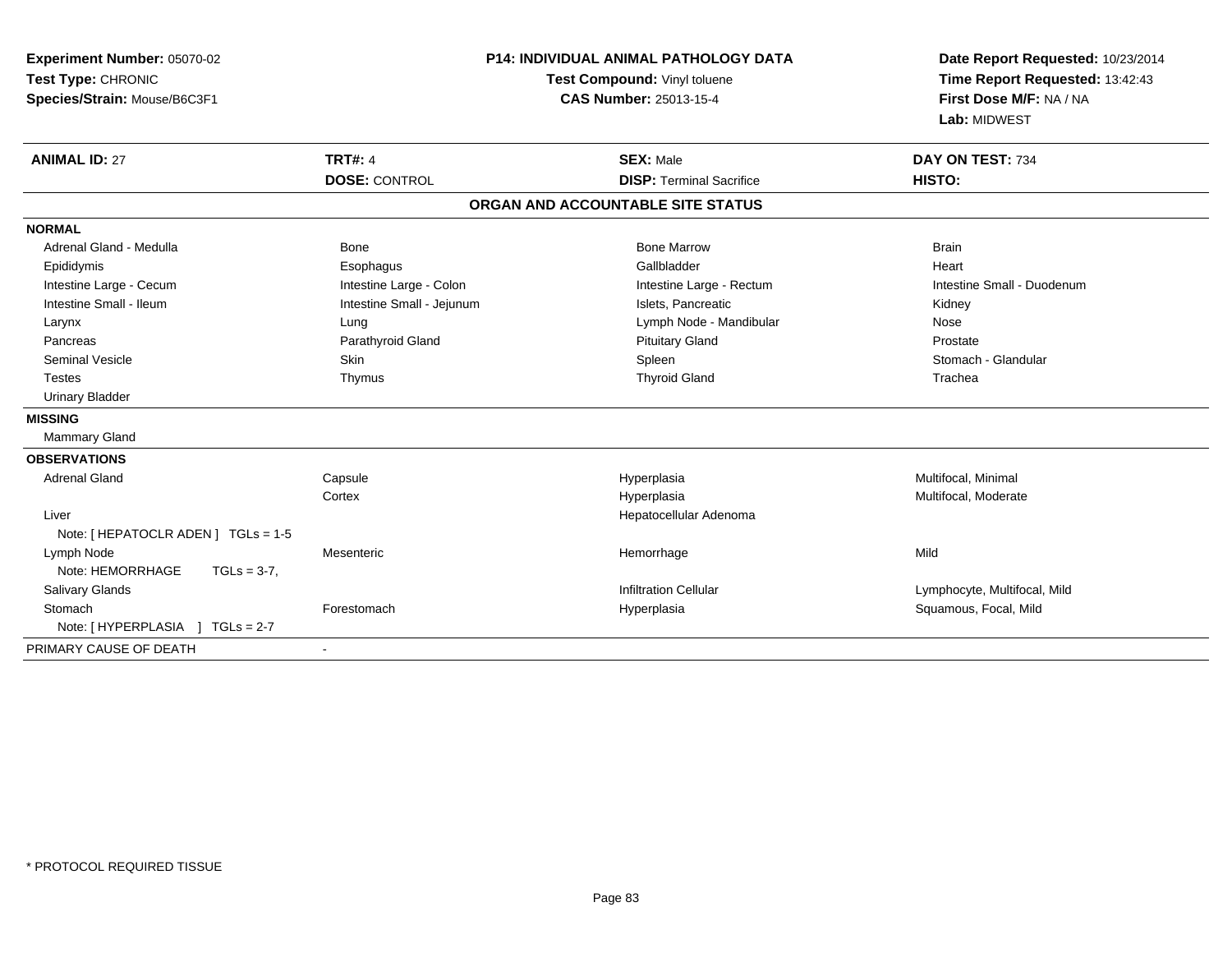**Experiment Number:** 05070-02
**Test Type:** CHRONIC
**Species/Strain:** Mouse/B6C3F1

**P14: INDIVIDUAL ANIMAL PATHOLOGY DATA**
**Test Compound:** Vinyl toluene
**CAS Number:** 25013-15-4

**Date Report Requested:** 10/23/2014
**Time Report Requested:** 13:42:43
**First Dose M/F:** NA / NA
**Lab:** MIDWEST

| | | | |
|---|---|---|---|
| **ANIMAL ID:** 27 | **TRT#:** 4 | **SEX:** Male | **DAY ON TEST:** 734 |
| | **DOSE:** CONTROL | **DISP:** Terminal Sacrifice | **HISTO:** |

## ORGAN AND ACCOUNTABLE SITE STATUS

**NORMAL**

| | | | |
|---|---|---|---|
| Adrenal Gland - Medulla | Bone | Bone Marrow | Brain |
| Epididymis | Esophagus | Gallbladder | Heart |
| Intestine Large - Cecum | Intestine Large - Colon | Intestine Large - Rectum | Intestine Small - Duodenum |
| Intestine Small - Ileum | Intestine Small - Jejunum | Islets, Pancreatic | Kidney |
| Larynx | Lung | Lymph Node - Mandibular | Nose |
| Pancreas | Parathyroid Gland | Pituitary Gland | Prostate |
| Seminal Vesicle | Skin | Spleen | Stomach - Glandular |
| Testes | Thymus | Thyroid Gland | Trachea |
| Urinary Bladder | | | |

**MISSING**

Mammary Gland

**OBSERVATIONS**

| | | | |
|---|---|---|---|
| Adrenal Gland | Capsule | Hyperplasia | Multifocal, Minimal |
| | Cortex | Hyperplasia | Multifocal, Moderate |
| Liver | | Hepatocellular Adenoma | |
| Note: [ HEPATOCLR ADEN ] TGLs = 1-5 | | | |
| Lymph Node | Mesenteric | Hemorrhage | Mild |
| Note: HEMORRHAGE TGLs = 3-7, | | | |
| Salivary Glands | | Infiltration Cellular | Lymphocyte, Multifocal, Mild |
| Stomach | Forestomach | Hyperplasia | Squamous, Focal, Mild |
| Note: [ HYPERPLASIA ] TGLs = 2-7 | | | |

PRIMARY CAUSE OF DEATH -

* PROTOCOL REQUIRED TISSUE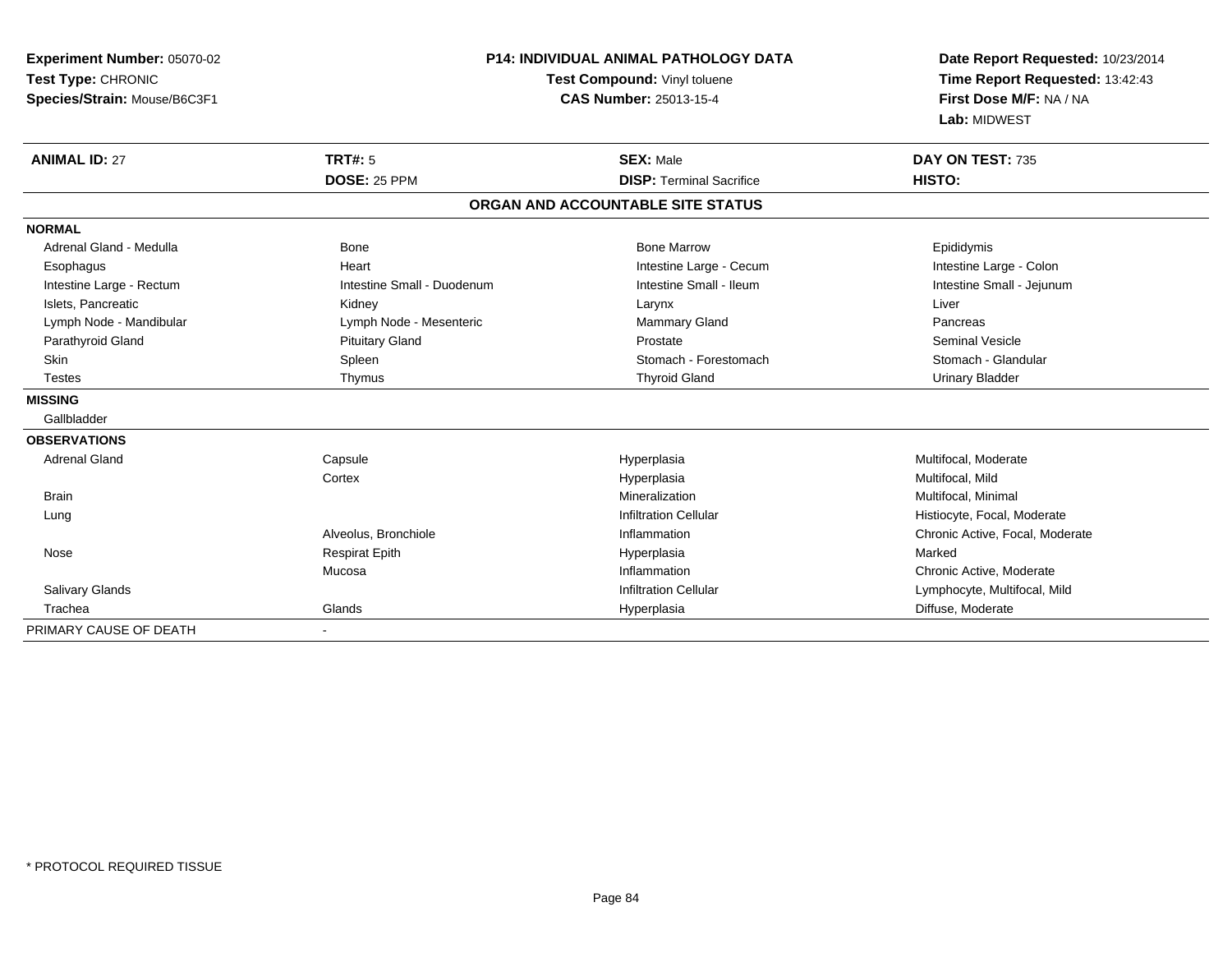**Experiment Number:** 05070-02
**Test Type:** CHRONIC
**Species/Strain:** Mouse/B6C3F1

**P14: INDIVIDUAL ANIMAL PATHOLOGY DATA**
**Test Compound:** Vinyl toluene
**CAS Number:** 25013-15-4

**Date Report Requested:** 10/23/2014
**Time Report Requested:** 13:42:43
**First Dose M/F:** NA / NA
**Lab:** MIDWEST

| **ANIMAL ID:** 27 | **TRT#:** 5 | **SEX:** Male | **DAY ON TEST:** 735 |
|---|---|---|---|
| | **DOSE:** 25 PPM | **DISP:** Terminal Sacrifice | **HISTO:** |

**ORGAN AND ACCOUNTABLE SITE STATUS**

| | | | |
|---|---|---|---|
| **NORMAL** | | | |
| Adrenal Gland - Medulla | Bone | Bone Marrow | Epididymis |
| Esophagus | Heart | Intestine Large - Cecum | Intestine Large - Colon |
| Intestine Large - Rectum | Intestine Small - Duodenum | Intestine Small - Ileum | Intestine Small - Jejunum |
| Islets, Pancreatic | Kidney | Larynx | Liver |
| Lymph Node - Mandibular | Lymph Node - Mesenteric | Mammary Gland | Pancreas |
| Parathyroid Gland | Pituitary Gland | Prostate | Seminal Vesicle |
| Skin | Spleen | Stomach - Forestomach | Stomach - Glandular |
| Testes | Thymus | Thyroid Gland | Urinary Bladder |
| **MISSING** | | | |
| Gallbladder | | | |
| **OBSERVATIONS** | | | |
| Adrenal Gland | Capsule | Hyperplasia | Multifocal, Moderate |
| | Cortex | Hyperplasia | Multifocal, Mild |
| Brain | | Mineralization | Multifocal, Minimal |
| Lung | | Infiltration Cellular | Histiocyte, Focal, Moderate |
| | Alveolus, Bronchiole | Inflammation | Chronic Active, Focal, Moderate |
| Nose | Respirat Epith | Hyperplasia | Marked |
| | Mucosa | Inflammation | Chronic Active, Moderate |
| Salivary Glands | | Infiltration Cellular | Lymphocyte, Multifocal, Mild |
| Trachea | Glands | Hyperplasia | Diffuse, Moderate |
| PRIMARY CAUSE OF DEATH | - | | |

* PROTOCOL REQUIRED TISSUE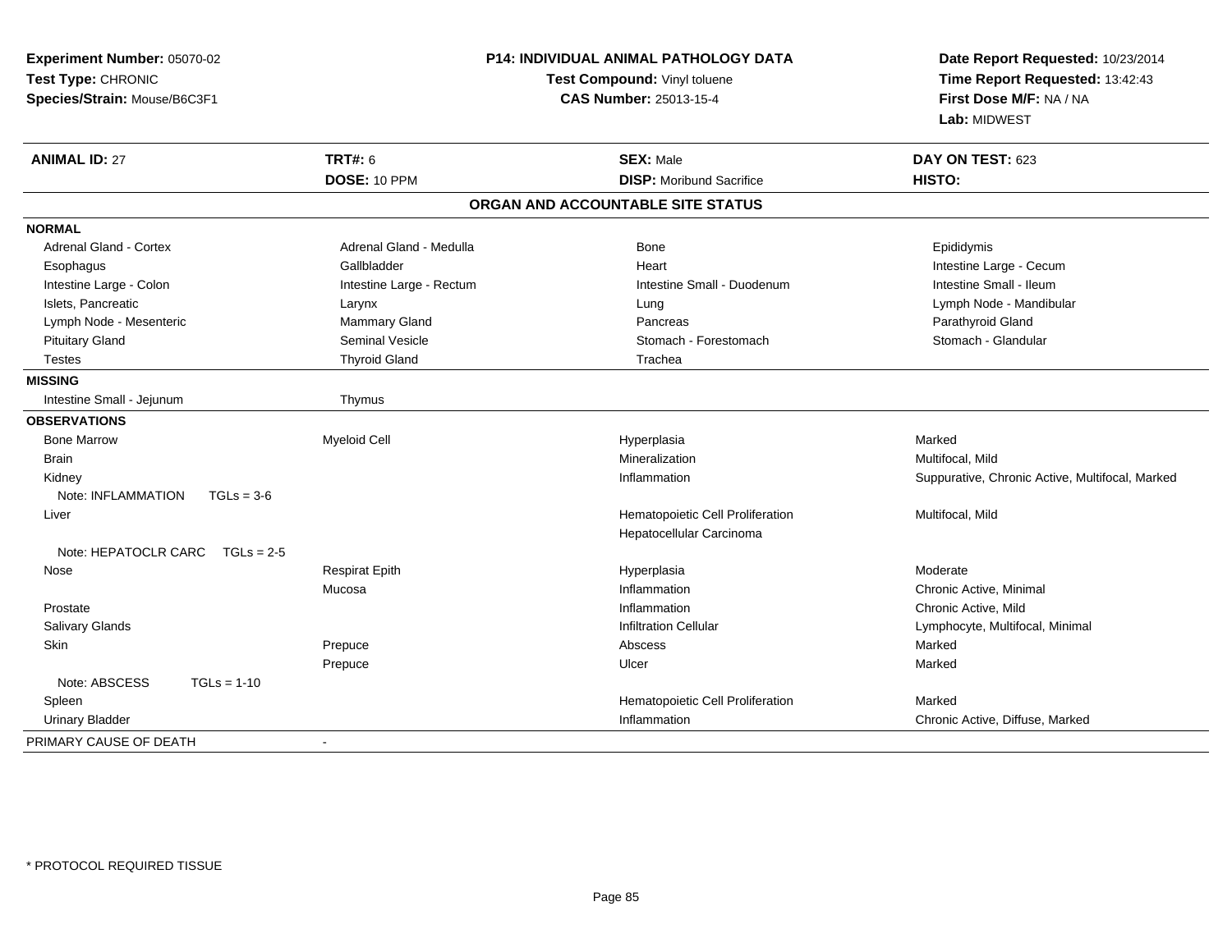**Experiment Number:** 05070-02
**Test Type:** CHRONIC
**Species/Strain:** Mouse/B6C3F1

**P14: INDIVIDUAL ANIMAL PATHOLOGY DATA**
**Test Compound:** Vinyl toluene
**CAS Number:** 25013-15-4

**Date Report Requested:** 10/23/2014
**Time Report Requested:** 13:42:43
**First Dose M/F:** NA / NA
**Lab:** MIDWEST

| **ANIMAL ID:** 27 | **TRT#:** 6 | **SEX:** Male | **DAY ON TEST:** 623 |
|---|---|---|---|
| | **DOSE:** 10 PPM | **DISP:** Moribund Sacrifice | **HISTO:** |

**ORGAN AND ACCOUNTABLE SITE STATUS**

| | | | |
|---|---|---|---|
| **NORMAL** | | | |
| Adrenal Gland - Cortex | Adrenal Gland - Medulla | Bone | Epididymis |
| Esophagus | Gallbladder | Heart | Intestine Large - Cecum |
| Intestine Large - Colon | Intestine Large - Rectum | Intestine Small - Duodenum | Intestine Small - Ileum |
| Islets, Pancreatic | Larynx | Lung | Lymph Node - Mandibular |
| Lymph Node - Mesenteric | Mammary Gland | Pancreas | Parathyroid Gland |
| Pituitary Gland | Seminal Vesicle | Stomach - Forestomach | Stomach - Glandular |
| Testes | Thyroid Gland | Trachea | |
| **MISSING** | | | |
| Intestine Small - Jejunum | Thymus | | |
| **OBSERVATIONS** | | | |
| Bone Marrow | Myeloid Cell | Hyperplasia | Marked |
| Brain | | Mineralization | Multifocal, Mild |
| Kidney | | Inflammation | Suppurative, Chronic Active, Multifocal, Marked |
| Note: INFLAMMATION TGLs = 3-6 | | | |
| Liver | | Hematopoietic Cell Proliferation | Multifocal, Mild |
| | | Hepatocellular Carcinoma | |
| Note: HEPATOCLR CARC TGLs = 2-5 | | | |
| Nose | Respirat Epith | Hyperplasia | Moderate |
| | Mucosa | Inflammation | Chronic Active, Minimal |
| Prostate | | Inflammation | Chronic Active, Mild |
| Salivary Glands | | Infiltration Cellular | Lymphocyte, Multifocal, Minimal |
| Skin | Prepuce | Abscess | Marked |
| | Prepuce | Ulcer | Marked |
| Note: ABSCESS TGLs = 1-10 | | | |
| Spleen | | Hematopoietic Cell Proliferation | Marked |
| Urinary Bladder | | Inflammation | Chronic Active, Diffuse, Marked |
| PRIMARY CAUSE OF DEATH | - | | |

* PROTOCOL REQUIRED TISSUE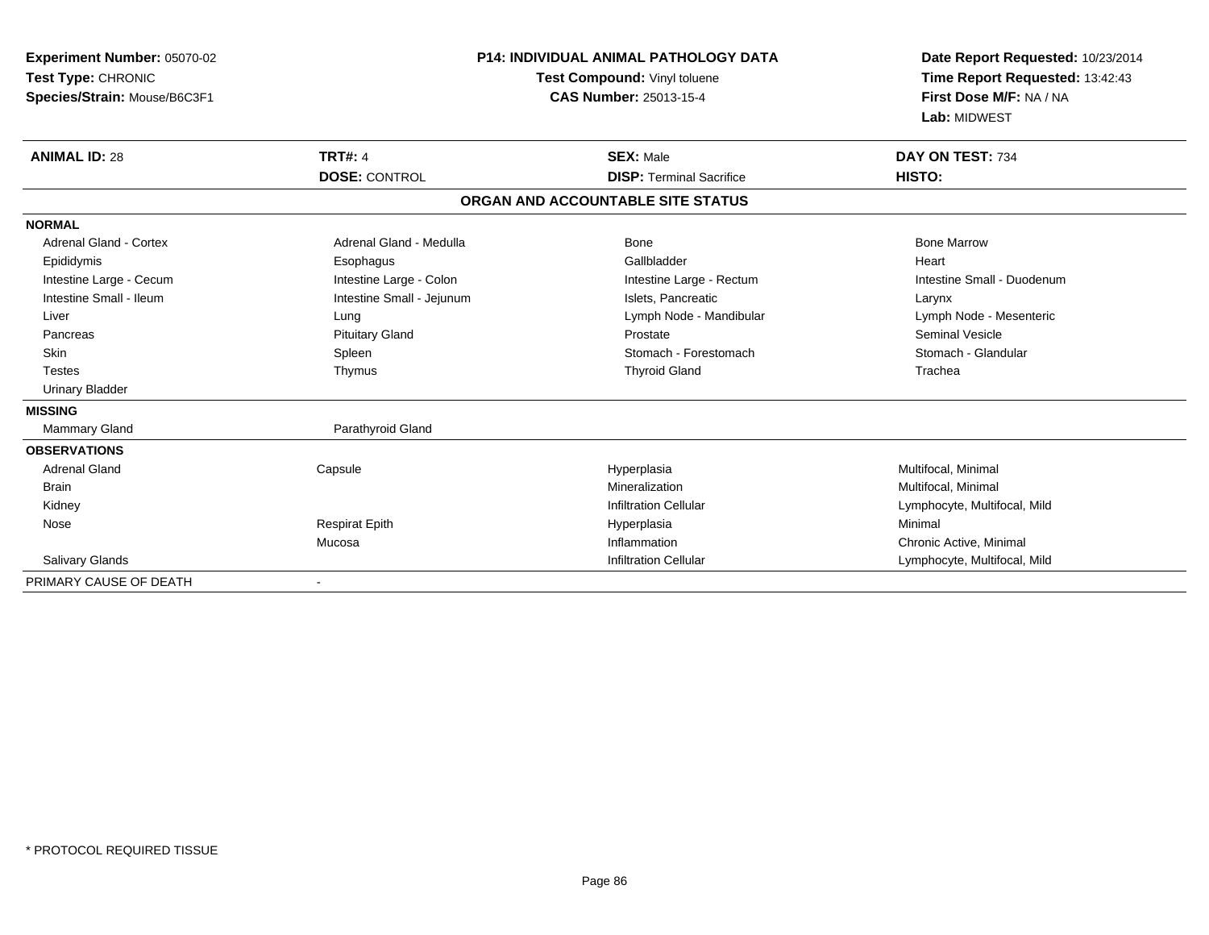**Experiment Number:** 05070-02
**Test Type:** CHRONIC
**Species/Strain:** Mouse/B6C3F1

**P14: INDIVIDUAL ANIMAL PATHOLOGY DATA**
**Test Compound:** Vinyl toluene
**CAS Number:** 25013-15-4

**Date Report Requested:** 10/23/2014
**Time Report Requested:** 13:42:43
**First Dose M/F:** NA / NA
**Lab:** MIDWEST

| **ANIMAL ID:** 28 | **TRT#:** 4 | **SEX:** Male | **DAY ON TEST:** 734 |
|---|---|---|---|
| | **DOSE:** CONTROL | **DISP:** Terminal Sacrifice | **HISTO:** |

## ORGAN AND ACCOUNTABLE SITE STATUS

| | | | |
|---|---|---|---|
| **NORMAL** | | | |
| Adrenal Gland - Cortex | Adrenal Gland - Medulla | Bone | Bone Marrow |
| Epididymis | Esophagus | Gallbladder | Heart |
| Intestine Large - Cecum | Intestine Large - Colon | Intestine Large - Rectum | Intestine Small - Duodenum |
| Intestine Small - Ileum | Intestine Small - Jejunum | Islets, Pancreatic | Larynx |
| Liver | Lung | Lymph Node - Mandibular | Lymph Node - Mesenteric |
| Pancreas | Pituitary Gland | Prostate | Seminal Vesicle |
| Skin | Spleen | Stomach - Forestomach | Stomach - Glandular |
| Testes | Thymus | Thyroid Gland | Trachea |
| Urinary Bladder | | | |
| **MISSING** | | | |
| Mammary Gland | Parathyroid Gland | | |
| **OBSERVATIONS** | | | |
| Adrenal Gland | Capsule | Hyperplasia | Multifocal, Minimal |
| Brain | | Mineralization | Multifocal, Minimal |
| Kidney | | Infiltration Cellular | Lymphocyte, Multifocal, Mild |
| Nose | Respirat Epith | Hyperplasia | Minimal |
| | Mucosa | Inflammation | Chronic Active, Minimal |
| Salivary Glands | | Infiltration Cellular | Lymphocyte, Multifocal, Mild |
| PRIMARY CAUSE OF DEATH | - | | |

\* PROTOCOL REQUIRED TISSUE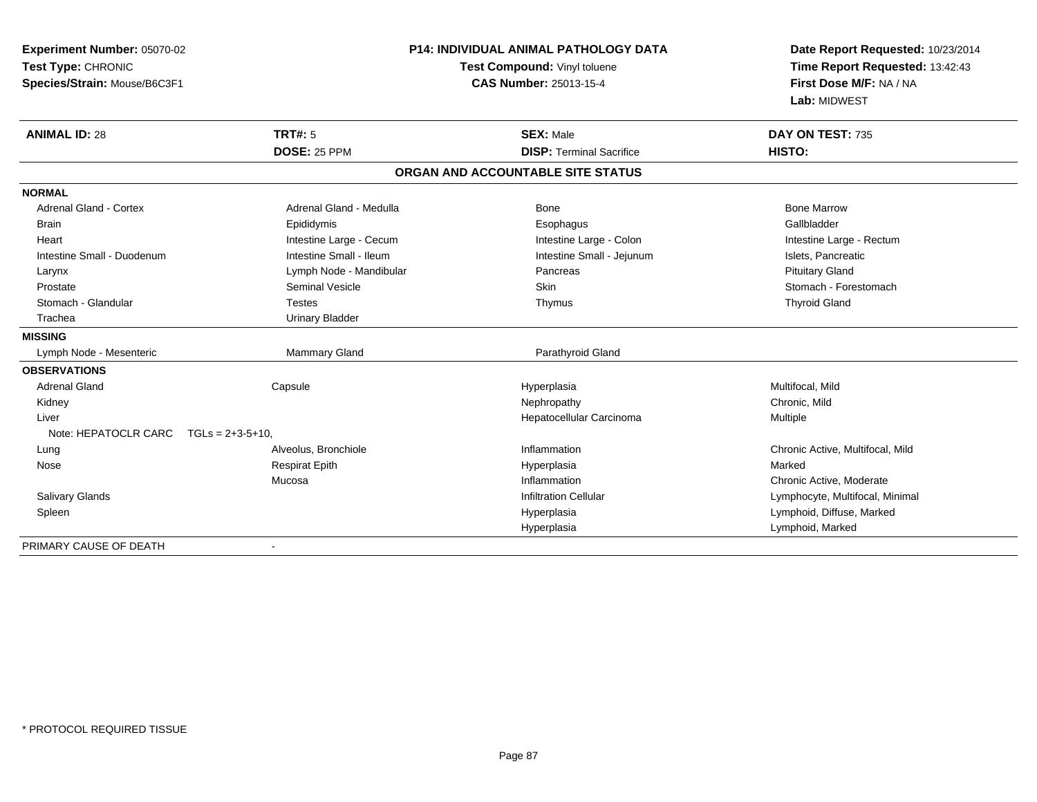**Experiment Number:** 05070-02
**Test Type:** CHRONIC
**Species/Strain:** Mouse/B6C3F1

**P14: INDIVIDUAL ANIMAL PATHOLOGY DATA**
**Test Compound:** Vinyl toluene
**CAS Number:** 25013-15-4

**Date Report Requested:** 10/23/2014
**Time Report Requested:** 13:42:43
**First Dose M/F:** NA / NA
**Lab:** MIDWEST

| **ANIMAL ID:** 28 | **TRT#:** 5 | **SEX:** Male | **DAY ON TEST:** 735 |
|---|---|---|---|
| | **DOSE:** 25 PPM | **DISP:** Terminal Sacrifice | **HISTO:** |

**ORGAN AND ACCOUNTABLE SITE STATUS**

| | | | |
|---|---|---|---|
| **NORMAL** | | | |
| Adrenal Gland - Cortex | Adrenal Gland - Medulla | Bone | Bone Marrow |
| Brain | Epididymis | Esophagus | Gallbladder |
| Heart | Intestine Large - Cecum | Intestine Large - Colon | Intestine Large - Rectum |
| Intestine Small - Duodenum | Intestine Small - Ileum | Intestine Small - Jejunum | Islets, Pancreatic |
| Larynx | Lymph Node - Mandibular | Pancreas | Pituitary Gland |
| Prostate | Seminal Vesicle | Skin | Stomach - Forestomach |
| Stomach - Glandular | Testes | Thymus | Thyroid Gland |
| Trachea | Urinary Bladder | | |
| **MISSING** | | | |
| Lymph Node - Mesenteric | Mammary Gland | Parathyroid Gland | |
| **OBSERVATIONS** | | | |
| Adrenal Gland | Capsule | Hyperplasia | Multifocal, Mild |
| Kidney | | Nephropathy | Chronic, Mild |
| Liver | | Hepatocellular Carcinoma | Multiple |
| Note: HEPATOCLR CARC TGLs = 2+3-5+10, | | | |
| Lung | Alveolus, Bronchiole | Inflammation | Chronic Active, Multifocal, Mild |
| Nose | Respirat Epith | Hyperplasia | Marked |
| | Mucosa | Inflammation | Chronic Active, Moderate |
| Salivary Glands | | Infiltration Cellular | Lymphocyte, Multifocal, Minimal |
| Spleen | | Hyperplasia | Lymphoid, Diffuse, Marked |
| | | Hyperplasia | Lymphoid, Marked |
| PRIMARY CAUSE OF DEATH | - | | |

* PROTOCOL REQUIRED TISSUE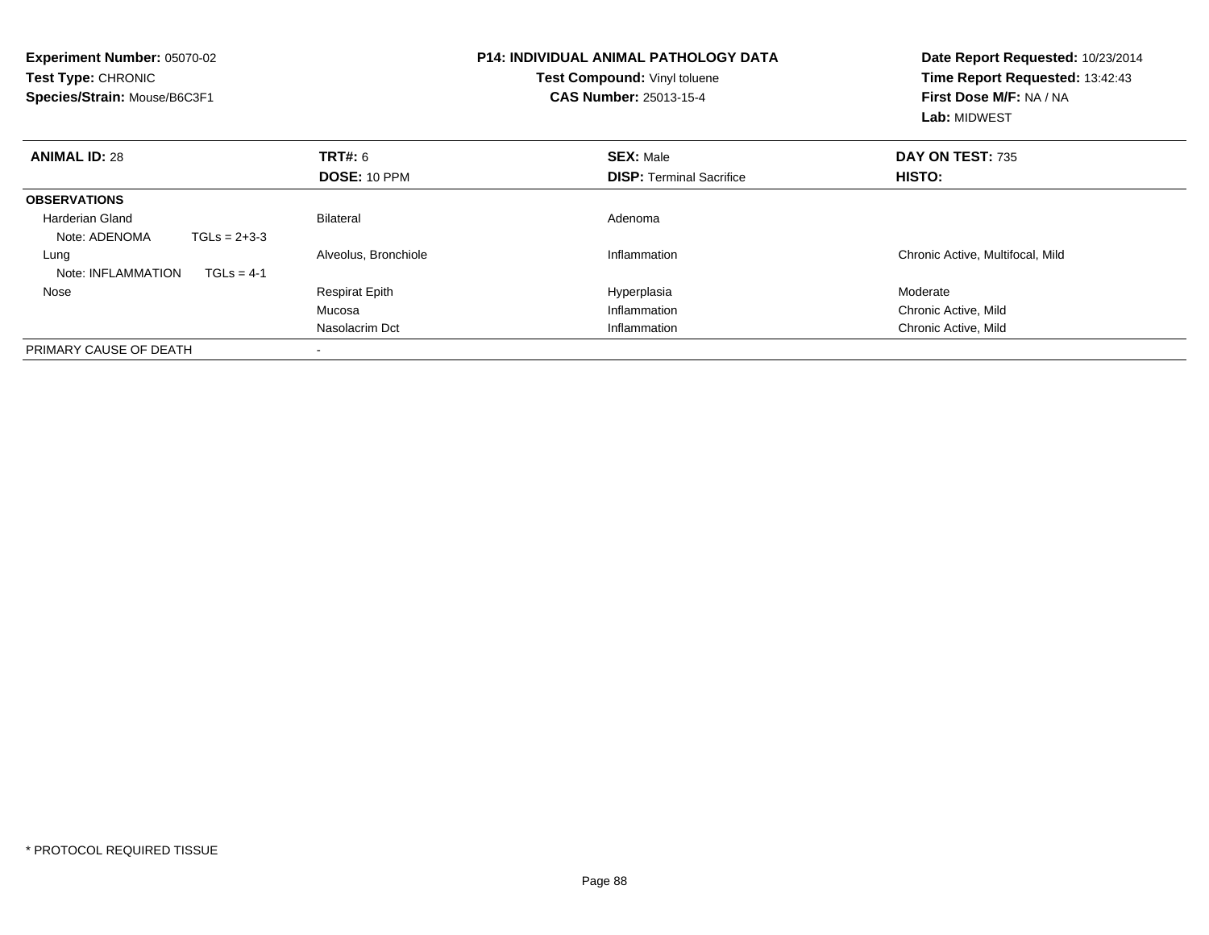**Experiment Number:** 05070-02
**Test Type:** CHRONIC
**Species/Strain:** Mouse/B6C3F1

**P14: INDIVIDUAL ANIMAL PATHOLOGY DATA**
**Test Compound:** Vinyl toluene
**CAS Number:** 25013-15-4

**Date Report Requested:** 10/23/2014
**Time Report Requested:** 13:42:43
**First Dose M/F:** NA / NA
**Lab:** MIDWEST

| **ANIMAL ID:** 28 | **TRT#:** 6 | **SEX:** Male | **DAY ON TEST:** 735 |
|---|---|---|---|
| | **DOSE:** 10 PPM | **DISP:** Terminal Sacrifice | **HISTO:** |
| **OBSERVATIONS** | | | |
| Harderian Gland | Bilateral | Adenoma | |
| Note: ADENOMA TGLs = 2+3-3 | | | |
| Lung | Alveolus, Bronchiole | Inflammation | Chronic Active, Multifocal, Mild |
| Note: INFLAMMATION TGLs = 4-1 | | | |
| Nose | Respirat Epith | Hyperplasia | Moderate |
| | Mucosa | Inflammation | Chronic Active, Mild |
| | Nasolacrim Dct | Inflammation | Chronic Active, Mild |
| PRIMARY CAUSE OF DEATH | - | | |

* PROTOCOL REQUIRED TISSUE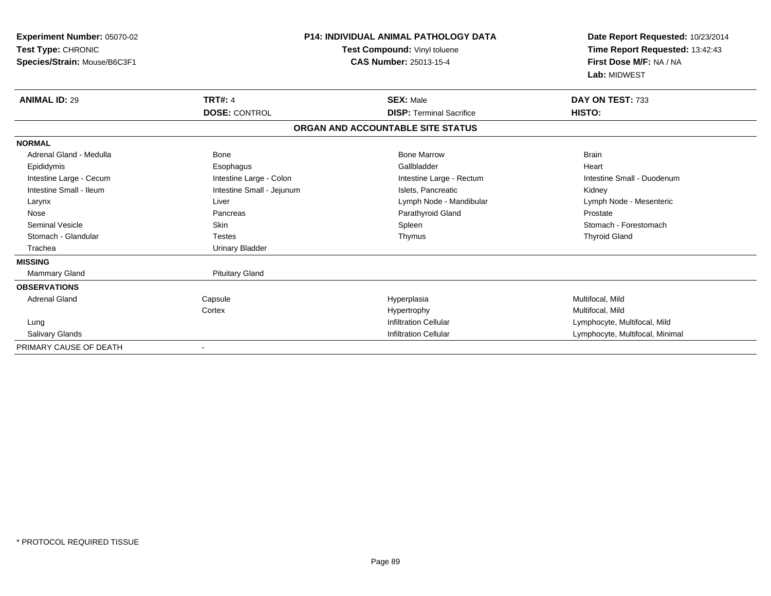**Experiment Number:** 05070-02
**Test Type:** CHRONIC
**Species/Strain:** Mouse/B6C3F1

**P14: INDIVIDUAL ANIMAL PATHOLOGY DATA**
**Test Compound:** Vinyl toluene
**CAS Number:** 25013-15-4

**Date Report Requested:** 10/23/2014
**Time Report Requested:** 13:42:43
**First Dose M/F:** NA / NA
**Lab:** MIDWEST

| **ANIMAL ID:** 29 | **TRT#:** 4 | **SEX:** Male | **DAY ON TEST:** 733 |
|---|---|---|---|
| | **DOSE:** CONTROL | **DISP:** Terminal Sacrifice | **HISTO:** |

**ORGAN AND ACCOUNTABLE SITE STATUS**

| | | | |
|---|---|---|---|
| **NORMAL** | | | |
| Adrenal Gland - Medulla | Bone | Bone Marrow | Brain |
| Epididymis | Esophagus | Gallbladder | Heart |
| Intestine Large - Cecum | Intestine Large - Colon | Intestine Large - Rectum | Intestine Small - Duodenum |
| Intestine Small - Ileum | Intestine Small - Jejunum | Islets, Pancreatic | Kidney |
| Larynx | Liver | Lymph Node - Mandibular | Lymph Node - Mesenteric |
| Nose | Pancreas | Parathyroid Gland | Prostate |
| Seminal Vesicle | Skin | Spleen | Stomach - Forestomach |
| Stomach - Glandular | Testes | Thymus | Thyroid Gland |
| Trachea | Urinary Bladder | | |
| **MISSING** | | | |
| Mammary Gland | Pituitary Gland | | |
| **OBSERVATIONS** | | | |
| Adrenal Gland | Capsule | Hyperplasia | Multifocal, Mild |
| | Cortex | Hypertrophy | Multifocal, Mild |
| Lung | | Infiltration Cellular | Lymphocyte, Multifocal, Mild |
| Salivary Glands | | Infiltration Cellular | Lymphocyte, Multifocal, Minimal |
| PRIMARY CAUSE OF DEATH | - | | |

* PROTOCOL REQUIRED TISSUE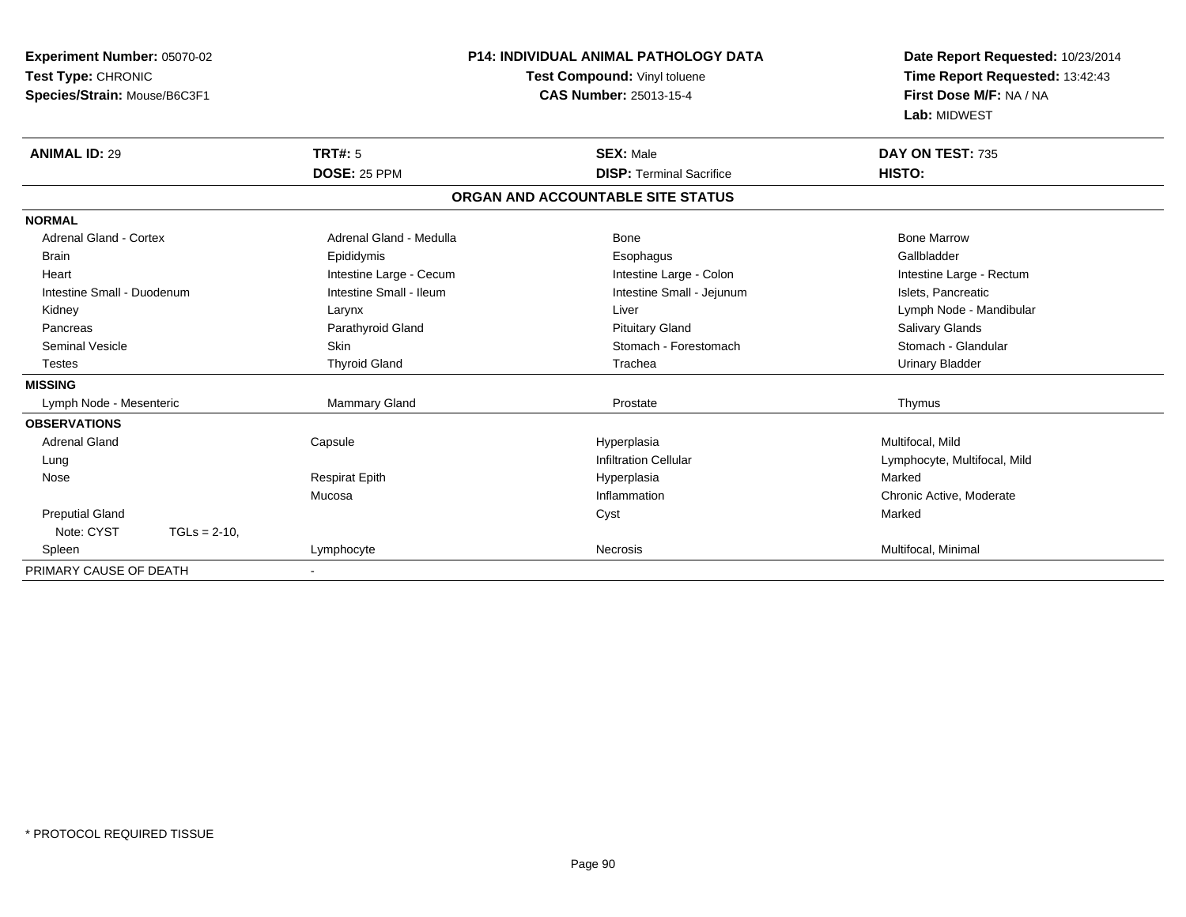**Experiment Number:** 05070-02
**Test Type:** CHRONIC
**Species/Strain:** Mouse/B6C3F1

**P14: INDIVIDUAL ANIMAL PATHOLOGY DATA**
**Test Compound:** Vinyl toluene
**CAS Number:** 25013-15-4

**Date Report Requested:** 10/23/2014
**Time Report Requested:** 13:42:43
**First Dose M/F:** NA / NA
**Lab:** MIDWEST

| **ANIMAL ID:** 29 | **TRT#:** 5 | **SEX:** Male | **DAY ON TEST:** 735 |
|---|---|---|---|
| | **DOSE:** 25 PPM | **DISP:** Terminal Sacrifice | **HISTO:** |

**ORGAN AND ACCOUNTABLE SITE STATUS**

| | | | |
|---|---|---|---|
| **NORMAL** | | | |
| Adrenal Gland - Cortex | Adrenal Gland - Medulla | Bone | Bone Marrow |
| Brain | Epididymis | Esophagus | Gallbladder |
| Heart | Intestine Large - Cecum | Intestine Large - Colon | Intestine Large - Rectum |
| Intestine Small - Duodenum | Intestine Small - Ileum | Intestine Small - Jejunum | Islets, Pancreatic |
| Kidney | Larynx | Liver | Lymph Node - Mandibular |
| Pancreas | Parathyroid Gland | Pituitary Gland | Salivary Glands |
| Seminal Vesicle | Skin | Stomach - Forestomach | Stomach - Glandular |
| Testes | Thyroid Gland | Trachea | Urinary Bladder |
| **MISSING** | | | |
| Lymph Node - Mesenteric | Mammary Gland | Prostate | Thymus |
| **OBSERVATIONS** | | | |
| Adrenal Gland | Capsule | Hyperplasia | Multifocal, Mild |
| Lung | | Infiltration Cellular | Lymphocyte, Multifocal, Mild |
| Nose | Respirat Epith | Hyperplasia | Marked |
| | Mucosa | Inflammation | Chronic Active, Moderate |
| Preputial Gland | | Cyst | Marked |
| Note: CYST TGLs = 2-10, | | | |
| Spleen | Lymphocyte | Necrosis | Multifocal, Minimal |
| PRIMARY CAUSE OF DEATH | - | | |

* PROTOCOL REQUIRED TISSUE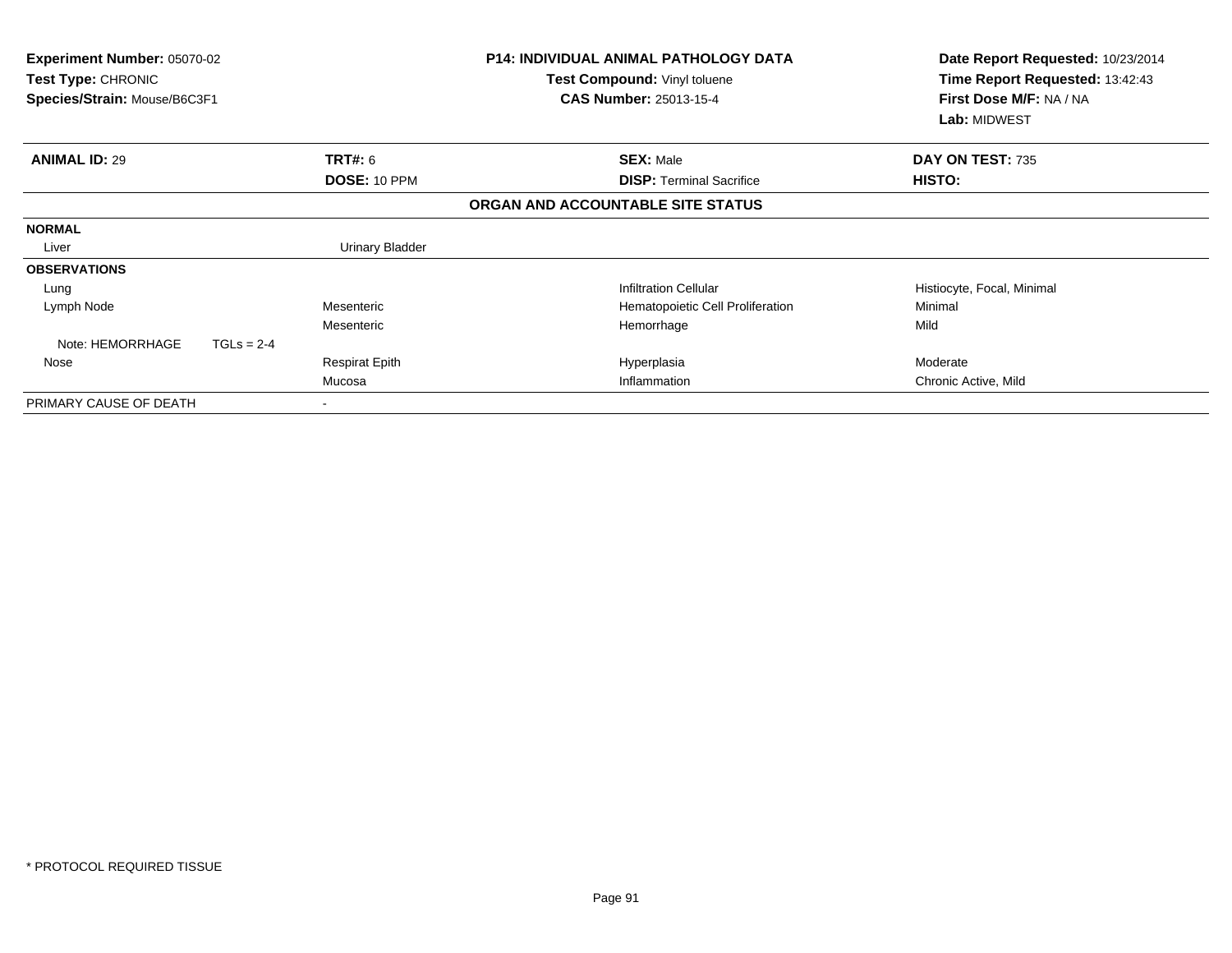**Experiment Number:** 05070-02
**Test Type:** CHRONIC
**Species/Strain:** Mouse/B6C3F1

**P14: INDIVIDUAL ANIMAL PATHOLOGY DATA**
**Test Compound:** Vinyl toluene
**CAS Number:** 25013-15-4

**Date Report Requested:** 10/23/2014
**Time Report Requested:** 13:42:43
**First Dose M/F:** NA / NA
**Lab:** MIDWEST

| **ANIMAL ID:** 29 | **TRT#:** 6 | **SEX:** Male | **DAY ON TEST:** 735 |
|---|---|---|---|
| | **DOSE:** 10 PPM | **DISP:** Terminal Sacrifice | **HISTO:** |

**ORGAN AND ACCOUNTABLE SITE STATUS**

| | | | |
|---|---|---|---|
| **NORMAL** | | | |
| Liver | Urinary Bladder | | |
| **OBSERVATIONS** | | | |
| Lung | | Infiltration Cellular | Histiocyte, Focal, Minimal |
| Lymph Node | Mesenteric | Hematopoietic Cell Proliferation | Minimal |
| | Mesenteric | Hemorrhage | Mild |
| Note: HEMORRHAGE TGLs = 2-4 | | | |
| Nose | Respirat Epith | Hyperplasia | Moderate |
| | Mucosa | Inflammation | Chronic Active, Mild |
| PRIMARY CAUSE OF DEATH | - | | |

* PROTOCOL REQUIRED TISSUE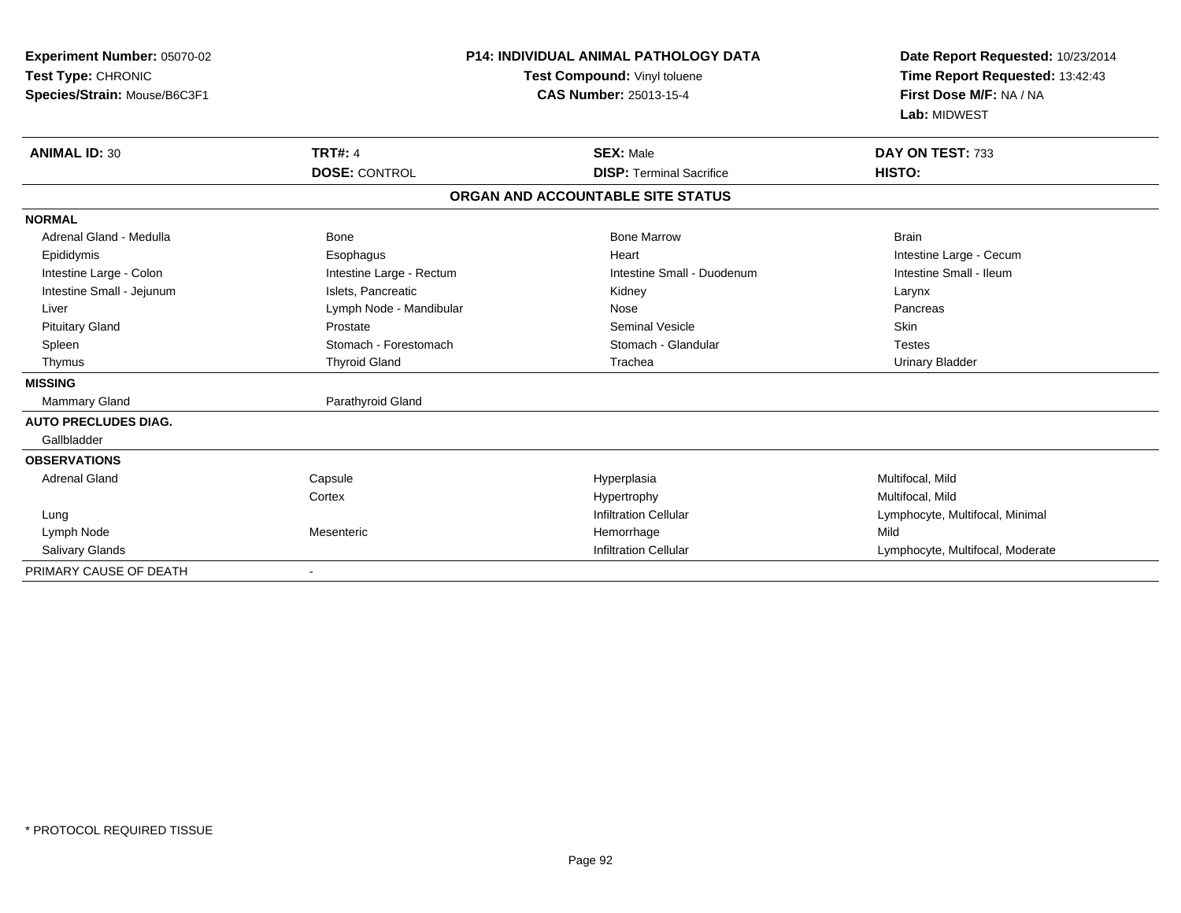**Experiment Number:** 05070-02
**Test Type:** CHRONIC
**Species/Strain:** Mouse/B6C3F1

**P14: INDIVIDUAL ANIMAL PATHOLOGY DATA**
**Test Compound:** Vinyl toluene
**CAS Number:** 25013-15-4

**Date Report Requested:** 10/23/2014
**Time Report Requested:** 13:42:43
**First Dose M/F:** NA / NA
**Lab:** MIDWEST

| **ANIMAL ID:** 30 | **TRT#:** 4 | **SEX:** Male | **DAY ON TEST:** 733 |
|---|---|---|---|
| | **DOSE:** CONTROL | **DISP:** Terminal Sacrifice | **HISTO:** |

**ORGAN AND ACCOUNTABLE SITE STATUS**

| | | | |
|---|---|---|---|
| **NORMAL** | | | |
| Adrenal Gland - Medulla | Bone | Bone Marrow | Brain |
| Epididymis | Esophagus | Heart | Intestine Large - Cecum |
| Intestine Large - Colon | Intestine Large - Rectum | Intestine Small - Duodenum | Intestine Small - Ileum |
| Intestine Small - Jejunum | Islets, Pancreatic | Kidney | Larynx |
| Liver | Lymph Node - Mandibular | Nose | Pancreas |
| Pituitary Gland | Prostate | Seminal Vesicle | Skin |
| Spleen | Stomach - Forestomach | Stomach - Glandular | Testes |
| Thymus | Thyroid Gland | Trachea | Urinary Bladder |
| **MISSING** | | | |
| Mammary Gland | Parathyroid Gland | | |
| **AUTO PRECLUDES DIAG.** | | | |
| Gallbladder | | | |
| **OBSERVATIONS** | | | |
| Adrenal Gland | Capsule | Hyperplasia | Multifocal, Mild |
| | Cortex | Hypertrophy | Multifocal, Mild |
| Lung | | Infiltration Cellular | Lymphocyte, Multifocal, Minimal |
| Lymph Node | Mesenteric | Hemorrhage | Mild |
| Salivary Glands | | Infiltration Cellular | Lymphocyte, Multifocal, Moderate |
| PRIMARY CAUSE OF DEATH | - | | |

* PROTOCOL REQUIRED TISSUE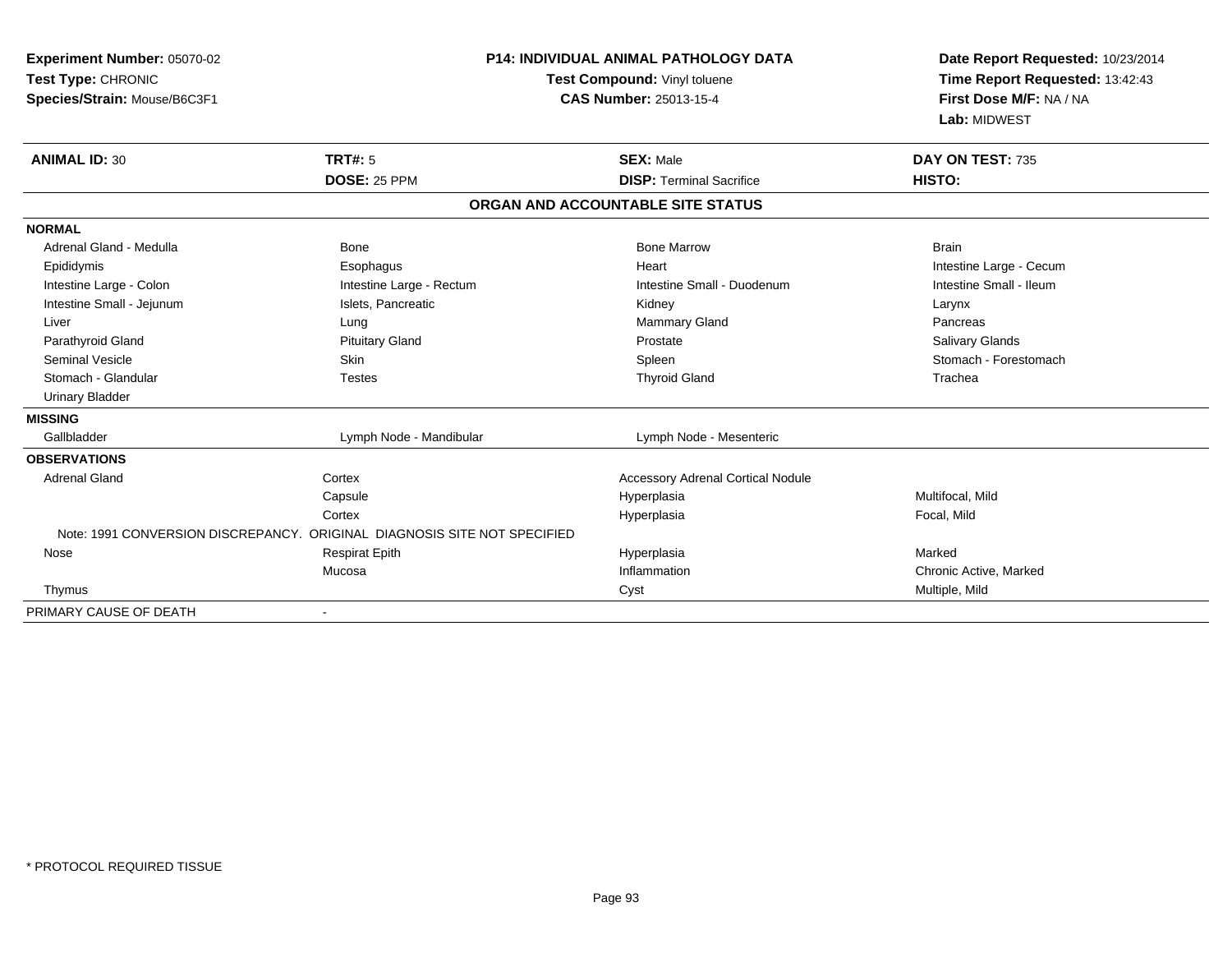**Experiment Number:** 05070-02
**Test Type:** CHRONIC
**Species/Strain:** Mouse/B6C3F1

**P14: INDIVIDUAL ANIMAL PATHOLOGY DATA**
**Test Compound:** Vinyl toluene
**CAS Number:** 25013-15-4

**Date Report Requested:** 10/23/2014
**Time Report Requested:** 13:42:43
**First Dose M/F:** NA / NA
**Lab:** MIDWEST

| **ANIMAL ID:** 30 | **TRT#:** 5 | **SEX:** Male | **DAY ON TEST:** 735 |
|---|---|---|---|
| | **DOSE:** 25 PPM | **DISP:** Terminal Sacrifice | **HISTO:** |

## ORGAN AND ACCOUNTABLE SITE STATUS

| | | | |
|---|---|---|---|
| **NORMAL** | | | |
| Adrenal Gland - Medulla | Bone | Bone Marrow | Brain |
| Epididymis | Esophagus | Heart | Intestine Large - Cecum |
| Intestine Large - Colon | Intestine Large - Rectum | Intestine Small - Duodenum | Intestine Small - Ileum |
| Intestine Small - Jejunum | Islets, Pancreatic | Kidney | Larynx |
| Liver | Lung | Mammary Gland | Pancreas |
| Parathyroid Gland | Pituitary Gland | Prostate | Salivary Glands |
| Seminal Vesicle | Skin | Spleen | Stomach - Forestomach |
| Stomach - Glandular | Testes | Thyroid Gland | Trachea |
| Urinary Bladder | | | |
| **MISSING** | | | |
| Gallbladder | Lymph Node - Mandibular | Lymph Node - Mesenteric | |
| **OBSERVATIONS** | | | |
| Adrenal Gland | Cortex | Accessory Adrenal Cortical Nodule | |
| | Capsule | Hyperplasia | Multifocal, Mild |
| | Cortex | Hyperplasia | Focal, Mild |
| Note: 1991 CONVERSION DISCREPANCY. ORIGINAL DIAGNOSIS SITE NOT SPECIFIED | | | |
| Nose | Respirat Epith | Hyperplasia | Marked |
| | Mucosa | Inflammation | Chronic Active, Marked |
| Thymus | | Cyst | Multiple, Mild |
| PRIMARY CAUSE OF DEATH | - | | |

* PROTOCOL REQUIRED TISSUE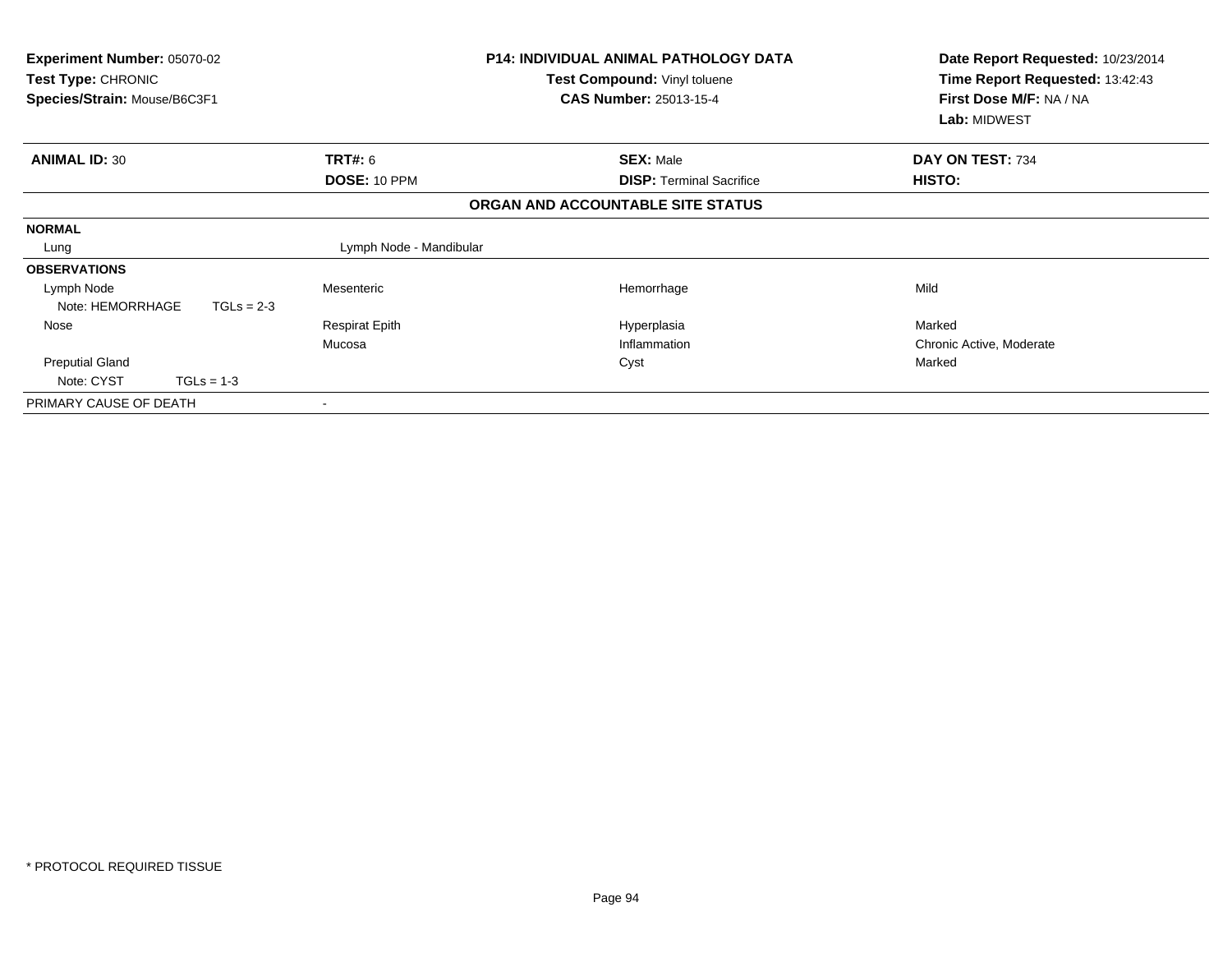**Experiment Number:** 05070-02
**Test Type:** CHRONIC
**Species/Strain:** Mouse/B6C3F1

**P14: INDIVIDUAL ANIMAL PATHOLOGY DATA**
**Test Compound:** Vinyl toluene
**CAS Number:** 25013-15-4

**Date Report Requested:** 10/23/2014
**Time Report Requested:** 13:42:43
**First Dose M/F:** NA / NA
**Lab:** MIDWEST

| **ANIMAL ID:** 30 | **TRT#:** 6 | **SEX:** Male | **DAY ON TEST:** 734 |
|---|---|---|---|
| | **DOSE:** 10 PPM | **DISP:** Terminal Sacrifice | **HISTO:** |

**ORGAN AND ACCOUNTABLE SITE STATUS**

| | | | |
|---|---|---|---|
| **NORMAL** | | | |
| Lung | Lymph Node - Mandibular | | |
| **OBSERVATIONS** | | | |
| Lymph Node | Mesenteric | Hemorrhage | Mild |
| Note: HEMORRHAGE TGLs = 2-3 | | | |
| Nose | Respirat Epith | Hyperplasia | Marked |
| | Mucosa | Inflammation | Chronic Active, Moderate |
| Preputial Gland | | Cyst | Marked |
| Note: CYST TGLs = 1-3 | | | |
| PRIMARY CAUSE OF DEATH | - | | |

* PROTOCOL REQUIRED TISSUE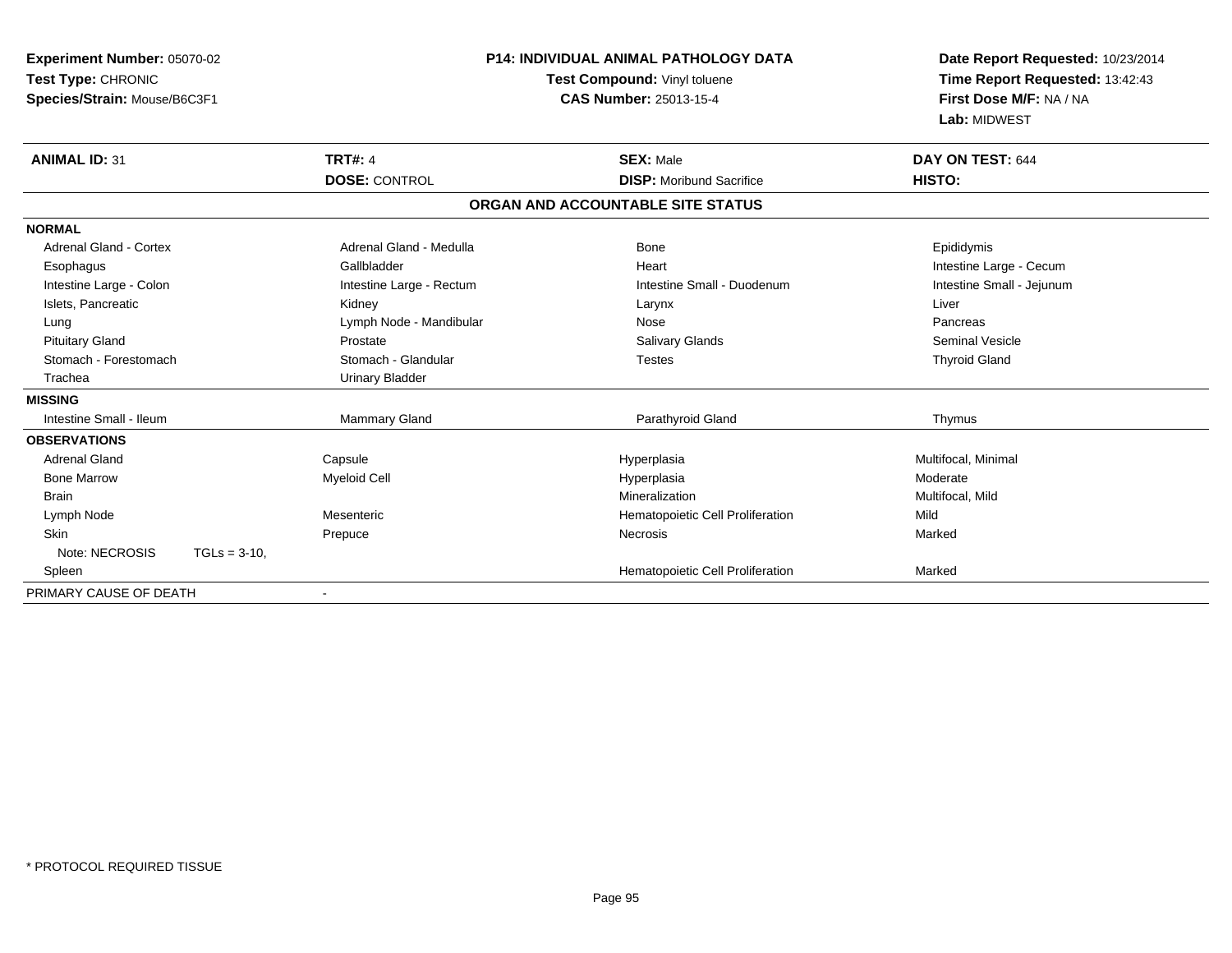**Experiment Number:** 05070-02
**Test Type:** CHRONIC
**Species/Strain:** Mouse/B6C3F1

**P14: INDIVIDUAL ANIMAL PATHOLOGY DATA**
**Test Compound:** Vinyl toluene
**CAS Number:** 25013-15-4

**Date Report Requested:** 10/23/2014
**Time Report Requested:** 13:42:43
**First Dose M/F:** NA / NA
**Lab:** MIDWEST

| | | | |
|---|---|---|---|
| **ANIMAL ID:** 31 | **TRT#:** 4 | **SEX:** Male | **DAY ON TEST:** 644 |
| | **DOSE:** CONTROL | **DISP:** Moribund Sacrifice | **HISTO:** |

**ORGAN AND ACCOUNTABLE SITE STATUS**

**NORMAL**

| | | | |
|---|---|---|---|
| Adrenal Gland - Cortex | Adrenal Gland - Medulla | Bone | Epididymis |
| Esophagus | Gallbladder | Heart | Intestine Large - Cecum |
| Intestine Large - Colon | Intestine Large - Rectum | Intestine Small - Duodenum | Intestine Small - Jejunum |
| Islets, Pancreatic | Kidney | Larynx | Liver |
| Lung | Lymph Node - Mandibular | Nose | Pancreas |
| Pituitary Gland | Prostate | Salivary Glands | Seminal Vesicle |
| Stomach - Forestomach | Stomach - Glandular | Testes | Thyroid Gland |
| Trachea | Urinary Bladder | | |

**MISSING**

| | | | |
|---|---|---|---|
| Intestine Small - Ileum | Mammary Gland | Parathyroid Gland | Thymus |

**OBSERVATIONS**

| | | | |
|---|---|---|---|
| Adrenal Gland | Capsule | Hyperplasia | Multifocal, Minimal |
| Bone Marrow | Myeloid Cell | Hyperplasia | Moderate |
| Brain | | Mineralization | Multifocal, Mild |
| Lymph Node | Mesenteric | Hematopoietic Cell Proliferation | Mild |
| Skin | Prepuce | Necrosis | Marked |
| Note: NECROSIS TGLs = 3-10, | | | |
| Spleen | | Hematopoietic Cell Proliferation | Marked |

PRIMARY CAUSE OF DEATH -

\* PROTOCOL REQUIRED TISSUE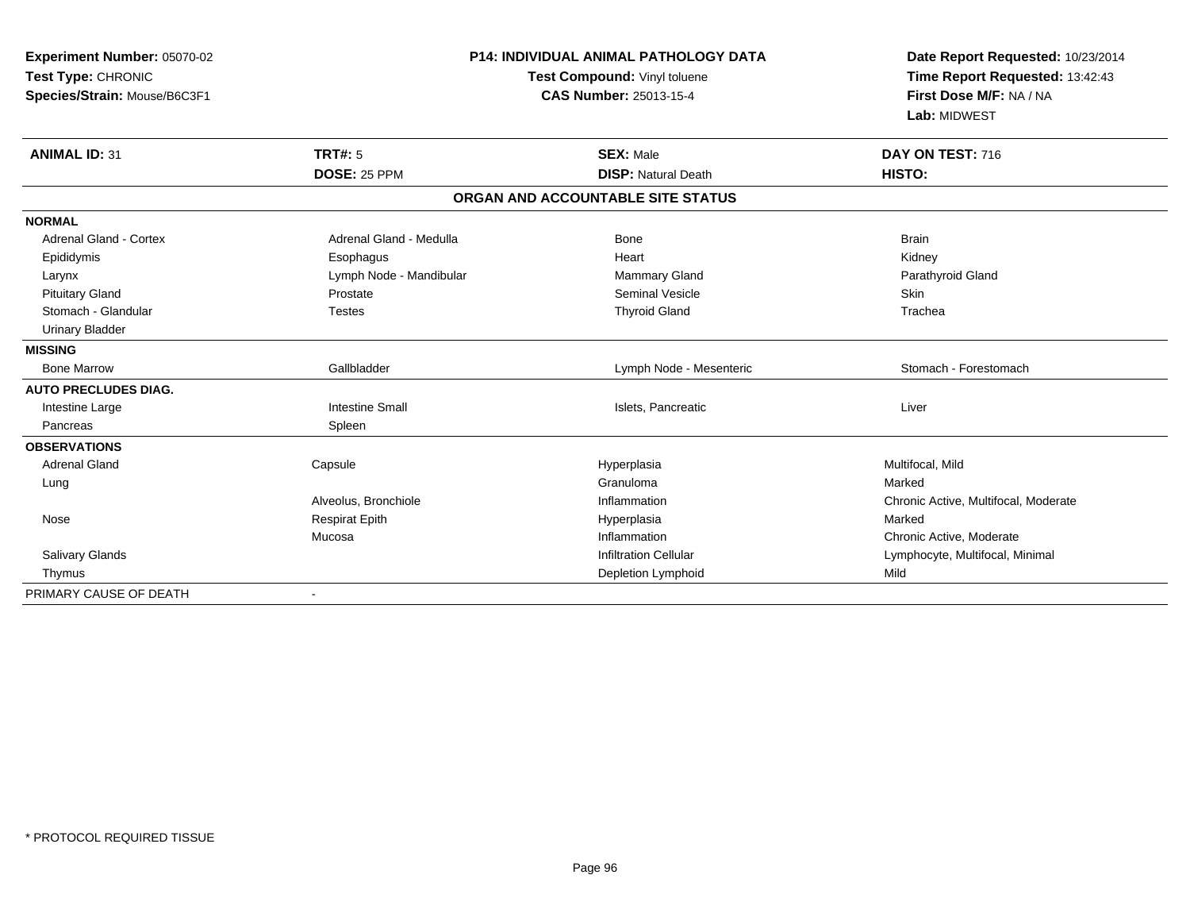**Experiment Number:** 05070-02
**Test Type:** CHRONIC
**Species/Strain:** Mouse/B6C3F1

**P14: INDIVIDUAL ANIMAL PATHOLOGY DATA**
**Test Compound:** Vinyl toluene
**CAS Number:** 25013-15-4

**Date Report Requested:** 10/23/2014
**Time Report Requested:** 13:42:43
**First Dose M/F:** NA / NA
**Lab:** MIDWEST

| **ANIMAL ID:** 31 | **TRT#:** 5 | **SEX:** Male | **DAY ON TEST:** 716 |
|---|---|---|---|
| | **DOSE:** 25 PPM | **DISP:** Natural Death | **HISTO:** |

**ORGAN AND ACCOUNTABLE SITE STATUS**

| | | | |
|---|---|---|---|
| **NORMAL** | | | |
| Adrenal Gland - Cortex | Adrenal Gland - Medulla | Bone | Brain |
| Epididymis | Esophagus | Heart | Kidney |
| Larynx | Lymph Node - Mandibular | Mammary Gland | Parathyroid Gland |
| Pituitary Gland | Prostate | Seminal Vesicle | Skin |
| Stomach - Glandular | Testes | Thyroid Gland | Trachea |
| Urinary Bladder | | | |
| **MISSING** | | | |
| Bone Marrow | Gallbladder | Lymph Node - Mesenteric | Stomach - Forestomach |
| **AUTO PRECLUDES DIAG.** | | | |
| Intestine Large | Intestine Small | Islets, Pancreatic | Liver |
| Pancreas | Spleen | | |
| **OBSERVATIONS** | | | |
| Adrenal Gland | Capsule | Hyperplasia | Multifocal, Mild |
| Lung | | Granuloma | Marked |
| | Alveolus, Bronchiole | Inflammation | Chronic Active, Multifocal, Moderate |
| Nose | Respirat Epith | Hyperplasia | Marked |
| | Mucosa | Inflammation | Chronic Active, Moderate |
| Salivary Glands | | Infiltration Cellular | Lymphocyte, Multifocal, Minimal |
| Thymus | | Depletion Lymphoid | Mild |
| PRIMARY CAUSE OF DEATH | - | | |

* PROTOCOL REQUIRED TISSUE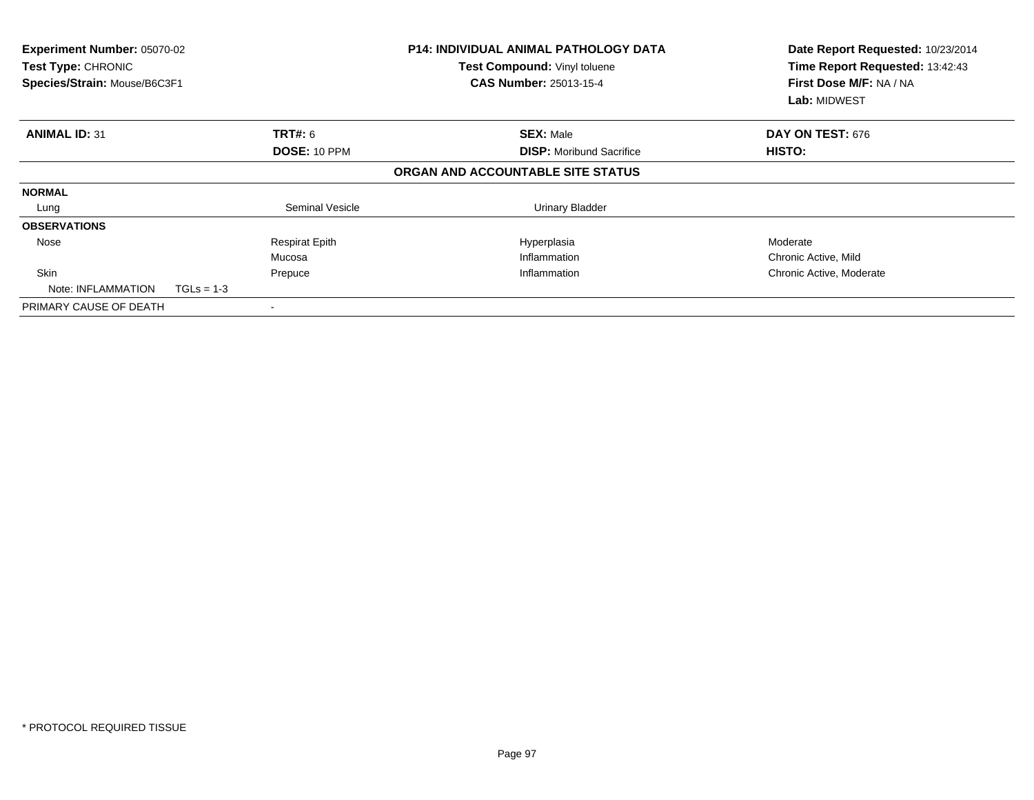**Experiment Number:** 05070-02
**Test Type:** CHRONIC
**Species/Strain:** Mouse/B6C3F1

**P14: INDIVIDUAL ANIMAL PATHOLOGY DATA**
**Test Compound:** Vinyl toluene
**CAS Number:** 25013-15-4

**Date Report Requested:** 10/23/2014
**Time Report Requested:** 13:42:43
**First Dose M/F:** NA / NA
**Lab:** MIDWEST

| **ANIMAL ID:** 31 | **TRT#:** 6 | **SEX:** Male | **DAY ON TEST:** 676 |
|---|---|---|---|
| | **DOSE:** 10 PPM | **DISP:** Moribund Sacrifice | **HISTO:** |

**ORGAN AND ACCOUNTABLE SITE STATUS**

| | | | |
|---|---|---|---|
| **NORMAL** | | | |
| Lung | Seminal Vesicle | Urinary Bladder | |
| **OBSERVATIONS** | | | |
| Nose | Respirat Epith | Hyperplasia | Moderate |
| | Mucosa | Inflammation | Chronic Active, Mild |
| Skin | Prepuce | Inflammation | Chronic Active, Moderate |
| Note: INFLAMMATION TGLs = 1-3 | | | |
| PRIMARY CAUSE OF DEATH | - | | |

* PROTOCOL REQUIRED TISSUE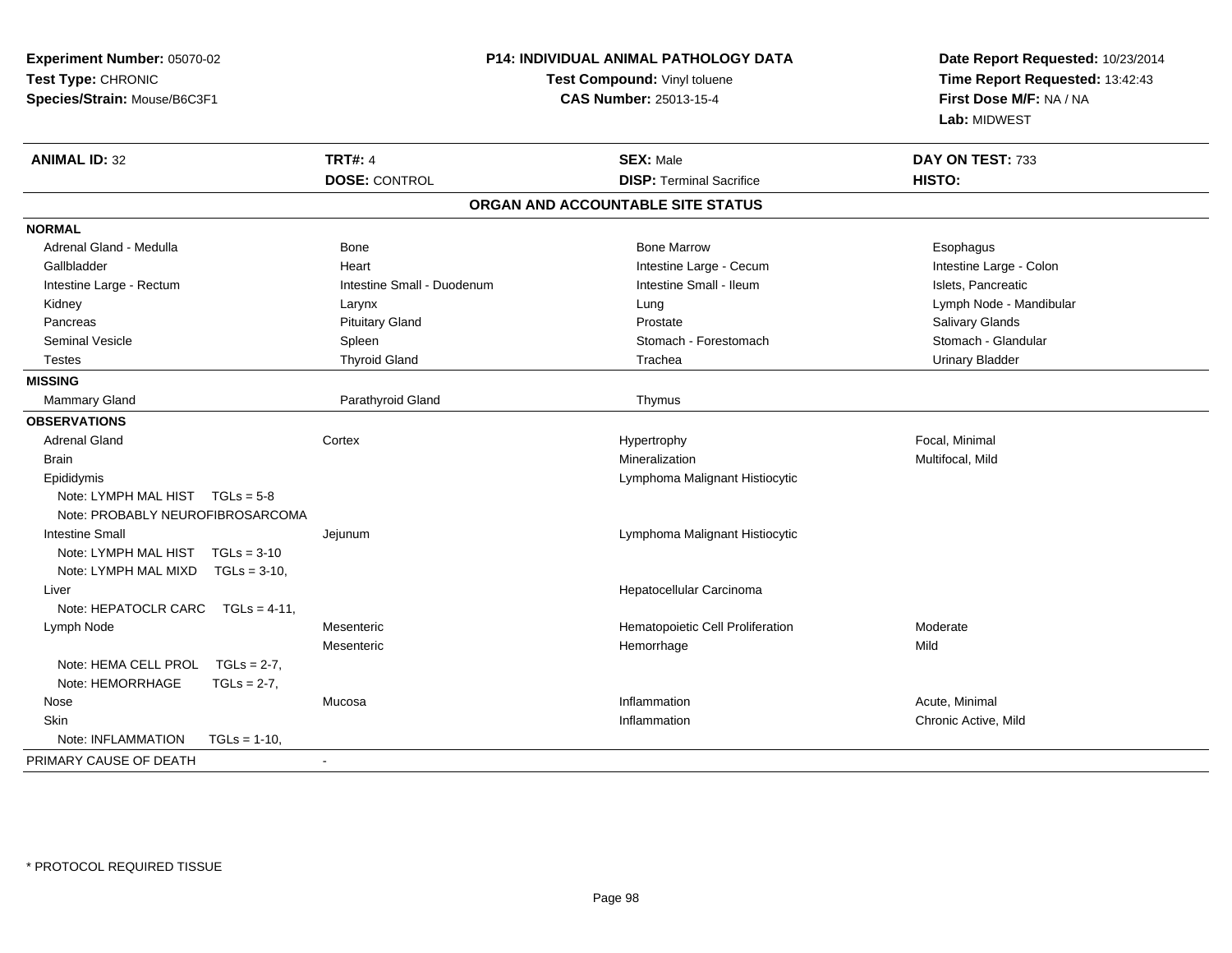**Experiment Number:** 05070-02
**Test Type:** CHRONIC
**Species/Strain:** Mouse/B6C3F1

**P14: INDIVIDUAL ANIMAL PATHOLOGY DATA**
**Test Compound:** Vinyl toluene
**CAS Number:** 25013-15-4

**Date Report Requested:** 10/23/2014
**Time Report Requested:** 13:42:43
**First Dose M/F:** NA / NA
**Lab:** MIDWEST

| **ANIMAL ID:** 32 | **TRT#:** 4 | **SEX:** Male | **DAY ON TEST:** 733 |
|---|---|---|---|
| | **DOSE:** CONTROL | **DISP:** Terminal Sacrifice | **HISTO:** |

**ORGAN AND ACCOUNTABLE SITE STATUS**

**NORMAL**

| | | | |
|---|---|---|---|
| Adrenal Gland - Medulla | Bone | Bone Marrow | Esophagus |
| Gallbladder | Heart | Intestine Large - Cecum | Intestine Large - Colon |
| Intestine Large - Rectum | Intestine Small - Duodenum | Intestine Small - Ileum | Islets, Pancreatic |
| Kidney | Larynx | Lung | Lymph Node - Mandibular |
| Pancreas | Pituitary Gland | Prostate | Salivary Glands |
| Seminal Vesicle | Spleen | Stomach - Forestomach | Stomach - Glandular |
| Testes | Thyroid Gland | Trachea | Urinary Bladder |

**MISSING**

| | | |
|---|---|---|
| Mammary Gland | Parathyroid Gland | Thymus |

**OBSERVATIONS**

| | | | |
|---|---|---|---|
| Adrenal Gland | Cortex | Hypertrophy | Focal, Minimal |
| Brain | | Mineralization | Multifocal, Mild |
| Epididymis | | Lymphoma Malignant Histiocytic | |
| Note: LYMPH MAL HIST TGLs = 5-8 | | | |
| Note: PROBABLY NEUROFIBROSARCOMA | | | |
| Intestine Small | Jejunum | Lymphoma Malignant Histiocytic | |
| Note: LYMPH MAL HIST TGLs = 3-10 | | | |
| Note: LYMPH MAL MIXD TGLs = 3-10, | | | |
| Liver | | Hepatocellular Carcinoma | |
| Note: HEPATOCLR CARC TGLs = 4-11, | | | |
| Lymph Node | Mesenteric | Hematopoietic Cell Proliferation | Moderate |
| | Mesenteric | Hemorrhage | Mild |
| Note: HEMA CELL PROL TGLs = 2-7, | | | |
| Note: HEMORRHAGE TGLs = 2-7, | | | |
| Nose | Mucosa | Inflammation | Acute, Minimal |
| Skin | | Inflammation | Chronic Active, Mild |
| Note: INFLAMMATION TGLs = 1-10, | | | |

PRIMARY CAUSE OF DEATH -

* PROTOCOL REQUIRED TISSUE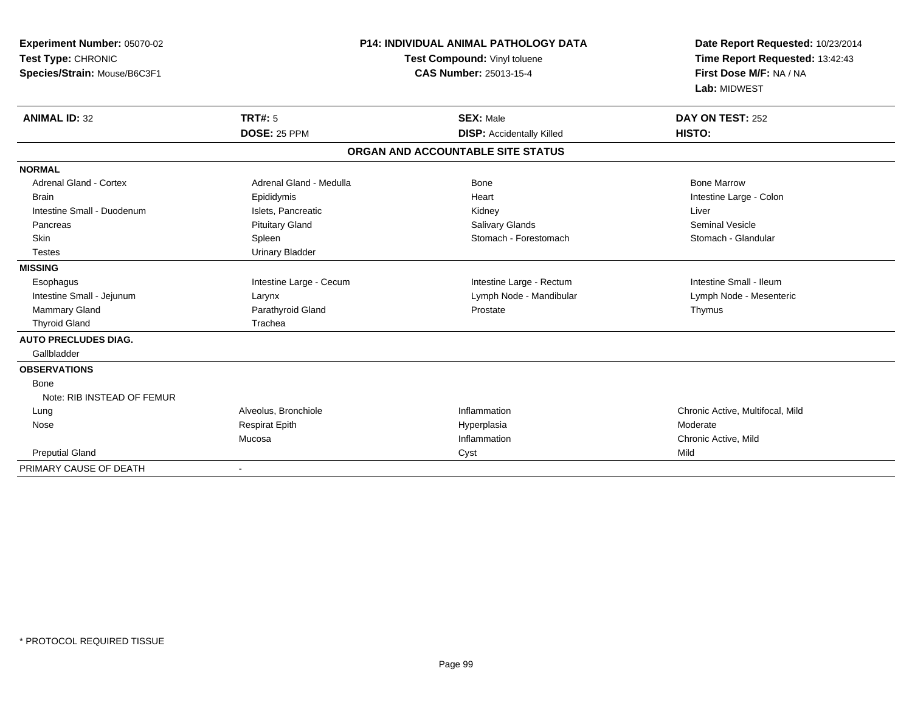**Experiment Number:** 05070-02
**Test Type:** CHRONIC
**Species/Strain:** Mouse/B6C3F1

**P14: INDIVIDUAL ANIMAL PATHOLOGY DATA**
**Test Compound:** Vinyl toluene
**CAS Number:** 25013-15-4

**Date Report Requested:** 10/23/2014
**Time Report Requested:** 13:42:43
**First Dose M/F:** NA / NA
**Lab:** MIDWEST

| **ANIMAL ID:** 32 | **TRT#:** 5 | **SEX:** Male | **DAY ON TEST:** 252 |
|---|---|---|---|
| | **DOSE:** 25 PPM | **DISP:** Accidentally Killed | **HISTO:** |

**ORGAN AND ACCOUNTABLE SITE STATUS**

| | | | |
|---|---|---|---|
| **NORMAL** | | | |
| Adrenal Gland - Cortex | Adrenal Gland - Medulla | Bone | Bone Marrow |
| Brain | Epididymis | Heart | Intestine Large - Colon |
| Intestine Small - Duodenum | Islets, Pancreatic | Kidney | Liver |
| Pancreas | Pituitary Gland | Salivary Glands | Seminal Vesicle |
| Skin | Spleen | Stomach - Forestomach | Stomach - Glandular |
| Testes | Urinary Bladder | | |
| **MISSING** | | | |
| Esophagus | Intestine Large - Cecum | Intestine Large - Rectum | Intestine Small - Ileum |
| Intestine Small - Jejunum | Larynx | Lymph Node - Mandibular | Lymph Node - Mesenteric |
| Mammary Gland | Parathyroid Gland | Prostate | Thymus |
| Thyroid Gland | Trachea | | |
| **AUTO PRECLUDES DIAG.** | | | |
| Gallbladder | | | |
| **OBSERVATIONS** | | | |
| Bone | | | |
| Note: RIB INSTEAD OF FEMUR | | | |
| Lung | Alveolus, Bronchiole | Inflammation | Chronic Active, Multifocal, Mild |
| Nose | Respirat Epith | Hyperplasia | Moderate |
| | Mucosa | Inflammation | Chronic Active, Mild |
| Preputial Gland | | Cyst | Mild |
| PRIMARY CAUSE OF DEATH | - | | |

\* PROTOCOL REQUIRED TISSUE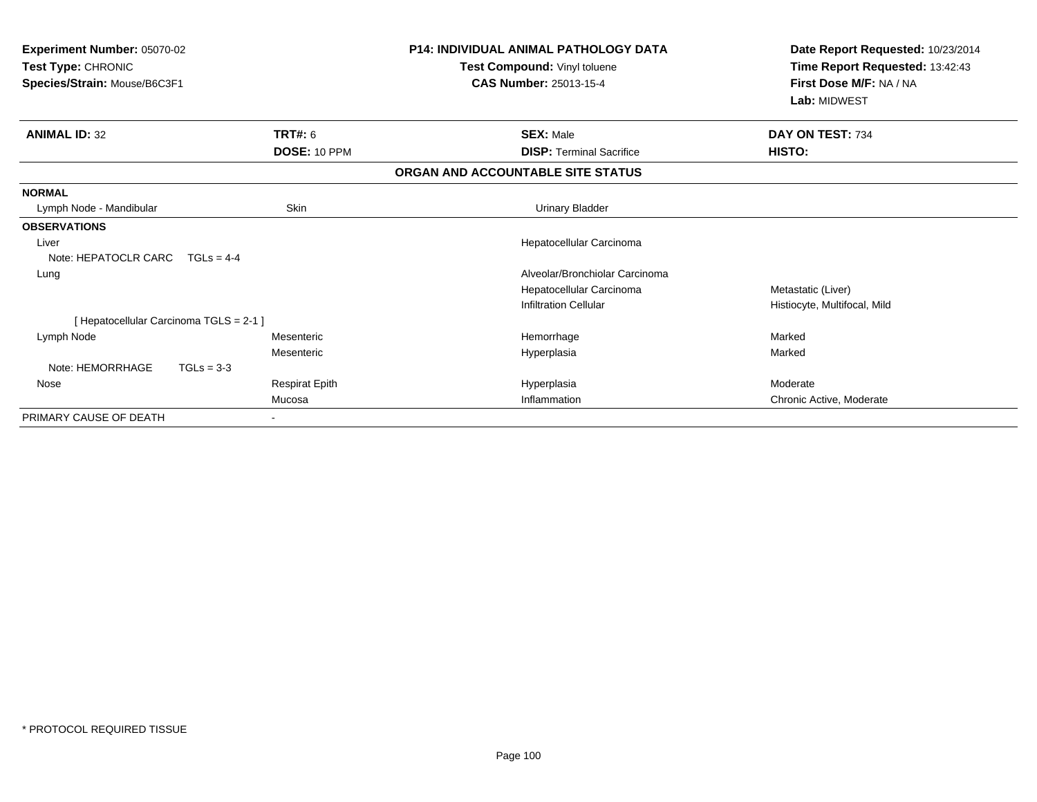**Experiment Number:** 05070-02
**Test Type:** CHRONIC
**Species/Strain:** Mouse/B6C3F1

**P14: INDIVIDUAL ANIMAL PATHOLOGY DATA**
**Test Compound:** Vinyl toluene
**CAS Number:** 25013-15-4

**Date Report Requested:** 10/23/2014
**Time Report Requested:** 13:42:43
**First Dose M/F:** NA / NA
**Lab:** MIDWEST

| | | | |
|---|---|---|---|
| **ANIMAL ID:** 32 | **TRT#:** 6 | **SEX:** Male | **DAY ON TEST:** 734 |
| | **DOSE:** 10 PPM | **DISP:** Terminal Sacrifice | **HISTO:** |

**ORGAN AND ACCOUNTABLE SITE STATUS**

| | | | |
|---|---|---|---|
| **NORMAL** | | | |
| Lymph Node - Mandibular | Skin | Urinary Bladder | |
| **OBSERVATIONS** | | | |
| Liver | | Hepatocellular Carcinoma | |
| Note: HEPATOCLR CARC TGLs = 4-4 | | | |
| Lung | | Alveolar/Bronchiolar Carcinoma | |
| | | Hepatocellular Carcinoma | Metastatic (Liver) |
| | | Infiltration Cellular | Histiocyte, Multifocal, Mild |
| [ Hepatocellular Carcinoma TGLS = 2-1 ] | | | |
| Lymph Node | Mesenteric | Hemorrhage | Marked |
| | Mesenteric | Hyperplasia | Marked |
| Note: HEMORRHAGE TGLs = 3-3 | | | |
| Nose | Respirat Epith | Hyperplasia | Moderate |
| | Mucosa | Inflammation | Chronic Active, Moderate |
| PRIMARY CAUSE OF DEATH | - | | |

* PROTOCOL REQUIRED TISSUE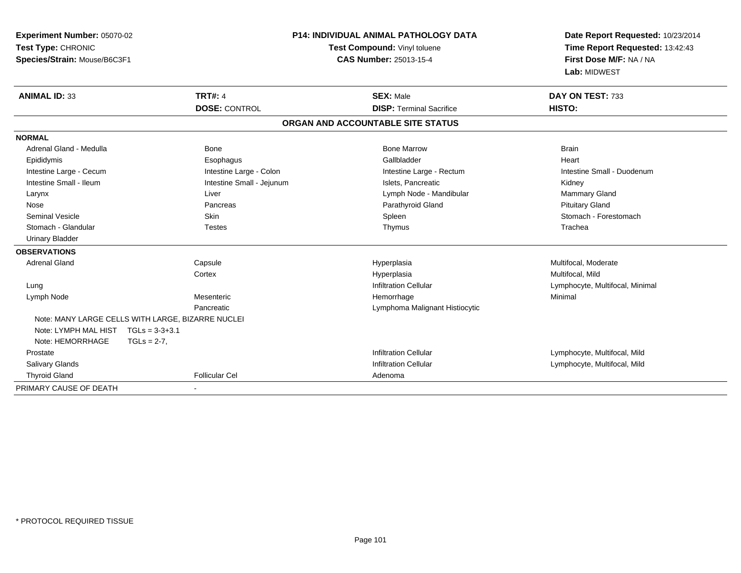**Experiment Number:** 05070-02
**Test Type:** CHRONIC
**Species/Strain:** Mouse/B6C3F1

**P14: INDIVIDUAL ANIMAL PATHOLOGY DATA**
**Test Compound:** Vinyl toluene
**CAS Number:** 25013-15-4

**Date Report Requested:** 10/23/2014
**Time Report Requested:** 13:42:43
**First Dose M/F:** NA / NA
**Lab:** MIDWEST

| **ANIMAL ID:** 33 | **TRT#:** 4 | **SEX:** Male | **DAY ON TEST:** 733 |
|---|---|---|---|
| | **DOSE:** CONTROL | **DISP:** Terminal Sacrifice | **HISTO:** |

**ORGAN AND ACCOUNTABLE SITE STATUS**

| | | | |
|---|---|---|---|
| **NORMAL** | | | |
| Adrenal Gland - Medulla | Bone | Bone Marrow | Brain |
| Epididymis | Esophagus | Gallbladder | Heart |
| Intestine Large - Cecum | Intestine Large - Colon | Intestine Large - Rectum | Intestine Small - Duodenum |
| Intestine Small - Ileum | Intestine Small - Jejunum | Islets, Pancreatic | Kidney |
| Larynx | Liver | Lymph Node - Mandibular | Mammary Gland |
| Nose | Pancreas | Parathyroid Gland | Pituitary Gland |
| Seminal Vesicle | Skin | Spleen | Stomach - Forestomach |
| Stomach - Glandular | Testes | Thymus | Trachea |
| Urinary Bladder | | | |
| **OBSERVATIONS** | | | |
| Adrenal Gland | Capsule | Hyperplasia | Multifocal, Moderate |
| | Cortex | Hyperplasia | Multifocal, Mild |
| Lung | | Infiltration Cellular | Lymphocyte, Multifocal, Minimal |
| Lymph Node | Mesenteric | Hemorrhage | Minimal |
| | Pancreatic | Lymphoma Malignant Histiocytic | |
| Note: MANY LARGE CELLS WITH LARGE, BIZARRE NUCLEI | | | |
| Note: LYMPH MAL HIST TGLs = 3-3+3.1 | | | |
| Note: HEMORRHAGE TGLs = 2-7, | | | |
| Prostate | | Infiltration Cellular | Lymphocyte, Multifocal, Mild |
| Salivary Glands | | Infiltration Cellular | Lymphocyte, Multifocal, Mild |
| Thyroid Gland | Follicular Cel | Adenoma | |
| PRIMARY CAUSE OF DEATH | - | | |

\* PROTOCOL REQUIRED TISSUE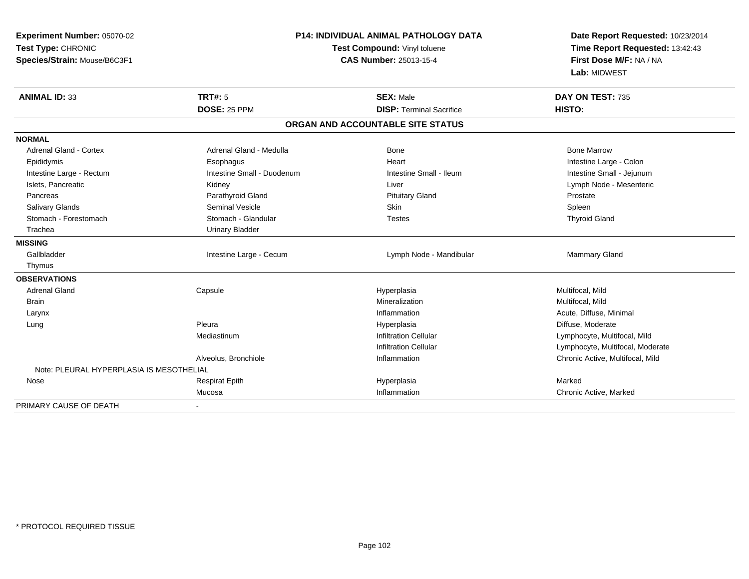**Experiment Number:** 05070-02
**Test Type:** CHRONIC
**Species/Strain:** Mouse/B6C3F1

**P14: INDIVIDUAL ANIMAL PATHOLOGY DATA**
**Test Compound:** Vinyl toluene
**CAS Number:** 25013-15-4

**Date Report Requested:** 10/23/2014
**Time Report Requested:** 13:42:43
**First Dose M/F:** NA / NA
**Lab:** MIDWEST

| | | | |
|---|---|---|---|
| **ANIMAL ID:** 33 | **TRT#:** 5 | **SEX:** Male | **DAY ON TEST:** 735 |
| | **DOSE:** 25 PPM | **DISP:** Terminal Sacrifice | **HISTO:** |

**ORGAN AND ACCOUNTABLE SITE STATUS**

| | | | |
|---|---|---|---|
| **NORMAL** | | | |
| Adrenal Gland - Cortex | Adrenal Gland - Medulla | Bone | Bone Marrow |
| Epididymis | Esophagus | Heart | Intestine Large - Colon |
| Intestine Large - Rectum | Intestine Small - Duodenum | Intestine Small - Ileum | Intestine Small - Jejunum |
| Islets, Pancreatic | Kidney | Liver | Lymph Node - Mesenteric |
| Pancreas | Parathyroid Gland | Pituitary Gland | Prostate |
| Salivary Glands | Seminal Vesicle | Skin | Spleen |
| Stomach - Forestomach | Stomach - Glandular | Testes | Thyroid Gland |
| Trachea | Urinary Bladder | | |
| **MISSING** | | | |
| Gallbladder | Intestine Large - Cecum | Lymph Node - Mandibular | Mammary Gland |
| Thymus | | | |
| **OBSERVATIONS** | | | |
| Adrenal Gland | Capsule | Hyperplasia | Multifocal, Mild |
| Brain | | Mineralization | Multifocal, Mild |
| Larynx | | Inflammation | Acute, Diffuse, Minimal |
| Lung | Pleura | Hyperplasia | Diffuse, Moderate |
| | Mediastinum | Infiltration Cellular | Lymphocyte, Multifocal, Mild |
| | | Infiltration Cellular | Lymphocyte, Multifocal, Moderate |
| | Alveolus, Bronchiole | Inflammation | Chronic Active, Multifocal, Mild |
| Note: PLEURAL HYPERPLASIA IS MESOTHELIAL | | | |
| Nose | Respirat Epith | Hyperplasia | Marked |
| | Mucosa | Inflammation | Chronic Active, Marked |
| PRIMARY CAUSE OF DEATH | - | | |

* PROTOCOL REQUIRED TISSUE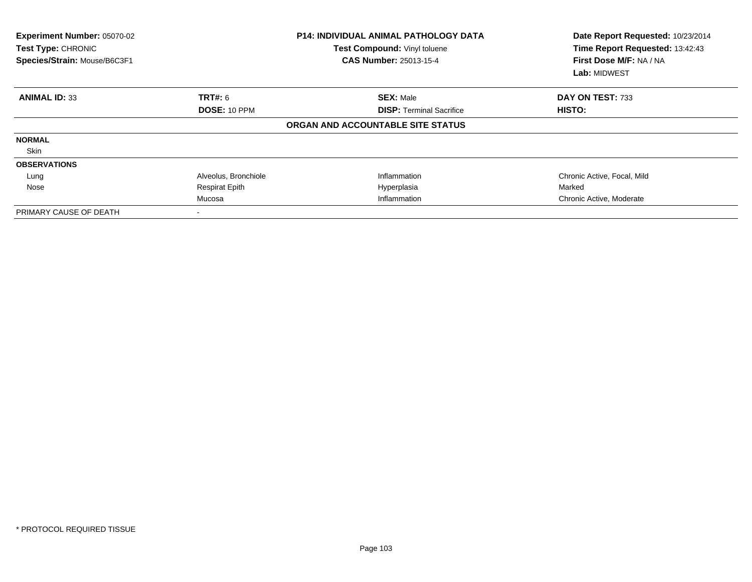**Experiment Number:** 05070-02
**Test Type:** CHRONIC
**Species/Strain:** Mouse/B6C3F1

**P14: INDIVIDUAL ANIMAL PATHOLOGY DATA**
**Test Compound:** Vinyl toluene
**CAS Number:** 25013-15-4

**Date Report Requested:** 10/23/2014
**Time Report Requested:** 13:42:43
**First Dose M/F:** NA / NA
**Lab:** MIDWEST

| **ANIMAL ID:** 33 | **TRT#:** 6 | **SEX:** Male | **DAY ON TEST:** 733 |
|---|---|---|---|
| | **DOSE:** 10 PPM | **DISP:** Terminal Sacrifice | **HISTO:** |
| | | **ORGAN AND ACCOUNTABLE SITE STATUS** | |
| **NORMAL** | | | |
| Skin | | | |
| **OBSERVATIONS** | | | |
| Lung | Alveolus, Bronchiole | Inflammation | Chronic Active, Focal, Mild |
| Nose | Respirat Epith | Hyperplasia | Marked |
| | Mucosa | Inflammation | Chronic Active, Moderate |
| PRIMARY CAUSE OF DEATH | - | | |

* PROTOCOL REQUIRED TISSUE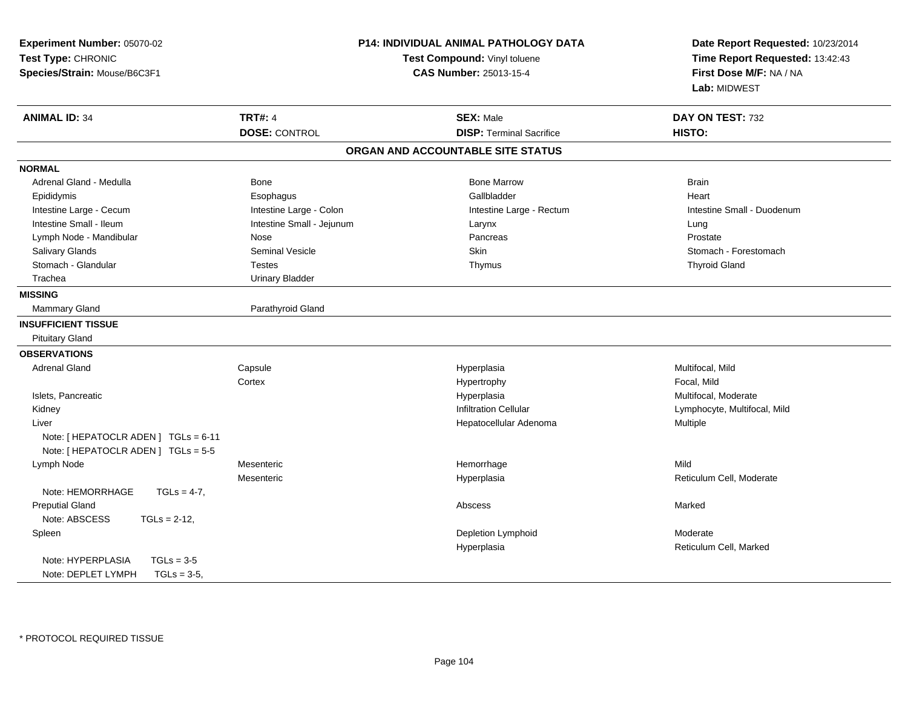**Experiment Number:** 05070-02
**Test Type:** CHRONIC
**Species/Strain:** Mouse/B6C3F1

**P14: INDIVIDUAL ANIMAL PATHOLOGY DATA**
**Test Compound:** Vinyl toluene
**CAS Number:** 25013-15-4

**Date Report Requested:** 10/23/2014
**Time Report Requested:** 13:42:43
**First Dose M/F:** NA / NA
**Lab:** MIDWEST

| **ANIMAL ID:** 34 | **TRT#:** 4 | **SEX:** Male | **DAY ON TEST:** 732 |
|---|---|---|---|
| | **DOSE:** CONTROL | **DISP:** Terminal Sacrifice | **HISTO:** |

## ORGAN AND ACCOUNTABLE SITE STATUS

**NORMAL**

| | | | |
|---|---|---|---|
| Adrenal Gland - Medulla | Bone | Bone Marrow | Brain |
| Epididymis | Esophagus | Gallbladder | Heart |
| Intestine Large - Cecum | Intestine Large - Colon | Intestine Large - Rectum | Intestine Small - Duodenum |
| Intestine Small - Ileum | Intestine Small - Jejunum | Larynx | Lung |
| Lymph Node - Mandibular | Nose | Pancreas | Prostate |
| Salivary Glands | Seminal Vesicle | Skin | Stomach - Forestomach |
| Stomach - Glandular | Testes | Thymus | Thyroid Gland |
| Trachea | Urinary Bladder | | |

**MISSING**

| | |
|---|---|
| Mammary Gland | Parathyroid Gland |

**INSUFFICIENT TISSUE**

Pituitary Gland

**OBSERVATIONS**

| | | | |
|---|---|---|---|
| Adrenal Gland | Capsule | Hyperplasia | Multifocal, Mild |
| | Cortex | Hypertrophy | Focal, Mild |
| Islets, Pancreatic | | Hyperplasia | Multifocal, Moderate |
| Kidney | | Infiltration Cellular | Lymphocyte, Multifocal, Mild |
| Liver | | Hepatocellular Adenoma | Multiple |
| Note: [ HEPATOCLR ADEN ] TGLs = 6-11 | | | |
| Note: [ HEPATOCLR ADEN ] TGLs = 5-5 | | | |
| Lymph Node | Mesenteric | Hemorrhage | Mild |
| | Mesenteric | Hyperplasia | Reticulum Cell, Moderate |
| Note: HEMORRHAGE TGLs = 4-7, | | | |
| Preputial Gland | | Abscess | Marked |
| Note: ABSCESS TGLs = 2-12, | | | |
| Spleen | | Depletion Lymphoid | Moderate |
| | | Hyperplasia | Reticulum Cell, Marked |
| Note: HYPERPLASIA TGLs = 3-5 | | | |
| Note: DEPLET LYMPH TGLs = 3-5, | | | |

* PROTOCOL REQUIRED TISSUE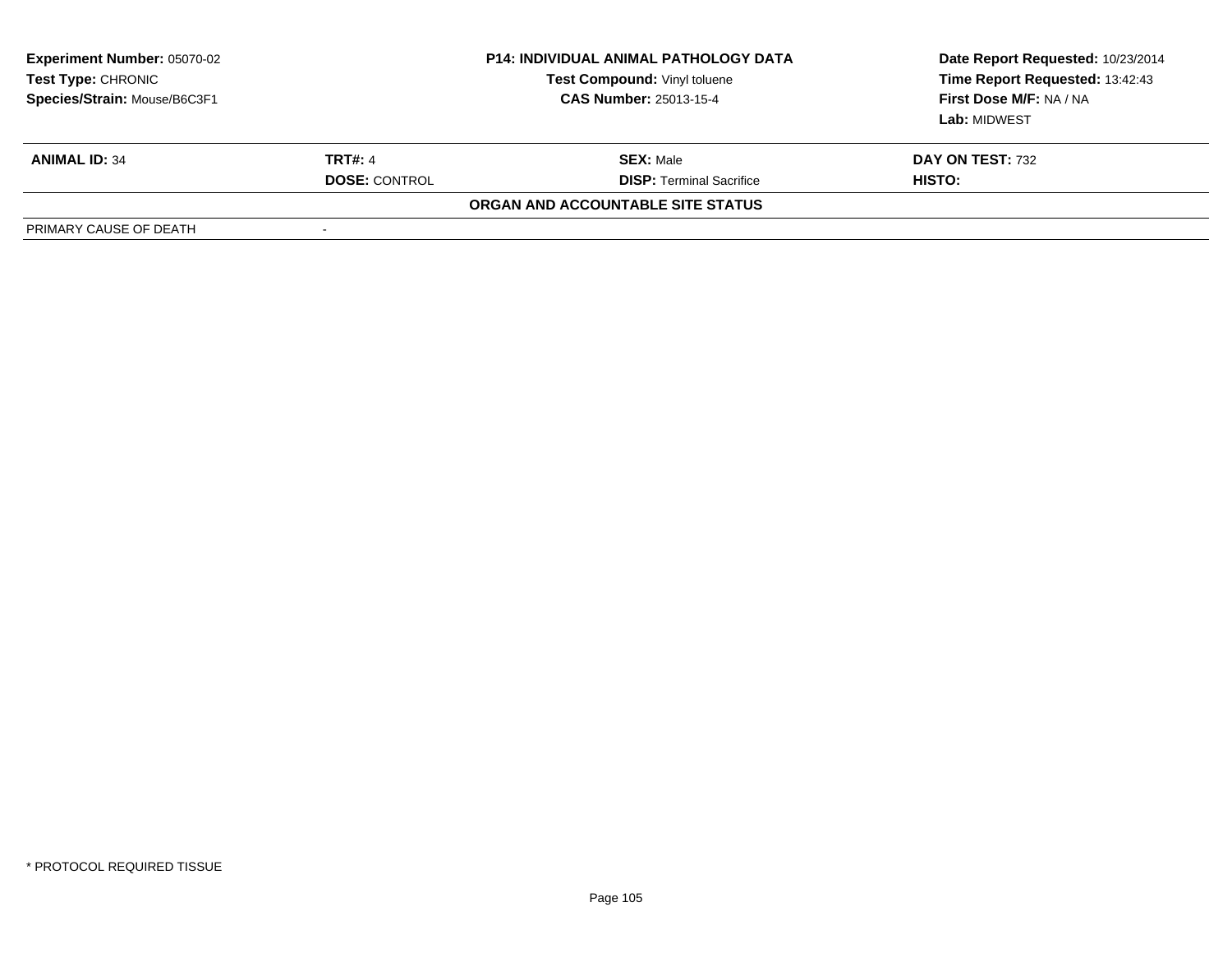**Experiment Number:** 05070-02
**Test Type:** CHRONIC
**Species/Strain:** Mouse/B6C3F1

**P14: INDIVIDUAL ANIMAL PATHOLOGY DATA**
**Test Compound:** Vinyl toluene
**CAS Number:** 25013-15-4

**Date Report Requested:** 10/23/2014
**Time Report Requested:** 13:42:43
**First Dose M/F:** NA / NA
**Lab:** MIDWEST

| | | | |
|---|---|---|---|
| **ANIMAL ID:** 34 | **TRT#:** 4 | **SEX:** Male | **DAY ON TEST:** 732 |
| | **DOSE:** CONTROL | **DISP:** Terminal Sacrifice | **HISTO:** |

**ORGAN AND ACCOUNTABLE SITE STATUS**

| | |
|---|---|
| PRIMARY CAUSE OF DEATH | - |

* PROTOCOL REQUIRED TISSUE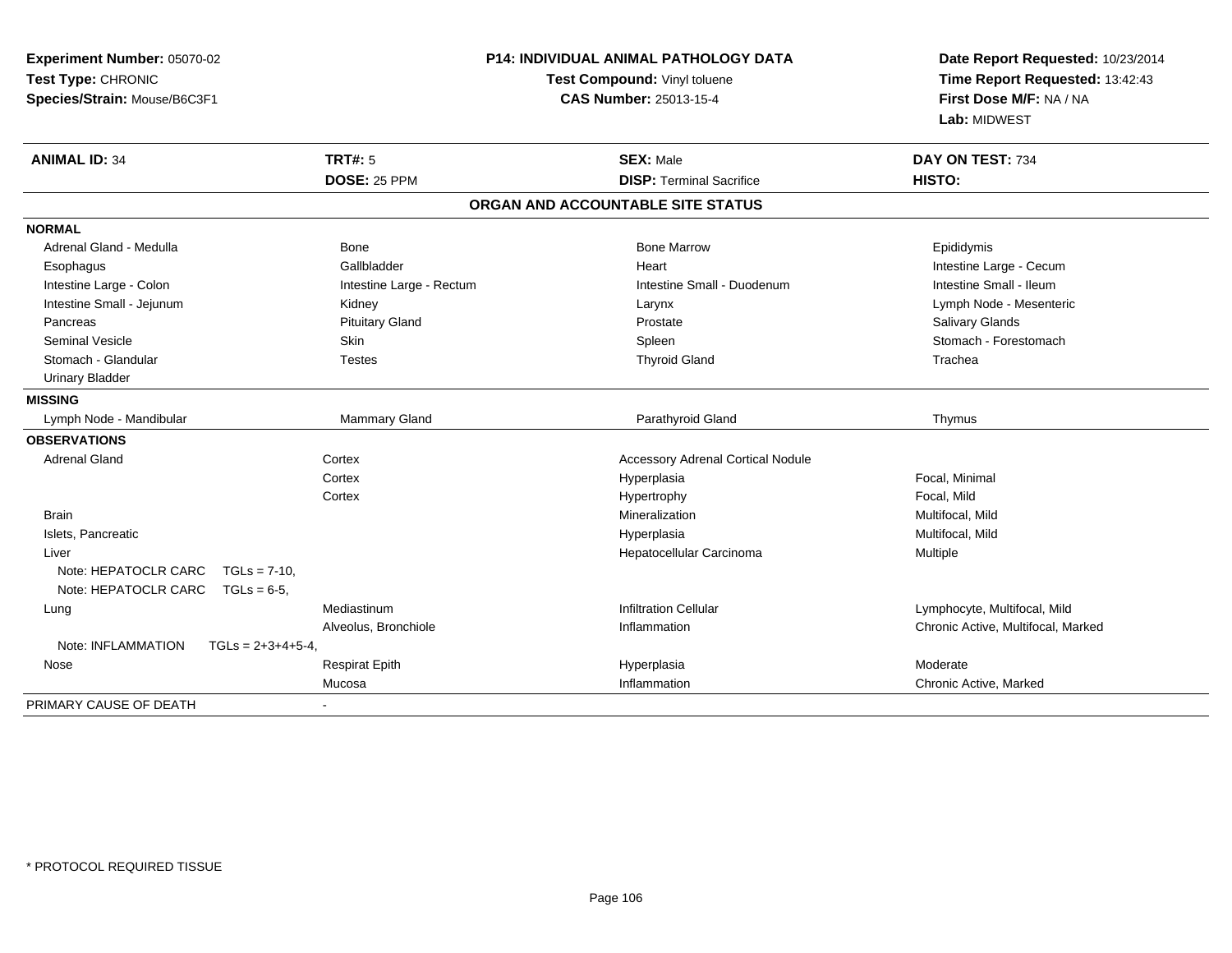**Experiment Number:** 05070-02
**Test Type:** CHRONIC
**Species/Strain:** Mouse/B6C3F1

**P14: INDIVIDUAL ANIMAL PATHOLOGY DATA**
**Test Compound:** Vinyl toluene
**CAS Number:** 25013-15-4

**Date Report Requested:** 10/23/2014
**Time Report Requested:** 13:42:43
**First Dose M/F:** NA / NA
**Lab:** MIDWEST

| **ANIMAL ID:** 34 | **TRT#:** 5 | **SEX:** Male | **DAY ON TEST:** 734 |
|---|---|---|---|
| | **DOSE:** 25 PPM | **DISP:** Terminal Sacrifice | **HISTO:** |

**ORGAN AND ACCOUNTABLE SITE STATUS**

**NORMAL**

| | | | |
|---|---|---|---|
| Adrenal Gland - Medulla | Bone | Bone Marrow | Epididymis |
| Esophagus | Gallbladder | Heart | Intestine Large - Cecum |
| Intestine Large - Colon | Intestine Large - Rectum | Intestine Small - Duodenum | Intestine Small - Ileum |
| Intestine Small - Jejunum | Kidney | Larynx | Lymph Node - Mesenteric |
| Pancreas | Pituitary Gland | Prostate | Salivary Glands |
| Seminal Vesicle | Skin | Spleen | Stomach - Forestomach |
| Stomach - Glandular | Testes | Thyroid Gland | Trachea |
| Urinary Bladder | | | |

**MISSING**

| | | | |
|---|---|---|---|
| Lymph Node - Mandibular | Mammary Gland | Parathyroid Gland | Thymus |

**OBSERVATIONS**

| | | | |
|---|---|---|---|
| Adrenal Gland | Cortex | Accessory Adrenal Cortical Nodule | |
| | Cortex | Hyperplasia | Focal, Minimal |
| | Cortex | Hypertrophy | Focal, Mild |
| Brain | | Mineralization | Multifocal, Mild |
| Islets, Pancreatic | | Hyperplasia | Multifocal, Mild |
| Liver | | Hepatocellular Carcinoma | Multiple |
| Note: HEPATOCLR CARC TGLs = 7-10, | | | |
| Note: HEPATOCLR CARC TGLs = 6-5, | | | |
| Lung | Mediastinum | Infiltration Cellular | Lymphocyte, Multifocal, Mild |
| | Alveolus, Bronchiole | Inflammation | Chronic Active, Multifocal, Marked |
| Note: INFLAMMATION TGLs = 2+3+4+5-4, | | | |
| Nose | Respirat Epith | Hyperplasia | Moderate |
| | Mucosa | Inflammation | Chronic Active, Marked |

PRIMARY CAUSE OF DEATH -

\* PROTOCOL REQUIRED TISSUE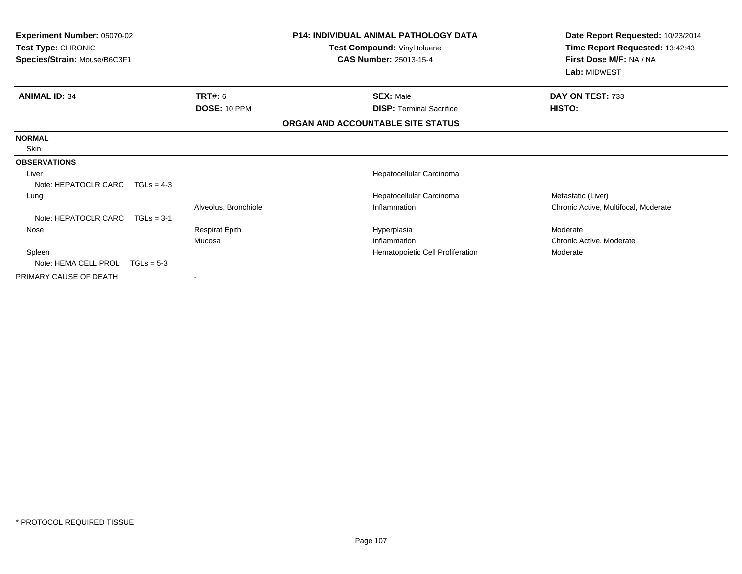**Experiment Number:** 05070-02
**Test Type:** CHRONIC
**Species/Strain:** Mouse/B6C3F1

**P14: INDIVIDUAL ANIMAL PATHOLOGY DATA**
**Test Compound:** Vinyl toluene
**CAS Number:** 25013-15-4

**Date Report Requested:** 10/23/2014
**Time Report Requested:** 13:42:43
**First Dose M/F:** NA / NA
**Lab:** MIDWEST

| | | | |
|---|---|---|---|
| **ANIMAL ID:** 34 | **TRT#:** 6 | **SEX:** Male | **DAY ON TEST:** 733 |
| | **DOSE:** 10 PPM | **DISP:** Terminal Sacrifice | **HISTO:** |

**ORGAN AND ACCOUNTABLE SITE STATUS**

| | | | |
|---|---|---|---|
| **NORMAL** | | | |
| Skin | | | |
| **OBSERVATIONS** | | | |
| Liver | | Hepatocellular Carcinoma | |
| Note: HEPATOCLR CARC TGLs = 4-3 | | | |
| Lung | | Hepatocellular Carcinoma | Metastatic (Liver) |
| | Alveolus, Bronchiole | Inflammation | Chronic Active, Multifocal, Moderate |
| Note: HEPATOCLR CARC TGLs = 3-1 | | | |
| Nose | Respirat Epith | Hyperplasia | Moderate |
| | Mucosa | Inflammation | Chronic Active, Moderate |
| Spleen | | Hematopoietic Cell Proliferation | Moderate |
| Note: HEMA CELL PROL TGLs = 5-3 | | | |
| PRIMARY CAUSE OF DEATH | - | | |

* PROTOCOL REQUIRED TISSUE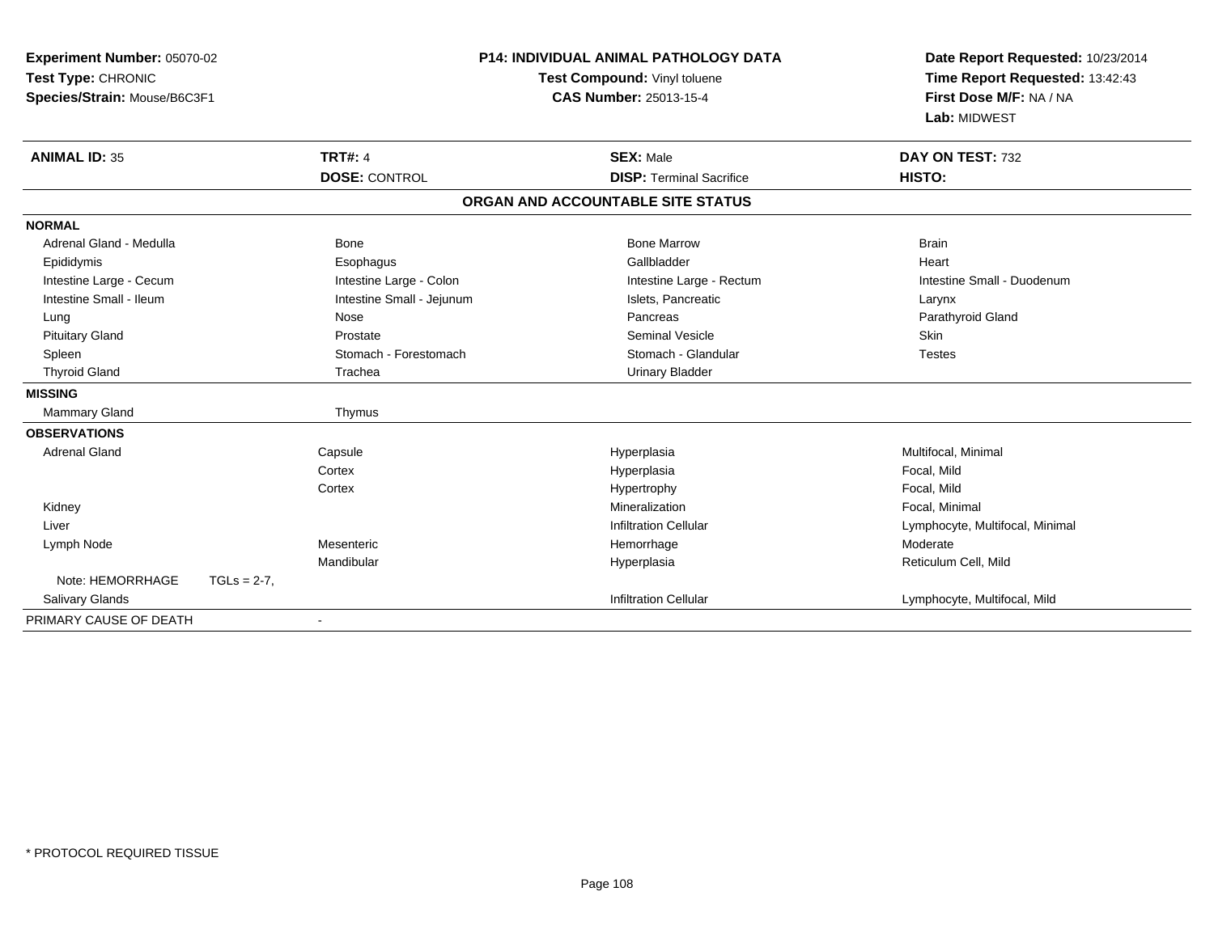**Experiment Number:** 05070-02
**Test Type:** CHRONIC
**Species/Strain:** Mouse/B6C3F1

**P14: INDIVIDUAL ANIMAL PATHOLOGY DATA**
**Test Compound:** Vinyl toluene
**CAS Number:** 25013-15-4

**Date Report Requested:** 10/23/2014
**Time Report Requested:** 13:42:43
**First Dose M/F:** NA / NA
**Lab:** MIDWEST

| **ANIMAL ID:** 35 | **TRT#:** 4 | **SEX:** Male | **DAY ON TEST:** 732 |
|---|---|---|---|
| | **DOSE:** CONTROL | **DISP:** Terminal Sacrifice | **HISTO:** |

**ORGAN AND ACCOUNTABLE SITE STATUS**

| | | | |
|---|---|---|---|
| **NORMAL** | | | |
| Adrenal Gland - Medulla | Bone | Bone Marrow | Brain |
| Epididymis | Esophagus | Gallbladder | Heart |
| Intestine Large - Cecum | Intestine Large - Colon | Intestine Large - Rectum | Intestine Small - Duodenum |
| Intestine Small - Ileum | Intestine Small - Jejunum | Islets, Pancreatic | Larynx |
| Lung | Nose | Pancreas | Parathyroid Gland |
| Pituitary Gland | Prostate | Seminal Vesicle | Skin |
| Spleen | Stomach - Forestomach | Stomach - Glandular | Testes |
| Thyroid Gland | Trachea | Urinary Bladder | |
| **MISSING** | | | |
| Mammary Gland | Thymus | | |
| **OBSERVATIONS** | | | |
| Adrenal Gland | Capsule | Hyperplasia | Multifocal, Minimal |
| | Cortex | Hyperplasia | Focal, Mild |
| | Cortex | Hypertrophy | Focal, Mild |
| Kidney | | Mineralization | Focal, Minimal |
| Liver | | Infiltration Cellular | Lymphocyte, Multifocal, Minimal |
| Lymph Node | Mesenteric | Hemorrhage | Moderate |
| | Mandibular | Hyperplasia | Reticulum Cell, Mild |
| Note: HEMORRHAGE TGLs = 2-7, | | | |
| Salivary Glands | | Infiltration Cellular | Lymphocyte, Multifocal, Mild |
| PRIMARY CAUSE OF DEATH | - | | |

* PROTOCOL REQUIRED TISSUE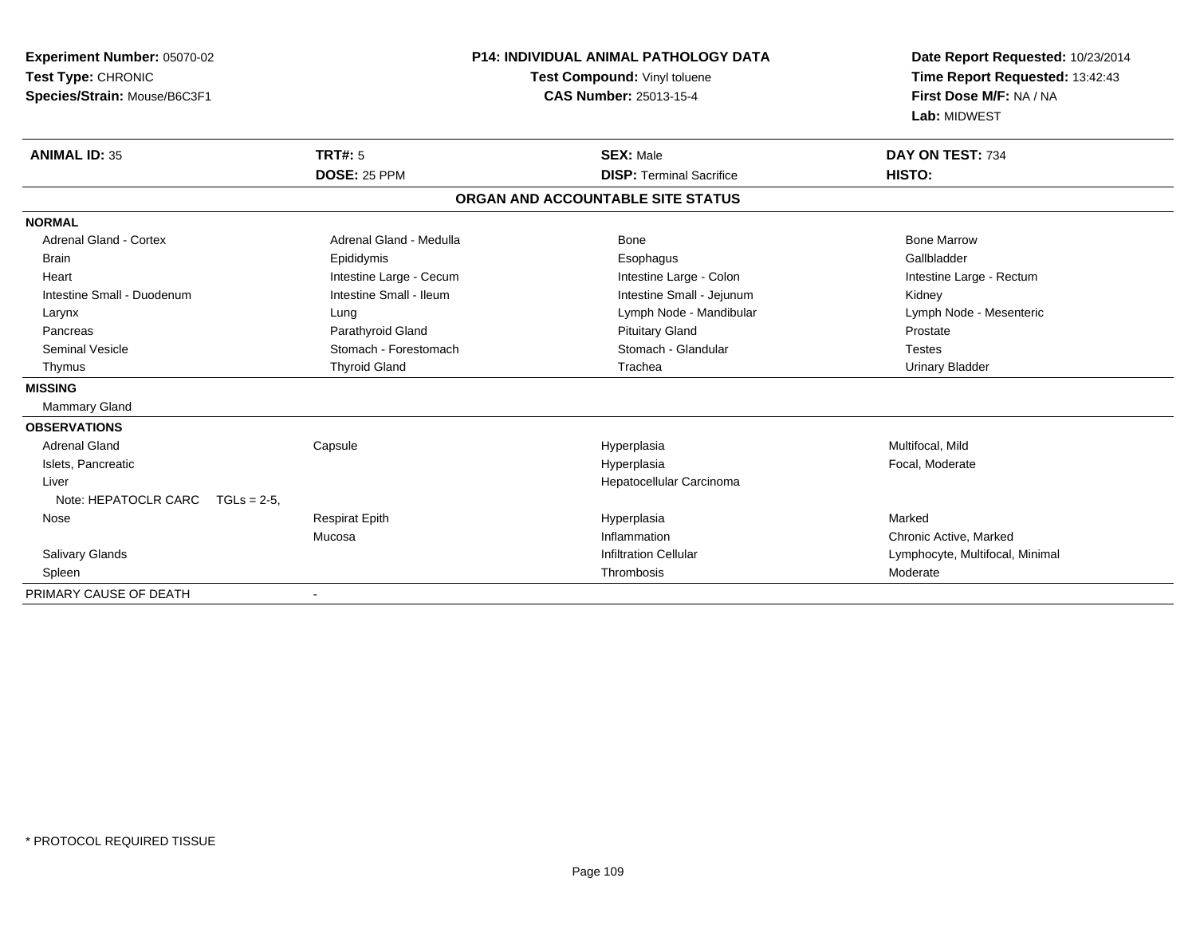**Experiment Number:** 05070-02
**Test Type:** CHRONIC
**Species/Strain:** Mouse/B6C3F1

**P14: INDIVIDUAL ANIMAL PATHOLOGY DATA**
**Test Compound:** Vinyl toluene
**CAS Number:** 25013-15-4

**Date Report Requested:** 10/23/2014
**Time Report Requested:** 13:42:43
**First Dose M/F:** NA / NA
**Lab:** MIDWEST

| **ANIMAL ID:** 35 | **TRT#:** 5 | **SEX:** Male | **DAY ON TEST:** 734 |
|---|---|---|---|
| | **DOSE:** 25 PPM | **DISP:** Terminal Sacrifice | **HISTO:** |

## ORGAN AND ACCOUNTABLE SITE STATUS

**NORMAL**

| | | | |
|---|---|---|---|
| Adrenal Gland - Cortex | Adrenal Gland - Medulla | Bone | Bone Marrow |
| Brain | Epididymis | Esophagus | Gallbladder |
| Heart | Intestine Large - Cecum | Intestine Large - Colon | Intestine Large - Rectum |
| Intestine Small - Duodenum | Intestine Small - Ileum | Intestine Small - Jejunum | Kidney |
| Larynx | Lung | Lymph Node - Mandibular | Lymph Node - Mesenteric |
| Pancreas | Parathyroid Gland | Pituitary Gland | Prostate |
| Seminal Vesicle | Stomach - Forestomach | Stomach - Glandular | Testes |
| Thymus | Thyroid Gland | Trachea | Urinary Bladder |

**MISSING**

Mammary Gland

**OBSERVATIONS**

| | | | |
|---|---|---|---|
| Adrenal Gland | Capsule | Hyperplasia | Multifocal, Mild |
| Islets, Pancreatic | | Hyperplasia | Focal, Moderate |
| Liver | | Hepatocellular Carcinoma | |
| Note: HEPATOCLR CARC TGLs = 2-5, | | | |
| Nose | Respirat Epith | Hyperplasia | Marked |
| | Mucosa | Inflammation | Chronic Active, Marked |
| Salivary Glands | | Infiltration Cellular | Lymphocyte, Multifocal, Minimal |
| Spleen | | Thrombosis | Moderate |

PRIMARY CAUSE OF DEATH -

* PROTOCOL REQUIRED TISSUE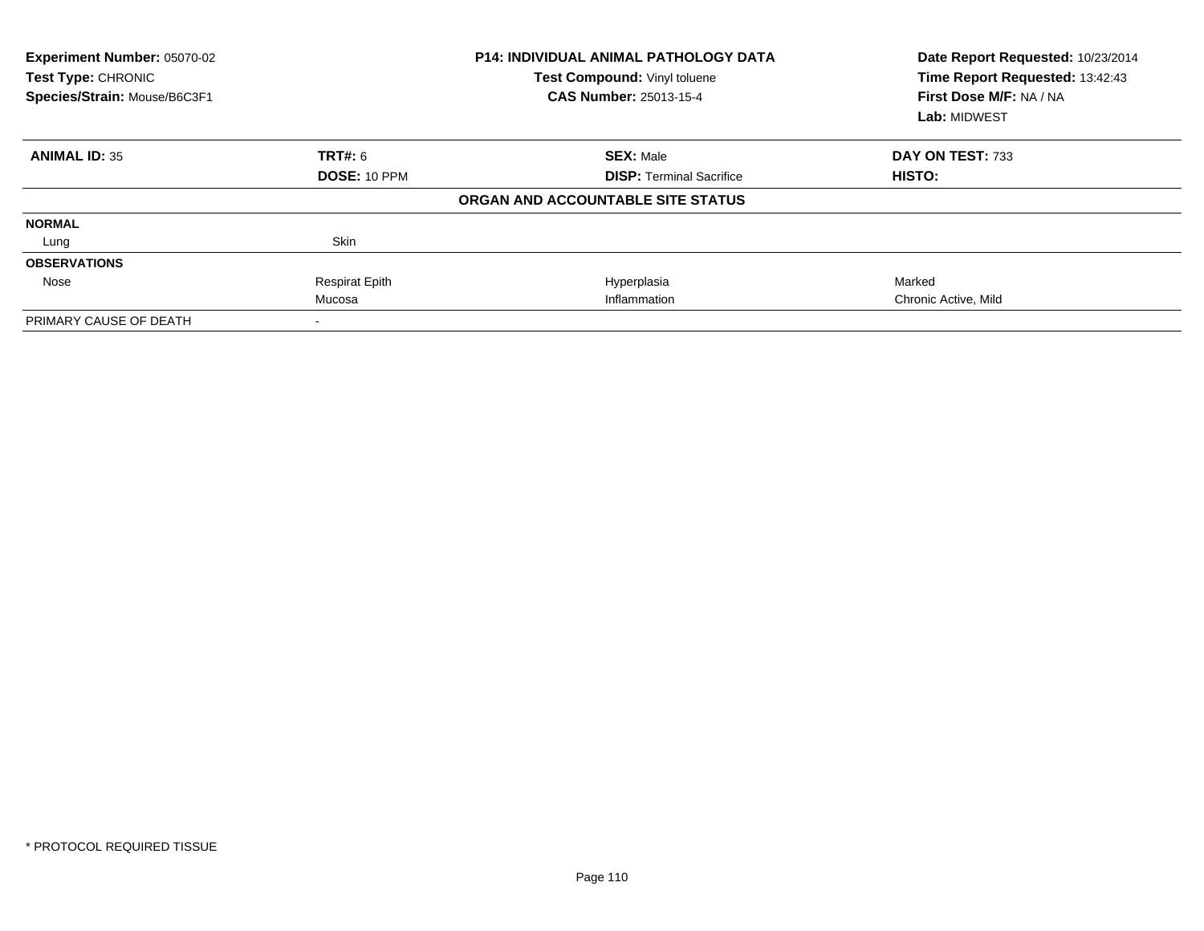**Experiment Number:** 05070-02
**Test Type:** CHRONIC
**Species/Strain:** Mouse/B6C3F1

**P14: INDIVIDUAL ANIMAL PATHOLOGY DATA**
**Test Compound:** Vinyl toluene
**CAS Number:** 25013-15-4

**Date Report Requested:** 10/23/2014
**Time Report Requested:** 13:42:43
**First Dose M/F:** NA / NA
**Lab:** MIDWEST

| **ANIMAL ID:** 35 | **TRT#:** 6 | **SEX:** Male | **DAY ON TEST:** 733 |
|---|---|---|---|
| | **DOSE:** 10 PPM | **DISP:** Terminal Sacrifice | **HISTO:** |
| | | **ORGAN AND ACCOUNTABLE SITE STATUS** | |
| **NORMAL** | | | |
| Lung | Skin | | |
| **OBSERVATIONS** | | | |
| Nose | Respirat Epith | Hyperplasia | Marked |
| | Mucosa | Inflammation | Chronic Active, Mild |
| PRIMARY CAUSE OF DEATH | - | | |

\* PROTOCOL REQUIRED TISSUE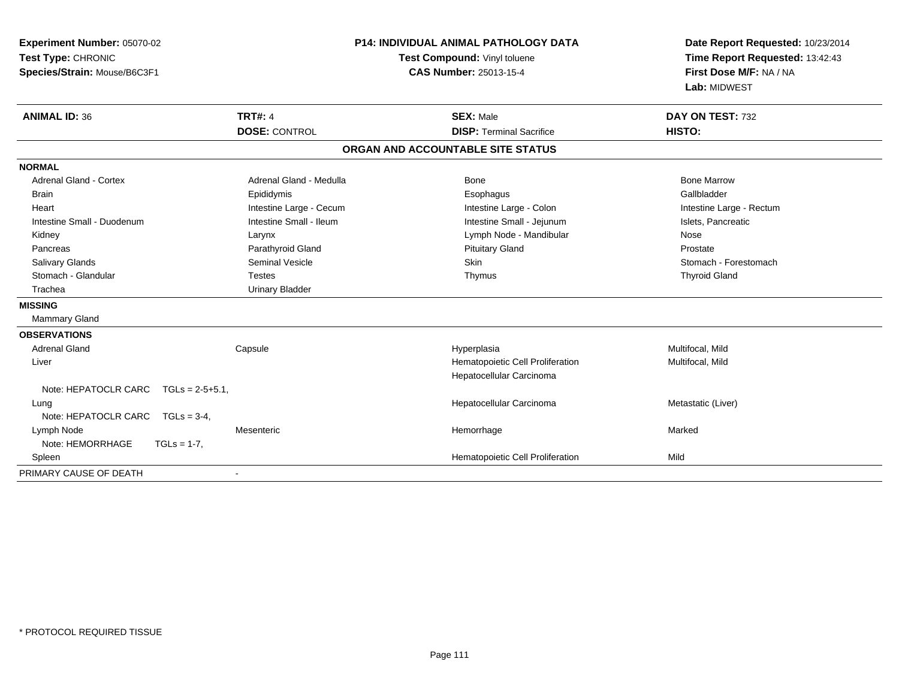**Experiment Number:** 05070-02
**Test Type:** CHRONIC
**Species/Strain:** Mouse/B6C3F1

**P14: INDIVIDUAL ANIMAL PATHOLOGY DATA**
**Test Compound:** Vinyl toluene
**CAS Number:** 25013-15-4

**Date Report Requested:** 10/23/2014
**Time Report Requested:** 13:42:43
**First Dose M/F:** NA / NA
**Lab:** MIDWEST

| **ANIMAL ID:** 36 | **TRT#:** 4 | **SEX:** Male | **DAY ON TEST:** 732 |
|---|---|---|---|
| | **DOSE:** CONTROL | **DISP:** Terminal Sacrifice | **HISTO:** |

**ORGAN AND ACCOUNTABLE SITE STATUS**

**NORMAL**

| | | | |
|---|---|---|---|
| Adrenal Gland - Cortex | Adrenal Gland - Medulla | Bone | Bone Marrow |
| Brain | Epididymis | Esophagus | Gallbladder |
| Heart | Intestine Large - Cecum | Intestine Large - Colon | Intestine Large - Rectum |
| Intestine Small - Duodenum | Intestine Small - Ileum | Intestine Small - Jejunum | Islets, Pancreatic |
| Kidney | Larynx | Lymph Node - Mandibular | Nose |
| Pancreas | Parathyroid Gland | Pituitary Gland | Prostate |
| Salivary Glands | Seminal Vesicle | Skin | Stomach - Forestomach |
| Stomach - Glandular | Testes | Thymus | Thyroid Gland |
| Trachea | Urinary Bladder | | |

**MISSING**

Mammary Gland

**OBSERVATIONS**

| | | | |
|---|---|---|---|
| Adrenal Gland | Capsule | Hyperplasia | Multifocal, Mild |
| Liver | | Hematopoietic Cell Proliferation | Multifocal, Mild |
| | | Hepatocellular Carcinoma | |
| Note: HEPATOCLR CARC TGLs = 2-5+5.1, | | | |
| Lung | | Hepatocellular Carcinoma | Metastatic (Liver) |
| Note: HEPATOCLR CARC TGLs = 3-4, | | | |
| Lymph Node | Mesenteric | Hemorrhage | Marked |
| Note: HEMORRHAGE TGLs = 1-7, | | | |
| Spleen | | Hematopoietic Cell Proliferation | Mild |

PRIMARY CAUSE OF DEATH -

\* PROTOCOL REQUIRED TISSUE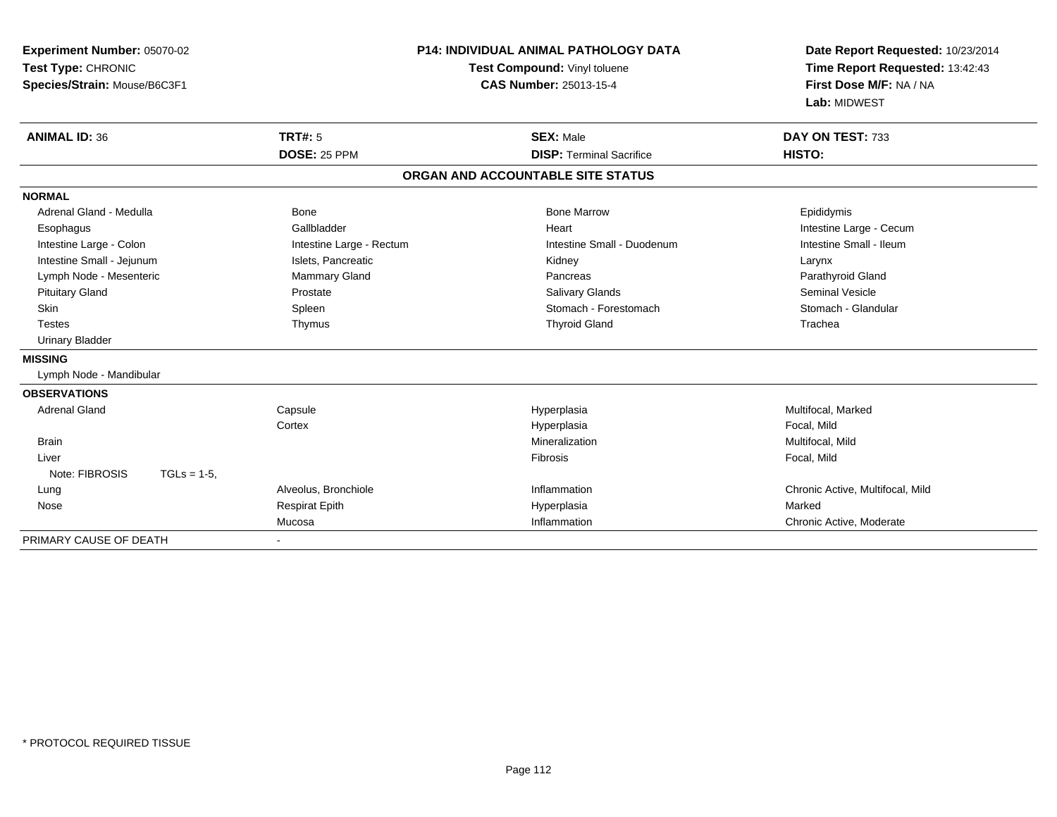**Experiment Number:** 05070-02
**Test Type:** CHRONIC
**Species/Strain:** Mouse/B6C3F1

**P14: INDIVIDUAL ANIMAL PATHOLOGY DATA**
**Test Compound:** Vinyl toluene
**CAS Number:** 25013-15-4

**Date Report Requested:** 10/23/2014
**Time Report Requested:** 13:42:43
**First Dose M/F:** NA / NA
**Lab:** MIDWEST

| **ANIMAL ID:** 36 | **TRT#:** 5 | **SEX:** Male | **DAY ON TEST:** 733 |
|---|---|---|---|
| | **DOSE:** 25 PPM | **DISP:** Terminal Sacrifice | **HISTO:** |

## ORGAN AND ACCOUNTABLE SITE STATUS

**NORMAL**

| | | | |
|---|---|---|---|
| Adrenal Gland - Medulla | Bone | Bone Marrow | Epididymis |
| Esophagus | Gallbladder | Heart | Intestine Large - Cecum |
| Intestine Large - Colon | Intestine Large - Rectum | Intestine Small - Duodenum | Intestine Small - Ileum |
| Intestine Small - Jejunum | Islets, Pancreatic | Kidney | Larynx |
| Lymph Node - Mesenteric | Mammary Gland | Pancreas | Parathyroid Gland |
| Pituitary Gland | Prostate | Salivary Glands | Seminal Vesicle |
| Skin | Spleen | Stomach - Forestomach | Stomach - Glandular |
| Testes | Thymus | Thyroid Gland | Trachea |
| Urinary Bladder | | | |

**MISSING**

Lymph Node - Mandibular

**OBSERVATIONS**

| | | | |
|---|---|---|---|
| Adrenal Gland | Capsule | Hyperplasia | Multifocal, Marked |
| | Cortex | Hyperplasia | Focal, Mild |
| Brain | | Mineralization | Multifocal, Mild |
| Liver | | Fibrosis | Focal, Mild |
| Note: FIBROSIS TGLs = 1-5, | | | |
| Lung | Alveolus, Bronchiole | Inflammation | Chronic Active, Multifocal, Mild |
| Nose | Respirat Epith | Hyperplasia | Marked |
| | Mucosa | Inflammation | Chronic Active, Moderate |

PRIMARY CAUSE OF DEATH -

\* PROTOCOL REQUIRED TISSUE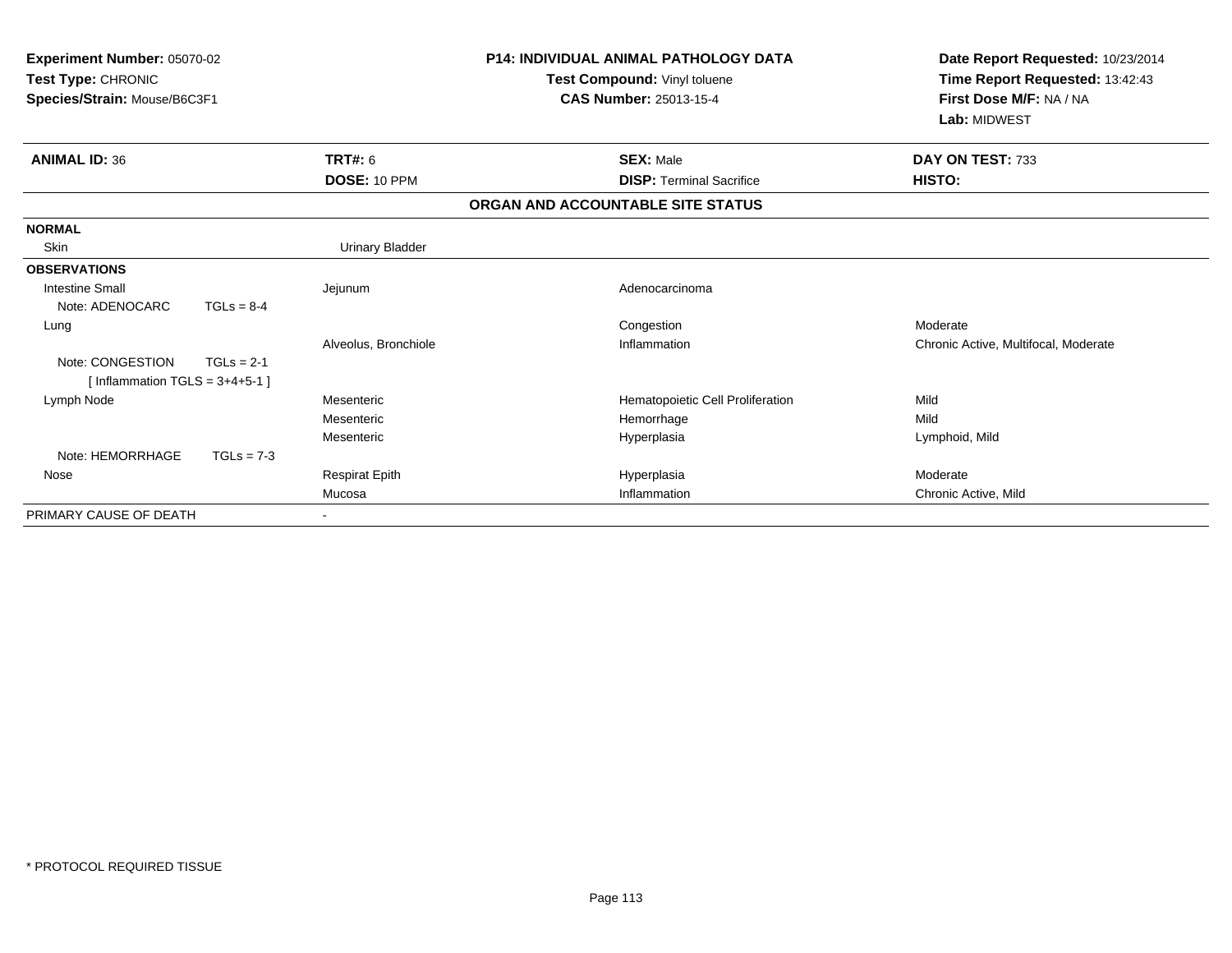**Experiment Number:** 05070-02
**Test Type:** CHRONIC
**Species/Strain:** Mouse/B6C3F1

**P14: INDIVIDUAL ANIMAL PATHOLOGY DATA**
**Test Compound:** Vinyl toluene
**CAS Number:** 25013-15-4

**Date Report Requested:** 10/23/2014
**Time Report Requested:** 13:42:43
**First Dose M/F:** NA / NA
**Lab:** MIDWEST

| | | | |
|---|---|---|---|
| **ANIMAL ID:** 36 | **TRT#:** 6 | **SEX:** Male | **DAY ON TEST:** 733 |
| | **DOSE:** 10 PPM | **DISP:** Terminal Sacrifice | **HISTO:** |

**ORGAN AND ACCOUNTABLE SITE STATUS**

| | | | |
|---|---|---|---|
| **NORMAL** | | | |
| Skin | Urinary Bladder | | |
| **OBSERVATIONS** | | | |
| Intestine Small | Jejunum | Adenocarcinoma | |
| Note: ADENOCARC TGLs = 8-4 | | | |
| Lung | | Congestion | Moderate |
| | Alveolus, Bronchiole | Inflammation | Chronic Active, Multifocal, Moderate |
| Note: CONGESTION TGLs = 2-1 [ Inflammation TGLS = 3+4+5-1 ] | | | |
| Lymph Node | Mesenteric | Hematopoietic Cell Proliferation | Mild |
| | Mesenteric | Hemorrhage | Mild |
| | Mesenteric | Hyperplasia | Lymphoid, Mild |
| Note: HEMORRHAGE TGLs = 7-3 | | | |
| Nose | Respirat Epith | Hyperplasia | Moderate |
| | Mucosa | Inflammation | Chronic Active, Mild |
| PRIMARY CAUSE OF DEATH | - | | |

* PROTOCOL REQUIRED TISSUE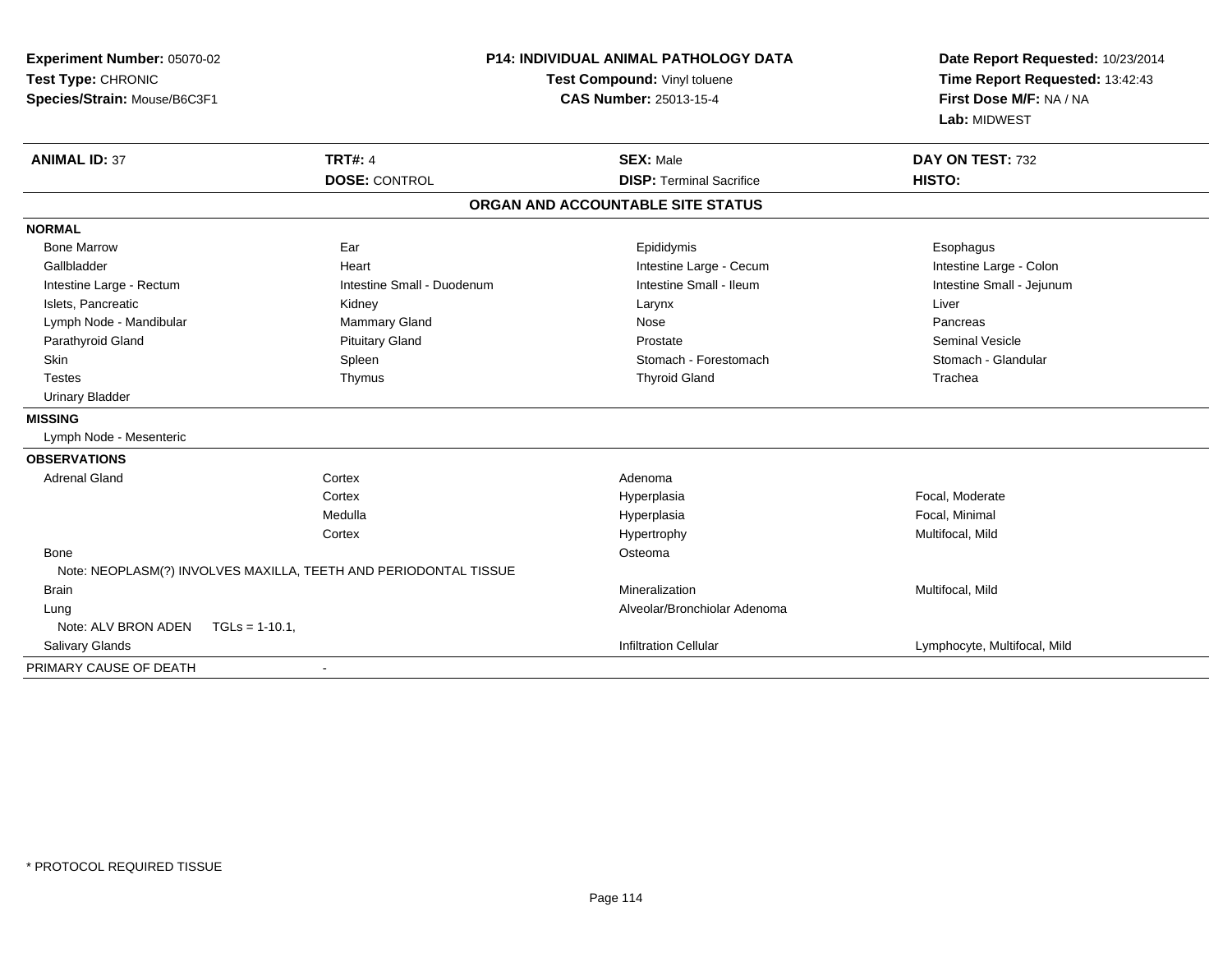**Experiment Number:** 05070-02
**Test Type:** CHRONIC
**Species/Strain:** Mouse/B6C3F1

**P14: INDIVIDUAL ANIMAL PATHOLOGY DATA**
**Test Compound:** Vinyl toluene
**CAS Number:** 25013-15-4

**Date Report Requested:** 10/23/2014
**Time Report Requested:** 13:42:43
**First Dose M/F:** NA / NA
**Lab:** MIDWEST

| | | | |
|---|---|---|---|
| **ANIMAL ID:** 37 | **TRT#:** 4 | **SEX:** Male | **DAY ON TEST:** 732 |
| | **DOSE:** CONTROL | **DISP:** Terminal Sacrifice | **HISTO:** |

## ORGAN AND ACCOUNTABLE SITE STATUS

**NORMAL**

| | | | |
|---|---|---|---|
| Bone Marrow | Ear | Epididymis | Esophagus |
| Gallbladder | Heart | Intestine Large - Cecum | Intestine Large - Colon |
| Intestine Large - Rectum | Intestine Small - Duodenum | Intestine Small - Ileum | Intestine Small - Jejunum |
| Islets, Pancreatic | Kidney | Larynx | Liver |
| Lymph Node - Mandibular | Mammary Gland | Nose | Pancreas |
| Parathyroid Gland | Pituitary Gland | Prostate | Seminal Vesicle |
| Skin | Spleen | Stomach - Forestomach | Stomach - Glandular |
| Testes | Thymus | Thyroid Gland | Trachea |
| Urinary Bladder | | | |

**MISSING**

Lymph Node - Mesenteric

**OBSERVATIONS**

| | | | |
|---|---|---|---|
| Adrenal Gland | Cortex | Adenoma | |
| | Cortex | Hyperplasia | Focal, Moderate |
| | Medulla | Hyperplasia | Focal, Minimal |
| | Cortex | Hypertrophy | Multifocal, Mild |
| Bone | | Osteoma | |
| Note: NEOPLASM(?) INVOLVES MAXILLA, TEETH AND PERIODONTAL TISSUE | | | |
| Brain | | Mineralization | Multifocal, Mild |
| Lung | | Alveolar/Bronchiolar Adenoma | |
| Note: ALV BRON ADEN TGLs = 1-10.1, | | | |
| Salivary Glands | | Infiltration Cellular | Lymphocyte, Multifocal, Mild |

PRIMARY CAUSE OF DEATH -

\* PROTOCOL REQUIRED TISSUE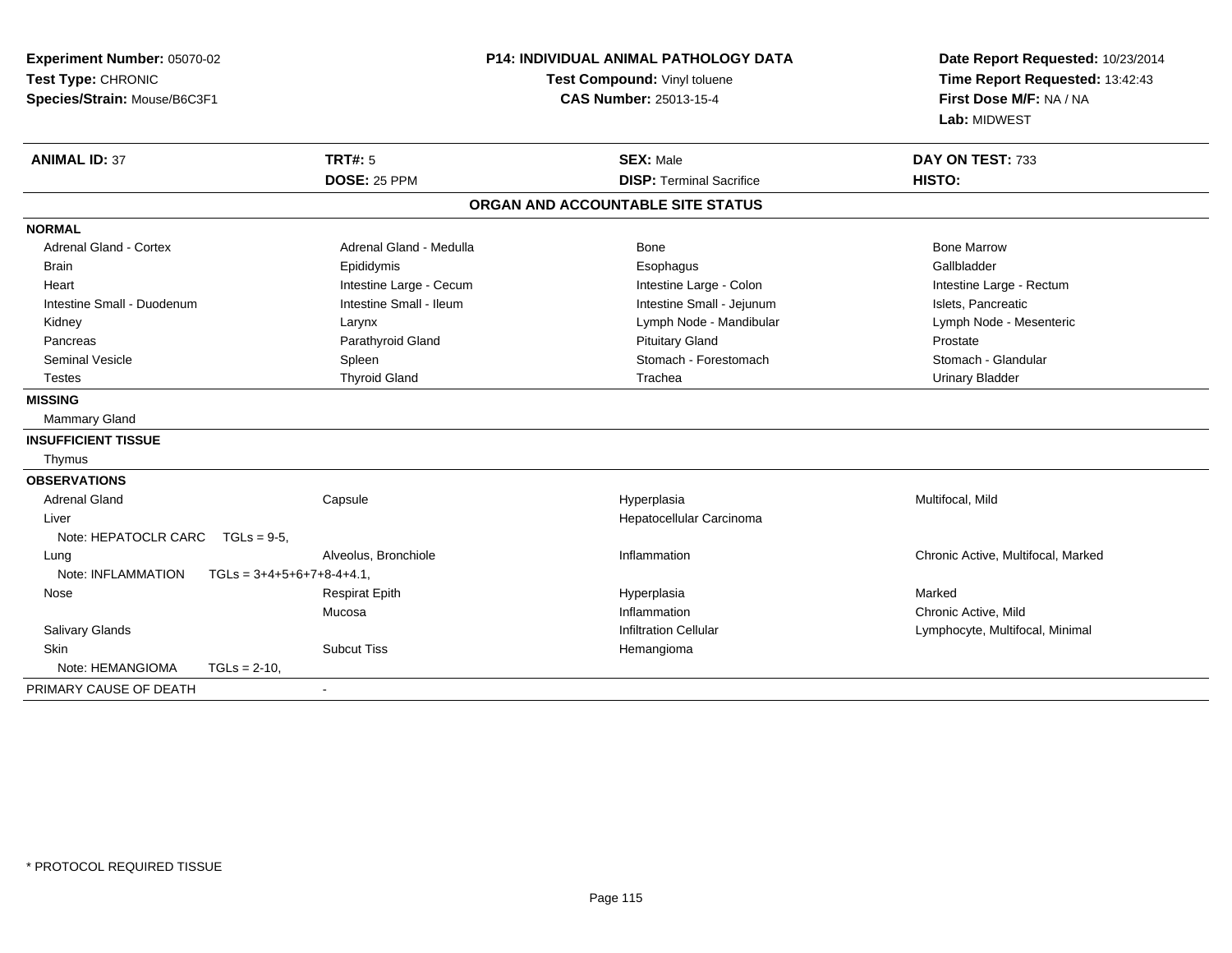**Experiment Number:** 05070-02
**Test Type:** CHRONIC
**Species/Strain:** Mouse/B6C3F1

**P14: INDIVIDUAL ANIMAL PATHOLOGY DATA**
**Test Compound:** Vinyl toluene
**CAS Number:** 25013-15-4

**Date Report Requested:** 10/23/2014
**Time Report Requested:** 13:42:43
**First Dose M/F:** NA / NA
**Lab:** MIDWEST

| | | | |
|---|---|---|---|
| **ANIMAL ID:** 37 | **TRT#:** 5 | **SEX:** Male | **DAY ON TEST:** 733 |
| | **DOSE:** 25 PPM | **DISP:** Terminal Sacrifice | **HISTO:** |

**ORGAN AND ACCOUNTABLE SITE STATUS**

**NORMAL**

| | | | |
|---|---|---|---|
| Adrenal Gland - Cortex | Adrenal Gland - Medulla | Bone | Bone Marrow |
| Brain | Epididymis | Esophagus | Gallbladder |
| Heart | Intestine Large - Cecum | Intestine Large - Colon | Intestine Large - Rectum |
| Intestine Small - Duodenum | Intestine Small - Ileum | Intestine Small - Jejunum | Islets, Pancreatic |
| Kidney | Larynx | Lymph Node - Mandibular | Lymph Node - Mesenteric |
| Pancreas | Parathyroid Gland | Pituitary Gland | Prostate |
| Seminal Vesicle | Spleen | Stomach - Forestomach | Stomach - Glandular |
| Testes | Thyroid Gland | Trachea | Urinary Bladder |

**MISSING**

Mammary Gland

**INSUFFICIENT TISSUE**

Thymus

**OBSERVATIONS**

| | | | |
|---|---|---|---|
| Adrenal Gland | Capsule | Hyperplasia | Multifocal, Mild |
| Liver | | Hepatocellular Carcinoma | |
| Note: HEPATOCLR CARC TGLs = 9-5, | | | |
| Lung | Alveolus, Bronchiole | Inflammation | Chronic Active, Multifocal, Marked |
| Note: INFLAMMATION TGLs = 3+4+5+6+7+8-4+4.1, | | | |
| Nose | Respirat Epith | Hyperplasia | Marked |
| | Mucosa | Inflammation | Chronic Active, Mild |
| Salivary Glands | | Infiltration Cellular | Lymphocyte, Multifocal, Minimal |
| Skin | Subcut Tiss | Hemangioma | |
| Note: HEMANGIOMA TGLs = 2-10, | | | |

PRIMARY CAUSE OF DEATH -

\* PROTOCOL REQUIRED TISSUE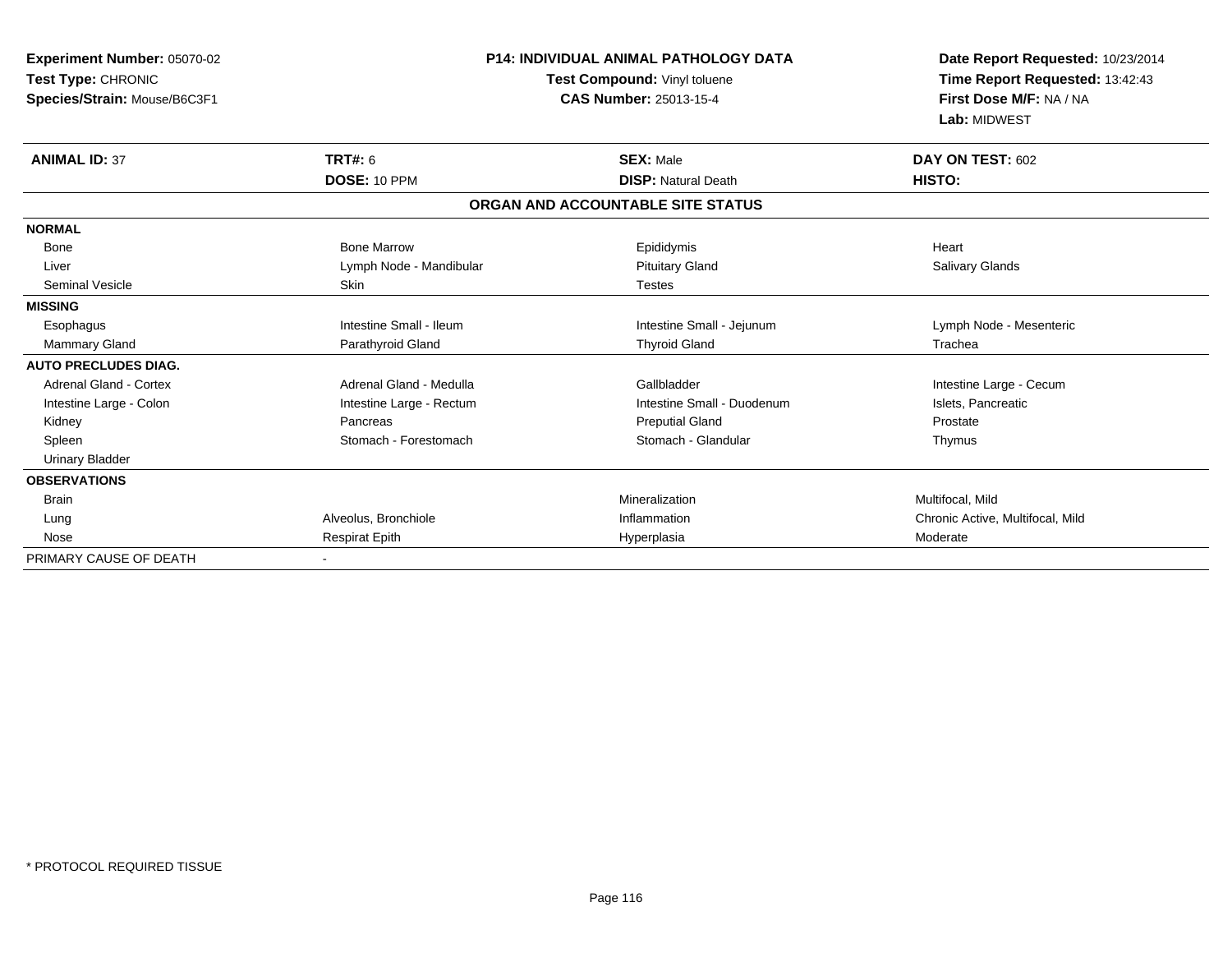**Experiment Number:** 05070-02
**Test Type:** CHRONIC
**Species/Strain:** Mouse/B6C3F1

**P14: INDIVIDUAL ANIMAL PATHOLOGY DATA**
**Test Compound:** Vinyl toluene
**CAS Number:** 25013-15-4

**Date Report Requested:** 10/23/2014
**Time Report Requested:** 13:42:43
**First Dose M/F:** NA / NA
**Lab:** MIDWEST

| **ANIMAL ID:** 37 | **TRT#:** 6 | **SEX:** Male | **DAY ON TEST:** 602 |
|---|---|---|---|
| | **DOSE:** 10 PPM | **DISP:** Natural Death | **HISTO:** |
| | | **ORGAN AND ACCOUNTABLE SITE STATUS** | |
| **NORMAL** | | | |
| Bone | Bone Marrow | Epididymis | Heart |
| Liver | Lymph Node - Mandibular | Pituitary Gland | Salivary Glands |
| Seminal Vesicle | Skin | Testes | |
| **MISSING** | | | |
| Esophagus | Intestine Small - Ileum | Intestine Small - Jejunum | Lymph Node - Mesenteric |
| Mammary Gland | Parathyroid Gland | Thyroid Gland | Trachea |
| **AUTO PRECLUDES DIAG.** | | | |
| Adrenal Gland - Cortex | Adrenal Gland - Medulla | Gallbladder | Intestine Large - Cecum |
| Intestine Large - Colon | Intestine Large - Rectum | Intestine Small - Duodenum | Islets, Pancreatic |
| Kidney | Pancreas | Preputial Gland | Prostate |
| Spleen | Stomach - Forestomach | Stomach - Glandular | Thymus |
| Urinary Bladder | | | |
| **OBSERVATIONS** | | | |
| Brain | | Mineralization | Multifocal, Mild |
| Lung | Alveolus, Bronchiole | Inflammation | Chronic Active, Multifocal, Mild |
| Nose | Respirat Epith | Hyperplasia | Moderate |
| PRIMARY CAUSE OF DEATH | - | | |

* PROTOCOL REQUIRED TISSUE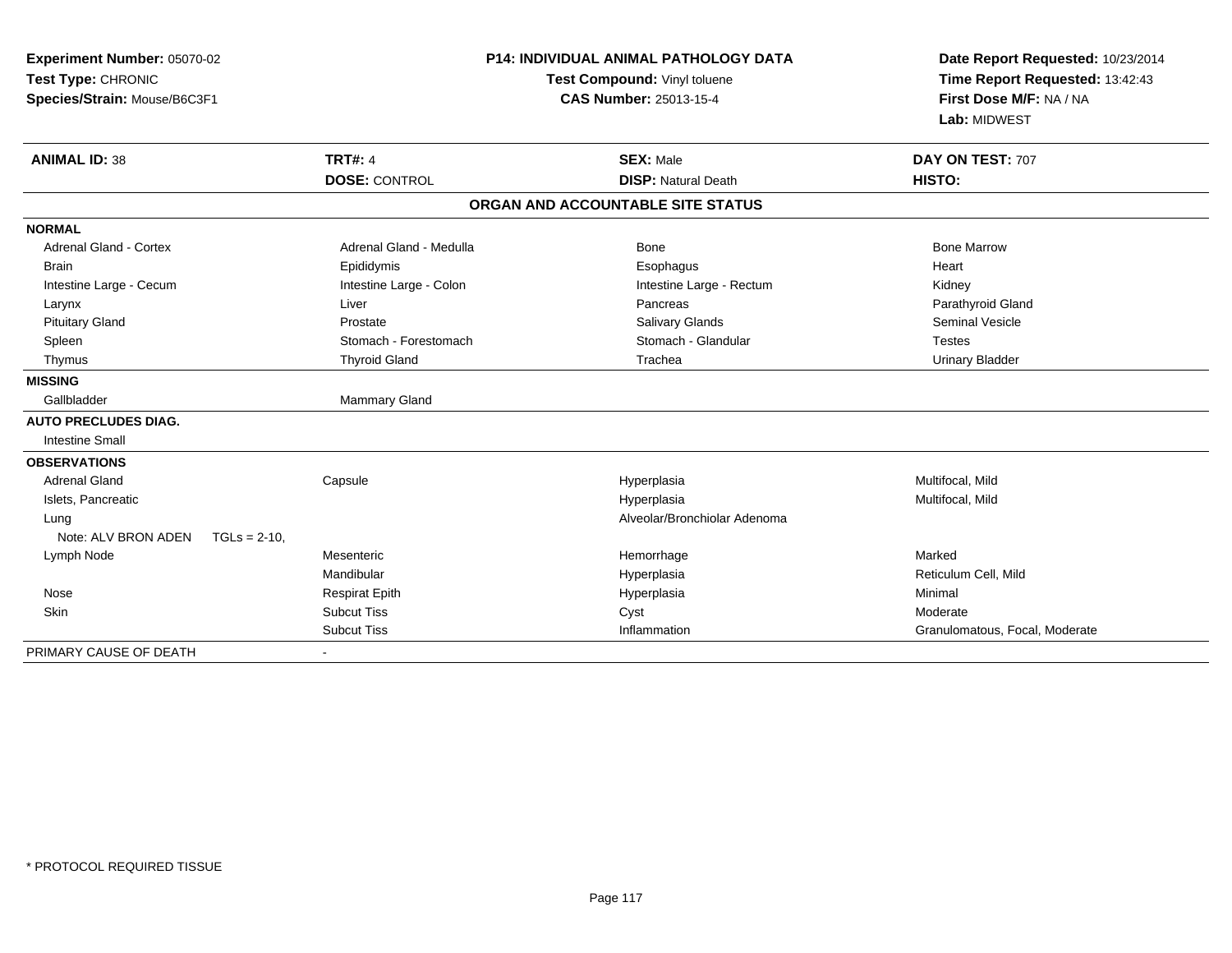**Experiment Number:** 05070-02
**Test Type:** CHRONIC
**Species/Strain:** Mouse/B6C3F1

**P14: INDIVIDUAL ANIMAL PATHOLOGY DATA**
**Test Compound:** Vinyl toluene
**CAS Number:** 25013-15-4

**Date Report Requested:** 10/23/2014
**Time Report Requested:** 13:42:43
**First Dose M/F:** NA / NA
**Lab:** MIDWEST

| | | | |
|---|---|---|---|
| **ANIMAL ID:** 38 | **TRT#:** 4 | **SEX:** Male | **DAY ON TEST:** 707 |
| | **DOSE:** CONTROL | **DISP:** Natural Death | **HISTO:** |

**ORGAN AND ACCOUNTABLE SITE STATUS**

**NORMAL**

| | | | |
|---|---|---|---|
| Adrenal Gland - Cortex | Adrenal Gland - Medulla | Bone | Bone Marrow |
| Brain | Epididymis | Esophagus | Heart |
| Intestine Large - Cecum | Intestine Large - Colon | Intestine Large - Rectum | Kidney |
| Larynx | Liver | Pancreas | Parathyroid Gland |
| Pituitary Gland | Prostate | Salivary Glands | Seminal Vesicle |
| Spleen | Stomach - Forestomach | Stomach - Glandular | Testes |
| Thymus | Thyroid Gland | Trachea | Urinary Bladder |

**MISSING**

Gallbladder, Mammary Gland

**AUTO PRECLUDES DIAG.**

Intestine Small

**OBSERVATIONS**

| | | | |
|---|---|---|---|
| Adrenal Gland | Capsule | Hyperplasia | Multifocal, Mild |
| Islets, Pancreatic | | Hyperplasia | Multifocal, Mild |
| Lung | | Alveolar/Bronchiolar Adenoma | |
| Note: ALV BRON ADEN TGLs = 2-10, | | | |
| Lymph Node | Mesenteric | Hemorrhage | Marked |
| | Mandibular | Hyperplasia | Reticulum Cell, Mild |
| Nose | Respirat Epith | Hyperplasia | Minimal |
| Skin | Subcut Tiss | Cyst | Moderate |
| | Subcut Tiss | Inflammation | Granulomatous, Focal, Moderate |

PRIMARY CAUSE OF DEATH -

* PROTOCOL REQUIRED TISSUE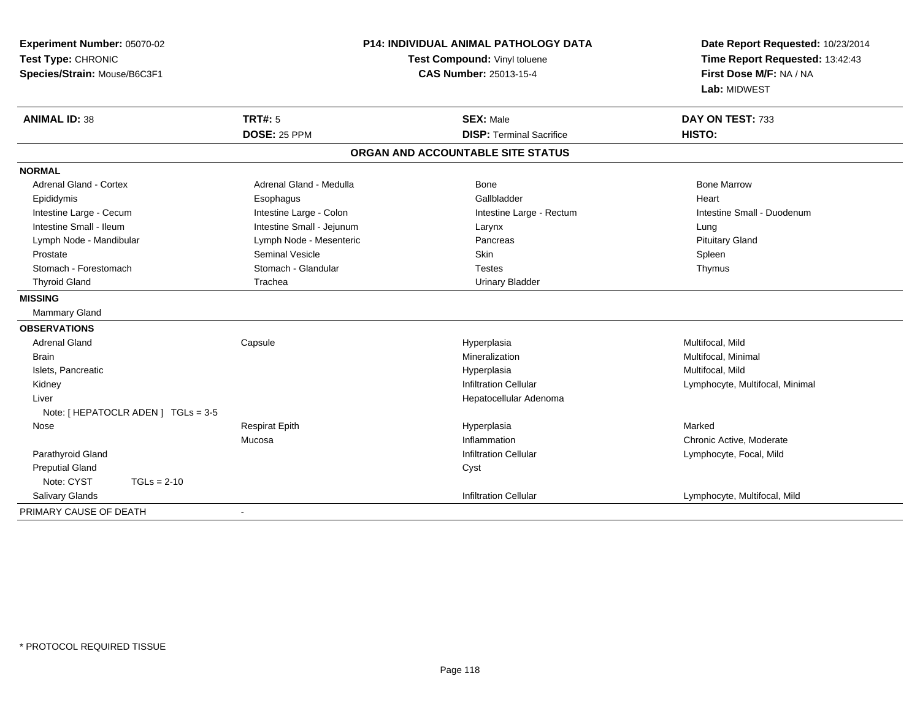**Experiment Number:** 05070-02
**Test Type:** CHRONIC
**Species/Strain:** Mouse/B6C3F1

**P14: INDIVIDUAL ANIMAL PATHOLOGY DATA**
**Test Compound:** Vinyl toluene
**CAS Number:** 25013-15-4

**Date Report Requested:** 10/23/2014
**Time Report Requested:** 13:42:43
**First Dose M/F:** NA / NA
**Lab:** MIDWEST

| **ANIMAL ID:** 38 | **TRT#:** 5 | **SEX:** Male | **DAY ON TEST:** 733 |
|---|---|---|---|
| | **DOSE:** 25 PPM | **DISP:** Terminal Sacrifice | **HISTO:** |

**ORGAN AND ACCOUNTABLE SITE STATUS**

**NORMAL**

| | | | |
|---|---|---|---|
| Adrenal Gland - Cortex | Adrenal Gland - Medulla | Bone | Bone Marrow |
| Epididymis | Esophagus | Gallbladder | Heart |
| Intestine Large - Cecum | Intestine Large - Colon | Intestine Large - Rectum | Intestine Small - Duodenum |
| Intestine Small - Ileum | Intestine Small - Jejunum | Larynx | Lung |
| Lymph Node - Mandibular | Lymph Node - Mesenteric | Pancreas | Pituitary Gland |
| Prostate | Seminal Vesicle | Skin | Spleen |
| Stomach - Forestomach | Stomach - Glandular | Testes | Thymus |
| Thyroid Gland | Trachea | Urinary Bladder | |

**MISSING**

Mammary Gland

**OBSERVATIONS**

| | | | |
|---|---|---|---|
| Adrenal Gland | Capsule | Hyperplasia | Multifocal, Mild |
| Brain | | Mineralization | Multifocal, Minimal |
| Islets, Pancreatic | | Hyperplasia | Multifocal, Mild |
| Kidney | | Infiltration Cellular | Lymphocyte, Multifocal, Minimal |
| Liver | | Hepatocellular Adenoma | |
| Note: [ HEPATOCLR ADEN ] TGLs = 3-5 | | | |
| Nose | Respirat Epith | Hyperplasia | Marked |
| | Mucosa | Inflammation | Chronic Active, Moderate |
| Parathyroid Gland | | Infiltration Cellular | Lymphocyte, Focal, Mild |
| Preputial Gland | | Cyst | |
| Note: CYST TGLs = 2-10 | | | |
| Salivary Glands | | Infiltration Cellular | Lymphocyte, Multifocal, Mild |

PRIMARY CAUSE OF DEATH -

\* PROTOCOL REQUIRED TISSUE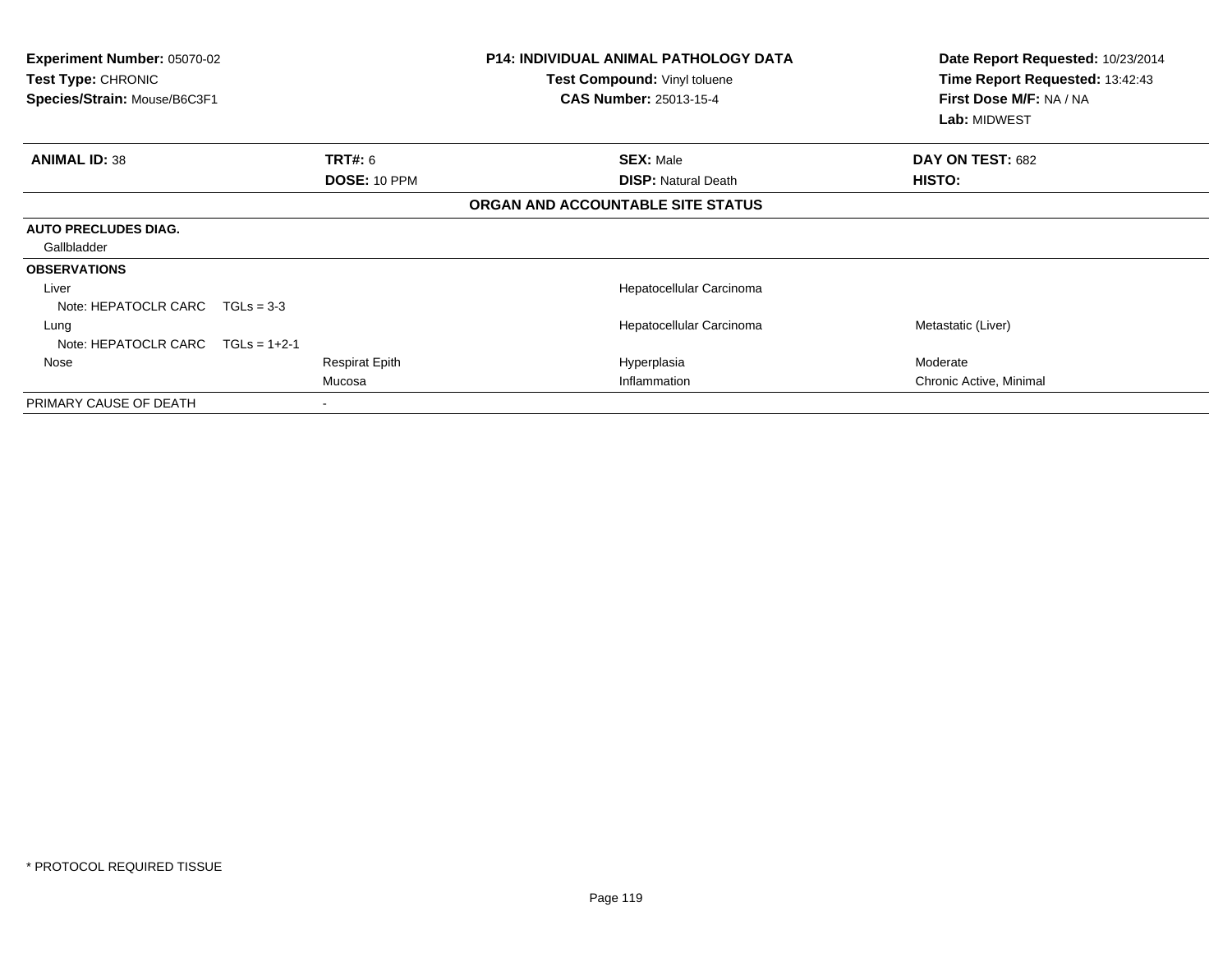**Experiment Number:** 05070-02
**Test Type:** CHRONIC
**Species/Strain:** Mouse/B6C3F1

**P14: INDIVIDUAL ANIMAL PATHOLOGY DATA**
**Test Compound:** Vinyl toluene
**CAS Number:** 25013-15-4

**Date Report Requested:** 10/23/2014
**Time Report Requested:** 13:42:43
**First Dose M/F:** NA / NA
**Lab:** MIDWEST

| **ANIMAL ID:** 38 | **TRT#:** 6 | **SEX:** Male | **DAY ON TEST:** 682 |
|---|---|---|---|
| | **DOSE:** 10 PPM | **DISP:** Natural Death | **HISTO:** |

**ORGAN AND ACCOUNTABLE SITE STATUS**

**AUTO PRECLUDES DIAG.**

Gallbladder

**OBSERVATIONS**

| | | | |
|---|---|---|---|
| Liver | | Hepatocellular Carcinoma | |
| Note: HEPATOCLR CARC TGLs = 3-3 | | | |
| Lung | | Hepatocellular Carcinoma | Metastatic (Liver) |
| Note: HEPATOCLR CARC TGLs = 1+2-1 | | | |
| Nose | Respirat Epith | Hyperplasia | Moderate |
| | Mucosa | Inflammation | Chronic Active, Minimal |
| PRIMARY CAUSE OF DEATH | - | | |

* PROTOCOL REQUIRED TISSUE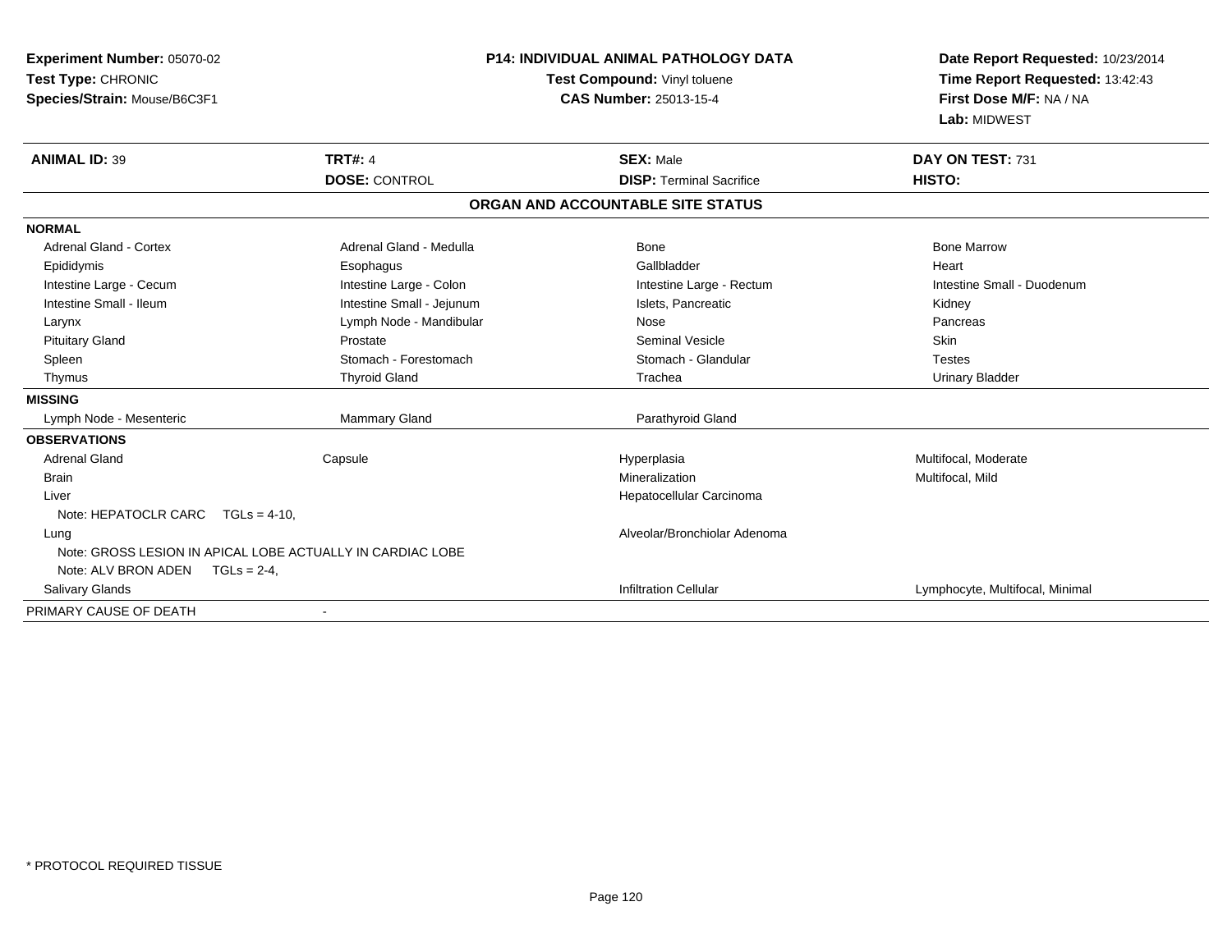**Experiment Number:** 05070-02
**Test Type:** CHRONIC
**Species/Strain:** Mouse/B6C3F1

**P14: INDIVIDUAL ANIMAL PATHOLOGY DATA**
**Test Compound:** Vinyl toluene
**CAS Number:** 25013-15-4

**Date Report Requested:** 10/23/2014
**Time Report Requested:** 13:42:43
**First Dose M/F:** NA / NA
**Lab:** MIDWEST

| **ANIMAL ID:** 39 | **TRT#:** 4 | **SEX:** Male | **DAY ON TEST:** 731 |
|---|---|---|---|
| | **DOSE:** CONTROL | **DISP:** Terminal Sacrifice | **HISTO:** |

## ORGAN AND ACCOUNTABLE SITE STATUS

| | | | |
|---|---|---|---|
| **NORMAL** | | | |
| Adrenal Gland - Cortex | Adrenal Gland - Medulla | Bone | Bone Marrow |
| Epididymis | Esophagus | Gallbladder | Heart |
| Intestine Large - Cecum | Intestine Large - Colon | Intestine Large - Rectum | Intestine Small - Duodenum |
| Intestine Small - Ileum | Intestine Small - Jejunum | Islets, Pancreatic | Kidney |
| Larynx | Lymph Node - Mandibular | Nose | Pancreas |
| Pituitary Gland | Prostate | Seminal Vesicle | Skin |
| Spleen | Stomach - Forestomach | Stomach - Glandular | Testes |
| Thymus | Thyroid Gland | Trachea | Urinary Bladder |
| **MISSING** | | | |
| Lymph Node - Mesenteric | Mammary Gland | Parathyroid Gland | |
| **OBSERVATIONS** | | | |
| Adrenal Gland | Capsule | Hyperplasia | Multifocal, Moderate |
| Brain | | Mineralization | Multifocal, Mild |
| Liver | | Hepatocellular Carcinoma | |
| Note: HEPATOCLR CARC TGLs = 4-10, | | | |
| Lung | | Alveolar/Bronchiolar Adenoma | |
| Note: GROSS LESION IN APICAL LOBE ACTUALLY IN CARDIAC LOBE | | | |
| Note: ALV BRON ADEN TGLs = 2-4, | | | |
| Salivary Glands | | Infiltration Cellular | Lymphocyte, Multifocal, Minimal |
| PRIMARY CAUSE OF DEATH | - | | |

\* PROTOCOL REQUIRED TISSUE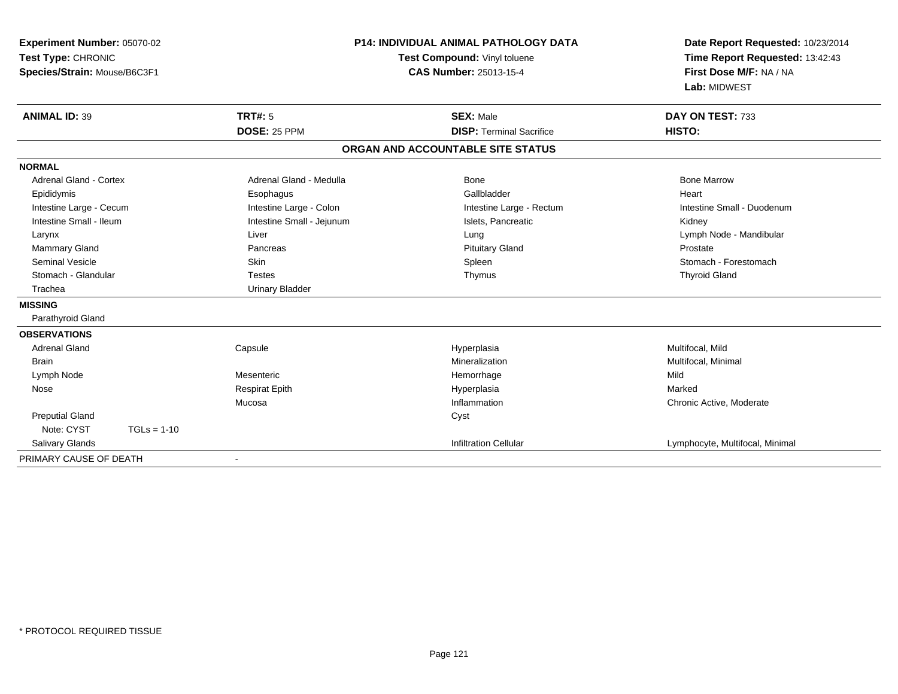**Experiment Number:** 05070-02
**Test Type:** CHRONIC
**Species/Strain:** Mouse/B6C3F1

**P14: INDIVIDUAL ANIMAL PATHOLOGY DATA**
**Test Compound:** Vinyl toluene
**CAS Number:** 25013-15-4

**Date Report Requested:** 10/23/2014
**Time Report Requested:** 13:42:43
**First Dose M/F:** NA / NA
**Lab:** MIDWEST

| **ANIMAL ID:** 39 | **TRT#:** 5 | **SEX:** Male | **DAY ON TEST:** 733 |
|---|---|---|---|
| | **DOSE:** 25 PPM | **DISP:** Terminal Sacrifice | **HISTO:** |

**ORGAN AND ACCOUNTABLE SITE STATUS**

**NORMAL**

| | | | |
|---|---|---|---|
| Adrenal Gland - Cortex | Adrenal Gland - Medulla | Bone | Bone Marrow |
| Epididymis | Esophagus | Gallbladder | Heart |
| Intestine Large - Cecum | Intestine Large - Colon | Intestine Large - Rectum | Intestine Small - Duodenum |
| Intestine Small - Ileum | Intestine Small - Jejunum | Islets, Pancreatic | Kidney |
| Larynx | Liver | Lung | Lymph Node - Mandibular |
| Mammary Gland | Pancreas | Pituitary Gland | Prostate |
| Seminal Vesicle | Skin | Spleen | Stomach - Forestomach |
| Stomach - Glandular | Testes | Thymus | Thyroid Gland |
| Trachea | Urinary Bladder | | |

**MISSING**

Parathyroid Gland

**OBSERVATIONS**

| | | | |
|---|---|---|---|
| Adrenal Gland | Capsule | Hyperplasia | Multifocal, Mild |
| Brain | | Mineralization | Multifocal, Minimal |
| Lymph Node | Mesenteric | Hemorrhage | Mild |
| Nose | Respirat Epith | Hyperplasia | Marked |
| | Mucosa | Inflammation | Chronic Active, Moderate |
| Preputial Gland | | Cyst | |
| Note: CYST TGLs = 1-10 | | | |
| Salivary Glands | | Infiltration Cellular | Lymphocyte, Multifocal, Minimal |

PRIMARY CAUSE OF DEATH -

\* PROTOCOL REQUIRED TISSUE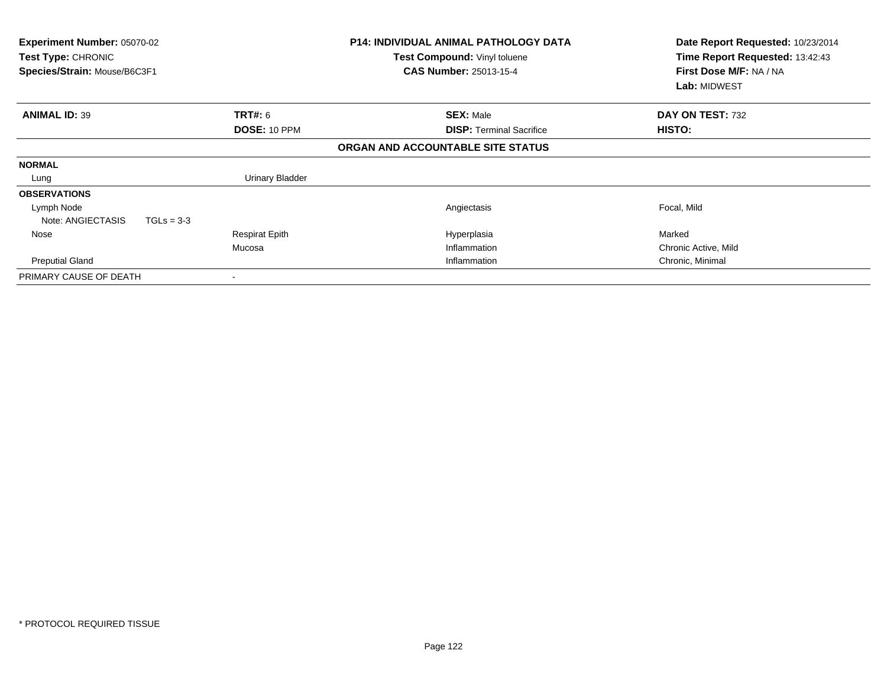**Experiment Number:** 05070-02
**Test Type:** CHRONIC
**Species/Strain:** Mouse/B6C3F1

**P14: INDIVIDUAL ANIMAL PATHOLOGY DATA**
**Test Compound:** Vinyl toluene
**CAS Number:** 25013-15-4

**Date Report Requested:** 10/23/2014
**Time Report Requested:** 13:42:43
**First Dose M/F:** NA / NA
**Lab:** MIDWEST

| **ANIMAL ID:** 39 | **TRT#:** 6 | **SEX:** Male | **DAY ON TEST:** 732 |
|---|---|---|---|
| | **DOSE:** 10 PPM | **DISP:** Terminal Sacrifice | **HISTO:** |

**ORGAN AND ACCOUNTABLE SITE STATUS**

| | | | |
|---|---|---|---|
| **NORMAL** | | | |
| Lung | Urinary Bladder | | |
| **OBSERVATIONS** | | | |
| Lymph Node | | Angiectasis | Focal, Mild |
| Note: ANGIECTASIS TGLs = 3-3 | | | |
| Nose | Respirat Epith | Hyperplasia | Marked |
| | Mucosa | Inflammation | Chronic Active, Mild |
| Preputial Gland | | Inflammation | Chronic, Minimal |
| PRIMARY CAUSE OF DEATH | - | | |

* PROTOCOL REQUIRED TISSUE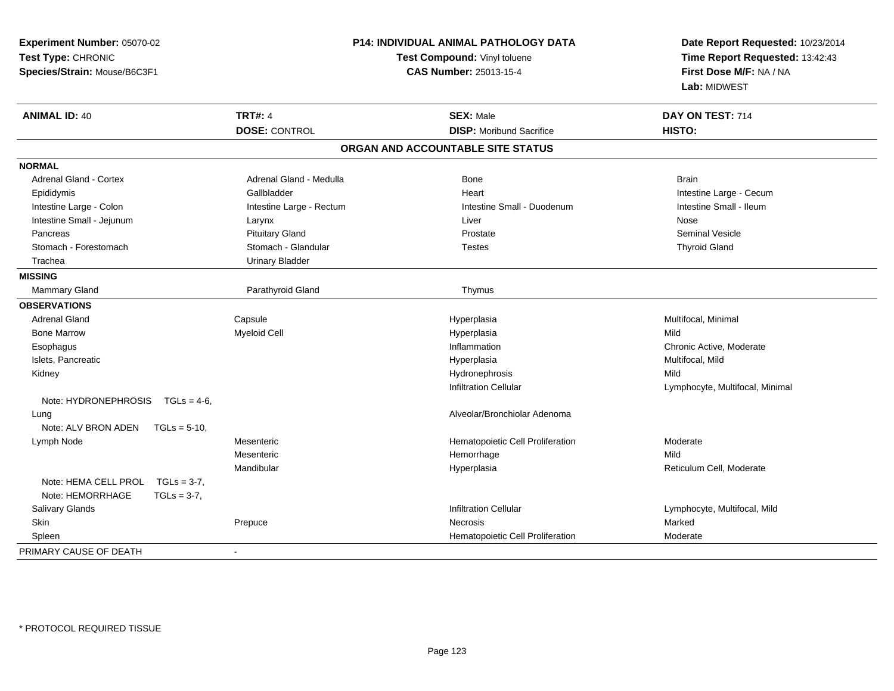**Experiment Number:** 05070-02
**Test Type:** CHRONIC
**Species/Strain:** Mouse/B6C3F1

**P14: INDIVIDUAL ANIMAL PATHOLOGY DATA**
**Test Compound:** Vinyl toluene
**CAS Number:** 25013-15-4

**Date Report Requested:** 10/23/2014
**Time Report Requested:** 13:42:43
**First Dose M/F:** NA / NA
**Lab:** MIDWEST

| **ANIMAL ID:** 40 | **TRT#:** 4 | **SEX:** Male | **DAY ON TEST:** 714 |
|---|---|---|---|
| | **DOSE:** CONTROL | **DISP:** Moribund Sacrifice | **HISTO:** |

**ORGAN AND ACCOUNTABLE SITE STATUS**

| | | | |
|---|---|---|---|
| **NORMAL** | | | |
| Adrenal Gland - Cortex | Adrenal Gland - Medulla | Bone | Brain |
| Epididymis | Gallbladder | Heart | Intestine Large - Cecum |
| Intestine Large - Colon | Intestine Large - Rectum | Intestine Small - Duodenum | Intestine Small - Ileum |
| Intestine Small - Jejunum | Larynx | Liver | Nose |
| Pancreas | Pituitary Gland | Prostate | Seminal Vesicle |
| Stomach - Forestomach | Stomach - Glandular | Testes | Thyroid Gland |
| Trachea | Urinary Bladder | | |
| **MISSING** | | | |
| Mammary Gland | Parathyroid Gland | Thymus | |
| **OBSERVATIONS** | | | |
| Adrenal Gland | Capsule | Hyperplasia | Multifocal, Minimal |
| Bone Marrow | Myeloid Cell | Hyperplasia | Mild |
| Esophagus | | Inflammation | Chronic Active, Moderate |
| Islets, Pancreatic | | Hyperplasia | Multifocal, Mild |
| Kidney | | Hydronephrosis | Mild |
| | | Infiltration Cellular | Lymphocyte, Multifocal, Minimal |
| Note: HYDRONEPHROSIS TGLs = 4-6, | | | |
| Lung | | Alveolar/Bronchiolar Adenoma | |
| Note: ALV BRON ADEN TGLs = 5-10, | | | |
| Lymph Node | Mesenteric | Hematopoietic Cell Proliferation | Moderate |
| | Mesenteric | Hemorrhage | Mild |
| | Mandibular | Hyperplasia | Reticulum Cell, Moderate |
| Note: HEMA CELL PROL TGLs = 3-7, | | | |
| Note: HEMORRHAGE TGLs = 3-7, | | | |
| Salivary Glands | | Infiltration Cellular | Lymphocyte, Multifocal, Mild |
| Skin | Prepuce | Necrosis | Marked |
| Spleen | | Hematopoietic Cell Proliferation | Moderate |
| PRIMARY CAUSE OF DEATH | - | | |

* PROTOCOL REQUIRED TISSUE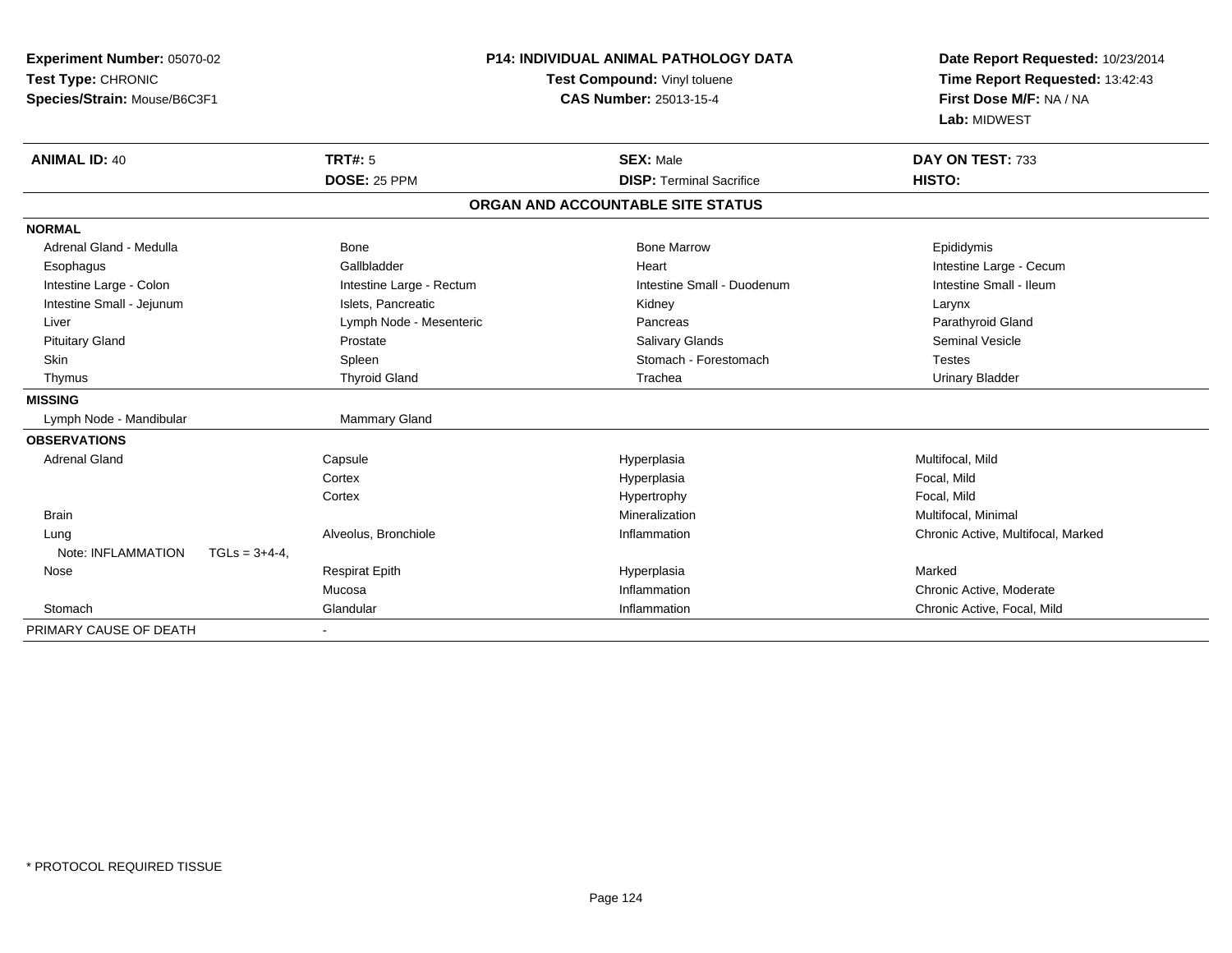**Experiment Number:** 05070-02
**Test Type:** CHRONIC
**Species/Strain:** Mouse/B6C3F1

**P14: INDIVIDUAL ANIMAL PATHOLOGY DATA**
**Test Compound:** Vinyl toluene
**CAS Number:** 25013-15-4

**Date Report Requested:** 10/23/2014
**Time Report Requested:** 13:42:43
**First Dose M/F:** NA / NA
**Lab:** MIDWEST

| **ANIMAL ID:** 40 | **TRT#:** 5 | **SEX:** Male | **DAY ON TEST:** 733 |
|---|---|---|---|
| | **DOSE:** 25 PPM | **DISP:** Terminal Sacrifice | **HISTO:** |

**ORGAN AND ACCOUNTABLE SITE STATUS**

| | | | |
|---|---|---|---|
| **NORMAL** | | | |
| Adrenal Gland - Medulla | Bone | Bone Marrow | Epididymis |
| Esophagus | Gallbladder | Heart | Intestine Large - Cecum |
| Intestine Large - Colon | Intestine Large - Rectum | Intestine Small - Duodenum | Intestine Small - Ileum |
| Intestine Small - Jejunum | Islets, Pancreatic | Kidney | Larynx |
| Liver | Lymph Node - Mesenteric | Pancreas | Parathyroid Gland |
| Pituitary Gland | Prostate | Salivary Glands | Seminal Vesicle |
| Skin | Spleen | Stomach - Forestomach | Testes |
| Thymus | Thyroid Gland | Trachea | Urinary Bladder |
| **MISSING** | | | |
| Lymph Node - Mandibular | Mammary Gland | | |
| **OBSERVATIONS** | | | |
| Adrenal Gland | Capsule | Hyperplasia | Multifocal, Mild |
| | Cortex | Hyperplasia | Focal, Mild |
| | Cortex | Hypertrophy | Focal, Mild |
| Brain | | Mineralization | Multifocal, Minimal |
| Lung | Alveolus, Bronchiole | Inflammation | Chronic Active, Multifocal, Marked |
| Note: INFLAMMATION TGLs = 3+4-4, | | | |
| Nose | Respirat Epith | Hyperplasia | Marked |
| | Mucosa | Inflammation | Chronic Active, Moderate |
| Stomach | Glandular | Inflammation | Chronic Active, Focal, Mild |
| PRIMARY CAUSE OF DEATH | - | | |

* PROTOCOL REQUIRED TISSUE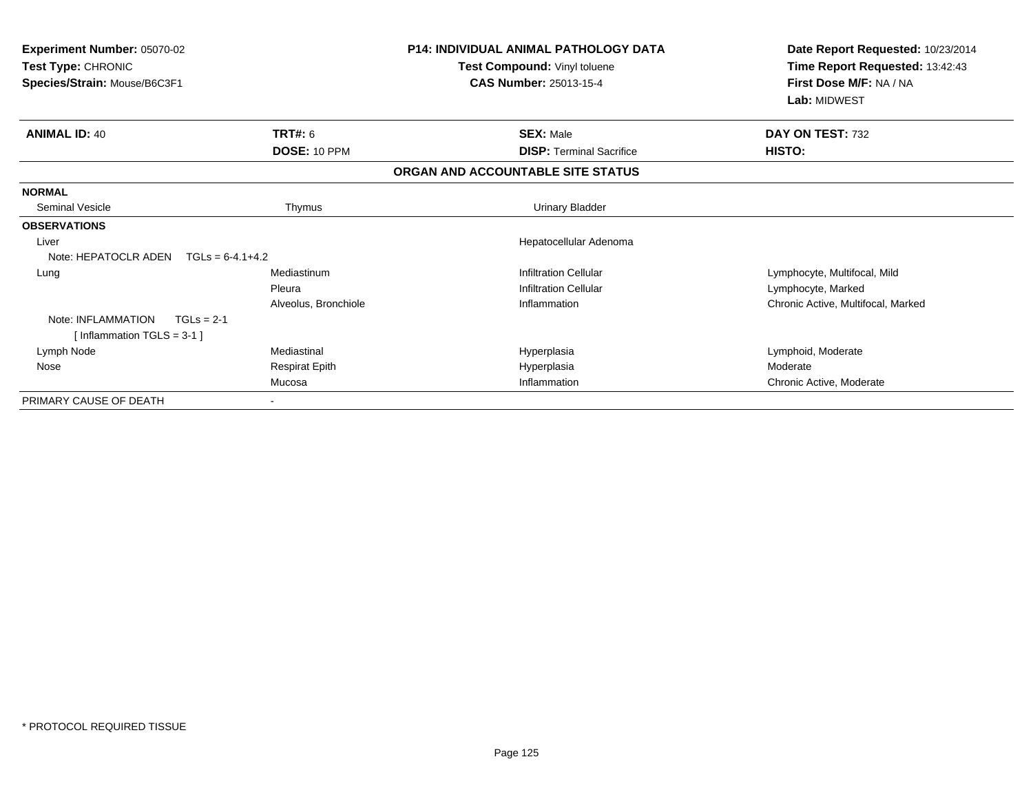**Experiment Number:** 05070-02
**Test Type:** CHRONIC
**Species/Strain:** Mouse/B6C3F1

**P14: INDIVIDUAL ANIMAL PATHOLOGY DATA**
**Test Compound:** Vinyl toluene
**CAS Number:** 25013-15-4

**Date Report Requested:** 10/23/2014
**Time Report Requested:** 13:42:43
**First Dose M/F:** NA / NA
**Lab:** MIDWEST

| **ANIMAL ID:** 40 | **TRT#:** 6 | **SEX:** Male | **DAY ON TEST:** 732 |
|---|---|---|---|
| | **DOSE:** 10 PPM | **DISP:** Terminal Sacrifice | **HISTO:** |

**ORGAN AND ACCOUNTABLE SITE STATUS**

| | | | |
|---|---|---|---|
| **NORMAL** | | | |
| Seminal Vesicle | Thymus | Urinary Bladder | |
| **OBSERVATIONS** | | | |
| Liver | | Hepatocellular Adenoma | |
| Note: HEPATOCLR ADEN TGLs = 6-4.1+4.2 | | | |
| Lung | Mediastinum | Infiltration Cellular | Lymphocyte, Multifocal, Mild |
| | Pleura | Infiltration Cellular | Lymphocyte, Marked |
| | Alveolus, Bronchiole | Inflammation | Chronic Active, Multifocal, Marked |
| Note: INFLAMMATION TGLs = 2-1 [ Inflammation TGLS = 3-1 ] | | | |
| Lymph Node | Mediastinal | Hyperplasia | Lymphoid, Moderate |
| Nose | Respirat Epith | Hyperplasia | Moderate |
| | Mucosa | Inflammation | Chronic Active, Moderate |
| PRIMARY CAUSE OF DEATH | - | | |

* PROTOCOL REQUIRED TISSUE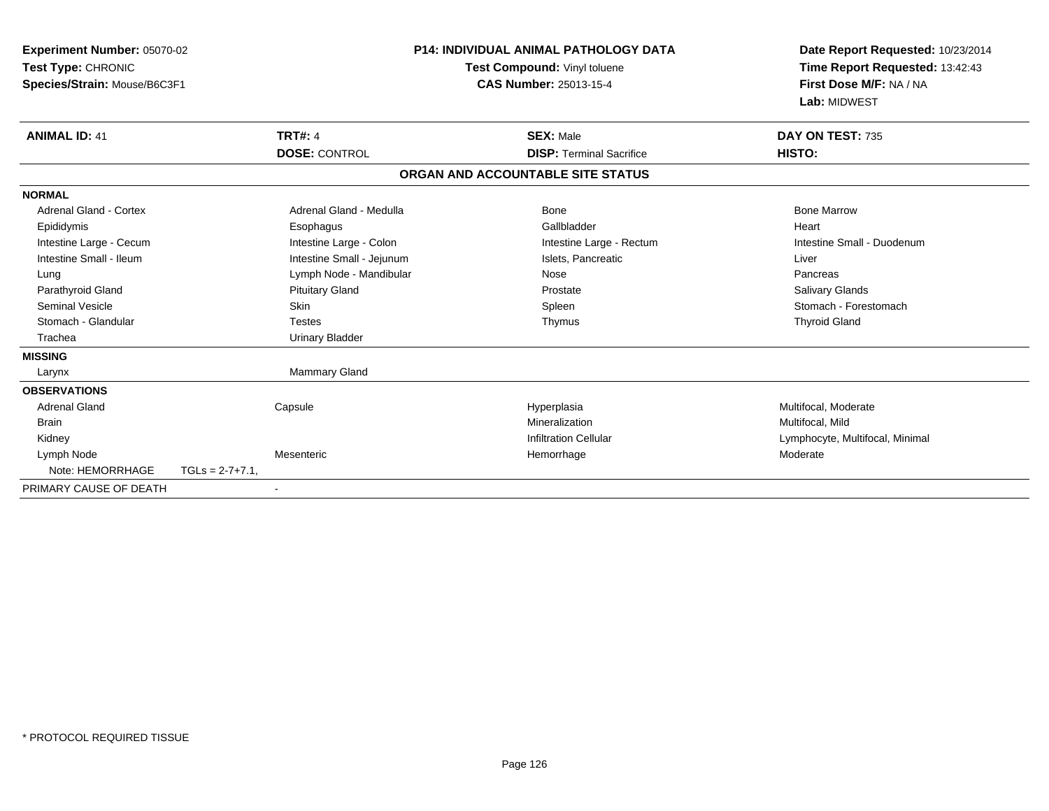**Experiment Number:** 05070-02
**Test Type:** CHRONIC
**Species/Strain:** Mouse/B6C3F1

**P14: INDIVIDUAL ANIMAL PATHOLOGY DATA**
**Test Compound:** Vinyl toluene
**CAS Number:** 25013-15-4

**Date Report Requested:** 10/23/2014
**Time Report Requested:** 13:42:43
**First Dose M/F:** NA / NA
**Lab:** MIDWEST

| **ANIMAL ID:** 41 | **TRT#:** 4 | **SEX:** Male | **DAY ON TEST:** 735 |
|---|---|---|---|
| | **DOSE:** CONTROL | **DISP:** Terminal Sacrifice | **HISTO:** |

### ORGAN AND ACCOUNTABLE SITE STATUS

**NORMAL**

| | | | |
|---|---|---|---|
| Adrenal Gland - Cortex | Adrenal Gland - Medulla | Bone | Bone Marrow |
| Epididymis | Esophagus | Gallbladder | Heart |
| Intestine Large - Cecum | Intestine Large - Colon | Intestine Large - Rectum | Intestine Small - Duodenum |
| Intestine Small - Ileum | Intestine Small - Jejunum | Islets, Pancreatic | Liver |
| Lung | Lymph Node - Mandibular | Nose | Pancreas |
| Parathyroid Gland | Pituitary Gland | Prostate | Salivary Glands |
| Seminal Vesicle | Skin | Spleen | Stomach - Forestomach |
| Stomach - Glandular | Testes | Thymus | Thyroid Gland |
| Trachea | Urinary Bladder | | |

**MISSING**

| | |
|---|---|
| Larynx | Mammary Gland |

**OBSERVATIONS**

| | | | |
|---|---|---|---|
| Adrenal Gland | Capsule | Hyperplasia | Multifocal, Moderate |
| Brain | | Mineralization | Multifocal, Mild |
| Kidney | | Infiltration Cellular | Lymphocyte, Multifocal, Minimal |
| Lymph Node | Mesenteric | Hemorrhage | Moderate |

Note: HEMORRHAGE TGLs = 2-7+7.1,

PRIMARY CAUSE OF DEATH -

* PROTOCOL REQUIRED TISSUE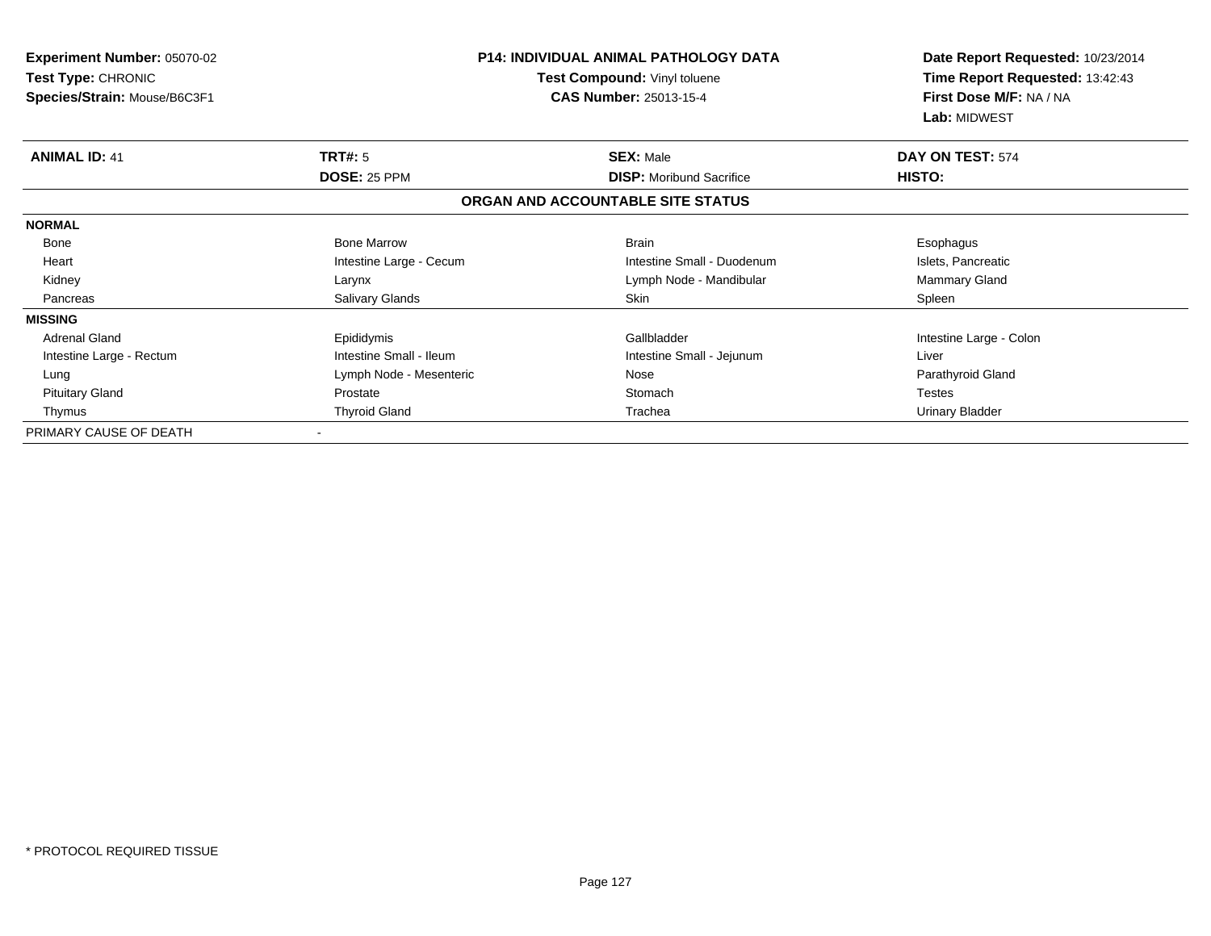**Experiment Number:** 05070-02
**Test Type:** CHRONIC
**Species/Strain:** Mouse/B6C3F1

**P14: INDIVIDUAL ANIMAL PATHOLOGY DATA**
**Test Compound:** Vinyl toluene
**CAS Number:** 25013-15-4

**Date Report Requested:** 10/23/2014
**Time Report Requested:** 13:42:43
**First Dose M/F:** NA / NA
**Lab:** MIDWEST

| **ANIMAL ID:** 41 | **TRT#:** 5 | **SEX:** Male | **DAY ON TEST:** 574 |
|---|---|---|---|
| | **DOSE:** 25 PPM | **DISP:** Moribund Sacrifice | **HISTO:** |

**ORGAN AND ACCOUNTABLE SITE STATUS**

| | | | |
|---|---|---|---|
| **NORMAL** | | | |
| Bone | Bone Marrow | Brain | Esophagus |
| Heart | Intestine Large - Cecum | Intestine Small - Duodenum | Islets, Pancreatic |
| Kidney | Larynx | Lymph Node - Mandibular | Mammary Gland |
| Pancreas | Salivary Glands | Skin | Spleen |
| **MISSING** | | | |
| Adrenal Gland | Epididymis | Gallbladder | Intestine Large - Colon |
| Intestine Large - Rectum | Intestine Small - Ileum | Intestine Small - Jejunum | Liver |
| Lung | Lymph Node - Mesenteric | Nose | Parathyroid Gland |
| Pituitary Gland | Prostate | Stomach | Testes |
| Thymus | Thyroid Gland | Trachea | Urinary Bladder |
| PRIMARY CAUSE OF DEATH | - | | |

* PROTOCOL REQUIRED TISSUE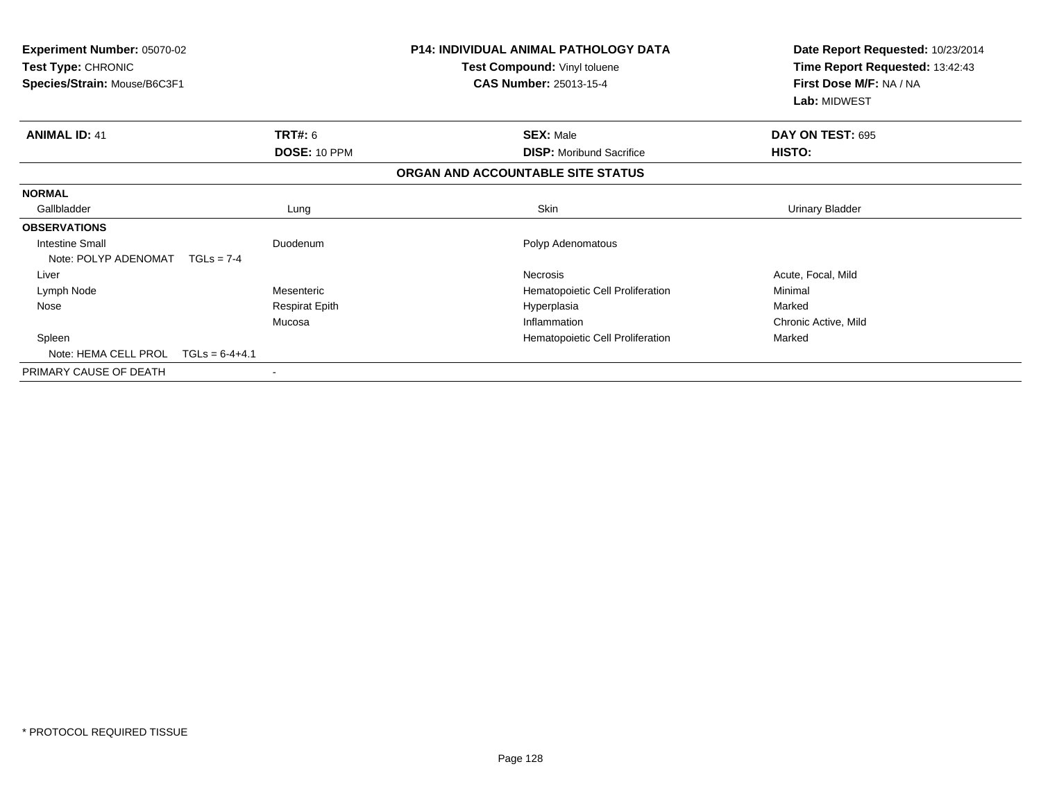**Experiment Number:** 05070-02
**Test Type:** CHRONIC
**Species/Strain:** Mouse/B6C3F1

**P14: INDIVIDUAL ANIMAL PATHOLOGY DATA**
**Test Compound:** Vinyl toluene
**CAS Number:** 25013-15-4

**Date Report Requested:** 10/23/2014
**Time Report Requested:** 13:42:43
**First Dose M/F:** NA / NA
**Lab:** MIDWEST

| **ANIMAL ID:** 41 | **TRT#:** 6 | **SEX:** Male | **DAY ON TEST:** 695 |
|---|---|---|---|
| | **DOSE:** 10 PPM | **DISP:** Moribund Sacrifice | **HISTO:** |

**ORGAN AND ACCOUNTABLE SITE STATUS**

| | | | |
|---|---|---|---|
| **NORMAL** | | | |
| Gallbladder | Lung | Skin | Urinary Bladder |
| **OBSERVATIONS** | | | |
| Intestine Small | Duodenum | Polyp Adenomatous | |
| Note: POLYP ADENOMAT TGLs = 7-4 | | | |
| Liver | | Necrosis | Acute, Focal, Mild |
| Lymph Node | Mesenteric | Hematopoietic Cell Proliferation | Minimal |
| Nose | Respirat Epith | Hyperplasia | Marked |
| | Mucosa | Inflammation | Chronic Active, Mild |
| Spleen | | Hematopoietic Cell Proliferation | Marked |
| Note: HEMA CELL PROL TGLs = 6-4+4.1 | | | |
| PRIMARY CAUSE OF DEATH | - | | |

* PROTOCOL REQUIRED TISSUE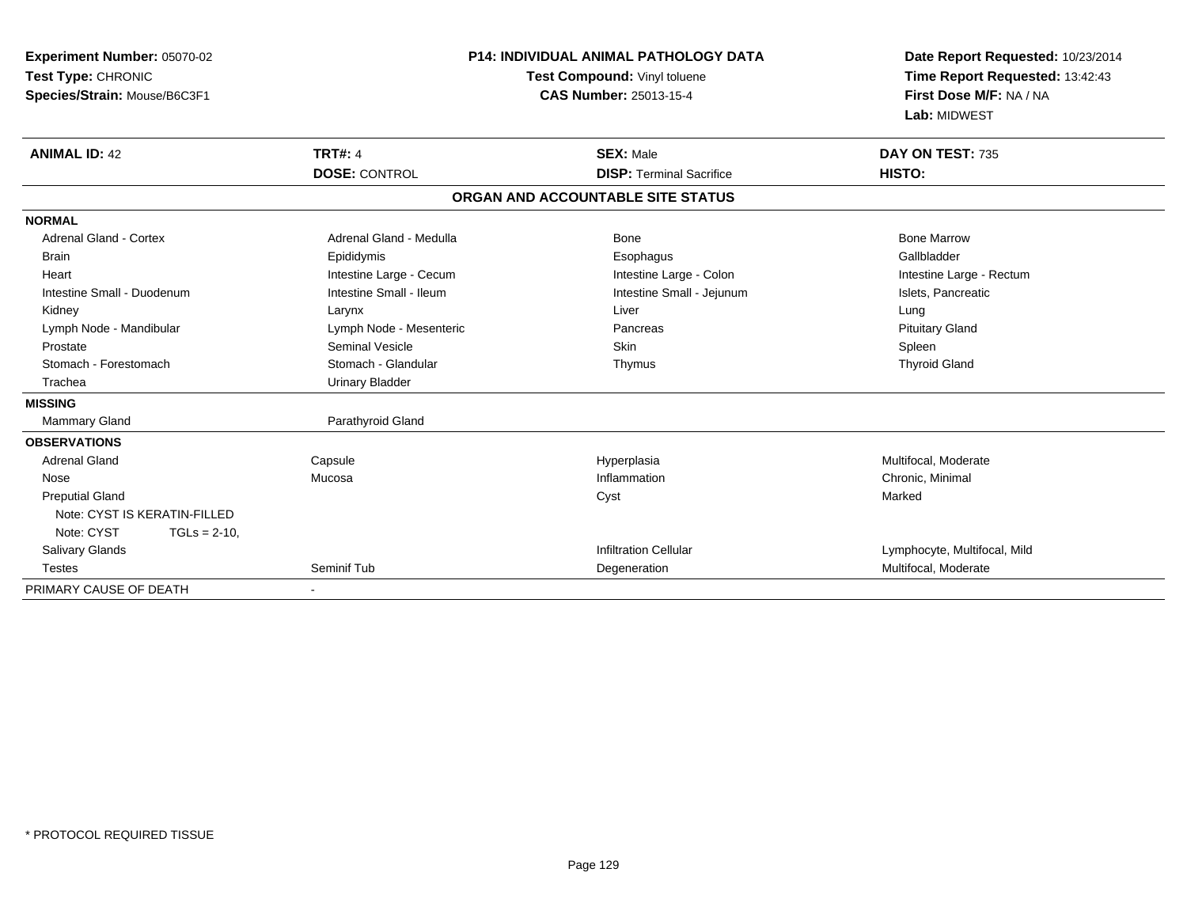**Experiment Number:** 05070-02
**Test Type:** CHRONIC
**Species/Strain:** Mouse/B6C3F1

**P14: INDIVIDUAL ANIMAL PATHOLOGY DATA**
**Test Compound:** Vinyl toluene
**CAS Number:** 25013-15-4

**Date Report Requested:** 10/23/2014
**Time Report Requested:** 13:42:43
**First Dose M/F:** NA / NA
**Lab:** MIDWEST

| **ANIMAL ID:** 42 | **TRT#:** 4 | **SEX:** Male | **DAY ON TEST:** 735 |
|---|---|---|---|
| | **DOSE:** CONTROL | **DISP:** Terminal Sacrifice | **HISTO:** |

## ORGAN AND ACCOUNTABLE SITE STATUS

| | | | |
|---|---|---|---|
| **NORMAL** | | | |
| Adrenal Gland - Cortex | Adrenal Gland - Medulla | Bone | Bone Marrow |
| Brain | Epididymis | Esophagus | Gallbladder |
| Heart | Intestine Large - Cecum | Intestine Large - Colon | Intestine Large - Rectum |
| Intestine Small - Duodenum | Intestine Small - Ileum | Intestine Small - Jejunum | Islets, Pancreatic |
| Kidney | Larynx | Liver | Lung |
| Lymph Node - Mandibular | Lymph Node - Mesenteric | Pancreas | Pituitary Gland |
| Prostate | Seminal Vesicle | Skin | Spleen |
| Stomach - Forestomach | Stomach - Glandular | Thymus | Thyroid Gland |
| Trachea | Urinary Bladder | | |
| **MISSING** | | | |
| Mammary Gland | Parathyroid Gland | | |
| **OBSERVATIONS** | | | |
| Adrenal Gland | Capsule | Hyperplasia | Multifocal, Moderate |
| Nose | Mucosa | Inflammation | Chronic, Minimal |
| Preputial Gland | | Cyst | Marked |
| Note: CYST IS KERATIN-FILLED | | | |
| Note: CYST TGLs = 2-10, | | | |
| Salivary Glands | | Infiltration Cellular | Lymphocyte, Multifocal, Mild |
| Testes | Seminif Tub | Degeneration | Multifocal, Moderate |
| PRIMARY CAUSE OF DEATH | - | | |

* PROTOCOL REQUIRED TISSUE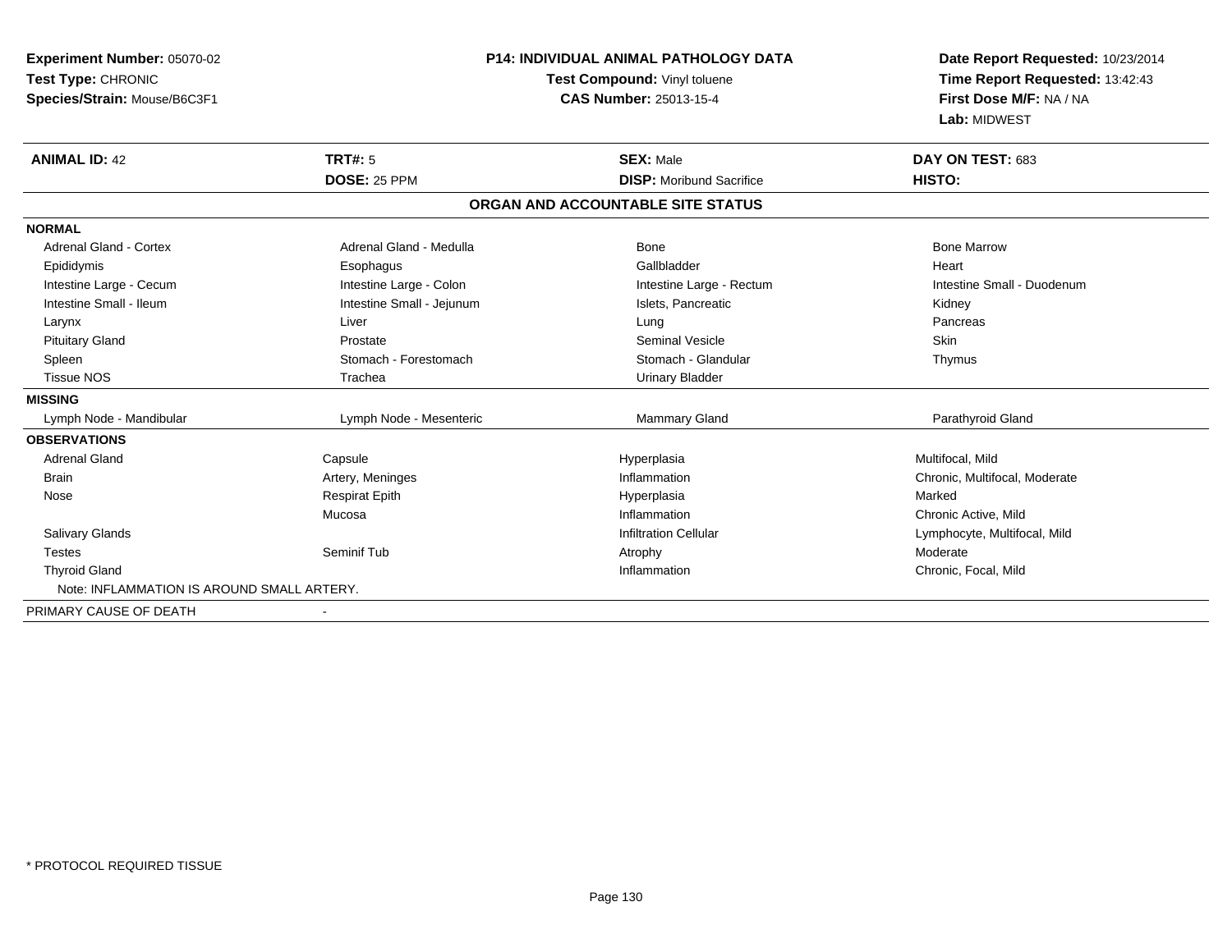**Experiment Number:** 05070-02
**Test Type:** CHRONIC
**Species/Strain:** Mouse/B6C3F1

**P14: INDIVIDUAL ANIMAL PATHOLOGY DATA**
**Test Compound:** Vinyl toluene
**CAS Number:** 25013-15-4

**Date Report Requested:** 10/23/2014
**Time Report Requested:** 13:42:43
**First Dose M/F:** NA / NA
**Lab:** MIDWEST

| **ANIMAL ID:** 42 | **TRT#:** 5 | **SEX:** Male | **DAY ON TEST:** 683 |
|---|---|---|---|
| | **DOSE:** 25 PPM | **DISP:** Moribund Sacrifice | **HISTO:** |

**ORGAN AND ACCOUNTABLE SITE STATUS**

**NORMAL**

| | | | |
|---|---|---|---|
| Adrenal Gland - Cortex | Adrenal Gland - Medulla | Bone | Bone Marrow |
| Epididymis | Esophagus | Gallbladder | Heart |
| Intestine Large - Cecum | Intestine Large - Colon | Intestine Large - Rectum | Intestine Small - Duodenum |
| Intestine Small - Ileum | Intestine Small - Jejunum | Islets, Pancreatic | Kidney |
| Larynx | Liver | Lung | Pancreas |
| Pituitary Gland | Prostate | Seminal Vesicle | Skin |
| Spleen | Stomach - Forestomach | Stomach - Glandular | Thymus |
| Tissue NOS | Trachea | Urinary Bladder | |

**MISSING**

| | | | |
|---|---|---|---|
| Lymph Node - Mandibular | Lymph Node - Mesenteric | Mammary Gland | Parathyroid Gland |

**OBSERVATIONS**

| | | | |
|---|---|---|---|
| Adrenal Gland | Capsule | Hyperplasia | Multifocal, Mild |
| Brain | Artery, Meninges | Inflammation | Chronic, Multifocal, Moderate |
| Nose | Respirat Epith | Hyperplasia | Marked |
| | Mucosa | Inflammation | Chronic Active, Mild |
| Salivary Glands | | Infiltration Cellular | Lymphocyte, Multifocal, Mild |
| Testes | Seminif Tub | Atrophy | Moderate |
| Thyroid Gland | | Inflammation | Chronic, Focal, Mild |

Note: INFLAMMATION IS AROUND SMALL ARTERY.

PRIMARY CAUSE OF DEATH -

\* PROTOCOL REQUIRED TISSUE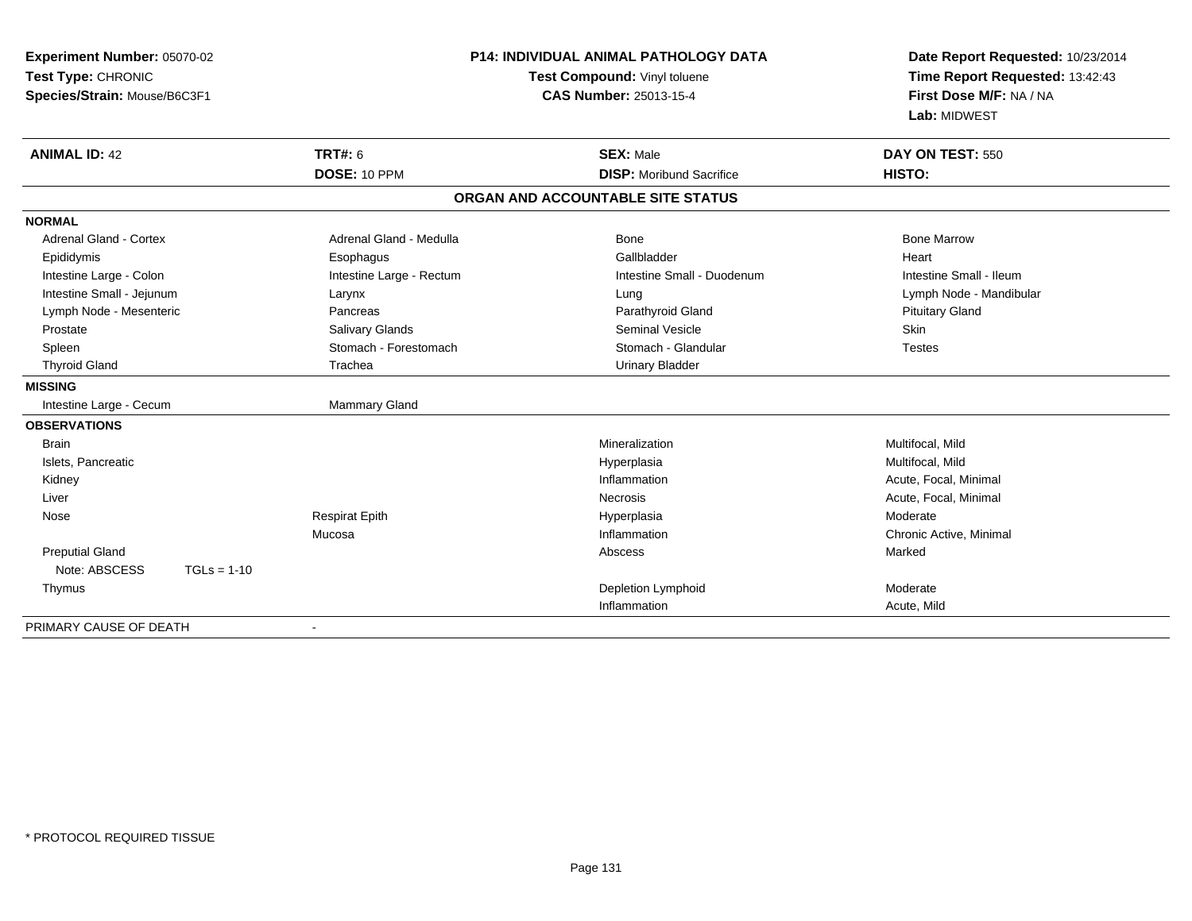**Experiment Number:** 05070-02
**Test Type:** CHRONIC
**Species/Strain:** Mouse/B6C3F1

**P14: INDIVIDUAL ANIMAL PATHOLOGY DATA**
**Test Compound:** Vinyl toluene
**CAS Number:** 25013-15-4

**Date Report Requested:** 10/23/2014
**Time Report Requested:** 13:42:43
**First Dose M/F:** NA / NA
**Lab:** MIDWEST

| **ANIMAL ID:** 42 | **TRT#:** 6 | **SEX:** Male | **DAY ON TEST:** 550 |
|---|---|---|---|
| | **DOSE:** 10 PPM | **DISP:** Moribund Sacrifice | **HISTO:** |

## ORGAN AND ACCOUNTABLE SITE STATUS

**NORMAL**

| | | | |
|---|---|---|---|
| Adrenal Gland - Cortex | Adrenal Gland - Medulla | Bone | Bone Marrow |
| Epididymis | Esophagus | Gallbladder | Heart |
| Intestine Large - Colon | Intestine Large - Rectum | Intestine Small - Duodenum | Intestine Small - Ileum |
| Intestine Small - Jejunum | Larynx | Lung | Lymph Node - Mandibular |
| Lymph Node - Mesenteric | Pancreas | Parathyroid Gland | Pituitary Gland |
| Prostate | Salivary Glands | Seminal Vesicle | Skin |
| Spleen | Stomach - Forestomach | Stomach - Glandular | Testes |
| Thyroid Gland | Trachea | Urinary Bladder | |

**MISSING**

| | | | |
|---|---|---|---|
| Intestine Large - Cecum | Mammary Gland | | |

**OBSERVATIONS**

| | | | |
|---|---|---|---|
| Brain | | Mineralization | Multifocal, Mild |
| Islets, Pancreatic | | Hyperplasia | Multifocal, Mild |
| Kidney | | Inflammation | Acute, Focal, Minimal |
| Liver | | Necrosis | Acute, Focal, Minimal |
| Nose | Respirat Epith | Hyperplasia | Moderate |
| | Mucosa | Inflammation | Chronic Active, Minimal |
| Preputial Gland | | Abscess | Marked |
| Note: ABSCESS TGLs = 1-10 | | | |
| Thymus | | Depletion Lymphoid | Moderate |
| | | Inflammation | Acute, Mild |

PRIMARY CAUSE OF DEATH -

\* PROTOCOL REQUIRED TISSUE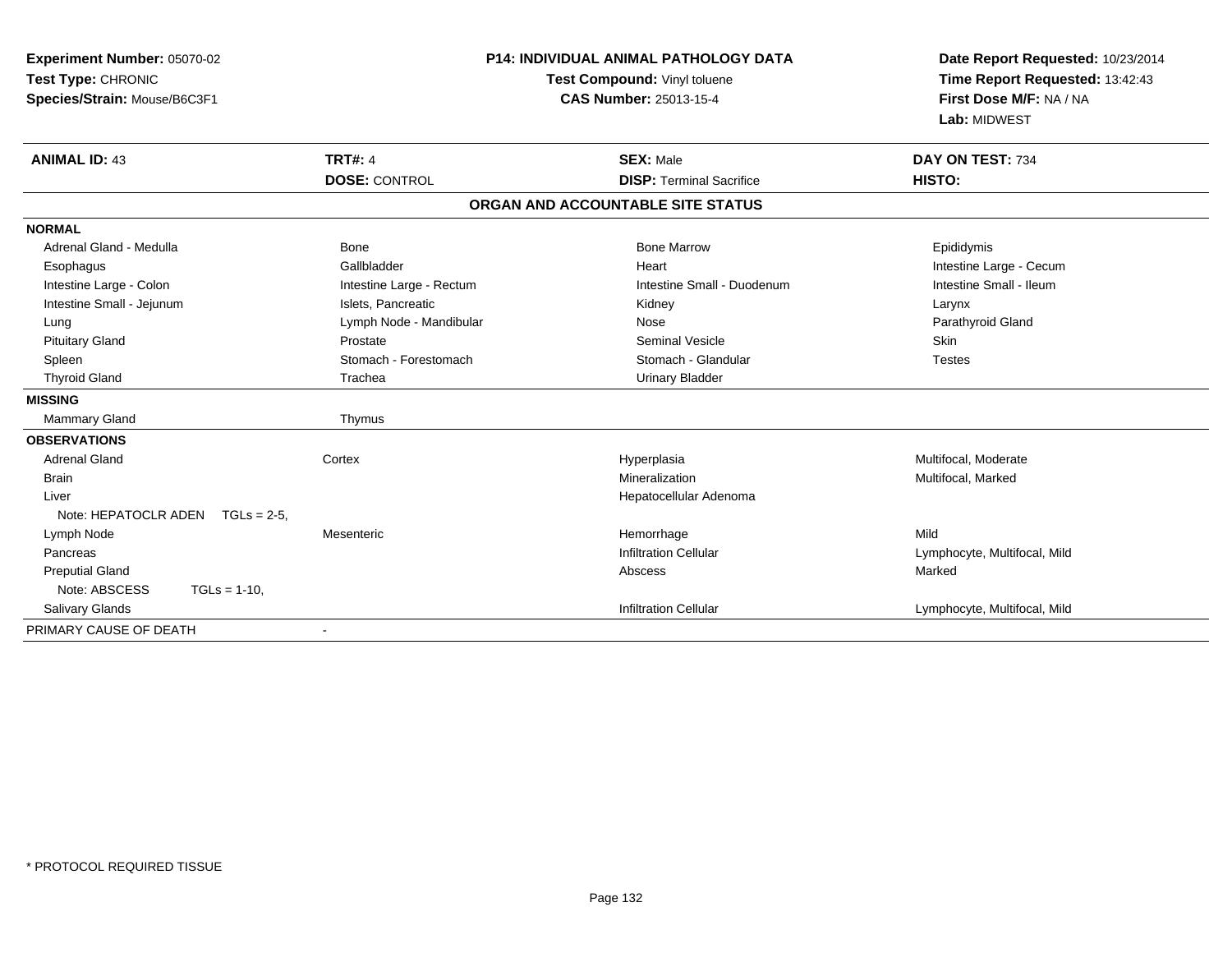**Experiment Number:** 05070-02
**Test Type:** CHRONIC
**Species/Strain:** Mouse/B6C3F1

**P14: INDIVIDUAL ANIMAL PATHOLOGY DATA**
**Test Compound:** Vinyl toluene
**CAS Number:** 25013-15-4

**Date Report Requested:** 10/23/2014
**Time Report Requested:** 13:42:43
**First Dose M/F:** NA / NA
**Lab:** MIDWEST

| **ANIMAL ID:** 43 | **TRT#:** 4 | **SEX:** Male | **DAY ON TEST:** 734 |
|---|---|---|---|
| | **DOSE:** CONTROL | **DISP:** Terminal Sacrifice | **HISTO:** |

## ORGAN AND ACCOUNTABLE SITE STATUS

| | | | |
|---|---|---|---|
| **NORMAL** | | | |
| Adrenal Gland - Medulla | Bone | Bone Marrow | Epididymis |
| Esophagus | Gallbladder | Heart | Intestine Large - Cecum |
| Intestine Large - Colon | Intestine Large - Rectum | Intestine Small - Duodenum | Intestine Small - Ileum |
| Intestine Small - Jejunum | Islets, Pancreatic | Kidney | Larynx |
| Lung | Lymph Node - Mandibular | Nose | Parathyroid Gland |
| Pituitary Gland | Prostate | Seminal Vesicle | Skin |
| Spleen | Stomach - Forestomach | Stomach - Glandular | Testes |
| Thyroid Gland | Trachea | Urinary Bladder | |
| **MISSING** | | | |
| Mammary Gland | Thymus | | |
| **OBSERVATIONS** | | | |
| Adrenal Gland | Cortex | Hyperplasia | Multifocal, Moderate |
| Brain | | Mineralization | Multifocal, Marked |
| Liver | | Hepatocellular Adenoma | |
| Note: HEPATOCLR ADEN TGLs = 2-5, | | | |
| Lymph Node | Mesenteric | Hemorrhage | Mild |
| Pancreas | | Infiltration Cellular | Lymphocyte, Multifocal, Mild |
| Preputial Gland | | Abscess | Marked |
| Note: ABSCESS TGLs = 1-10, | | | |
| Salivary Glands | | Infiltration Cellular | Lymphocyte, Multifocal, Mild |
| PRIMARY CAUSE OF DEATH | - | | |

* PROTOCOL REQUIRED TISSUE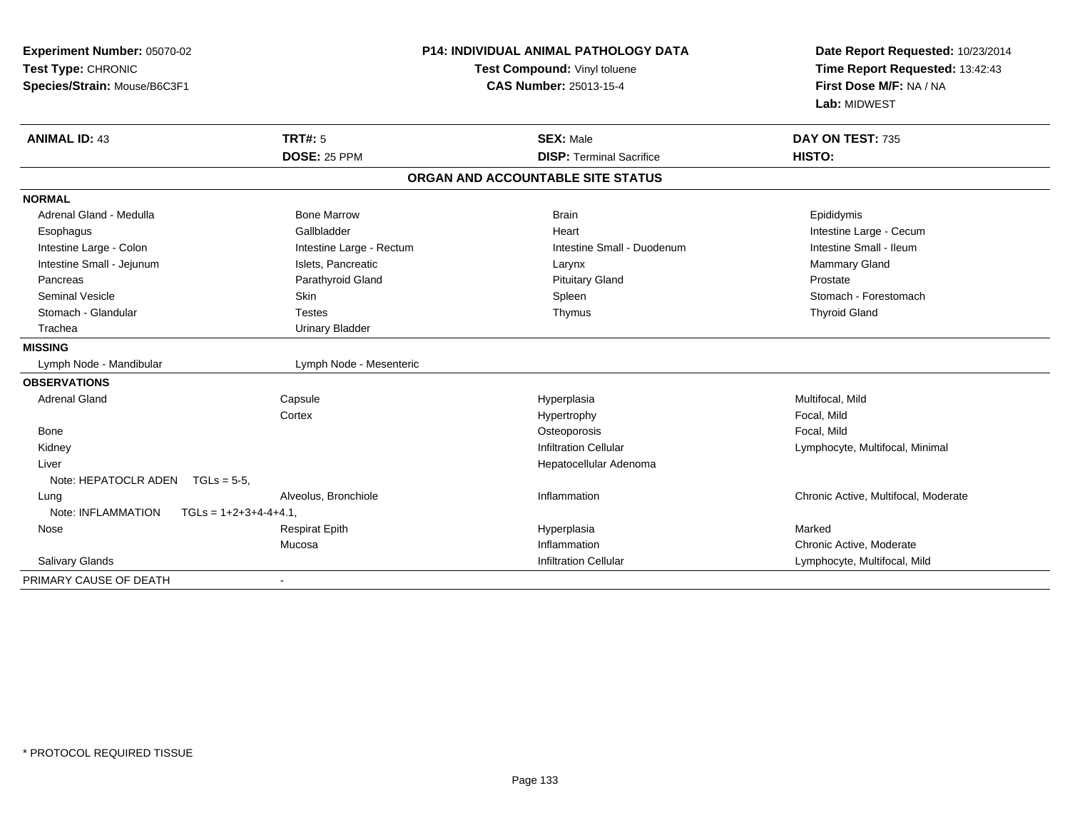**Experiment Number:** 05070-02
**Test Type:** CHRONIC
**Species/Strain:** Mouse/B6C3F1

**P14: INDIVIDUAL ANIMAL PATHOLOGY DATA**
**Test Compound:** Vinyl toluene
**CAS Number:** 25013-15-4

**Date Report Requested:** 10/23/2014
**Time Report Requested:** 13:42:43
**First Dose M/F:** NA / NA
**Lab:** MIDWEST

| **ANIMAL ID:** 43 | **TRT#:** 5 | **SEX:** Male | **DAY ON TEST:** 735 |
|---|---|---|---|
| | **DOSE:** 25 PPM | **DISP:** Terminal Sacrifice | **HISTO:** |

**ORGAN AND ACCOUNTABLE SITE STATUS**

| | | | |
|---|---|---|---|
| **NORMAL** | | | |
| Adrenal Gland - Medulla | Bone Marrow | Brain | Epididymis |
| Esophagus | Gallbladder | Heart | Intestine Large - Cecum |
| Intestine Large - Colon | Intestine Large - Rectum | Intestine Small - Duodenum | Intestine Small - Ileum |
| Intestine Small - Jejunum | Islets, Pancreatic | Larynx | Mammary Gland |
| Pancreas | Parathyroid Gland | Pituitary Gland | Prostate |
| Seminal Vesicle | Skin | Spleen | Stomach - Forestomach |
| Stomach - Glandular | Testes | Thymus | Thyroid Gland |
| Trachea | Urinary Bladder | | |
| **MISSING** | | | |
| Lymph Node - Mandibular | Lymph Node - Mesenteric | | |
| **OBSERVATIONS** | | | |
| Adrenal Gland | Capsule | Hyperplasia | Multifocal, Mild |
| | Cortex | Hypertrophy | Focal, Mild |
| Bone | | Osteoporosis | Focal, Mild |
| Kidney | | Infiltration Cellular | Lymphocyte, Multifocal, Minimal |
| Liver | | Hepatocellular Adenoma | |
| Note: HEPATOCLR ADEN TGLs = 5-5, | | | |
| Lung | Alveolus, Bronchiole | Inflammation | Chronic Active, Multifocal, Moderate |
| Note: INFLAMMATION TGLs = 1+2+3+4-4+4.1, | | | |
| Nose | Respirat Epith | Hyperplasia | Marked |
| | Mucosa | Inflammation | Chronic Active, Moderate |
| Salivary Glands | | Infiltration Cellular | Lymphocyte, Multifocal, Mild |
| PRIMARY CAUSE OF DEATH | - | | |

* PROTOCOL REQUIRED TISSUE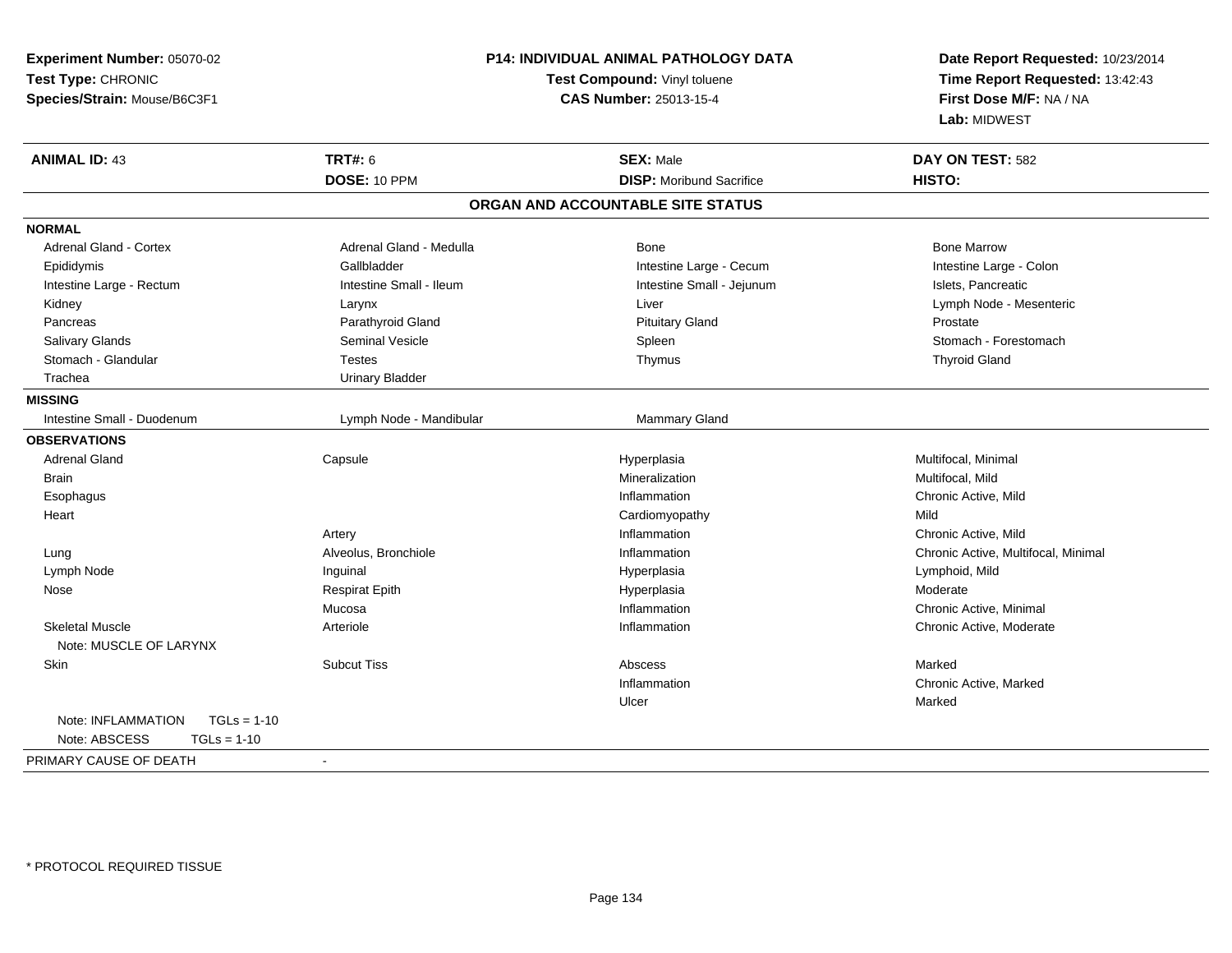**Experiment Number:** 05070-02
**Test Type:** CHRONIC
**Species/Strain:** Mouse/B6C3F1

**P14: INDIVIDUAL ANIMAL PATHOLOGY DATA**
**Test Compound:** Vinyl toluene
**CAS Number:** 25013-15-4

**Date Report Requested:** 10/23/2014
**Time Report Requested:** 13:42:43
**First Dose M/F:** NA / NA
**Lab:** MIDWEST

| **ANIMAL ID:** 43 | **TRT#:** 6 | **SEX:** Male | **DAY ON TEST:** 582 |
|---|---|---|---|
| | **DOSE:** 10 PPM | **DISP:** Moribund Sacrifice | **HISTO:** |

## ORGAN AND ACCOUNTABLE SITE STATUS

**NORMAL**

| | | | |
|---|---|---|---|
| Adrenal Gland - Cortex | Adrenal Gland - Medulla | Bone | Bone Marrow |
| Epididymis | Gallbladder | Intestine Large - Cecum | Intestine Large - Colon |
| Intestine Large - Rectum | Intestine Small - Ileum | Intestine Small - Jejunum | Islets, Pancreatic |
| Kidney | Larynx | Liver | Lymph Node - Mesenteric |
| Pancreas | Parathyroid Gland | Pituitary Gland | Prostate |
| Salivary Glands | Seminal Vesicle | Spleen | Stomach - Forestomach |
| Stomach - Glandular | Testes | Thymus | Thyroid Gland |
| Trachea | Urinary Bladder | | |

**MISSING**

| | | |
|---|---|---|
| Intestine Small - Duodenum | Lymph Node - Mandibular | Mammary Gland |

**OBSERVATIONS**

| | | | |
|---|---|---|---|
| Adrenal Gland | Capsule | Hyperplasia | Multifocal, Minimal |
| Brain | | Mineralization | Multifocal, Mild |
| Esophagus | | Inflammation | Chronic Active, Mild |
| Heart | | Cardiomyopathy | Mild |
| | Artery | Inflammation | Chronic Active, Mild |
| Lung | Alveolus, Bronchiole | Inflammation | Chronic Active, Multifocal, Minimal |
| Lymph Node | Inguinal | Hyperplasia | Lymphoid, Mild |
| Nose | Respirat Epith | Hyperplasia | Moderate |
| | Mucosa | Inflammation | Chronic Active, Minimal |
| Skeletal Muscle | Arteriole | Inflammation | Chronic Active, Moderate |
| Note: MUSCLE OF LARYNX | | | |
| Skin | Subcut Tiss | Abscess | Marked |
| | | Inflammation | Chronic Active, Marked |
| | | Ulcer | Marked |
| Note: INFLAMMATION TGLs = 1-10 | | | |
| Note: ABSCESS TGLs = 1-10 | | | |

PRIMARY CAUSE OF DEATH -

\* PROTOCOL REQUIRED TISSUE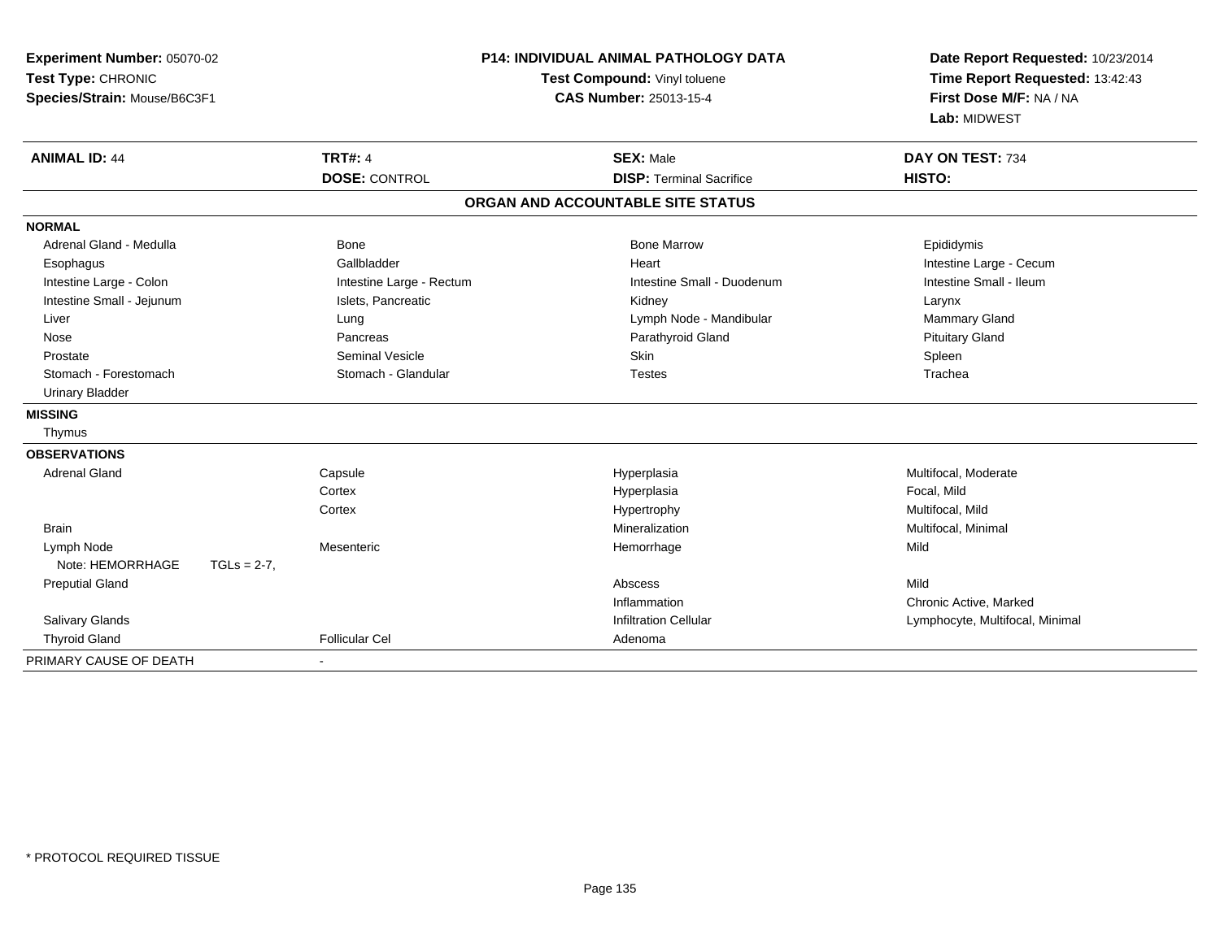**Experiment Number:** 05070-02
**Test Type:** CHRONIC
**Species/Strain:** Mouse/B6C3F1

**P14: INDIVIDUAL ANIMAL PATHOLOGY DATA**
**Test Compound:** Vinyl toluene
**CAS Number:** 25013-15-4

**Date Report Requested:** 10/23/2014
**Time Report Requested:** 13:42:43
**First Dose M/F:** NA / NA
**Lab:** MIDWEST

| **ANIMAL ID:** 44 | **TRT#:** 4 | **SEX:** Male | **DAY ON TEST:** 734 |
|---|---|---|---|
| | **DOSE:** CONTROL | **DISP:** Terminal Sacrifice | **HISTO:** |

**ORGAN AND ACCOUNTABLE SITE STATUS**

**NORMAL**

| | | | |
|---|---|---|---|
| Adrenal Gland - Medulla | Bone | Bone Marrow | Epididymis |
| Esophagus | Gallbladder | Heart | Intestine Large - Cecum |
| Intestine Large - Colon | Intestine Large - Rectum | Intestine Small - Duodenum | Intestine Small - Ileum |
| Intestine Small - Jejunum | Islets, Pancreatic | Kidney | Larynx |
| Liver | Lung | Lymph Node - Mandibular | Mammary Gland |
| Nose | Pancreas | Parathyroid Gland | Pituitary Gland |
| Prostate | Seminal Vesicle | Skin | Spleen |
| Stomach - Forestomach | Stomach - Glandular | Testes | Trachea |
| Urinary Bladder | | | |

**MISSING**

Thymus

**OBSERVATIONS**

| | | | |
|---|---|---|---|
| Adrenal Gland | Capsule | Hyperplasia | Multifocal, Moderate |
| | Cortex | Hyperplasia | Focal, Mild |
| | Cortex | Hypertrophy | Multifocal, Mild |
| Brain | | Mineralization | Multifocal, Minimal |
| Lymph Node | Mesenteric | Hemorrhage | Mild |
| Note: HEMORRHAGE TGLs = 2-7, | | | |
| Preputial Gland | | Abscess | Mild |
| | | Inflammation | Chronic Active, Marked |
| Salivary Glands | | Infiltration Cellular | Lymphocyte, Multifocal, Minimal |
| Thyroid Gland | Follicular Cel | Adenoma | |

PRIMARY CAUSE OF DEATH -

\* PROTOCOL REQUIRED TISSUE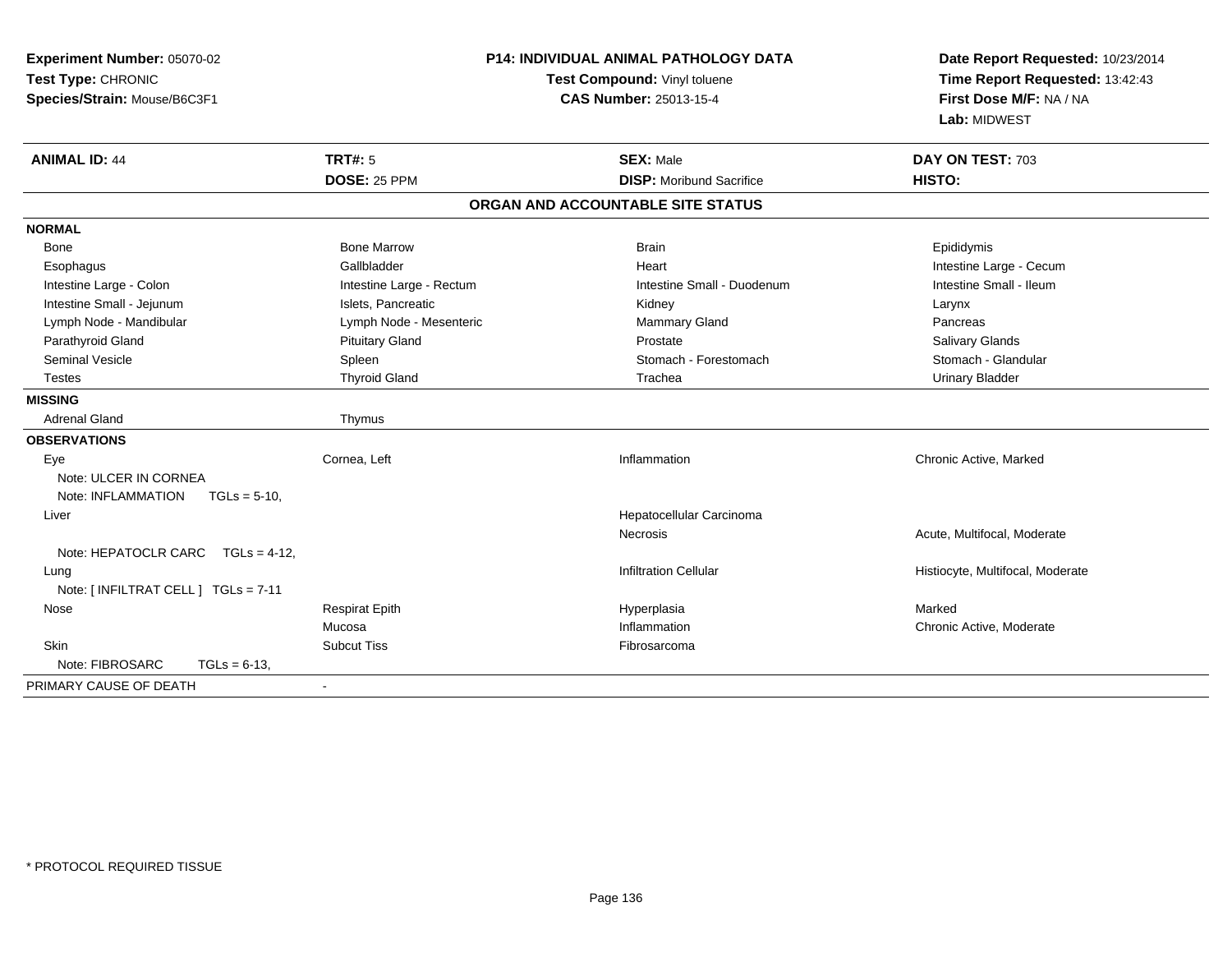**Experiment Number:** 05070-02
**Test Type:** CHRONIC
**Species/Strain:** Mouse/B6C3F1

**P14: INDIVIDUAL ANIMAL PATHOLOGY DATA**
**Test Compound:** Vinyl toluene
**CAS Number:** 25013-15-4

**Date Report Requested:** 10/23/2014
**Time Report Requested:** 13:42:43
**First Dose M/F:** NA / NA
**Lab:** MIDWEST

| **ANIMAL ID:** 44 | **TRT#:** 5 | **SEX:** Male | **DAY ON TEST:** 703 |
|---|---|---|---|
| | **DOSE:** 25 PPM | **DISP:** Moribund Sacrifice | **HISTO:** |

**ORGAN AND ACCOUNTABLE SITE STATUS**

| | | | |
|---|---|---|---|
| **NORMAL** | | | |
| Bone | Bone Marrow | Brain | Epididymis |
| Esophagus | Gallbladder | Heart | Intestine Large - Cecum |
| Intestine Large - Colon | Intestine Large - Rectum | Intestine Small - Duodenum | Intestine Small - Ileum |
| Intestine Small - Jejunum | Islets, Pancreatic | Kidney | Larynx |
| Lymph Node - Mandibular | Lymph Node - Mesenteric | Mammary Gland | Pancreas |
| Parathyroid Gland | Pituitary Gland | Prostate | Salivary Glands |
| Seminal Vesicle | Spleen | Stomach - Forestomach | Stomach - Glandular |
| Testes | Thyroid Gland | Trachea | Urinary Bladder |
| **MISSING** | | | |
| Adrenal Gland | Thymus | | |
| **OBSERVATIONS** | | | |
| Eye | Cornea, Left | Inflammation | Chronic Active, Marked |
| Note: ULCER IN CORNEA | | | |
| Note: INFLAMMATION TGLs = 5-10, | | | |
| Liver | | Hepatocellular Carcinoma | |
| | | Necrosis | Acute, Multifocal, Moderate |
| Note: HEPATOCLR CARC TGLs = 4-12, | | | |
| Lung | | Infiltration Cellular | Histiocyte, Multifocal, Moderate |
| Note: [ INFILTRAT CELL ] TGLs = 7-11 | | | |
| Nose | Respirat Epith | Hyperplasia | Marked |
| | Mucosa | Inflammation | Chronic Active, Moderate |
| Skin | Subcut Tiss | Fibrosarcoma | |
| Note: FIBROSARC TGLs = 6-13, | | | |
| PRIMARY CAUSE OF DEATH | - | | |

* PROTOCOL REQUIRED TISSUE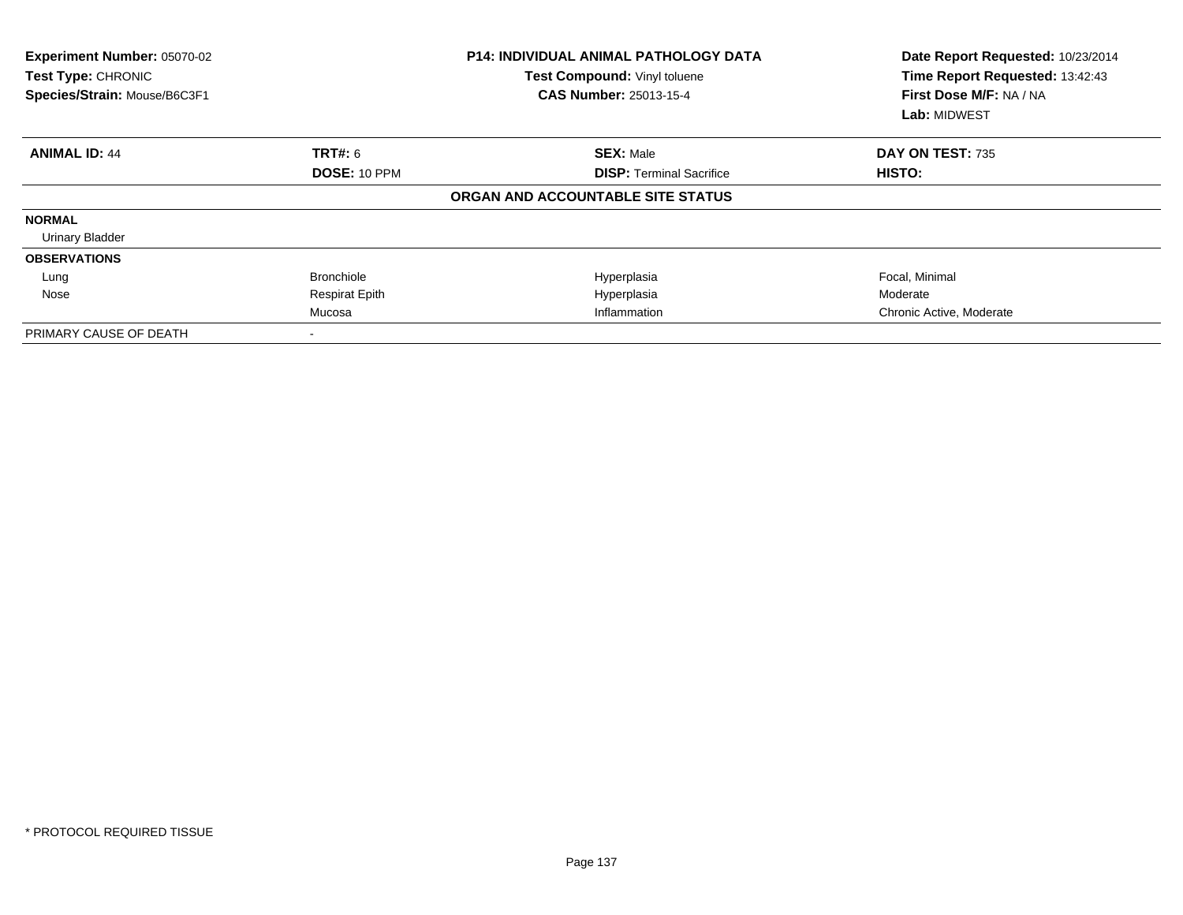| | | | |
|---|---|---|---|
| **Experiment Number:** 05070-02 | | **P14: INDIVIDUAL ANIMAL PATHOLOGY DATA** | **Date Report Requested:** 10/23/2014 |
| **Test Type:** CHRONIC | | **Test Compound:** Vinyl toluene | **Time Report Requested:** 13:42:43 |
| **Species/Strain:** Mouse/B6C3F1 | | **CAS Number:** 25013-15-4 | **First Dose M/F:** NA / NA |
| | | | **Lab:** MIDWEST |

| **ANIMAL ID:** 44 | **TRT#:** 6 | **SEX:** Male | **DAY ON TEST:** 735 |
|---|---|---|---|
| | **DOSE:** 10 PPM | **DISP:** Terminal Sacrifice | **HISTO:** |
| | | **ORGAN AND ACCOUNTABLE SITE STATUS** | |
| **NORMAL** | | | |
| Urinary Bladder | | | |
| **OBSERVATIONS** | | | |
| Lung | Bronchiole | Hyperplasia | Focal, Minimal |
| Nose | Respirat Epith | Hyperplasia | Moderate |
| | Mucosa | Inflammation | Chronic Active, Moderate |
| PRIMARY CAUSE OF DEATH | - | | |

* PROTOCOL REQUIRED TISSUE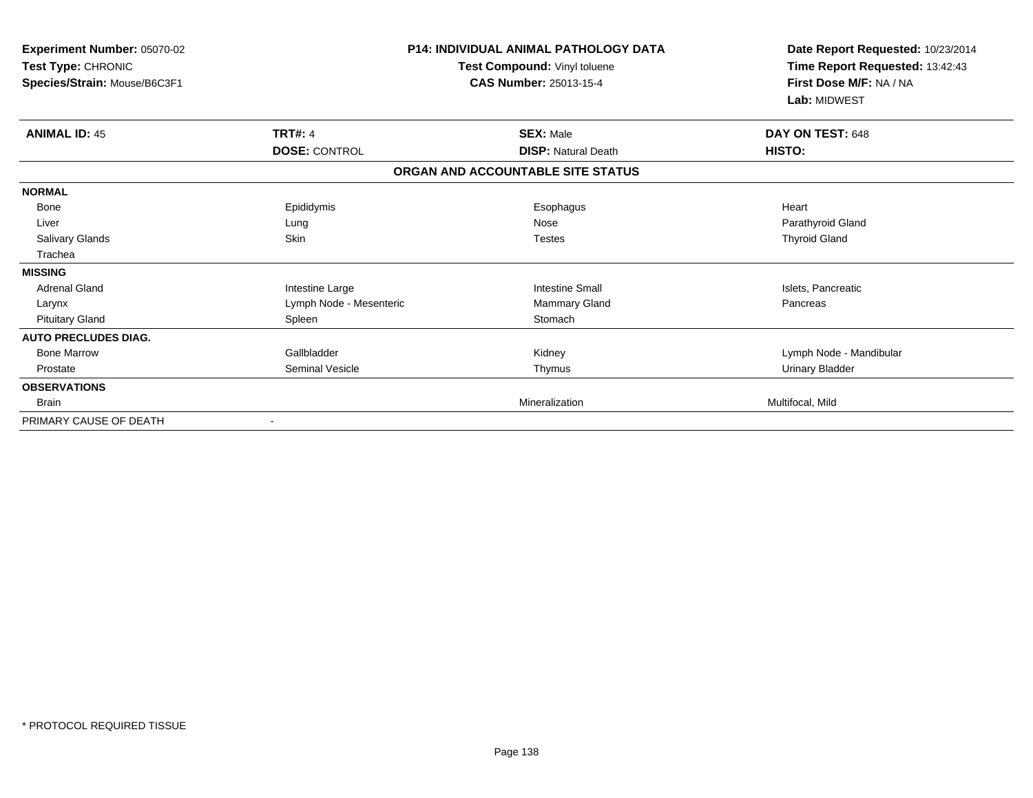**Experiment Number:** 05070-02
**Test Type:** CHRONIC
**Species/Strain:** Mouse/B6C3F1

**P14: INDIVIDUAL ANIMAL PATHOLOGY DATA**
**Test Compound:** Vinyl toluene
**CAS Number:** 25013-15-4

**Date Report Requested:** 10/23/2014
**Time Report Requested:** 13:42:43
**First Dose M/F:** NA / NA
**Lab:** MIDWEST

| **ANIMAL ID:** 45 | **TRT#:** 4 | **SEX:** Male | **DAY ON TEST:** 648 |
|---|---|---|---|
| | **DOSE:** CONTROL | **DISP:** Natural Death | **HISTO:** |

**ORGAN AND ACCOUNTABLE SITE STATUS**

| | | | |
|---|---|---|---|
| **NORMAL** | | | |
| Bone | Epididymis | Esophagus | Heart |
| Liver | Lung | Nose | Parathyroid Gland |
| Salivary Glands | Skin | Testes | Thyroid Gland |
| Trachea | | | |
| **MISSING** | | | |
| Adrenal Gland | Intestine Large | Intestine Small | Islets, Pancreatic |
| Larynx | Lymph Node - Mesenteric | Mammary Gland | Pancreas |
| Pituitary Gland | Spleen | Stomach | |
| **AUTO PRECLUDES DIAG.** | | | |
| Bone Marrow | Gallbladder | Kidney | Lymph Node - Mandibular |
| Prostate | Seminal Vesicle | Thymus | Urinary Bladder |
| **OBSERVATIONS** | | | |
| Brain | | Mineralization | Multifocal, Mild |
| PRIMARY CAUSE OF DEATH | - | | |

* PROTOCOL REQUIRED TISSUE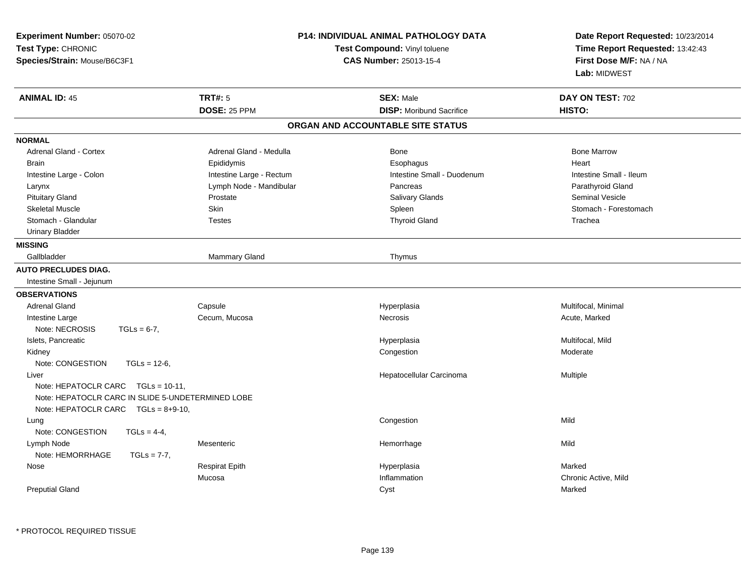**Experiment Number:** 05070-02
**Test Type:** CHRONIC
**Species/Strain:** Mouse/B6C3F1

**P14: INDIVIDUAL ANIMAL PATHOLOGY DATA**
**Test Compound:** Vinyl toluene
**CAS Number:** 25013-15-4

**Date Report Requested:** 10/23/2014
**Time Report Requested:** 13:42:43
**First Dose M/F:** NA / NA
**Lab:** MIDWEST

| **ANIMAL ID:** 45 | **TRT#:** 5 | **SEX:** Male | **DAY ON TEST:** 702 |
|---|---|---|---|
| | **DOSE:** 25 PPM | **DISP:** Moribund Sacrifice | **HISTO:** |

## ORGAN AND ACCOUNTABLE SITE STATUS

**NORMAL**

| | | | |
|---|---|---|---|
| Adrenal Gland - Cortex | Adrenal Gland - Medulla | Bone | Bone Marrow |
| Brain | Epididymis | Esophagus | Heart |
| Intestine Large - Colon | Intestine Large - Rectum | Intestine Small - Duodenum | Intestine Small - Ileum |
| Larynx | Lymph Node - Mandibular | Pancreas | Parathyroid Gland |
| Pituitary Gland | Prostate | Salivary Glands | Seminal Vesicle |
| Skeletal Muscle | Skin | Spleen | Stomach - Forestomach |
| Stomach - Glandular | Testes | Thyroid Gland | Trachea |
| Urinary Bladder | | | |

**MISSING**

| | | |
|---|---|---|
| Gallbladder | Mammary Gland | Thymus |

**AUTO PRECLUDES DIAG.**

Intestine Small - Jejunum

**OBSERVATIONS**

| Organ | Site | Observation | Severity |
|---|---|---|---|
| Adrenal Gland | Capsule | Hyperplasia | Multifocal, Minimal |
| Intestine Large | Cecum, Mucosa | Necrosis | Acute, Marked |
| Note: NECROSIS TGLs = 6-7, | | | |
| Islets, Pancreatic | | Hyperplasia | Multifocal, Mild |
| Kidney | | Congestion | Moderate |
| Note: CONGESTION TGLs = 12-6, | | | |
| Liver | | Hepatocellular Carcinoma | Multiple |
| Note: HEPATOCLR CARC TGLs = 10-11, | | | |
| Note: HEPATOCLR CARC IN SLIDE 5-UNDETERMINED LOBE | | | |
| Note: HEPATOCLR CARC TGLs = 8+9-10, | | | |
| Lung | | Congestion | Mild |
| Note: CONGESTION TGLs = 4-4, | | | |
| Lymph Node | Mesenteric | Hemorrhage | Mild |
| Note: HEMORRHAGE TGLs = 7-7, | | | |
| Nose | Respirat Epith | Hyperplasia | Marked |
| | Mucosa | Inflammation | Chronic Active, Mild |
| Preputial Gland | | Cyst | Marked |

* PROTOCOL REQUIRED TISSUE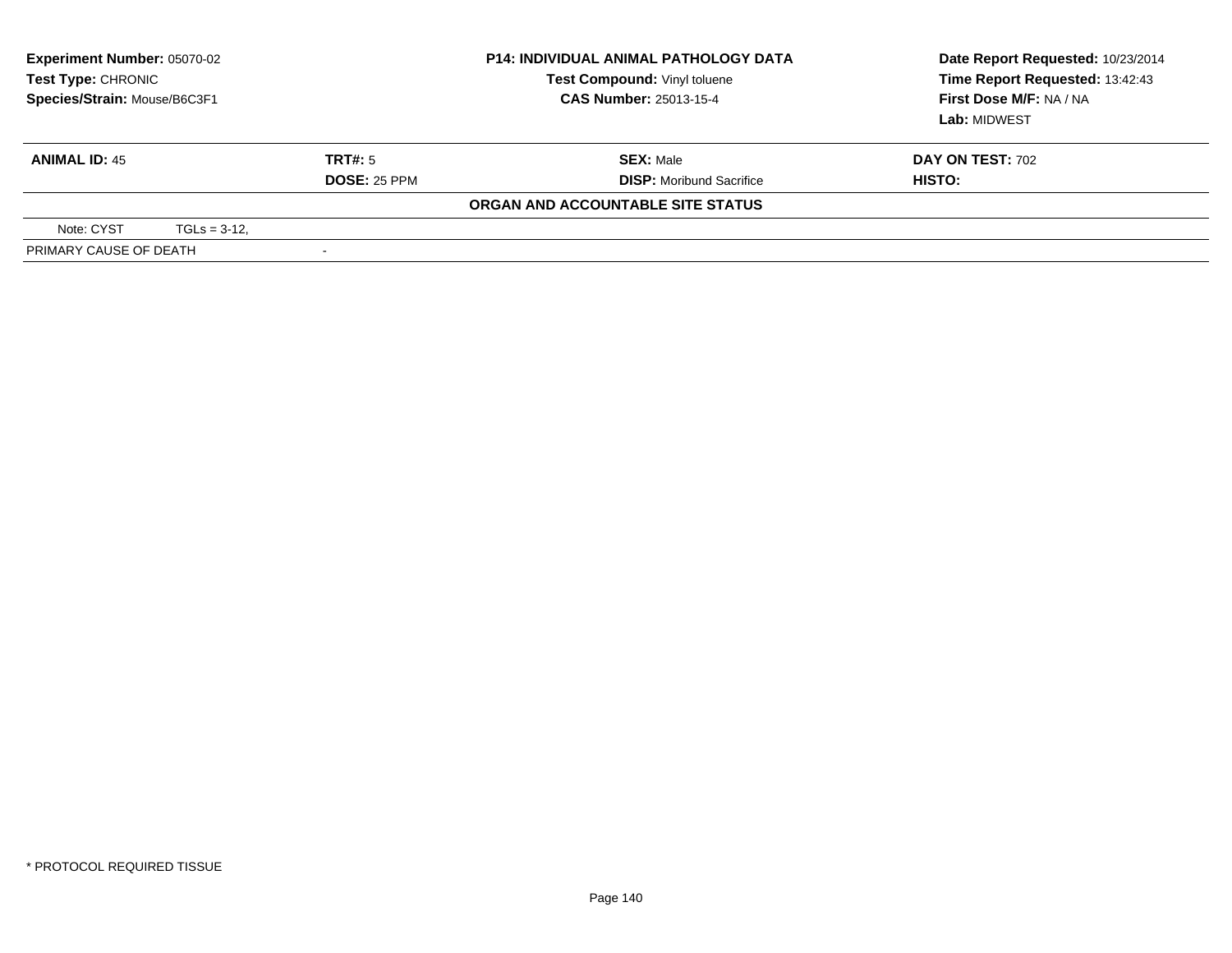| | | | |
|---|---|---|---|
| **Experiment Number:** 05070-02 | **P14: INDIVIDUAL ANIMAL PATHOLOGY DATA** | | **Date Report Requested:** 10/23/2014 |
| **Test Type:** CHRONIC | **Test Compound:** Vinyl toluene | | **Time Report Requested:** 13:42:43 |
| **Species/Strain:** Mouse/B6C3F1 | **CAS Number:** 25013-15-4 | | **First Dose M/F:** NA / NA |
| | | | **Lab:** MIDWEST |

| | | | |
|---|---|---|---|
| **ANIMAL ID:** 45 | **TRT#:** 5 | **SEX:** Male | **DAY ON TEST:** 702 |
| | **DOSE:** 25 PPM | **DISP:** Moribund Sacrifice | **HISTO:** |

**ORGAN AND ACCOUNTABLE SITE STATUS**

| | |
|---|---|
| Note: CYST | TGLs = 3-12, |
| PRIMARY CAUSE OF DEATH | - |

\* PROTOCOL REQUIRED TISSUE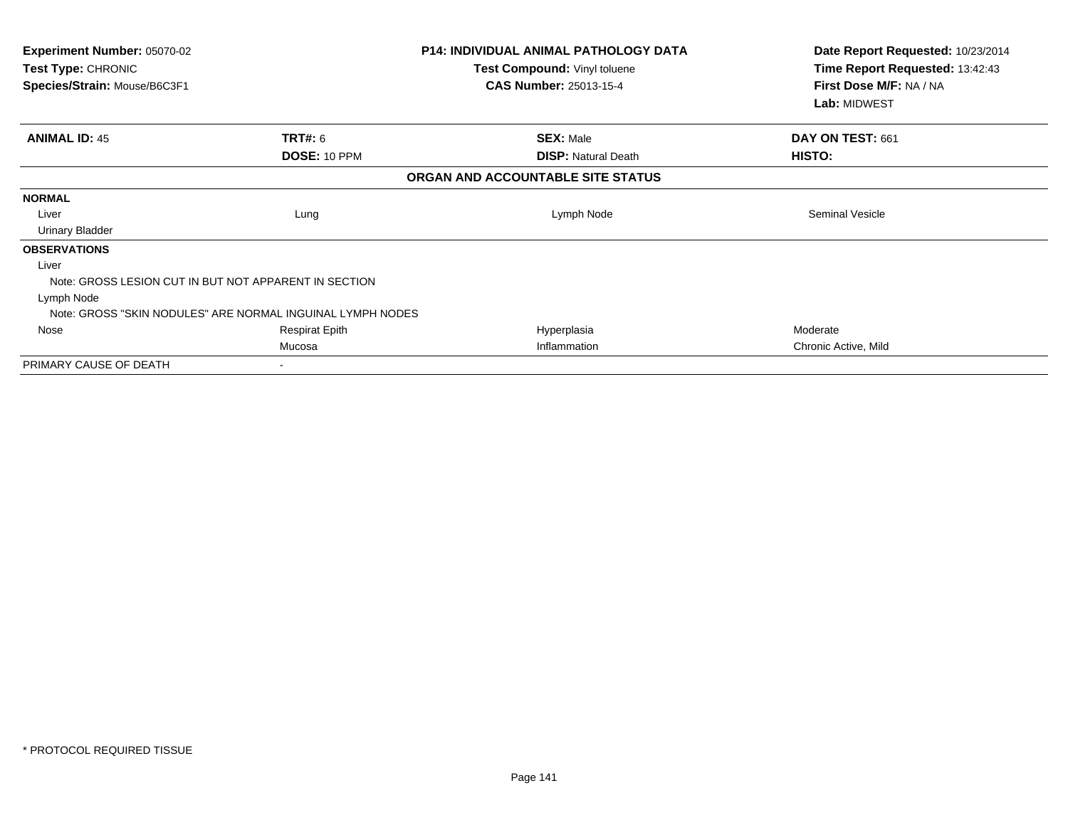**Experiment Number:** 05070-02
**Test Type:** CHRONIC
**Species/Strain:** Mouse/B6C3F1

**P14: INDIVIDUAL ANIMAL PATHOLOGY DATA**
**Test Compound:** Vinyl toluene
**CAS Number:** 25013-15-4

**Date Report Requested:** 10/23/2014
**Time Report Requested:** 13:42:43
**First Dose M/F:** NA / NA
**Lab:** MIDWEST

| **ANIMAL ID:** 45 | **TRT#:** 6 | **SEX:** Male | **DAY ON TEST:** 661 |
|---|---|---|---|
| | **DOSE:** 10 PPM | **DISP:** Natural Death | **HISTO:** |

**ORGAN AND ACCOUNTABLE SITE STATUS**

| | | | |
|---|---|---|---|
| **NORMAL** | | | |
| Liver | Lung | Lymph Node | Seminal Vesicle |
| Urinary Bladder | | | |
| **OBSERVATIONS** | | | |
| Liver | | | |
| Note: GROSS LESION CUT IN BUT NOT APPARENT IN SECTION | | | |
| Lymph Node | | | |
| Note: GROSS "SKIN NODULES" ARE NORMAL INGUINAL LYMPH NODES | | | |
| Nose | Respirat Epith | Hyperplasia | Moderate |
| | Mucosa | Inflammation | Chronic Active, Mild |
| PRIMARY CAUSE OF DEATH | - | | |

\* PROTOCOL REQUIRED TISSUE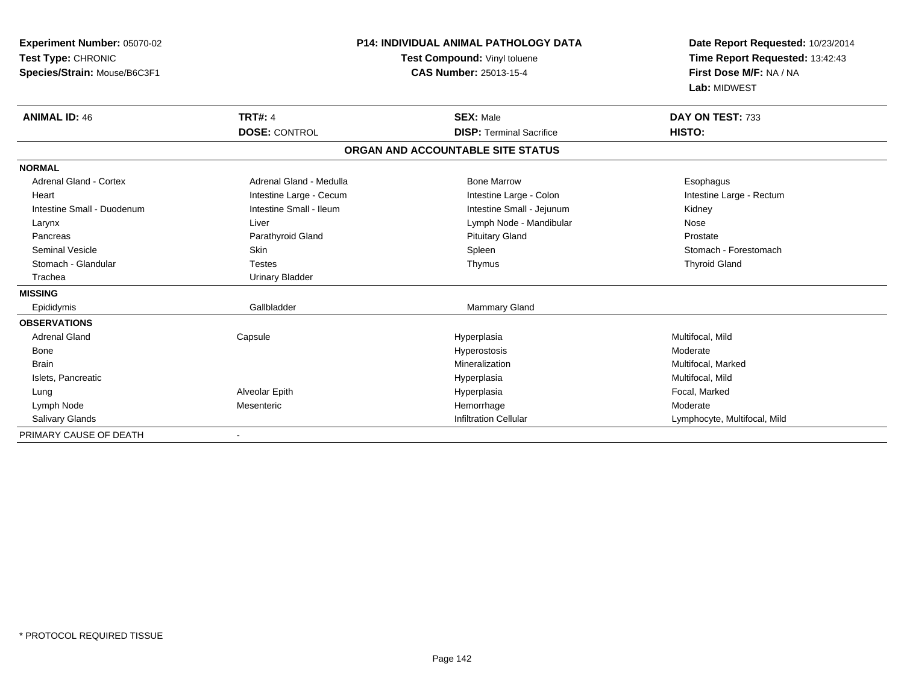**Experiment Number:** 05070-02
**Test Type:** CHRONIC
**Species/Strain:** Mouse/B6C3F1

**P14: INDIVIDUAL ANIMAL PATHOLOGY DATA**
**Test Compound:** Vinyl toluene
**CAS Number:** 25013-15-4

**Date Report Requested:** 10/23/2014
**Time Report Requested:** 13:42:43
**First Dose M/F:** NA / NA
**Lab:** MIDWEST

| **ANIMAL ID:** 46 | **TRT#:** 4 | **SEX:** Male | **DAY ON TEST:** 733 |
|---|---|---|---|
| | **DOSE:** CONTROL | **DISP:** Terminal Sacrifice | **HISTO:** |

## ORGAN AND ACCOUNTABLE SITE STATUS

| | | | |
|---|---|---|---|
| **NORMAL** | | | |
| Adrenal Gland - Cortex | Adrenal Gland - Medulla | Bone Marrow | Esophagus |
| Heart | Intestine Large - Cecum | Intestine Large - Colon | Intestine Large - Rectum |
| Intestine Small - Duodenum | Intestine Small - Ileum | Intestine Small - Jejunum | Kidney |
| Larynx | Liver | Lymph Node - Mandibular | Nose |
| Pancreas | Parathyroid Gland | Pituitary Gland | Prostate |
| Seminal Vesicle | Skin | Spleen | Stomach - Forestomach |
| Stomach - Glandular | Testes | Thymus | Thyroid Gland |
| Trachea | Urinary Bladder | | |
| **MISSING** | | | |
| Epididymis | Gallbladder | Mammary Gland | |
| **OBSERVATIONS** | | | |
| Adrenal Gland | Capsule | Hyperplasia | Multifocal, Mild |
| Bone | | Hyperostosis | Moderate |
| Brain | | Mineralization | Multifocal, Marked |
| Islets, Pancreatic | | Hyperplasia | Multifocal, Mild |
| Lung | Alveolar Epith | Hyperplasia | Focal, Marked |
| Lymph Node | Mesenteric | Hemorrhage | Moderate |
| Salivary Glands | | Infiltration Cellular | Lymphocyte, Multifocal, Mild |
| PRIMARY CAUSE OF DEATH | - | | |

* PROTOCOL REQUIRED TISSUE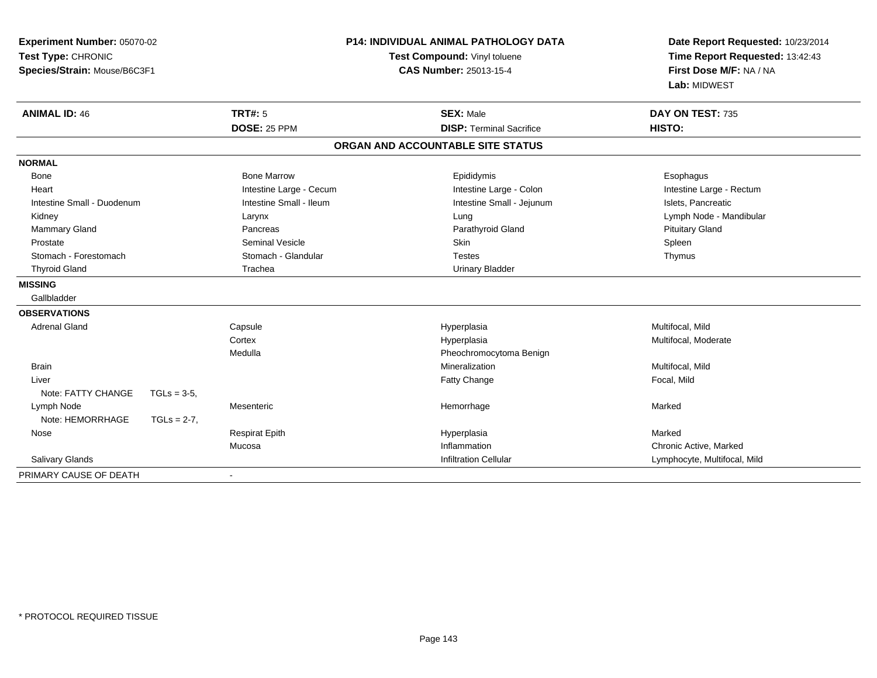**Experiment Number:** 05070-02
**Test Type:** CHRONIC
**Species/Strain:** Mouse/B6C3F1

**P14: INDIVIDUAL ANIMAL PATHOLOGY DATA**
**Test Compound:** Vinyl toluene
**CAS Number:** 25013-15-4

**Date Report Requested:** 10/23/2014
**Time Report Requested:** 13:42:43
**First Dose M/F:** NA / NA
**Lab:** MIDWEST

| | | | |
|---|---|---|---|
| **ANIMAL ID:** 46 | **TRT#:** 5 | **SEX:** Male | **DAY ON TEST:** 735 |
| | **DOSE:** 25 PPM | **DISP:** Terminal Sacrifice | **HISTO:** |

**ORGAN AND ACCOUNTABLE SITE STATUS**

**NORMAL**

| | | | |
|---|---|---|---|
| Bone | Bone Marrow | Epididymis | Esophagus |
| Heart | Intestine Large - Cecum | Intestine Large - Colon | Intestine Large - Rectum |
| Intestine Small - Duodenum | Intestine Small - Ileum | Intestine Small - Jejunum | Islets, Pancreatic |
| Kidney | Larynx | Lung | Lymph Node - Mandibular |
| Mammary Gland | Pancreas | Parathyroid Gland | Pituitary Gland |
| Prostate | Seminal Vesicle | Skin | Spleen |
| Stomach - Forestomach | Stomach - Glandular | Testes | Thymus |
| Thyroid Gland | Trachea | Urinary Bladder | |

**MISSING**

Gallbladder

**OBSERVATIONS**

| | | | |
|---|---|---|---|
| Adrenal Gland | Capsule | Hyperplasia | Multifocal, Mild |
| | Cortex | Hyperplasia | Multifocal, Moderate |
| | Medulla | Pheochromocytoma Benign | |
| Brain | | Mineralization | Multifocal, Mild |
| Liver | | Fatty Change | Focal, Mild |
| Note: FATTY CHANGE TGLs = 3-5, | | | |
| Lymph Node | Mesenteric | Hemorrhage | Marked |
| Note: HEMORRHAGE TGLs = 2-7, | | | |
| Nose | Respirat Epith | Hyperplasia | Marked |
| | Mucosa | Inflammation | Chronic Active, Marked |
| Salivary Glands | | Infiltration Cellular | Lymphocyte, Multifocal, Mild |

PRIMARY CAUSE OF DEATH -

* PROTOCOL REQUIRED TISSUE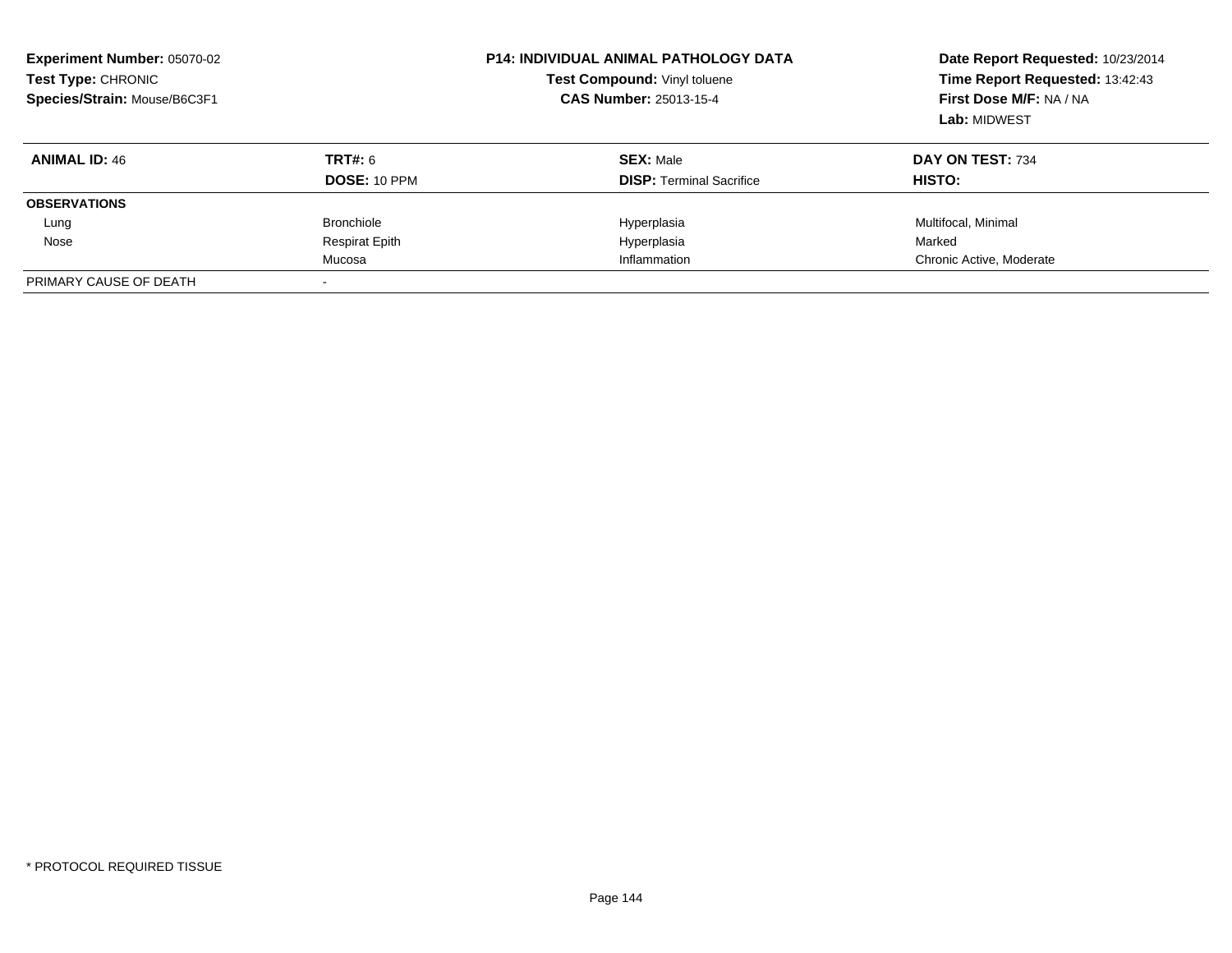**Experiment Number:** 05070-02
**Test Type:** CHRONIC
**Species/Strain:** Mouse/B6C3F1

**P14: INDIVIDUAL ANIMAL PATHOLOGY DATA**
**Test Compound:** Vinyl toluene
**CAS Number:** 25013-15-4

**Date Report Requested:** 10/23/2014
**Time Report Requested:** 13:42:43
**First Dose M/F:** NA / NA
**Lab:** MIDWEST

| **ANIMAL ID:** 46 | **TRT#:** 6 | **SEX:** Male | **DAY ON TEST:** 734 |
|---|---|---|---|
| | **DOSE:** 10 PPM | **DISP:** Terminal Sacrifice | **HISTO:** |
| **OBSERVATIONS** | | | |
| Lung | Bronchiole | Hyperplasia | Multifocal, Minimal |
| Nose | Respirat Epith | Hyperplasia | Marked |
| | Mucosa | Inflammation | Chronic Active, Moderate |
| PRIMARY CAUSE OF DEATH | - | | |

* PROTOCOL REQUIRED TISSUE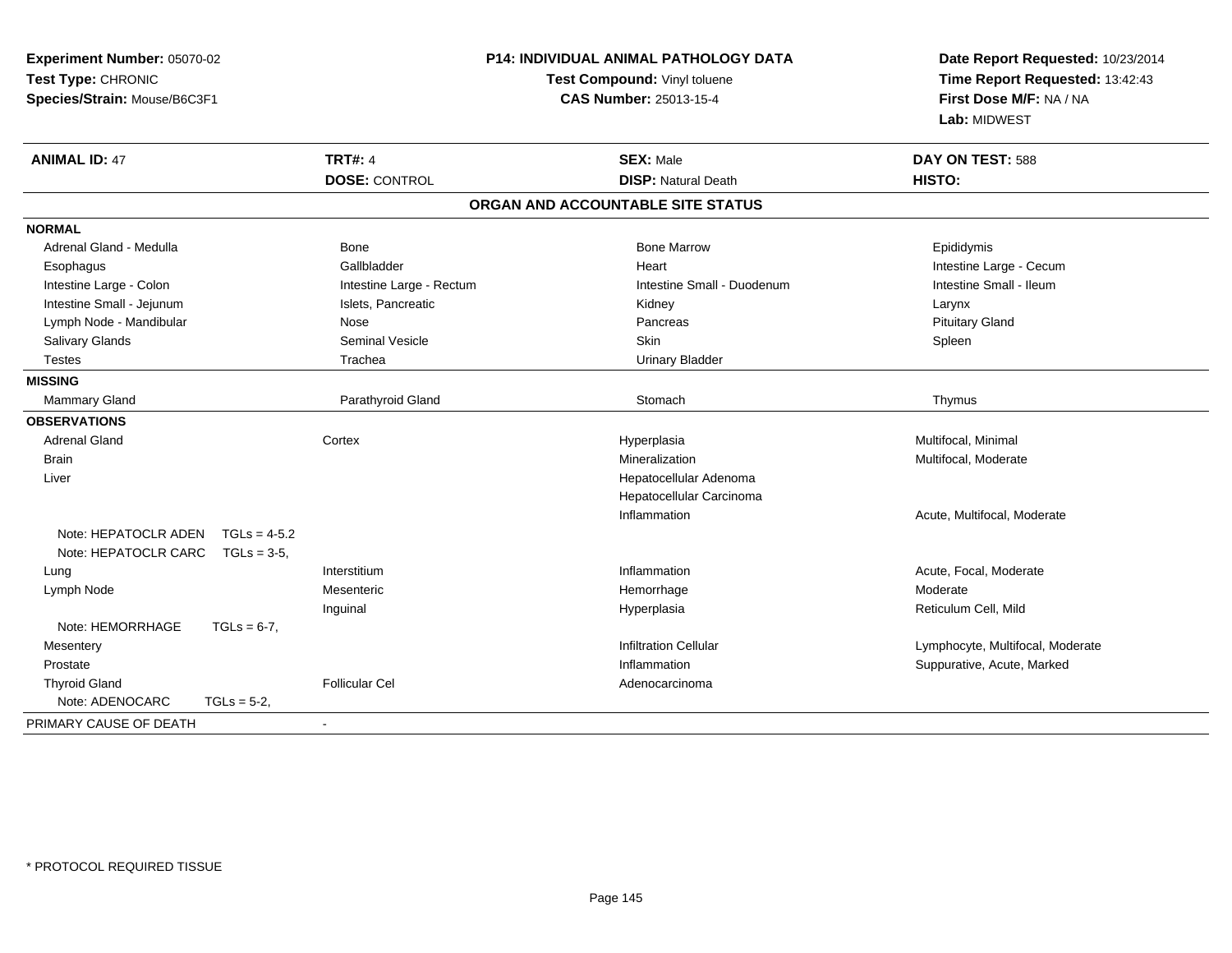**Experiment Number:** 05070-02
**Test Type:** CHRONIC
**Species/Strain:** Mouse/B6C3F1

**P14: INDIVIDUAL ANIMAL PATHOLOGY DATA**
**Test Compound:** Vinyl toluene
**CAS Number:** 25013-15-4

**Date Report Requested:** 10/23/2014
**Time Report Requested:** 13:42:43
**First Dose M/F:** NA / NA
**Lab:** MIDWEST

| **ANIMAL ID:** 47 | **TRT#:** 4 | **SEX:** Male | **DAY ON TEST:** 588 |
|---|---|---|---|
| | **DOSE:** CONTROL | **DISP:** Natural Death | **HISTO:** |

**ORGAN AND ACCOUNTABLE SITE STATUS**

**NORMAL**

| | | | |
|---|---|---|---|
| Adrenal Gland - Medulla | Bone | Bone Marrow | Epididymis |
| Esophagus | Gallbladder | Heart | Intestine Large - Cecum |
| Intestine Large - Colon | Intestine Large - Rectum | Intestine Small - Duodenum | Intestine Small - Ileum |
| Intestine Small - Jejunum | Islets, Pancreatic | Kidney | Larynx |
| Lymph Node - Mandibular | Nose | Pancreas | Pituitary Gland |
| Salivary Glands | Seminal Vesicle | Skin | Spleen |
| Testes | Trachea | Urinary Bladder | |

**MISSING**

| | | | |
|---|---|---|---|
| Mammary Gland | Parathyroid Gland | Stomach | Thymus |

**OBSERVATIONS**

| | | | |
|---|---|---|---|
| Adrenal Gland | Cortex | Hyperplasia | Multifocal, Minimal |
| Brain | | Mineralization | Multifocal, Moderate |
| Liver | | Hepatocellular Adenoma | |
| | | Hepatocellular Carcinoma | |
| | | Inflammation | Acute, Multifocal, Moderate |
| Note: HEPATOCLR ADEN TGLs = 4-5.2 | | | |
| Note: HEPATOCLR CARC TGLs = 3-5, | | | |
| Lung | Interstitium | Inflammation | Acute, Focal, Moderate |
| Lymph Node | Mesenteric | Hemorrhage | Moderate |
| | Inguinal | Hyperplasia | Reticulum Cell, Mild |
| Note: HEMORRHAGE TGLs = 6-7, | | | |
| Mesentery | | Infiltration Cellular | Lymphocyte, Multifocal, Moderate |
| Prostate | | Inflammation | Suppurative, Acute, Marked |
| Thyroid Gland | Follicular Cel | Adenocarcinoma | |
| Note: ADENOCARC TGLs = 5-2, | | | |

PRIMARY CAUSE OF DEATH -

* PROTOCOL REQUIRED TISSUE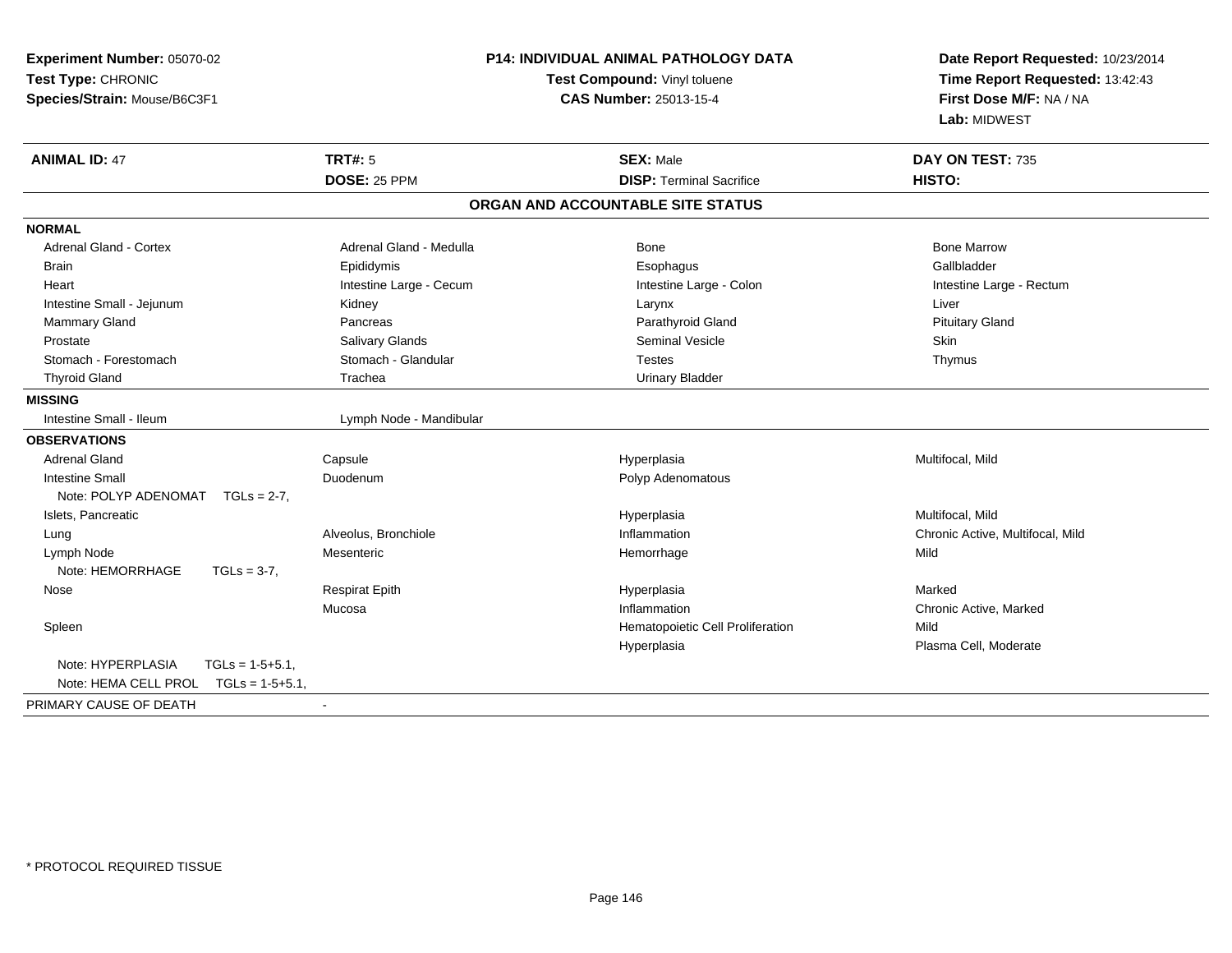**Experiment Number:** 05070-02
**Test Type:** CHRONIC
**Species/Strain:** Mouse/B6C3F1

**P14: INDIVIDUAL ANIMAL PATHOLOGY DATA**
**Test Compound:** Vinyl toluene
**CAS Number:** 25013-15-4

**Date Report Requested:** 10/23/2014
**Time Report Requested:** 13:42:43
**First Dose M/F:** NA / NA
**Lab:** MIDWEST

| **ANIMAL ID:** 47 | **TRT#:** 5 | **SEX:** Male | **DAY ON TEST:** 735 |
|---|---|---|---|
| | **DOSE:** 25 PPM | **DISP:** Terminal Sacrifice | **HISTO:** |

## ORGAN AND ACCOUNTABLE SITE STATUS

| | | | |
|---|---|---|---|
| **NORMAL** | | | |
| Adrenal Gland - Cortex | Adrenal Gland - Medulla | Bone | Bone Marrow |
| Brain | Epididymis | Esophagus | Gallbladder |
| Heart | Intestine Large - Cecum | Intestine Large - Colon | Intestine Large - Rectum |
| Intestine Small - Jejunum | Kidney | Larynx | Liver |
| Mammary Gland | Pancreas | Parathyroid Gland | Pituitary Gland |
| Prostate | Salivary Glands | Seminal Vesicle | Skin |
| Stomach - Forestomach | Stomach - Glandular | Testes | Thymus |
| Thyroid Gland | Trachea | Urinary Bladder | |
| **MISSING** | | | |
| Intestine Small - Ileum | Lymph Node - Mandibular | | |
| **OBSERVATIONS** | | | |
| Adrenal Gland | Capsule | Hyperplasia | Multifocal, Mild |
| Intestine Small | Duodenum | Polyp Adenomatous | |
| Note: POLYP ADENOMAT TGLs = 2-7, | | | |
| Islets, Pancreatic | | Hyperplasia | Multifocal, Mild |
| Lung | Alveolus, Bronchiole | Inflammation | Chronic Active, Multifocal, Mild |
| Lymph Node | Mesenteric | Hemorrhage | Mild |
| Note: HEMORRHAGE TGLs = 3-7, | | | |
| Nose | Respirat Epith | Hyperplasia | Marked |
| | Mucosa | Inflammation | Chronic Active, Marked |
| Spleen | | Hematopoietic Cell Proliferation | Mild |
| | | Hyperplasia | Plasma Cell, Moderate |
| Note: HYPERPLASIA TGLs = 1-5+5.1, | | | |
| Note: HEMA CELL PROL TGLs = 1-5+5.1, | | | |
| PRIMARY CAUSE OF DEATH | - | | |

\* PROTOCOL REQUIRED TISSUE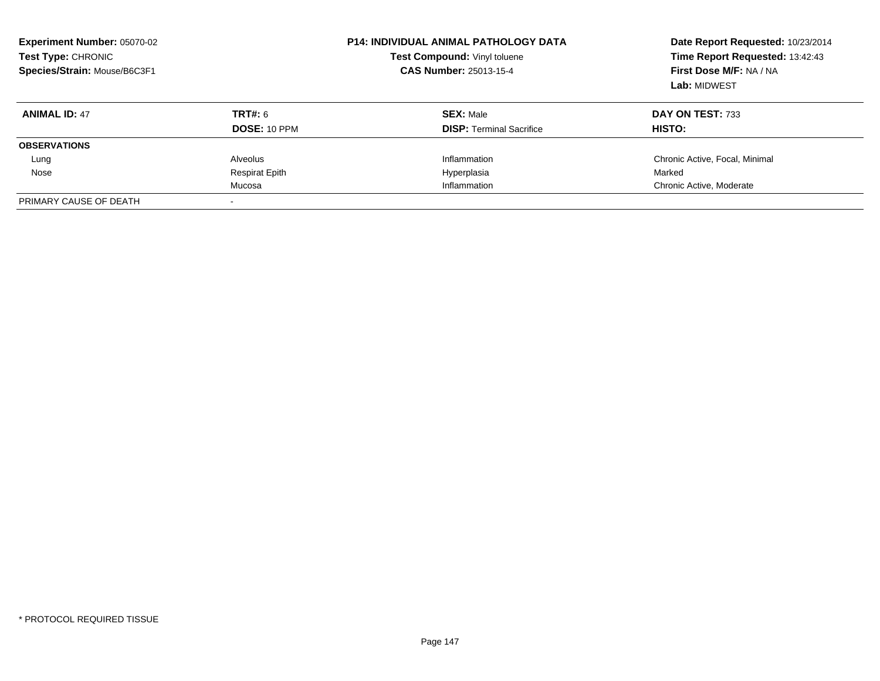**Experiment Number:** 05070-02
**Test Type:** CHRONIC
**Species/Strain:** Mouse/B6C3F1

**P14: INDIVIDUAL ANIMAL PATHOLOGY DATA**
**Test Compound:** Vinyl toluene
**CAS Number:** 25013-15-4

**Date Report Requested:** 10/23/2014
**Time Report Requested:** 13:42:43
**First Dose M/F:** NA / NA
**Lab:** MIDWEST

| **ANIMAL ID:** 47 | **TRT#:** 6 | **SEX:** Male | **DAY ON TEST:** 733 |
|---|---|---|---|
| | **DOSE:** 10 PPM | **DISP:** Terminal Sacrifice | **HISTO:** |
| **OBSERVATIONS** | | | |
| Lung | Alveolus | Inflammation | Chronic Active, Focal, Minimal |
| Nose | Respirat Epith | Hyperplasia | Marked |
| | Mucosa | Inflammation | Chronic Active, Moderate |
| PRIMARY CAUSE OF DEATH | - | | |

\* PROTOCOL REQUIRED TISSUE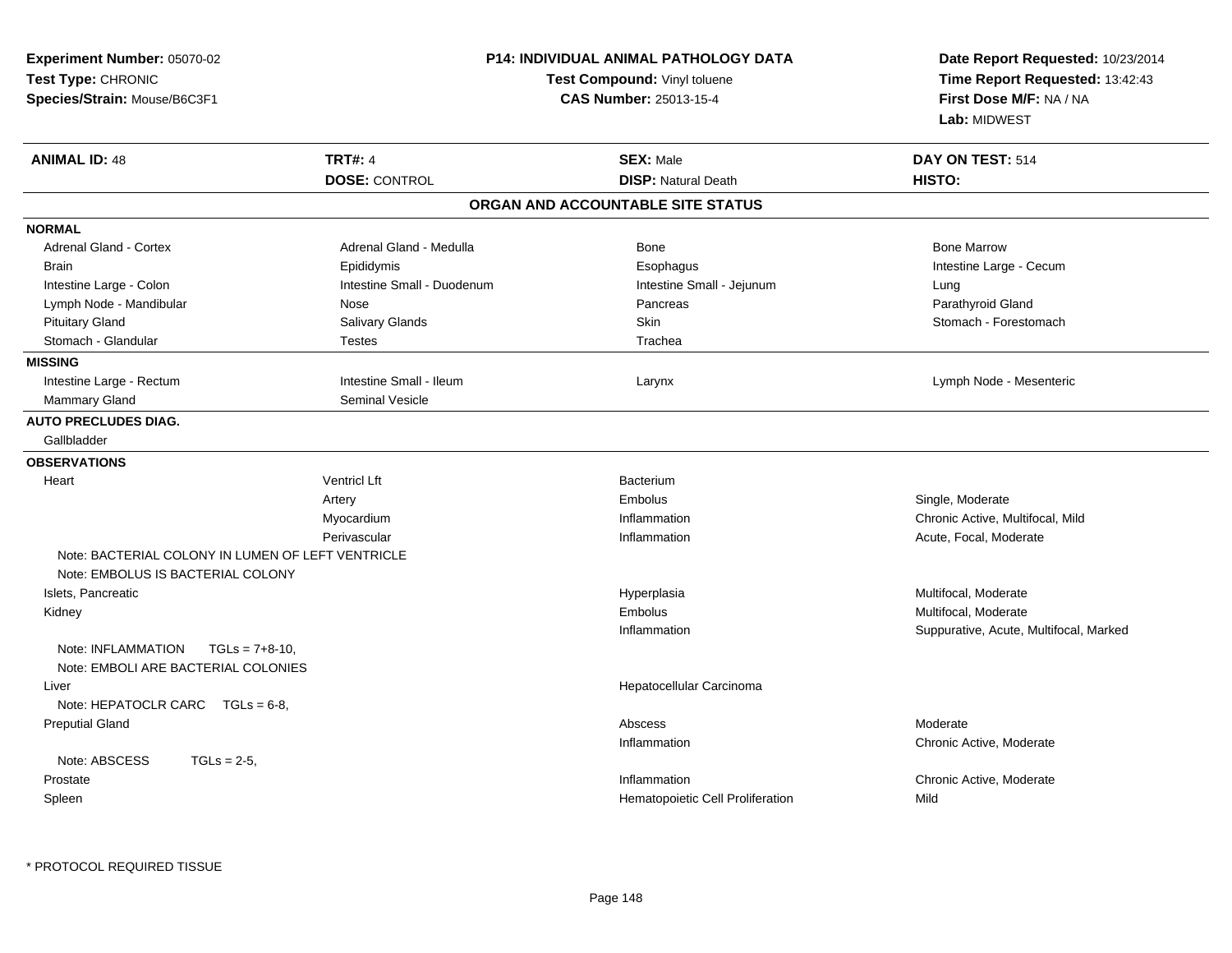**Experiment Number:** 05070-02
**Test Type:** CHRONIC
**Species/Strain:** Mouse/B6C3F1

**P14: INDIVIDUAL ANIMAL PATHOLOGY DATA**
**Test Compound:** Vinyl toluene
**CAS Number:** 25013-15-4

**Date Report Requested:** 10/23/2014
**Time Report Requested:** 13:42:43
**First Dose M/F:** NA / NA
**Lab:** MIDWEST

| | | | |
|---|---|---|---|
| **ANIMAL ID:** 48 | **TRT#:** 4 | **SEX:** Male | **DAY ON TEST:** 514 |
| | **DOSE:** CONTROL | **DISP:** Natural Death | **HISTO:** |

**ORGAN AND ACCOUNTABLE SITE STATUS**

**NORMAL**

| | | | |
|---|---|---|---|
| Adrenal Gland - Cortex | Adrenal Gland - Medulla | Bone | Bone Marrow |
| Brain | Epididymis | Esophagus | Intestine Large - Cecum |
| Intestine Large - Colon | Intestine Small - Duodenum | Intestine Small - Jejunum | Lung |
| Lymph Node - Mandibular | Nose | Pancreas | Parathyroid Gland |
| Pituitary Gland | Salivary Glands | Skin | Stomach - Forestomach |
| Stomach - Glandular | Testes | Trachea | |

**MISSING**

| | | | |
|---|---|---|---|
| Intestine Large - Rectum | Intestine Small - Ileum | Larynx | Lymph Node - Mesenteric |
| Mammary Gland | Seminal Vesicle | | |

**AUTO PRECLUDES DIAG.**

Gallbladder

**OBSERVATIONS**

| | | | |
|---|---|---|---|
| Heart | Ventricl Lft | Bacterium | |
| | Artery | Embolus | Single, Moderate |
| | Myocardium | Inflammation | Chronic Active, Multifocal, Mild |
| | Perivascular | Inflammation | Acute, Focal, Moderate |
| Note: BACTERIAL COLONY IN LUMEN OF LEFT VENTRICLE | | | |
| Note: EMBOLUS IS BACTERIAL COLONY | | | |
| Islets, Pancreatic | | Hyperplasia | Multifocal, Moderate |
| Kidney | | Embolus | Multifocal, Moderate |
| | | Inflammation | Suppurative, Acute, Multifocal, Marked |
| Note: INFLAMMATION TGLs = 7+8-10, | | | |
| Note: EMBOLI ARE BACTERIAL COLONIES | | | |
| Liver | | Hepatocellular Carcinoma | |
| Note: HEPATOCLR CARC TGLs = 6-8, | | | |
| Preputial Gland | | Abscess | Moderate |
| | | Inflammation | Chronic Active, Moderate |
| Note: ABSCESS TGLs = 2-5, | | | |
| Prostate | | Inflammation | Chronic Active, Moderate |
| Spleen | | Hematopoietic Cell Proliferation | Mild |

* PROTOCOL REQUIRED TISSUE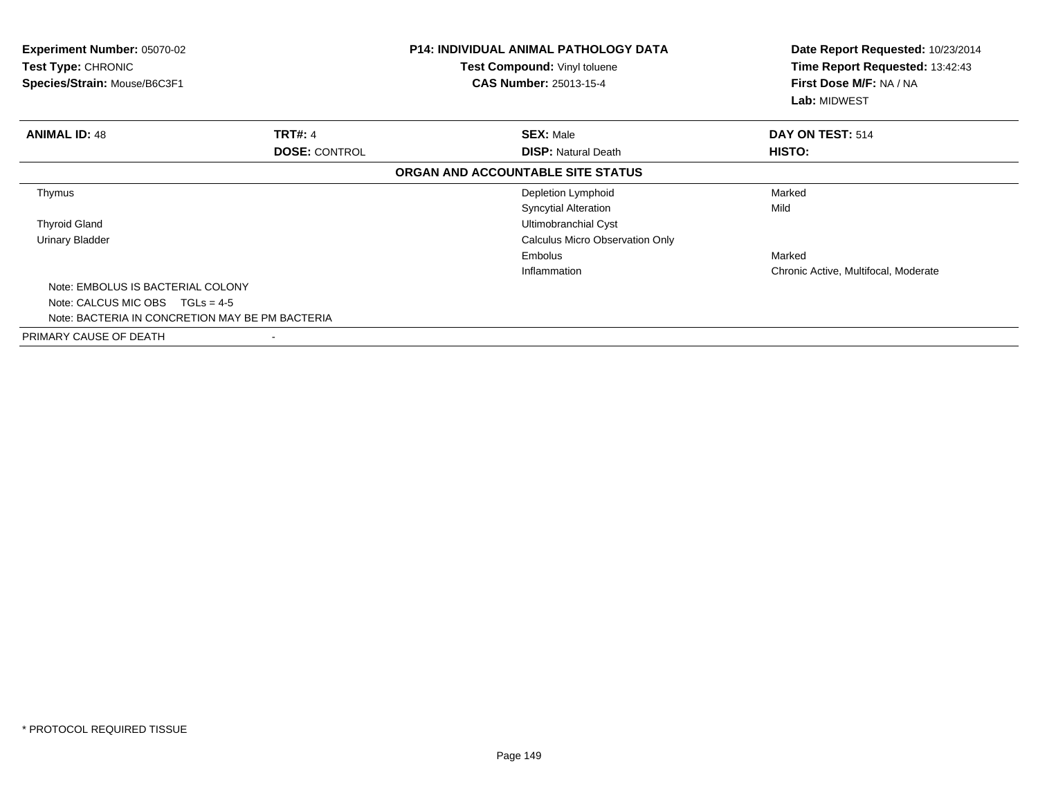**Experiment Number:** 05070-02
**Test Type:** CHRONIC
**Species/Strain:** Mouse/B6C3F1

**P14: INDIVIDUAL ANIMAL PATHOLOGY DATA**
**Test Compound:** Vinyl toluene
**CAS Number:** 25013-15-4

**Date Report Requested:** 10/23/2014
**Time Report Requested:** 13:42:43
**First Dose M/F:** NA / NA
**Lab:** MIDWEST

| **ANIMAL ID:** 48 | **TRT#:** 4 | **SEX:** Male | **DAY ON TEST:** 514 |
|---|---|---|---|
| | **DOSE:** CONTROL | **DISP:** Natural Death | **HISTO:** |

**ORGAN AND ACCOUNTABLE SITE STATUS**

| | | |
|---|---|---|
| Thymus | Depletion Lymphoid | Marked |
| | Syncytial Alteration | Mild |
| Thyroid Gland | Ultimobranchial Cyst | |
| Urinary Bladder | Calculus Micro Observation Only | |
| | Embolus | Marked |
| | Inflammation | Chronic Active, Multifocal, Moderate |

Note: EMBOLUS IS BACTERIAL COLONY
Note: CALCUS MIC OBS TGLs = 4-5
Note: BACTERIA IN CONCRETION MAY BE PM BACTERIA

PRIMARY CAUSE OF DEATH -

\* PROTOCOL REQUIRED TISSUE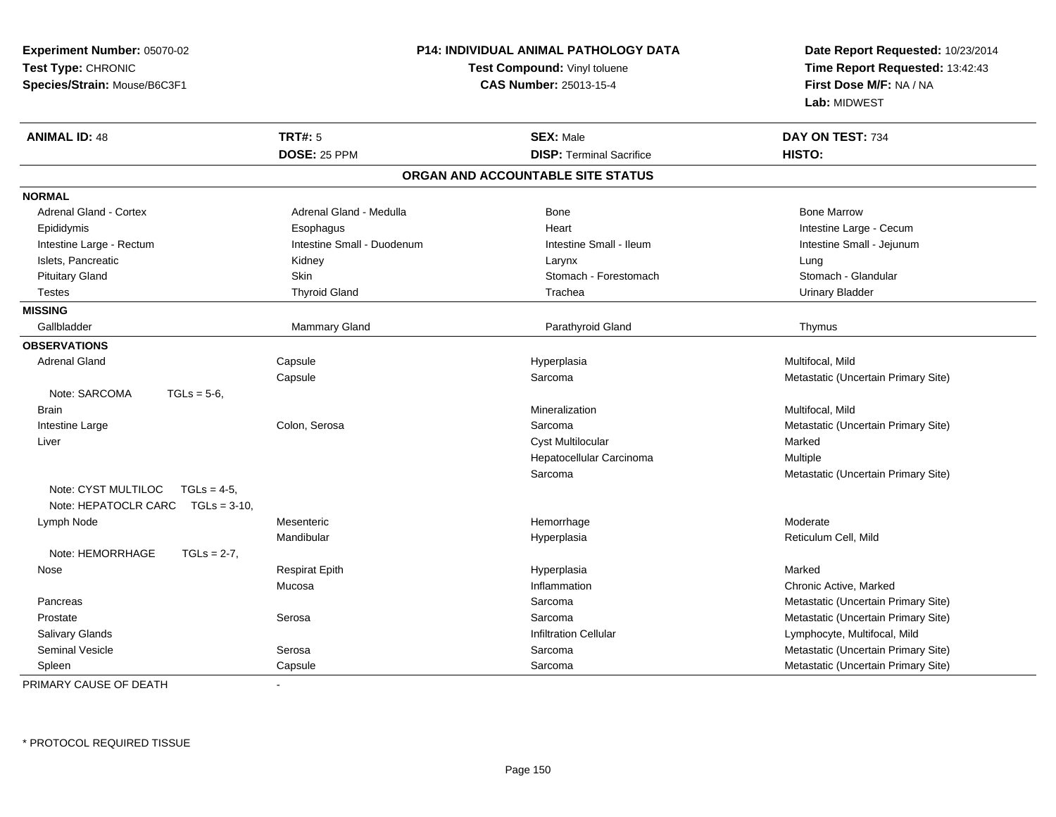**Experiment Number:** 05070-02
**Test Type:** CHRONIC
**Species/Strain:** Mouse/B6C3F1

**P14: INDIVIDUAL ANIMAL PATHOLOGY DATA**
**Test Compound:** Vinyl toluene
**CAS Number:** 25013-15-4

**Date Report Requested:** 10/23/2014
**Time Report Requested:** 13:42:43
**First Dose M/F:** NA / NA
**Lab:** MIDWEST

| **ANIMAL ID:** 48 | **TRT#:** 5 | **SEX:** Male | **DAY ON TEST:** 734 |
|---|---|---|---|
| | **DOSE:** 25 PPM | **DISP:** Terminal Sacrifice | **HISTO:** |

## ORGAN AND ACCOUNTABLE SITE STATUS

| | | | |
|---|---|---|---|
| **NORMAL** | | | |
| Adrenal Gland - Cortex | Adrenal Gland - Medulla | Bone | Bone Marrow |
| Epididymis | Esophagus | Heart | Intestine Large - Cecum |
| Intestine Large - Rectum | Intestine Small - Duodenum | Intestine Small - Ileum | Intestine Small - Jejunum |
| Islets, Pancreatic | Kidney | Larynx | Lung |
| Pituitary Gland | Skin | Stomach - Forestomach | Stomach - Glandular |
| Testes | Thyroid Gland | Trachea | Urinary Bladder |
| **MISSING** | | | |
| Gallbladder | Mammary Gland | Parathyroid Gland | Thymus |
| **OBSERVATIONS** | | | |
| Adrenal Gland | Capsule | Hyperplasia | Multifocal, Mild |
| | Capsule | Sarcoma | Metastatic (Uncertain Primary Site) |
| Note: SARCOMA TGLs = 5-6, | | | |
| Brain | | Mineralization | Multifocal, Mild |
| Intestine Large | Colon, Serosa | Sarcoma | Metastatic (Uncertain Primary Site) |
| Liver | | Cyst Multilocular | Marked |
| | | Hepatocellular Carcinoma | Multiple |
| | | Sarcoma | Metastatic (Uncertain Primary Site) |
| Note: CYST MULTILOC TGLs = 4-5, | | | |
| Note: HEPATOCLR CARC TGLs = 3-10, | | | |
| Lymph Node | Mesenteric | Hemorrhage | Moderate |
| | Mandibular | Hyperplasia | Reticulum Cell, Mild |
| Note: HEMORRHAGE TGLs = 2-7, | | | |
| Nose | Respirat Epith | Hyperplasia | Marked |
| | Mucosa | Inflammation | Chronic Active, Marked |
| Pancreas | | Sarcoma | Metastatic (Uncertain Primary Site) |
| Prostate | Serosa | Sarcoma | Metastatic (Uncertain Primary Site) |
| Salivary Glands | | Infiltration Cellular | Lymphocyte, Multifocal, Mild |
| Seminal Vesicle | Serosa | Sarcoma | Metastatic (Uncertain Primary Site) |
| Spleen | Capsule | Sarcoma | Metastatic (Uncertain Primary Site) |

PRIMARY CAUSE OF DEATH -

\* PROTOCOL REQUIRED TISSUE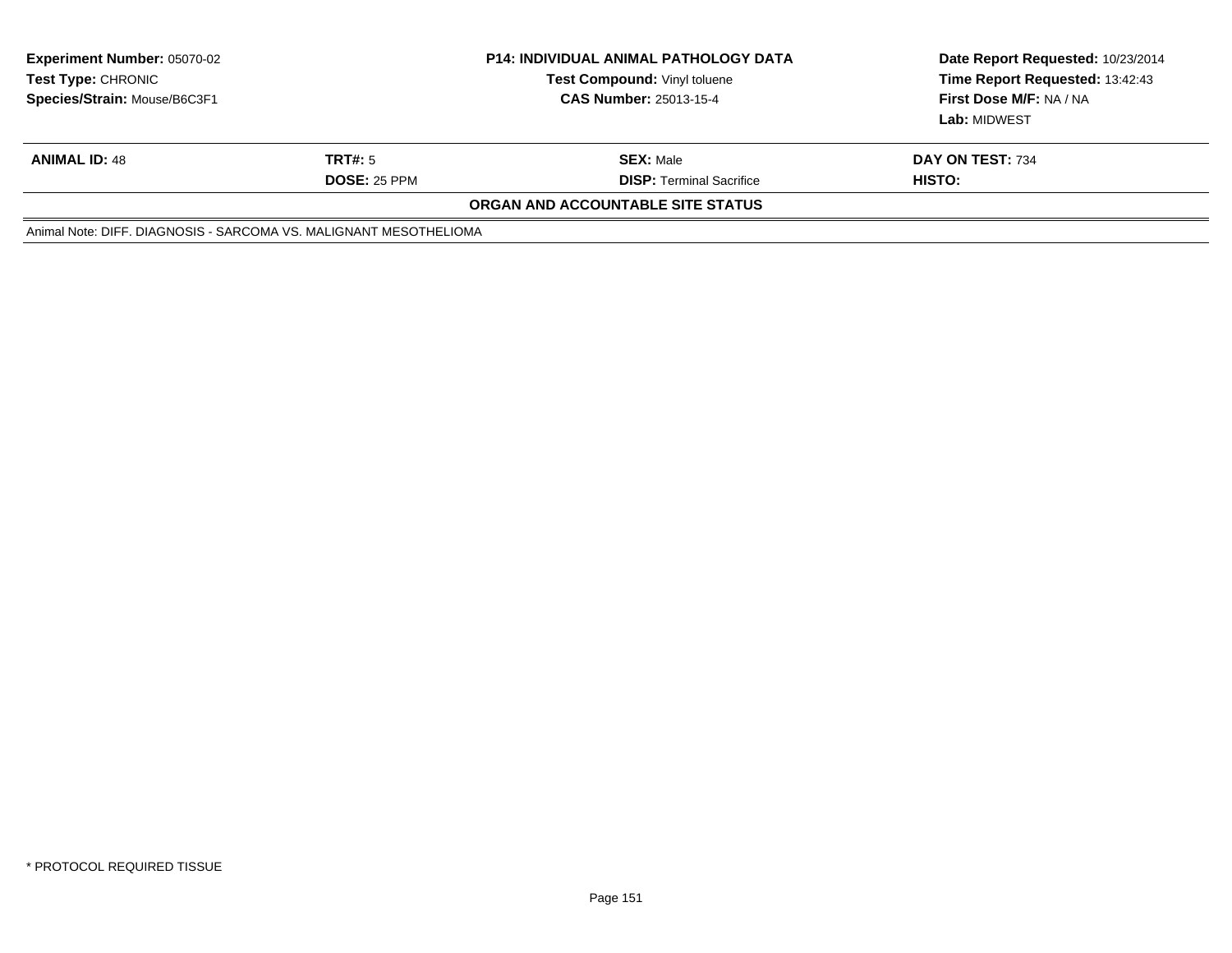| | | | |
|---|---|---|---|
| **Experiment Number:** 05070-02 | **P14: INDIVIDUAL ANIMAL PATHOLOGY DATA** | | **Date Report Requested:** 10/23/2014 |
| **Test Type:** CHRONIC | **Test Compound:** Vinyl toluene | | **Time Report Requested:** 13:42:43 |
| **Species/Strain:** Mouse/B6C3F1 | **CAS Number:** 25013-15-4 | | **First Dose M/F:** NA / NA |
| | | | **Lab:** MIDWEST |

| | | | |
|---|---|---|---|
| **ANIMAL ID:** 48 | **TRT#:** 5 | **SEX:** Male | **DAY ON TEST:** 734 |
| | **DOSE:** 25 PPM | **DISP:** Terminal Sacrifice | **HISTO:** |

**ORGAN AND ACCOUNTABLE SITE STATUS**

Animal Note: DIFF. DIAGNOSIS - SARCOMA VS. MALIGNANT MESOTHELIOMA

* PROTOCOL REQUIRED TISSUE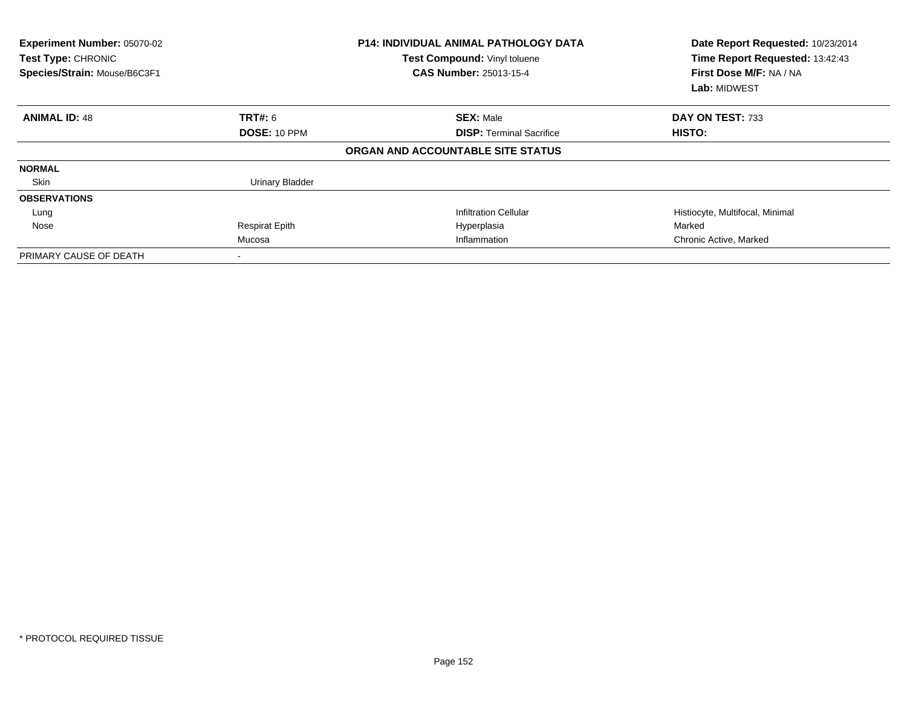**Experiment Number:** 05070-02
**Test Type:** CHRONIC
**Species/Strain:** Mouse/B6C3F1

**P14: INDIVIDUAL ANIMAL PATHOLOGY DATA**
**Test Compound:** Vinyl toluene
**CAS Number:** 25013-15-4

**Date Report Requested:** 10/23/2014
**Time Report Requested:** 13:42:43
**First Dose M/F:** NA / NA
**Lab:** MIDWEST

| **ANIMAL ID:** 48 | **TRT#:** 6 | **SEX:** Male | **DAY ON TEST:** 733 |
|---|---|---|---|
| | **DOSE:** 10 PPM | **DISP:** Terminal Sacrifice | **HISTO:** |
| | | **ORGAN AND ACCOUNTABLE SITE STATUS** | |
| **NORMAL** | | | |
| Skin | Urinary Bladder | | |
| **OBSERVATIONS** | | | |
| Lung | | Infiltration Cellular | Histiocyte, Multifocal, Minimal |
| Nose | Respirat Epith | Hyperplasia | Marked |
| | Mucosa | Inflammation | Chronic Active, Marked |
| PRIMARY CAUSE OF DEATH | - | | |

* PROTOCOL REQUIRED TISSUE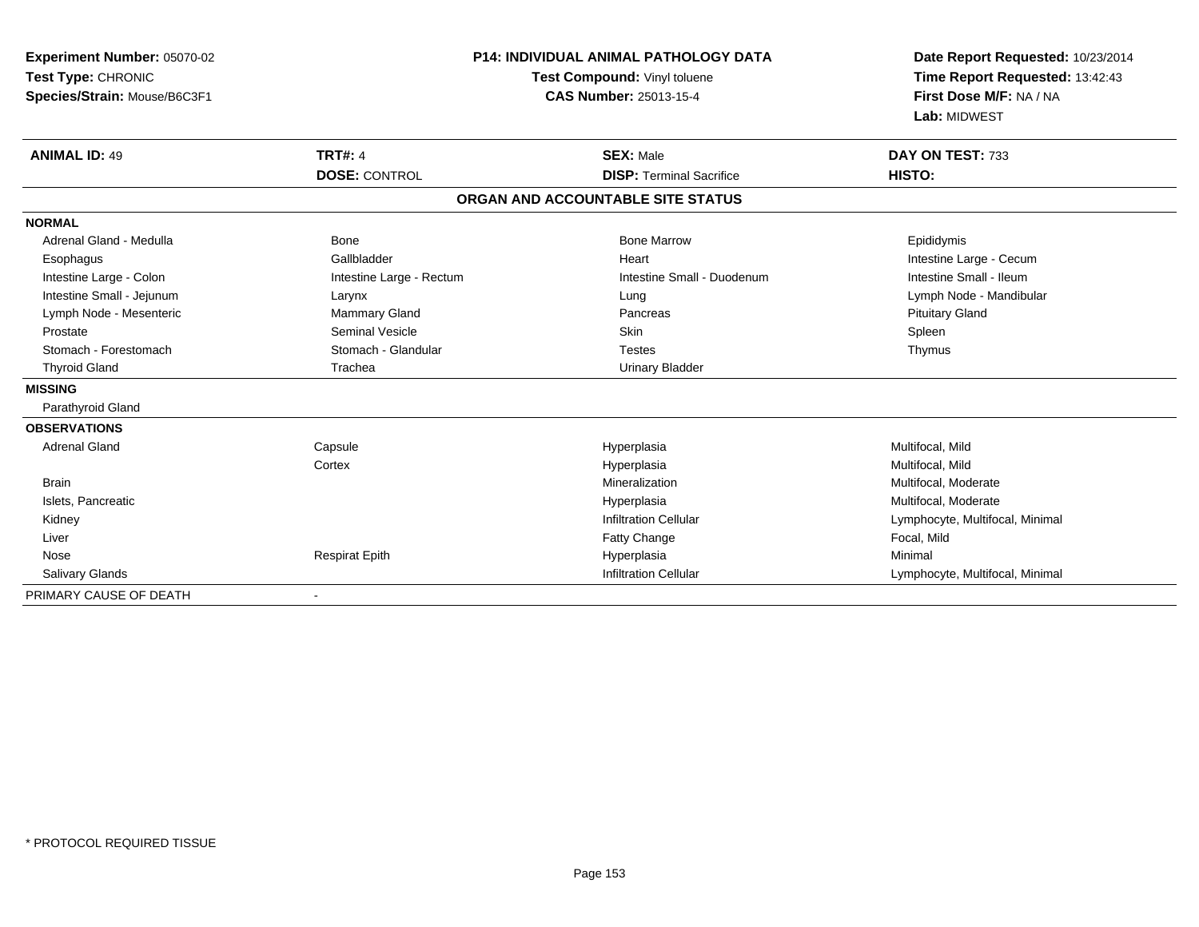**Experiment Number:** 05070-02
**Test Type:** CHRONIC
**Species/Strain:** Mouse/B6C3F1

**P14: INDIVIDUAL ANIMAL PATHOLOGY DATA**
**Test Compound:** Vinyl toluene
**CAS Number:** 25013-15-4

**Date Report Requested:** 10/23/2014
**Time Report Requested:** 13:42:43
**First Dose M/F:** NA / NA
**Lab:** MIDWEST

| **ANIMAL ID:** 49 | **TRT#:** 4 | **SEX:** Male | **DAY ON TEST:** 733 |
|---|---|---|---|
| | **DOSE:** CONTROL | **DISP:** Terminal Sacrifice | **HISTO:** |

**ORGAN AND ACCOUNTABLE SITE STATUS**

| | | | |
|---|---|---|---|
| **NORMAL** | | | |
| Adrenal Gland - Medulla | Bone | Bone Marrow | Epididymis |
| Esophagus | Gallbladder | Heart | Intestine Large - Cecum |
| Intestine Large - Colon | Intestine Large - Rectum | Intestine Small - Duodenum | Intestine Small - Ileum |
| Intestine Small - Jejunum | Larynx | Lung | Lymph Node - Mandibular |
| Lymph Node - Mesenteric | Mammary Gland | Pancreas | Pituitary Gland |
| Prostate | Seminal Vesicle | Skin | Spleen |
| Stomach - Forestomach | Stomach - Glandular | Testes | Thymus |
| Thyroid Gland | Trachea | Urinary Bladder | |
| **MISSING** | | | |
| Parathyroid Gland | | | |
| **OBSERVATIONS** | | | |
| Adrenal Gland | Capsule | Hyperplasia | Multifocal, Mild |
| | Cortex | Hyperplasia | Multifocal, Mild |
| Brain | | Mineralization | Multifocal, Moderate |
| Islets, Pancreatic | | Hyperplasia | Multifocal, Moderate |
| Kidney | | Infiltration Cellular | Lymphocyte, Multifocal, Minimal |
| Liver | | Fatty Change | Focal, Mild |
| Nose | Respirat Epith | Hyperplasia | Minimal |
| Salivary Glands | | Infiltration Cellular | Lymphocyte, Multifocal, Minimal |
| PRIMARY CAUSE OF DEATH | - | | |

* PROTOCOL REQUIRED TISSUE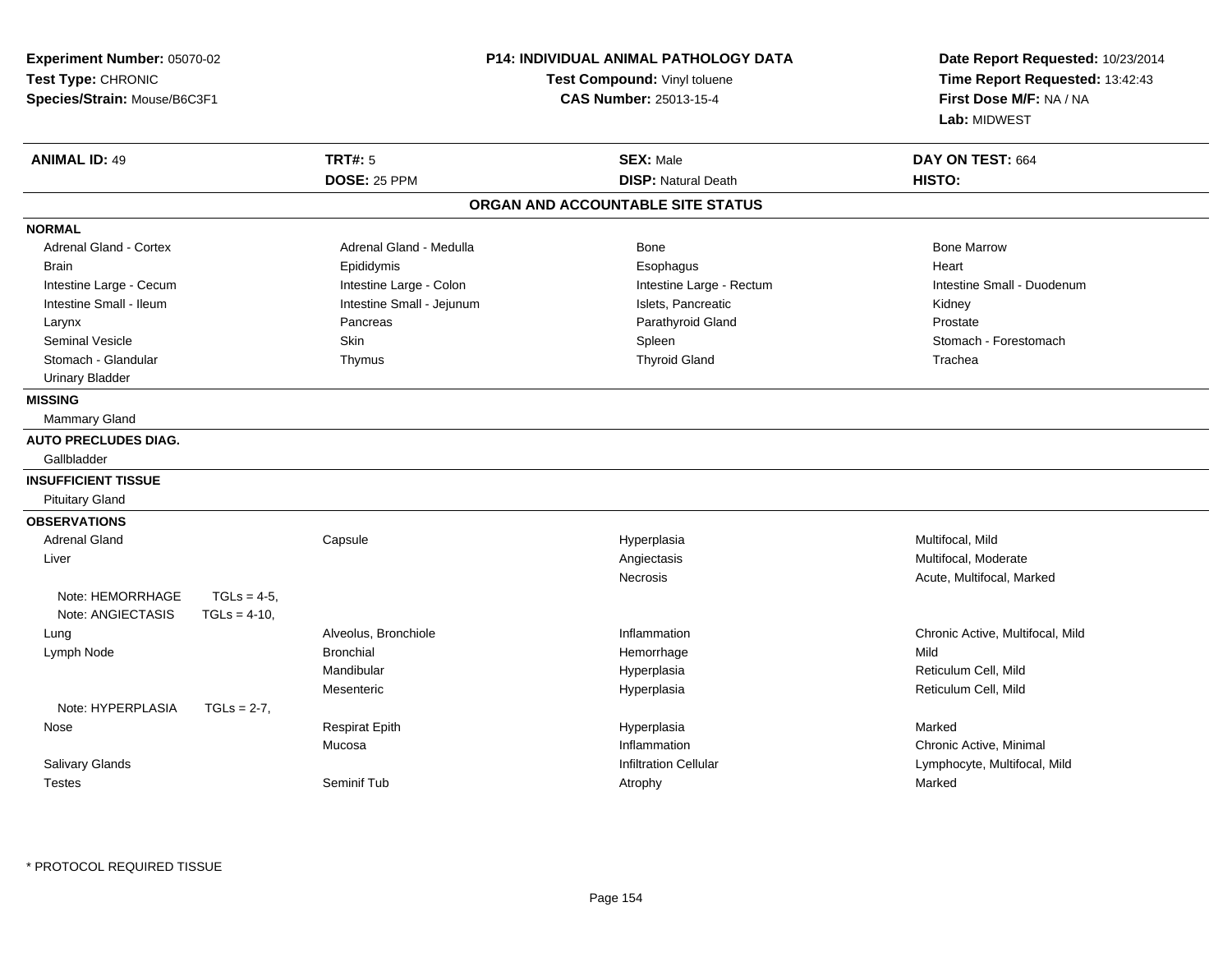**Experiment Number:** 05070-02
**Test Type:** CHRONIC
**Species/Strain:** Mouse/B6C3F1

**P14: INDIVIDUAL ANIMAL PATHOLOGY DATA**
**Test Compound:** Vinyl toluene
**CAS Number:** 25013-15-4

**Date Report Requested:** 10/23/2014
**Time Report Requested:** 13:42:43
**First Dose M/F:** NA / NA
**Lab:** MIDWEST

| **ANIMAL ID:** 49 | **TRT#:** 5 | **SEX:** Male | **DAY ON TEST:** 664 |
|---|---|---|---|
| | **DOSE:** 25 PPM | **DISP:** Natural Death | **HISTO:** |

## ORGAN AND ACCOUNTABLE SITE STATUS

**NORMAL**

| | | | |
|---|---|---|---|
| Adrenal Gland - Cortex | Adrenal Gland - Medulla | Bone | Bone Marrow |
| Brain | Epididymis | Esophagus | Heart |
| Intestine Large - Cecum | Intestine Large - Colon | Intestine Large - Rectum | Intestine Small - Duodenum |
| Intestine Small - Ileum | Intestine Small - Jejunum | Islets, Pancreatic | Kidney |
| Larynx | Pancreas | Parathyroid Gland | Prostate |
| Seminal Vesicle | Skin | Spleen | Stomach - Forestomach |
| Stomach - Glandular | Thymus | Thyroid Gland | Trachea |
| Urinary Bladder | | | |

**MISSING**

Mammary Gland

**AUTO PRECLUDES DIAG.**

Gallbladder

**INSUFFICIENT TISSUE**

Pituitary Gland

**OBSERVATIONS**

| | | | |
|---|---|---|---|
| Adrenal Gland | Capsule | Hyperplasia | Multifocal, Mild |
| Liver | | Angiectasis | Multifocal, Moderate |
| | | Necrosis | Acute, Multifocal, Marked |
| Note: HEMORRHAGE TGLs = 4-5, | | | |
| Note: ANGIECTASIS TGLs = 4-10, | | | |
| Lung | Alveolus, Bronchiole | Inflammation | Chronic Active, Multifocal, Mild |
| Lymph Node | Bronchial | Hemorrhage | Mild |
| | Mandibular | Hyperplasia | Reticulum Cell, Mild |
| | Mesenteric | Hyperplasia | Reticulum Cell, Mild |
| Note: HYPERPLASIA TGLs = 2-7, | | | |
| Nose | Respirat Epith | Hyperplasia | Marked |
| | Mucosa | Inflammation | Chronic Active, Minimal |
| Salivary Glands | | Infiltration Cellular | Lymphocyte, Multifocal, Mild |
| Testes | Seminif Tub | Atrophy | Marked |

\* PROTOCOL REQUIRED TISSUE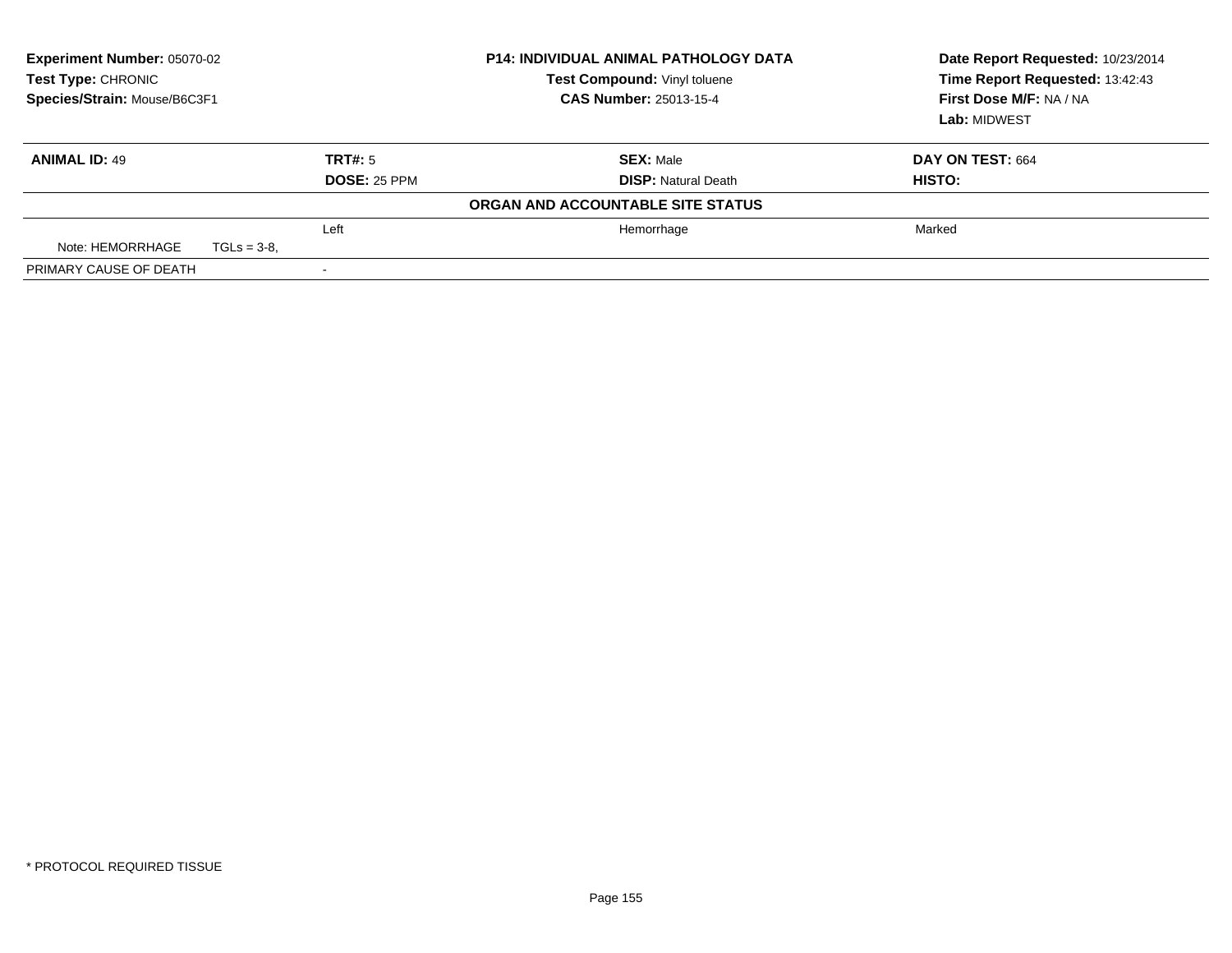**Experiment Number:** 05070-02
**Test Type:** CHRONIC
**Species/Strain:** Mouse/B6C3F1

**P14: INDIVIDUAL ANIMAL PATHOLOGY DATA**
**Test Compound:** Vinyl toluene
**CAS Number:** 25013-15-4

**Date Report Requested:** 10/23/2014
**Time Report Requested:** 13:42:43
**First Dose M/F:** NA / NA
**Lab:** MIDWEST

| **ANIMAL ID:** 49 | **TRT#:** 5 | **SEX:** Male | **DAY ON TEST:** 664 |
|---|---|---|---|
| | **DOSE:** 25 PPM | **DISP:** Natural Death | **HISTO:** |

**ORGAN AND ACCOUNTABLE SITE STATUS**

| | | | |
|---|---|---|---|
| | Left | Hemorrhage | Marked |
| Note: HEMORRHAGE TGLs = 3-8, | | | |
| PRIMARY CAUSE OF DEATH | - | | |

* PROTOCOL REQUIRED TISSUE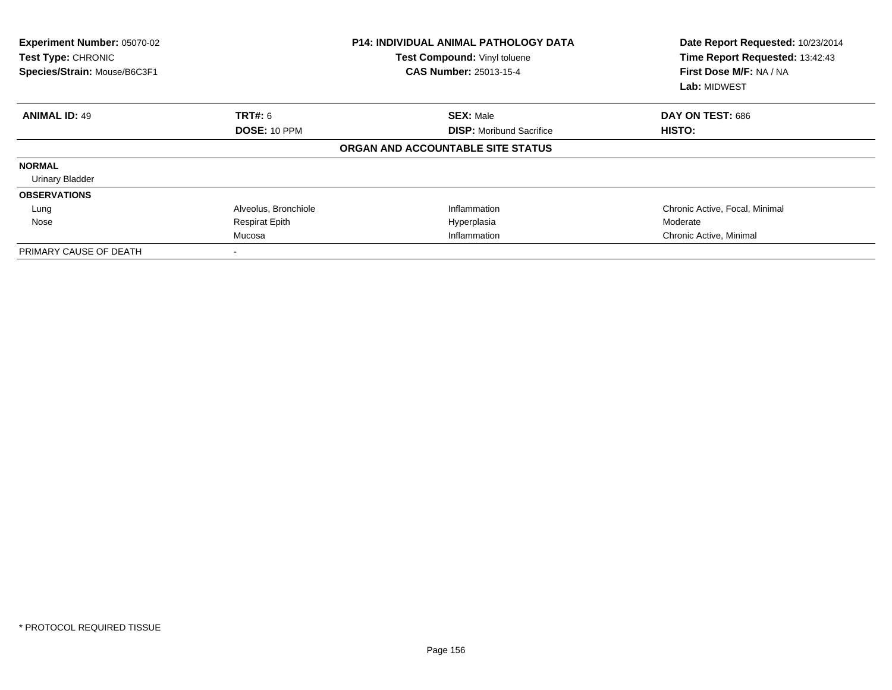**Experiment Number:** 05070-02
**Test Type:** CHRONIC
**Species/Strain:** Mouse/B6C3F1

**P14: INDIVIDUAL ANIMAL PATHOLOGY DATA**
**Test Compound:** Vinyl toluene
**CAS Number:** 25013-15-4

**Date Report Requested:** 10/23/2014
**Time Report Requested:** 13:42:43
**First Dose M/F:** NA / NA
**Lab:** MIDWEST

| **ANIMAL ID:** 49 | **TRT#:** 6 | **SEX:** Male | **DAY ON TEST:** 686 |
|---|---|---|---|
| | **DOSE:** 10 PPM | **DISP:** Moribund Sacrifice | **HISTO:** |

**ORGAN AND ACCOUNTABLE SITE STATUS**

| | | | |
|---|---|---|---|
| **NORMAL** | | | |
| Urinary Bladder | | | |
| **OBSERVATIONS** | | | |
| Lung | Alveolus, Bronchiole | Inflammation | Chronic Active, Focal, Minimal |
| Nose | Respirat Epith | Hyperplasia | Moderate |
| | Mucosa | Inflammation | Chronic Active, Minimal |
| PRIMARY CAUSE OF DEATH | - | | |

\* PROTOCOL REQUIRED TISSUE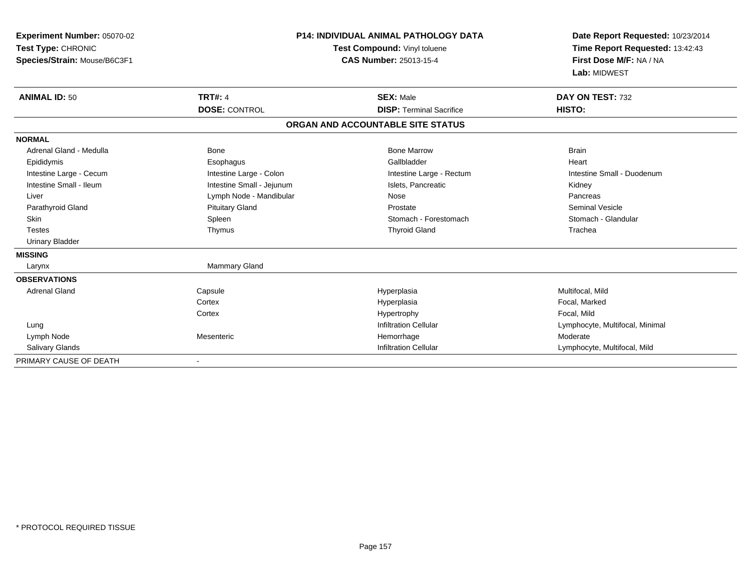**Experiment Number:** 05070-02
**Test Type:** CHRONIC
**Species/Strain:** Mouse/B6C3F1

**P14: INDIVIDUAL ANIMAL PATHOLOGY DATA**
**Test Compound:** Vinyl toluene
**CAS Number:** 25013-15-4

**Date Report Requested:** 10/23/2014
**Time Report Requested:** 13:42:43
**First Dose M/F:** NA / NA
**Lab:** MIDWEST

| **ANIMAL ID:** 50 | **TRT#:** 4 | **SEX:** Male | **DAY ON TEST:** 732 |
|---|---|---|---|
| | **DOSE:** CONTROL | **DISP:** Terminal Sacrifice | **HISTO:** |

**ORGAN AND ACCOUNTABLE SITE STATUS**

| | | | |
|---|---|---|---|
| **NORMAL** | | | |
| Adrenal Gland - Medulla | Bone | Bone Marrow | Brain |
| Epididymis | Esophagus | Gallbladder | Heart |
| Intestine Large - Cecum | Intestine Large - Colon | Intestine Large - Rectum | Intestine Small - Duodenum |
| Intestine Small - Ileum | Intestine Small - Jejunum | Islets, Pancreatic | Kidney |
| Liver | Lymph Node - Mandibular | Nose | Pancreas |
| Parathyroid Gland | Pituitary Gland | Prostate | Seminal Vesicle |
| Skin | Spleen | Stomach - Forestomach | Stomach - Glandular |
| Testes | Thymus | Thyroid Gland | Trachea |
| Urinary Bladder | | | |
| **MISSING** | | | |
| Larynx | Mammary Gland | | |
| **OBSERVATIONS** | | | |
| Adrenal Gland | Capsule | Hyperplasia | Multifocal, Mild |
| | Cortex | Hyperplasia | Focal, Marked |
| | Cortex | Hypertrophy | Focal, Mild |
| Lung | | Infiltration Cellular | Lymphocyte, Multifocal, Minimal |
| Lymph Node | Mesenteric | Hemorrhage | Moderate |
| Salivary Glands | | Infiltration Cellular | Lymphocyte, Multifocal, Mild |
| PRIMARY CAUSE OF DEATH | - | | |

* PROTOCOL REQUIRED TISSUE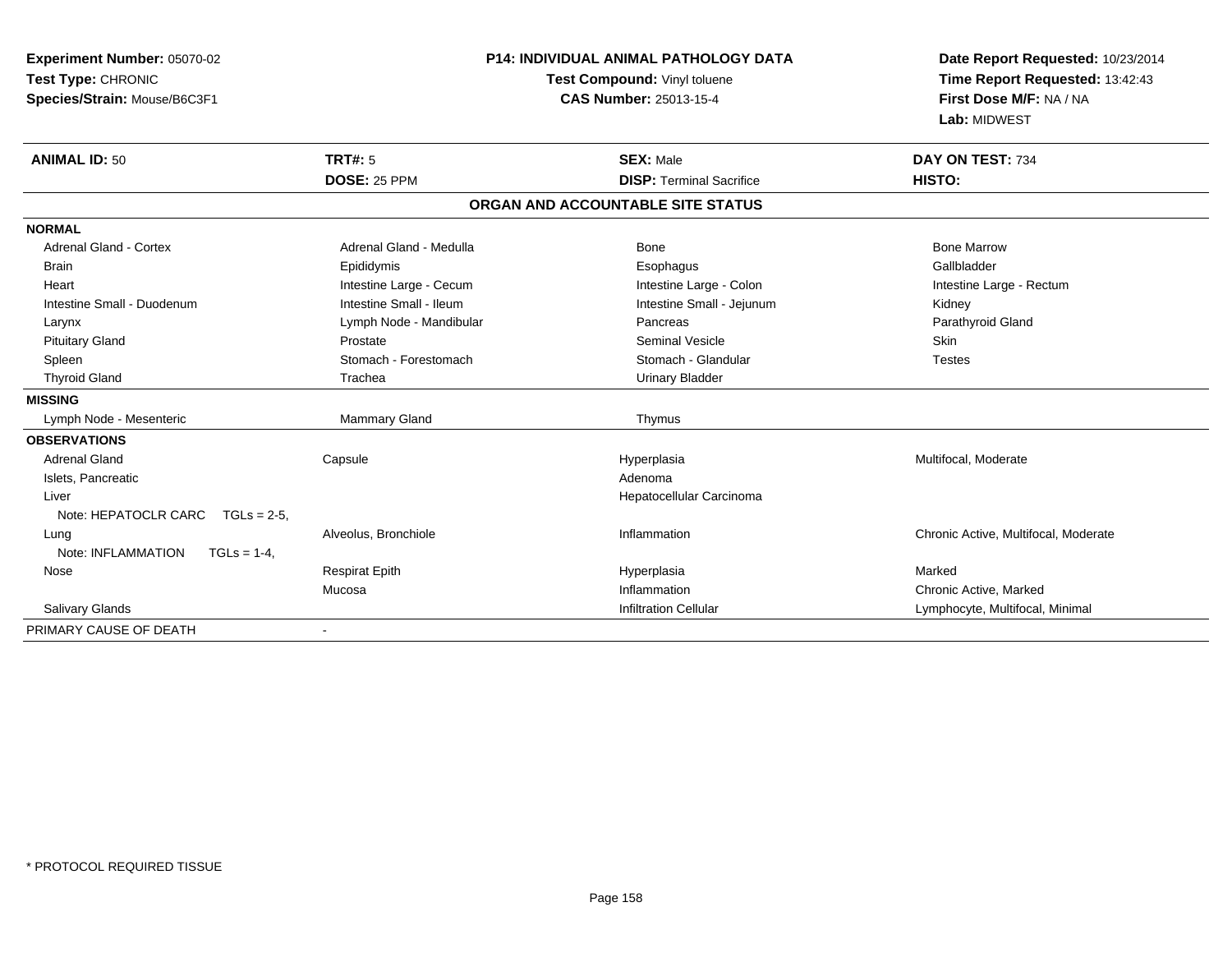**Experiment Number:** 05070-02
**Test Type:** CHRONIC
**Species/Strain:** Mouse/B6C3F1

**P14: INDIVIDUAL ANIMAL PATHOLOGY DATA**
**Test Compound:** Vinyl toluene
**CAS Number:** 25013-15-4

**Date Report Requested:** 10/23/2014
**Time Report Requested:** 13:42:43
**First Dose M/F:** NA / NA
**Lab:** MIDWEST

| **ANIMAL ID:** 50 | **TRT#:** 5 | **SEX:** Male | **DAY ON TEST:** 734 |
|---|---|---|---|
| | **DOSE:** 25 PPM | **DISP:** Terminal Sacrifice | **HISTO:** |

**ORGAN AND ACCOUNTABLE SITE STATUS**

| | | | |
|---|---|---|---|
| **NORMAL** | | | |
| Adrenal Gland - Cortex | Adrenal Gland - Medulla | Bone | Bone Marrow |
| Brain | Epididymis | Esophagus | Gallbladder |
| Heart | Intestine Large - Cecum | Intestine Large - Colon | Intestine Large - Rectum |
| Intestine Small - Duodenum | Intestine Small - Ileum | Intestine Small - Jejunum | Kidney |
| Larynx | Lymph Node - Mandibular | Pancreas | Parathyroid Gland |
| Pituitary Gland | Prostate | Seminal Vesicle | Skin |
| Spleen | Stomach - Forestomach | Stomach - Glandular | Testes |
| Thyroid Gland | Trachea | Urinary Bladder | |
| **MISSING** | | | |
| Lymph Node - Mesenteric | Mammary Gland | Thymus | |
| **OBSERVATIONS** | | | |
| Adrenal Gland | Capsule | Hyperplasia | Multifocal, Moderate |
| Islets, Pancreatic | | Adenoma | |
| Liver | | Hepatocellular Carcinoma | |
| Note: HEPATOCLR CARC TGLs = 2-5, | | | |
| Lung | Alveolus, Bronchiole | Inflammation | Chronic Active, Multifocal, Moderate |
| Note: INFLAMMATION TGLs = 1-4, | | | |
| Nose | Respirat Epith | Hyperplasia | Marked |
| | Mucosa | Inflammation | Chronic Active, Marked |
| Salivary Glands | | Infiltration Cellular | Lymphocyte, Multifocal, Minimal |
| PRIMARY CAUSE OF DEATH | - | | |

* PROTOCOL REQUIRED TISSUE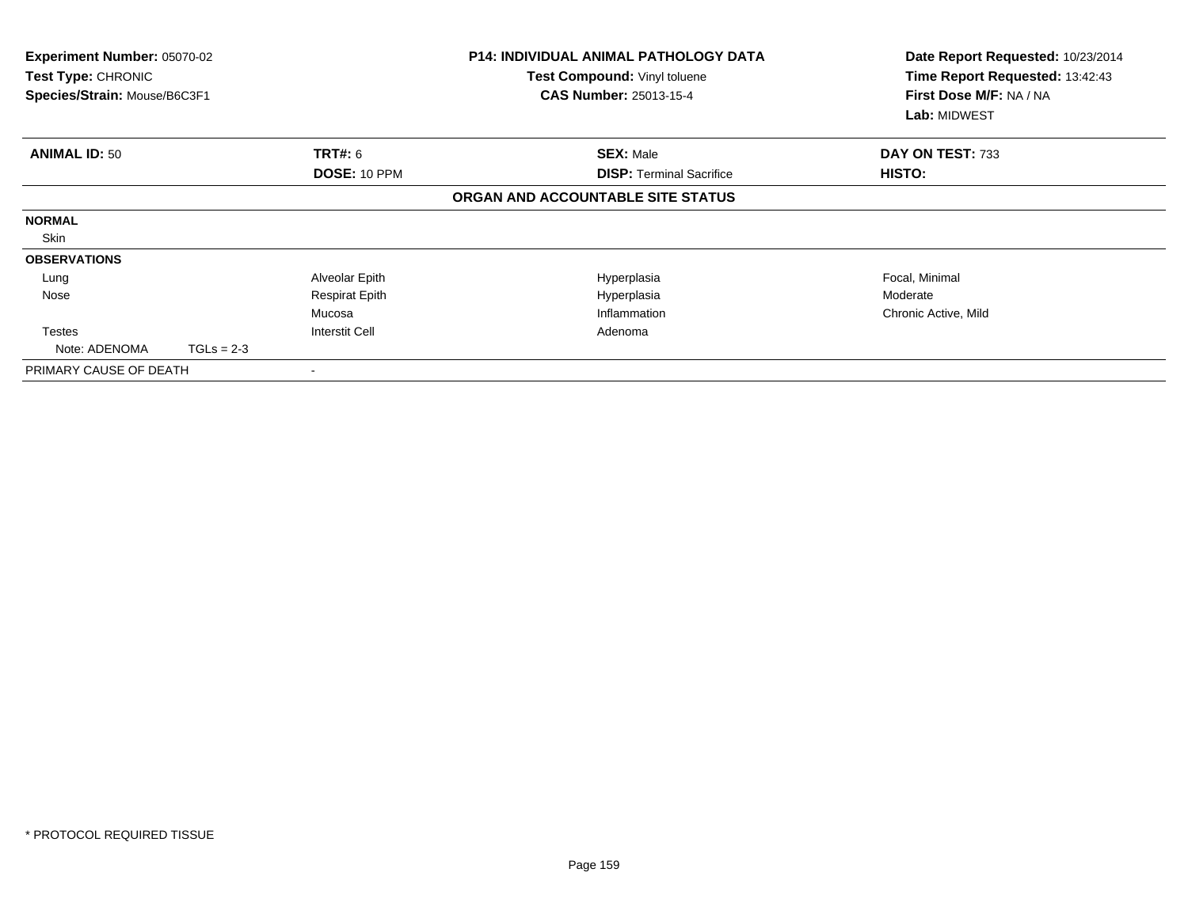**Experiment Number:** 05070-02
**Test Type:** CHRONIC
**Species/Strain:** Mouse/B6C3F1

**P14: INDIVIDUAL ANIMAL PATHOLOGY DATA**
**Test Compound:** Vinyl toluene
**CAS Number:** 25013-15-4

**Date Report Requested:** 10/23/2014
**Time Report Requested:** 13:42:43
**First Dose M/F:** NA / NA
**Lab:** MIDWEST

| **ANIMAL ID:** 50 | **TRT#:** 6 | **SEX:** Male | **DAY ON TEST:** 733 |
|---|---|---|---|
| | **DOSE:** 10 PPM | **DISP:** Terminal Sacrifice | **HISTO:** |

**ORGAN AND ACCOUNTABLE SITE STATUS**

| | | | |
|---|---|---|---|
| **NORMAL** | | | |
| Skin | | | |
| **OBSERVATIONS** | | | |
| Lung | Alveolar Epith | Hyperplasia | Focal, Minimal |
| Nose | Respirat Epith | Hyperplasia | Moderate |
| | Mucosa | Inflammation | Chronic Active, Mild |
| Testes | Interstit Cell | Adenoma | |
| Note: ADENOMA TGLs = 2-3 | | | |
| PRIMARY CAUSE OF DEATH | - | | |

* PROTOCOL REQUIRED TISSUE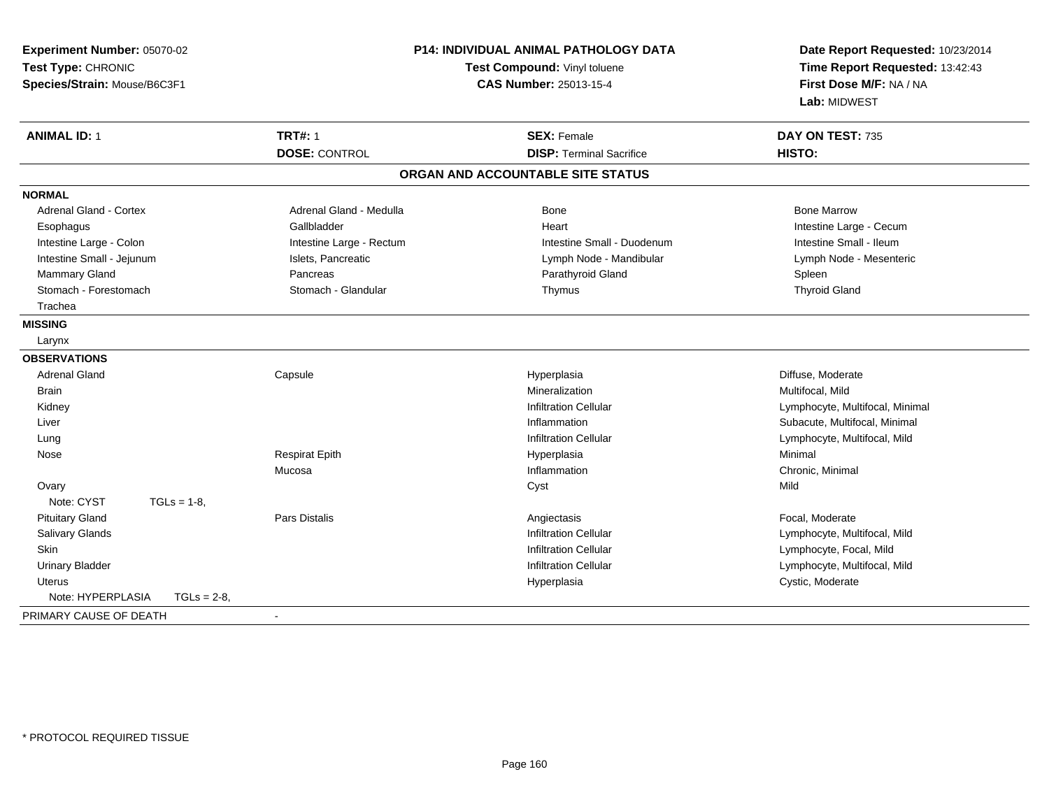**Experiment Number:** 05070-02
**Test Type:** CHRONIC
**Species/Strain:** Mouse/B6C3F1

**P14: INDIVIDUAL ANIMAL PATHOLOGY DATA**
**Test Compound:** Vinyl toluene
**CAS Number:** 25013-15-4

**Date Report Requested:** 10/23/2014
**Time Report Requested:** 13:42:43
**First Dose M/F:** NA / NA
**Lab:** MIDWEST

| **ANIMAL ID:** 1 | **TRT#:** 1 | **SEX:** Female | **DAY ON TEST:** 735 |
|---|---|---|---|
| | **DOSE:** CONTROL | **DISP:** Terminal Sacrifice | **HISTO:** |

**ORGAN AND ACCOUNTABLE SITE STATUS**

**NORMAL**

| | | | |
|---|---|---|---|
| Adrenal Gland - Cortex | Adrenal Gland - Medulla | Bone | Bone Marrow |
| Esophagus | Gallbladder | Heart | Intestine Large - Cecum |
| Intestine Large - Colon | Intestine Large - Rectum | Intestine Small - Duodenum | Intestine Small - Ileum |
| Intestine Small - Jejunum | Islets, Pancreatic | Lymph Node - Mandibular | Lymph Node - Mesenteric |
| Mammary Gland | Pancreas | Parathyroid Gland | Spleen |
| Stomach - Forestomach | Stomach - Glandular | Thymus | Thyroid Gland |
| Trachea | | | |

**MISSING**

Larynx

**OBSERVATIONS**

| | | | |
|---|---|---|---|
| Adrenal Gland | Capsule | Hyperplasia | Diffuse, Moderate |
| Brain | | Mineralization | Multifocal, Mild |
| Kidney | | Infiltration Cellular | Lymphocyte, Multifocal, Minimal |
| Liver | | Inflammation | Subacute, Multifocal, Minimal |
| Lung | | Infiltration Cellular | Lymphocyte, Multifocal, Mild |
| Nose | Respirat Epith | Hyperplasia | Minimal |
| | Mucosa | Inflammation | Chronic, Minimal |
| Ovary | | Cyst | Mild |
| Note: CYST TGLs = 1-8, | | | |
| Pituitary Gland | Pars Distalis | Angiectasis | Focal, Moderate |
| Salivary Glands | | Infiltration Cellular | Lymphocyte, Multifocal, Mild |
| Skin | | Infiltration Cellular | Lymphocyte, Focal, Mild |
| Urinary Bladder | | Infiltration Cellular | Lymphocyte, Multifocal, Mild |
| Uterus | | Hyperplasia | Cystic, Moderate |
| Note: HYPERPLASIA TGLs = 2-8, | | | |

PRIMARY CAUSE OF DEATH -

* PROTOCOL REQUIRED TISSUE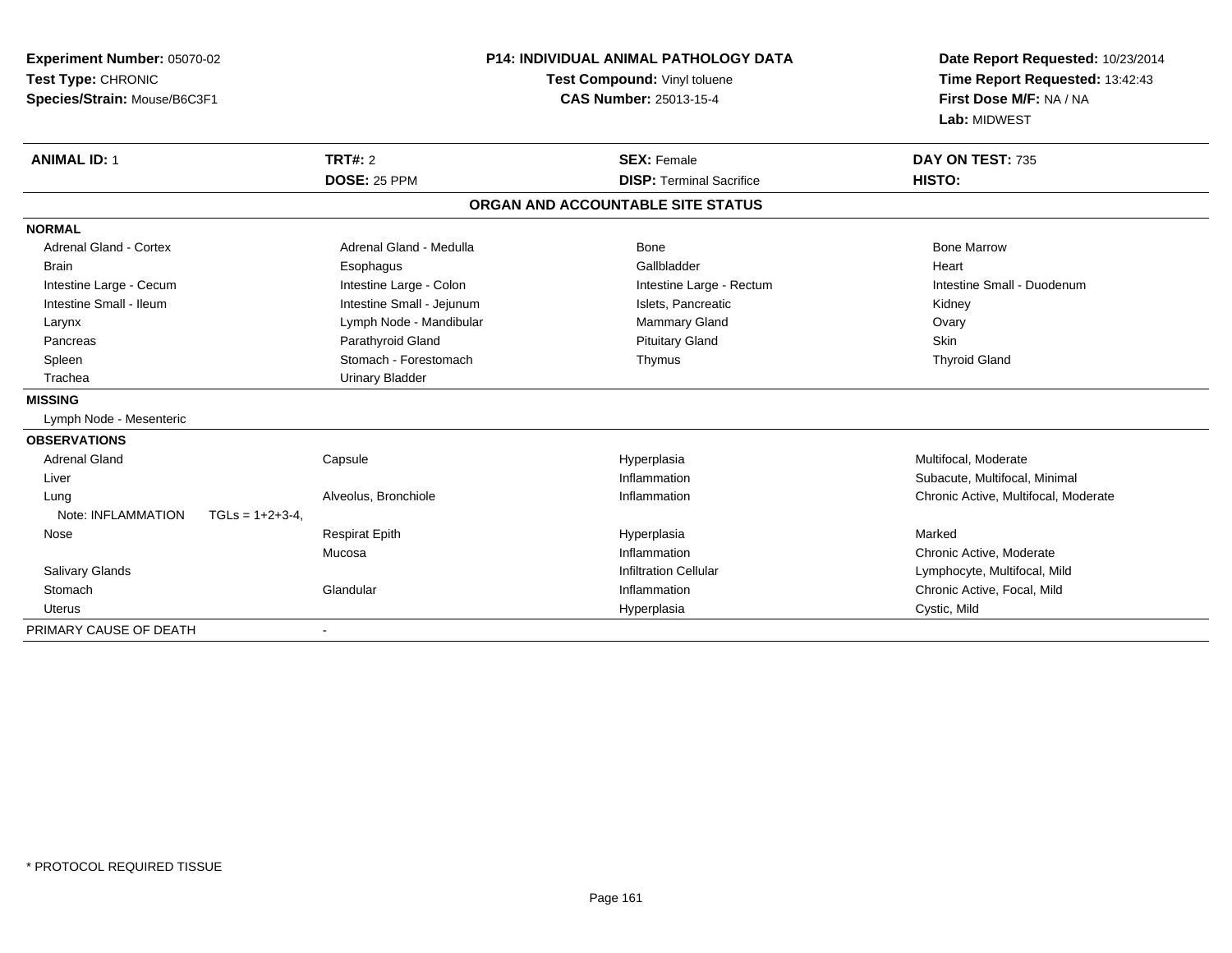**Experiment Number:** 05070-02
**Test Type:** CHRONIC
**Species/Strain:** Mouse/B6C3F1

**P14: INDIVIDUAL ANIMAL PATHOLOGY DATA**
**Test Compound:** Vinyl toluene
**CAS Number:** 25013-15-4

**Date Report Requested:** 10/23/2014
**Time Report Requested:** 13:42:43
**First Dose M/F:** NA / NA
**Lab:** MIDWEST

| **ANIMAL ID:** 1 | **TRT#:** 2 | **SEX:** Female | **DAY ON TEST:** 735 |
|---|---|---|---|
| | **DOSE:** 25 PPM | **DISP:** Terminal Sacrifice | **HISTO:** |

## ORGAN AND ACCOUNTABLE SITE STATUS

**NORMAL**

| | | | |
|---|---|---|---|
| Adrenal Gland - Cortex | Adrenal Gland - Medulla | Bone | Bone Marrow |
| Brain | Esophagus | Gallbladder | Heart |
| Intestine Large - Cecum | Intestine Large - Colon | Intestine Large - Rectum | Intestine Small - Duodenum |
| Intestine Small - Ileum | Intestine Small - Jejunum | Islets, Pancreatic | Kidney |
| Larynx | Lymph Node - Mandibular | Mammary Gland | Ovary |
| Pancreas | Parathyroid Gland | Pituitary Gland | Skin |
| Spleen | Stomach - Forestomach | Thymus | Thyroid Gland |
| Trachea | Urinary Bladder | | |

**MISSING**

Lymph Node - Mesenteric

**OBSERVATIONS**

| | | | |
|---|---|---|---|
| Adrenal Gland | Capsule | Hyperplasia | Multifocal, Moderate |
| Liver | | Inflammation | Subacute, Multifocal, Minimal |
| Lung | Alveolus, Bronchiole | Inflammation | Chronic Active, Multifocal, Moderate |
| Note: INFLAMMATION TGLs = 1+2+3-4, | | | |
| Nose | Respirat Epith | Hyperplasia | Marked |
| | Mucosa | Inflammation | Chronic Active, Moderate |
| Salivary Glands | | Infiltration Cellular | Lymphocyte, Multifocal, Mild |
| Stomach | Glandular | Inflammation | Chronic Active, Focal, Mild |
| Uterus | | Hyperplasia | Cystic, Mild |

PRIMARY CAUSE OF DEATH -

* PROTOCOL REQUIRED TISSUE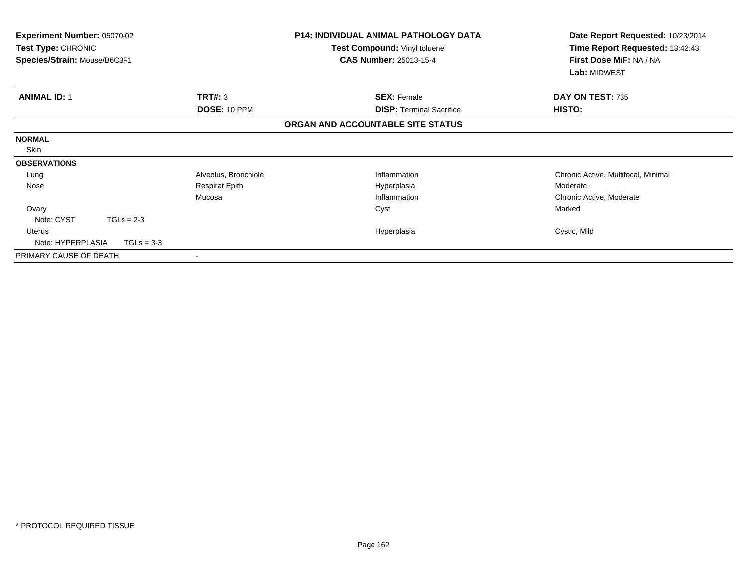**Experiment Number:** 05070-02
**Test Type:** CHRONIC
**Species/Strain:** Mouse/B6C3F1

**P14: INDIVIDUAL ANIMAL PATHOLOGY DATA**
**Test Compound:** Vinyl toluene
**CAS Number:** 25013-15-4

**Date Report Requested:** 10/23/2014
**Time Report Requested:** 13:42:43
**First Dose M/F:** NA / NA
**Lab:** MIDWEST

| **ANIMAL ID:** 1 | **TRT#:** 3 | **SEX:** Female | **DAY ON TEST:** 735 |
|---|---|---|---|
| | **DOSE:** 10 PPM | **DISP:** Terminal Sacrifice | **HISTO:** |

**ORGAN AND ACCOUNTABLE SITE STATUS**

| | | | |
|---|---|---|---|
| **NORMAL** | | | |
| Skin | | | |
| **OBSERVATIONS** | | | |
| Lung | Alveolus, Bronchiole | Inflammation | Chronic Active, Multifocal, Minimal |
| Nose | Respirat Epith | Hyperplasia | Moderate |
| | Mucosa | Inflammation | Chronic Active, Moderate |
| Ovary | | Cyst | Marked |
| Note: CYST TGLs = 2-3 | | | |
| Uterus | | Hyperplasia | Cystic, Mild |
| Note: HYPERPLASIA TGLs = 3-3 | | | |
| PRIMARY CAUSE OF DEATH | - | | |

* PROTOCOL REQUIRED TISSUE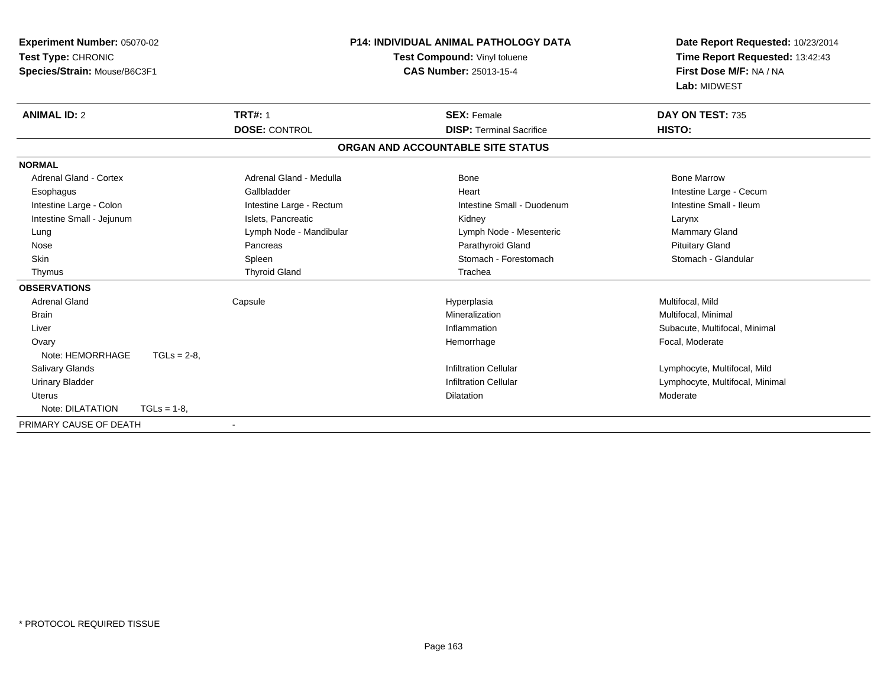**Experiment Number:** 05070-02
**Test Type:** CHRONIC
**Species/Strain:** Mouse/B6C3F1

**P14: INDIVIDUAL ANIMAL PATHOLOGY DATA**
**Test Compound:** Vinyl toluene
**CAS Number:** 25013-15-4

**Date Report Requested:** 10/23/2014
**Time Report Requested:** 13:42:43
**First Dose M/F:** NA / NA
**Lab:** MIDWEST

| **ANIMAL ID:** 2 | **TRT#:** 1 | **SEX:** Female | **DAY ON TEST:** 735 |
|---|---|---|---|
| | **DOSE:** CONTROL | **DISP:** Terminal Sacrifice | **HISTO:** |

**ORGAN AND ACCOUNTABLE SITE STATUS**

**NORMAL**

| | | | |
|---|---|---|---|
| Adrenal Gland - Cortex | Adrenal Gland - Medulla | Bone | Bone Marrow |
| Esophagus | Gallbladder | Heart | Intestine Large - Cecum |
| Intestine Large - Colon | Intestine Large - Rectum | Intestine Small - Duodenum | Intestine Small - Ileum |
| Intestine Small - Jejunum | Islets, Pancreatic | Kidney | Larynx |
| Lung | Lymph Node - Mandibular | Lymph Node - Mesenteric | Mammary Gland |
| Nose | Pancreas | Parathyroid Gland | Pituitary Gland |
| Skin | Spleen | Stomach - Forestomach | Stomach - Glandular |
| Thymus | Thyroid Gland | Trachea | |

**OBSERVATIONS**

| | | | |
|---|---|---|---|
| Adrenal Gland | Capsule | Hyperplasia | Multifocal, Mild |
| Brain | | Mineralization | Multifocal, Minimal |
| Liver | | Inflammation | Subacute, Multifocal, Minimal |
| Ovary | | Hemorrhage | Focal, Moderate |
| Note: HEMORRHAGE TGLs = 2-8, | | | |
| Salivary Glands | | Infiltration Cellular | Lymphocyte, Multifocal, Mild |
| Urinary Bladder | | Infiltration Cellular | Lymphocyte, Multifocal, Minimal |
| Uterus | | Dilatation | Moderate |
| Note: DILATATION TGLs = 1-8, | | | |

PRIMARY CAUSE OF DEATH -

* PROTOCOL REQUIRED TISSUE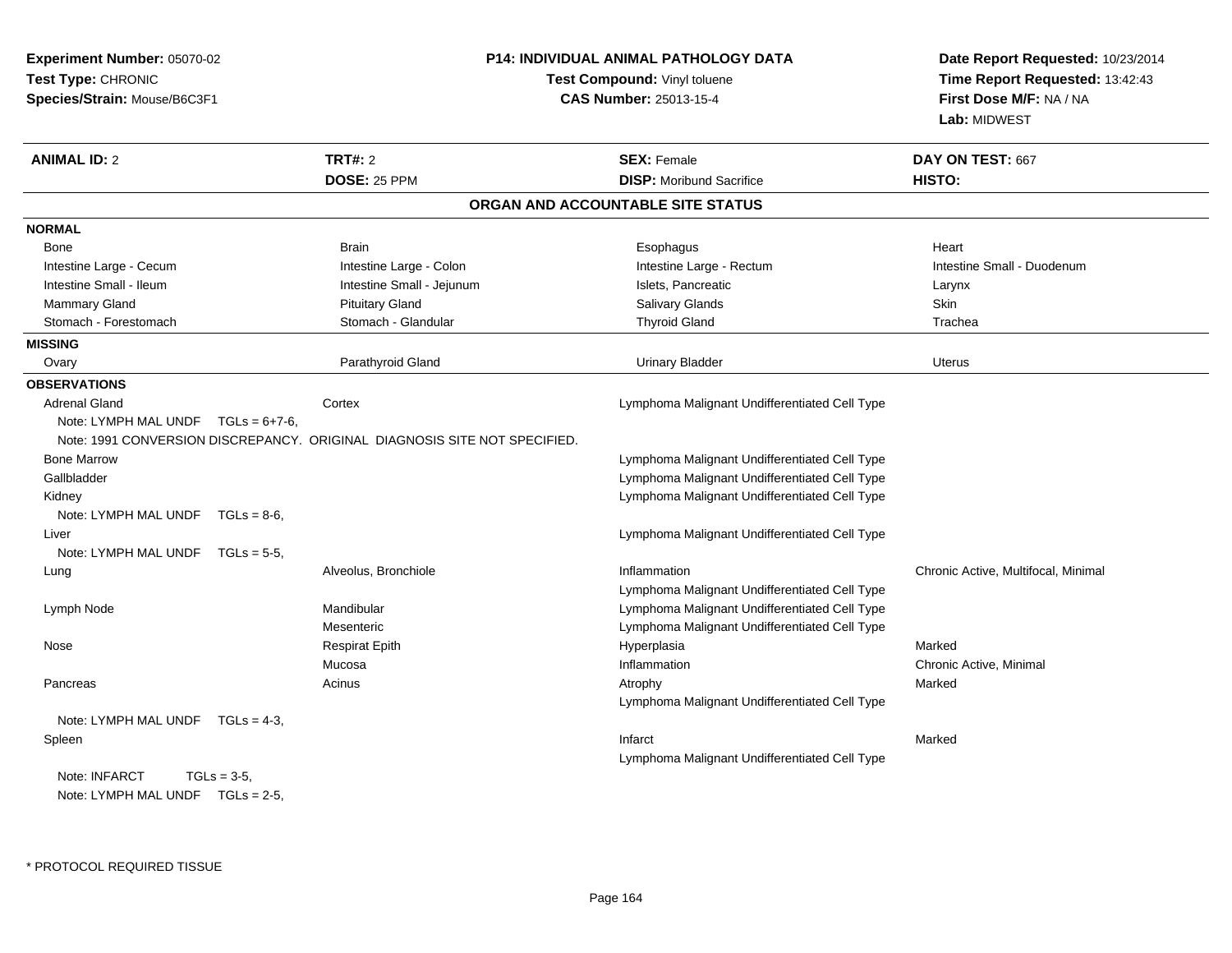**Experiment Number:** 05070-02
**Test Type:** CHRONIC
**Species/Strain:** Mouse/B6C3F1

**P14: INDIVIDUAL ANIMAL PATHOLOGY DATA**
**Test Compound:** Vinyl toluene
**CAS Number:** 25013-15-4

**Date Report Requested:** 10/23/2014
**Time Report Requested:** 13:42:43
**First Dose M/F:** NA / NA
**Lab:** MIDWEST

| **ANIMAL ID:** 2 | **TRT#:** 2 | **SEX:** Female | **DAY ON TEST:** 667 |
|---|---|---|---|
| | **DOSE:** 25 PPM | **DISP:** Moribund Sacrifice | **HISTO:** |

## ORGAN AND ACCOUNTABLE SITE STATUS

**NORMAL**

| | | | |
|---|---|---|---|
| Bone | Brain | Esophagus | Heart |
| Intestine Large - Cecum | Intestine Large - Colon | Intestine Large - Rectum | Intestine Small - Duodenum |
| Intestine Small - Ileum | Intestine Small - Jejunum | Islets, Pancreatic | Larynx |
| Mammary Gland | Pituitary Gland | Salivary Glands | Skin |
| Stomach - Forestomach | Stomach - Glandular | Thyroid Gland | Trachea |

**MISSING**

| | | | |
|---|---|---|---|
| Ovary | Parathyroid Gland | Urinary Bladder | Uterus |

**OBSERVATIONS**

| | | | |
|---|---|---|---|
| Adrenal Gland | Cortex | Lymphoma Malignant Undifferentiated Cell Type | |
| Note: LYMPH MAL UNDF TGLs = 6+7-6, | | | |
| Note: 1991 CONVERSION DISCREPANCY. ORIGINAL DIAGNOSIS SITE NOT SPECIFIED. | | | |
| Bone Marrow | | Lymphoma Malignant Undifferentiated Cell Type | |
| Gallbladder | | Lymphoma Malignant Undifferentiated Cell Type | |
| Kidney | | Lymphoma Malignant Undifferentiated Cell Type | |
| Note: LYMPH MAL UNDF TGLs = 8-6, | | | |
| Liver | | Lymphoma Malignant Undifferentiated Cell Type | |
| Note: LYMPH MAL UNDF TGLs = 5-5, | | | |
| Lung | Alveolus, Bronchiole | Inflammation | Chronic Active, Multifocal, Minimal |
| | | Lymphoma Malignant Undifferentiated Cell Type | |
| Lymph Node | Mandibular | Lymphoma Malignant Undifferentiated Cell Type | |
| | Mesenteric | Lymphoma Malignant Undifferentiated Cell Type | |
| Nose | Respirat Epith | Hyperplasia | Marked |
| | Mucosa | Inflammation | Chronic Active, Minimal |
| Pancreas | Acinus | Atrophy | Marked |
| | | Lymphoma Malignant Undifferentiated Cell Type | |
| Note: LYMPH MAL UNDF TGLs = 4-3, | | | |
| Spleen | | Infarct | Marked |
| | | Lymphoma Malignant Undifferentiated Cell Type | |
| Note: INFARCT TGLs = 3-5, | | | |
| Note: LYMPH MAL UNDF TGLs = 2-5, | | | |

\* PROTOCOL REQUIRED TISSUE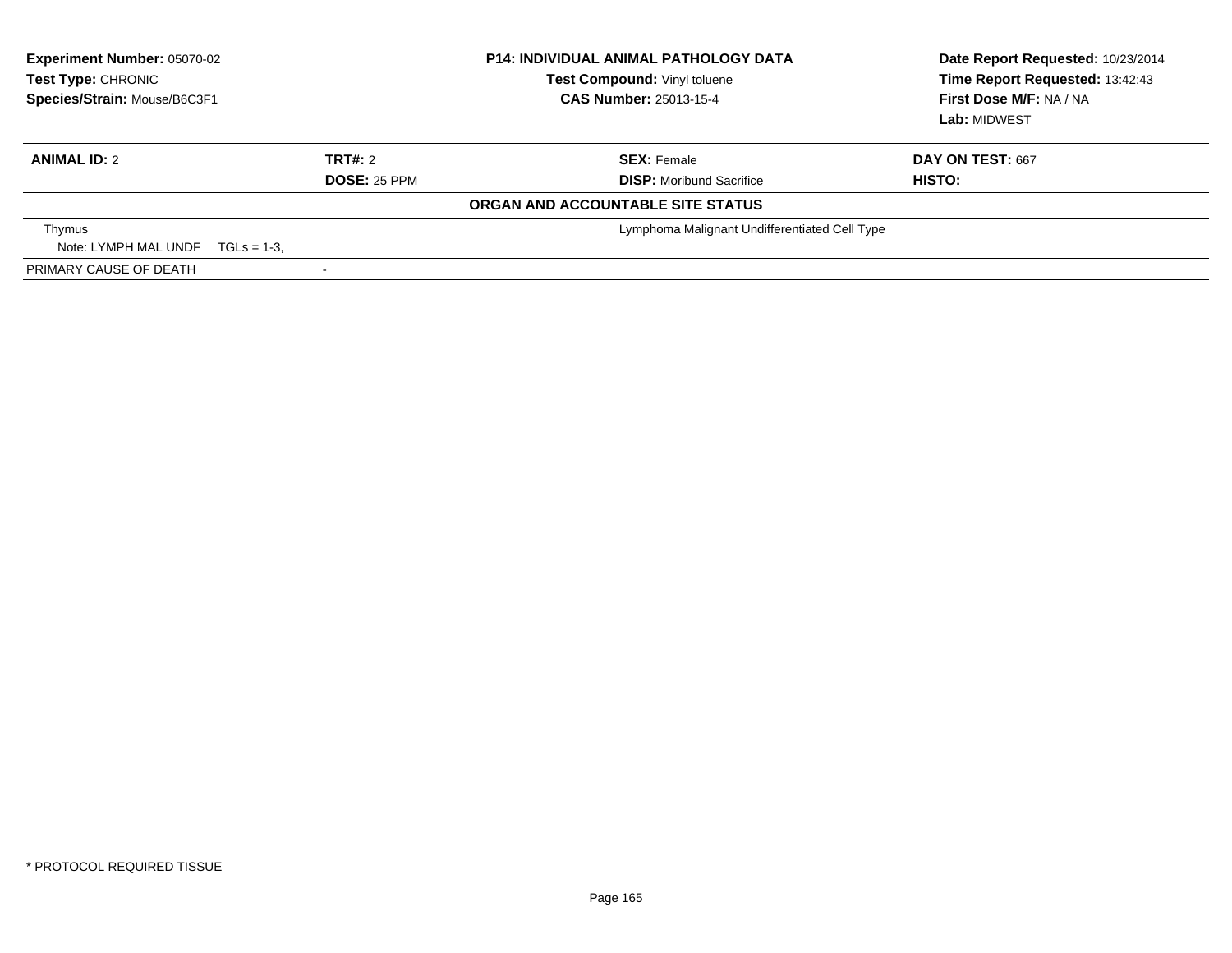**Experiment Number:** 05070-02
**Test Type:** CHRONIC
**Species/Strain:** Mouse/B6C3F1

**P14: INDIVIDUAL ANIMAL PATHOLOGY DATA**
**Test Compound:** Vinyl toluene
**CAS Number:** 25013-15-4

**Date Report Requested:** 10/23/2014
**Time Report Requested:** 13:42:43
**First Dose M/F:** NA / NA
**Lab:** MIDWEST

| | | | |
|---|---|---|---|
| **ANIMAL ID:** 2 | **TRT#:** 2 | **SEX:** Female | **DAY ON TEST:** 667 |
| | **DOSE:** 25 PPM | **DISP:** Moribund Sacrifice | **HISTO:** |

**ORGAN AND ACCOUNTABLE SITE STATUS**

| | |
|---|---|
| Thymus | Lymphoma Malignant Undifferentiated Cell Type |
| Note: LYMPH MAL UNDF TGLs = 1-3, | |
| PRIMARY CAUSE OF DEATH | - |

* PROTOCOL REQUIRED TISSUE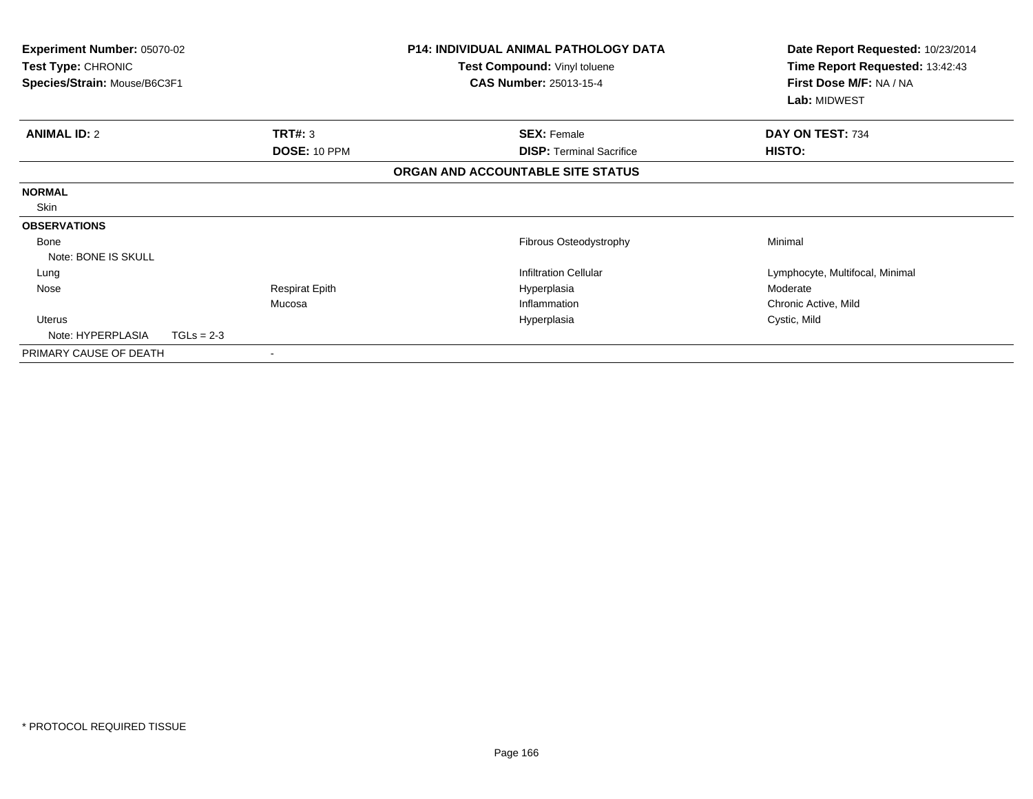**Experiment Number:** 05070-02
**Test Type:** CHRONIC
**Species/Strain:** Mouse/B6C3F1

**P14: INDIVIDUAL ANIMAL PATHOLOGY DATA**
**Test Compound:** Vinyl toluene
**CAS Number:** 25013-15-4

**Date Report Requested:** 10/23/2014
**Time Report Requested:** 13:42:43
**First Dose M/F:** NA / NA
**Lab:** MIDWEST

| **ANIMAL ID:** 2 | **TRT#:** 3 | **SEX:** Female | **DAY ON TEST:** 734 |
|---|---|---|---|
| | **DOSE:** 10 PPM | **DISP:** Terminal Sacrifice | **HISTO:** |

**ORGAN AND ACCOUNTABLE SITE STATUS**

| | | | |
|---|---|---|---|
| **NORMAL** | | | |
| Skin | | | |
| **OBSERVATIONS** | | | |
| Bone | | Fibrous Osteodystrophy | Minimal |
| Note: BONE IS SKULL | | | |
| Lung | | Infiltration Cellular | Lymphocyte, Multifocal, Minimal |
| Nose | Respirat Epith | Hyperplasia | Moderate |
| | Mucosa | Inflammation | Chronic Active, Mild |
| Uterus | | Hyperplasia | Cystic, Mild |
| Note: HYPERPLASIA TGLs = 2-3 | | | |
| PRIMARY CAUSE OF DEATH | - | | |

* PROTOCOL REQUIRED TISSUE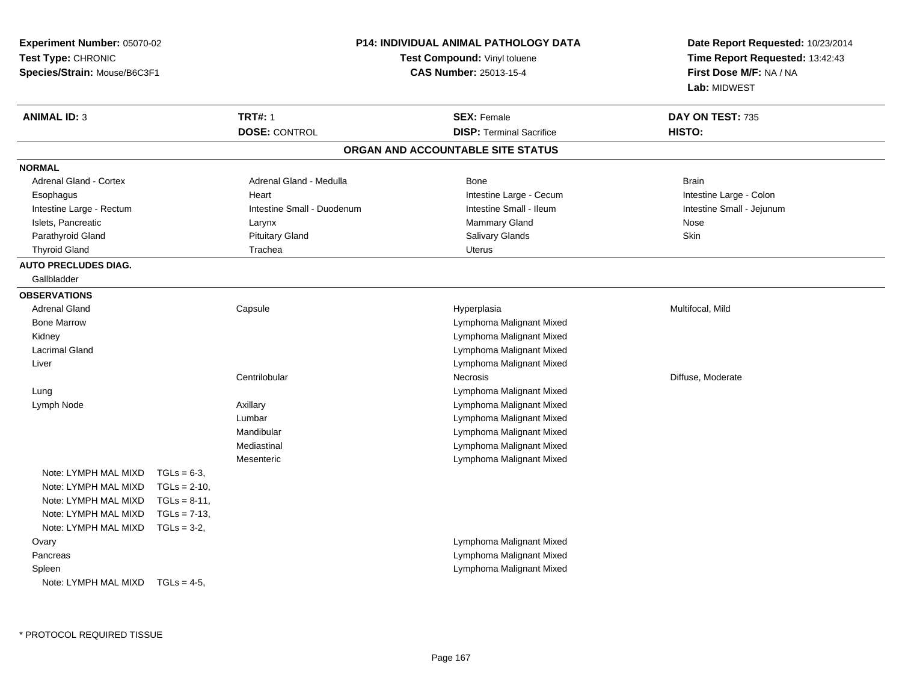**Experiment Number:** 05070-02
**Test Type:** CHRONIC
**Species/Strain:** Mouse/B6C3F1

**P14: INDIVIDUAL ANIMAL PATHOLOGY DATA**
**Test Compound:** Vinyl toluene
**CAS Number:** 25013-15-4

**Date Report Requested:** 10/23/2014
**Time Report Requested:** 13:42:43
**First Dose M/F:** NA / NA
**Lab:** MIDWEST

| **ANIMAL ID:** 3 | **TRT#:** 1 | **SEX:** Female | **DAY ON TEST:** 735 |
|---|---|---|---|
| | **DOSE:** CONTROL | **DISP:** Terminal Sacrifice | **HISTO:** |

## ORGAN AND ACCOUNTABLE SITE STATUS

**NORMAL**

| | | | |
|---|---|---|---|
| Adrenal Gland - Cortex | Adrenal Gland - Medulla | Bone | Brain |
| Esophagus | Heart | Intestine Large - Cecum | Intestine Large - Colon |
| Intestine Large - Rectum | Intestine Small - Duodenum | Intestine Small - Ileum | Intestine Small - Jejunum |
| Islets, Pancreatic | Larynx | Mammary Gland | Nose |
| Parathyroid Gland | Pituitary Gland | Salivary Glands | Skin |
| Thyroid Gland | Trachea | Uterus | |

**AUTO PRECLUDES DIAG.**

Gallbladder

**OBSERVATIONS**

| | | | |
|---|---|---|---|
| Adrenal Gland | Capsule | Hyperplasia | Multifocal, Mild |
| Bone Marrow | | Lymphoma Malignant Mixed | |
| Kidney | | Lymphoma Malignant Mixed | |
| Lacrimal Gland | | Lymphoma Malignant Mixed | |
| Liver | | Lymphoma Malignant Mixed | |
| | Centrilobular | Necrosis | Diffuse, Moderate |
| Lung | | Lymphoma Malignant Mixed | |
| Lymph Node | Axillary | Lymphoma Malignant Mixed | |
| | Lumbar | Lymphoma Malignant Mixed | |
| | Mandibular | Lymphoma Malignant Mixed | |
| | Mediastinal | Lymphoma Malignant Mixed | |
| | Mesenteric | Lymphoma Malignant Mixed | |
| Note: LYMPH MAL MIXD TGLs = 6-3, | | | |
| Note: LYMPH MAL MIXD TGLs = 2-10, | | | |
| Note: LYMPH MAL MIXD TGLs = 8-11, | | | |
| Note: LYMPH MAL MIXD TGLs = 7-13, | | | |
| Note: LYMPH MAL MIXD TGLs = 3-2, | | | |
| Ovary | | Lymphoma Malignant Mixed | |
| Pancreas | | Lymphoma Malignant Mixed | |
| Spleen | | Lymphoma Malignant Mixed | |
| Note: LYMPH MAL MIXD TGLs = 4-5, | | | |

\* PROTOCOL REQUIRED TISSUE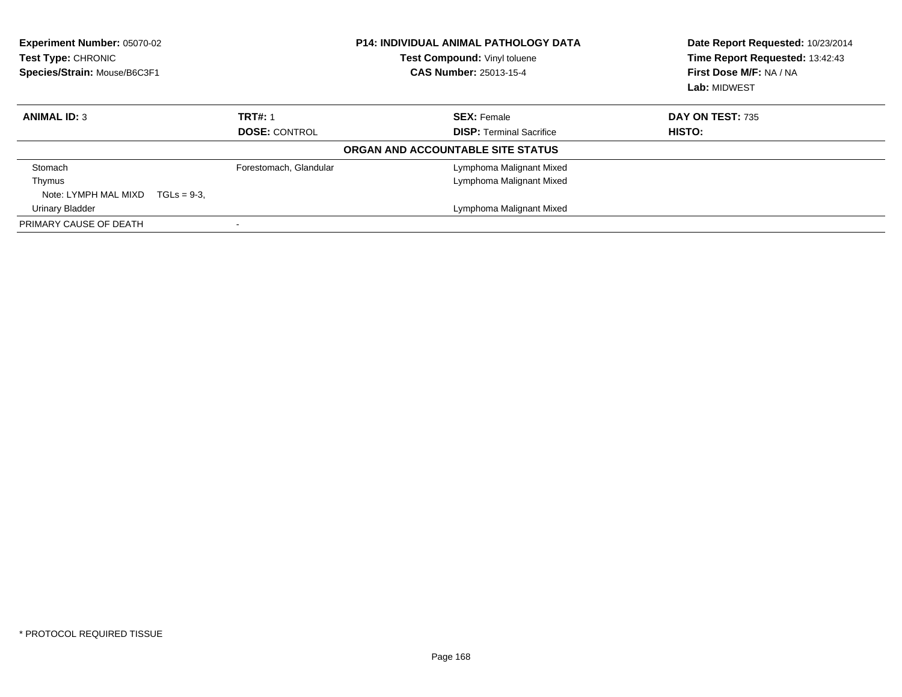**Experiment Number:** 05070-02
**Test Type:** CHRONIC
**Species/Strain:** Mouse/B6C3F1

**P14: INDIVIDUAL ANIMAL PATHOLOGY DATA**
**Test Compound:** Vinyl toluene
**CAS Number:** 25013-15-4

**Date Report Requested:** 10/23/2014
**Time Report Requested:** 13:42:43
**First Dose M/F:** NA / NA
**Lab:** MIDWEST

| | | | |
|---|---|---|---|
| **ANIMAL ID:** 3 | **TRT#:** 1 | **SEX:** Female | **DAY ON TEST:** 735 |
| | **DOSE:** CONTROL | **DISP:** Terminal Sacrifice | **HISTO:** |

**ORGAN AND ACCOUNTABLE SITE STATUS**

| | | |
|---|---|---|
| Stomach | Forestomach, Glandular | Lymphoma Malignant Mixed |
| Thymus | | Lymphoma Malignant Mixed |
| Note: LYMPH MAL MIXD TGLs = 9-3, | | |
| Urinary Bladder | | Lymphoma Malignant Mixed |
| PRIMARY CAUSE OF DEATH | - | |

* PROTOCOL REQUIRED TISSUE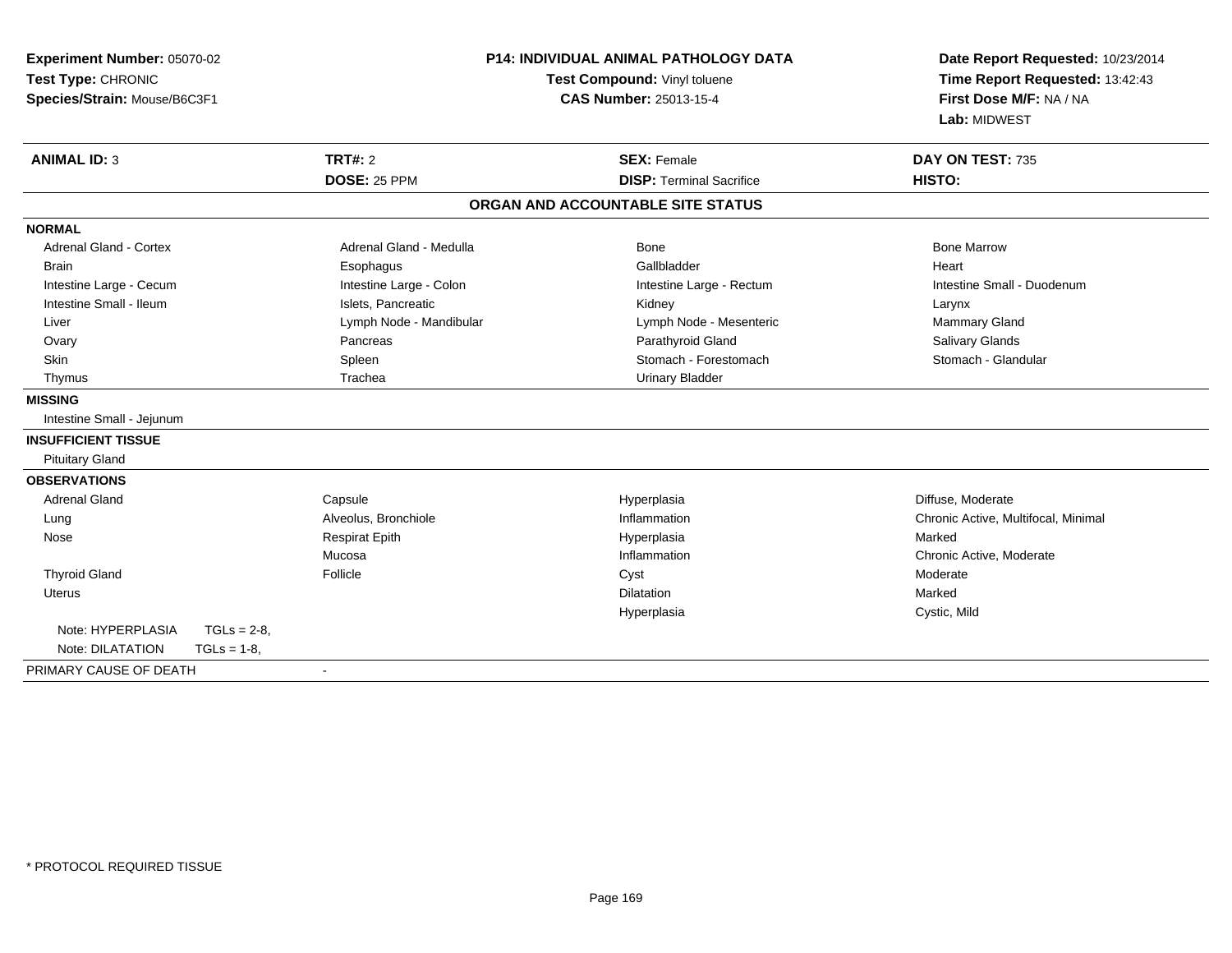**Experiment Number:** 05070-02
**Test Type:** CHRONIC
**Species/Strain:** Mouse/B6C3F1

**P14: INDIVIDUAL ANIMAL PATHOLOGY DATA**
**Test Compound:** Vinyl toluene
**CAS Number:** 25013-15-4

**Date Report Requested:** 10/23/2014
**Time Report Requested:** 13:42:43
**First Dose M/F:** NA / NA
**Lab:** MIDWEST

| **ANIMAL ID:** 3 | **TRT#:** 2 | **SEX:** Female | **DAY ON TEST:** 735 |
|---|---|---|---|
| | **DOSE:** 25 PPM | **DISP:** Terminal Sacrifice | **HISTO:** |

**ORGAN AND ACCOUNTABLE SITE STATUS**

| | | | |
|---|---|---|---|
| **NORMAL** | | | |
| Adrenal Gland - Cortex | Adrenal Gland - Medulla | Bone | Bone Marrow |
| Brain | Esophagus | Gallbladder | Heart |
| Intestine Large - Cecum | Intestine Large - Colon | Intestine Large - Rectum | Intestine Small - Duodenum |
| Intestine Small - Ileum | Islets, Pancreatic | Kidney | Larynx |
| Liver | Lymph Node - Mandibular | Lymph Node - Mesenteric | Mammary Gland |
| Ovary | Pancreas | Parathyroid Gland | Salivary Glands |
| Skin | Spleen | Stomach - Forestomach | Stomach - Glandular |
| Thymus | Trachea | Urinary Bladder | |
| **MISSING** | | | |
| Intestine Small - Jejunum | | | |
| **INSUFFICIENT TISSUE** | | | |
| Pituitary Gland | | | |
| **OBSERVATIONS** | | | |
| Adrenal Gland | Capsule | Hyperplasia | Diffuse, Moderate |
| Lung | Alveolus, Bronchiole | Inflammation | Chronic Active, Multifocal, Minimal |
| Nose | Respirat Epith | Hyperplasia | Marked |
| | Mucosa | Inflammation | Chronic Active, Moderate |
| Thyroid Gland | Follicle | Cyst | Moderate |
| Uterus | | Dilatation | Marked |
| | | Hyperplasia | Cystic, Mild |
| Note: HYPERPLASIA TGLs = 2-8, | | | |
| Note: DILATATION TGLs = 1-8, | | | |
| PRIMARY CAUSE OF DEATH | - | | |

\* PROTOCOL REQUIRED TISSUE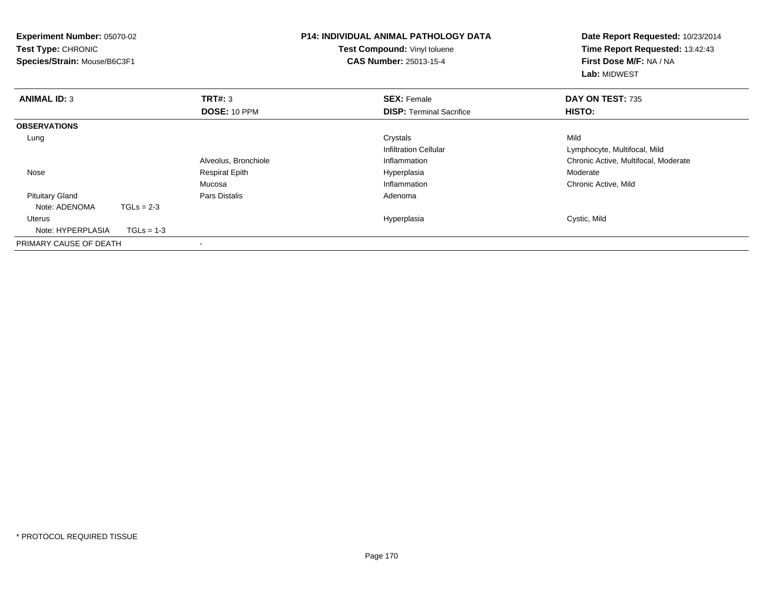**Experiment Number:** 05070-02
**Test Type:** CHRONIC
**Species/Strain:** Mouse/B6C3F1

**P14: INDIVIDUAL ANIMAL PATHOLOGY DATA**
**Test Compound:** Vinyl toluene
**CAS Number:** 25013-15-4

**Date Report Requested:** 10/23/2014
**Time Report Requested:** 13:42:43
**First Dose M/F:** NA / NA
**Lab:** MIDWEST

| **ANIMAL ID:** 3 | **TRT#:** 3 | **SEX:** Female | **DAY ON TEST:** 735 |
|---|---|---|---|
| | **DOSE:** 10 PPM | **DISP:** Terminal Sacrifice | **HISTO:** |
| **OBSERVATIONS** | | | |
| Lung | | Crystals | Mild |
| | | Infiltration Cellular | Lymphocyte, Multifocal, Mild |
| | Alveolus, Bronchiole | Inflammation | Chronic Active, Multifocal, Moderate |
| Nose | Respirat Epith | Hyperplasia | Moderate |
| | Mucosa | Inflammation | Chronic Active, Mild |
| Pituitary Gland | Pars Distalis | Adenoma | |
| Note: ADENOMA TGLs = 2-3 | | | |
| Uterus | | Hyperplasia | Cystic, Mild |
| Note: HYPERPLASIA TGLs = 1-3 | | | |
| PRIMARY CAUSE OF DEATH | - | | |

* PROTOCOL REQUIRED TISSUE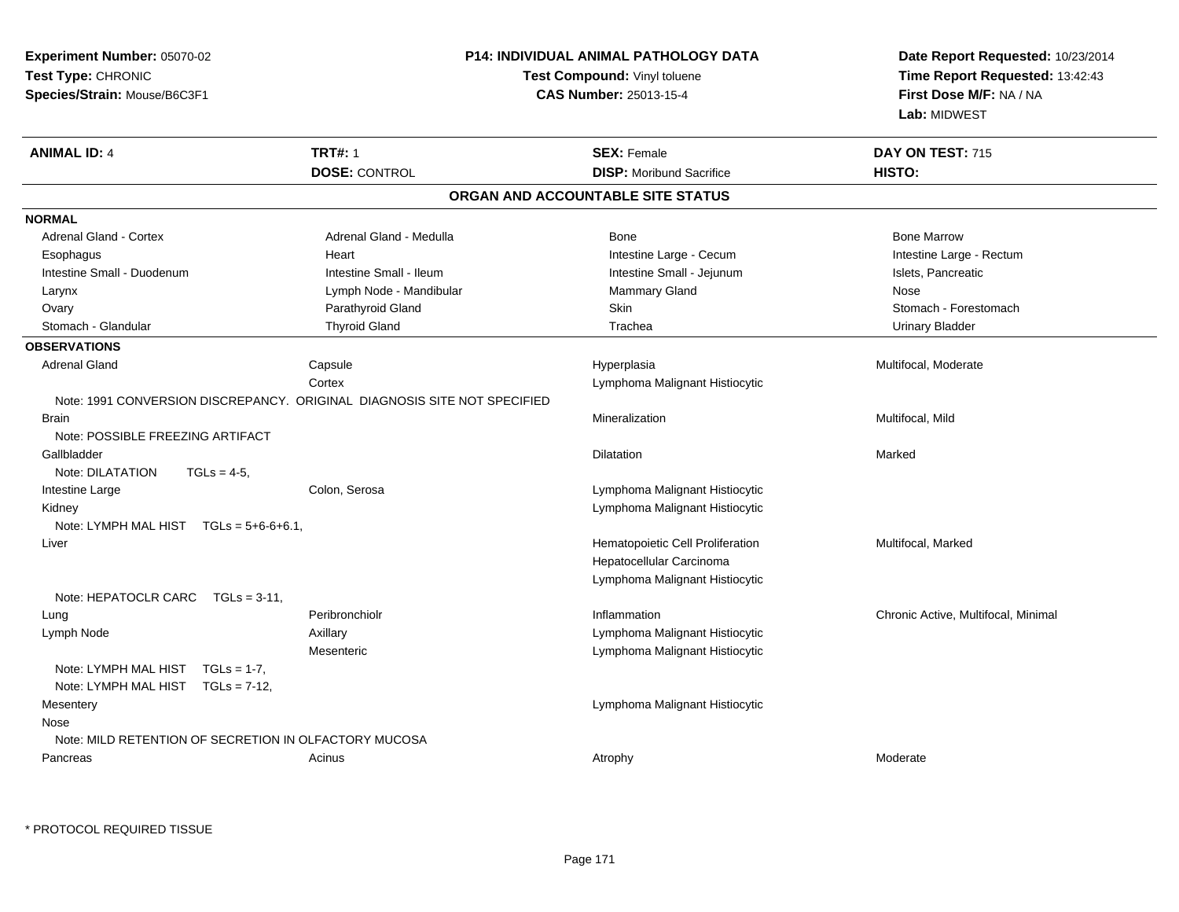**Experiment Number:** 05070-02
**Test Type:** CHRONIC
**Species/Strain:** Mouse/B6C3F1

**P14: INDIVIDUAL ANIMAL PATHOLOGY DATA**
**Test Compound:** Vinyl toluene
**CAS Number:** 25013-15-4

**Date Report Requested:** 10/23/2014
**Time Report Requested:** 13:42:43
**First Dose M/F:** NA / NA
**Lab:** MIDWEST

| **ANIMAL ID:** 4 | **TRT#:** 1 | **SEX:** Female | **DAY ON TEST:** 715 |
|---|---|---|---|
| | **DOSE:** CONTROL | **DISP:** Moribund Sacrifice | **HISTO:** |

## ORGAN AND ACCOUNTABLE SITE STATUS

**NORMAL**

| | | | |
|---|---|---|---|
| Adrenal Gland - Cortex | Adrenal Gland - Medulla | Bone | Bone Marrow |
| Esophagus | Heart | Intestine Large - Cecum | Intestine Large - Rectum |
| Intestine Small - Duodenum | Intestine Small - Ileum | Intestine Small - Jejunum | Islets, Pancreatic |
| Larynx | Lymph Node - Mandibular | Mammary Gland | Nose |
| Ovary | Parathyroid Gland | Skin | Stomach - Forestomach |
| Stomach - Glandular | Thyroid Gland | Trachea | Urinary Bladder |

**OBSERVATIONS**

| | | | |
|---|---|---|---|
| Adrenal Gland | Capsule | Hyperplasia | Multifocal, Moderate |
| | Cortex | Lymphoma Malignant Histiocytic | |
| Note: 1991 CONVERSION DISCREPANCY. ORIGINAL DIAGNOSIS SITE NOT SPECIFIED | | | |
| Brain | | Mineralization | Multifocal, Mild |
| Note: POSSIBLE FREEZING ARTIFACT | | | |
| Gallbladder | | Dilatation | Marked |
| Note: DILATATION TGLs = 4-5, | | | |
| Intestine Large | Colon, Serosa | Lymphoma Malignant Histiocytic | |
| Kidney | | Lymphoma Malignant Histiocytic | |
| Note: LYMPH MAL HIST TGLs = 5+6-6+6.1, | | | |
| Liver | | Hematopoietic Cell Proliferation | Multifocal, Marked |
| | | Hepatocellular Carcinoma | |
| | | Lymphoma Malignant Histiocytic | |
| Note: HEPATOCLR CARC TGLs = 3-11, | | | |
| Lung | Peribronchiolr | Inflammation | Chronic Active, Multifocal, Minimal |
| Lymph Node | Axillary | Lymphoma Malignant Histiocytic | |
| | Mesenteric | Lymphoma Malignant Histiocytic | |
| Note: LYMPH MAL HIST TGLs = 1-7, | | | |
| Note: LYMPH MAL HIST TGLs = 7-12, | | | |
| Mesentery | | Lymphoma Malignant Histiocytic | |
| Nose | | | |
| Note: MILD RETENTION OF SECRETION IN OLFACTORY MUCOSA | | | |
| Pancreas | Acinus | Atrophy | Moderate |

\* PROTOCOL REQUIRED TISSUE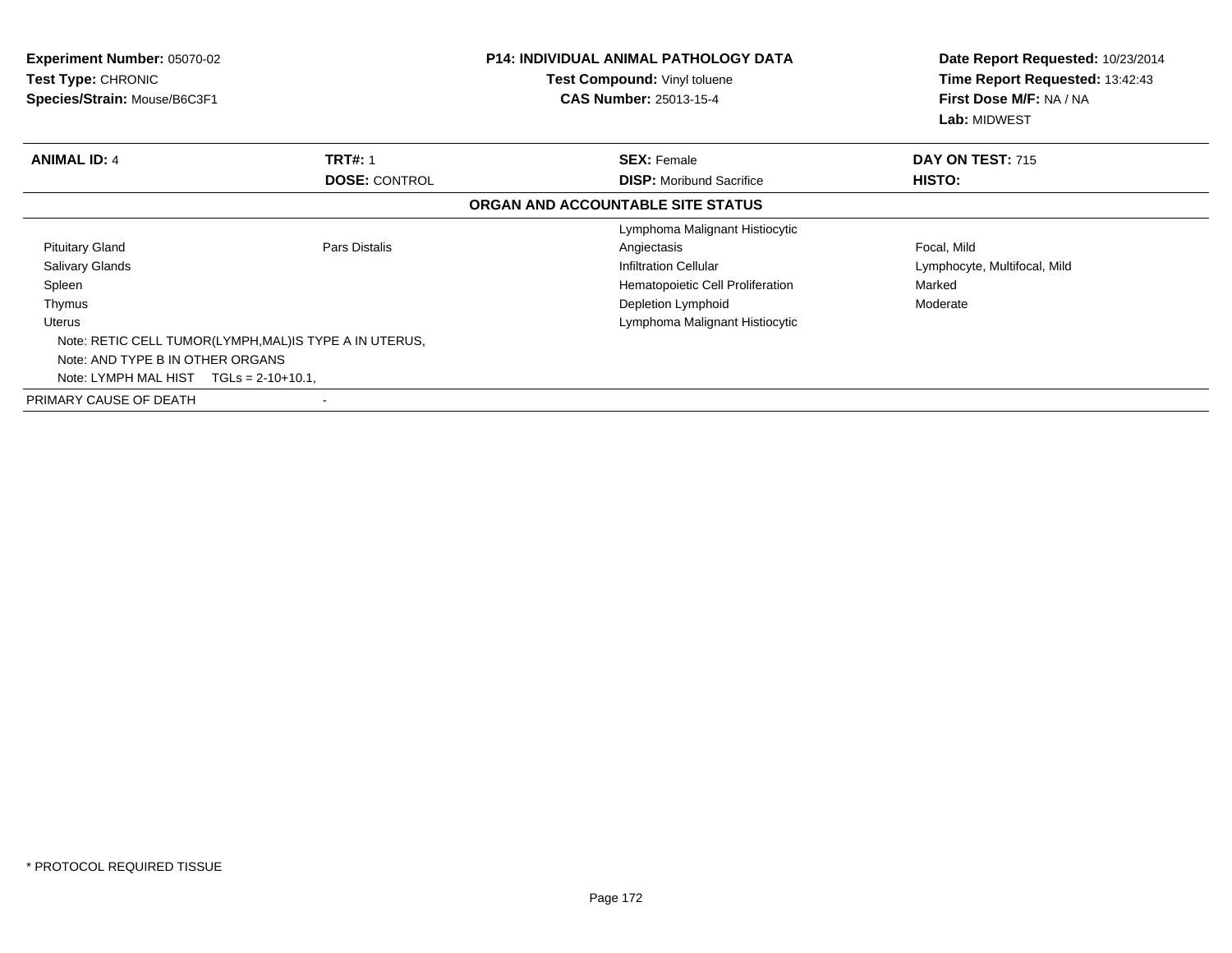**Experiment Number:** 05070-02
**Test Type:** CHRONIC
**Species/Strain:** Mouse/B6C3F1

**P14: INDIVIDUAL ANIMAL PATHOLOGY DATA**
**Test Compound:** Vinyl toluene
**CAS Number:** 25013-15-4

**Date Report Requested:** 10/23/2014
**Time Report Requested:** 13:42:43
**First Dose M/F:** NA / NA
**Lab:** MIDWEST

| **ANIMAL ID:** 4 | **TRT#:** 1 | **SEX:** Female | **DAY ON TEST:** 715 |
|---|---|---|---|
| | **DOSE:** CONTROL | **DISP:** Moribund Sacrifice | **HISTO:** |

**ORGAN AND ACCOUNTABLE SITE STATUS**

| | | | |
|---|---|---|---|
| | | Lymphoma Malignant Histiocytic | |
| Pituitary Gland | Pars Distalis | Angiectasis | Focal, Mild |
| Salivary Glands | | Infiltration Cellular | Lymphocyte, Multifocal, Mild |
| Spleen | | Hematopoietic Cell Proliferation | Marked |
| Thymus | | Depletion Lymphoid | Moderate |
| Uterus | | Lymphoma Malignant Histiocytic | |

Note: RETIC CELL TUMOR(LYMPH,MAL)IS TYPE A IN UTERUS,
Note: AND TYPE B IN OTHER ORGANS
Note: LYMPH MAL HIST TGLs = 2-10+10.1,

PRIMARY CAUSE OF DEATH -

* PROTOCOL REQUIRED TISSUE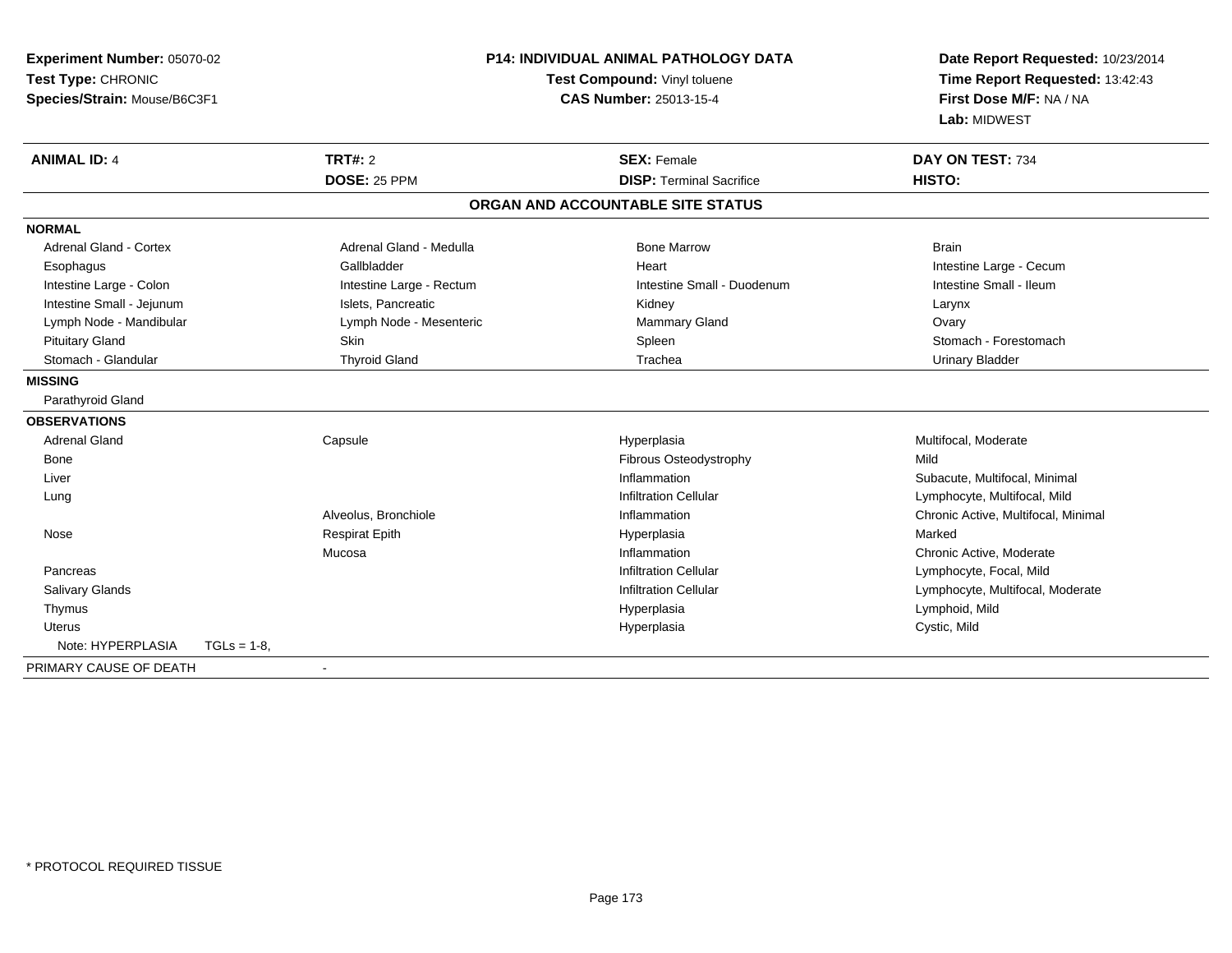**Experiment Number:** 05070-02
**Test Type:** CHRONIC
**Species/Strain:** Mouse/B6C3F1

**P14: INDIVIDUAL ANIMAL PATHOLOGY DATA**
**Test Compound:** Vinyl toluene
**CAS Number:** 25013-15-4

**Date Report Requested:** 10/23/2014
**Time Report Requested:** 13:42:43
**First Dose M/F:** NA / NA
**Lab:** MIDWEST

| **ANIMAL ID:** 4 | **TRT#:** 2 | **SEX:** Female | **DAY ON TEST:** 734 |
|---|---|---|---|
| | **DOSE:** 25 PPM | **DISP:** Terminal Sacrifice | **HISTO:** |

**ORGAN AND ACCOUNTABLE SITE STATUS**

| | | | |
|---|---|---|---|
| **NORMAL** | | | |
| Adrenal Gland - Cortex | Adrenal Gland - Medulla | Bone Marrow | Brain |
| Esophagus | Gallbladder | Heart | Intestine Large - Cecum |
| Intestine Large - Colon | Intestine Large - Rectum | Intestine Small - Duodenum | Intestine Small - Ileum |
| Intestine Small - Jejunum | Islets, Pancreatic | Kidney | Larynx |
| Lymph Node - Mandibular | Lymph Node - Mesenteric | Mammary Gland | Ovary |
| Pituitary Gland | Skin | Spleen | Stomach - Forestomach |
| Stomach - Glandular | Thyroid Gland | Trachea | Urinary Bladder |
| **MISSING** | | | |
| Parathyroid Gland | | | |
| **OBSERVATIONS** | | | |
| Adrenal Gland | Capsule | Hyperplasia | Multifocal, Moderate |
| Bone | | Fibrous Osteodystrophy | Mild |
| Liver | | Inflammation | Subacute, Multifocal, Minimal |
| Lung | | Infiltration Cellular | Lymphocyte, Multifocal, Mild |
| | Alveolus, Bronchiole | Inflammation | Chronic Active, Multifocal, Minimal |
| Nose | Respirat Epith | Hyperplasia | Marked |
| | Mucosa | Inflammation | Chronic Active, Moderate |
| Pancreas | | Infiltration Cellular | Lymphocyte, Focal, Mild |
| Salivary Glands | | Infiltration Cellular | Lymphocyte, Multifocal, Moderate |
| Thymus | | Hyperplasia | Lymphoid, Mild |
| Uterus | | Hyperplasia | Cystic, Mild |
| Note: HYPERPLASIA TGLs = 1-8, | | | |
| PRIMARY CAUSE OF DEATH | - | | |

* PROTOCOL REQUIRED TISSUE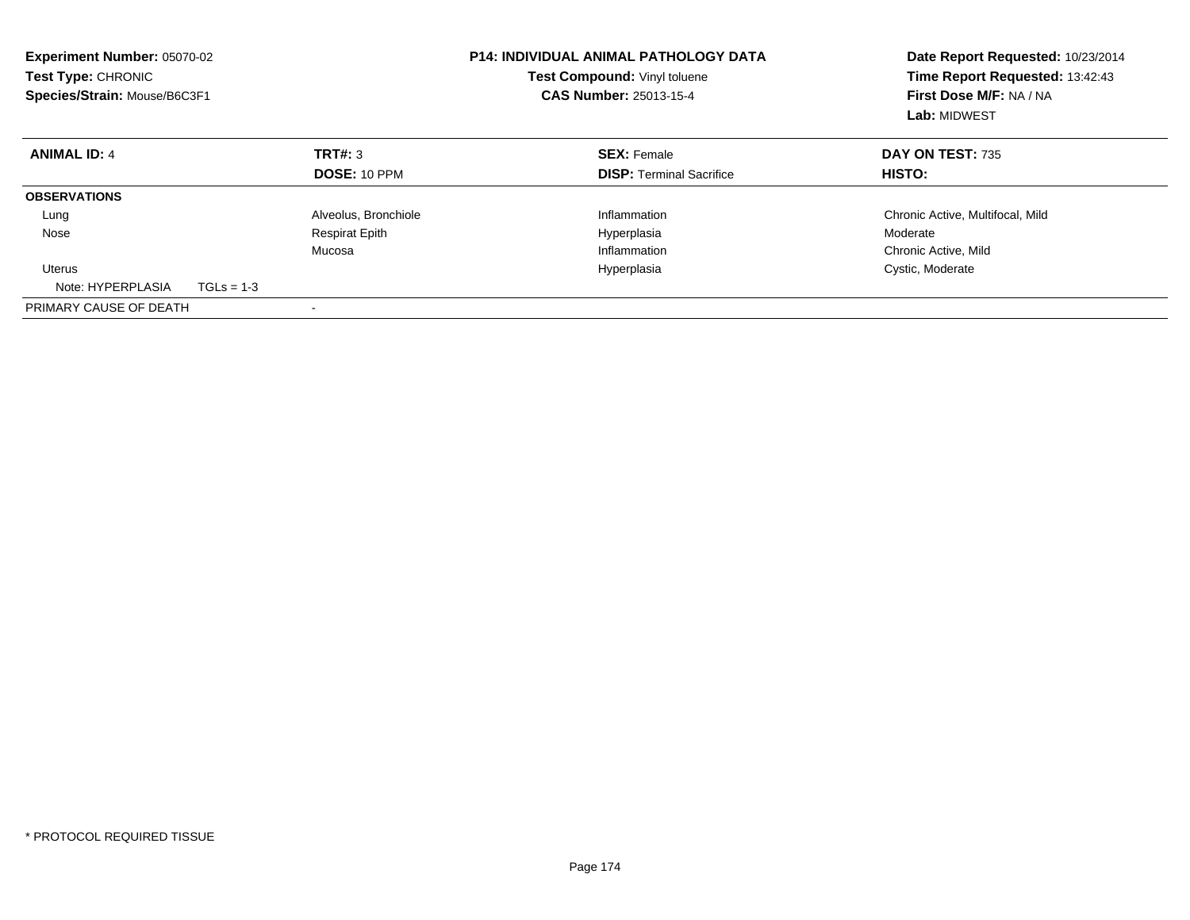**Experiment Number:** 05070-02
**Test Type:** CHRONIC
**Species/Strain:** Mouse/B6C3F1

**P14: INDIVIDUAL ANIMAL PATHOLOGY DATA**
**Test Compound:** Vinyl toluene
**CAS Number:** 25013-15-4

**Date Report Requested:** 10/23/2014
**Time Report Requested:** 13:42:43
**First Dose M/F:** NA / NA
**Lab:** MIDWEST

| **ANIMAL ID:** 4 | **TRT#:** 3 | **SEX:** Female | **DAY ON TEST:** 735 |
|---|---|---|---|
| | **DOSE:** 10 PPM | **DISP:** Terminal Sacrifice | **HISTO:** |
| **OBSERVATIONS** | | | |
| Lung | Alveolus, Bronchiole | Inflammation | Chronic Active, Multifocal, Mild |
| Nose | Respirat Epith | Hyperplasia | Moderate |
| | Mucosa | Inflammation | Chronic Active, Mild |
| Uterus | | Hyperplasia | Cystic, Moderate |
| Note: HYPERPLASIA TGLs = 1-3 | | | |
| PRIMARY CAUSE OF DEATH | - | | |

\* PROTOCOL REQUIRED TISSUE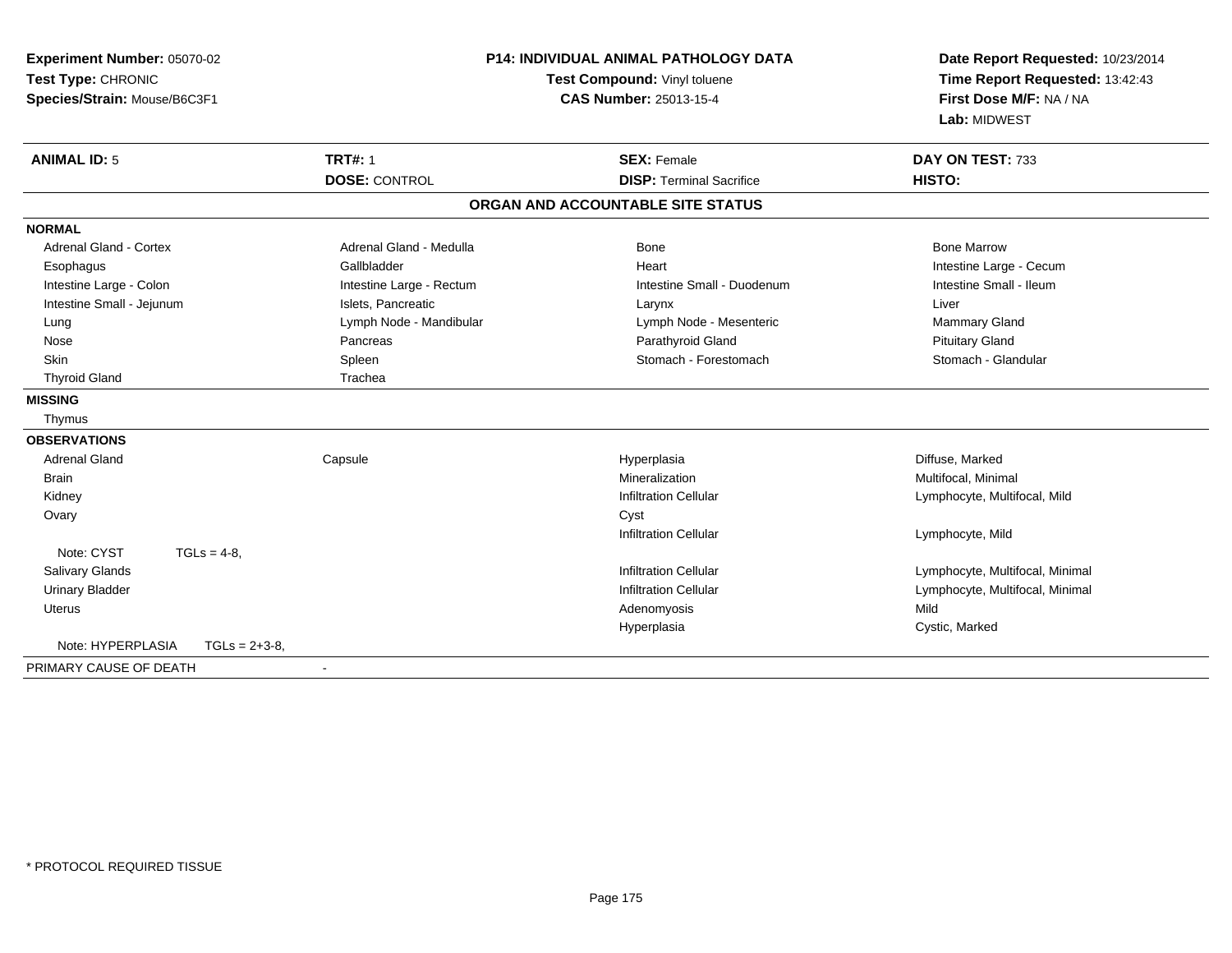**Experiment Number:** 05070-02
**Test Type:** CHRONIC
**Species/Strain:** Mouse/B6C3F1

**P14: INDIVIDUAL ANIMAL PATHOLOGY DATA**
**Test Compound:** Vinyl toluene
**CAS Number:** 25013-15-4

**Date Report Requested:** 10/23/2014
**Time Report Requested:** 13:42:43
**First Dose M/F:** NA / NA
**Lab:** MIDWEST

| **ANIMAL ID:** 5 | **TRT#:** 1 | **SEX:** Female | **DAY ON TEST:** 733 |
|---|---|---|---|
| | **DOSE:** CONTROL | **DISP:** Terminal Sacrifice | **HISTO:** |

**ORGAN AND ACCOUNTABLE SITE STATUS**

**NORMAL**

| | | | |
|---|---|---|---|
| Adrenal Gland - Cortex | Adrenal Gland - Medulla | Bone | Bone Marrow |
| Esophagus | Gallbladder | Heart | Intestine Large - Cecum |
| Intestine Large - Colon | Intestine Large - Rectum | Intestine Small - Duodenum | Intestine Small - Ileum |
| Intestine Small - Jejunum | Islets, Pancreatic | Larynx | Liver |
| Lung | Lymph Node - Mandibular | Lymph Node - Mesenteric | Mammary Gland |
| Nose | Pancreas | Parathyroid Gland | Pituitary Gland |
| Skin | Spleen | Stomach - Forestomach | Stomach - Glandular |
| Thyroid Gland | Trachea | | |

**MISSING**

Thymus

**OBSERVATIONS**

| | | | |
|---|---|---|---|
| Adrenal Gland | Capsule | Hyperplasia | Diffuse, Marked |
| Brain | | Mineralization | Multifocal, Minimal |
| Kidney | | Infiltration Cellular | Lymphocyte, Multifocal, Mild |
| Ovary | | Cyst | |
| | | Infiltration Cellular | Lymphocyte, Mild |
| Note: CYST TGLs = 4-8, | | | |
| Salivary Glands | | Infiltration Cellular | Lymphocyte, Multifocal, Minimal |
| Urinary Bladder | | Infiltration Cellular | Lymphocyte, Multifocal, Minimal |
| Uterus | | Adenomyosis | Mild |
| | | Hyperplasia | Cystic, Marked |
| Note: HYPERPLASIA TGLs = 2+3-8, | | | |

PRIMARY CAUSE OF DEATH -

* PROTOCOL REQUIRED TISSUE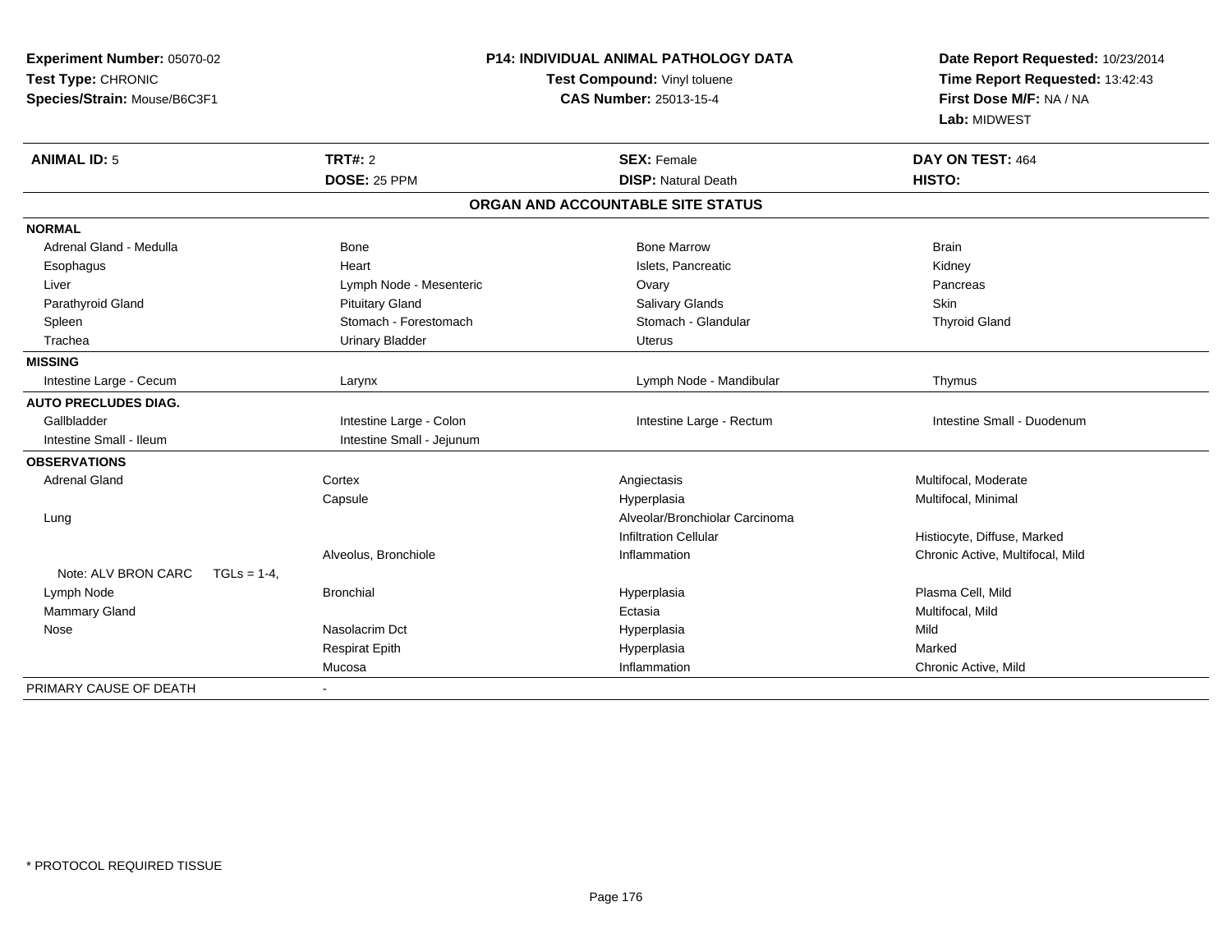**Experiment Number:** 05070-02
**Test Type:** CHRONIC
**Species/Strain:** Mouse/B6C3F1

**P14: INDIVIDUAL ANIMAL PATHOLOGY DATA**
**Test Compound:** Vinyl toluene
**CAS Number:** 25013-15-4

**Date Report Requested:** 10/23/2014
**Time Report Requested:** 13:42:43
**First Dose M/F:** NA / NA
**Lab:** MIDWEST

| **ANIMAL ID:** 5 | **TRT#:** 2 | **SEX:** Female | **DAY ON TEST:** 464 |
|---|---|---|---|
| | **DOSE:** 25 PPM | **DISP:** Natural Death | **HISTO:** |

**ORGAN AND ACCOUNTABLE SITE STATUS**

| | | | |
|---|---|---|---|
| **NORMAL** | | | |
| Adrenal Gland - Medulla | Bone | Bone Marrow | Brain |
| Esophagus | Heart | Islets, Pancreatic | Kidney |
| Liver | Lymph Node - Mesenteric | Ovary | Pancreas |
| Parathyroid Gland | Pituitary Gland | Salivary Glands | Skin |
| Spleen | Stomach - Forestomach | Stomach - Glandular | Thyroid Gland |
| Trachea | Urinary Bladder | Uterus | |
| **MISSING** | | | |
| Intestine Large - Cecum | Larynx | Lymph Node - Mandibular | Thymus |
| **AUTO PRECLUDES DIAG.** | | | |
| Gallbladder | Intestine Large - Colon | Intestine Large - Rectum | Intestine Small - Duodenum |
| Intestine Small - Ileum | Intestine Small - Jejunum | | |
| **OBSERVATIONS** | | | |
| Adrenal Gland | Cortex | Angiectasis | Multifocal, Moderate |
| | Capsule | Hyperplasia | Multifocal, Minimal |
| Lung | | Alveolar/Bronchiolar Carcinoma | |
| | | Infiltration Cellular | Histiocyte, Diffuse, Marked |
| | Alveolus, Bronchiole | Inflammation | Chronic Active, Multifocal, Mild |
| Note: ALV BRON CARC TGLs = 1-4, | | | |
| Lymph Node | Bronchial | Hyperplasia | Plasma Cell, Mild |
| Mammary Gland | | Ectasia | Multifocal, Mild |
| Nose | Nasolacrim Dct | Hyperplasia | Mild |
| | Respirat Epith | Hyperplasia | Marked |
| | Mucosa | Inflammation | Chronic Active, Mild |
| PRIMARY CAUSE OF DEATH | - | | |

* PROTOCOL REQUIRED TISSUE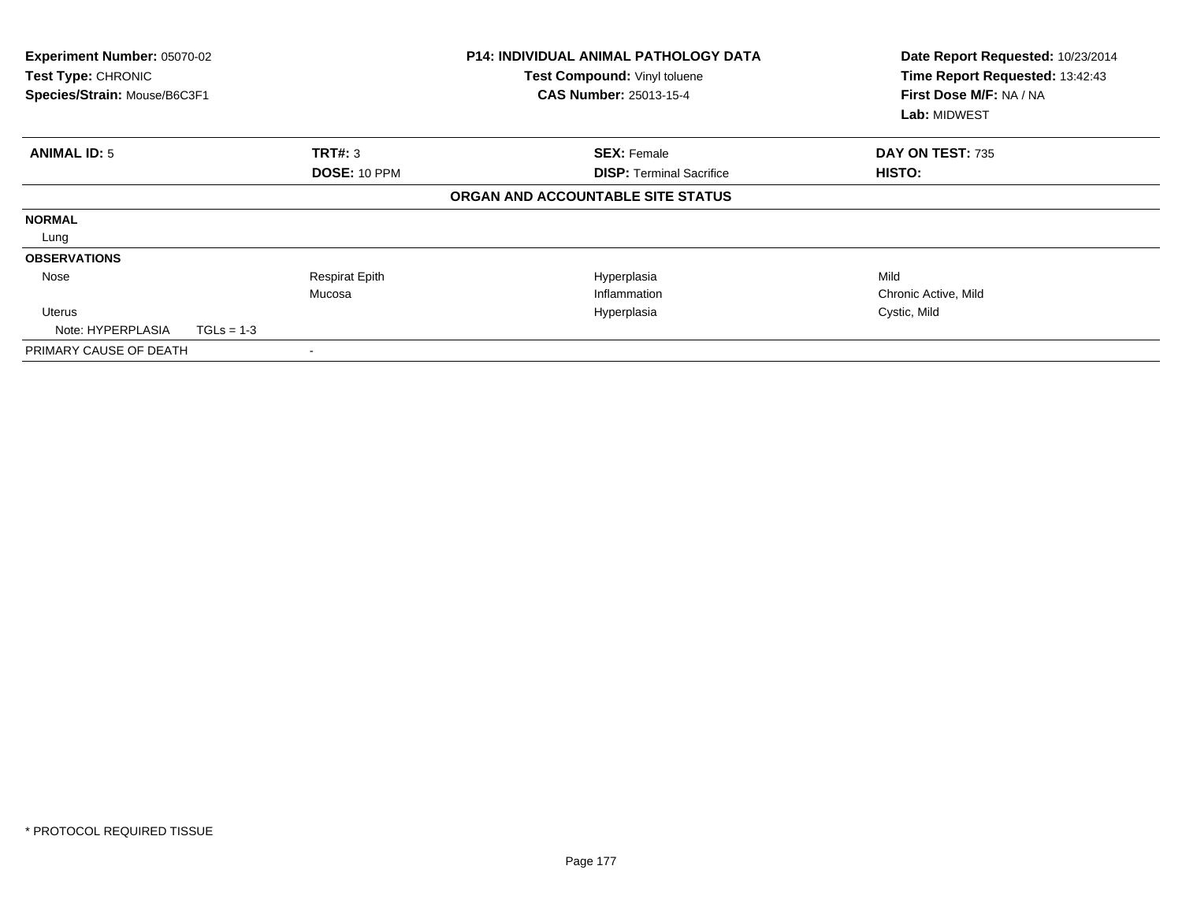**Experiment Number:** 05070-02
**Test Type:** CHRONIC
**Species/Strain:** Mouse/B6C3F1

**P14: INDIVIDUAL ANIMAL PATHOLOGY DATA**
**Test Compound:** Vinyl toluene
**CAS Number:** 25013-15-4

**Date Report Requested:** 10/23/2014
**Time Report Requested:** 13:42:43
**First Dose M/F:** NA / NA
**Lab:** MIDWEST

| **ANIMAL ID:** 5 | **TRT#:** 3 | **SEX:** Female | **DAY ON TEST:** 735 |
|---|---|---|---|
| | **DOSE:** 10 PPM | **DISP:** Terminal Sacrifice | **HISTO:** |

**ORGAN AND ACCOUNTABLE SITE STATUS**

| | | | |
|---|---|---|---|
| **NORMAL** | | | |
| Lung | | | |
| **OBSERVATIONS** | | | |
| Nose | Respirat Epith | Hyperplasia | Mild |
| | Mucosa | Inflammation | Chronic Active, Mild |
| Uterus | | Hyperplasia | Cystic, Mild |
| Note: HYPERPLASIA TGLs = 1-3 | | | |
| PRIMARY CAUSE OF DEATH | - | | |

* PROTOCOL REQUIRED TISSUE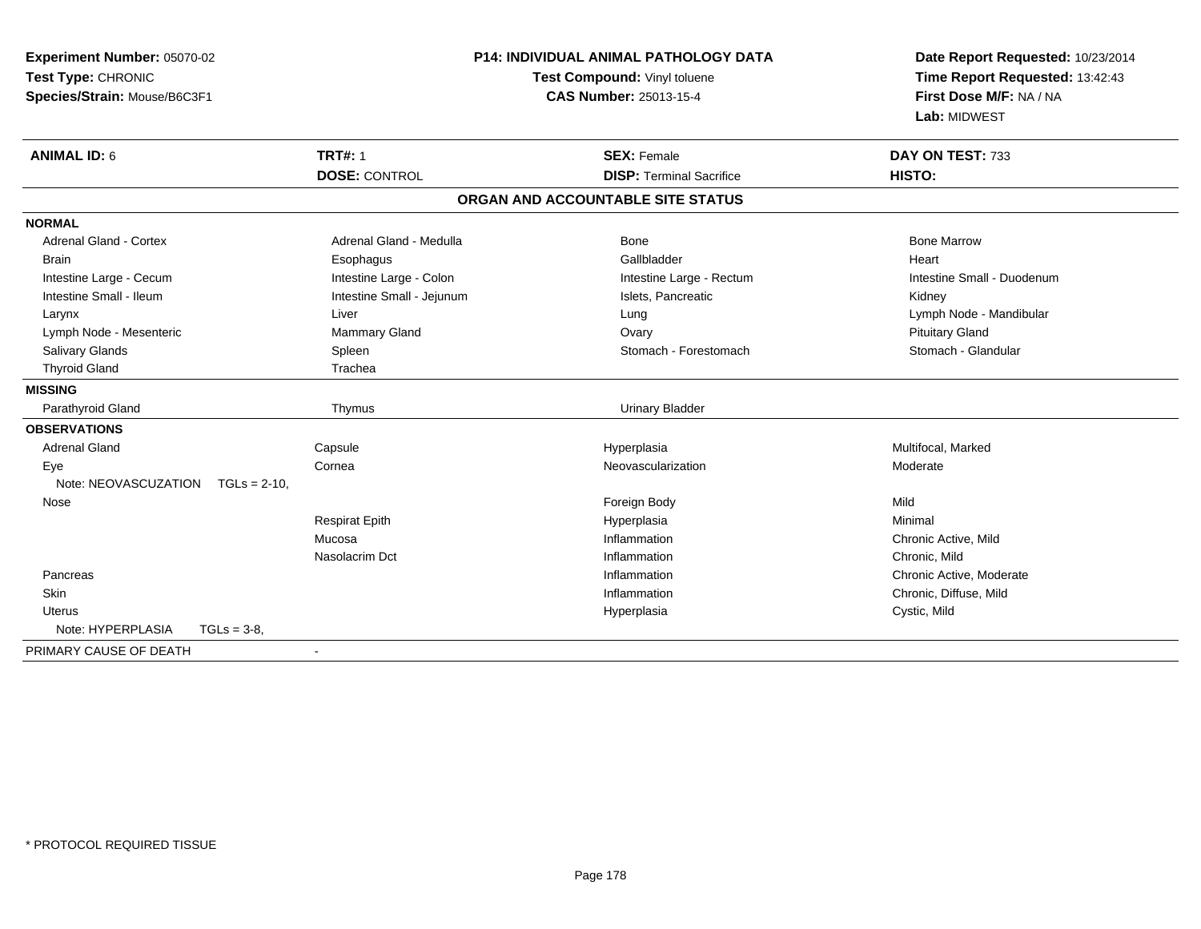**Experiment Number:** 05070-02
**Test Type:** CHRONIC
**Species/Strain:** Mouse/B6C3F1

**P14: INDIVIDUAL ANIMAL PATHOLOGY DATA**
**Test Compound:** Vinyl toluene
**CAS Number:** 25013-15-4

**Date Report Requested:** 10/23/2014
**Time Report Requested:** 13:42:43
**First Dose M/F:** NA / NA
**Lab:** MIDWEST

| **ANIMAL ID:** 6 | **TRT#:** 1 | **SEX:** Female | **DAY ON TEST:** 733 |
|---|---|---|---|
| | **DOSE:** CONTROL | **DISP:** Terminal Sacrifice | **HISTO:** |

**ORGAN AND ACCOUNTABLE SITE STATUS**

| | | | |
|---|---|---|---|
| **NORMAL** | | | |
| Adrenal Gland - Cortex | Adrenal Gland - Medulla | Bone | Bone Marrow |
| Brain | Esophagus | Gallbladder | Heart |
| Intestine Large - Cecum | Intestine Large - Colon | Intestine Large - Rectum | Intestine Small - Duodenum |
| Intestine Small - Ileum | Intestine Small - Jejunum | Islets, Pancreatic | Kidney |
| Larynx | Liver | Lung | Lymph Node - Mandibular |
| Lymph Node - Mesenteric | Mammary Gland | Ovary | Pituitary Gland |
| Salivary Glands | Spleen | Stomach - Forestomach | Stomach - Glandular |
| Thyroid Gland | Trachea | | |
| **MISSING** | | | |
| Parathyroid Gland | Thymus | Urinary Bladder | |
| **OBSERVATIONS** | | | |
| Adrenal Gland | Capsule | Hyperplasia | Multifocal, Marked |
| Eye | Cornea | Neovascularization | Moderate |
| Note: NEOVASCUZATION TGLs = 2-10, | | | |
| Nose | | Foreign Body | Mild |
| | Respirat Epith | Hyperplasia | Minimal |
| | Mucosa | Inflammation | Chronic Active, Mild |
| | Nasolacrim Dct | Inflammation | Chronic, Mild |
| Pancreas | | Inflammation | Chronic Active, Moderate |
| Skin | | Inflammation | Chronic, Diffuse, Mild |
| Uterus | | Hyperplasia | Cystic, Mild |
| Note: HYPERPLASIA TGLs = 3-8, | | | |
| PRIMARY CAUSE OF DEATH | - | | |

* PROTOCOL REQUIRED TISSUE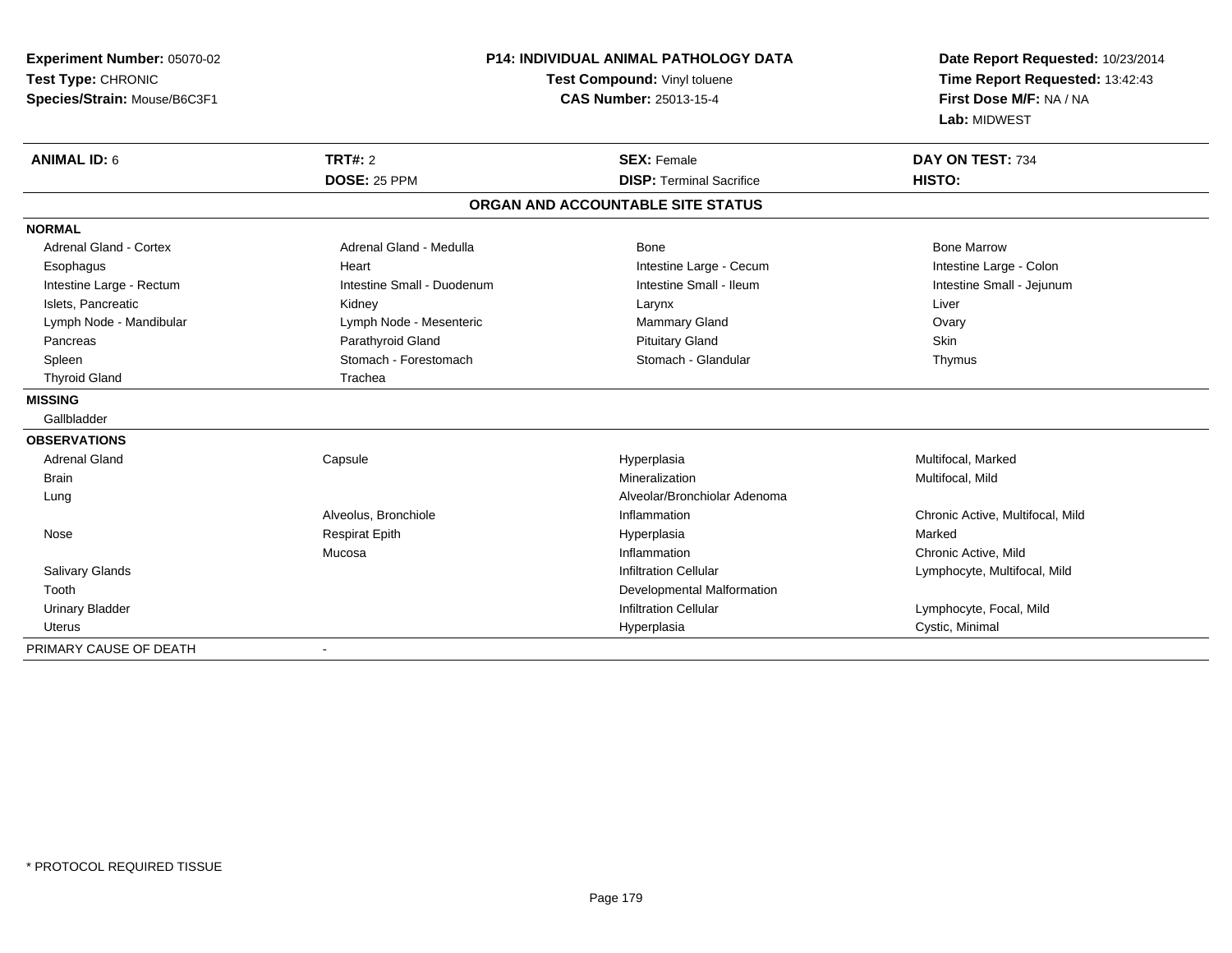**Experiment Number:** 05070-02
**Test Type:** CHRONIC
**Species/Strain:** Mouse/B6C3F1

**P14: INDIVIDUAL ANIMAL PATHOLOGY DATA**
**Test Compound:** Vinyl toluene
**CAS Number:** 25013-15-4

**Date Report Requested:** 10/23/2014
**Time Report Requested:** 13:42:43
**First Dose M/F:** NA / NA
**Lab:** MIDWEST

| **ANIMAL ID:** 6 | **TRT#:** 2 | **SEX:** Female | **DAY ON TEST:** 734 |
|---|---|---|---|
| | **DOSE:** 25 PPM | **DISP:** Terminal Sacrifice | **HISTO:** |

## ORGAN AND ACCOUNTABLE SITE STATUS

| | | | |
|---|---|---|---|
| **NORMAL** | | | |
| Adrenal Gland - Cortex | Adrenal Gland - Medulla | Bone | Bone Marrow |
| Esophagus | Heart | Intestine Large - Cecum | Intestine Large - Colon |
| Intestine Large - Rectum | Intestine Small - Duodenum | Intestine Small - Ileum | Intestine Small - Jejunum |
| Islets, Pancreatic | Kidney | Larynx | Liver |
| Lymph Node - Mandibular | Lymph Node - Mesenteric | Mammary Gland | Ovary |
| Pancreas | Parathyroid Gland | Pituitary Gland | Skin |
| Spleen | Stomach - Forestomach | Stomach - Glandular | Thymus |
| Thyroid Gland | Trachea | | |
| **MISSING** | | | |
| Gallbladder | | | |
| **OBSERVATIONS** | | | |
| Adrenal Gland | Capsule | Hyperplasia | Multifocal, Marked |
| Brain | | Mineralization | Multifocal, Mild |
| Lung | | Alveolar/Bronchiolar Adenoma | |
| | Alveolus, Bronchiole | Inflammation | Chronic Active, Multifocal, Mild |
| Nose | Respirat Epith | Hyperplasia | Marked |
| | Mucosa | Inflammation | Chronic Active, Mild |
| Salivary Glands | | Infiltration Cellular | Lymphocyte, Multifocal, Mild |
| Tooth | | Developmental Malformation | |
| Urinary Bladder | | Infiltration Cellular | Lymphocyte, Focal, Mild |
| Uterus | | Hyperplasia | Cystic, Minimal |
| PRIMARY CAUSE OF DEATH | - | | |

* PROTOCOL REQUIRED TISSUE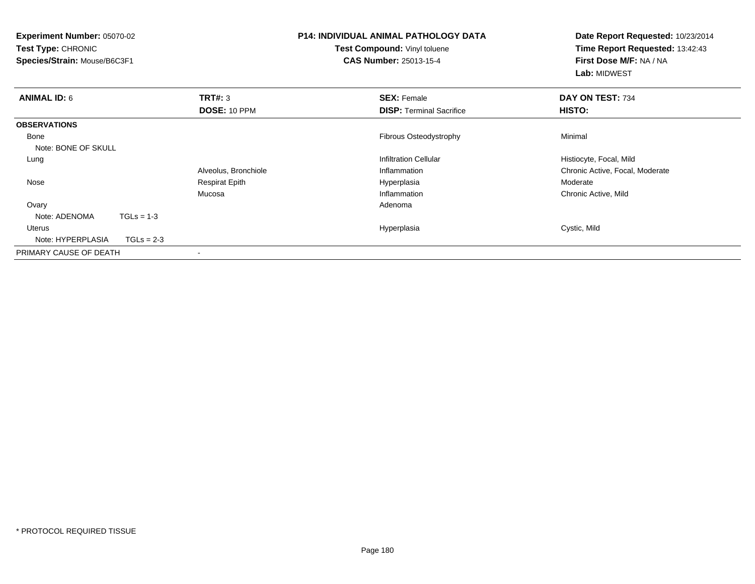**Experiment Number:** 05070-02
**Test Type:** CHRONIC
**Species/Strain:** Mouse/B6C3F1

**P14: INDIVIDUAL ANIMAL PATHOLOGY DATA**
**Test Compound:** Vinyl toluene
**CAS Number:** 25013-15-4

**Date Report Requested:** 10/23/2014
**Time Report Requested:** 13:42:43
**First Dose M/F:** NA / NA
**Lab:** MIDWEST

| **ANIMAL ID:** 6 | **TRT#:** 3<br>**DOSE:** 10 PPM | **SEX:** Female<br>**DISP:** Terminal Sacrifice | **DAY ON TEST:** 734<br>**HISTO:** |
|---|---|---|---|
| **OBSERVATIONS** | | | |
| Bone | | Fibrous Osteodystrophy | Minimal |
| Note: BONE OF SKULL | | | |
| Lung | | Infiltration Cellular | Histiocyte, Focal, Mild |
| | Alveolus, Bronchiole | Inflammation | Chronic Active, Focal, Moderate |
| Nose | Respirat Epith | Hyperplasia | Moderate |
| | Mucosa | Inflammation | Chronic Active, Mild |
| Ovary | | Adenoma | |
| Note: ADENOMA TGLs = 1-3 | | | |
| Uterus | | Hyperplasia | Cystic, Mild |
| Note: HYPERPLASIA TGLs = 2-3 | | | |
| PRIMARY CAUSE OF DEATH | - | | |

* PROTOCOL REQUIRED TISSUE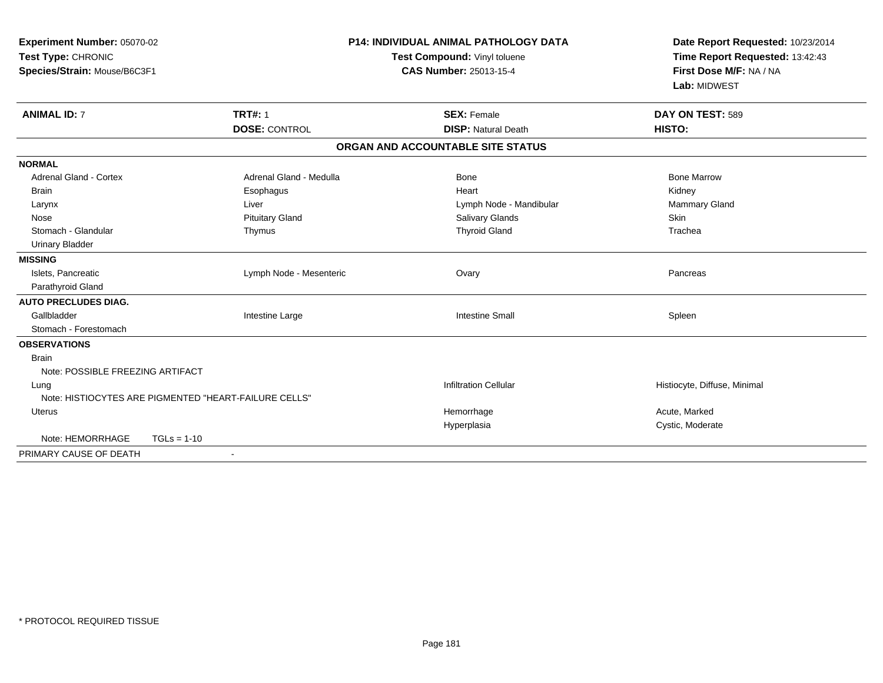**Experiment Number:** 05070-02
**Test Type:** CHRONIC
**Species/Strain:** Mouse/B6C3F1

**P14: INDIVIDUAL ANIMAL PATHOLOGY DATA**
**Test Compound:** Vinyl toluene
**CAS Number:** 25013-15-4

**Date Report Requested:** 10/23/2014
**Time Report Requested:** 13:42:43
**First Dose M/F:** NA / NA
**Lab:** MIDWEST

| | | | |
|---|---|---|---|
| **ANIMAL ID:** 7 | **TRT#:** 1 | **SEX:** Female | **DAY ON TEST:** 589 |
| | **DOSE:** CONTROL | **DISP:** Natural Death | **HISTO:** |

**ORGAN AND ACCOUNTABLE SITE STATUS**

| | | | |
|---|---|---|---|
| **NORMAL** | | | |
| Adrenal Gland - Cortex | Adrenal Gland - Medulla | Bone | Bone Marrow |
| Brain | Esophagus | Heart | Kidney |
| Larynx | Liver | Lymph Node - Mandibular | Mammary Gland |
| Nose | Pituitary Gland | Salivary Glands | Skin |
| Stomach - Glandular | Thymus | Thyroid Gland | Trachea |
| Urinary Bladder | | | |
| **MISSING** | | | |
| Islets, Pancreatic | Lymph Node - Mesenteric | Ovary | Pancreas |
| Parathyroid Gland | | | |
| **AUTO PRECLUDES DIAG.** | | | |
| Gallbladder | Intestine Large | Intestine Small | Spleen |
| Stomach - Forestomach | | | |
| **OBSERVATIONS** | | | |
| Brain | | | |
| Note: POSSIBLE FREEZING ARTIFACT | | | |
| Lung | | Infiltration Cellular | Histiocyte, Diffuse, Minimal |
| Note: HISTIOCYTES ARE PIGMENTED "HEART-FAILURE CELLS" | | | |
| Uterus | | Hemorrhage | Acute, Marked |
| | | Hyperplasia | Cystic, Moderate |
| Note: HEMORRHAGE TGLs = 1-10 | | | |
| PRIMARY CAUSE OF DEATH | - | | |

* PROTOCOL REQUIRED TISSUE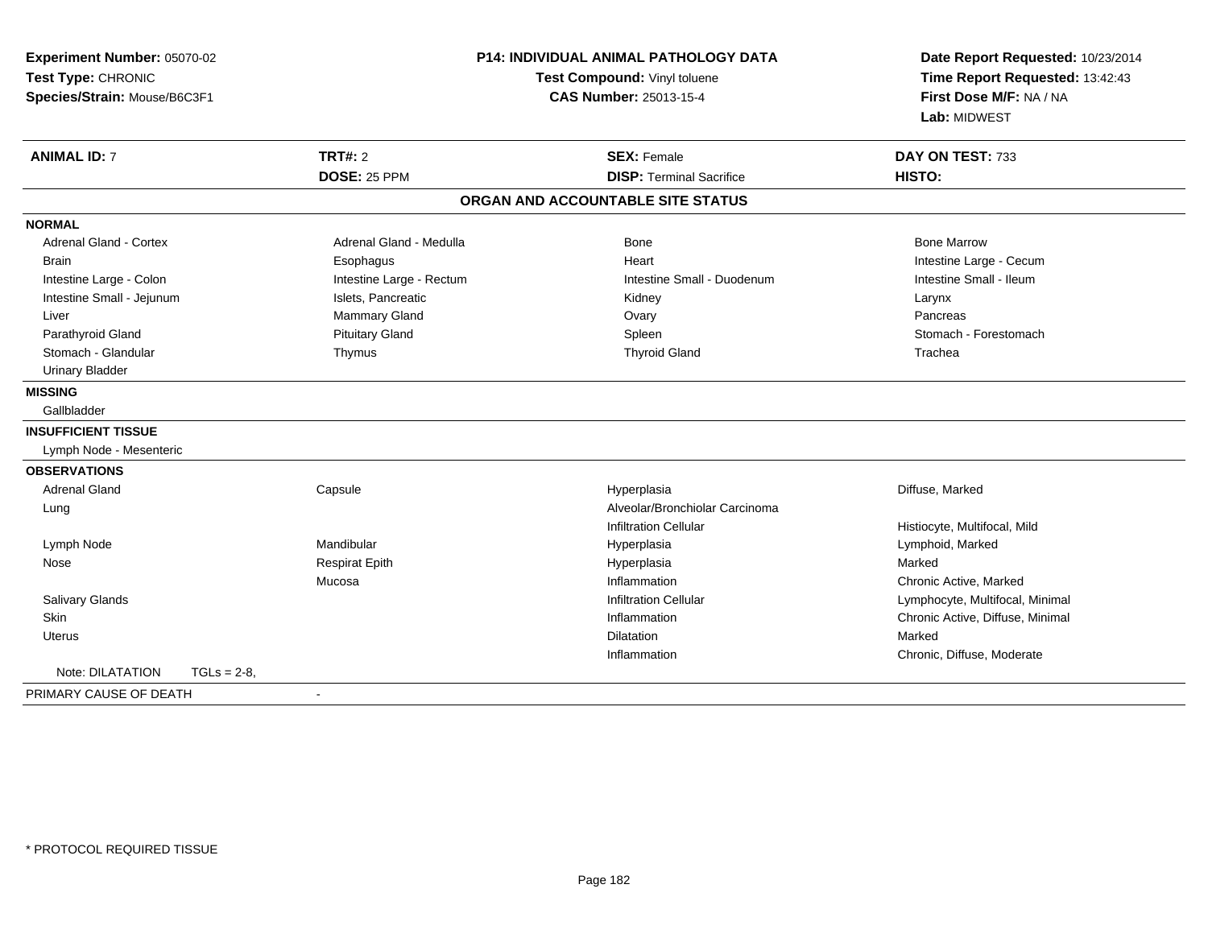**Experiment Number:** 05070-02
**Test Type:** CHRONIC
**Species/Strain:** Mouse/B6C3F1

**P14: INDIVIDUAL ANIMAL PATHOLOGY DATA**
**Test Compound:** Vinyl toluene
**CAS Number:** 25013-15-4

**Date Report Requested:** 10/23/2014
**Time Report Requested:** 13:42:43
**First Dose M/F:** NA / NA
**Lab:** MIDWEST

| **ANIMAL ID:** 7 | **TRT#:** 2 | **SEX:** Female | **DAY ON TEST:** 733 |
|---|---|---|---|
| | **DOSE:** 25 PPM | **DISP:** Terminal Sacrifice | **HISTO:** |

## ORGAN AND ACCOUNTABLE SITE STATUS

**NORMAL**

| | | | |
|---|---|---|---|
| Adrenal Gland - Cortex | Adrenal Gland - Medulla | Bone | Bone Marrow |
| Brain | Esophagus | Heart | Intestine Large - Cecum |
| Intestine Large - Colon | Intestine Large - Rectum | Intestine Small - Duodenum | Intestine Small - Ileum |
| Intestine Small - Jejunum | Islets, Pancreatic | Kidney | Larynx |
| Liver | Mammary Gland | Ovary | Pancreas |
| Parathyroid Gland | Pituitary Gland | Spleen | Stomach - Forestomach |
| Stomach - Glandular | Thymus | Thyroid Gland | Trachea |
| Urinary Bladder | | | |

**MISSING**

Gallbladder

**INSUFFICIENT TISSUE**

Lymph Node - Mesenteric

**OBSERVATIONS**

| | | | |
|---|---|---|---|
| Adrenal Gland | Capsule | Hyperplasia | Diffuse, Marked |
| Lung | | Alveolar/Bronchiolar Carcinoma | |
| | | Infiltration Cellular | Histiocyte, Multifocal, Mild |
| Lymph Node | Mandibular | Hyperplasia | Lymphoid, Marked |
| Nose | Respirat Epith | Hyperplasia | Marked |
| | Mucosa | Inflammation | Chronic Active, Marked |
| Salivary Glands | | Infiltration Cellular | Lymphocyte, Multifocal, Minimal |
| Skin | | Inflammation | Chronic Active, Diffuse, Minimal |
| Uterus | | Dilatation | Marked |
| | | Inflammation | Chronic, Diffuse, Moderate |

Note: DILATATION TGLs = 2-8,

PRIMARY CAUSE OF DEATH -

* PROTOCOL REQUIRED TISSUE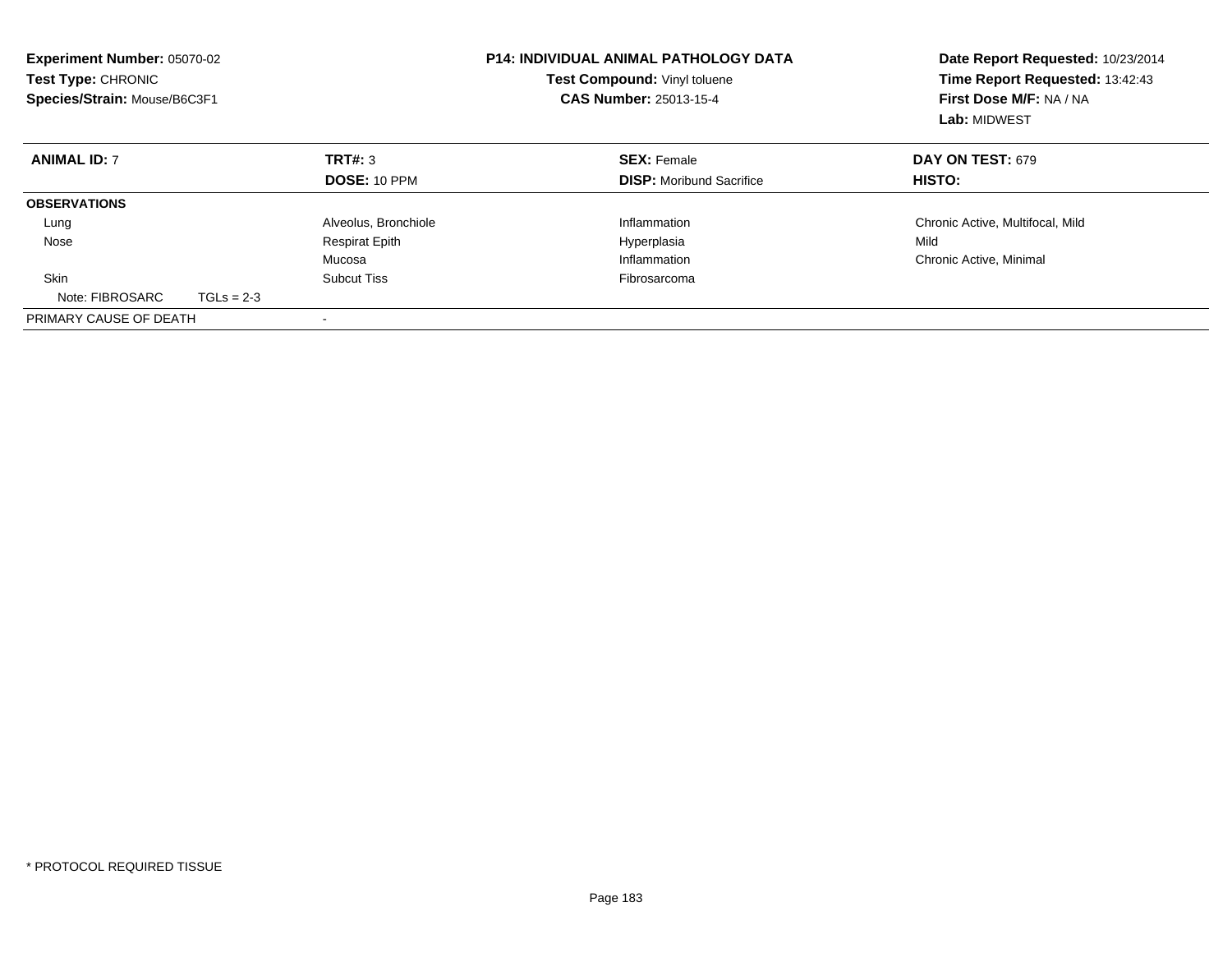**Experiment Number:** 05070-02
**Test Type:** CHRONIC
**Species/Strain:** Mouse/B6C3F1

**P14: INDIVIDUAL ANIMAL PATHOLOGY DATA**
**Test Compound:** Vinyl toluene
**CAS Number:** 25013-15-4

**Date Report Requested:** 10/23/2014
**Time Report Requested:** 13:42:43
**First Dose M/F:** NA / NA
**Lab:** MIDWEST

| **ANIMAL ID:** 7 | **TRT#:** 3 | **SEX:** Female | **DAY ON TEST:** 679 |
|---|---|---|---|
| | **DOSE:** 10 PPM | **DISP:** Moribund Sacrifice | **HISTO:** |
| **OBSERVATIONS** | | | |
| Lung | Alveolus, Bronchiole | Inflammation | Chronic Active, Multifocal, Mild |
| Nose | Respirat Epith | Hyperplasia | Mild |
| | Mucosa | Inflammation | Chronic Active, Minimal |
| Skin | Subcut Tiss | Fibrosarcoma | |
| Note: FIBROSARC TGLs = 2-3 | | | |
| PRIMARY CAUSE OF DEATH | - | | |

\* PROTOCOL REQUIRED TISSUE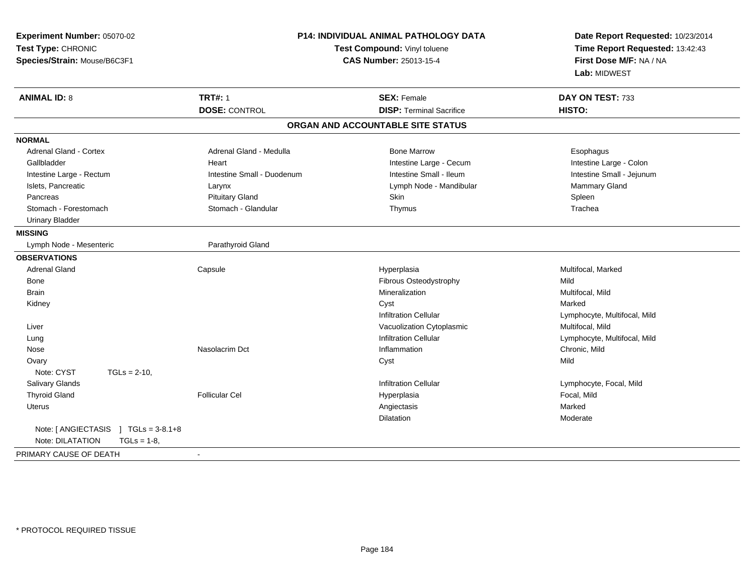**Experiment Number:** 05070-02
**Test Type:** CHRONIC
**Species/Strain:** Mouse/B6C3F1

**P14: INDIVIDUAL ANIMAL PATHOLOGY DATA**
**Test Compound:** Vinyl toluene
**CAS Number:** 25013-15-4

**Date Report Requested:** 10/23/2014
**Time Report Requested:** 13:42:43
**First Dose M/F:** NA / NA
**Lab:** MIDWEST

| | | | |
|---|---|---|---|
| **ANIMAL ID:** 8 | **TRT#:** 1 | **SEX:** Female | **DAY ON TEST:** 733 |
| | **DOSE:** CONTROL | **DISP:** Terminal Sacrifice | **HISTO:** |

## ORGAN AND ACCOUNTABLE SITE STATUS

**NORMAL**

| | | | |
|---|---|---|---|
| Adrenal Gland - Cortex | Adrenal Gland - Medulla | Bone Marrow | Esophagus |
| Gallbladder | Heart | Intestine Large - Cecum | Intestine Large - Colon |
| Intestine Large - Rectum | Intestine Small - Duodenum | Intestine Small - Ileum | Intestine Small - Jejunum |
| Islets, Pancreatic | Larynx | Lymph Node - Mandibular | Mammary Gland |
| Pancreas | Pituitary Gland | Skin | Spleen |
| Stomach - Forestomach | Stomach - Glandular | Thymus | Trachea |
| Urinary Bladder | | | |

**MISSING**

| | |
|---|---|
| Lymph Node - Mesenteric | Parathyroid Gland |

**OBSERVATIONS**

| | | | |
|---|---|---|---|
| Adrenal Gland | Capsule | Hyperplasia | Multifocal, Marked |
| Bone | | Fibrous Osteodystrophy | Mild |
| Brain | | Mineralization | Multifocal, Mild |
| Kidney | | Cyst | Marked |
| | | Infiltration Cellular | Lymphocyte, Multifocal, Mild |
| Liver | | Vacuolization Cytoplasmic | Multifocal, Mild |
| Lung | | Infiltration Cellular | Lymphocyte, Multifocal, Mild |
| Nose | Nasolacrim Dct | Inflammation | Chronic, Mild |
| Ovary | | Cyst | Mild |
| Note: CYST TGLs = 2-10, | | | |
| Salivary Glands | | Infiltration Cellular | Lymphocyte, Focal, Mild |
| Thyroid Gland | Follicular Cel | Hyperplasia | Focal, Mild |
| Uterus | | Angiectasis | Marked |
| | | Dilatation | Moderate |
| Note: [ ANGIECTASIS ] TGLs = 3-8.1+8 | | | |
| Note: DILATATION TGLs = 1-8, | | | |

PRIMARY CAUSE OF DEATH -

\* PROTOCOL REQUIRED TISSUE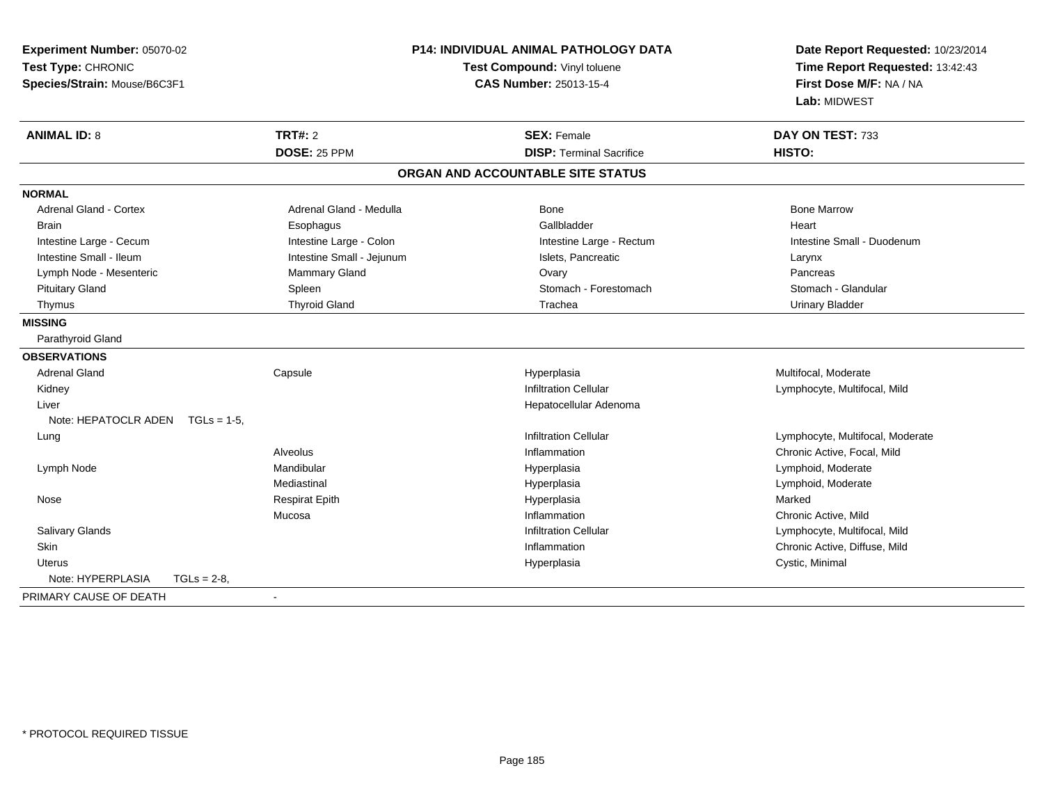**Experiment Number:** 05070-02
**Test Type:** CHRONIC
**Species/Strain:** Mouse/B6C3F1

**P14: INDIVIDUAL ANIMAL PATHOLOGY DATA**
**Test Compound:** Vinyl toluene
**CAS Number:** 25013-15-4

**Date Report Requested:** 10/23/2014
**Time Report Requested:** 13:42:43
**First Dose M/F:** NA / NA
**Lab:** MIDWEST

| **ANIMAL ID:** 8 | **TRT#:** 2 | **SEX:** Female | **DAY ON TEST:** 733 |
|---|---|---|---|
| | **DOSE:** 25 PPM | **DISP:** Terminal Sacrifice | **HISTO:** |

## ORGAN AND ACCOUNTABLE SITE STATUS

| | | | |
|---|---|---|---|
| **NORMAL** | | | |
| Adrenal Gland - Cortex | Adrenal Gland - Medulla | Bone | Bone Marrow |
| Brain | Esophagus | Gallbladder | Heart |
| Intestine Large - Cecum | Intestine Large - Colon | Intestine Large - Rectum | Intestine Small - Duodenum |
| Intestine Small - Ileum | Intestine Small - Jejunum | Islets, Pancreatic | Larynx |
| Lymph Node - Mesenteric | Mammary Gland | Ovary | Pancreas |
| Pituitary Gland | Spleen | Stomach - Forestomach | Stomach - Glandular |
| Thymus | Thyroid Gland | Trachea | Urinary Bladder |
| **MISSING** | | | |
| Parathyroid Gland | | | |
| **OBSERVATIONS** | | | |
| Adrenal Gland | Capsule | Hyperplasia | Multifocal, Moderate |
| Kidney | | Infiltration Cellular | Lymphocyte, Multifocal, Mild |
| Liver | | Hepatocellular Adenoma | |
| Note: HEPATOCLR ADEN TGLs = 1-5, | | | |
| Lung | | Infiltration Cellular | Lymphocyte, Multifocal, Moderate |
| | Alveolus | Inflammation | Chronic Active, Focal, Mild |
| Lymph Node | Mandibular | Hyperplasia | Lymphoid, Moderate |
| | Mediastinal | Hyperplasia | Lymphoid, Moderate |
| Nose | Respirat Epith | Hyperplasia | Marked |
| | Mucosa | Inflammation | Chronic Active, Mild |
| Salivary Glands | | Infiltration Cellular | Lymphocyte, Multifocal, Mild |
| Skin | | Inflammation | Chronic Active, Diffuse, Mild |
| Uterus | | Hyperplasia | Cystic, Minimal |
| Note: HYPERPLASIA TGLs = 2-8, | | | |
| PRIMARY CAUSE OF DEATH | - | | |

* PROTOCOL REQUIRED TISSUE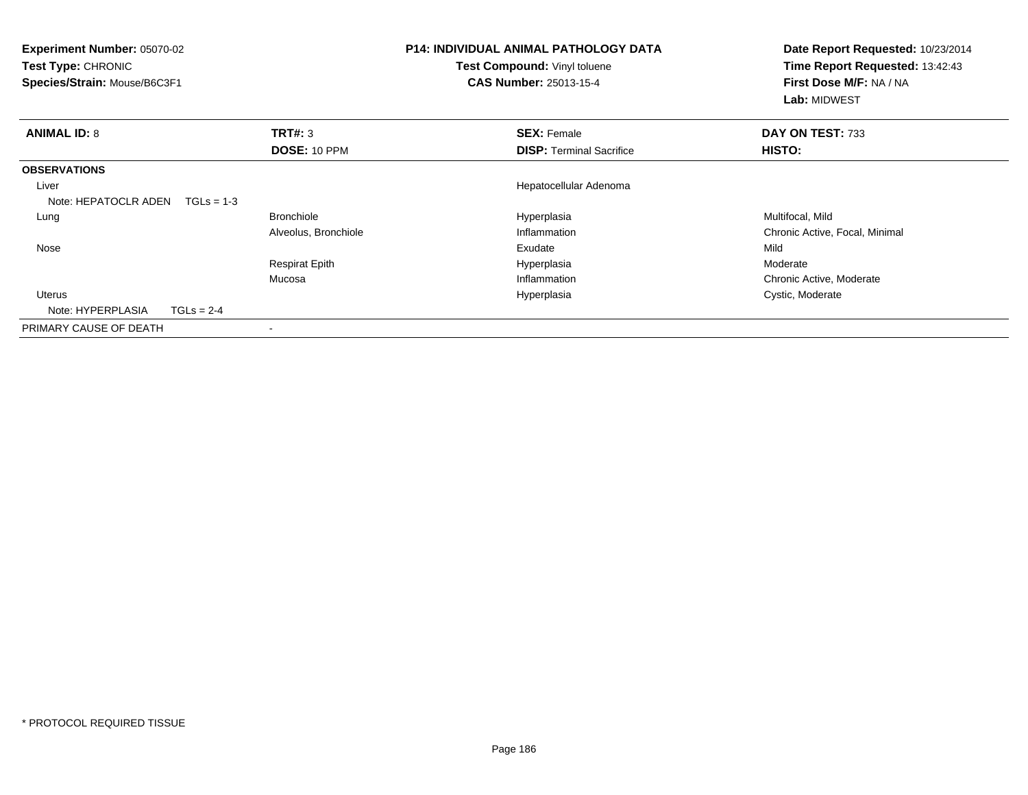**Experiment Number:** 05070-02
**Test Type:** CHRONIC
**Species/Strain:** Mouse/B6C3F1

**P14: INDIVIDUAL ANIMAL PATHOLOGY DATA**
**Test Compound:** Vinyl toluene
**CAS Number:** 25013-15-4

**Date Report Requested:** 10/23/2014
**Time Report Requested:** 13:42:43
**First Dose M/F:** NA / NA
**Lab:** MIDWEST

| **ANIMAL ID:** 8 | **TRT#:** 3 | **SEX:** Female | **DAY ON TEST:** 733 |
|---|---|---|---|
| | **DOSE:** 10 PPM | **DISP:** Terminal Sacrifice | **HISTO:** |
| **OBSERVATIONS** | | | |
| Liver | | Hepatocellular Adenoma | |
| Note: HEPATOCLR ADEN TGLs = 1-3 | | | |
| Lung | Bronchiole | Hyperplasia | Multifocal, Mild |
| | Alveolus, Bronchiole | Inflammation | Chronic Active, Focal, Minimal |
| Nose | | Exudate | Mild |
| | Respirat Epith | Hyperplasia | Moderate |
| | Mucosa | Inflammation | Chronic Active, Moderate |
| Uterus | | Hyperplasia | Cystic, Moderate |
| Note: HYPERPLASIA TGLs = 2-4 | | | |
| PRIMARY CAUSE OF DEATH | - | | |

* PROTOCOL REQUIRED TISSUE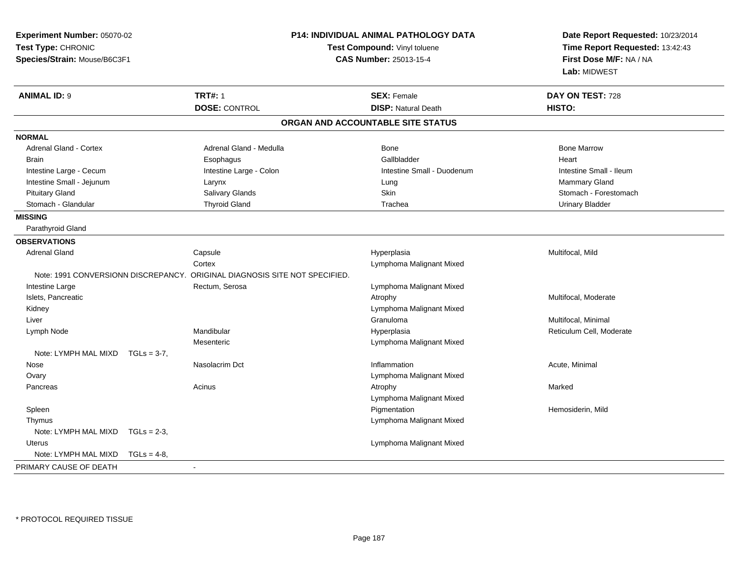**Experiment Number:** 05070-02
**Test Type:** CHRONIC
**Species/Strain:** Mouse/B6C3F1

**P14: INDIVIDUAL ANIMAL PATHOLOGY DATA**
**Test Compound:** Vinyl toluene
**CAS Number:** 25013-15-4

**Date Report Requested:** 10/23/2014
**Time Report Requested:** 13:42:43
**First Dose M/F:** NA / NA
**Lab:** MIDWEST

| **ANIMAL ID:** 9 | **TRT#:** 1 | **SEX:** Female | **DAY ON TEST:** 728 |
|---|---|---|---|
| | **DOSE:** CONTROL | **DISP:** Natural Death | **HISTO:** |

## ORGAN AND ACCOUNTABLE SITE STATUS

**NORMAL**

| | | | |
|---|---|---|---|
| Adrenal Gland - Cortex | Adrenal Gland - Medulla | Bone | Bone Marrow |
| Brain | Esophagus | Gallbladder | Heart |
| Intestine Large - Cecum | Intestine Large - Colon | Intestine Small - Duodenum | Intestine Small - Ileum |
| Intestine Small - Jejunum | Larynx | Lung | Mammary Gland |
| Pituitary Gland | Salivary Glands | Skin | Stomach - Forestomach |
| Stomach - Glandular | Thyroid Gland | Trachea | Urinary Bladder |

**MISSING**

Parathyroid Gland

**OBSERVATIONS**

| Organ | Site | Observation | Qualifier |
|---|---|---|---|
| Adrenal Gland | Capsule | Hyperplasia | Multifocal, Mild |
| | Cortex | Lymphoma Malignant Mixed | |
| Note: 1991 CONVERSIONN DISCREPANCY. ORIGINAL DIAGNOSIS SITE NOT SPECIFIED. | | | |
| Intestine Large | Rectum, Serosa | Lymphoma Malignant Mixed | |
| Islets, Pancreatic | | Atrophy | Multifocal, Moderate |
| Kidney | | Lymphoma Malignant Mixed | |
| Liver | | Granuloma | Multifocal, Minimal |
| Lymph Node | Mandibular | Hyperplasia | Reticulum Cell, Moderate |
| | Mesenteric | Lymphoma Malignant Mixed | |
| Note: LYMPH MAL MIXD TGLs = 3-7, | | | |
| Nose | Nasolacrim Dct | Inflammation | Acute, Minimal |
| Ovary | | Lymphoma Malignant Mixed | |
| Pancreas | Acinus | Atrophy | Marked |
| | | Lymphoma Malignant Mixed | |
| Spleen | | Pigmentation | Hemosiderin, Mild |
| Thymus | | Lymphoma Malignant Mixed | |
| Note: LYMPH MAL MIXD TGLs = 2-3, | | | |
| Uterus | | Lymphoma Malignant Mixed | |
| Note: LYMPH MAL MIXD TGLs = 4-8, | | | |

PRIMARY CAUSE OF DEATH -

* PROTOCOL REQUIRED TISSUE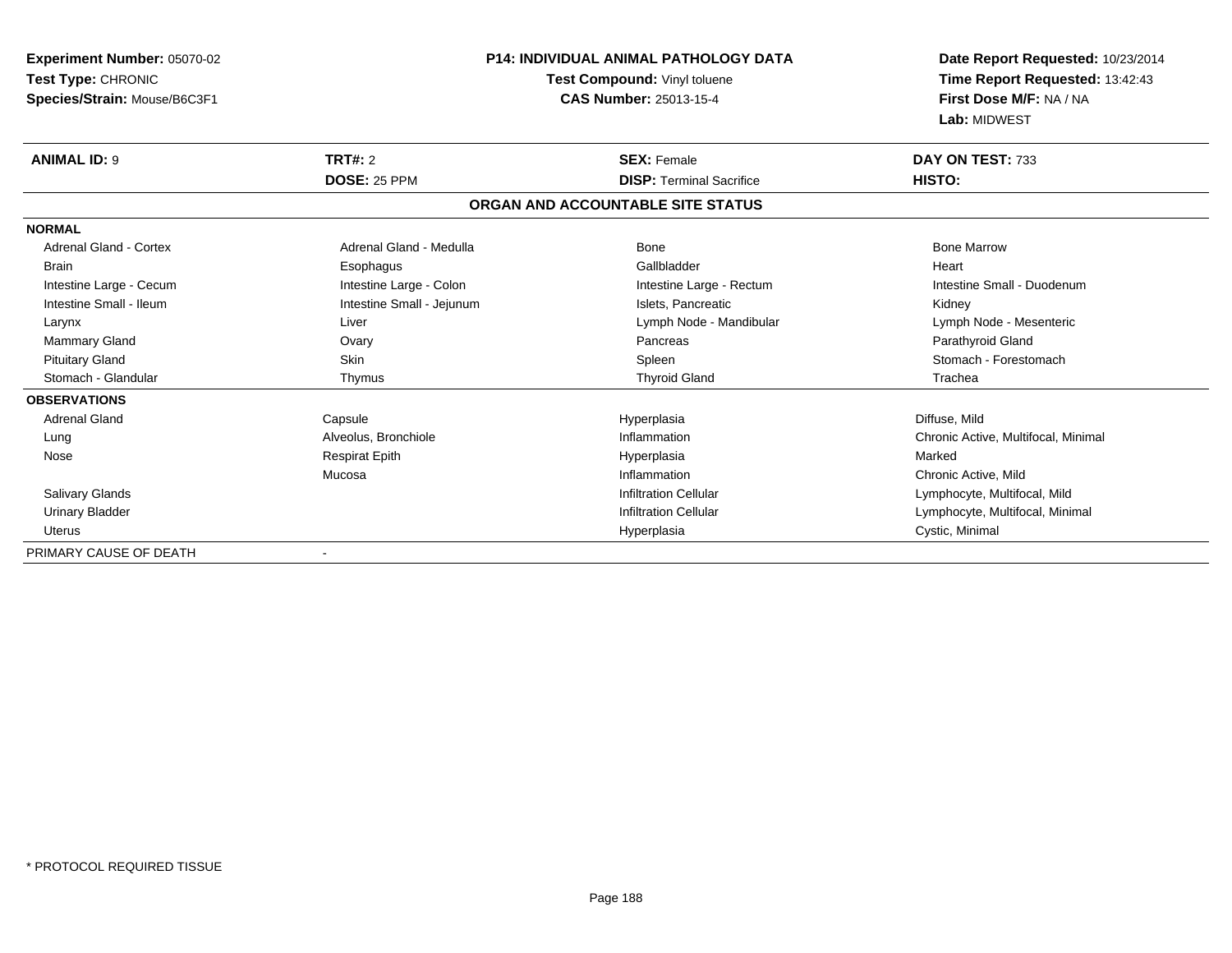**Experiment Number:** 05070-02
**Test Type:** CHRONIC
**Species/Strain:** Mouse/B6C3F1

**P14: INDIVIDUAL ANIMAL PATHOLOGY DATA**
**Test Compound:** Vinyl toluene
**CAS Number:** 25013-15-4

**Date Report Requested:** 10/23/2014
**Time Report Requested:** 13:42:43
**First Dose M/F:** NA / NA
**Lab:** MIDWEST

| **ANIMAL ID:** 9 | **TRT#:** 2 | **SEX:** Female | **DAY ON TEST:** 733 |
|---|---|---|---|
| | **DOSE:** 25 PPM | **DISP:** Terminal Sacrifice | **HISTO:** |

**ORGAN AND ACCOUNTABLE SITE STATUS**

**NORMAL**

| | | | |
|---|---|---|---|
| Adrenal Gland - Cortex | Adrenal Gland - Medulla | Bone | Bone Marrow |
| Brain | Esophagus | Gallbladder | Heart |
| Intestine Large - Cecum | Intestine Large - Colon | Intestine Large - Rectum | Intestine Small - Duodenum |
| Intestine Small - Ileum | Intestine Small - Jejunum | Islets, Pancreatic | Kidney |
| Larynx | Liver | Lymph Node - Mandibular | Lymph Node - Mesenteric |
| Mammary Gland | Ovary | Pancreas | Parathyroid Gland |
| Pituitary Gland | Skin | Spleen | Stomach - Forestomach |
| Stomach - Glandular | Thymus | Thyroid Gland | Trachea |

**OBSERVATIONS**

| | | | |
|---|---|---|---|
| Adrenal Gland | Capsule | Hyperplasia | Diffuse, Mild |
| Lung | Alveolus, Bronchiole | Inflammation | Chronic Active, Multifocal, Minimal |
| Nose | Respirat Epith | Hyperplasia | Marked |
| | Mucosa | Inflammation | Chronic Active, Mild |
| Salivary Glands | | Infiltration Cellular | Lymphocyte, Multifocal, Mild |
| Urinary Bladder | | Infiltration Cellular | Lymphocyte, Multifocal, Minimal |
| Uterus | | Hyperplasia | Cystic, Minimal |

PRIMARY CAUSE OF DEATH -

* PROTOCOL REQUIRED TISSUE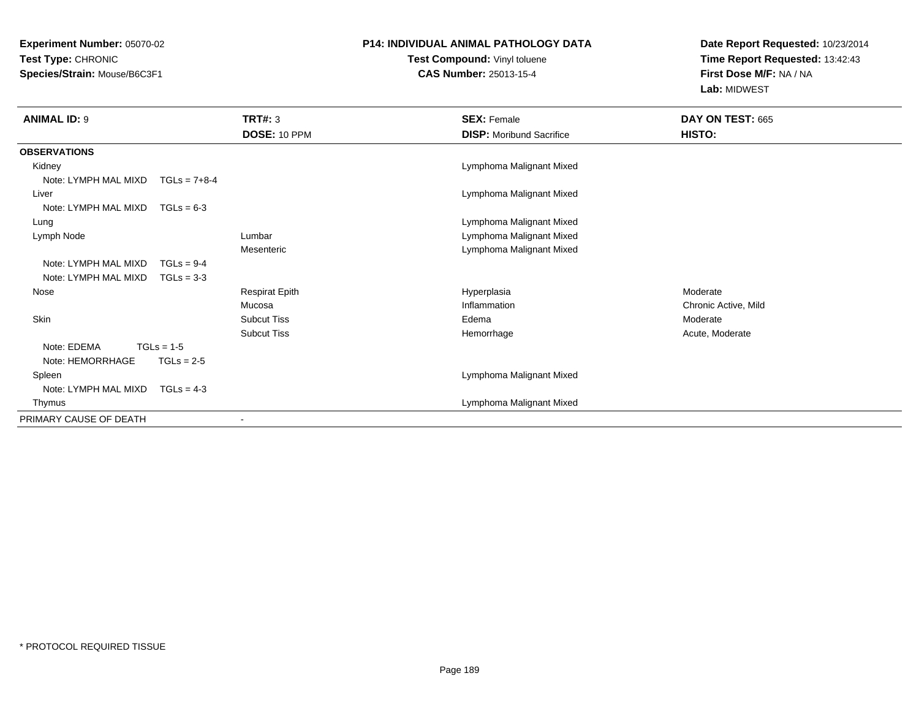**Experiment Number:** 05070-02
**Test Type:** CHRONIC
**Species/Strain:** Mouse/B6C3F1

**P14: INDIVIDUAL ANIMAL PATHOLOGY DATA**
**Test Compound:** Vinyl toluene
**CAS Number:** 25013-15-4

**Date Report Requested:** 10/23/2014
**Time Report Requested:** 13:42:43
**First Dose M/F:** NA / NA
**Lab:** MIDWEST

| **ANIMAL ID:** 9 | **TRT#:** 3<br>**DOSE:** 10 PPM | **SEX:** Female<br>**DISP:** Moribund Sacrifice | **DAY ON TEST:** 665<br>**HISTO:** |
|---|---|---|---|
| **OBSERVATIONS** | | | |
| Kidney | | Lymphoma Malignant Mixed | |
| Note: LYMPH MAL MIXD TGLs = 7+8-4 | | | |
| Liver | | Lymphoma Malignant Mixed | |
| Note: LYMPH MAL MIXD TGLs = 6-3 | | | |
| Lung | | Lymphoma Malignant Mixed | |
| Lymph Node | Lumbar | Lymphoma Malignant Mixed | |
| | Mesenteric | Lymphoma Malignant Mixed | |
| Note: LYMPH MAL MIXD TGLs = 9-4 | | | |
| Note: LYMPH MAL MIXD TGLs = 3-3 | | | |
| Nose | Respirat Epith | Hyperplasia | Moderate |
| | Mucosa | Inflammation | Chronic Active, Mild |
| Skin | Subcut Tiss | Edema | Moderate |
| | Subcut Tiss | Hemorrhage | Acute, Moderate |
| Note: EDEMA TGLs = 1-5 | | | |
| Note: HEMORRHAGE TGLs = 2-5 | | | |
| Spleen | | Lymphoma Malignant Mixed | |
| Note: LYMPH MAL MIXD TGLs = 4-3 | | | |
| Thymus | | Lymphoma Malignant Mixed | |
| PRIMARY CAUSE OF DEATH | - | | |

* PROTOCOL REQUIRED TISSUE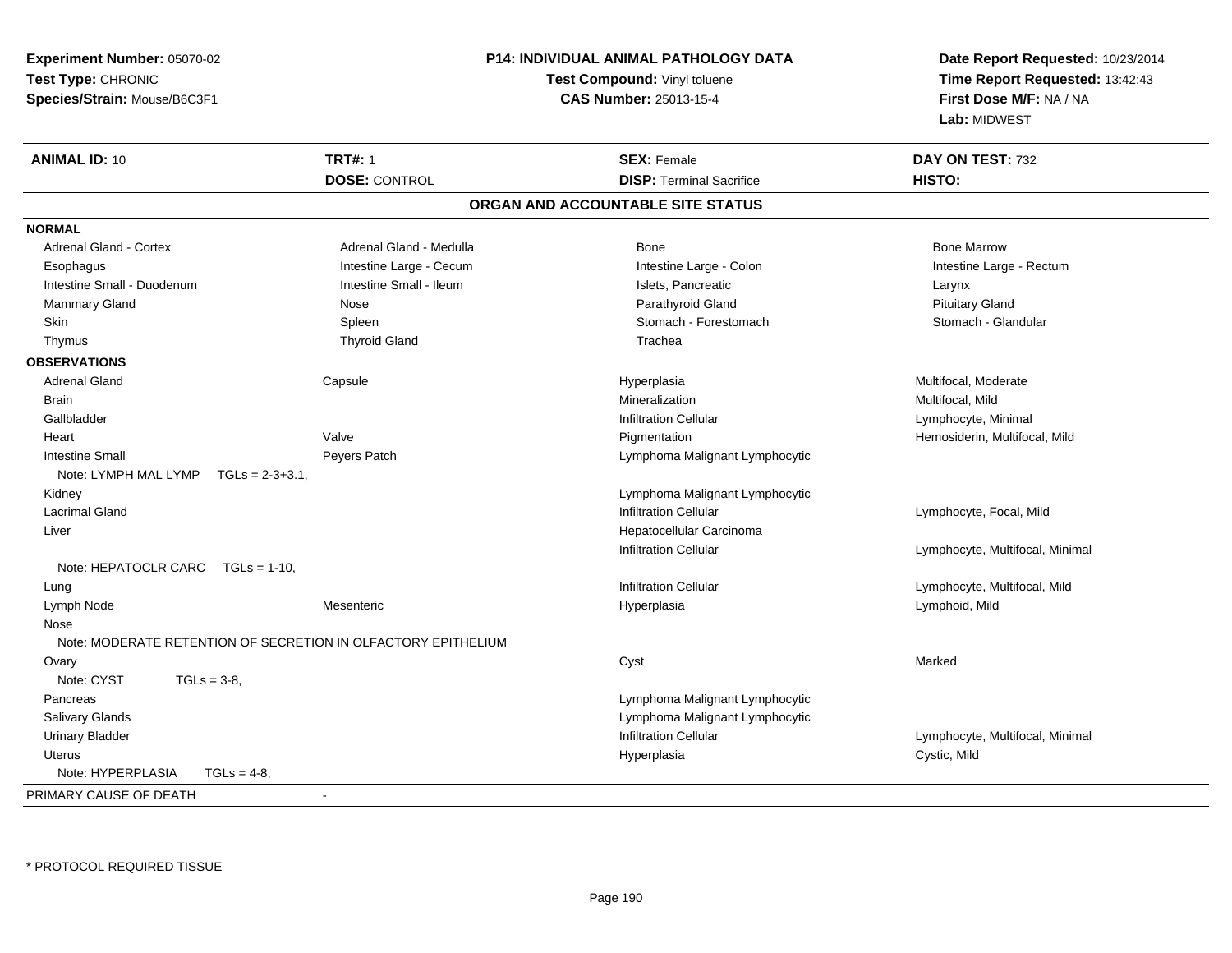**Experiment Number:** 05070-02
**Test Type:** CHRONIC
**Species/Strain:** Mouse/B6C3F1

**P14: INDIVIDUAL ANIMAL PATHOLOGY DATA**
**Test Compound:** Vinyl toluene
**CAS Number:** 25013-15-4

**Date Report Requested:** 10/23/2014
**Time Report Requested:** 13:42:43
**First Dose M/F:** NA / NA
**Lab:** MIDWEST

| | | | |
|---|---|---|---|
| **ANIMAL ID:** 10 | **TRT#:** 1 | **SEX:** Female | **DAY ON TEST:** 732 |
| | **DOSE:** CONTROL | **DISP:** Terminal Sacrifice | **HISTO:** |

## ORGAN AND ACCOUNTABLE SITE STATUS

**NORMAL**

| | | | |
|---|---|---|---|
| Adrenal Gland - Cortex | Adrenal Gland - Medulla | Bone | Bone Marrow |
| Esophagus | Intestine Large - Cecum | Intestine Large - Colon | Intestine Large - Rectum |
| Intestine Small - Duodenum | Intestine Small - Ileum | Islets, Pancreatic | Larynx |
| Mammary Gland | Nose | Parathyroid Gland | Pituitary Gland |
| Skin | Spleen | Stomach - Forestomach | Stomach - Glandular |
| Thymus | Thyroid Gland | Trachea | |

**OBSERVATIONS**

| | | | |
|---|---|---|---|
| Adrenal Gland | Capsule | Hyperplasia | Multifocal, Moderate |
| Brain | | Mineralization | Multifocal, Mild |
| Gallbladder | | Infiltration Cellular | Lymphocyte, Minimal |
| Heart | Valve | Pigmentation | Hemosiderin, Multifocal, Mild |
| Intestine Small | Peyers Patch | Lymphoma Malignant Lymphocytic | |
| Note: LYMPH MAL LYMP TGLs = 2-3+3.1, | | | |
| Kidney | | Lymphoma Malignant Lymphocytic | |
| Lacrimal Gland | | Infiltration Cellular | Lymphocyte, Focal, Mild |
| Liver | | Hepatocellular Carcinoma | |
| | | Infiltration Cellular | Lymphocyte, Multifocal, Minimal |
| Note: HEPATOCLR CARC TGLs = 1-10, | | | |
| Lung | | Infiltration Cellular | Lymphocyte, Multifocal, Mild |
| Lymph Node | Mesenteric | Hyperplasia | Lymphoid, Mild |
| Nose | | | |
| Note: MODERATE RETENTION OF SECRETION IN OLFACTORY EPITHELIUM | | | |
| Ovary | | Cyst | Marked |
| Note: CYST TGLs = 3-8, | | | |
| Pancreas | | Lymphoma Malignant Lymphocytic | |
| Salivary Glands | | Lymphoma Malignant Lymphocytic | |
| Urinary Bladder | | Infiltration Cellular | Lymphocyte, Multifocal, Minimal |
| Uterus | | Hyperplasia | Cystic, Mild |
| Note: HYPERPLASIA TGLs = 4-8, | | | |

PRIMARY CAUSE OF DEATH -

\* PROTOCOL REQUIRED TISSUE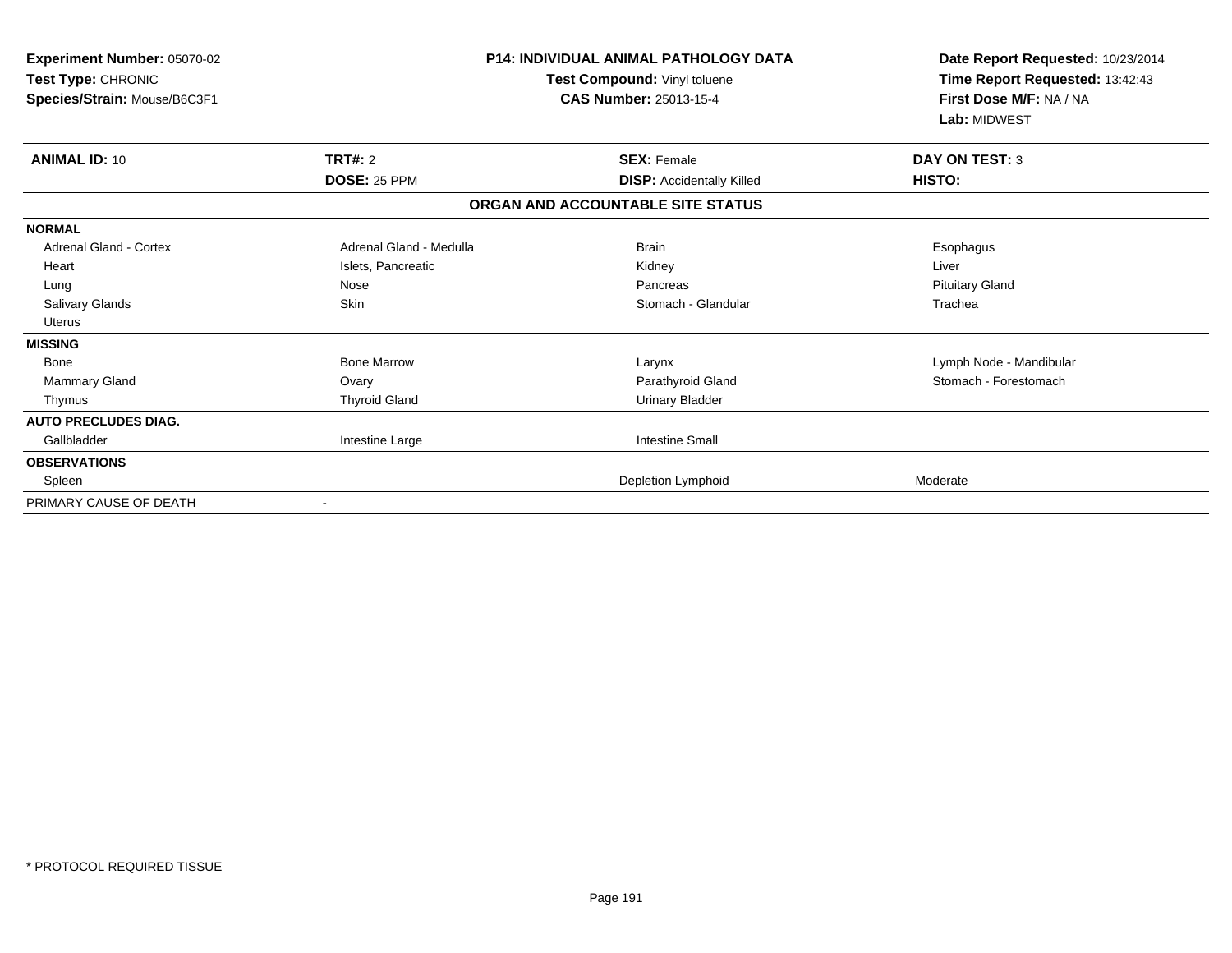**Experiment Number:** 05070-02
**Test Type:** CHRONIC
**Species/Strain:** Mouse/B6C3F1

**P14: INDIVIDUAL ANIMAL PATHOLOGY DATA**
**Test Compound:** Vinyl toluene
**CAS Number:** 25013-15-4

**Date Report Requested:** 10/23/2014
**Time Report Requested:** 13:42:43
**First Dose M/F:** NA / NA
**Lab:** MIDWEST

| **ANIMAL ID:** 10 | **TRT#:** 2 | **SEX:** Female | **DAY ON TEST:** 3 |
|---|---|---|---|
| | **DOSE:** 25 PPM | **DISP:** Accidentally Killed | **HISTO:** |

**ORGAN AND ACCOUNTABLE SITE STATUS**

| | | | |
|---|---|---|---|
| **NORMAL** | | | |
| Adrenal Gland - Cortex | Adrenal Gland - Medulla | Brain | Esophagus |
| Heart | Islets, Pancreatic | Kidney | Liver |
| Lung | Nose | Pancreas | Pituitary Gland |
| Salivary Glands | Skin | Stomach - Glandular | Trachea |
| Uterus | | | |
| **MISSING** | | | |
| Bone | Bone Marrow | Larynx | Lymph Node - Mandibular |
| Mammary Gland | Ovary | Parathyroid Gland | Stomach - Forestomach |
| Thymus | Thyroid Gland | Urinary Bladder | |
| **AUTO PRECLUDES DIAG.** | | | |
| Gallbladder | Intestine Large | Intestine Small | |
| **OBSERVATIONS** | | | |
| Spleen | | Depletion Lymphoid | Moderate |
| PRIMARY CAUSE OF DEATH | - | | |

* PROTOCOL REQUIRED TISSUE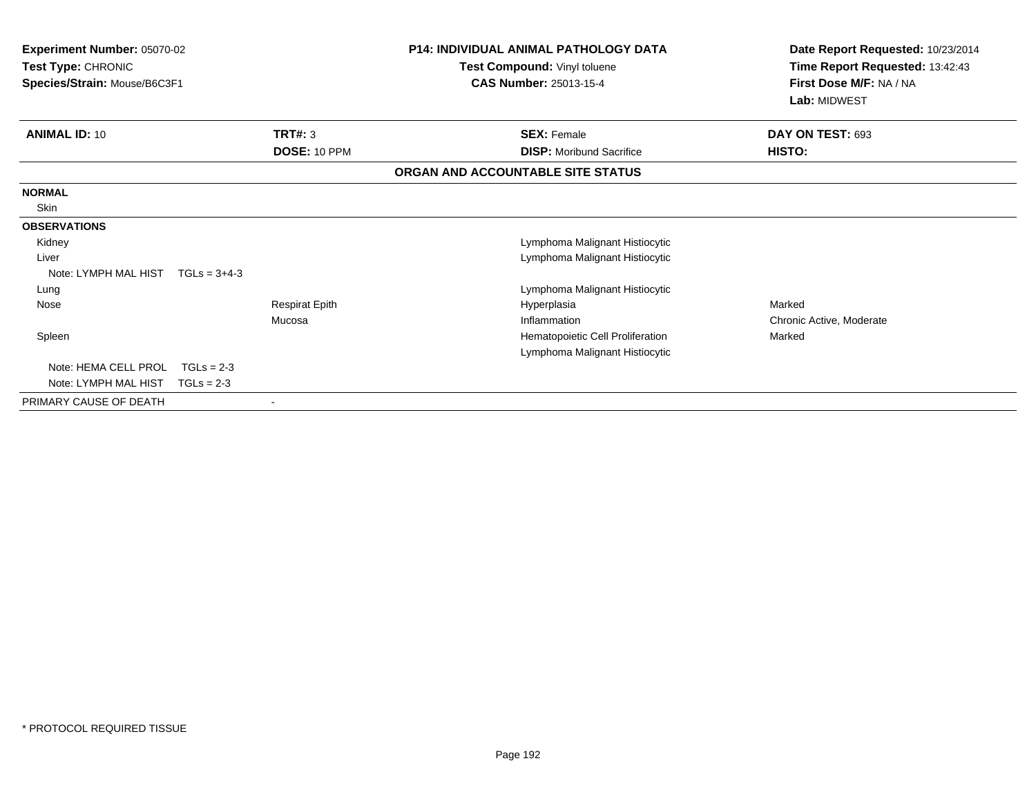**Experiment Number:** 05070-02
**Test Type:** CHRONIC
**Species/Strain:** Mouse/B6C3F1

**P14: INDIVIDUAL ANIMAL PATHOLOGY DATA**
**Test Compound:** Vinyl toluene
**CAS Number:** 25013-15-4

**Date Report Requested:** 10/23/2014
**Time Report Requested:** 13:42:43
**First Dose M/F:** NA / NA
**Lab:** MIDWEST

| | | | |
|---|---|---|---|
| **ANIMAL ID:** 10 | **TRT#:** 3 | **SEX:** Female | **DAY ON TEST:** 693 |
| | **DOSE:** 10 PPM | **DISP:** Moribund Sacrifice | **HISTO:** |

**ORGAN AND ACCOUNTABLE SITE STATUS**

| | | | |
|---|---|---|---|
| **NORMAL** | | | |
| Skin | | | |
| **OBSERVATIONS** | | | |
| Kidney | | Lymphoma Malignant Histiocytic | |
| Liver | | Lymphoma Malignant Histiocytic | |
| Note: LYMPH MAL HIST TGLs = 3+4-3 | | | |
| Lung | | Lymphoma Malignant Histiocytic | |
| Nose | Respirat Epith | Hyperplasia | Marked |
| | Mucosa | Inflammation | Chronic Active, Moderate |
| Spleen | | Hematopoietic Cell Proliferation | Marked |
| | | Lymphoma Malignant Histiocytic | |
| Note: HEMA CELL PROL TGLs = 2-3 | | | |
| Note: LYMPH MAL HIST TGLs = 2-3 | | | |
| PRIMARY CAUSE OF DEATH | - | | |

* PROTOCOL REQUIRED TISSUE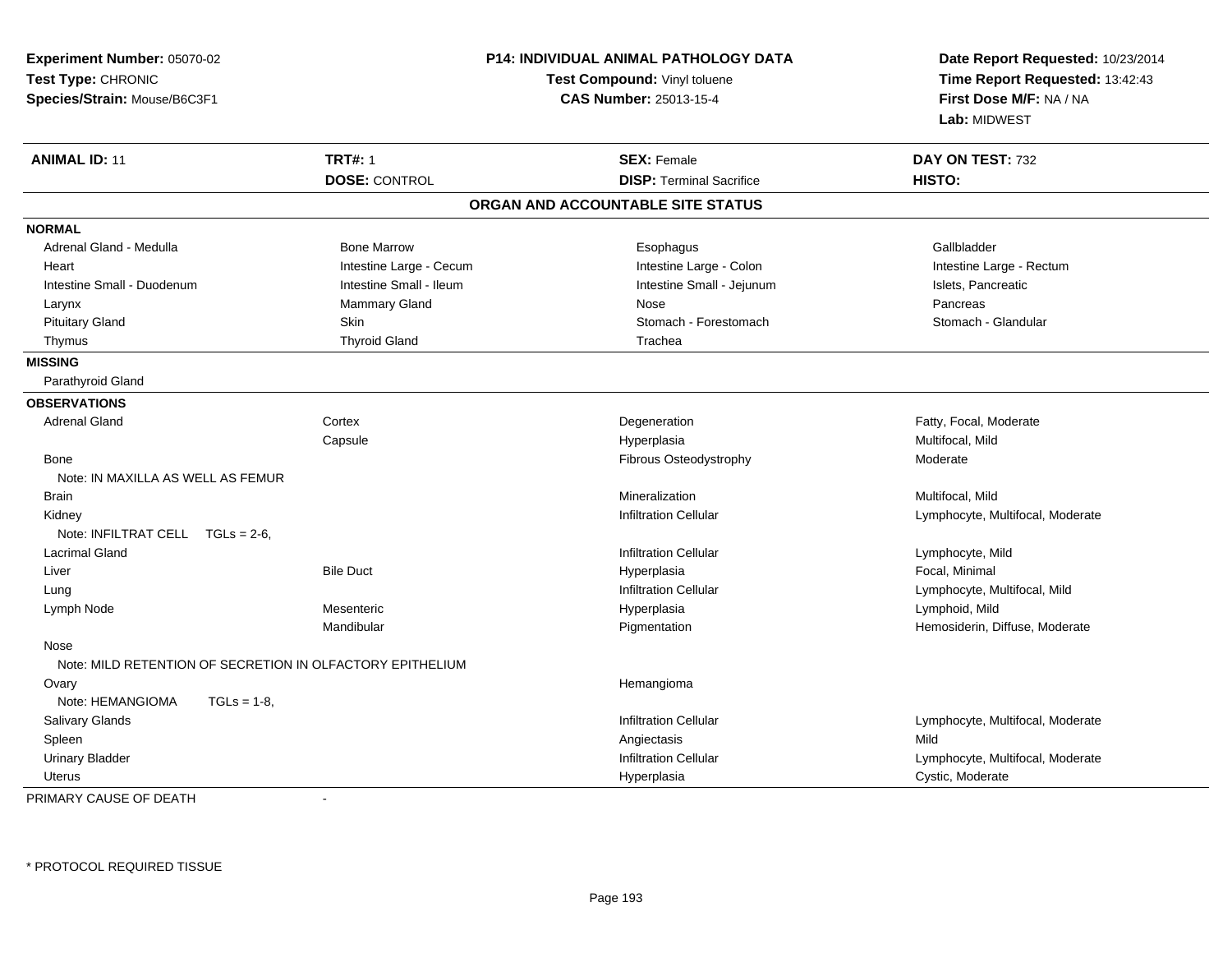**Experiment Number:** 05070-02
**Test Type:** CHRONIC
**Species/Strain:** Mouse/B6C3F1

**P14: INDIVIDUAL ANIMAL PATHOLOGY DATA**
**Test Compound:** Vinyl toluene
**CAS Number:** 25013-15-4

**Date Report Requested:** 10/23/2014
**Time Report Requested:** 13:42:43
**First Dose M/F:** NA / NA
**Lab:** MIDWEST

| **ANIMAL ID:** 11 | **TRT#:** 1 | **SEX:** Female | **DAY ON TEST:** 732 |
|---|---|---|---|
| | **DOSE:** CONTROL | **DISP:** Terminal Sacrifice | **HISTO:** |

## ORGAN AND ACCOUNTABLE SITE STATUS

**NORMAL**

| | | | |
|---|---|---|---|
| Adrenal Gland - Medulla | Bone Marrow | Esophagus | Gallbladder |
| Heart | Intestine Large - Cecum | Intestine Large - Colon | Intestine Large - Rectum |
| Intestine Small - Duodenum | Intestine Small - Ileum | Intestine Small - Jejunum | Islets, Pancreatic |
| Larynx | Mammary Gland | Nose | Pancreas |
| Pituitary Gland | Skin | Stomach - Forestomach | Stomach - Glandular |
| Thymus | Thyroid Gland | Trachea | |

**MISSING**

Parathyroid Gland

**OBSERVATIONS**

| | | | |
|---|---|---|---|
| Adrenal Gland | Cortex | Degeneration | Fatty, Focal, Moderate |
| | Capsule | Hyperplasia | Multifocal, Mild |
| Bone | | Fibrous Osteodystrophy | Moderate |
| Note: IN MAXILLA AS WELL AS FEMUR | | | |
| Brain | | Mineralization | Multifocal, Mild |
| Kidney | | Infiltration Cellular | Lymphocyte, Multifocal, Moderate |
| Note: INFILTRAT CELL TGLs = 2-6, | | | |
| Lacrimal Gland | | Infiltration Cellular | Lymphocyte, Mild |
| Liver | Bile Duct | Hyperplasia | Focal, Minimal |
| Lung | | Infiltration Cellular | Lymphocyte, Multifocal, Mild |
| Lymph Node | Mesenteric | Hyperplasia | Lymphoid, Mild |
| | Mandibular | Pigmentation | Hemosiderin, Diffuse, Moderate |
| Nose | | | |
| Note: MILD RETENTION OF SECRETION IN OLFACTORY EPITHELIUM | | | |
| Ovary | | Hemangioma | |
| Note: HEMANGIOMA TGLs = 1-8, | | | |
| Salivary Glands | | Infiltration Cellular | Lymphocyte, Multifocal, Moderate |
| Spleen | | Angiectasis | Mild |
| Urinary Bladder | | Infiltration Cellular | Lymphocyte, Multifocal, Moderate |
| Uterus | | Hyperplasia | Cystic, Moderate |

PRIMARY CAUSE OF DEATH -

* PROTOCOL REQUIRED TISSUE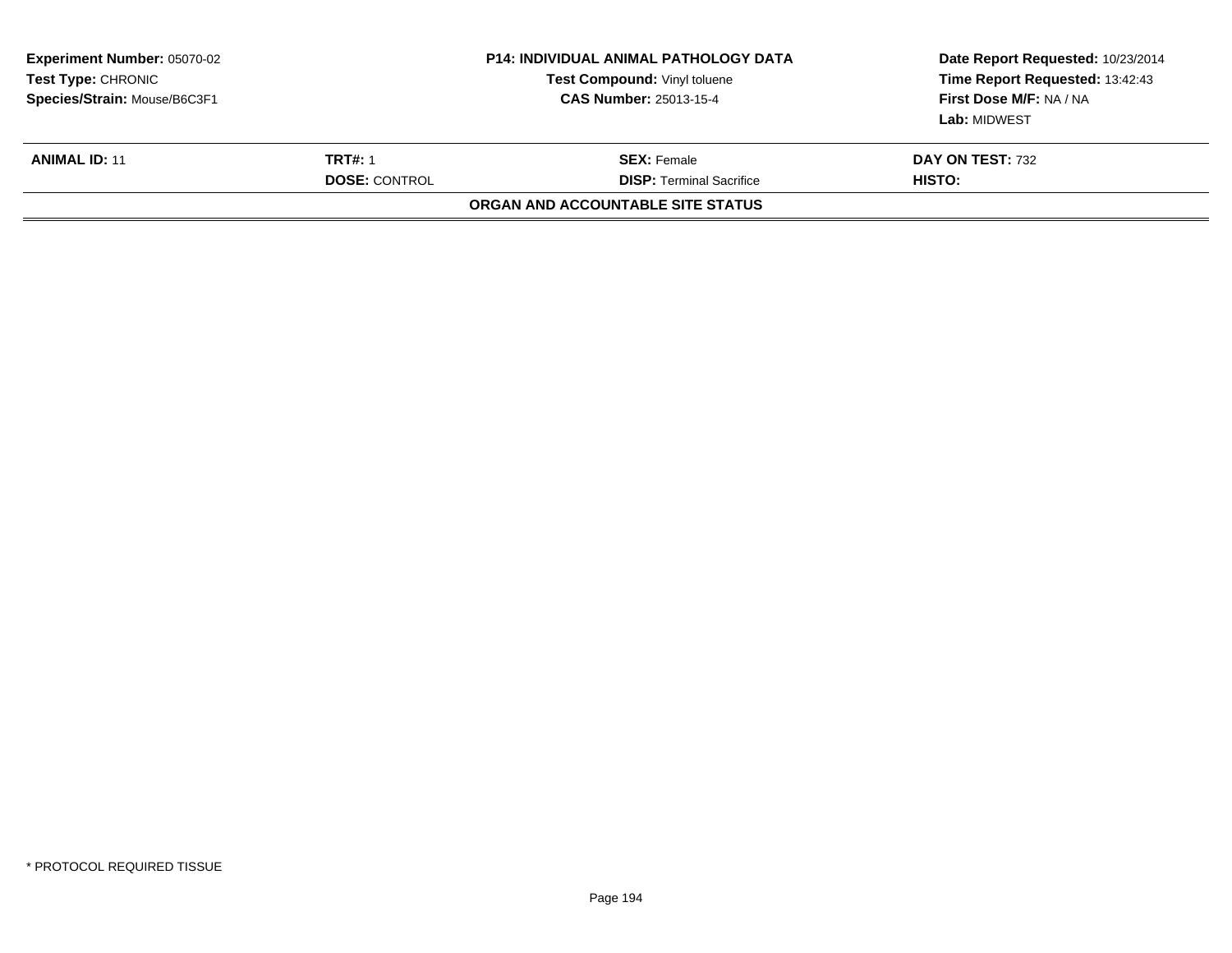| | | | |
|---|---|---|---|
| **Experiment Number:** 05070-02 | **P14: INDIVIDUAL ANIMAL PATHOLOGY DATA** | | **Date Report Requested:** 10/23/2014 |
| **Test Type:** CHRONIC | **Test Compound:** Vinyl toluene | | **Time Report Requested:** 13:42:43 |
| **Species/Strain:** Mouse/B6C3F1 | **CAS Number:** 25013-15-4 | | **First Dose M/F:** NA / NA |
| | | | **Lab:** MIDWEST |

| | | | |
|---|---|---|---|
| **ANIMAL ID:** 11 | **TRT#:** 1 | **SEX:** Female | **DAY ON TEST:** 732 |
| | **DOSE:** CONTROL | **DISP:** Terminal Sacrifice | **HISTO:** |

**ORGAN AND ACCOUNTABLE SITE STATUS**

* PROTOCOL REQUIRED TISSUE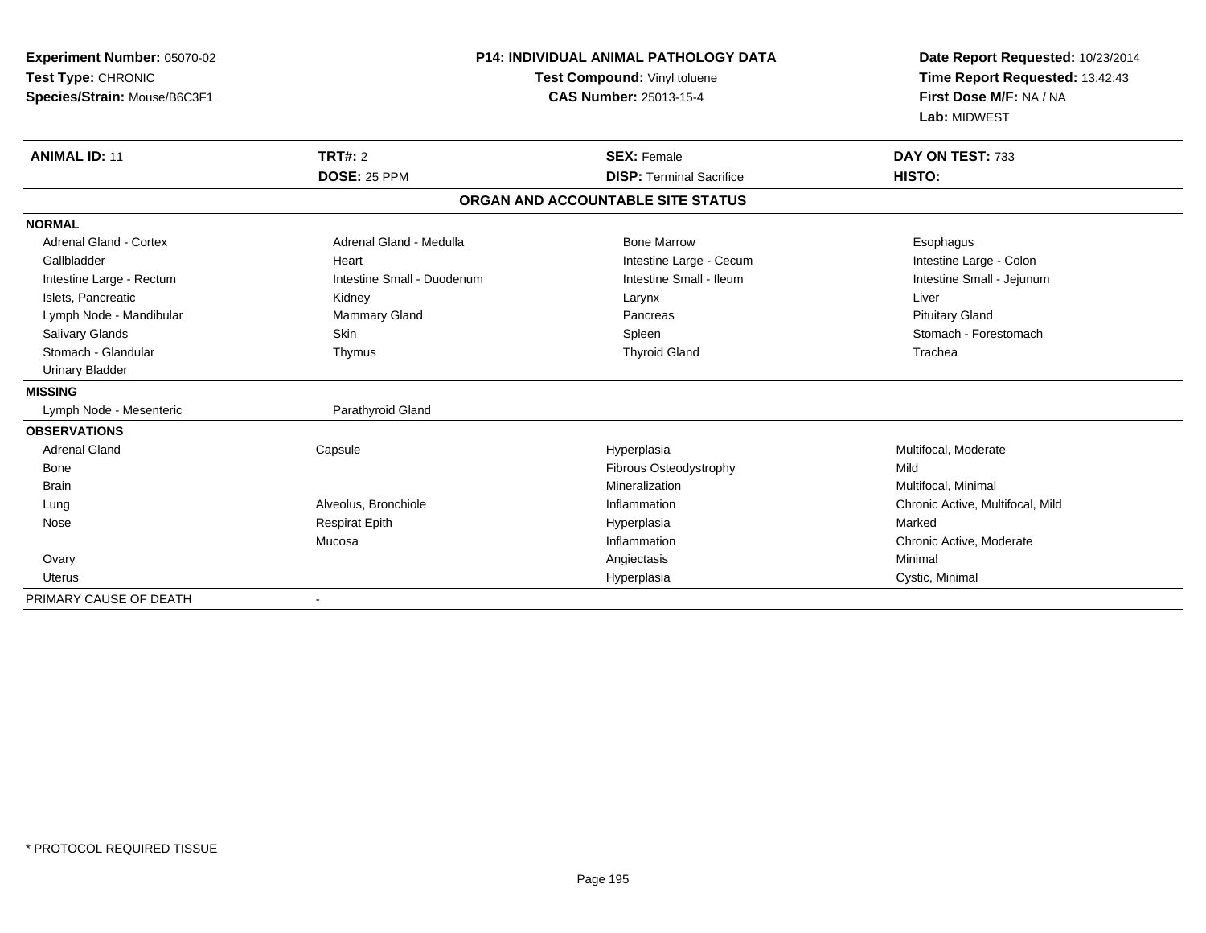**Experiment Number:** 05070-02
**Test Type:** CHRONIC
**Species/Strain:** Mouse/B6C3F1

**P14: INDIVIDUAL ANIMAL PATHOLOGY DATA**
**Test Compound:** Vinyl toluene
**CAS Number:** 25013-15-4

**Date Report Requested:** 10/23/2014
**Time Report Requested:** 13:42:43
**First Dose M/F:** NA / NA
**Lab:** MIDWEST

| **ANIMAL ID:** 11 | **TRT#:** 2 | **SEX:** Female | **DAY ON TEST:** 733 |
|---|---|---|---|
| | **DOSE:** 25 PPM | **DISP:** Terminal Sacrifice | **HISTO:** |

**ORGAN AND ACCOUNTABLE SITE STATUS**

**NORMAL**

| | | | |
|---|---|---|---|
| Adrenal Gland - Cortex | Adrenal Gland - Medulla | Bone Marrow | Esophagus |
| Gallbladder | Heart | Intestine Large - Cecum | Intestine Large - Colon |
| Intestine Large - Rectum | Intestine Small - Duodenum | Intestine Small - Ileum | Intestine Small - Jejunum |
| Islets, Pancreatic | Kidney | Larynx | Liver |
| Lymph Node - Mandibular | Mammary Gland | Pancreas | Pituitary Gland |
| Salivary Glands | Skin | Spleen | Stomach - Forestomach |
| Stomach - Glandular | Thymus | Thyroid Gland | Trachea |
| Urinary Bladder | | | |

**MISSING**

| | |
|---|---|
| Lymph Node - Mesenteric | Parathyroid Gland |

**OBSERVATIONS**

| | | | |
|---|---|---|---|
| Adrenal Gland | Capsule | Hyperplasia | Multifocal, Moderate |
| Bone | | Fibrous Osteodystrophy | Mild |
| Brain | | Mineralization | Multifocal, Minimal |
| Lung | Alveolus, Bronchiole | Inflammation | Chronic Active, Multifocal, Mild |
| Nose | Respirat Epith | Hyperplasia | Marked |
| | Mucosa | Inflammation | Chronic Active, Moderate |
| Ovary | | Angiectasis | Minimal |
| Uterus | | Hyperplasia | Cystic, Minimal |

PRIMARY CAUSE OF DEATH -

* PROTOCOL REQUIRED TISSUE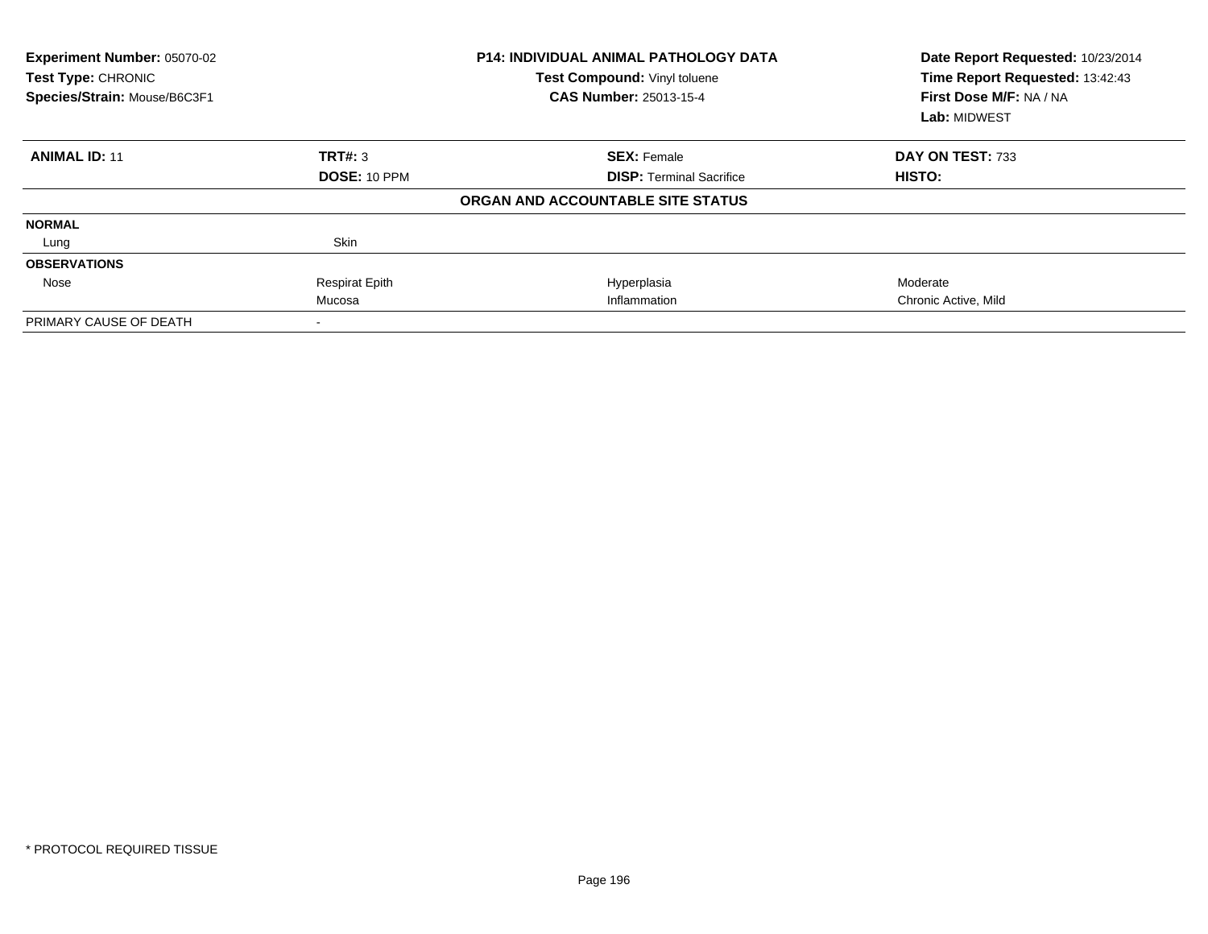| | | | |
|---|---|---|---|
| **Experiment Number:** 05070-02 | | **P14: INDIVIDUAL ANIMAL PATHOLOGY DATA** | **Date Report Requested:** 10/23/2014 |
| **Test Type:** CHRONIC | | **Test Compound:** Vinyl toluene | **Time Report Requested:** 13:42:43 |
| **Species/Strain:** Mouse/B6C3F1 | | **CAS Number:** 25013-15-4 | **First Dose M/F:** NA / NA |
| | | | **Lab:** MIDWEST |

| | | | |
|---|---|---|---|
| **ANIMAL ID:** 11 | **TRT#:** 3 | **SEX:** Female | **DAY ON TEST:** 733 |
| | **DOSE:** 10 PPM | **DISP:** Terminal Sacrifice | **HISTO:** |
| | | **ORGAN AND ACCOUNTABLE SITE STATUS** | |
| **NORMAL** | | | |
| Lung | Skin | | |
| **OBSERVATIONS** | | | |
| Nose | Respirat Epith | Hyperplasia | Moderate |
| | Mucosa | Inflammation | Chronic Active, Mild |
| PRIMARY CAUSE OF DEATH | - | | |

\* PROTOCOL REQUIRED TISSUE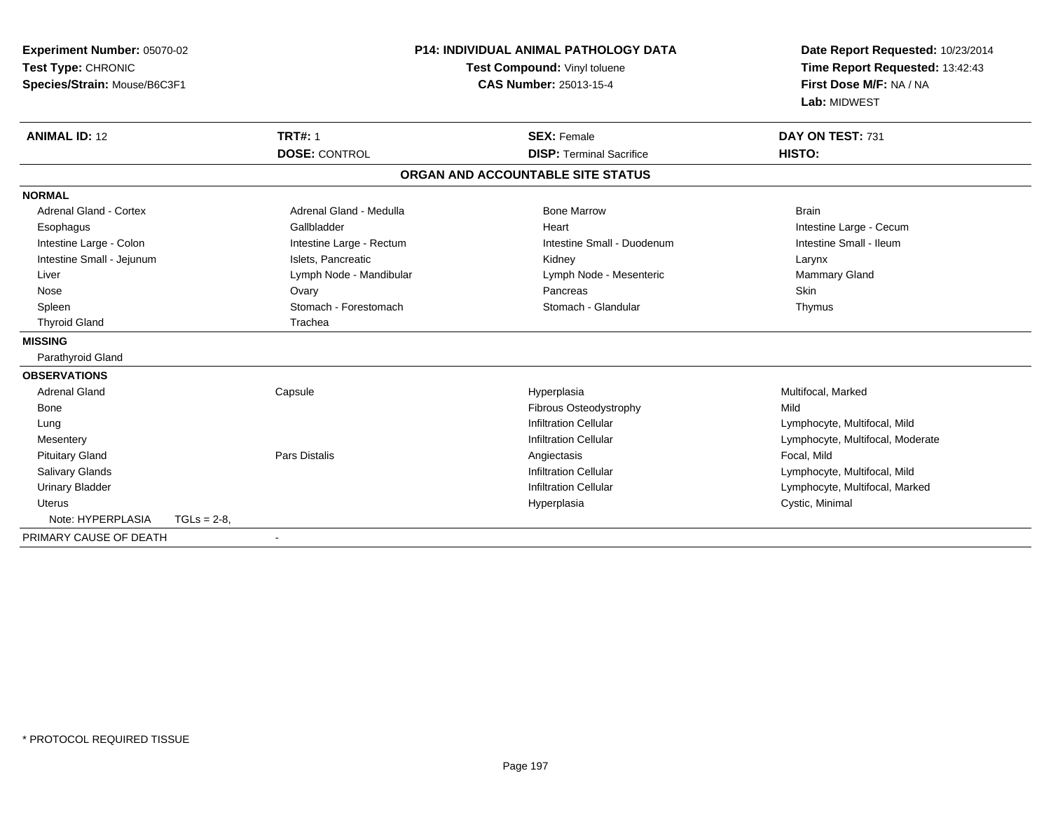**Experiment Number:** 05070-02
**Test Type:** CHRONIC
**Species/Strain:** Mouse/B6C3F1

**P14: INDIVIDUAL ANIMAL PATHOLOGY DATA**
**Test Compound:** Vinyl toluene
**CAS Number:** 25013-15-4

**Date Report Requested:** 10/23/2014
**Time Report Requested:** 13:42:43
**First Dose M/F:** NA / NA
**Lab:** MIDWEST

| **ANIMAL ID:** 12 | **TRT#:** 1 | **SEX:** Female | **DAY ON TEST:** 731 |
|---|---|---|---|
| | **DOSE:** CONTROL | **DISP:** Terminal Sacrifice | **HISTO:** |

## ORGAN AND ACCOUNTABLE SITE STATUS

**NORMAL**

| | | | |
|---|---|---|---|
| Adrenal Gland - Cortex | Adrenal Gland - Medulla | Bone Marrow | Brain |
| Esophagus | Gallbladder | Heart | Intestine Large - Cecum |
| Intestine Large - Colon | Intestine Large - Rectum | Intestine Small - Duodenum | Intestine Small - Ileum |
| Intestine Small - Jejunum | Islets, Pancreatic | Kidney | Larynx |
| Liver | Lymph Node - Mandibular | Lymph Node - Mesenteric | Mammary Gland |
| Nose | Ovary | Pancreas | Skin |
| Spleen | Stomach - Forestomach | Stomach - Glandular | Thymus |
| Thyroid Gland | Trachea | | |

**MISSING**

Parathyroid Gland

**OBSERVATIONS**

| | | | |
|---|---|---|---|
| Adrenal Gland | Capsule | Hyperplasia | Multifocal, Marked |
| Bone | | Fibrous Osteodystrophy | Mild |
| Lung | | Infiltration Cellular | Lymphocyte, Multifocal, Mild |
| Mesentery | | Infiltration Cellular | Lymphocyte, Multifocal, Moderate |
| Pituitary Gland | Pars Distalis | Angiectasis | Focal, Mild |
| Salivary Glands | | Infiltration Cellular | Lymphocyte, Multifocal, Mild |
| Urinary Bladder | | Infiltration Cellular | Lymphocyte, Multifocal, Marked |
| Uterus | | Hyperplasia | Cystic, Minimal |

Note: HYPERPLASIA TGLs = 2-8,

PRIMARY CAUSE OF DEATH -

* PROTOCOL REQUIRED TISSUE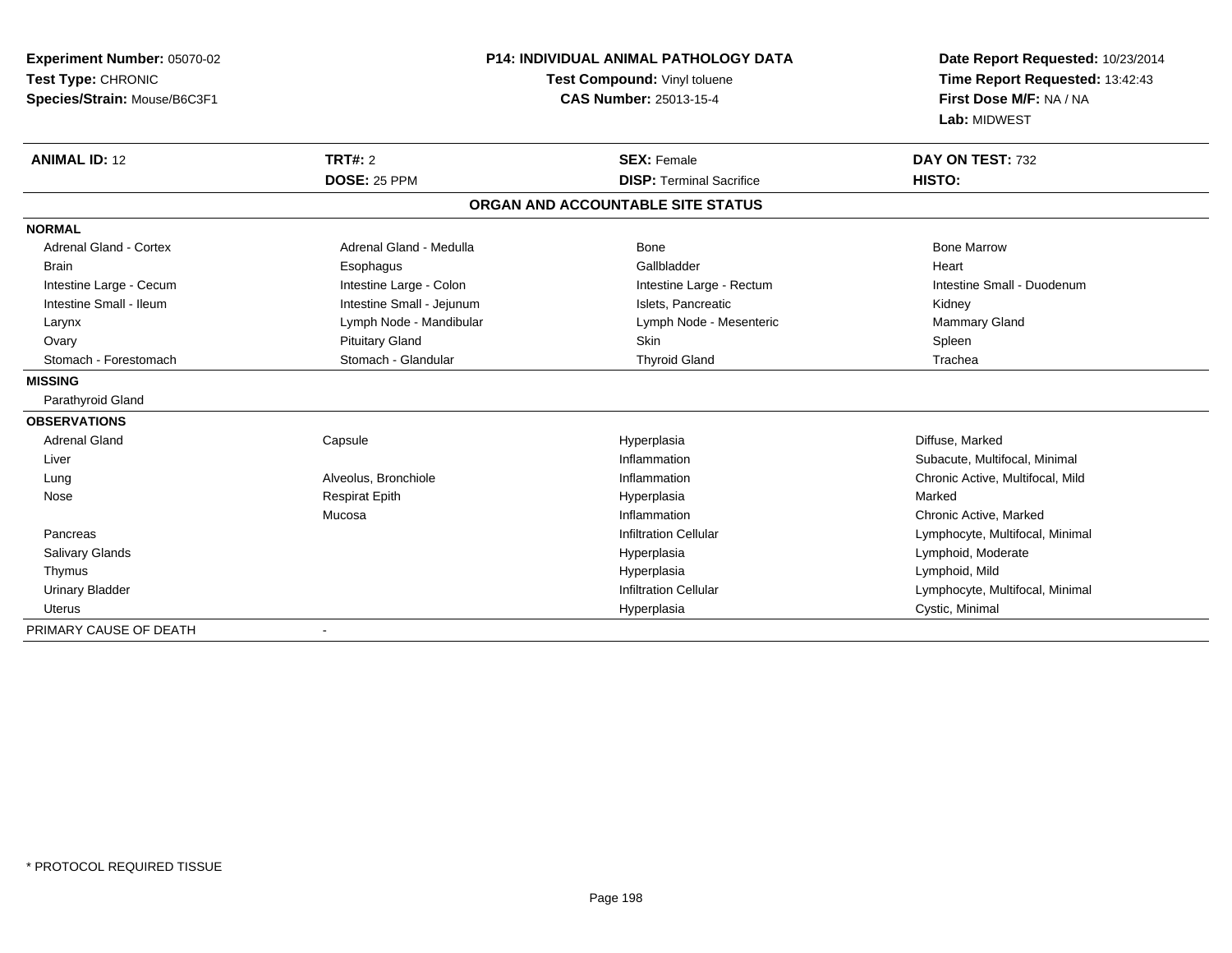**Experiment Number:** 05070-02
**Test Type:** CHRONIC
**Species/Strain:** Mouse/B6C3F1

**P14: INDIVIDUAL ANIMAL PATHOLOGY DATA**
**Test Compound:** Vinyl toluene
**CAS Number:** 25013-15-4

**Date Report Requested:** 10/23/2014
**Time Report Requested:** 13:42:43
**First Dose M/F:** NA / NA
**Lab:** MIDWEST

| **ANIMAL ID:** 12 | **TRT#:** 2 | **SEX:** Female | **DAY ON TEST:** 732 |
|---|---|---|---|
| | **DOSE:** 25 PPM | **DISP:** Terminal Sacrifice | **HISTO:** |

## ORGAN AND ACCOUNTABLE SITE STATUS

| | | | |
|---|---|---|---|
| **NORMAL** | | | |
| Adrenal Gland - Cortex | Adrenal Gland - Medulla | Bone | Bone Marrow |
| Brain | Esophagus | Gallbladder | Heart |
| Intestine Large - Cecum | Intestine Large - Colon | Intestine Large - Rectum | Intestine Small - Duodenum |
| Intestine Small - Ileum | Intestine Small - Jejunum | Islets, Pancreatic | Kidney |
| Larynx | Lymph Node - Mandibular | Lymph Node - Mesenteric | Mammary Gland |
| Ovary | Pituitary Gland | Skin | Spleen |
| Stomach - Forestomach | Stomach - Glandular | Thyroid Gland | Trachea |
| **MISSING** | | | |
| Parathyroid Gland | | | |
| **OBSERVATIONS** | | | |
| Adrenal Gland | Capsule | Hyperplasia | Diffuse, Marked |
| Liver | | Inflammation | Subacute, Multifocal, Minimal |
| Lung | Alveolus, Bronchiole | Inflammation | Chronic Active, Multifocal, Mild |
| Nose | Respirat Epith | Hyperplasia | Marked |
| | Mucosa | Inflammation | Chronic Active, Marked |
| Pancreas | | Infiltration Cellular | Lymphocyte, Multifocal, Minimal |
| Salivary Glands | | Hyperplasia | Lymphoid, Moderate |
| Thymus | | Hyperplasia | Lymphoid, Mild |
| Urinary Bladder | | Infiltration Cellular | Lymphocyte, Multifocal, Minimal |
| Uterus | | Hyperplasia | Cystic, Minimal |
| PRIMARY CAUSE OF DEATH | - | | |

* PROTOCOL REQUIRED TISSUE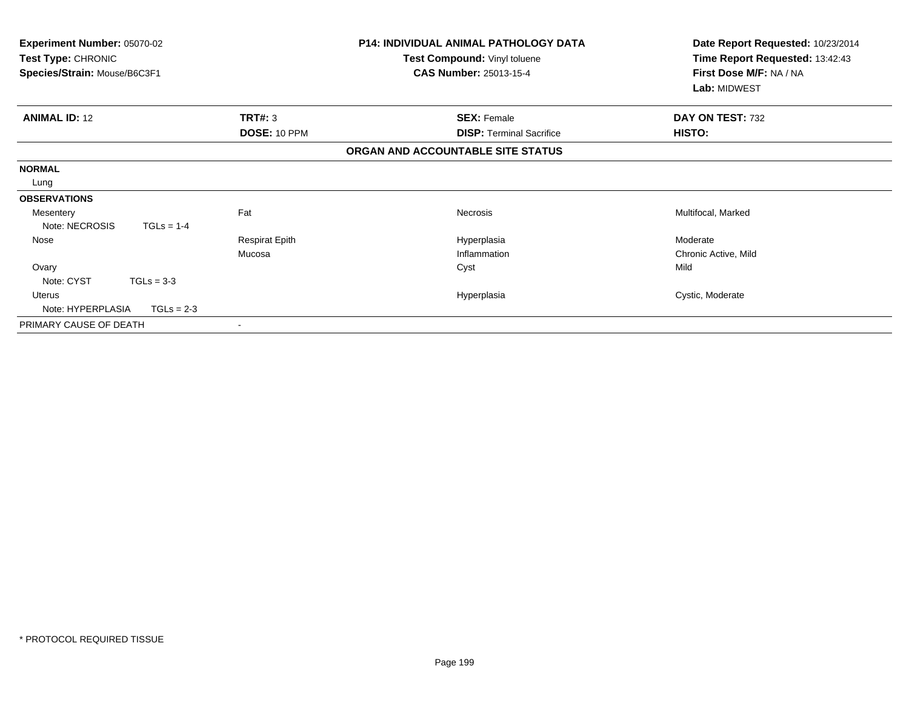**Experiment Number:** 05070-02
**Test Type:** CHRONIC
**Species/Strain:** Mouse/B6C3F1

**P14: INDIVIDUAL ANIMAL PATHOLOGY DATA**
**Test Compound:** Vinyl toluene
**CAS Number:** 25013-15-4

**Date Report Requested:** 10/23/2014
**Time Report Requested:** 13:42:43
**First Dose M/F:** NA / NA
**Lab:** MIDWEST

| **ANIMAL ID:** 12 | **TRT#:** 3 | **SEX:** Female | **DAY ON TEST:** 732 |
|---|---|---|---|
| | **DOSE:** 10 PPM | **DISP:** Terminal Sacrifice | **HISTO:** |

**ORGAN AND ACCOUNTABLE SITE STATUS**

| | | | |
|---|---|---|---|
| **NORMAL** | | | |
| Lung | | | |
| **OBSERVATIONS** | | | |
| Mesentery | Fat | Necrosis | Multifocal, Marked |
| Note: NECROSIS TGLs = 1-4 | | | |
| Nose | Respirat Epith | Hyperplasia | Moderate |
| | Mucosa | Inflammation | Chronic Active, Mild |
| Ovary | | Cyst | Mild |
| Note: CYST TGLs = 3-3 | | | |
| Uterus | | Hyperplasia | Cystic, Moderate |
| Note: HYPERPLASIA TGLs = 2-3 | | | |
| PRIMARY CAUSE OF DEATH | - | | |

* PROTOCOL REQUIRED TISSUE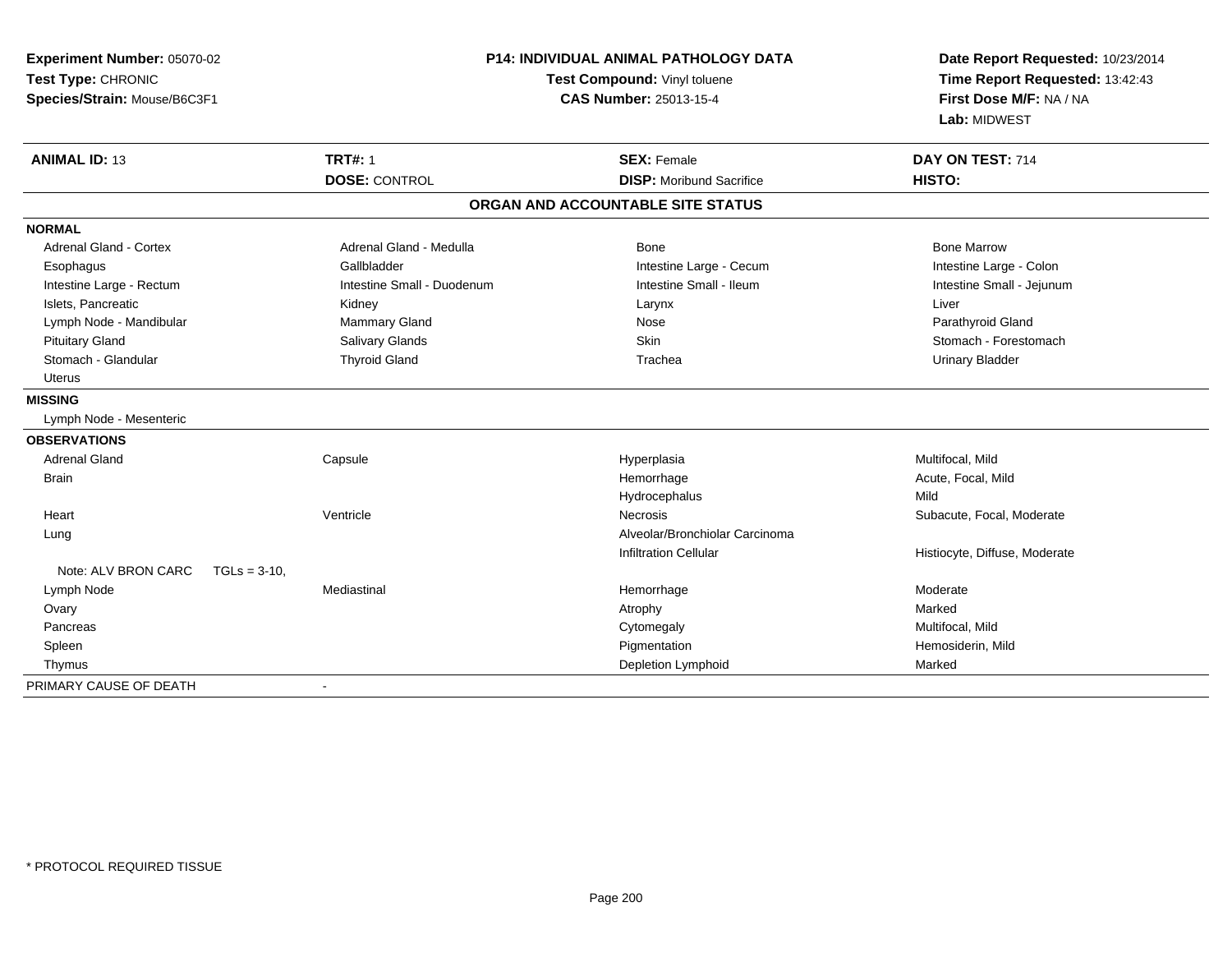**Experiment Number:** 05070-02
**Test Type:** CHRONIC
**Species/Strain:** Mouse/B6C3F1

**P14: INDIVIDUAL ANIMAL PATHOLOGY DATA**
**Test Compound:** Vinyl toluene
**CAS Number:** 25013-15-4

**Date Report Requested:** 10/23/2014
**Time Report Requested:** 13:42:43
**First Dose M/F:** NA / NA
**Lab:** MIDWEST

| | | | |
|---|---|---|---|
| **ANIMAL ID:** 13 | **TRT#:** 1 | **SEX:** Female | **DAY ON TEST:** 714 |
| | **DOSE:** CONTROL | **DISP:** Moribund Sacrifice | **HISTO:** |

## ORGAN AND ACCOUNTABLE SITE STATUS

**NORMAL**

| | | | |
|---|---|---|---|
| Adrenal Gland - Cortex | Adrenal Gland - Medulla | Bone | Bone Marrow |
| Esophagus | Gallbladder | Intestine Large - Cecum | Intestine Large - Colon |
| Intestine Large - Rectum | Intestine Small - Duodenum | Intestine Small - Ileum | Intestine Small - Jejunum |
| Islets, Pancreatic | Kidney | Larynx | Liver |
| Lymph Node - Mandibular | Mammary Gland | Nose | Parathyroid Gland |
| Pituitary Gland | Salivary Glands | Skin | Stomach - Forestomach |
| Stomach - Glandular | Thyroid Gland | Trachea | Urinary Bladder |
| Uterus | | | |

**MISSING**

Lymph Node - Mesenteric

**OBSERVATIONS**

| | | | |
|---|---|---|---|
| Adrenal Gland | Capsule | Hyperplasia | Multifocal, Mild |
| Brain | | Hemorrhage | Acute, Focal, Mild |
| | | Hydrocephalus | Mild |
| Heart | Ventricle | Necrosis | Subacute, Focal, Moderate |
| Lung | | Alveolar/Bronchiolar Carcinoma | |
| | | Infiltration Cellular | Histiocyte, Diffuse, Moderate |
| Note: ALV BRON CARC TGLs = 3-10, | | | |
| Lymph Node | Mediastinal | Hemorrhage | Moderate |
| Ovary | | Atrophy | Marked |
| Pancreas | | Cytomegaly | Multifocal, Mild |
| Spleen | | Pigmentation | Hemosiderin, Mild |
| Thymus | | Depletion Lymphoid | Marked |

PRIMARY CAUSE OF DEATH -

* PROTOCOL REQUIRED TISSUE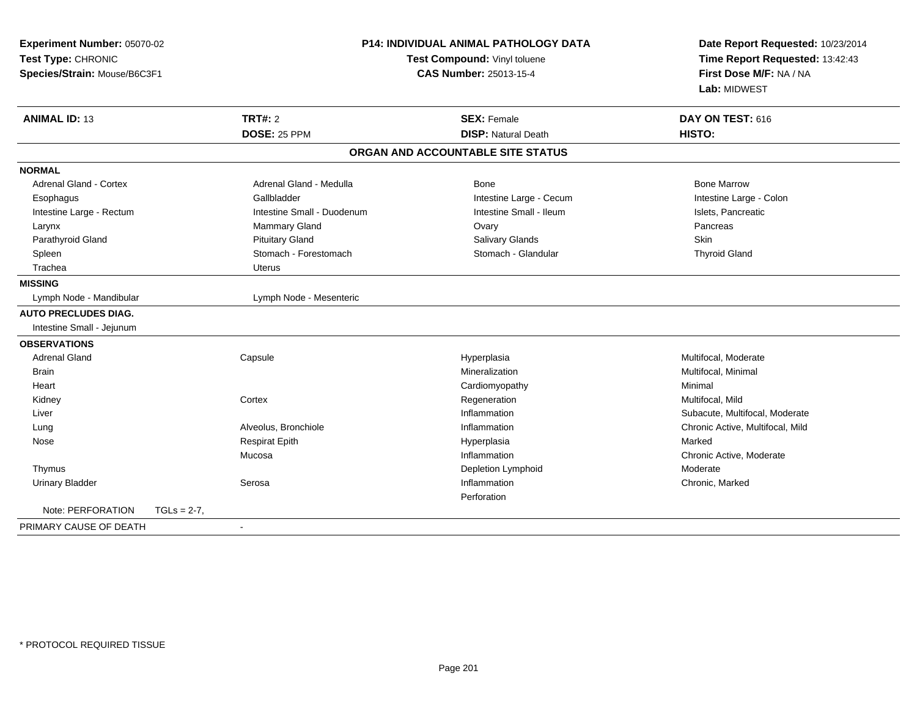**Experiment Number:** 05070-02
**Test Type:** CHRONIC
**Species/Strain:** Mouse/B6C3F1

**P14: INDIVIDUAL ANIMAL PATHOLOGY DATA**
**Test Compound:** Vinyl toluene
**CAS Number:** 25013-15-4

**Date Report Requested:** 10/23/2014
**Time Report Requested:** 13:42:43
**First Dose M/F:** NA / NA
**Lab:** MIDWEST

| **ANIMAL ID:** 13 | **TRT#:** 2 | **SEX:** Female | **DAY ON TEST:** 616 |
|---|---|---|---|
| | **DOSE:** 25 PPM | **DISP:** Natural Death | **HISTO:** |

## ORGAN AND ACCOUNTABLE SITE STATUS

| | | | |
|---|---|---|---|
| **NORMAL** | | | |
| Adrenal Gland - Cortex | Adrenal Gland - Medulla | Bone | Bone Marrow |
| Esophagus | Gallbladder | Intestine Large - Cecum | Intestine Large - Colon |
| Intestine Large - Rectum | Intestine Small - Duodenum | Intestine Small - Ileum | Islets, Pancreatic |
| Larynx | Mammary Gland | Ovary | Pancreas |
| Parathyroid Gland | Pituitary Gland | Salivary Glands | Skin |
| Spleen | Stomach - Forestomach | Stomach - Glandular | Thyroid Gland |
| Trachea | Uterus | | |
| **MISSING** | | | |
| Lymph Node - Mandibular | Lymph Node - Mesenteric | | |
| **AUTO PRECLUDES DIAG.** | | | |
| Intestine Small - Jejunum | | | |
| **OBSERVATIONS** | | | |
| Adrenal Gland | Capsule | Hyperplasia | Multifocal, Moderate |
| Brain | | Mineralization | Multifocal, Minimal |
| Heart | | Cardiomyopathy | Minimal |
| Kidney | Cortex | Regeneration | Multifocal, Mild |
| Liver | | Inflammation | Subacute, Multifocal, Moderate |
| Lung | Alveolus, Bronchiole | Inflammation | Chronic Active, Multifocal, Mild |
| Nose | Respirat Epith | Hyperplasia | Marked |
| | Mucosa | Inflammation | Chronic Active, Moderate |
| Thymus | | Depletion Lymphoid | Moderate |
| Urinary Bladder | Serosa | Inflammation | Chronic, Marked |
| | | Perforation | |
| Note: PERFORATION TGLs = 2-7, | | | |
| PRIMARY CAUSE OF DEATH | - | | |

\* PROTOCOL REQUIRED TISSUE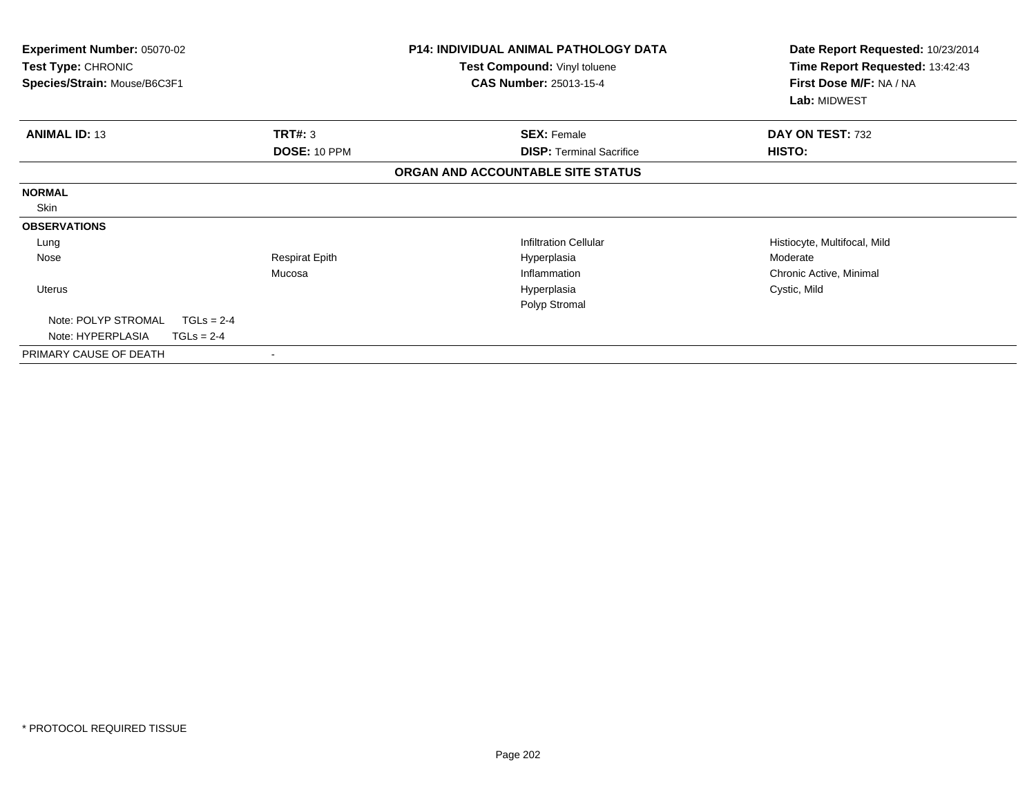| | | | |
|---|---|---|---|
| **Experiment Number:** 05070-02 | | **P14: INDIVIDUAL ANIMAL PATHOLOGY DATA** | **Date Report Requested:** 10/23/2014 |
| **Test Type:** CHRONIC | | **Test Compound:** Vinyl toluene | **Time Report Requested:** 13:42:43 |
| **Species/Strain:** Mouse/B6C3F1 | | **CAS Number:** 25013-15-4 | **First Dose M/F:** NA / NA |
| | | | **Lab:** MIDWEST |

| **ANIMAL ID:** 13 | **TRT#:** 3 | **SEX:** Female | **DAY ON TEST:** 732 |
|---|---|---|---|
| | **DOSE:** 10 PPM | **DISP:** Terminal Sacrifice | **HISTO:** |
| | | **ORGAN AND ACCOUNTABLE SITE STATUS** | |
| **NORMAL** | | | |
| Skin | | | |
| **OBSERVATIONS** | | | |
| Lung | | Infiltration Cellular | Histiocyte, Multifocal, Mild |
| Nose | Respirat Epith | Hyperplasia | Moderate |
| | Mucosa | Inflammation | Chronic Active, Minimal |
| Uterus | | Hyperplasia | Cystic, Mild |
| | | Polyp Stromal | |
| Note: POLYP STROMAL TGLs = 2-4 | | | |
| Note: HYPERPLASIA TGLs = 2-4 | | | |
| PRIMARY CAUSE OF DEATH | - | | |

* PROTOCOL REQUIRED TISSUE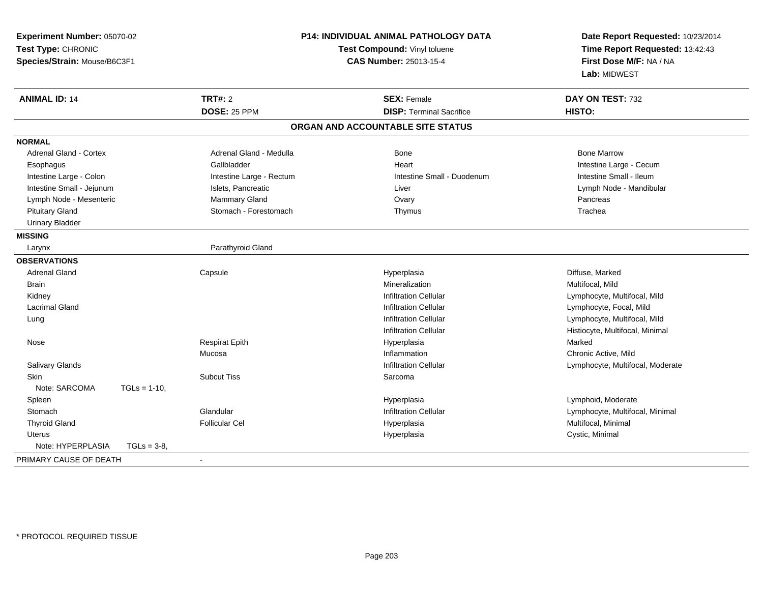**Experiment Number:** 05070-02
**Test Type:** CHRONIC
**Species/Strain:** Mouse/B6C3F1

**P14: INDIVIDUAL ANIMAL PATHOLOGY DATA**
**Test Compound:** Vinyl toluene
**CAS Number:** 25013-15-4

**Date Report Requested:** 10/23/2014
**Time Report Requested:** 13:42:43
**First Dose M/F:** NA / NA
**Lab:** MIDWEST

| **ANIMAL ID:** 14 | **TRT#:** 2 | **SEX:** Female | **DAY ON TEST:** 732 |
|---|---|---|---|
| | **DOSE:** 25 PPM | **DISP:** Terminal Sacrifice | **HISTO:** |

## ORGAN AND ACCOUNTABLE SITE STATUS

| | | | |
|---|---|---|---|
| **NORMAL** | | | |
| Adrenal Gland - Cortex | Adrenal Gland - Medulla | Bone | Bone Marrow |
| Esophagus | Gallbladder | Heart | Intestine Large - Cecum |
| Intestine Large - Colon | Intestine Large - Rectum | Intestine Small - Duodenum | Intestine Small - Ileum |
| Intestine Small - Jejunum | Islets, Pancreatic | Liver | Lymph Node - Mandibular |
| Lymph Node - Mesenteric | Mammary Gland | Ovary | Pancreas |
| Pituitary Gland | Stomach - Forestomach | Thymus | Trachea |
| Urinary Bladder | | | |
| **MISSING** | | | |
| Larynx | Parathyroid Gland | | |
| **OBSERVATIONS** | | | |
| Adrenal Gland | Capsule | Hyperplasia | Diffuse, Marked |
| Brain | | Mineralization | Multifocal, Mild |
| Kidney | | Infiltration Cellular | Lymphocyte, Multifocal, Mild |
| Lacrimal Gland | | Infiltration Cellular | Lymphocyte, Focal, Mild |
| Lung | | Infiltration Cellular | Lymphocyte, Multifocal, Mild |
| | | Infiltration Cellular | Histiocyte, Multifocal, Minimal |
| Nose | Respirat Epith | Hyperplasia | Marked |
| | Mucosa | Inflammation | Chronic Active, Mild |
| Salivary Glands | | Infiltration Cellular | Lymphocyte, Multifocal, Moderate |
| Skin | Subcut Tiss | Sarcoma | |
| Note: SARCOMA TGLs = 1-10, | | | |
| Spleen | | Hyperplasia | Lymphoid, Moderate |
| Stomach | Glandular | Infiltration Cellular | Lymphocyte, Multifocal, Minimal |
| Thyroid Gland | Follicular Cel | Hyperplasia | Multifocal, Minimal |
| Uterus | | Hyperplasia | Cystic, Minimal |
| Note: HYPERPLASIA TGLs = 3-8, | | | |
| PRIMARY CAUSE OF DEATH | - | | |

* PROTOCOL REQUIRED TISSUE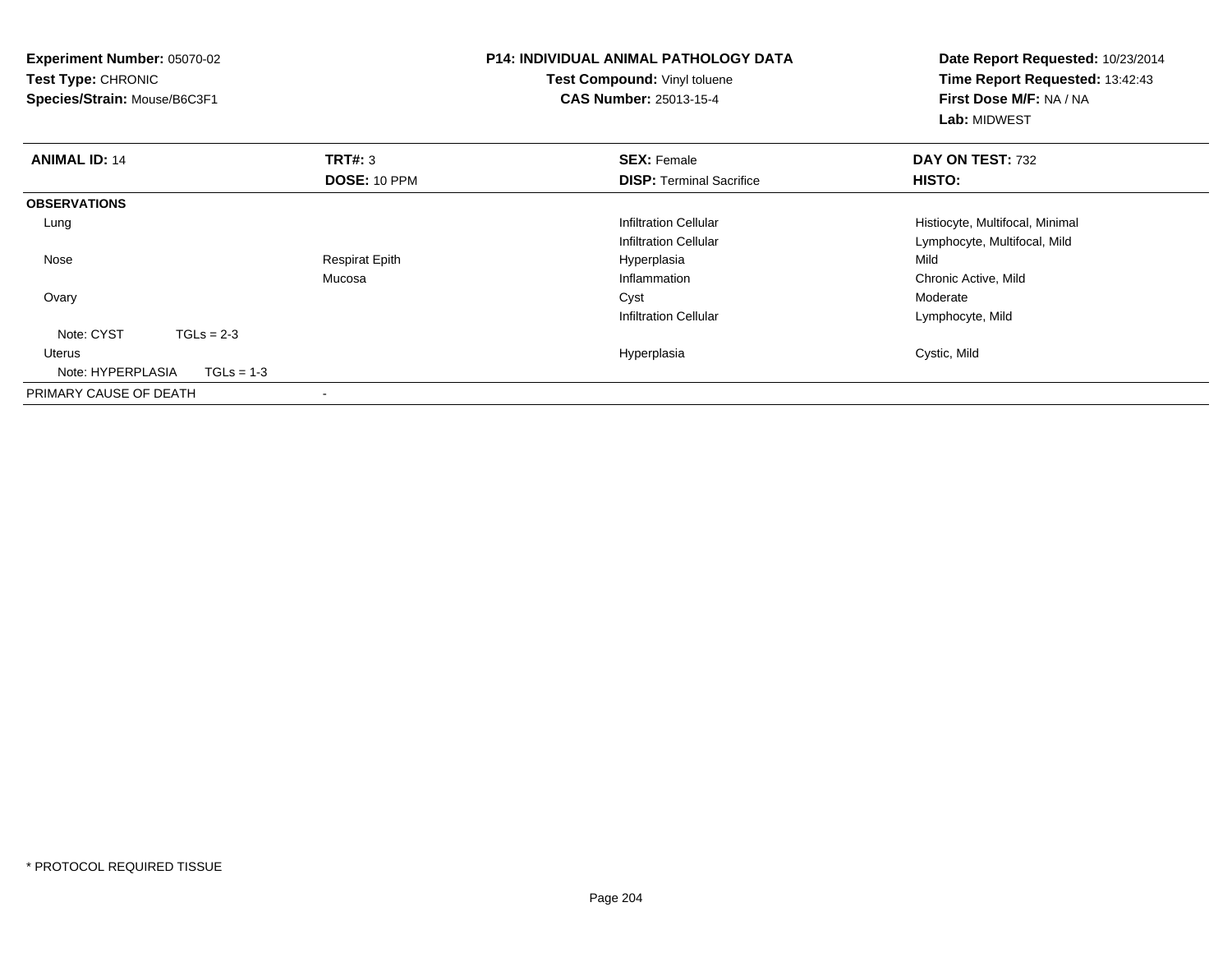**Experiment Number:** 05070-02
**Test Type:** CHRONIC
**Species/Strain:** Mouse/B6C3F1

## P14: INDIVIDUAL ANIMAL PATHOLOGY DATA

**Test Compound:** Vinyl toluene
**CAS Number:** 25013-15-4

**Date Report Requested:** 10/23/2014
**Time Report Requested:** 13:42:43
**First Dose M/F:** NA / NA
**Lab:** MIDWEST

| **ANIMAL ID:** 14 | **TRT#:** 3 | **SEX:** Female | **DAY ON TEST:** 732 |
|---|---|---|---|
| | **DOSE:** 10 PPM | **DISP:** Terminal Sacrifice | **HISTO:** |
| **OBSERVATIONS** | | | |
| Lung | | Infiltration Cellular | Histiocyte, Multifocal, Minimal |
| | | Infiltration Cellular | Lymphocyte, Multifocal, Mild |
| Nose | Respirat Epith | Hyperplasia | Mild |
| | Mucosa | Inflammation | Chronic Active, Mild |
| Ovary | | Cyst | Moderate |
| | | Infiltration Cellular | Lymphocyte, Mild |
| Note: CYST TGLs = 2-3 | | | |
| Uterus | | Hyperplasia | Cystic, Mild |
| Note: HYPERPLASIA TGLs = 1-3 | | | |
| PRIMARY CAUSE OF DEATH | - | | |

* PROTOCOL REQUIRED TISSUE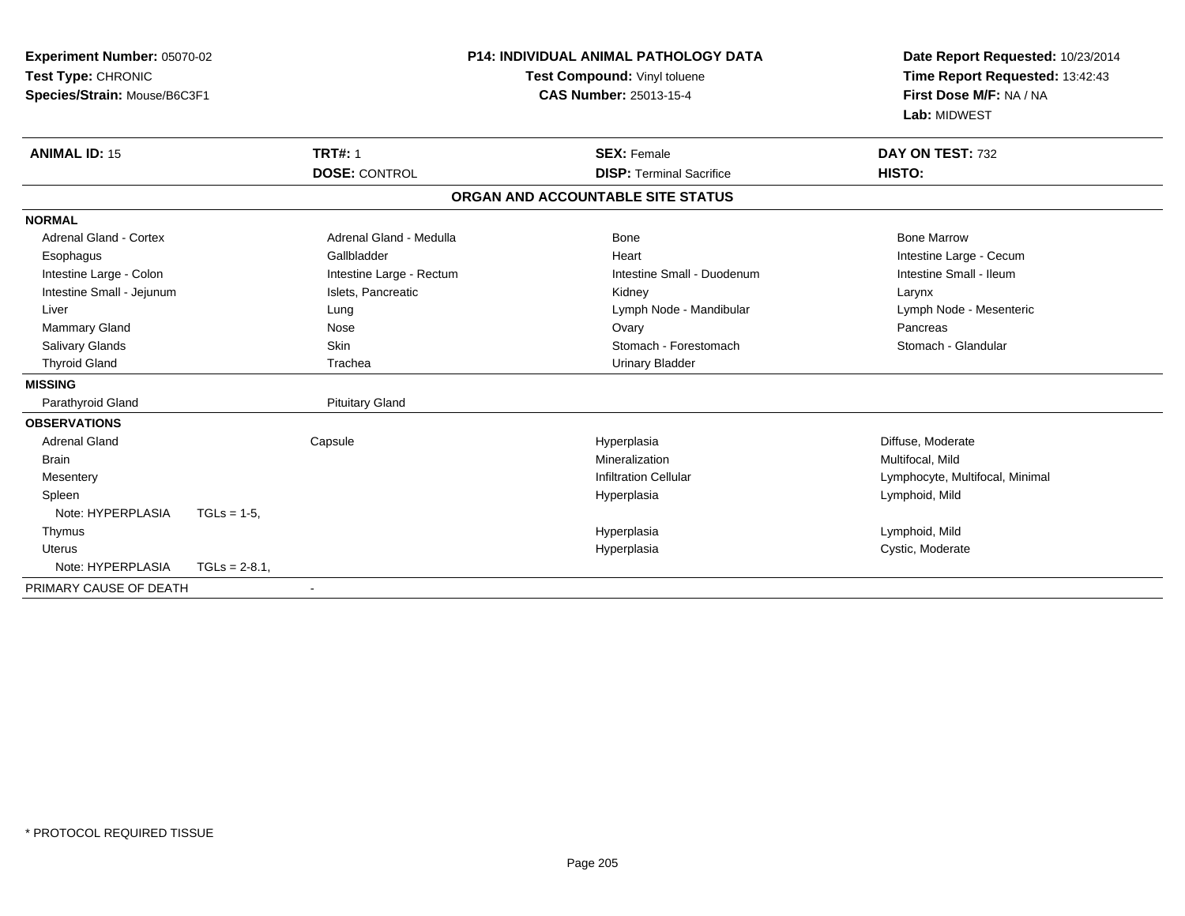**Experiment Number:** 05070-02
**Test Type:** CHRONIC
**Species/Strain:** Mouse/B6C3F1

**P14: INDIVIDUAL ANIMAL PATHOLOGY DATA**
**Test Compound:** Vinyl toluene
**CAS Number:** 25013-15-4

**Date Report Requested:** 10/23/2014
**Time Report Requested:** 13:42:43
**First Dose M/F:** NA / NA
**Lab:** MIDWEST

| **ANIMAL ID:** 15 | **TRT#:** 1 | **SEX:** Female | **DAY ON TEST:** 732 |
|---|---|---|---|
| | **DOSE:** CONTROL | **DISP:** Terminal Sacrifice | **HISTO:** |

## ORGAN AND ACCOUNTABLE SITE STATUS

**NORMAL**

| | | | |
|---|---|---|---|
| Adrenal Gland - Cortex | Adrenal Gland - Medulla | Bone | Bone Marrow |
| Esophagus | Gallbladder | Heart | Intestine Large - Cecum |
| Intestine Large - Colon | Intestine Large - Rectum | Intestine Small - Duodenum | Intestine Small - Ileum |
| Intestine Small - Jejunum | Islets, Pancreatic | Kidney | Larynx |
| Liver | Lung | Lymph Node - Mandibular | Lymph Node - Mesenteric |
| Mammary Gland | Nose | Ovary | Pancreas |
| Salivary Glands | Skin | Stomach - Forestomach | Stomach - Glandular |
| Thyroid Gland | Trachea | Urinary Bladder | |

**MISSING**

| | |
|---|---|
| Parathyroid Gland | Pituitary Gland |

**OBSERVATIONS**

| | | | |
|---|---|---|---|
| Adrenal Gland | Capsule | Hyperplasia | Diffuse, Moderate |
| Brain | | Mineralization | Multifocal, Mild |
| Mesentery | | Infiltration Cellular | Lymphocyte, Multifocal, Minimal |
| Spleen | | Hyperplasia | Lymphoid, Mild |
| Note: HYPERPLASIA TGLs = 1-5, | | | |
| Thymus | | Hyperplasia | Lymphoid, Mild |
| Uterus | | Hyperplasia | Cystic, Moderate |
| Note: HYPERPLASIA TGLs = 2-8.1, | | | |

PRIMARY CAUSE OF DEATH -

* PROTOCOL REQUIRED TISSUE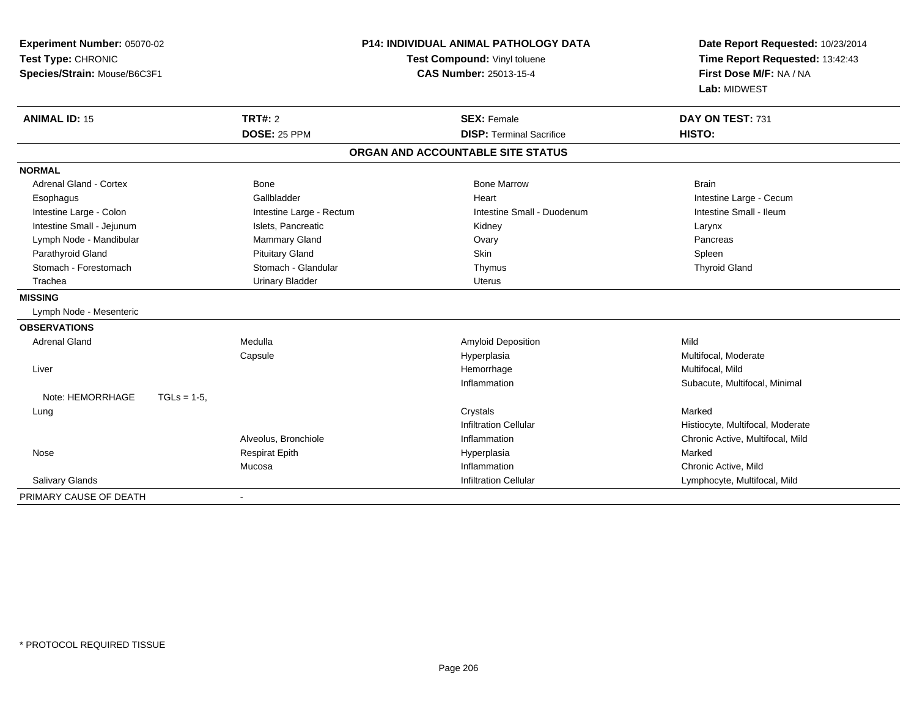**Experiment Number:** 05070-02
**Test Type:** CHRONIC
**Species/Strain:** Mouse/B6C3F1

**P14: INDIVIDUAL ANIMAL PATHOLOGY DATA**
**Test Compound:** Vinyl toluene
**CAS Number:** 25013-15-4

**Date Report Requested:** 10/23/2014
**Time Report Requested:** 13:42:43
**First Dose M/F:** NA / NA
**Lab:** MIDWEST

| **ANIMAL ID:** 15 | **TRT#:** 2 | **SEX:** Female | **DAY ON TEST:** 731 |
|---|---|---|---|
| | **DOSE:** 25 PPM | **DISP:** Terminal Sacrifice | **HISTO:** |

## ORGAN AND ACCOUNTABLE SITE STATUS

**NORMAL**

| | | | |
|---|---|---|---|
| Adrenal Gland - Cortex | Bone | Bone Marrow | Brain |
| Esophagus | Gallbladder | Heart | Intestine Large - Cecum |
| Intestine Large - Colon | Intestine Large - Rectum | Intestine Small - Duodenum | Intestine Small - Ileum |
| Intestine Small - Jejunum | Islets, Pancreatic | Kidney | Larynx |
| Lymph Node - Mandibular | Mammary Gland | Ovary | Pancreas |
| Parathyroid Gland | Pituitary Gland | Skin | Spleen |
| Stomach - Forestomach | Stomach - Glandular | Thymus | Thyroid Gland |
| Trachea | Urinary Bladder | Uterus | |

**MISSING**

Lymph Node - Mesenteric

**OBSERVATIONS**

| | | | |
|---|---|---|---|
| Adrenal Gland | Medulla | Amyloid Deposition | Mild |
| | Capsule | Hyperplasia | Multifocal, Moderate |
| Liver | | Hemorrhage | Multifocal, Mild |
| | | Inflammation | Subacute, Multifocal, Minimal |
| Note: HEMORRHAGE TGLs = 1-5, | | | |
| Lung | | Crystals | Marked |
| | | Infiltration Cellular | Histiocyte, Multifocal, Moderate |
| | Alveolus, Bronchiole | Inflammation | Chronic Active, Multifocal, Mild |
| Nose | Respirat Epith | Hyperplasia | Marked |
| | Mucosa | Inflammation | Chronic Active, Mild |
| Salivary Glands | | Infiltration Cellular | Lymphocyte, Multifocal, Mild |

PRIMARY CAUSE OF DEATH -

* PROTOCOL REQUIRED TISSUE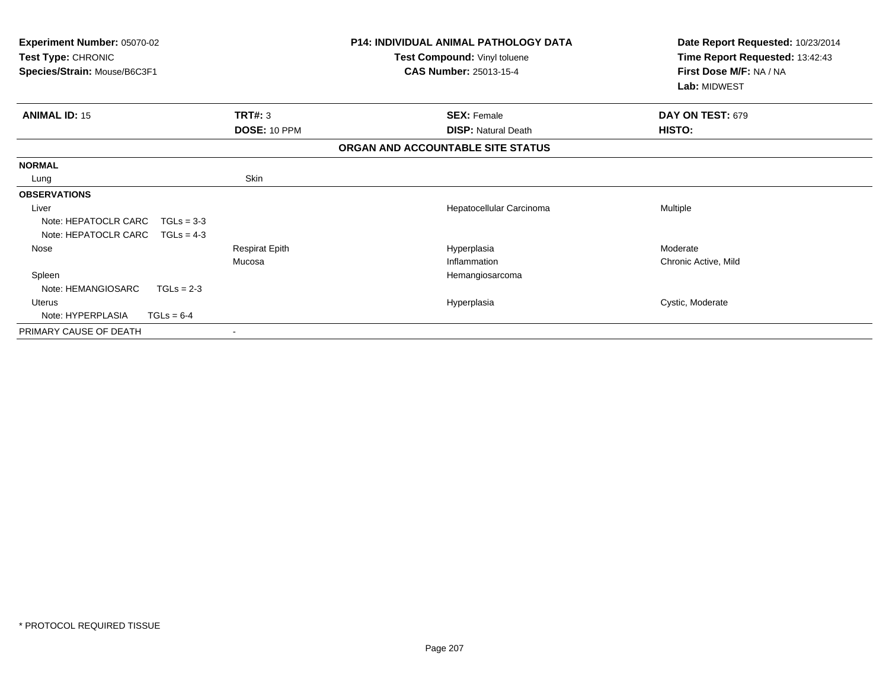**Experiment Number:** 05070-02
**Test Type:** CHRONIC
**Species/Strain:** Mouse/B6C3F1

**P14: INDIVIDUAL ANIMAL PATHOLOGY DATA**
**Test Compound:** Vinyl toluene
**CAS Number:** 25013-15-4

**Date Report Requested:** 10/23/2014
**Time Report Requested:** 13:42:43
**First Dose M/F:** NA / NA
**Lab:** MIDWEST

| **ANIMAL ID:** 15 | **TRT#:** 3 | **SEX:** Female | **DAY ON TEST:** 679 |
|---|---|---|---|
| | **DOSE:** 10 PPM | **DISP:** Natural Death | **HISTO:** |

**ORGAN AND ACCOUNTABLE SITE STATUS**

| | | | |
|---|---|---|---|
| **NORMAL** | | | |
| Lung | Skin | | |
| **OBSERVATIONS** | | | |
| Liver | | Hepatocellular Carcinoma | Multiple |
| Note: HEPATOCLR CARC TGLs = 3-3 | | | |
| Note: HEPATOCLR CARC TGLs = 4-3 | | | |
| Nose | Respirat Epith | Hyperplasia | Moderate |
| | Mucosa | Inflammation | Chronic Active, Mild |
| Spleen | | Hemangiosarcoma | |
| Note: HEMANGIOSARC TGLs = 2-3 | | | |
| Uterus | | Hyperplasia | Cystic, Moderate |
| Note: HYPERPLASIA TGLs = 6-4 | | | |
| PRIMARY CAUSE OF DEATH | - | | |

* PROTOCOL REQUIRED TISSUE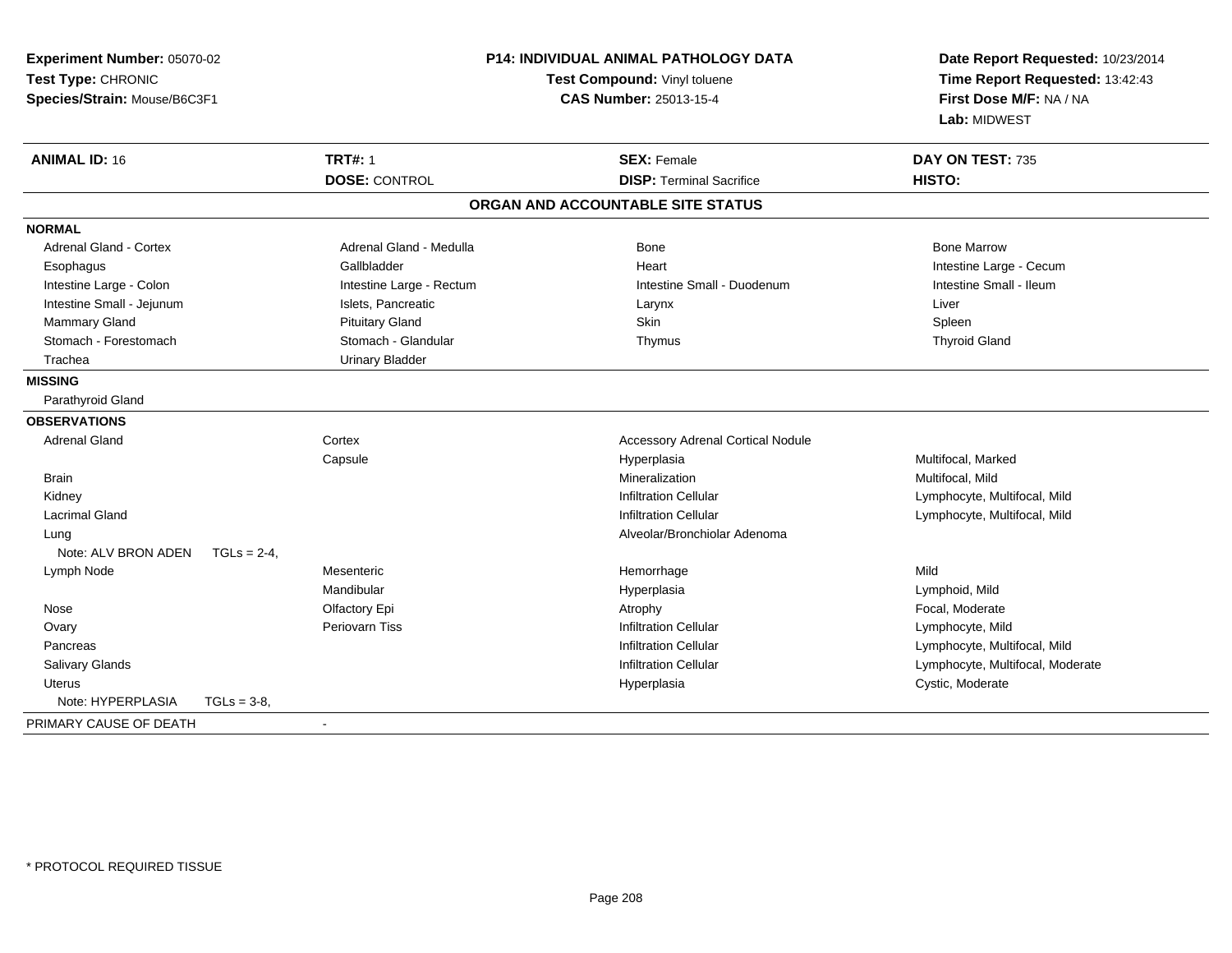**Experiment Number:** 05070-02
**Test Type:** CHRONIC
**Species/Strain:** Mouse/B6C3F1

**P14: INDIVIDUAL ANIMAL PATHOLOGY DATA**
**Test Compound:** Vinyl toluene
**CAS Number:** 25013-15-4

**Date Report Requested:** 10/23/2014
**Time Report Requested:** 13:42:43
**First Dose M/F:** NA / NA
**Lab:** MIDWEST

| **ANIMAL ID:** 16 | **TRT#:** 1 | **SEX:** Female | **DAY ON TEST:** 735 |
|---|---|---|---|
| | **DOSE:** CONTROL | **DISP:** Terminal Sacrifice | **HISTO:** |

## ORGAN AND ACCOUNTABLE SITE STATUS

**NORMAL**

| | | | |
|---|---|---|---|
| Adrenal Gland - Cortex | Adrenal Gland - Medulla | Bone | Bone Marrow |
| Esophagus | Gallbladder | Heart | Intestine Large - Cecum |
| Intestine Large - Colon | Intestine Large - Rectum | Intestine Small - Duodenum | Intestine Small - Ileum |
| Intestine Small - Jejunum | Islets, Pancreatic | Larynx | Liver |
| Mammary Gland | Pituitary Gland | Skin | Spleen |
| Stomach - Forestomach | Stomach - Glandular | Thymus | Thyroid Gland |
| Trachea | Urinary Bladder | | |

**MISSING**

Parathyroid Gland

**OBSERVATIONS**

| | | | |
|---|---|---|---|
| Adrenal Gland | Cortex | Accessory Adrenal Cortical Nodule | |
| | Capsule | Hyperplasia | Multifocal, Marked |
| Brain | | Mineralization | Multifocal, Mild |
| Kidney | | Infiltration Cellular | Lymphocyte, Multifocal, Mild |
| Lacrimal Gland | | Infiltration Cellular | Lymphocyte, Multifocal, Mild |
| Lung | | Alveolar/Bronchiolar Adenoma | |
| Note: ALV BRON ADEN TGLs = 2-4, | | | |
| Lymph Node | Mesenteric | Hemorrhage | Mild |
| | Mandibular | Hyperplasia | Lymphoid, Mild |
| Nose | Olfactory Epi | Atrophy | Focal, Moderate |
| Ovary | Periovarn Tiss | Infiltration Cellular | Lymphocyte, Mild |
| Pancreas | | Infiltration Cellular | Lymphocyte, Multifocal, Mild |
| Salivary Glands | | Infiltration Cellular | Lymphocyte, Multifocal, Moderate |
| Uterus | | Hyperplasia | Cystic, Moderate |
| Note: HYPERPLASIA TGLs = 3-8, | | | |

PRIMARY CAUSE OF DEATH -

\* PROTOCOL REQUIRED TISSUE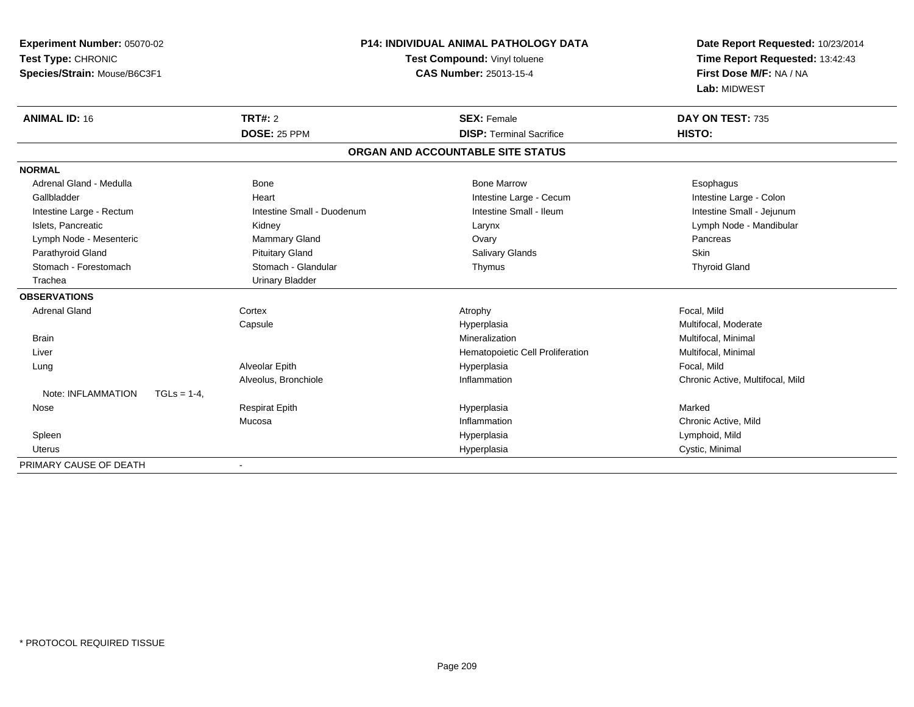**Experiment Number:** 05070-02
**Test Type:** CHRONIC
**Species/Strain:** Mouse/B6C3F1

**P14: INDIVIDUAL ANIMAL PATHOLOGY DATA**
**Test Compound:** Vinyl toluene
**CAS Number:** 25013-15-4

**Date Report Requested:** 10/23/2014
**Time Report Requested:** 13:42:43
**First Dose M/F:** NA / NA
**Lab:** MIDWEST

| **ANIMAL ID:** 16 | **TRT#:** 2 | **SEX:** Female | **DAY ON TEST:** 735 |
|---|---|---|---|
| | **DOSE:** 25 PPM | **DISP:** Terminal Sacrifice | **HISTO:** |

## ORGAN AND ACCOUNTABLE SITE STATUS

| | | | |
|---|---|---|---|
| **NORMAL** | | | |
| Adrenal Gland - Medulla | Bone | Bone Marrow | Esophagus |
| Gallbladder | Heart | Intestine Large - Cecum | Intestine Large - Colon |
| Intestine Large - Rectum | Intestine Small - Duodenum | Intestine Small - Ileum | Intestine Small - Jejunum |
| Islets, Pancreatic | Kidney | Larynx | Lymph Node - Mandibular |
| Lymph Node - Mesenteric | Mammary Gland | Ovary | Pancreas |
| Parathyroid Gland | Pituitary Gland | Salivary Glands | Skin |
| Stomach - Forestomach | Stomach - Glandular | Thymus | Thyroid Gland |
| Trachea | Urinary Bladder | | |
| **OBSERVATIONS** | | | |
| Adrenal Gland | Cortex | Atrophy | Focal, Mild |
| | Capsule | Hyperplasia | Multifocal, Moderate |
| Brain | | Mineralization | Multifocal, Minimal |
| Liver | | Hematopoietic Cell Proliferation | Multifocal, Minimal |
| Lung | Alveolar Epith | Hyperplasia | Focal, Mild |
| | Alveolus, Bronchiole | Inflammation | Chronic Active, Multifocal, Mild |
| Note: INFLAMMATION TGLs = 1-4, | | | |
| Nose | Respirat Epith | Hyperplasia | Marked |
| | Mucosa | Inflammation | Chronic Active, Mild |
| Spleen | | Hyperplasia | Lymphoid, Mild |
| Uterus | | Hyperplasia | Cystic, Minimal |
| PRIMARY CAUSE OF DEATH | - | | |

* PROTOCOL REQUIRED TISSUE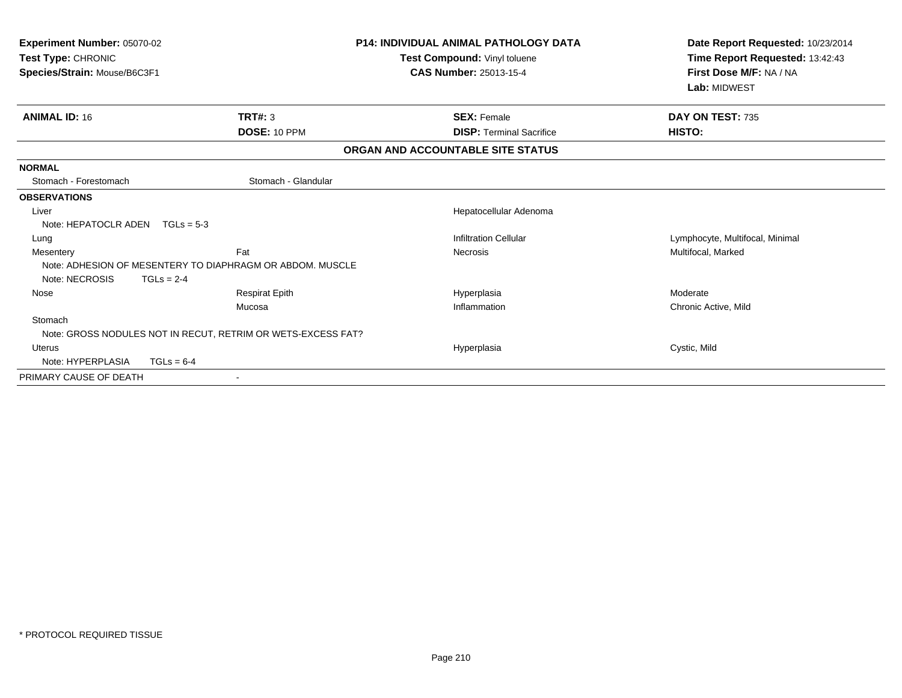**Experiment Number:** 05070-02
**Test Type:** CHRONIC
**Species/Strain:** Mouse/B6C3F1

**P14: INDIVIDUAL ANIMAL PATHOLOGY DATA**
**Test Compound:** Vinyl toluene
**CAS Number:** 25013-15-4

**Date Report Requested:** 10/23/2014
**Time Report Requested:** 13:42:43
**First Dose M/F:** NA / NA
**Lab:** MIDWEST

| **ANIMAL ID:** 16 | **TRT#:** 3 | **SEX:** Female | **DAY ON TEST:** 735 |
|---|---|---|---|
| | **DOSE:** 10 PPM | **DISP:** Terminal Sacrifice | **HISTO:** |

**ORGAN AND ACCOUNTABLE SITE STATUS**

| | | | |
|---|---|---|---|
| **NORMAL** | | | |
| Stomach - Forestomach | Stomach - Glandular | | |
| **OBSERVATIONS** | | | |
| Liver | | Hepatocellular Adenoma | |
| Note: HEPATOCLR ADEN TGLs = 5-3 | | | |
| Lung | | Infiltration Cellular | Lymphocyte, Multifocal, Minimal |
| Mesentery | Fat | Necrosis | Multifocal, Marked |
| Note: ADHESION OF MESENTERY TO DIAPHRAGM OR ABDOM. MUSCLE | | | |
| Note: NECROSIS TGLs = 2-4 | | | |
| Nose | Respirat Epith | Hyperplasia | Moderate |
| | Mucosa | Inflammation | Chronic Active, Mild |
| Stomach | | | |
| Note: GROSS NODULES NOT IN RECUT, RETRIM OR WETS-EXCESS FAT? | | | |
| Uterus | | Hyperplasia | Cystic, Mild |
| Note: HYPERPLASIA TGLs = 6-4 | | | |
| PRIMARY CAUSE OF DEATH | - | | |

* PROTOCOL REQUIRED TISSUE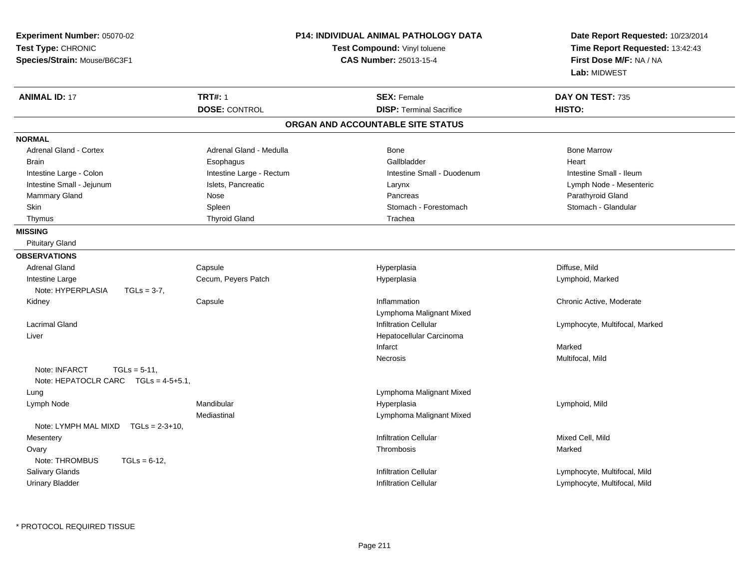**Experiment Number:** 05070-02
**Test Type:** CHRONIC
**Species/Strain:** Mouse/B6C3F1

**P14: INDIVIDUAL ANIMAL PATHOLOGY DATA**
**Test Compound:** Vinyl toluene
**CAS Number:** 25013-15-4

**Date Report Requested:** 10/23/2014
**Time Report Requested:** 13:42:43
**First Dose M/F:** NA / NA
**Lab:** MIDWEST

| **ANIMAL ID:** 17 | **TRT#:** 1 | **SEX:** Female | **DAY ON TEST:** 735 |
|---|---|---|---|
| | **DOSE:** CONTROL | **DISP:** Terminal Sacrifice | **HISTO:** |

## ORGAN AND ACCOUNTABLE SITE STATUS

| | | | |
|---|---|---|---|
| **NORMAL** | | | |
| Adrenal Gland - Cortex | Adrenal Gland - Medulla | Bone | Bone Marrow |
| Brain | Esophagus | Gallbladder | Heart |
| Intestine Large - Colon | Intestine Large - Rectum | Intestine Small - Duodenum | Intestine Small - Ileum |
| Intestine Small - Jejunum | Islets, Pancreatic | Larynx | Lymph Node - Mesenteric |
| Mammary Gland | Nose | Pancreas | Parathyroid Gland |
| Skin | Spleen | Stomach - Forestomach | Stomach - Glandular |
| Thymus | Thyroid Gland | Trachea | |
| **MISSING** | | | |
| Pituitary Gland | | | |
| **OBSERVATIONS** | | | |
| Adrenal Gland | Capsule | Hyperplasia | Diffuse, Mild |
| Intestine Large | Cecum, Peyers Patch | Hyperplasia | Lymphoid, Marked |
| Note: HYPERPLASIA TGLs = 3-7, | | | |
| Kidney | Capsule | Inflammation | Chronic Active, Moderate |
| | | Lymphoma Malignant Mixed | |
| Lacrimal Gland | | Infiltration Cellular | Lymphocyte, Multifocal, Marked |
| Liver | | Hepatocellular Carcinoma | |
| | | Infarct | Marked |
| | | Necrosis | Multifocal, Mild |
| Note: INFARCT TGLs = 5-11, | | | |
| Note: HEPATOCLR CARC TGLs = 4-5+5.1, | | | |
| Lung | | Lymphoma Malignant Mixed | |
| Lymph Node | Mandibular | Hyperplasia | Lymphoid, Mild |
| | Mediastinal | Lymphoma Malignant Mixed | |
| Note: LYMPH MAL MIXD TGLs = 2-3+10, | | | |
| Mesentery | | Infiltration Cellular | Mixed Cell, Mild |
| Ovary | | Thrombosis | Marked |
| Note: THROMBUS TGLs = 6-12, | | | |
| Salivary Glands | | Infiltration Cellular | Lymphocyte, Multifocal, Mild |
| Urinary Bladder | | Infiltration Cellular | Lymphocyte, Multifocal, Mild |

* PROTOCOL REQUIRED TISSUE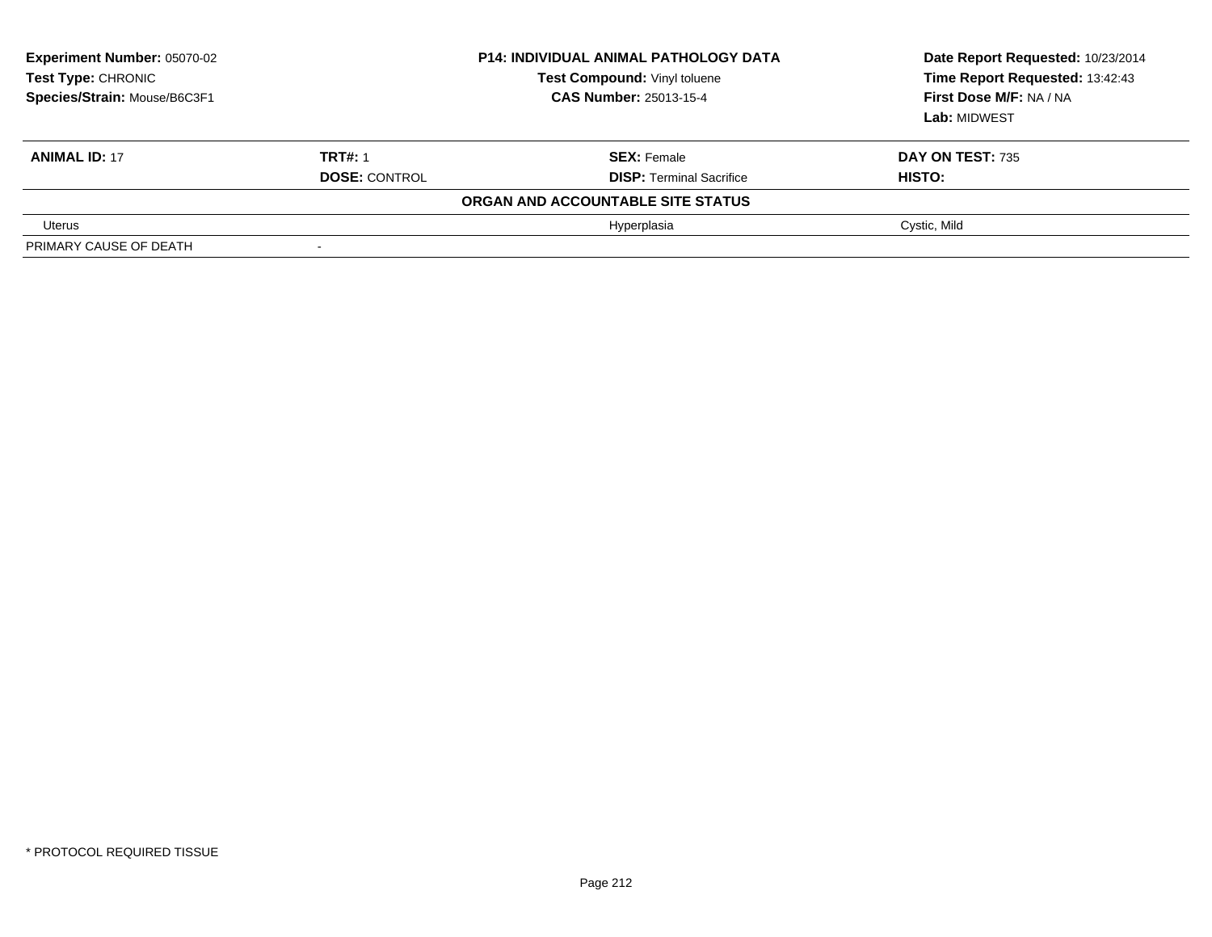**Experiment Number:** 05070-02
**Test Type:** CHRONIC
**Species/Strain:** Mouse/B6C3F1

**P14: INDIVIDUAL ANIMAL PATHOLOGY DATA**
**Test Compound:** Vinyl toluene
**CAS Number:** 25013-15-4

**Date Report Requested:** 10/23/2014
**Time Report Requested:** 13:42:43
**First Dose M/F:** NA / NA
**Lab:** MIDWEST

| | | | |
|---|---|---|---|
| **ANIMAL ID:** 17 | **TRT#:** 1 | **SEX:** Female | **DAY ON TEST:** 735 |
| | **DOSE:** CONTROL | **DISP:** Terminal Sacrifice | **HISTO:** |
| | | **ORGAN AND ACCOUNTABLE SITE STATUS** | |
| Uterus | | Hyperplasia | Cystic, Mild |
| PRIMARY CAUSE OF DEATH | - | | |

\* PROTOCOL REQUIRED TISSUE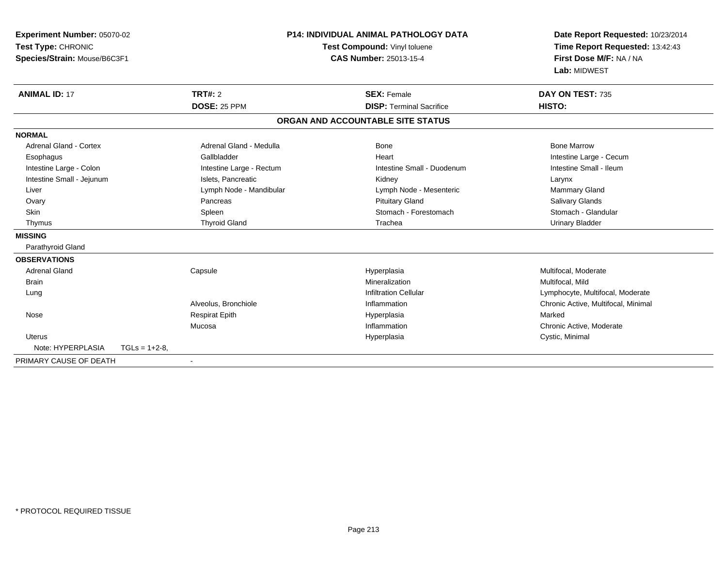**Experiment Number:** 05070-02
**Test Type:** CHRONIC
**Species/Strain:** Mouse/B6C3F1

**P14: INDIVIDUAL ANIMAL PATHOLOGY DATA**
**Test Compound:** Vinyl toluene
**CAS Number:** 25013-15-4

**Date Report Requested:** 10/23/2014
**Time Report Requested:** 13:42:43
**First Dose M/F:** NA / NA
**Lab:** MIDWEST

| **ANIMAL ID:** 17 | **TRT#:** 2 | **SEX:** Female | **DAY ON TEST:** 735 |
|---|---|---|---|
| | **DOSE:** 25 PPM | **DISP:** Terminal Sacrifice | **HISTO:** |

**ORGAN AND ACCOUNTABLE SITE STATUS**

**NORMAL**

| | | | |
|---|---|---|---|
| Adrenal Gland - Cortex | Adrenal Gland - Medulla | Bone | Bone Marrow |
| Esophagus | Gallbladder | Heart | Intestine Large - Cecum |
| Intestine Large - Colon | Intestine Large - Rectum | Intestine Small - Duodenum | Intestine Small - Ileum |
| Intestine Small - Jejunum | Islets, Pancreatic | Kidney | Larynx |
| Liver | Lymph Node - Mandibular | Lymph Node - Mesenteric | Mammary Gland |
| Ovary | Pancreas | Pituitary Gland | Salivary Glands |
| Skin | Spleen | Stomach - Forestomach | Stomach - Glandular |
| Thymus | Thyroid Gland | Trachea | Urinary Bladder |

**MISSING**

Parathyroid Gland

**OBSERVATIONS**

| | | | |
|---|---|---|---|
| Adrenal Gland | Capsule | Hyperplasia | Multifocal, Moderate |
| Brain | | Mineralization | Multifocal, Mild |
| Lung | | Infiltration Cellular | Lymphocyte, Multifocal, Moderate |
| | Alveolus, Bronchiole | Inflammation | Chronic Active, Multifocal, Minimal |
| Nose | Respirat Epith | Hyperplasia | Marked |
| | Mucosa | Inflammation | Chronic Active, Moderate |
| Uterus | | Hyperplasia | Cystic, Minimal |
| Note: HYPERPLASIA TGLs = 1+2-8, | | | |

PRIMARY CAUSE OF DEATH -

* PROTOCOL REQUIRED TISSUE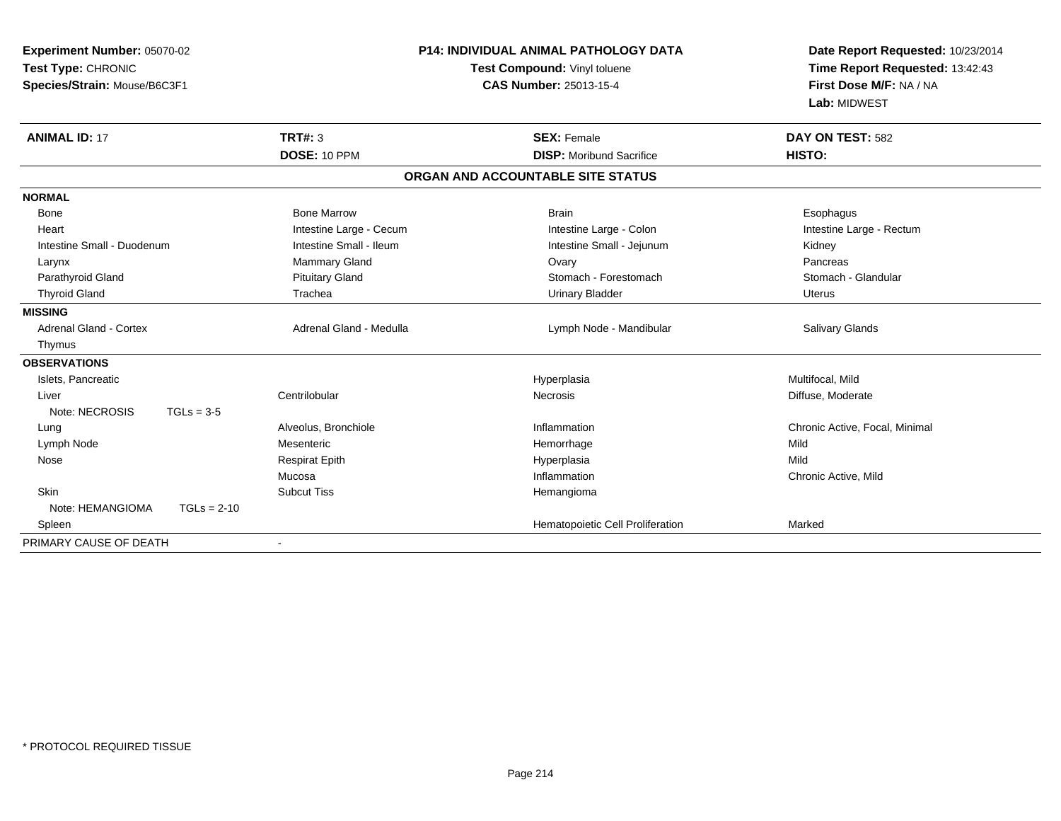**Experiment Number:** 05070-02
**Test Type:** CHRONIC
**Species/Strain:** Mouse/B6C3F1

**P14: INDIVIDUAL ANIMAL PATHOLOGY DATA**
**Test Compound:** Vinyl toluene
**CAS Number:** 25013-15-4

**Date Report Requested:** 10/23/2014
**Time Report Requested:** 13:42:43
**First Dose M/F:** NA / NA
**Lab:** MIDWEST

| | | | |
|---|---|---|---|
| **ANIMAL ID:** 17 | **TRT#:** 3 | **SEX:** Female | **DAY ON TEST:** 582 |
| | **DOSE:** 10 PPM | **DISP:** Moribund Sacrifice | **HISTO:** |

**ORGAN AND ACCOUNTABLE SITE STATUS**

| | | | |
|---|---|---|---|
| **NORMAL** | | | |
| Bone | Bone Marrow | Brain | Esophagus |
| Heart | Intestine Large - Cecum | Intestine Large - Colon | Intestine Large - Rectum |
| Intestine Small - Duodenum | Intestine Small - Ileum | Intestine Small - Jejunum | Kidney |
| Larynx | Mammary Gland | Ovary | Pancreas |
| Parathyroid Gland | Pituitary Gland | Stomach - Forestomach | Stomach - Glandular |
| Thyroid Gland | Trachea | Urinary Bladder | Uterus |
| **MISSING** | | | |
| Adrenal Gland - Cortex | Adrenal Gland - Medulla | Lymph Node - Mandibular | Salivary Glands |
| Thymus | | | |
| **OBSERVATIONS** | | | |
| Islets, Pancreatic | | Hyperplasia | Multifocal, Mild |
| Liver | Centrilobular | Necrosis | Diffuse, Moderate |
| Note: NECROSIS TGLs = 3-5 | | | |
| Lung | Alveolus, Bronchiole | Inflammation | Chronic Active, Focal, Minimal |
| Lymph Node | Mesenteric | Hemorrhage | Mild |
| Nose | Respirat Epith | Hyperplasia | Mild |
| | Mucosa | Inflammation | Chronic Active, Mild |
| Skin | Subcut Tiss | Hemangioma | |
| Note: HEMANGIOMA TGLs = 2-10 | | | |
| Spleen | | Hematopoietic Cell Proliferation | Marked |
| PRIMARY CAUSE OF DEATH | - | | |

* PROTOCOL REQUIRED TISSUE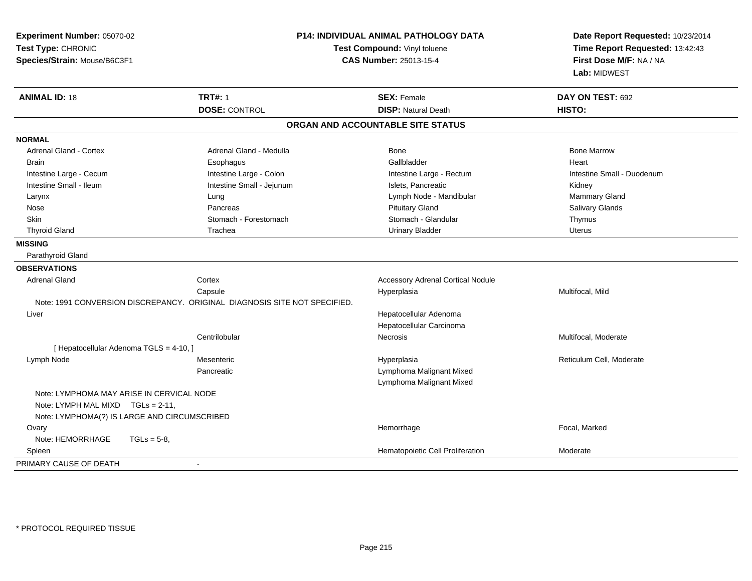**Experiment Number:** 05070-02
**Test Type:** CHRONIC
**Species/Strain:** Mouse/B6C3F1

**P14: INDIVIDUAL ANIMAL PATHOLOGY DATA**
**Test Compound:** Vinyl toluene
**CAS Number:** 25013-15-4

**Date Report Requested:** 10/23/2014
**Time Report Requested:** 13:42:43
**First Dose M/F:** NA / NA
**Lab:** MIDWEST

| | | | |
|---|---|---|---|
| **ANIMAL ID:** 18 | **TRT#:** 1 | **SEX:** Female | **DAY ON TEST:** 692 |
| | **DOSE:** CONTROL | **DISP:** Natural Death | **HISTO:** |

## ORGAN AND ACCOUNTABLE SITE STATUS

**NORMAL**

| | | | |
|---|---|---|---|
| Adrenal Gland - Cortex | Adrenal Gland - Medulla | Bone | Bone Marrow |
| Brain | Esophagus | Gallbladder | Heart |
| Intestine Large - Cecum | Intestine Large - Colon | Intestine Large - Rectum | Intestine Small - Duodenum |
| Intestine Small - Ileum | Intestine Small - Jejunum | Islets, Pancreatic | Kidney |
| Larynx | Lung | Lymph Node - Mandibular | Mammary Gland |
| Nose | Pancreas | Pituitary Gland | Salivary Glands |
| Skin | Stomach - Forestomach | Stomach - Glandular | Thymus |
| Thyroid Gland | Trachea | Urinary Bladder | Uterus |

**MISSING**

Parathyroid Gland

**OBSERVATIONS**

| | | | |
|---|---|---|---|
| Adrenal Gland | Cortex | Accessory Adrenal Cortical Nodule | |
| | Capsule | Hyperplasia | Multifocal, Mild |
| Note: 1991 CONVERSION DISCREPANCY. ORIGINAL DIAGNOSIS SITE NOT SPECIFIED. | | | |
| Liver | | Hepatocellular Adenoma | |
| | | Hepatocellular Carcinoma | |
| | Centrilobular | Necrosis | Multifocal, Moderate |
| [ Hepatocellular Adenoma TGLS = 4-10, ] | | | |
| Lymph Node | Mesenteric | Hyperplasia | Reticulum Cell, Moderate |
| | Pancreatic | Lymphoma Malignant Mixed | |
| | | Lymphoma Malignant Mixed | |
| Note: LYMPHOMA MAY ARISE IN CERVICAL NODE | | | |
| Note: LYMPH MAL MIXD TGLs = 2-11, | | | |
| Note: LYMPHOMA(?) IS LARGE AND CIRCUMSCRIBED | | | |
| Ovary | | Hemorrhage | Focal, Marked |
| Note: HEMORRHAGE TGLs = 5-8, | | | |
| Spleen | | Hematopoietic Cell Proliferation | Moderate |

PRIMARY CAUSE OF DEATH -

* PROTOCOL REQUIRED TISSUE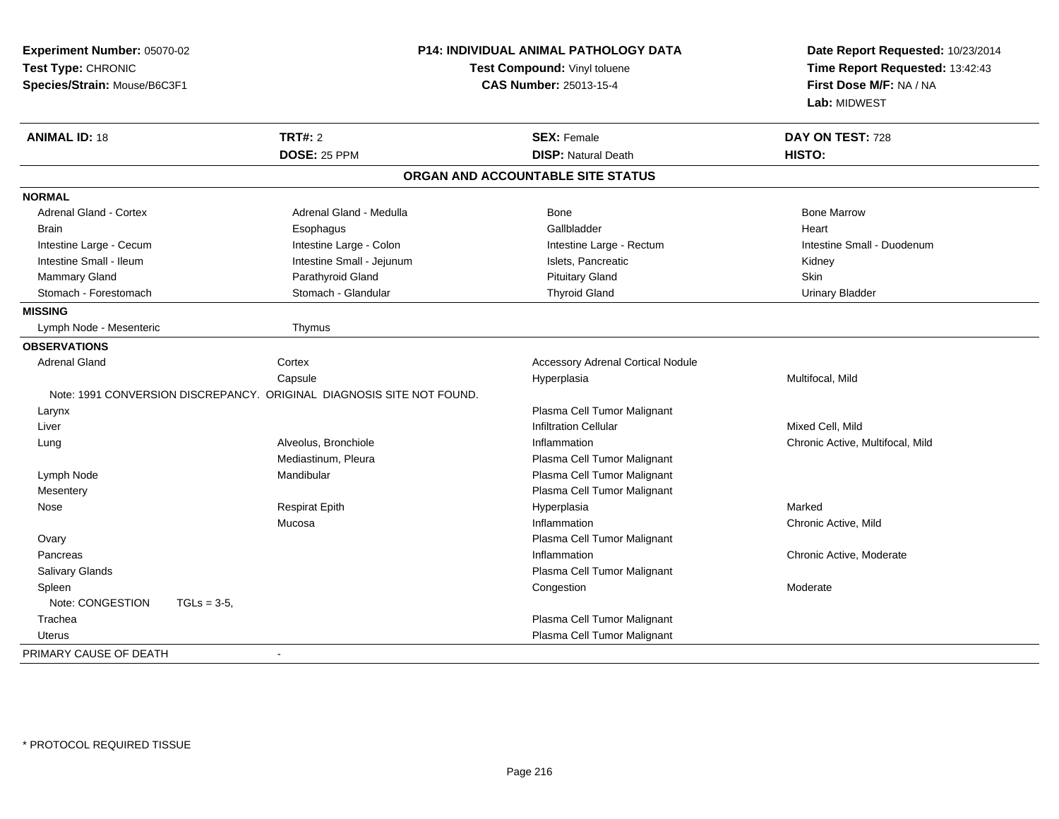**Experiment Number:** 05070-02
**Test Type:** CHRONIC
**Species/Strain:** Mouse/B6C3F1

**P14: INDIVIDUAL ANIMAL PATHOLOGY DATA**
**Test Compound:** Vinyl toluene
**CAS Number:** 25013-15-4

**Date Report Requested:** 10/23/2014
**Time Report Requested:** 13:42:43
**First Dose M/F:** NA / NA
**Lab:** MIDWEST

| **ANIMAL ID:** 18 | **TRT#:** 2 | **SEX:** Female | **DAY ON TEST:** 728 |
|---|---|---|---|
| | **DOSE:** 25 PPM | **DISP:** Natural Death | **HISTO:** |

## ORGAN AND ACCOUNTABLE SITE STATUS

**NORMAL**

| | | | |
|---|---|---|---|
| Adrenal Gland - Cortex | Adrenal Gland - Medulla | Bone | Bone Marrow |
| Brain | Esophagus | Gallbladder | Heart |
| Intestine Large - Cecum | Intestine Large - Colon | Intestine Large - Rectum | Intestine Small - Duodenum |
| Intestine Small - Ileum | Intestine Small - Jejunum | Islets, Pancreatic | Kidney |
| Mammary Gland | Parathyroid Gland | Pituitary Gland | Skin |
| Stomach - Forestomach | Stomach - Glandular | Thyroid Gland | Urinary Bladder |

**MISSING**

| | |
|---|---|
| Lymph Node - Mesenteric | Thymus |

**OBSERVATIONS**

| | | | |
|---|---|---|---|
| Adrenal Gland | Cortex | Accessory Adrenal Cortical Nodule | |
| | Capsule | Hyperplasia | Multifocal, Mild |
| Note: 1991 CONVERSION DISCREPANCY. ORIGINAL DIAGNOSIS SITE NOT FOUND. | | | |
| Larynx | | Plasma Cell Tumor Malignant | |
| Liver | | Infiltration Cellular | Mixed Cell, Mild |
| Lung | Alveolus, Bronchiole | Inflammation | Chronic Active, Multifocal, Mild |
| | Mediastinum, Pleura | Plasma Cell Tumor Malignant | |
| Lymph Node | Mandibular | Plasma Cell Tumor Malignant | |
| Mesentery | | Plasma Cell Tumor Malignant | |
| Nose | Respirat Epith | Hyperplasia | Marked |
| | Mucosa | Inflammation | Chronic Active, Mild |
| Ovary | | Plasma Cell Tumor Malignant | |
| Pancreas | | Inflammation | Chronic Active, Moderate |
| Salivary Glands | | Plasma Cell Tumor Malignant | |
| Spleen | | Congestion | Moderate |
| Note: CONGESTION TGLs = 3-5, | | | |
| Trachea | | Plasma Cell Tumor Malignant | |
| Uterus | | Plasma Cell Tumor Malignant | |

PRIMARY CAUSE OF DEATH -

* PROTOCOL REQUIRED TISSUE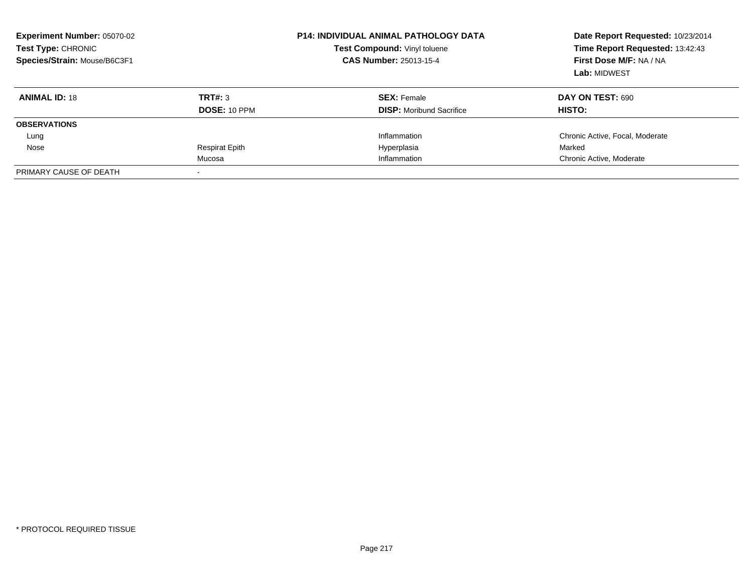**Experiment Number:** 05070-02
**Test Type:** CHRONIC
**Species/Strain:** Mouse/B6C3F1

**P14: INDIVIDUAL ANIMAL PATHOLOGY DATA**
**Test Compound:** Vinyl toluene
**CAS Number:** 25013-15-4

**Date Report Requested:** 10/23/2014
**Time Report Requested:** 13:42:43
**First Dose M/F:** NA / NA
**Lab:** MIDWEST

| **ANIMAL ID:** 18 | **TRT#:** 3 | **SEX:** Female | **DAY ON TEST:** 690 |
|---|---|---|---|
| | **DOSE:** 10 PPM | **DISP:** Moribund Sacrifice | **HISTO:** |
| **OBSERVATIONS** | | | |
| Lung | | Inflammation | Chronic Active, Focal, Moderate |
| Nose | Respirat Epith | Hyperplasia | Marked |
| | Mucosa | Inflammation | Chronic Active, Moderate |
| PRIMARY CAUSE OF DEATH | - | | |

* PROTOCOL REQUIRED TISSUE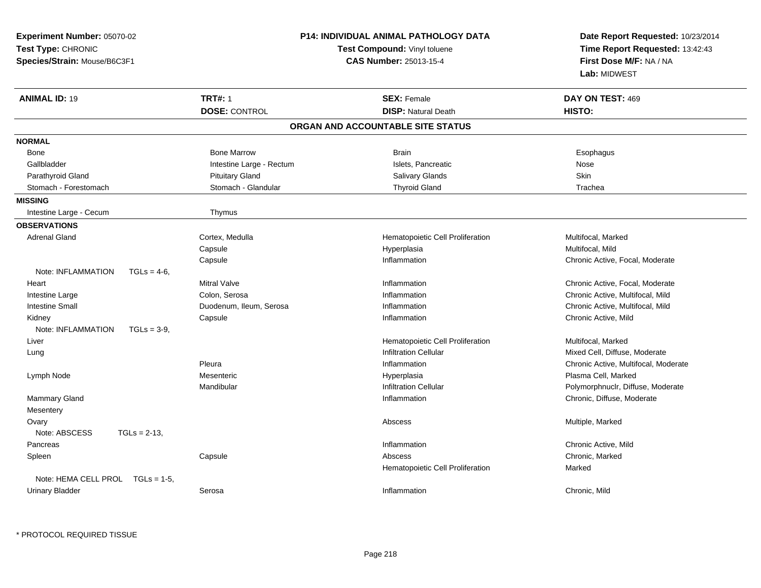**Experiment Number:** 05070-02
**Test Type:** CHRONIC
**Species/Strain:** Mouse/B6C3F1

**P14: INDIVIDUAL ANIMAL PATHOLOGY DATA**
**Test Compound:** Vinyl toluene
**CAS Number:** 25013-15-4

**Date Report Requested:** 10/23/2014
**Time Report Requested:** 13:42:43
**First Dose M/F:** NA / NA
**Lab:** MIDWEST

| **ANIMAL ID:** 19 | **TRT#:** 1 | **SEX:** Female | **DAY ON TEST:** 469 |
|---|---|---|---|
| | **DOSE:** CONTROL | **DISP:** Natural Death | **HISTO:** |

**ORGAN AND ACCOUNTABLE SITE STATUS**

**NORMAL**

| | | | |
|---|---|---|---|
| Bone | Bone Marrow | Brain | Esophagus |
| Gallbladder | Intestine Large - Rectum | Islets, Pancreatic | Nose |
| Parathyroid Gland | Pituitary Gland | Salivary Glands | Skin |
| Stomach - Forestomach | Stomach - Glandular | Thyroid Gland | Trachea |

**MISSING**

| | |
|---|---|
| Intestine Large - Cecum | Thymus |

**OBSERVATIONS**

| | | | |
|---|---|---|---|
| Adrenal Gland | Cortex, Medulla | Hematopoietic Cell Proliferation | Multifocal, Marked |
| | Capsule | Hyperplasia | Multifocal, Mild |
| | Capsule | Inflammation | Chronic Active, Focal, Moderate |
| Note: INFLAMMATION TGLs = 4-6, | | | |
| Heart | Mitral Valve | Inflammation | Chronic Active, Focal, Moderate |
| Intestine Large | Colon, Serosa | Inflammation | Chronic Active, Multifocal, Mild |
| Intestine Small | Duodenum, Ileum, Serosa | Inflammation | Chronic Active, Multifocal, Mild |
| Kidney | Capsule | Inflammation | Chronic Active, Mild |
| Note: INFLAMMATION TGLs = 3-9, | | | |
| Liver | | Hematopoietic Cell Proliferation | Multifocal, Marked |
| Lung | | Infiltration Cellular | Mixed Cell, Diffuse, Moderate |
| | Pleura | Inflammation | Chronic Active, Multifocal, Moderate |
| Lymph Node | Mesenteric | Hyperplasia | Plasma Cell, Marked |
| | Mandibular | Infiltration Cellular | Polymorphnuclr, Diffuse, Moderate |
| Mammary Gland | | Inflammation | Chronic, Diffuse, Moderate |
| Mesentery | | | |
| Ovary | | Abscess | Multiple, Marked |
| Note: ABSCESS TGLs = 2-13, | | | |
| Pancreas | | Inflammation | Chronic Active, Mild |
| Spleen | Capsule | Abscess | Chronic, Marked |
| | | Hematopoietic Cell Proliferation | Marked |
| Note: HEMA CELL PROL TGLs = 1-5, | | | |
| Urinary Bladder | Serosa | Inflammation | Chronic, Mild |

* PROTOCOL REQUIRED TISSUE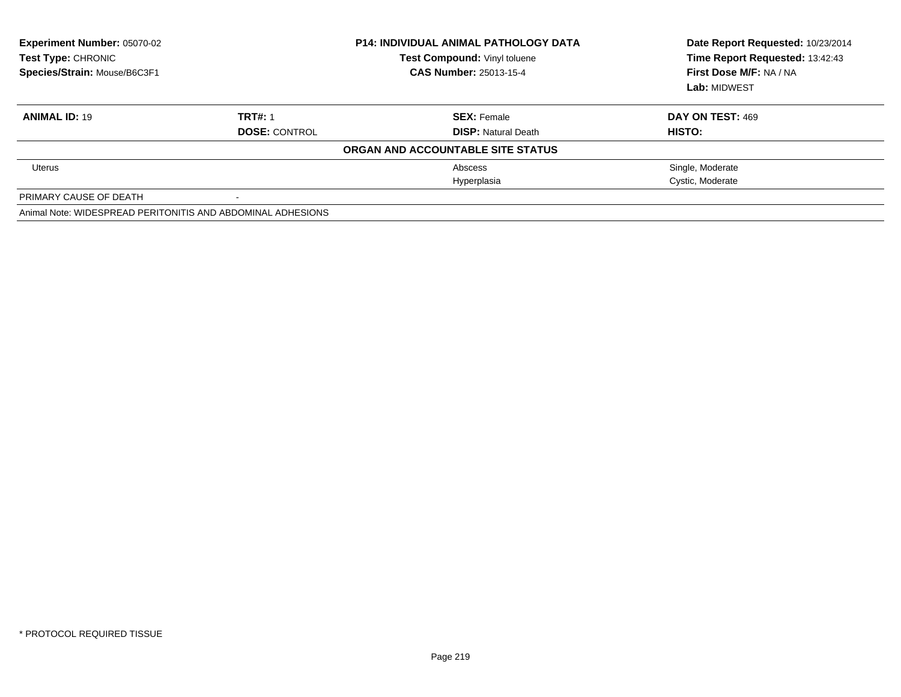**Experiment Number:** 05070-02
**Test Type:** CHRONIC
**Species/Strain:** Mouse/B6C3F1

**P14: INDIVIDUAL ANIMAL PATHOLOGY DATA**
**Test Compound:** Vinyl toluene
**CAS Number:** 25013-15-4

**Date Report Requested:** 10/23/2014
**Time Report Requested:** 13:42:43
**First Dose M/F:** NA / NA
**Lab:** MIDWEST

| | | | |
|---|---|---|---|
| **ANIMAL ID:** 19 | **TRT#:** 1 | **SEX:** Female | **DAY ON TEST:** 469 |
| | **DOSE:** CONTROL | **DISP:** Natural Death | **HISTO:** |
| | | **ORGAN AND ACCOUNTABLE SITE STATUS** | |
| Uterus | | Abscess | Single, Moderate |
| | | Hyperplasia | Cystic, Moderate |
| PRIMARY CAUSE OF DEATH | - | | |
| Animal Note: WIDESPREAD PERITONITIS AND ABDOMINAL ADHESIONS | | | |

* PROTOCOL REQUIRED TISSUE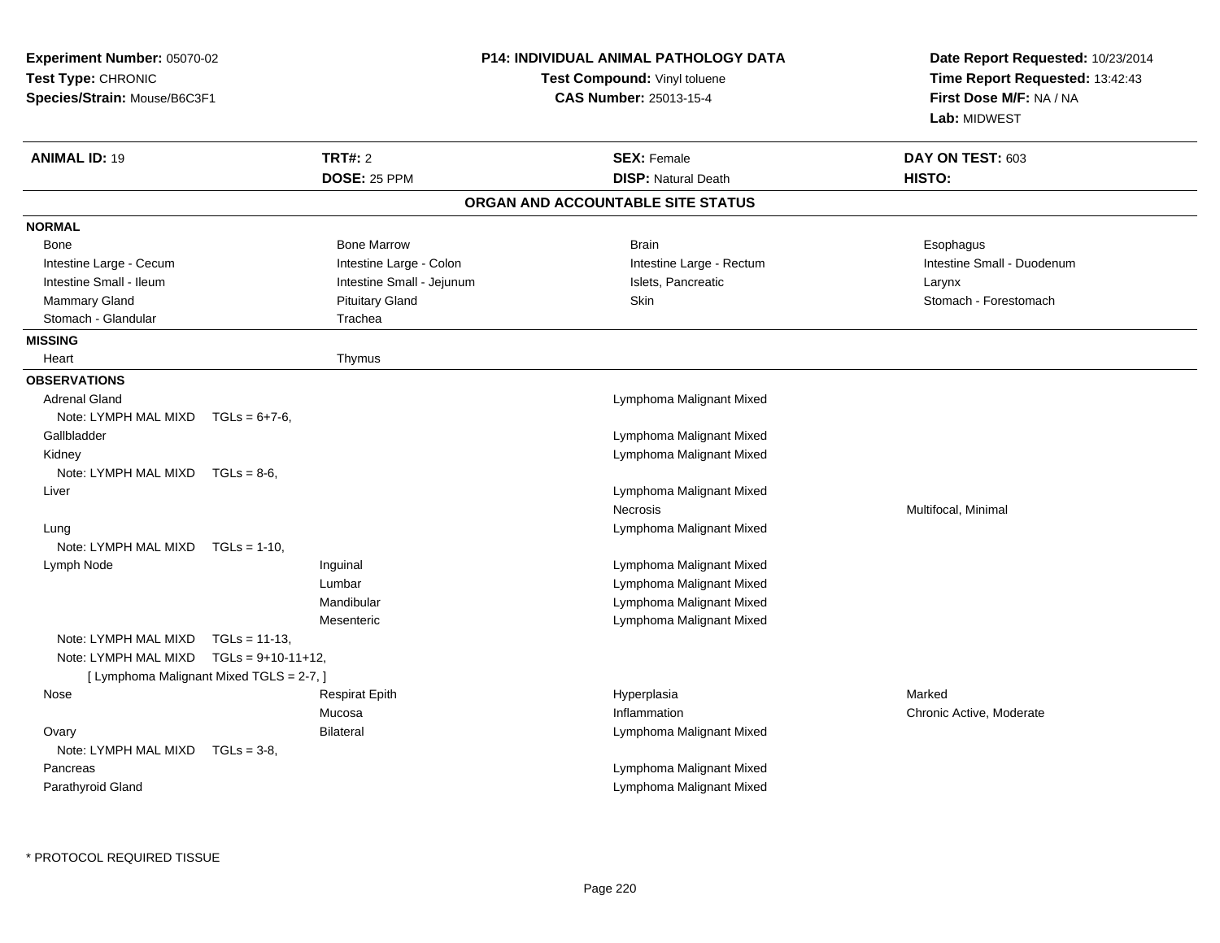**Experiment Number:** 05070-02
**Test Type:** CHRONIC
**Species/Strain:** Mouse/B6C3F1

**P14: INDIVIDUAL ANIMAL PATHOLOGY DATA**
**Test Compound:** Vinyl toluene
**CAS Number:** 25013-15-4

**Date Report Requested:** 10/23/2014
**Time Report Requested:** 13:42:43
**First Dose M/F:** NA / NA
**Lab:** MIDWEST

| **ANIMAL ID:** 19 | **TRT#:** 2 | **SEX:** Female | **DAY ON TEST:** 603 |
|---|---|---|---|
| | **DOSE:** 25 PPM | **DISP:** Natural Death | **HISTO:** |

## ORGAN AND ACCOUNTABLE SITE STATUS

**NORMAL**

| | | | |
|---|---|---|---|
| Bone | Bone Marrow | Brain | Esophagus |
| Intestine Large - Cecum | Intestine Large - Colon | Intestine Large - Rectum | Intestine Small - Duodenum |
| Intestine Small - Ileum | Intestine Small - Jejunum | Islets, Pancreatic | Larynx |
| Mammary Gland | Pituitary Gland | Skin | Stomach - Forestomach |
| Stomach - Glandular | Trachea | | |

**MISSING**

| | | | |
|---|---|---|---|
| Heart | Thymus | | |

**OBSERVATIONS**

| | | | |
|---|---|---|---|
| Adrenal Gland | | Lymphoma Malignant Mixed | |
| Note: LYMPH MAL MIXD TGLs = 6+7-6, | | | |
| Gallbladder | | Lymphoma Malignant Mixed | |
| Kidney | | Lymphoma Malignant Mixed | |
| Note: LYMPH MAL MIXD TGLs = 8-6, | | | |
| Liver | | Lymphoma Malignant Mixed | |
| | | Necrosis | Multifocal, Minimal |
| Lung | | Lymphoma Malignant Mixed | |
| Note: LYMPH MAL MIXD TGLs = 1-10, | | | |
| Lymph Node | Inguinal | Lymphoma Malignant Mixed | |
| | Lumbar | Lymphoma Malignant Mixed | |
| | Mandibular | Lymphoma Malignant Mixed | |
| | Mesenteric | Lymphoma Malignant Mixed | |
| Note: LYMPH MAL MIXD TGLs = 11-13, | | | |
| Note: LYMPH MAL MIXD TGLs = 9+10-11+12, | | | |
| [ Lymphoma Malignant Mixed TGLS = 2-7, ] | | | |
| Nose | Respirat Epith | Hyperplasia | Marked |
| | Mucosa | Inflammation | Chronic Active, Moderate |
| Ovary | Bilateral | Lymphoma Malignant Mixed | |
| Note: LYMPH MAL MIXD TGLs = 3-8, | | | |
| Pancreas | | Lymphoma Malignant Mixed | |
| Parathyroid Gland | | Lymphoma Malignant Mixed | |

* PROTOCOL REQUIRED TISSUE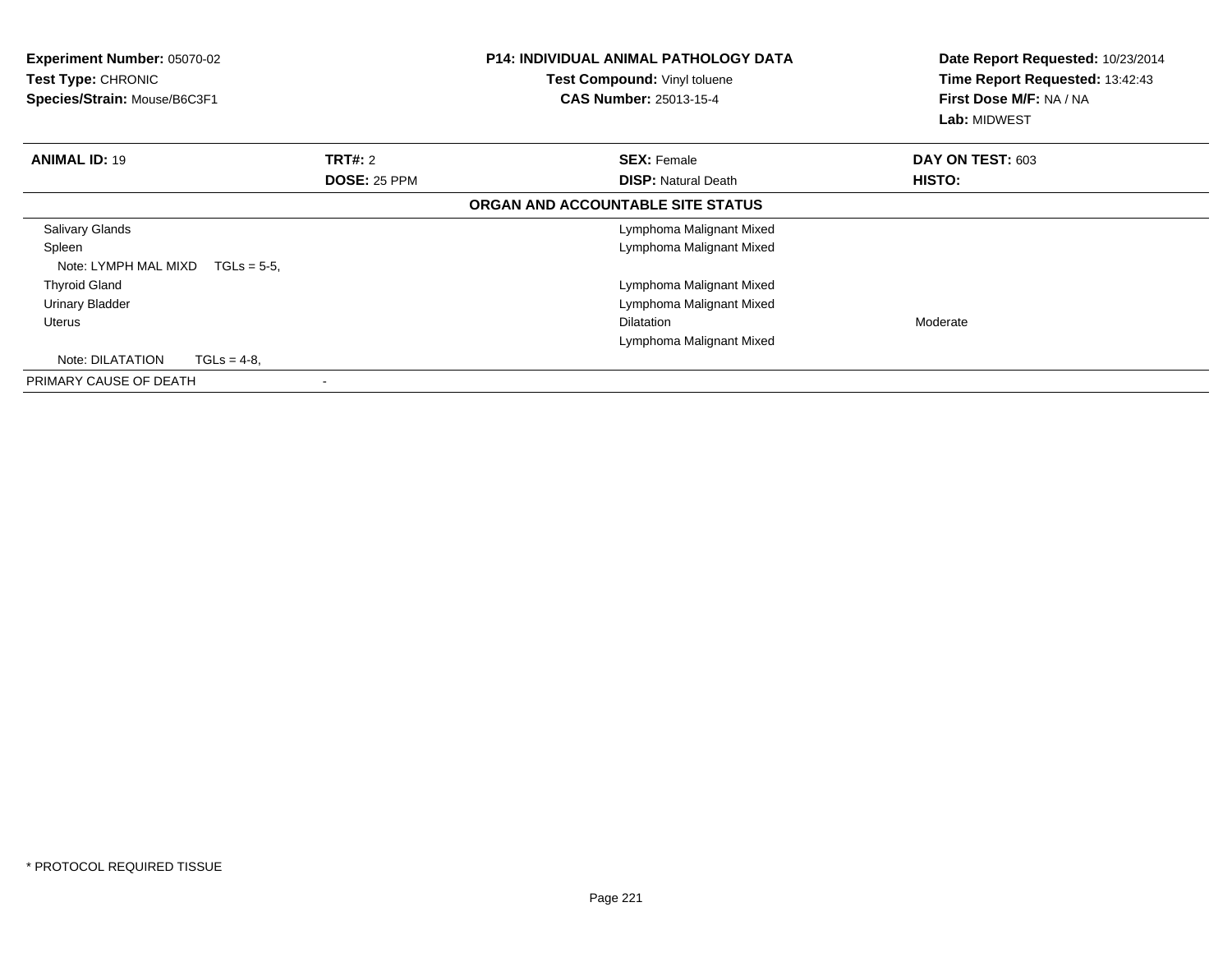**Experiment Number:** 05070-02
**Test Type:** CHRONIC
**Species/Strain:** Mouse/B6C3F1

**P14: INDIVIDUAL ANIMAL PATHOLOGY DATA**
**Test Compound:** Vinyl toluene
**CAS Number:** 25013-15-4

**Date Report Requested:** 10/23/2014
**Time Report Requested:** 13:42:43
**First Dose M/F:** NA / NA
**Lab:** MIDWEST

| **ANIMAL ID:** 19 | **TRT#:** 2 | **SEX:** Female | **DAY ON TEST:** 603 |
|---|---|---|---|
| | **DOSE:** 25 PPM | **DISP:** Natural Death | **HISTO:** |

**ORGAN AND ACCOUNTABLE SITE STATUS**

| | | | |
|---|---|---|---|
| Salivary Glands | | Lymphoma Malignant Mixed | |
| Spleen | | Lymphoma Malignant Mixed | |
| Note: LYMPH MAL MIXD TGLs = 5-5, | | | |
| Thyroid Gland | | Lymphoma Malignant Mixed | |
| Urinary Bladder | | Lymphoma Malignant Mixed | |
| Uterus | | Dilatation | Moderate |
| | | Lymphoma Malignant Mixed | |
| Note: DILATATION TGLs = 4-8, | | | |
| PRIMARY CAUSE OF DEATH | - | | |

* PROTOCOL REQUIRED TISSUE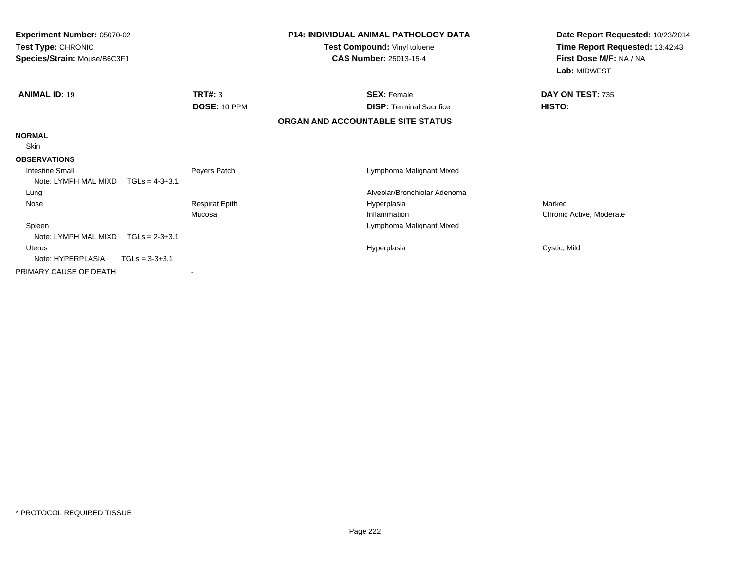**Experiment Number:** 05070-02
**Test Type:** CHRONIC
**Species/Strain:** Mouse/B6C3F1

**P14: INDIVIDUAL ANIMAL PATHOLOGY DATA**
**Test Compound:** Vinyl toluene
**CAS Number:** 25013-15-4

**Date Report Requested:** 10/23/2014
**Time Report Requested:** 13:42:43
**First Dose M/F:** NA / NA
**Lab:** MIDWEST

| **ANIMAL ID:** 19 | **TRT#:** 3 | **SEX:** Female | **DAY ON TEST:** 735 |
|---|---|---|---|
| | **DOSE:** 10 PPM | **DISP:** Terminal Sacrifice | **HISTO:** |

**ORGAN AND ACCOUNTABLE SITE STATUS**

**NORMAL**

Skin

**OBSERVATIONS**

| | | | |
|---|---|---|---|
| Intestine Small | Peyers Patch | Lymphoma Malignant Mixed | |
| Note: LYMPH MAL MIXD TGLs = 4-3+3.1 | | | |
| Lung | | Alveolar/Bronchiolar Adenoma | |
| Nose | Respirat Epith | Hyperplasia | Marked |
| | Mucosa | Inflammation | Chronic Active, Moderate |
| Spleen | | Lymphoma Malignant Mixed | |
| Note: LYMPH MAL MIXD TGLs = 2-3+3.1 | | | |
| Uterus | | Hyperplasia | Cystic, Mild |
| Note: HYPERPLASIA TGLs = 3-3+3.1 | | | |

PRIMARY CAUSE OF DEATH -

* PROTOCOL REQUIRED TISSUE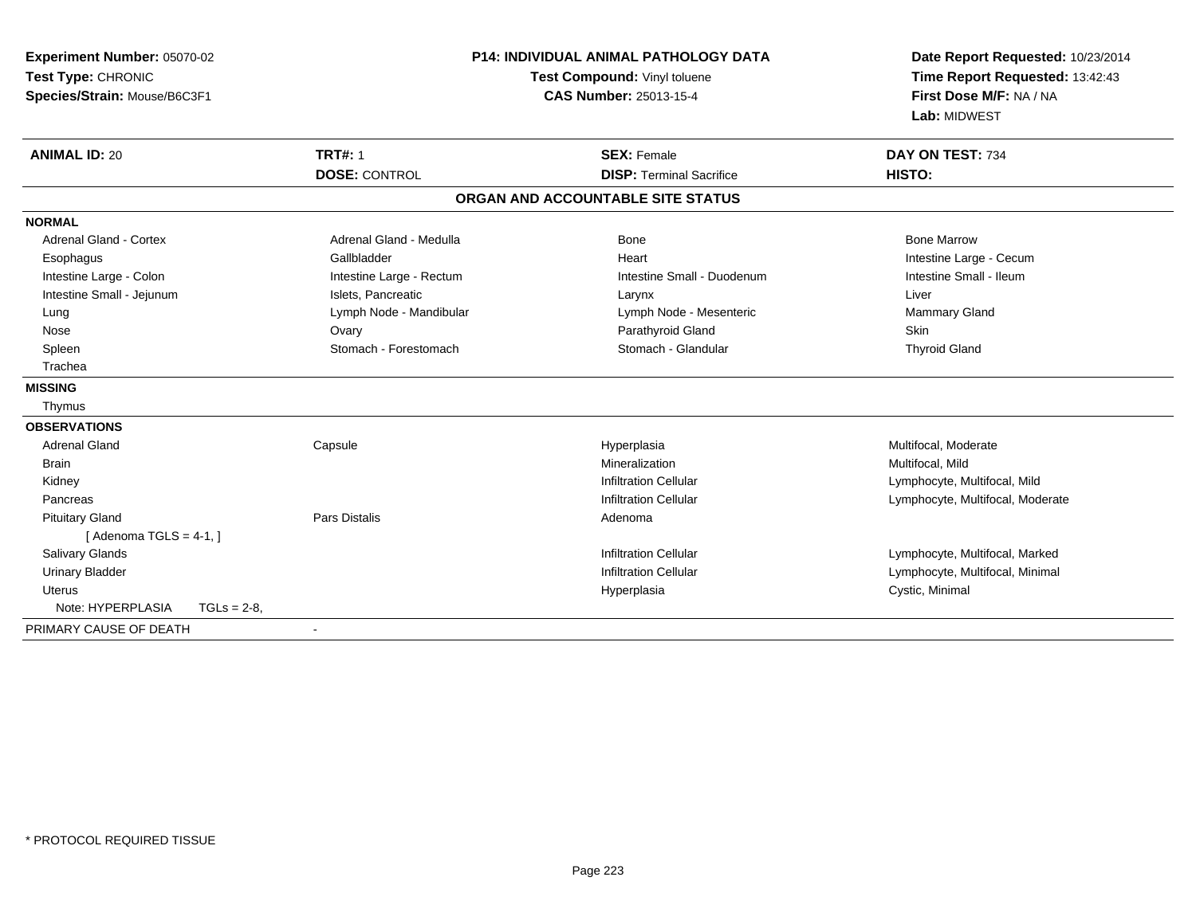**Experiment Number:** 05070-02
**Test Type:** CHRONIC
**Species/Strain:** Mouse/B6C3F1

**P14: INDIVIDUAL ANIMAL PATHOLOGY DATA**
**Test Compound:** Vinyl toluene
**CAS Number:** 25013-15-4

**Date Report Requested:** 10/23/2014
**Time Report Requested:** 13:42:43
**First Dose M/F:** NA / NA
**Lab:** MIDWEST

| | | | |
|---|---|---|---|
| **ANIMAL ID:** 20 | **TRT#:** 1 | **SEX:** Female | **DAY ON TEST:** 734 |
| | **DOSE:** CONTROL | **DISP:** Terminal Sacrifice | **HISTO:** |

**ORGAN AND ACCOUNTABLE SITE STATUS**

**NORMAL**

| | | | |
|---|---|---|---|
| Adrenal Gland - Cortex | Adrenal Gland - Medulla | Bone | Bone Marrow |
| Esophagus | Gallbladder | Heart | Intestine Large - Cecum |
| Intestine Large - Colon | Intestine Large - Rectum | Intestine Small - Duodenum | Intestine Small - Ileum |
| Intestine Small - Jejunum | Islets, Pancreatic | Larynx | Liver |
| Lung | Lymph Node - Mandibular | Lymph Node - Mesenteric | Mammary Gland |
| Nose | Ovary | Parathyroid Gland | Skin |
| Spleen | Stomach - Forestomach | Stomach - Glandular | Thyroid Gland |
| Trachea | | | |

**MISSING**

Thymus

**OBSERVATIONS**

| | | | |
|---|---|---|---|
| Adrenal Gland | Capsule | Hyperplasia | Multifocal, Moderate |
| Brain | | Mineralization | Multifocal, Mild |
| Kidney | | Infiltration Cellular | Lymphocyte, Multifocal, Mild |
| Pancreas | | Infiltration Cellular | Lymphocyte, Multifocal, Moderate |
| Pituitary Gland | Pars Distalis | Adenoma | |
| [ Adenoma TGLS = 4-1, ] | | | |
| Salivary Glands | | Infiltration Cellular | Lymphocyte, Multifocal, Marked |
| Urinary Bladder | | Infiltration Cellular | Lymphocyte, Multifocal, Minimal |
| Uterus | | Hyperplasia | Cystic, Minimal |
| Note: HYPERPLASIA TGLs = 2-8, | | | |

PRIMARY CAUSE OF DEATH -

* PROTOCOL REQUIRED TISSUE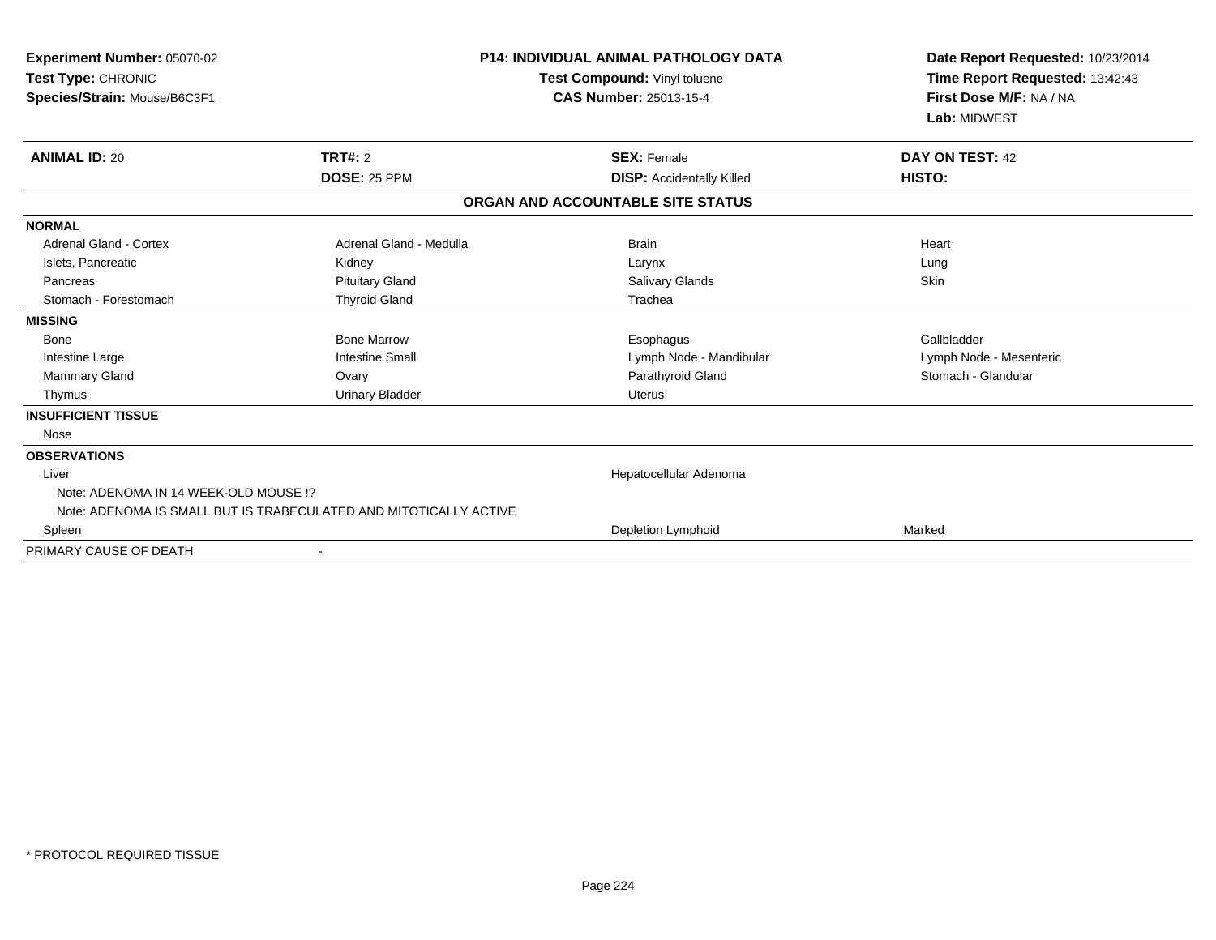**Experiment Number:** 05070-02
**Test Type:** CHRONIC
**Species/Strain:** Mouse/B6C3F1

**P14: INDIVIDUAL ANIMAL PATHOLOGY DATA**
**Test Compound:** Vinyl toluene
**CAS Number:** 25013-15-4

**Date Report Requested:** 10/23/2014
**Time Report Requested:** 13:42:43
**First Dose M/F:** NA / NA
**Lab:** MIDWEST

| **ANIMAL ID:** 20 | **TRT#:** 2 | **SEX:** Female | **DAY ON TEST:** 42 |
|---|---|---|---|
| | **DOSE:** 25 PPM | **DISP:** Accidentally Killed | **HISTO:** |

**ORGAN AND ACCOUNTABLE SITE STATUS**

| | | | |
|---|---|---|---|
| **NORMAL** | | | |
| Adrenal Gland - Cortex | Adrenal Gland - Medulla | Brain | Heart |
| Islets, Pancreatic | Kidney | Larynx | Lung |
| Pancreas | Pituitary Gland | Salivary Glands | Skin |
| Stomach - Forestomach | Thyroid Gland | Trachea | |
| **MISSING** | | | |
| Bone | Bone Marrow | Esophagus | Gallbladder |
| Intestine Large | Intestine Small | Lymph Node - Mandibular | Lymph Node - Mesenteric |
| Mammary Gland | Ovary | Parathyroid Gland | Stomach - Glandular |
| Thymus | Urinary Bladder | Uterus | |
| **INSUFFICIENT TISSUE** | | | |
| Nose | | | |
| **OBSERVATIONS** | | | |
| Liver | | Hepatocellular Adenoma | |
| Note: ADENOMA IN 14 WEEK-OLD MOUSE !? | | | |
| Note: ADENOMA IS SMALL BUT IS TRABECULATED AND MITOTICALLY ACTIVE | | | |
| Spleen | | Depletion Lymphoid | Marked |
| PRIMARY CAUSE OF DEATH | - | | |

* PROTOCOL REQUIRED TISSUE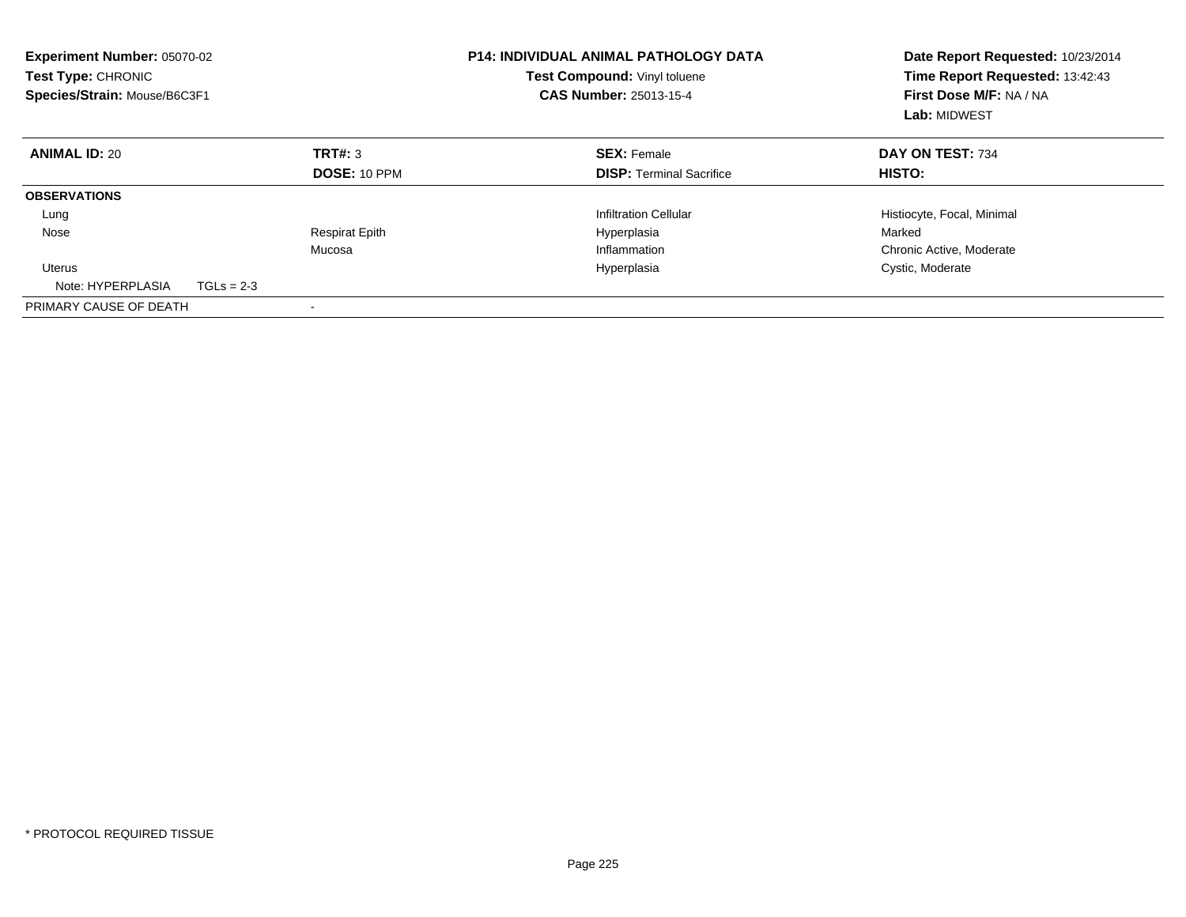**Experiment Number:** 05070-02
**Test Type:** CHRONIC
**Species/Strain:** Mouse/B6C3F1

**P14: INDIVIDUAL ANIMAL PATHOLOGY DATA**
**Test Compound:** Vinyl toluene
**CAS Number:** 25013-15-4

**Date Report Requested:** 10/23/2014
**Time Report Requested:** 13:42:43
**First Dose M/F:** NA / NA
**Lab:** MIDWEST

| **ANIMAL ID:** 20 | **TRT#:** 3 | **SEX:** Female | **DAY ON TEST:** 734 |
|---|---|---|---|
| | **DOSE:** 10 PPM | **DISP:** Terminal Sacrifice | **HISTO:** |
| **OBSERVATIONS** | | | |
| Lung | | Infiltration Cellular | Histiocyte, Focal, Minimal |
| Nose | Respirat Epith | Hyperplasia | Marked |
| | Mucosa | Inflammation | Chronic Active, Moderate |
| Uterus | | Hyperplasia | Cystic, Moderate |
| Note: HYPERPLASIA TGLs = 2-3 | | | |
| PRIMARY CAUSE OF DEATH | - | | |

* PROTOCOL REQUIRED TISSUE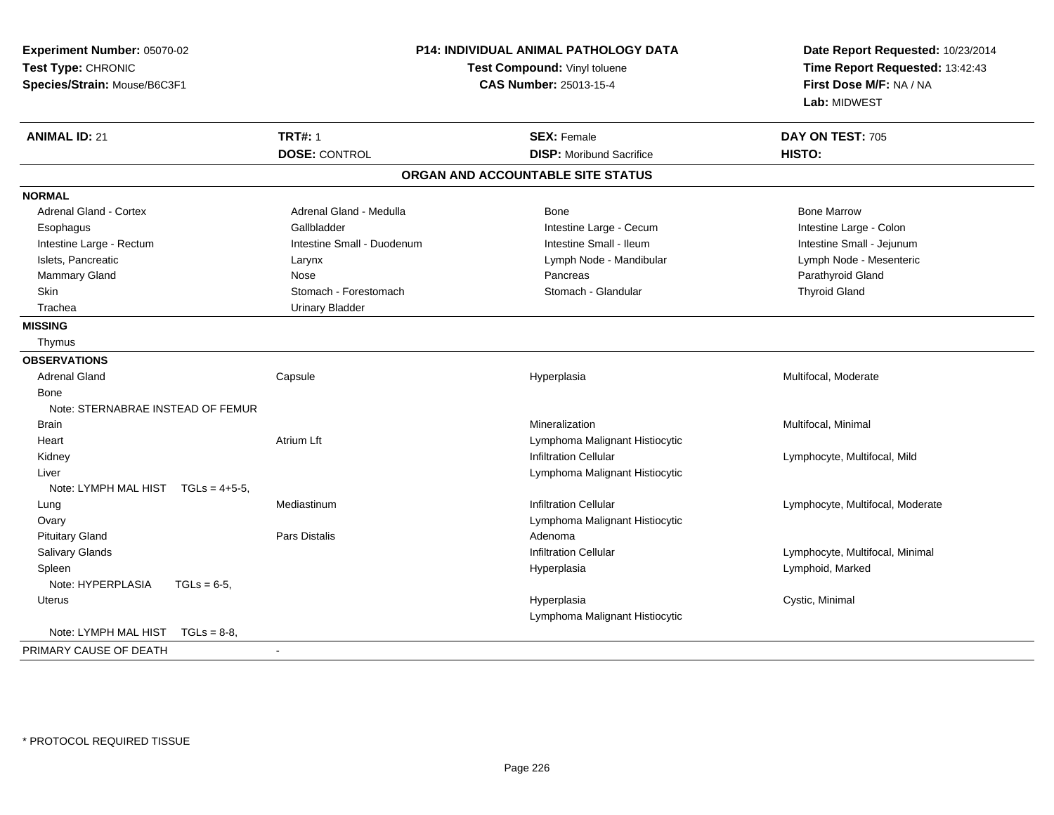**Experiment Number:** 05070-02
**Test Type:** CHRONIC
**Species/Strain:** Mouse/B6C3F1

**P14: INDIVIDUAL ANIMAL PATHOLOGY DATA**
**Test Compound:** Vinyl toluene
**CAS Number:** 25013-15-4

**Date Report Requested:** 10/23/2014
**Time Report Requested:** 13:42:43
**First Dose M/F:** NA / NA
**Lab:** MIDWEST

| | | | |
|---|---|---|---|
| **ANIMAL ID:** 21 | **TRT#:** 1 | **SEX:** Female | **DAY ON TEST:** 705 |
| | **DOSE:** CONTROL | **DISP:** Moribund Sacrifice | **HISTO:** |

## ORGAN AND ACCOUNTABLE SITE STATUS

**NORMAL**

| | | | |
|---|---|---|---|
| Adrenal Gland - Cortex | Adrenal Gland - Medulla | Bone | Bone Marrow |
| Esophagus | Gallbladder | Intestine Large - Cecum | Intestine Large - Colon |
| Intestine Large - Rectum | Intestine Small - Duodenum | Intestine Small - Ileum | Intestine Small - Jejunum |
| Islets, Pancreatic | Larynx | Lymph Node - Mandibular | Lymph Node - Mesenteric |
| Mammary Gland | Nose | Pancreas | Parathyroid Gland |
| Skin | Stomach - Forestomach | Stomach - Glandular | Thyroid Gland |
| Trachea | Urinary Bladder | | |

**MISSING**

Thymus

**OBSERVATIONS**

| | | | |
|---|---|---|---|
| Adrenal Gland | Capsule | Hyperplasia | Multifocal, Moderate |
| Bone | | | |
| Note: STERNABRAE INSTEAD OF FEMUR | | | |
| Brain | | Mineralization | Multifocal, Minimal |
| Heart | Atrium Lft | Lymphoma Malignant Histiocytic | |
| Kidney | | Infiltration Cellular | Lymphocyte, Multifocal, Mild |
| Liver | | Lymphoma Malignant Histiocytic | |
| Note: LYMPH MAL HIST TGLs = 4+5-5, | | | |
| Lung | Mediastinum | Infiltration Cellular | Lymphocyte, Multifocal, Moderate |
| Ovary | | Lymphoma Malignant Histiocytic | |
| Pituitary Gland | Pars Distalis | Adenoma | |
| Salivary Glands | | Infiltration Cellular | Lymphocyte, Multifocal, Minimal |
| Spleen | | Hyperplasia | Lymphoid, Marked |
| Note: HYPERPLASIA TGLs = 6-5, | | | |
| Uterus | | Hyperplasia | Cystic, Minimal |
| | | Lymphoma Malignant Histiocytic | |
| Note: LYMPH MAL HIST TGLs = 8-8, | | | |

PRIMARY CAUSE OF DEATH -

* PROTOCOL REQUIRED TISSUE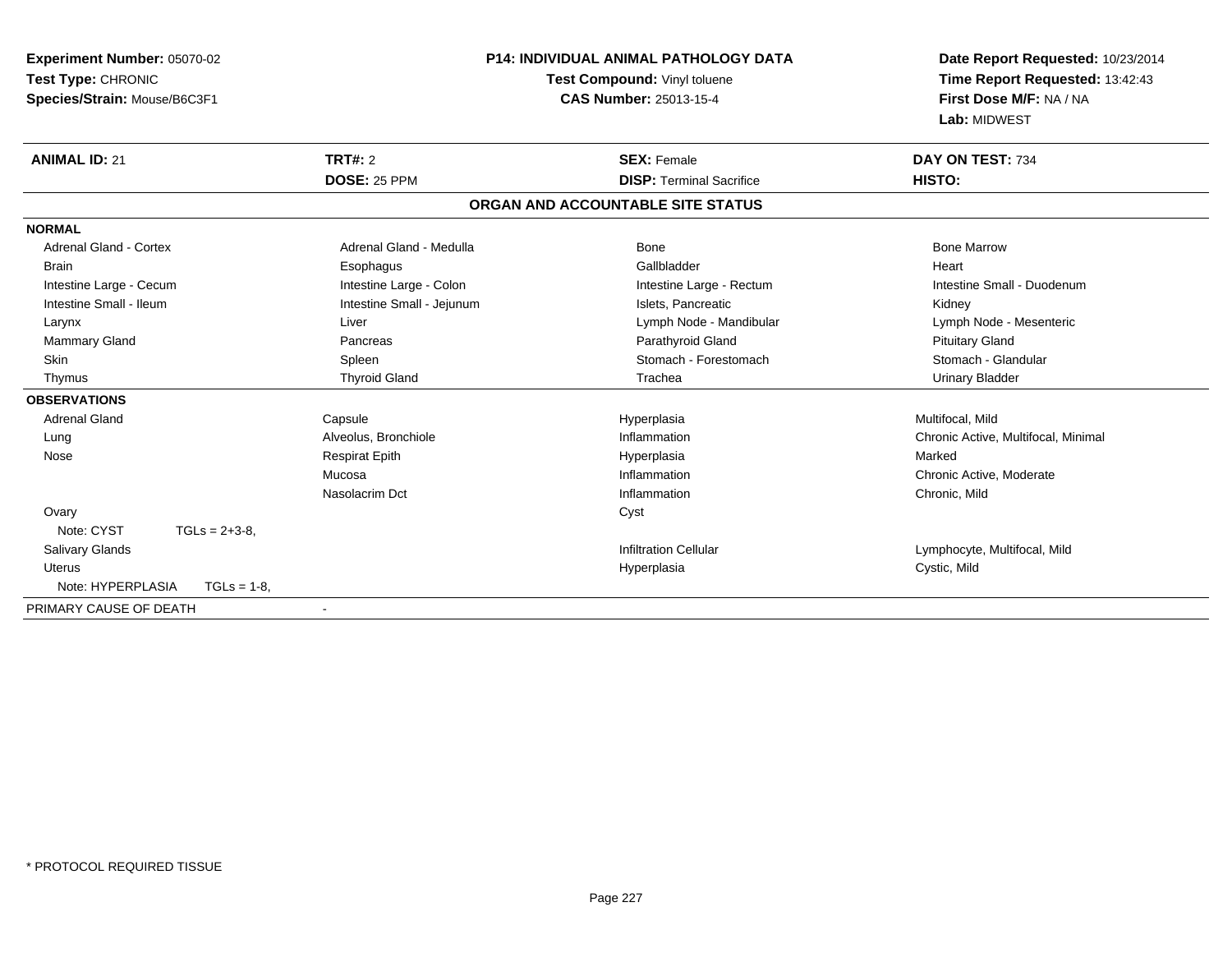**Experiment Number:** 05070-02
**Test Type:** CHRONIC
**Species/Strain:** Mouse/B6C3F1

**P14: INDIVIDUAL ANIMAL PATHOLOGY DATA**
**Test Compound:** Vinyl toluene
**CAS Number:** 25013-15-4

**Date Report Requested:** 10/23/2014
**Time Report Requested:** 13:42:43
**First Dose M/F:** NA / NA
**Lab:** MIDWEST

| **ANIMAL ID:** 21 | **TRT#:** 2 | **SEX:** Female | **DAY ON TEST:** 734 |
|---|---|---|---|
| | **DOSE:** 25 PPM | **DISP:** Terminal Sacrifice | **HISTO:** |

## ORGAN AND ACCOUNTABLE SITE STATUS

| | | | |
|---|---|---|---|
| **NORMAL** | | | |
| Adrenal Gland - Cortex | Adrenal Gland - Medulla | Bone | Bone Marrow |
| Brain | Esophagus | Gallbladder | Heart |
| Intestine Large - Cecum | Intestine Large - Colon | Intestine Large - Rectum | Intestine Small - Duodenum |
| Intestine Small - Ileum | Intestine Small - Jejunum | Islets, Pancreatic | Kidney |
| Larynx | Liver | Lymph Node - Mandibular | Lymph Node - Mesenteric |
| Mammary Gland | Pancreas | Parathyroid Gland | Pituitary Gland |
| Skin | Spleen | Stomach - Forestomach | Stomach - Glandular |
| Thymus | Thyroid Gland | Trachea | Urinary Bladder |
| **OBSERVATIONS** | | | |
| Adrenal Gland | Capsule | Hyperplasia | Multifocal, Mild |
| Lung | Alveolus, Bronchiole | Inflammation | Chronic Active, Multifocal, Minimal |
| Nose | Respirat Epith | Hyperplasia | Marked |
| | Mucosa | Inflammation | Chronic Active, Moderate |
| | Nasolacrim Dct | Inflammation | Chronic, Mild |
| Ovary | | Cyst | |
| Note: CYST TGLs = 2+3-8, | | | |
| Salivary Glands | | Infiltration Cellular | Lymphocyte, Multifocal, Mild |
| Uterus | | Hyperplasia | Cystic, Mild |
| Note: HYPERPLASIA TGLs = 1-8, | | | |
| PRIMARY CAUSE OF DEATH | - | | |

* PROTOCOL REQUIRED TISSUE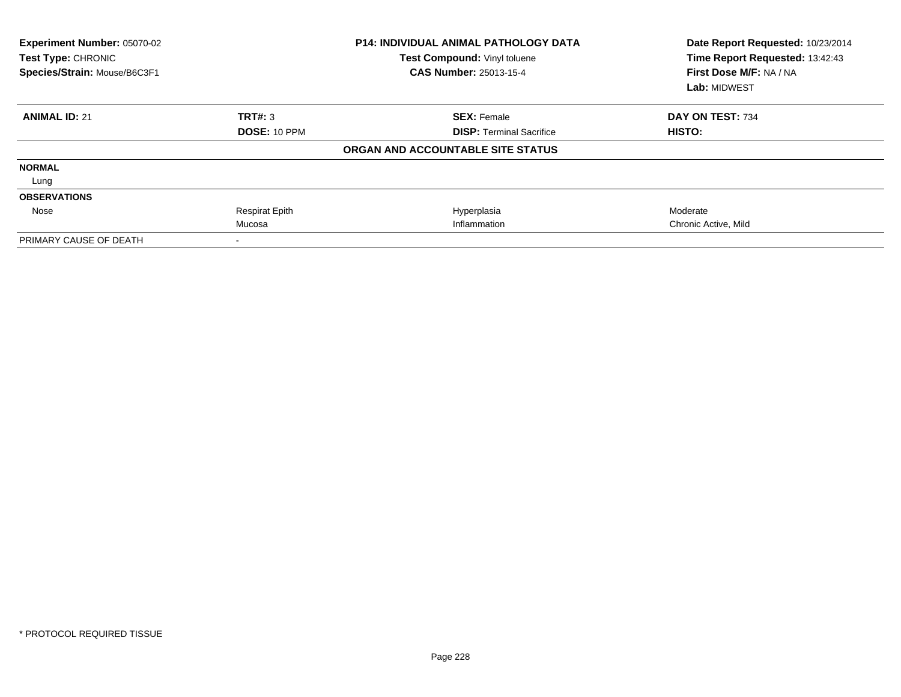| | | | |
|---|---|---|---|
| **Experiment Number:** 05070-02 | **P14: INDIVIDUAL ANIMAL PATHOLOGY DATA** | | **Date Report Requested:** 10/23/2014 |
| **Test Type:** CHRONIC | **Test Compound:** Vinyl toluene | | **Time Report Requested:** 13:42:43 |
| **Species/Strain:** Mouse/B6C3F1 | **CAS Number:** 25013-15-4 | | **First Dose M/F:** NA / NA |
| | | | **Lab:** MIDWEST |

| | | | |
|---|---|---|---|
| **ANIMAL ID:** 21 | **TRT#:** 3 | **SEX:** Female | **DAY ON TEST:** 734 |
| | **DOSE:** 10 PPM | **DISP:** Terminal Sacrifice | **HISTO:** |
| | | **ORGAN AND ACCOUNTABLE SITE STATUS** | |
| **NORMAL** | | | |
| Lung | | | |
| **OBSERVATIONS** | | | |
| Nose | Respirat Epith | Hyperplasia | Moderate |
| | Mucosa | Inflammation | Chronic Active, Mild |
| PRIMARY CAUSE OF DEATH | - | | |

\* PROTOCOL REQUIRED TISSUE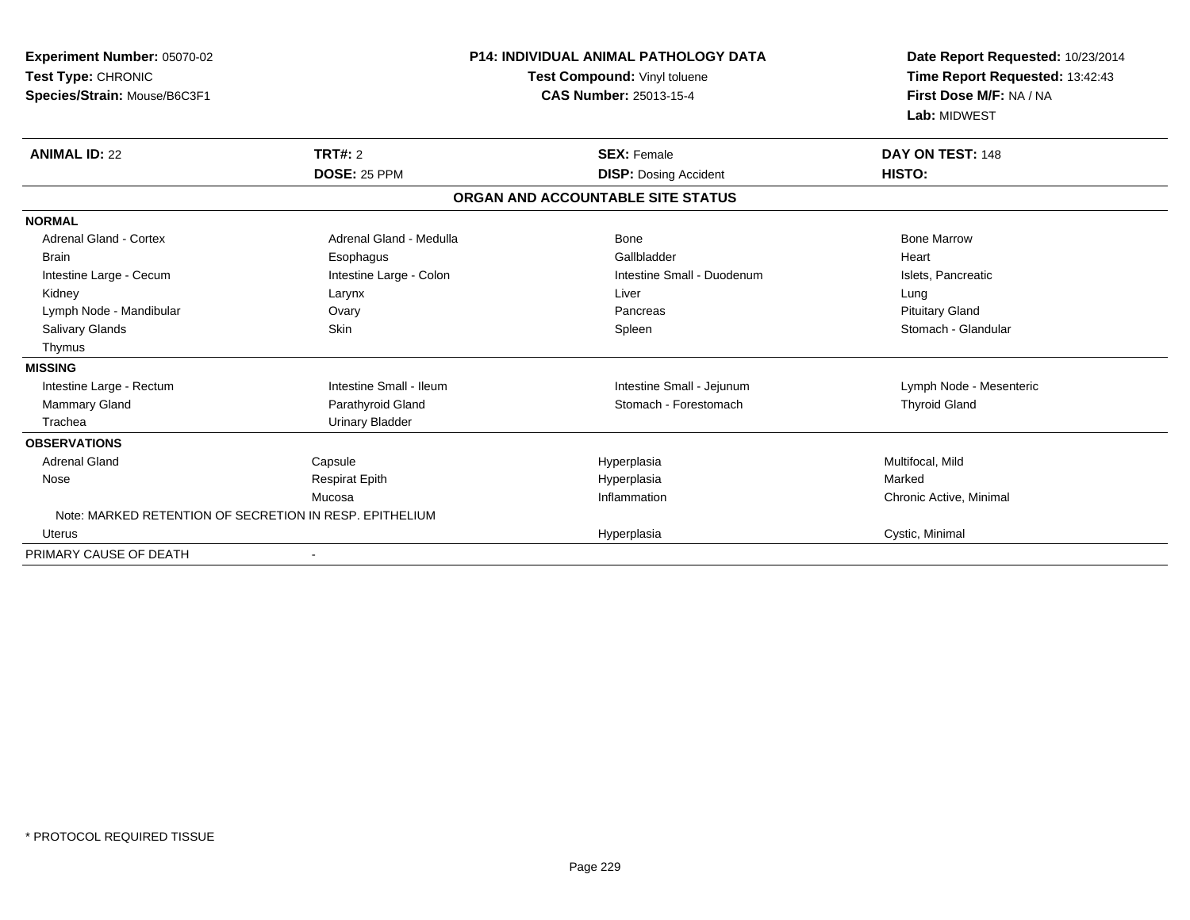**Experiment Number:** 05070-02
**Test Type:** CHRONIC
**Species/Strain:** Mouse/B6C3F1

**P14: INDIVIDUAL ANIMAL PATHOLOGY DATA**
**Test Compound:** Vinyl toluene
**CAS Number:** 25013-15-4

**Date Report Requested:** 10/23/2014
**Time Report Requested:** 13:42:43
**First Dose M/F:** NA / NA
**Lab:** MIDWEST

| **ANIMAL ID:** 22 | **TRT#:** 2 | **SEX:** Female | **DAY ON TEST:** 148 |
|---|---|---|---|
| | **DOSE:** 25 PPM | **DISP:** Dosing Accident | **HISTO:** |

**ORGAN AND ACCOUNTABLE SITE STATUS**

| | | | |
|---|---|---|---|
| **NORMAL** | | | |
| Adrenal Gland - Cortex | Adrenal Gland - Medulla | Bone | Bone Marrow |
| Brain | Esophagus | Gallbladder | Heart |
| Intestine Large - Cecum | Intestine Large - Colon | Intestine Small - Duodenum | Islets, Pancreatic |
| Kidney | Larynx | Liver | Lung |
| Lymph Node - Mandibular | Ovary | Pancreas | Pituitary Gland |
| Salivary Glands | Skin | Spleen | Stomach - Glandular |
| Thymus | | | |
| **MISSING** | | | |
| Intestine Large - Rectum | Intestine Small - Ileum | Intestine Small - Jejunum | Lymph Node - Mesenteric |
| Mammary Gland | Parathyroid Gland | Stomach - Forestomach | Thyroid Gland |
| Trachea | Urinary Bladder | | |
| **OBSERVATIONS** | | | |
| Adrenal Gland | Capsule | Hyperplasia | Multifocal, Mild |
| Nose | Respirat Epith | Hyperplasia | Marked |
| | Mucosa | Inflammation | Chronic Active, Minimal |
| Note: MARKED RETENTION OF SECRETION IN RESP. EPITHELIUM | | | |
| Uterus | | Hyperplasia | Cystic, Minimal |
| PRIMARY CAUSE OF DEATH | - | | |

* PROTOCOL REQUIRED TISSUE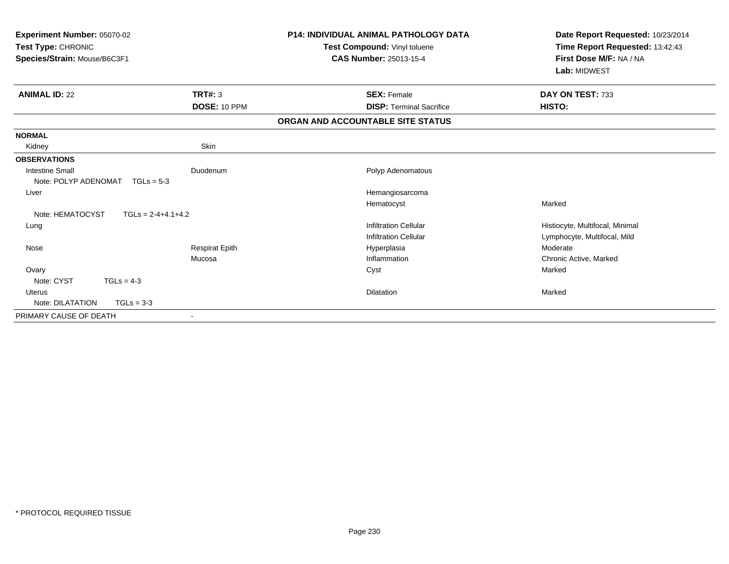**Experiment Number:** 05070-02
**Test Type:** CHRONIC
**Species/Strain:** Mouse/B6C3F1

**P14: INDIVIDUAL ANIMAL PATHOLOGY DATA**
**Test Compound:** Vinyl toluene
**CAS Number:** 25013-15-4

**Date Report Requested:** 10/23/2014
**Time Report Requested:** 13:42:43
**First Dose M/F:** NA / NA
**Lab:** MIDWEST

| **ANIMAL ID:** 22 | **TRT#:** 3 | **SEX:** Female | **DAY ON TEST:** 733 |
|---|---|---|---|
| | **DOSE:** 10 PPM | **DISP:** Terminal Sacrifice | **HISTO:** |

**ORGAN AND ACCOUNTABLE SITE STATUS**

| | | | |
|---|---|---|---|
| **NORMAL** | | | |
| Kidney | Skin | | |
| **OBSERVATIONS** | | | |
| Intestine Small | Duodenum | Polyp Adenomatous | |
| Note: POLYP ADENOMAT TGLs = 5-3 | | | |
| Liver | | Hemangiosarcoma | |
| | | Hematocyst | Marked |
| Note: HEMATOCYST TGLs = 2-4+4.1+4.2 | | | |
| Lung | | Infiltration Cellular | Histiocyte, Multifocal, Minimal |
| | | Infiltration Cellular | Lymphocyte, Multifocal, Mild |
| Nose | Respirat Epith | Hyperplasia | Moderate |
| | Mucosa | Inflammation | Chronic Active, Marked |
| Ovary | | Cyst | Marked |
| Note: CYST TGLs = 4-3 | | | |
| Uterus | | Dilatation | Marked |
| Note: DILATATION TGLs = 3-3 | | | |
| PRIMARY CAUSE OF DEATH | - | | |

* PROTOCOL REQUIRED TISSUE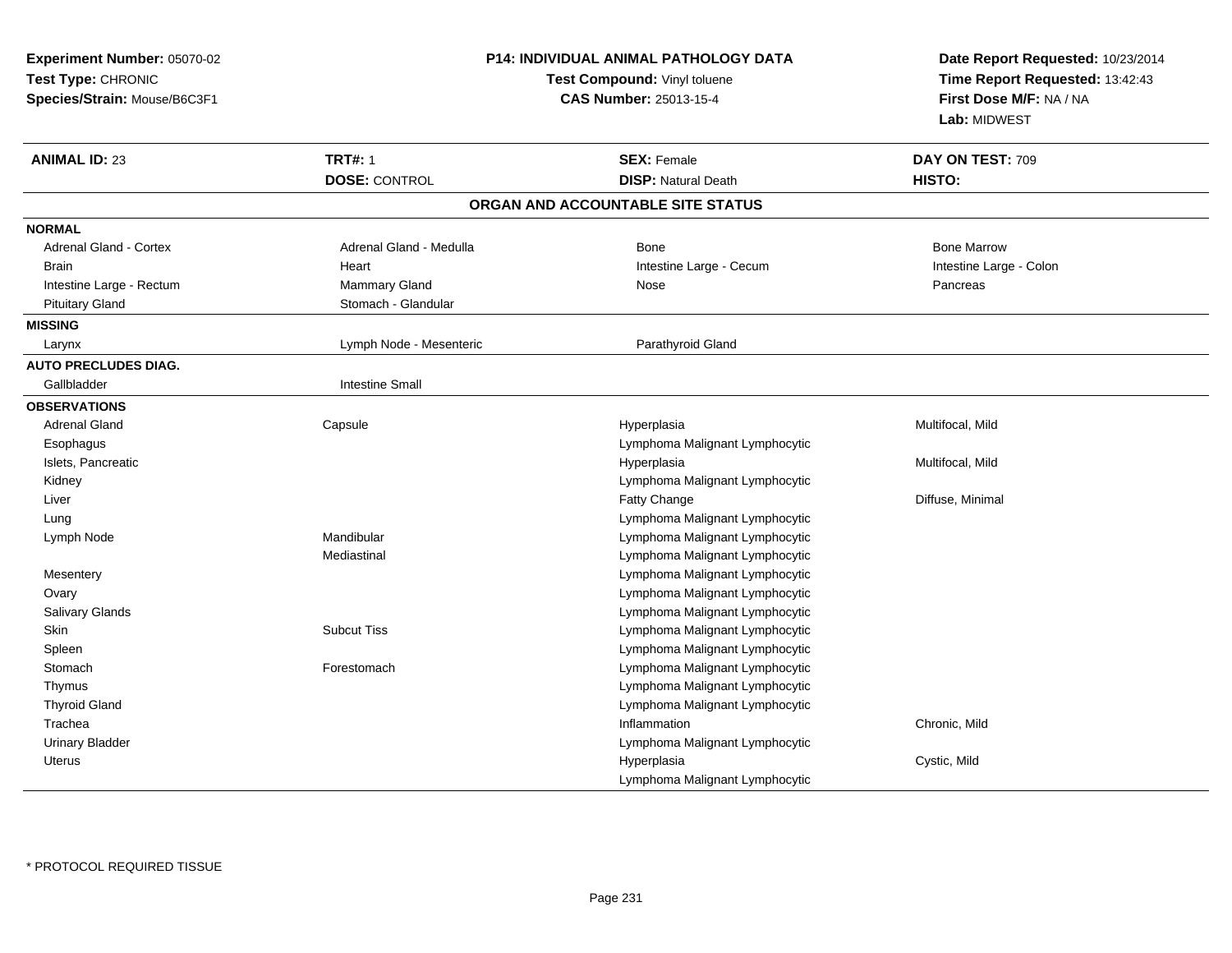**Experiment Number:** 05070-02
**Test Type:** CHRONIC
**Species/Strain:** Mouse/B6C3F1

**P14: INDIVIDUAL ANIMAL PATHOLOGY DATA**
**Test Compound:** Vinyl toluene
**CAS Number:** 25013-15-4

**Date Report Requested:** 10/23/2014
**Time Report Requested:** 13:42:43
**First Dose M/F:** NA / NA
**Lab:** MIDWEST

| | | | |
|---|---|---|---|
| **ANIMAL ID:** 23 | **TRT#:** 1 | **SEX:** Female | **DAY ON TEST:** 709 |
| | **DOSE:** CONTROL | **DISP:** Natural Death | **HISTO:** |

**ORGAN AND ACCOUNTABLE SITE STATUS**

| | | | |
|---|---|---|---|
| **NORMAL** | | | |
| Adrenal Gland - Cortex | Adrenal Gland - Medulla | Bone | Bone Marrow |
| Brain | Heart | Intestine Large - Cecum | Intestine Large - Colon |
| Intestine Large - Rectum | Mammary Gland | Nose | Pancreas |
| Pituitary Gland | Stomach - Glandular | | |
| **MISSING** | | | |
| Larynx | Lymph Node - Mesenteric | Parathyroid Gland | |
| **AUTO PRECLUDES DIAG.** | | | |
| Gallbladder | Intestine Small | | |
| **OBSERVATIONS** | | | |
| Adrenal Gland | Capsule | Hyperplasia | Multifocal, Mild |
| Esophagus | | Lymphoma Malignant Lymphocytic | |
| Islets, Pancreatic | | Hyperplasia | Multifocal, Mild |
| Kidney | | Lymphoma Malignant Lymphocytic | |
| Liver | | Fatty Change | Diffuse, Minimal |
| Lung | | Lymphoma Malignant Lymphocytic | |
| Lymph Node | Mandibular | Lymphoma Malignant Lymphocytic | |
| | Mediastinal | Lymphoma Malignant Lymphocytic | |
| Mesentery | | Lymphoma Malignant Lymphocytic | |
| Ovary | | Lymphoma Malignant Lymphocytic | |
| Salivary Glands | | Lymphoma Malignant Lymphocytic | |
| Skin | Subcut Tiss | Lymphoma Malignant Lymphocytic | |
| Spleen | | Lymphoma Malignant Lymphocytic | |
| Stomach | Forestomach | Lymphoma Malignant Lymphocytic | |
| Thymus | | Lymphoma Malignant Lymphocytic | |
| Thyroid Gland | | Lymphoma Malignant Lymphocytic | |
| Trachea | | Inflammation | Chronic, Mild |
| Urinary Bladder | | Lymphoma Malignant Lymphocytic | |
| Uterus | | Hyperplasia | Cystic, Mild |
| | | Lymphoma Malignant Lymphocytic | |

* PROTOCOL REQUIRED TISSUE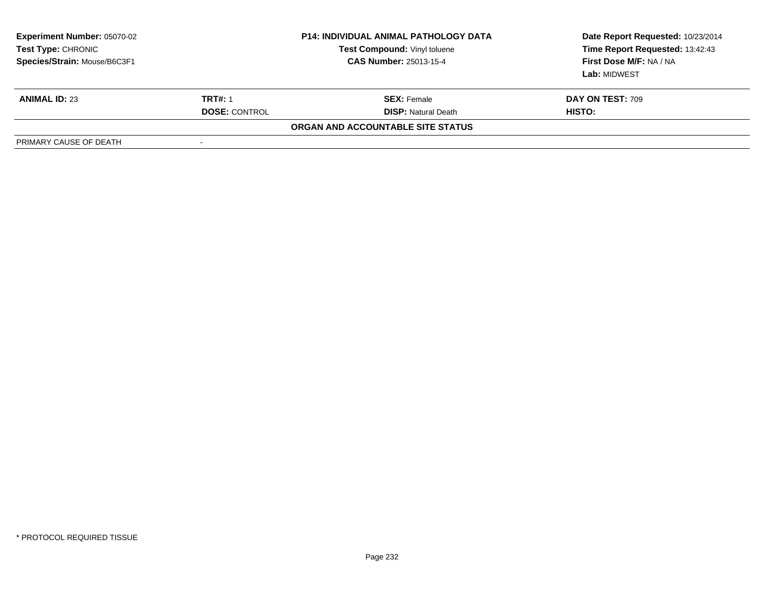**Experiment Number:** 05070-02
**Test Type:** CHRONIC
**Species/Strain:** Mouse/B6C3F1

**P14: INDIVIDUAL ANIMAL PATHOLOGY DATA**
**Test Compound:** Vinyl toluene
**CAS Number:** 25013-15-4

**Date Report Requested:** 10/23/2014
**Time Report Requested:** 13:42:43
**First Dose M/F:** NA / NA
**Lab:** MIDWEST

| | | | |
|---|---|---|---|
| **ANIMAL ID:** 23 | **TRT#:** 1 | **SEX:** Female | **DAY ON TEST:** 709 |
| | **DOSE:** CONTROL | **DISP:** Natural Death | **HISTO:** |

**ORGAN AND ACCOUNTABLE SITE STATUS**

| | |
|---|---|
| PRIMARY CAUSE OF DEATH | - |

* PROTOCOL REQUIRED TISSUE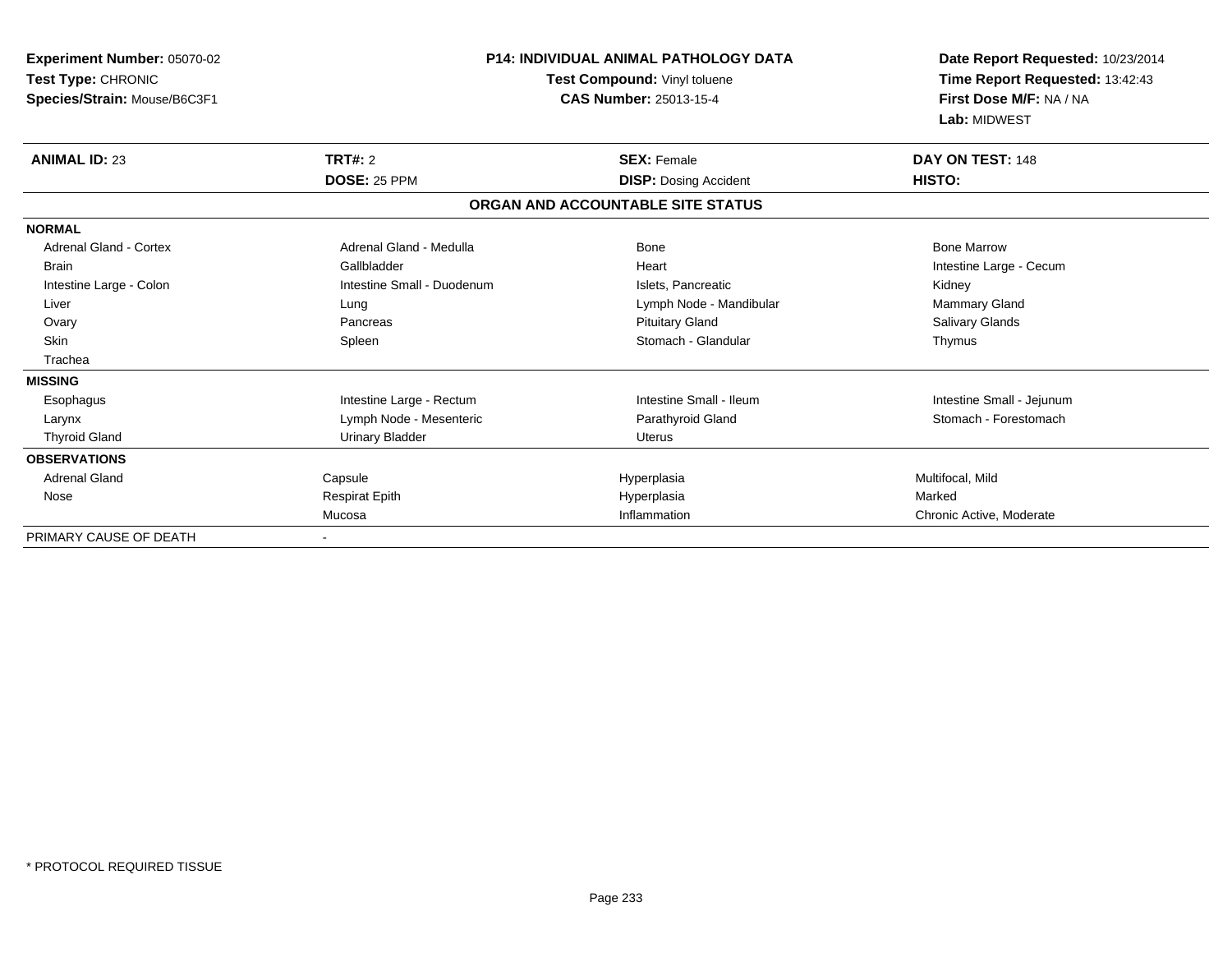**Experiment Number:** 05070-02
**Test Type:** CHRONIC
**Species/Strain:** Mouse/B6C3F1

**P14: INDIVIDUAL ANIMAL PATHOLOGY DATA**
**Test Compound:** Vinyl toluene
**CAS Number:** 25013-15-4

**Date Report Requested:** 10/23/2014
**Time Report Requested:** 13:42:43
**First Dose M/F:** NA / NA
**Lab:** MIDWEST

| | | | |
|---|---|---|---|
| **ANIMAL ID:** 23 | **TRT#:** 2 | **SEX:** Female | **DAY ON TEST:** 148 |
| | **DOSE:** 25 PPM | **DISP:** Dosing Accident | **HISTO:** |

**ORGAN AND ACCOUNTABLE SITE STATUS**

| | | | |
|---|---|---|---|
| **NORMAL** | | | |
| Adrenal Gland - Cortex | Adrenal Gland - Medulla | Bone | Bone Marrow |
| Brain | Gallbladder | Heart | Intestine Large - Cecum |
| Intestine Large - Colon | Intestine Small - Duodenum | Islets, Pancreatic | Kidney |
| Liver | Lung | Lymph Node - Mandibular | Mammary Gland |
| Ovary | Pancreas | Pituitary Gland | Salivary Glands |
| Skin | Spleen | Stomach - Glandular | Thymus |
| Trachea | | | |
| **MISSING** | | | |
| Esophagus | Intestine Large - Rectum | Intestine Small - Ileum | Intestine Small - Jejunum |
| Larynx | Lymph Node - Mesenteric | Parathyroid Gland | Stomach - Forestomach |
| Thyroid Gland | Urinary Bladder | Uterus | |
| **OBSERVATIONS** | | | |
| Adrenal Gland | Capsule | Hyperplasia | Multifocal, Mild |
| Nose | Respirat Epith | Hyperplasia | Marked |
| | Mucosa | Inflammation | Chronic Active, Moderate |
| PRIMARY CAUSE OF DEATH | - | | |

* PROTOCOL REQUIRED TISSUE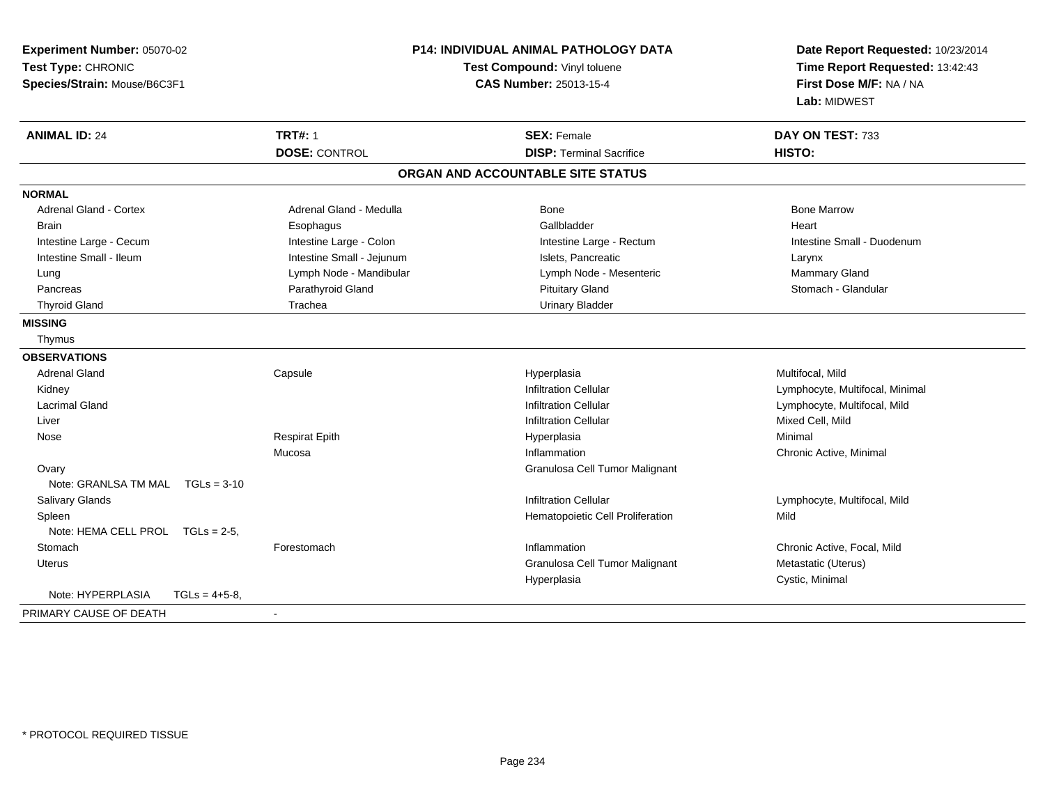**Experiment Number:** 05070-02
**Test Type:** CHRONIC
**Species/Strain:** Mouse/B6C3F1

**P14: INDIVIDUAL ANIMAL PATHOLOGY DATA**
**Test Compound:** Vinyl toluene
**CAS Number:** 25013-15-4

**Date Report Requested:** 10/23/2014
**Time Report Requested:** 13:42:43
**First Dose M/F:** NA / NA
**Lab:** MIDWEST

| **ANIMAL ID:** 24 | **TRT#:** 1 | **SEX:** Female | **DAY ON TEST:** 733 |
|---|---|---|---|
| | **DOSE:** CONTROL | **DISP:** Terminal Sacrifice | **HISTO:** |

**ORGAN AND ACCOUNTABLE SITE STATUS**

| | | | |
|---|---|---|---|
| **NORMAL** | | | |
| Adrenal Gland - Cortex | Adrenal Gland - Medulla | Bone | Bone Marrow |
| Brain | Esophagus | Gallbladder | Heart |
| Intestine Large - Cecum | Intestine Large - Colon | Intestine Large - Rectum | Intestine Small - Duodenum |
| Intestine Small - Ileum | Intestine Small - Jejunum | Islets, Pancreatic | Larynx |
| Lung | Lymph Node - Mandibular | Lymph Node - Mesenteric | Mammary Gland |
| Pancreas | Parathyroid Gland | Pituitary Gland | Stomach - Glandular |
| Thyroid Gland | Trachea | Urinary Bladder | |
| **MISSING** | | | |
| Thymus | | | |
| **OBSERVATIONS** | | | |
| Adrenal Gland | Capsule | Hyperplasia | Multifocal, Mild |
| Kidney | | Infiltration Cellular | Lymphocyte, Multifocal, Minimal |
| Lacrimal Gland | | Infiltration Cellular | Lymphocyte, Multifocal, Mild |
| Liver | | Infiltration Cellular | Mixed Cell, Mild |
| Nose | Respirat Epith | Hyperplasia | Minimal |
| | Mucosa | Inflammation | Chronic Active, Minimal |
| Ovary | | Granulosa Cell Tumor Malignant | |
| Note: GRANLSA TM MAL TGLs = 3-10 | | | |
| Salivary Glands | | Infiltration Cellular | Lymphocyte, Multifocal, Mild |
| Spleen | | Hematopoietic Cell Proliferation | Mild |
| Note: HEMA CELL PROL TGLs = 2-5, | | | |
| Stomach | Forestomach | Inflammation | Chronic Active, Focal, Mild |
| Uterus | | Granulosa Cell Tumor Malignant | Metastatic (Uterus) |
| | | Hyperplasia | Cystic, Minimal |
| Note: HYPERPLASIA TGLs = 4+5-8, | | | |
| PRIMARY CAUSE OF DEATH | - | | |

* PROTOCOL REQUIRED TISSUE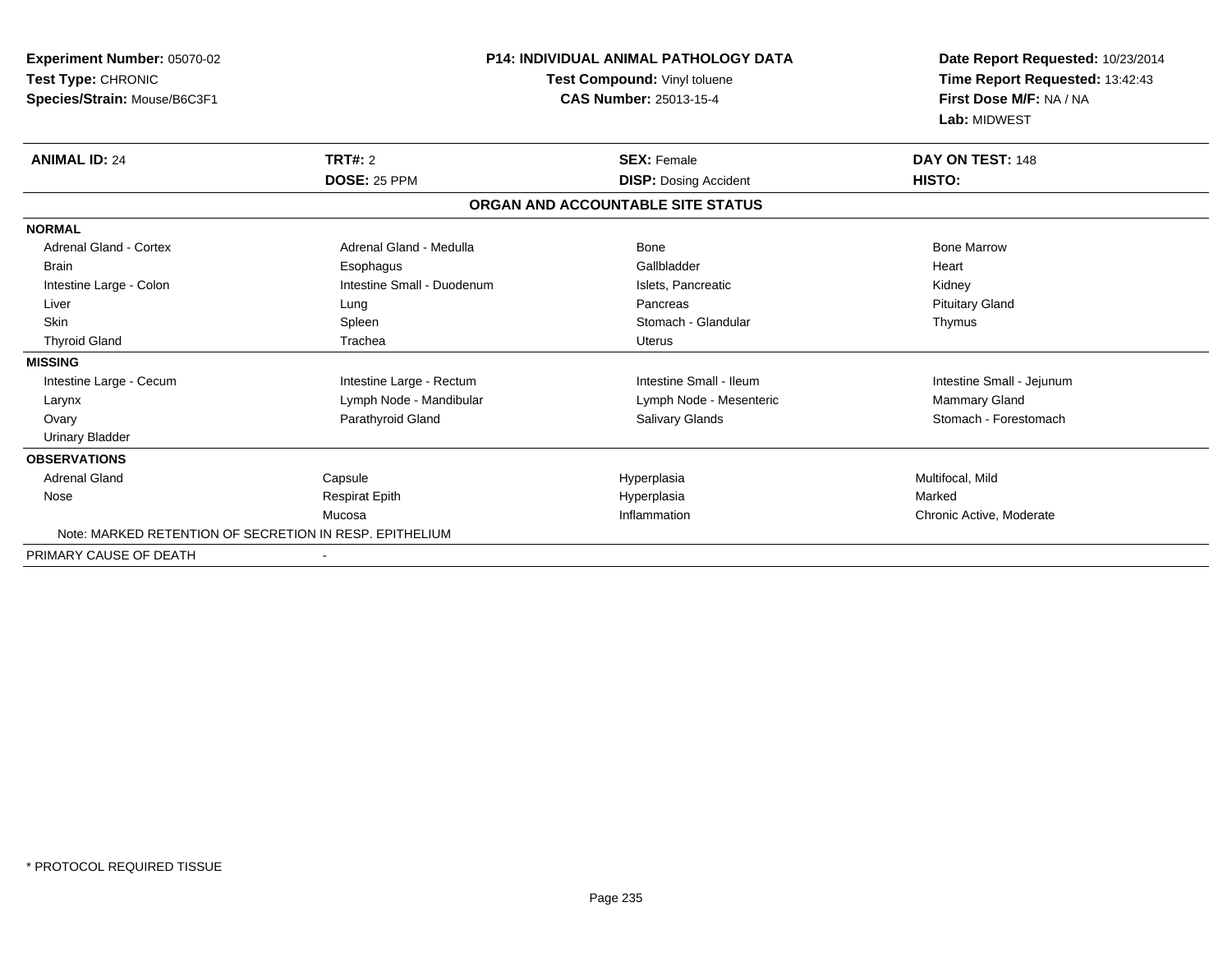**Experiment Number:** 05070-02
**Test Type:** CHRONIC
**Species/Strain:** Mouse/B6C3F1

**P14: INDIVIDUAL ANIMAL PATHOLOGY DATA**
**Test Compound:** Vinyl toluene
**CAS Number:** 25013-15-4

**Date Report Requested:** 10/23/2014
**Time Report Requested:** 13:42:43
**First Dose M/F:** NA / NA
**Lab:** MIDWEST

| **ANIMAL ID:** 24 | **TRT#:** 2 | **SEX:** Female | **DAY ON TEST:** 148 |
|---|---|---|---|
| | **DOSE:** 25 PPM | **DISP:** Dosing Accident | **HISTO:** |

**ORGAN AND ACCOUNTABLE SITE STATUS**

| | | | |
|---|---|---|---|
| **NORMAL** | | | |
| Adrenal Gland - Cortex | Adrenal Gland - Medulla | Bone | Bone Marrow |
| Brain | Esophagus | Gallbladder | Heart |
| Intestine Large - Colon | Intestine Small - Duodenum | Islets, Pancreatic | Kidney |
| Liver | Lung | Pancreas | Pituitary Gland |
| Skin | Spleen | Stomach - Glandular | Thymus |
| Thyroid Gland | Trachea | Uterus | |
| **MISSING** | | | |
| Intestine Large - Cecum | Intestine Large - Rectum | Intestine Small - Ileum | Intestine Small - Jejunum |
| Larynx | Lymph Node - Mandibular | Lymph Node - Mesenteric | Mammary Gland |
| Ovary | Parathyroid Gland | Salivary Glands | Stomach - Forestomach |
| Urinary Bladder | | | |
| **OBSERVATIONS** | | | |
| Adrenal Gland | Capsule | Hyperplasia | Multifocal, Mild |
| Nose | Respirat Epith | Hyperplasia | Marked |
| | Mucosa | Inflammation | Chronic Active, Moderate |
| Note: MARKED RETENTION OF SECRETION IN RESP. EPITHELIUM | | | |
| PRIMARY CAUSE OF DEATH | - | | |

* PROTOCOL REQUIRED TISSUE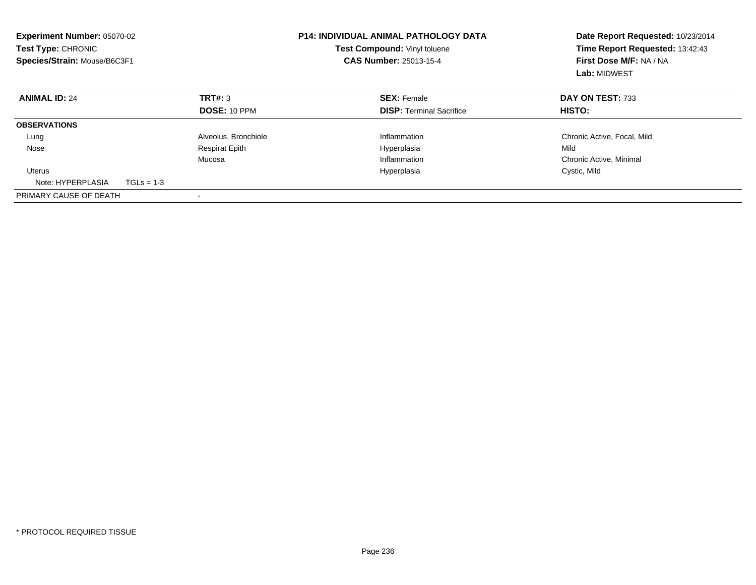**Experiment Number:** 05070-02
**Test Type:** CHRONIC
**Species/Strain:** Mouse/B6C3F1

**P14: INDIVIDUAL ANIMAL PATHOLOGY DATA**
**Test Compound:** Vinyl toluene
**CAS Number:** 25013-15-4

**Date Report Requested:** 10/23/2014
**Time Report Requested:** 13:42:43
**First Dose M/F:** NA / NA
**Lab:** MIDWEST

| **ANIMAL ID:** 24 | **TRT#:** 3 | **SEX:** Female | **DAY ON TEST:** 733 |
|---|---|---|---|
| | **DOSE:** 10 PPM | **DISP:** Terminal Sacrifice | **HISTO:** |
| **OBSERVATIONS** | | | |
| Lung | Alveolus, Bronchiole | Inflammation | Chronic Active, Focal, Mild |
| Nose | Respirat Epith | Hyperplasia | Mild |
| | Mucosa | Inflammation | Chronic Active, Minimal |
| Uterus | | Hyperplasia | Cystic, Mild |
| Note: HYPERPLASIA TGLs = 1-3 | | | |
| PRIMARY CAUSE OF DEATH | - | | |

* PROTOCOL REQUIRED TISSUE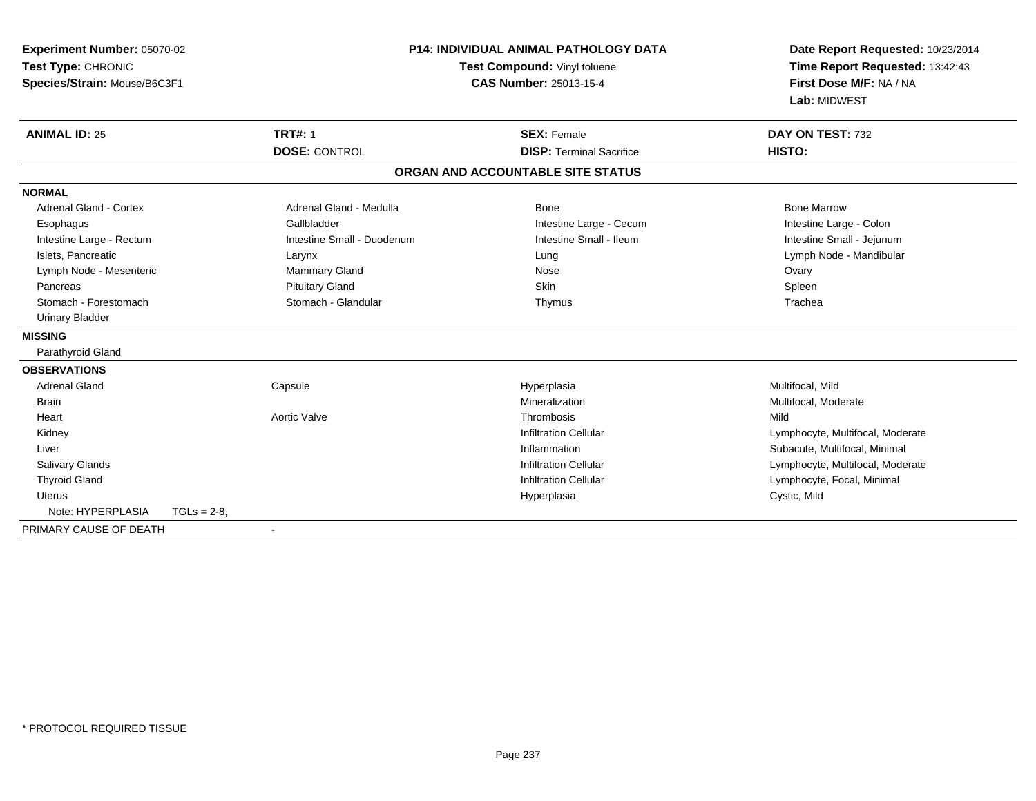**Experiment Number:** 05070-02
**Test Type:** CHRONIC
**Species/Strain:** Mouse/B6C3F1

**P14: INDIVIDUAL ANIMAL PATHOLOGY DATA**
**Test Compound:** Vinyl toluene
**CAS Number:** 25013-15-4

**Date Report Requested:** 10/23/2014
**Time Report Requested:** 13:42:43
**First Dose M/F:** NA / NA
**Lab:** MIDWEST

| **ANIMAL ID:** 25 | **TRT#:** 1 | **SEX:** Female | **DAY ON TEST:** 732 |
|---|---|---|---|
| | **DOSE:** CONTROL | **DISP:** Terminal Sacrifice | **HISTO:** |

## ORGAN AND ACCOUNTABLE SITE STATUS

**NORMAL**

| | | | |
|---|---|---|---|
| Adrenal Gland - Cortex | Adrenal Gland - Medulla | Bone | Bone Marrow |
| Esophagus | Gallbladder | Intestine Large - Cecum | Intestine Large - Colon |
| Intestine Large - Rectum | Intestine Small - Duodenum | Intestine Small - Ileum | Intestine Small - Jejunum |
| Islets, Pancreatic | Larynx | Lung | Lymph Node - Mandibular |
| Lymph Node - Mesenteric | Mammary Gland | Nose | Ovary |
| Pancreas | Pituitary Gland | Skin | Spleen |
| Stomach - Forestomach | Stomach - Glandular | Thymus | Trachea |
| Urinary Bladder | | | |

**MISSING**

Parathyroid Gland

**OBSERVATIONS**

| | | | |
|---|---|---|---|
| Adrenal Gland | Capsule | Hyperplasia | Multifocal, Mild |
| Brain | | Mineralization | Multifocal, Moderate |
| Heart | Aortic Valve | Thrombosis | Mild |
| Kidney | | Infiltration Cellular | Lymphocyte, Multifocal, Moderate |
| Liver | | Inflammation | Subacute, Multifocal, Minimal |
| Salivary Glands | | Infiltration Cellular | Lymphocyte, Multifocal, Moderate |
| Thyroid Gland | | Infiltration Cellular | Lymphocyte, Focal, Minimal |
| Uterus | | Hyperplasia | Cystic, Mild |
| Note: HYPERPLASIA TGLs = 2-8, | | | |

PRIMARY CAUSE OF DEATH -

* PROTOCOL REQUIRED TISSUE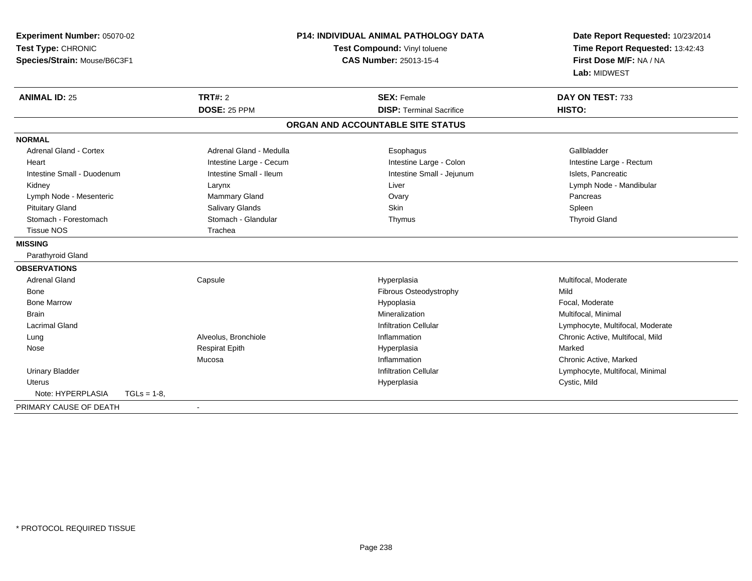**Experiment Number:** 05070-02
**Test Type:** CHRONIC
**Species/Strain:** Mouse/B6C3F1

**P14: INDIVIDUAL ANIMAL PATHOLOGY DATA**
**Test Compound:** Vinyl toluene
**CAS Number:** 25013-15-4

**Date Report Requested:** 10/23/2014
**Time Report Requested:** 13:42:43
**First Dose M/F:** NA / NA
**Lab:** MIDWEST

| | | | |
|---|---|---|---|
| **ANIMAL ID:** 25 | **TRT#:** 2 | **SEX:** Female | **DAY ON TEST:** 733 |
| | **DOSE:** 25 PPM | **DISP:** Terminal Sacrifice | **HISTO:** |

## ORGAN AND ACCOUNTABLE SITE STATUS

**NORMAL**

| | | | |
|---|---|---|---|
| Adrenal Gland - Cortex | Adrenal Gland - Medulla | Esophagus | Gallbladder |
| Heart | Intestine Large - Cecum | Intestine Large - Colon | Intestine Large - Rectum |
| Intestine Small - Duodenum | Intestine Small - Ileum | Intestine Small - Jejunum | Islets, Pancreatic |
| Kidney | Larynx | Liver | Lymph Node - Mandibular |
| Lymph Node - Mesenteric | Mammary Gland | Ovary | Pancreas |
| Pituitary Gland | Salivary Glands | Skin | Spleen |
| Stomach - Forestomach | Stomach - Glandular | Thymus | Thyroid Gland |
| Tissue NOS | Trachea | | |

**MISSING**

Parathyroid Gland

**OBSERVATIONS**

| | | | |
|---|---|---|---|
| Adrenal Gland | Capsule | Hyperplasia | Multifocal, Moderate |
| Bone | | Fibrous Osteodystrophy | Mild |
| Bone Marrow | | Hypoplasia | Focal, Moderate |
| Brain | | Mineralization | Multifocal, Minimal |
| Lacrimal Gland | | Infiltration Cellular | Lymphocyte, Multifocal, Moderate |
| Lung | Alveolus, Bronchiole | Inflammation | Chronic Active, Multifocal, Mild |
| Nose | Respirat Epith | Hyperplasia | Marked |
| | Mucosa | Inflammation | Chronic Active, Marked |
| Urinary Bladder | | Infiltration Cellular | Lymphocyte, Multifocal, Minimal |
| Uterus | | Hyperplasia | Cystic, Mild |

Note: HYPERPLASIA TGLs = 1-8,

PRIMARY CAUSE OF DEATH -

\* PROTOCOL REQUIRED TISSUE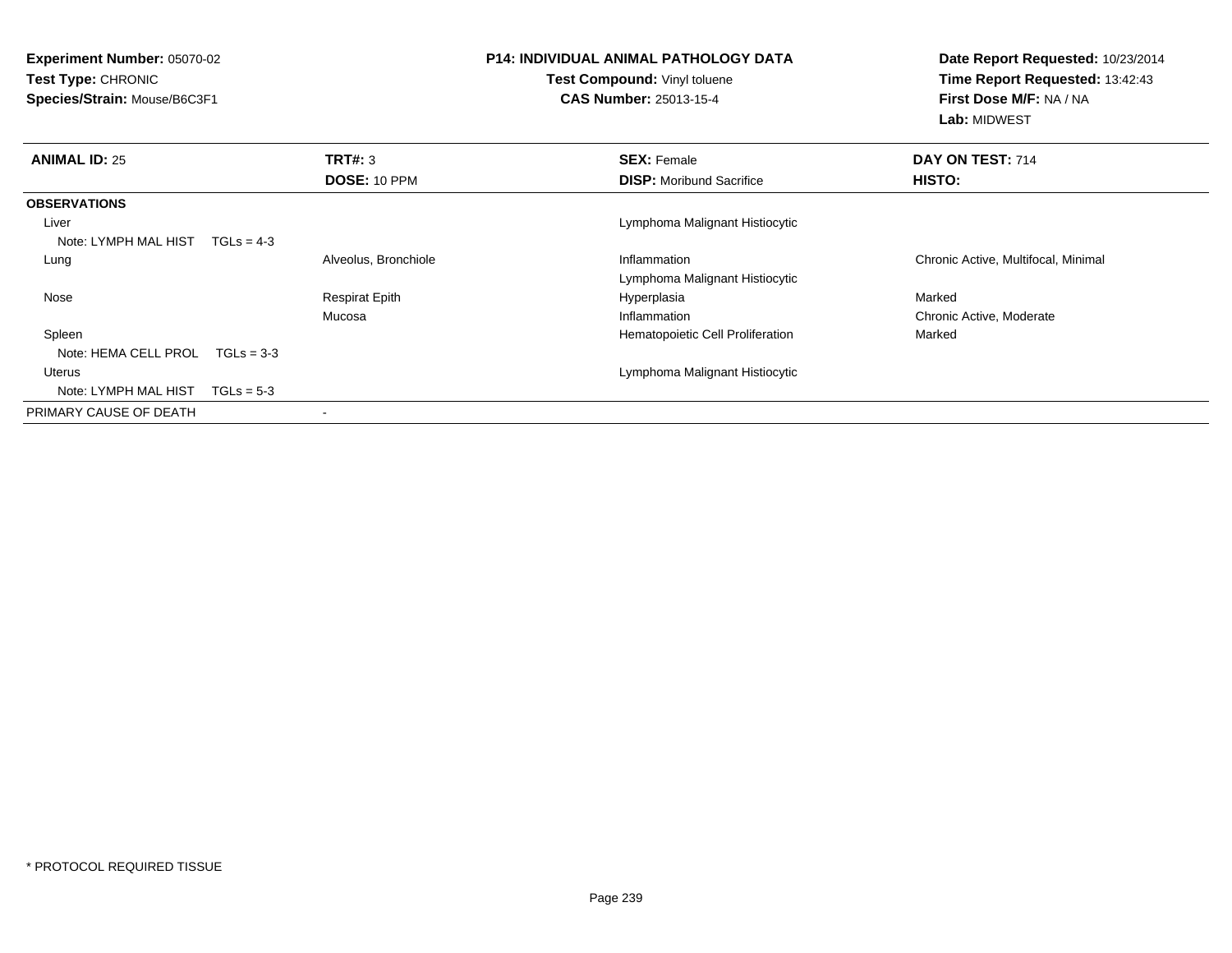**Experiment Number:** 05070-02
**Test Type:** CHRONIC
**Species/Strain:** Mouse/B6C3F1

**P14: INDIVIDUAL ANIMAL PATHOLOGY DATA**
**Test Compound:** Vinyl toluene
**CAS Number:** 25013-15-4

**Date Report Requested:** 10/23/2014
**Time Report Requested:** 13:42:43
**First Dose M/F:** NA / NA
**Lab:** MIDWEST

| **ANIMAL ID:** 25 | **TRT#:** 3<br>**DOSE:** 10 PPM | **SEX:** Female<br>**DISP:** Moribund Sacrifice | **DAY ON TEST:** 714<br>**HISTO:** |
|---|---|---|---|
| **OBSERVATIONS** | | | |
| Liver | | Lymphoma Malignant Histiocytic | |
| Note: LYMPH MAL HIST TGLs = 4-3 | | | |
| Lung | Alveolus, Bronchiole | Inflammation | Chronic Active, Multifocal, Minimal |
| | | Lymphoma Malignant Histiocytic | |
| Nose | Respirat Epith | Hyperplasia | Marked |
| | Mucosa | Inflammation | Chronic Active, Moderate |
| Spleen | | Hematopoietic Cell Proliferation | Marked |
| Note: HEMA CELL PROL TGLs = 3-3 | | | |
| Uterus | | Lymphoma Malignant Histiocytic | |
| Note: LYMPH MAL HIST TGLs = 5-3 | | | |
| PRIMARY CAUSE OF DEATH | - | | |

* PROTOCOL REQUIRED TISSUE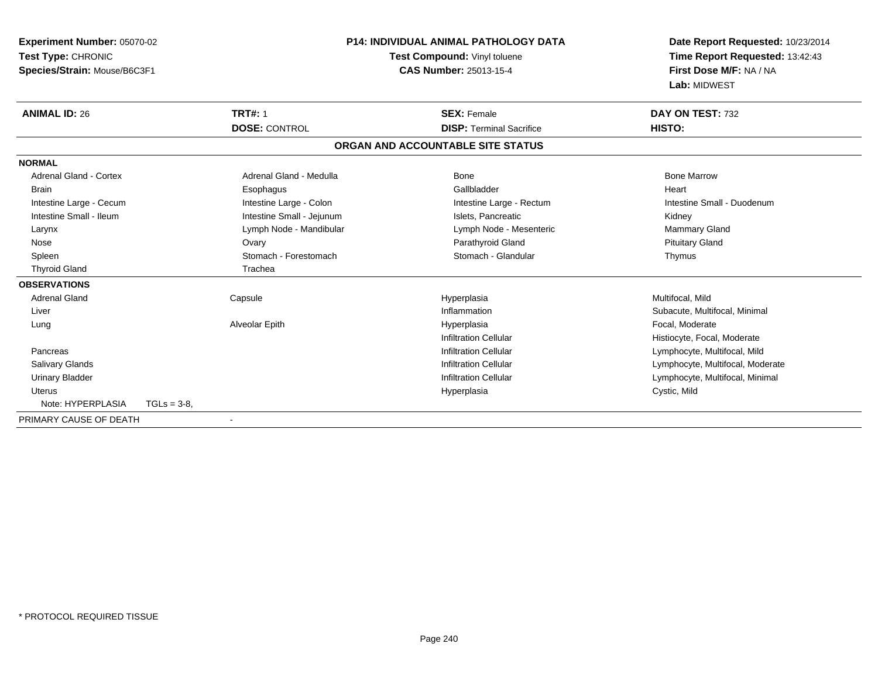**Experiment Number:** 05070-02
**Test Type:** CHRONIC
**Species/Strain:** Mouse/B6C3F1

**P14: INDIVIDUAL ANIMAL PATHOLOGY DATA**
**Test Compound:** Vinyl toluene
**CAS Number:** 25013-15-4

**Date Report Requested:** 10/23/2014
**Time Report Requested:** 13:42:43
**First Dose M/F:** NA / NA
**Lab:** MIDWEST

| **ANIMAL ID:** 26 | **TRT#:** 1 | **SEX:** Female | **DAY ON TEST:** 732 |
|---|---|---|---|
| | **DOSE:** CONTROL | **DISP:** Terminal Sacrifice | **HISTO:** |

**ORGAN AND ACCOUNTABLE SITE STATUS**

**NORMAL**

| | | | |
|---|---|---|---|
| Adrenal Gland - Cortex | Adrenal Gland - Medulla | Bone | Bone Marrow |
| Brain | Esophagus | Gallbladder | Heart |
| Intestine Large - Cecum | Intestine Large - Colon | Intestine Large - Rectum | Intestine Small - Duodenum |
| Intestine Small - Ileum | Intestine Small - Jejunum | Islets, Pancreatic | Kidney |
| Larynx | Lymph Node - Mandibular | Lymph Node - Mesenteric | Mammary Gland |
| Nose | Ovary | Parathyroid Gland | Pituitary Gland |
| Spleen | Stomach - Forestomach | Stomach - Glandular | Thymus |
| Thyroid Gland | Trachea | | |

**OBSERVATIONS**

| | | | |
|---|---|---|---|
| Adrenal Gland | Capsule | Hyperplasia | Multifocal, Mild |
| Liver | | Inflammation | Subacute, Multifocal, Minimal |
| Lung | Alveolar Epith | Hyperplasia | Focal, Moderate |
| | | Infiltration Cellular | Histiocyte, Focal, Moderate |
| Pancreas | | Infiltration Cellular | Lymphocyte, Multifocal, Mild |
| Salivary Glands | | Infiltration Cellular | Lymphocyte, Multifocal, Moderate |
| Urinary Bladder | | Infiltration Cellular | Lymphocyte, Multifocal, Minimal |
| Uterus | | Hyperplasia | Cystic, Mild |
| Note: HYPERPLASIA TGLs = 3-8, | | | |

PRIMARY CAUSE OF DEATH -

* PROTOCOL REQUIRED TISSUE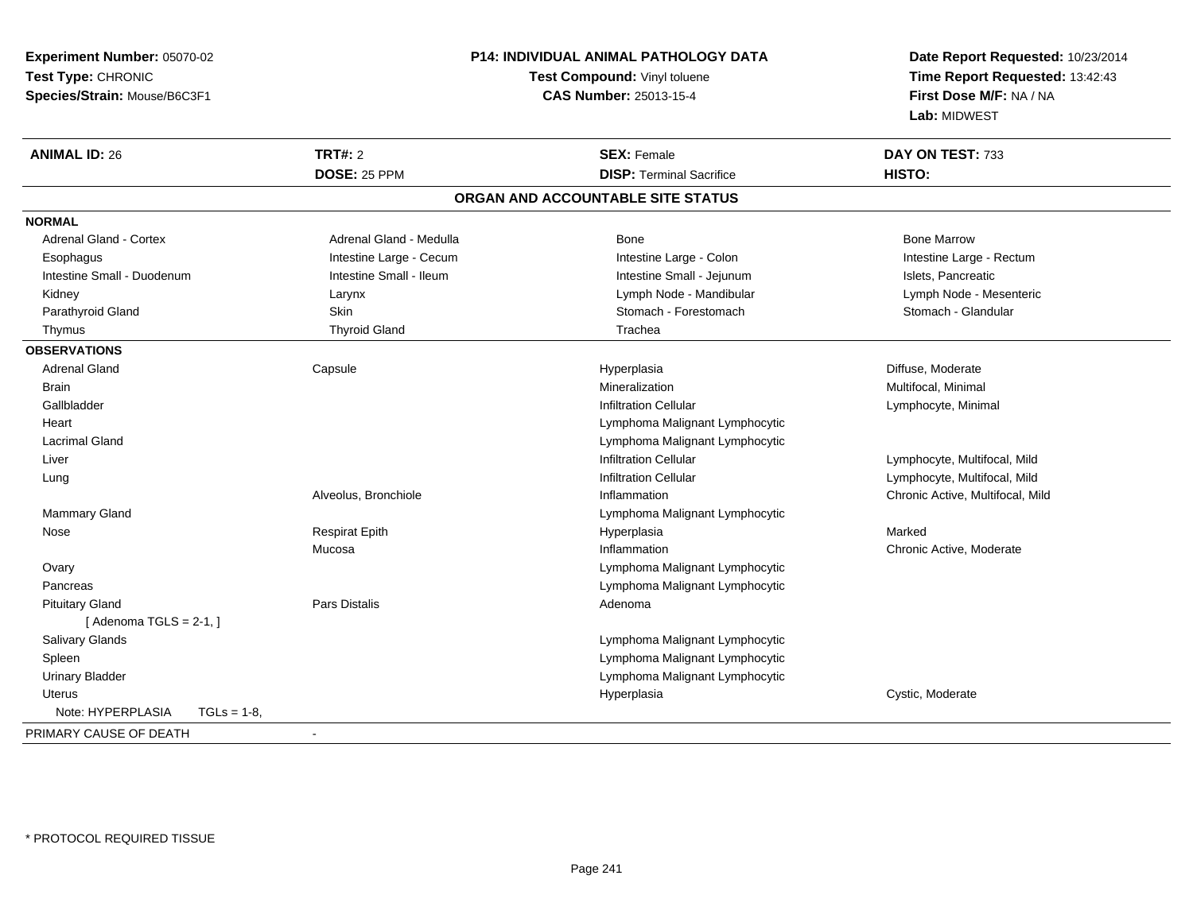**Experiment Number:** 05070-02
**Test Type:** CHRONIC
**Species/Strain:** Mouse/B6C3F1

**P14: INDIVIDUAL ANIMAL PATHOLOGY DATA**
**Test Compound:** Vinyl toluene
**CAS Number:** 25013-15-4

**Date Report Requested:** 10/23/2014
**Time Report Requested:** 13:42:43
**First Dose M/F:** NA / NA
**Lab:** MIDWEST

| **ANIMAL ID:** 26 | **TRT#:** 2 | **SEX:** Female | **DAY ON TEST:** 733 |
|---|---|---|---|
| | **DOSE:** 25 PPM | **DISP:** Terminal Sacrifice | **HISTO:** |

## ORGAN AND ACCOUNTABLE SITE STATUS

**NORMAL**

| | | | |
|---|---|---|---|
| Adrenal Gland - Cortex | Adrenal Gland - Medulla | Bone | Bone Marrow |
| Esophagus | Intestine Large - Cecum | Intestine Large - Colon | Intestine Large - Rectum |
| Intestine Small - Duodenum | Intestine Small - Ileum | Intestine Small - Jejunum | Islets, Pancreatic |
| Kidney | Larynx | Lymph Node - Mandibular | Lymph Node - Mesenteric |
| Parathyroid Gland | Skin | Stomach - Forestomach | Stomach - Glandular |
| Thymus | Thyroid Gland | Trachea | |

**OBSERVATIONS**

| | | | |
|---|---|---|---|
| Adrenal Gland | Capsule | Hyperplasia | Diffuse, Moderate |
| Brain | | Mineralization | Multifocal, Minimal |
| Gallbladder | | Infiltration Cellular | Lymphocyte, Minimal |
| Heart | | Lymphoma Malignant Lymphocytic | |
| Lacrimal Gland | | Lymphoma Malignant Lymphocytic | |
| Liver | | Infiltration Cellular | Lymphocyte, Multifocal, Mild |
| Lung | | Infiltration Cellular | Lymphocyte, Multifocal, Mild |
| | Alveolus, Bronchiole | Inflammation | Chronic Active, Multifocal, Mild |
| Mammary Gland | | Lymphoma Malignant Lymphocytic | |
| Nose | Respirat Epith | Hyperplasia | Marked |
| | Mucosa | Inflammation | Chronic Active, Moderate |
| Ovary | | Lymphoma Malignant Lymphocytic | |
| Pancreas | | Lymphoma Malignant Lymphocytic | |
| Pituitary Gland | Pars Distalis | Adenoma | |
| [ Adenoma TGLS = 2-1, ] | | | |
| Salivary Glands | | Lymphoma Malignant Lymphocytic | |
| Spleen | | Lymphoma Malignant Lymphocytic | |
| Urinary Bladder | | Lymphoma Malignant Lymphocytic | |
| Uterus | | Hyperplasia | Cystic, Moderate |
| Note: HYPERPLASIA TGLs = 1-8, | | | |

PRIMARY CAUSE OF DEATH -

\* PROTOCOL REQUIRED TISSUE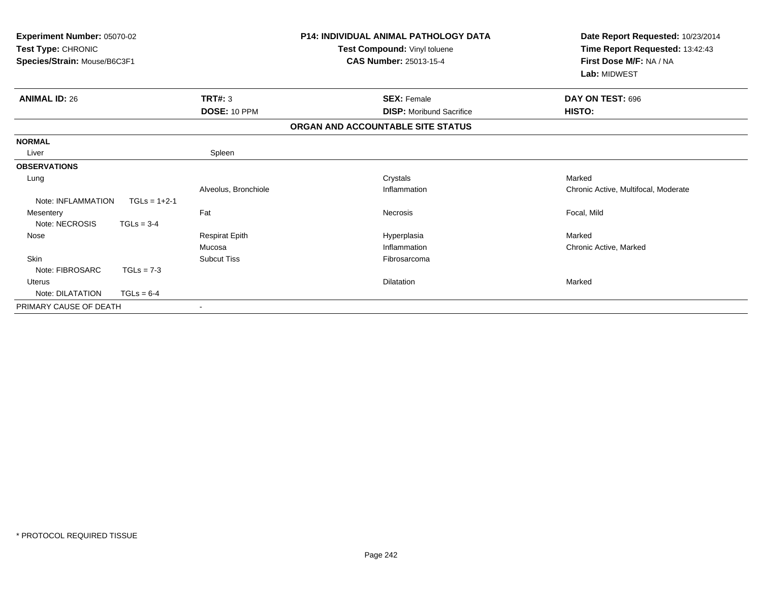**Experiment Number:** 05070-02
**Test Type:** CHRONIC
**Species/Strain:** Mouse/B6C3F1

**P14: INDIVIDUAL ANIMAL PATHOLOGY DATA**
**Test Compound:** Vinyl toluene
**CAS Number:** 25013-15-4

**Date Report Requested:** 10/23/2014
**Time Report Requested:** 13:42:43
**First Dose M/F:** NA / NA
**Lab:** MIDWEST

| **ANIMAL ID:** 26 | **TRT#:** 3 | **SEX:** Female | **DAY ON TEST:** 696 |
|---|---|---|---|
| | **DOSE:** 10 PPM | **DISP:** Moribund Sacrifice | **HISTO:** |

**ORGAN AND ACCOUNTABLE SITE STATUS**

| | | | |
|---|---|---|---|
| **NORMAL** | | | |
| Liver | Spleen | | |
| **OBSERVATIONS** | | | |
| Lung | | Crystals | Marked |
| | Alveolus, Bronchiole | Inflammation | Chronic Active, Multifocal, Moderate |
| Note: INFLAMMATION TGLs = 1+2-1 | | | |
| Mesentery | Fat | Necrosis | Focal, Mild |
| Note: NECROSIS TGLs = 3-4 | | | |
| Nose | Respirat Epith | Hyperplasia | Marked |
| | Mucosa | Inflammation | Chronic Active, Marked |
| Skin | Subcut Tiss | Fibrosarcoma | |
| Note: FIBROSARC TGLs = 7-3 | | | |
| Uterus | | Dilatation | Marked |
| Note: DILATATION TGLs = 6-4 | | | |
| PRIMARY CAUSE OF DEATH | - | | |

* PROTOCOL REQUIRED TISSUE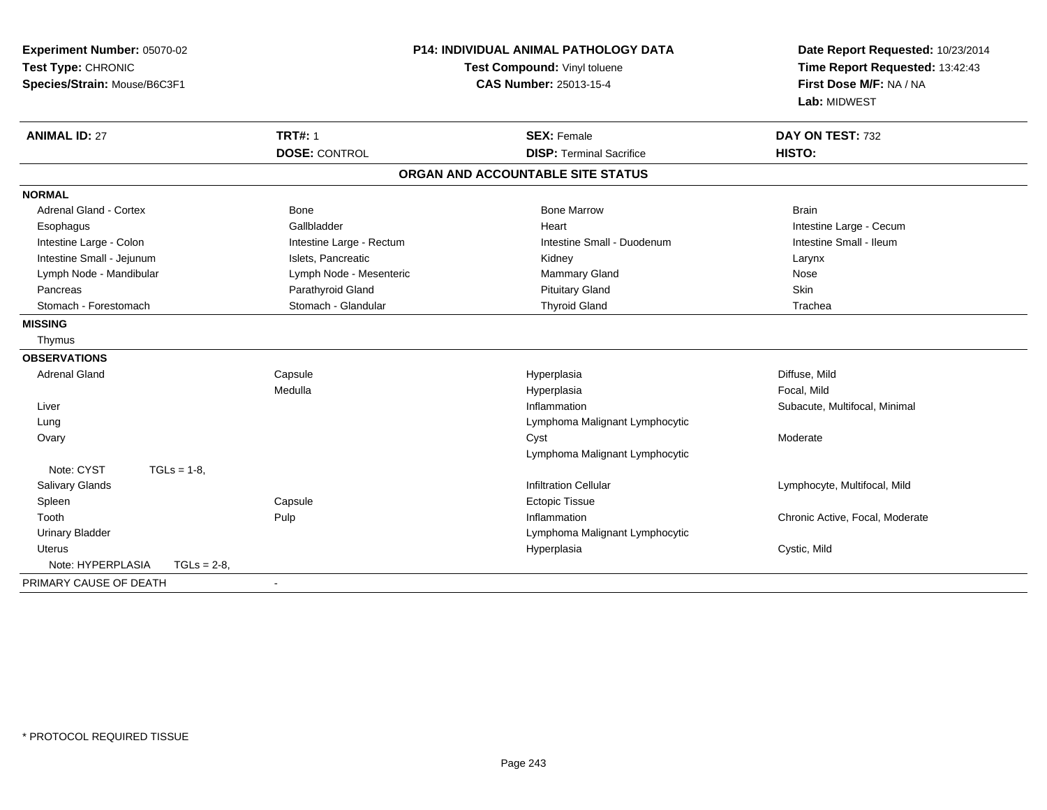**Experiment Number:** 05070-02
**Test Type:** CHRONIC
**Species/Strain:** Mouse/B6C3F1

**P14: INDIVIDUAL ANIMAL PATHOLOGY DATA**
**Test Compound:** Vinyl toluene
**CAS Number:** 25013-15-4

**Date Report Requested:** 10/23/2014
**Time Report Requested:** 13:42:43
**First Dose M/F:** NA / NA
**Lab:** MIDWEST

| **ANIMAL ID:** 27 | **TRT#:** 1 | **SEX:** Female | **DAY ON TEST:** 732 |
|---|---|---|---|
| | **DOSE:** CONTROL | **DISP:** Terminal Sacrifice | **HISTO:** |

## ORGAN AND ACCOUNTABLE SITE STATUS

| | | | |
|---|---|---|---|
| **NORMAL** | | | |
| Adrenal Gland - Cortex | Bone | Bone Marrow | Brain |
| Esophagus | Gallbladder | Heart | Intestine Large - Cecum |
| Intestine Large - Colon | Intestine Large - Rectum | Intestine Small - Duodenum | Intestine Small - Ileum |
| Intestine Small - Jejunum | Islets, Pancreatic | Kidney | Larynx |
| Lymph Node - Mandibular | Lymph Node - Mesenteric | Mammary Gland | Nose |
| Pancreas | Parathyroid Gland | Pituitary Gland | Skin |
| Stomach - Forestomach | Stomach - Glandular | Thyroid Gland | Trachea |
| **MISSING** | | | |
| Thymus | | | |
| **OBSERVATIONS** | | | |
| Adrenal Gland | Capsule | Hyperplasia | Diffuse, Mild |
| | Medulla | Hyperplasia | Focal, Mild |
| Liver | | Inflammation | Subacute, Multifocal, Minimal |
| Lung | | Lymphoma Malignant Lymphocytic | |
| Ovary | | Cyst | Moderate |
| | | Lymphoma Malignant Lymphocytic | |
| Note: CYST TGLs = 1-8, | | | |
| Salivary Glands | | Infiltration Cellular | Lymphocyte, Multifocal, Mild |
| Spleen | Capsule | Ectopic Tissue | |
| Tooth | Pulp | Inflammation | Chronic Active, Focal, Moderate |
| Urinary Bladder | | Lymphoma Malignant Lymphocytic | |
| Uterus | | Hyperplasia | Cystic, Mild |
| Note: HYPERPLASIA TGLs = 2-8, | | | |
| PRIMARY CAUSE OF DEATH | - | | |

* PROTOCOL REQUIRED TISSUE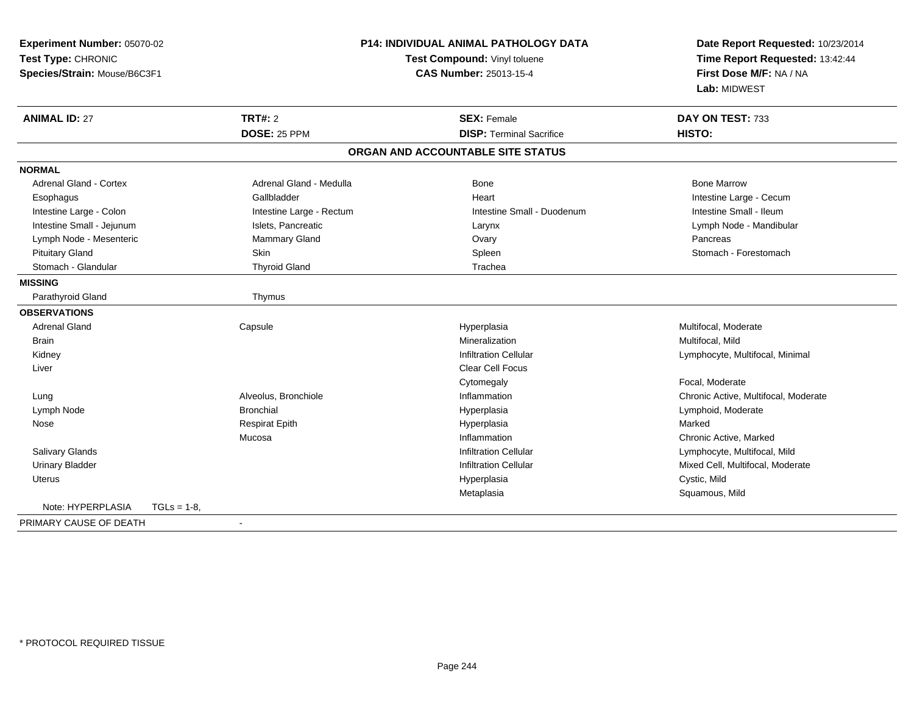**Experiment Number:** 05070-02
**Test Type:** CHRONIC
**Species/Strain:** Mouse/B6C3F1

**P14: INDIVIDUAL ANIMAL PATHOLOGY DATA**
**Test Compound:** Vinyl toluene
**CAS Number:** 25013-15-4

**Date Report Requested:** 10/23/2014
**Time Report Requested:** 13:42:44
**First Dose M/F:** NA / NA
**Lab:** MIDWEST

| **ANIMAL ID:** 27 | **TRT#:** 2 | **SEX:** Female | **DAY ON TEST:** 733 |
|---|---|---|---|
| | **DOSE:** 25 PPM | **DISP:** Terminal Sacrifice | **HISTO:** |

**ORGAN AND ACCOUNTABLE SITE STATUS**

**NORMAL**

| | | | |
|---|---|---|---|
| Adrenal Gland - Cortex | Adrenal Gland - Medulla | Bone | Bone Marrow |
| Esophagus | Gallbladder | Heart | Intestine Large - Cecum |
| Intestine Large - Colon | Intestine Large - Rectum | Intestine Small - Duodenum | Intestine Small - Ileum |
| Intestine Small - Jejunum | Islets, Pancreatic | Larynx | Lymph Node - Mandibular |
| Lymph Node - Mesenteric | Mammary Gland | Ovary | Pancreas |
| Pituitary Gland | Skin | Spleen | Stomach - Forestomach |
| Stomach - Glandular | Thyroid Gland | Trachea | |

**MISSING**

| | |
|---|---|
| Parathyroid Gland | Thymus |

**OBSERVATIONS**

| | | | |
|---|---|---|---|
| Adrenal Gland | Capsule | Hyperplasia | Multifocal, Moderate |
| Brain | | Mineralization | Multifocal, Mild |
| Kidney | | Infiltration Cellular | Lymphocyte, Multifocal, Minimal |
| Liver | | Clear Cell Focus | |
| | | Cytomegaly | Focal, Moderate |
| Lung | Alveolus, Bronchiole | Inflammation | Chronic Active, Multifocal, Moderate |
| Lymph Node | Bronchial | Hyperplasia | Lymphoid, Moderate |
| Nose | Respirat Epith | Hyperplasia | Marked |
| | Mucosa | Inflammation | Chronic Active, Marked |
| Salivary Glands | | Infiltration Cellular | Lymphocyte, Multifocal, Mild |
| Urinary Bladder | | Infiltration Cellular | Mixed Cell, Multifocal, Moderate |
| Uterus | | Hyperplasia | Cystic, Mild |
| | | Metaplasia | Squamous, Mild |

Note: HYPERPLASIA TGLs = 1-8,

PRIMARY CAUSE OF DEATH -

* PROTOCOL REQUIRED TISSUE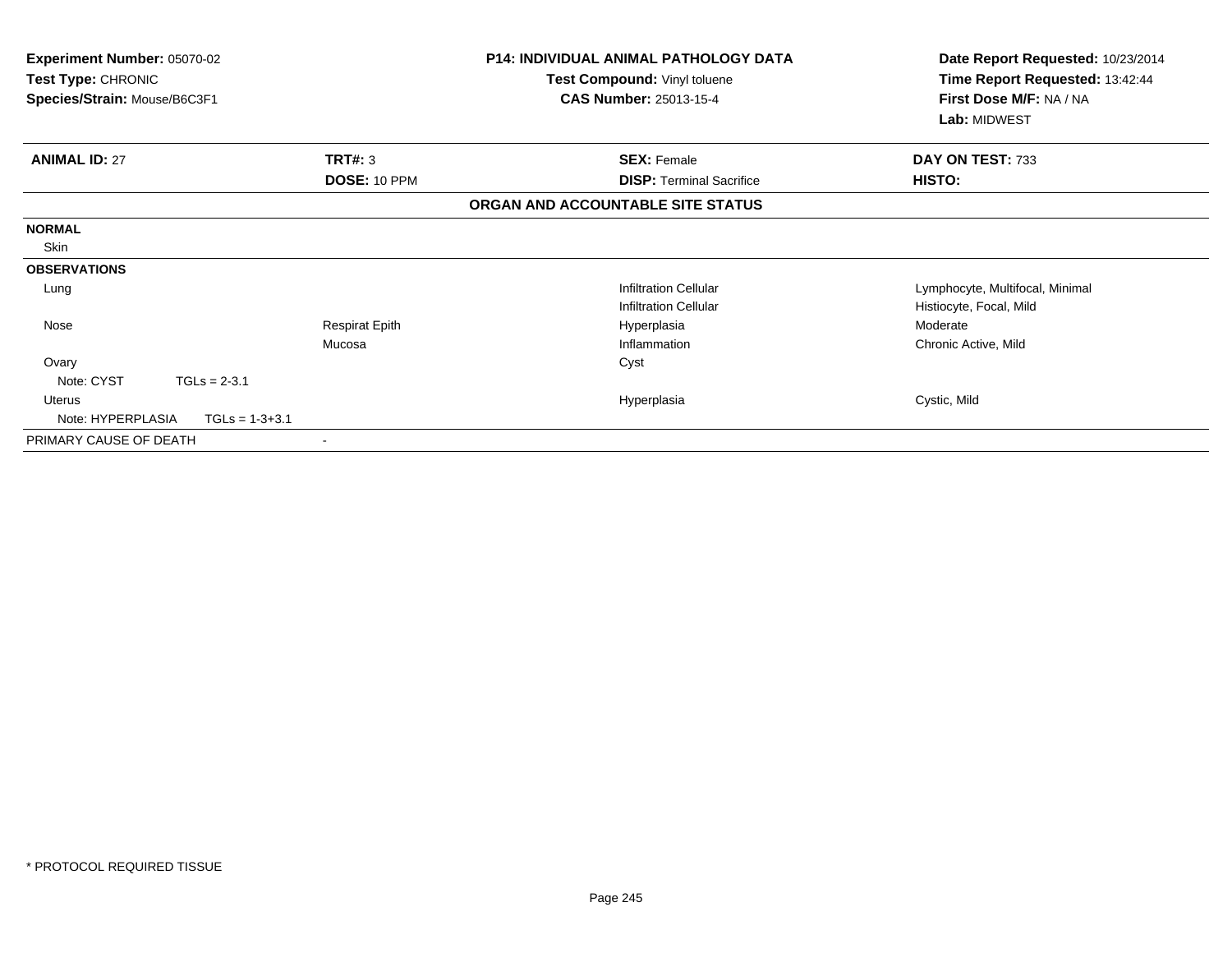**Experiment Number:** 05070-02
**Test Type:** CHRONIC
**Species/Strain:** Mouse/B6C3F1

**P14: INDIVIDUAL ANIMAL PATHOLOGY DATA**
**Test Compound:** Vinyl toluene
**CAS Number:** 25013-15-4

**Date Report Requested:** 10/23/2014
**Time Report Requested:** 13:42:44
**First Dose M/F:** NA / NA
**Lab:** MIDWEST

| **ANIMAL ID:** 27 | **TRT#:** 3 | **SEX:** Female | **DAY ON TEST:** 733 |
|---|---|---|---|
| | **DOSE:** 10 PPM | **DISP:** Terminal Sacrifice | **HISTO:** |

**ORGAN AND ACCOUNTABLE SITE STATUS**

| | | | |
|---|---|---|---|
| **NORMAL** | | | |
| Skin | | | |
| **OBSERVATIONS** | | | |
| Lung | | Infiltration Cellular | Lymphocyte, Multifocal, Minimal |
| | | Infiltration Cellular | Histiocyte, Focal, Mild |
| Nose | Respirat Epith | Hyperplasia | Moderate |
| | Mucosa | Inflammation | Chronic Active, Mild |
| Ovary | | Cyst | |
| Note: CYST TGLs = 2-3.1 | | | |
| Uterus | | Hyperplasia | Cystic, Mild |
| Note: HYPERPLASIA TGLs = 1-3+3.1 | | | |
| PRIMARY CAUSE OF DEATH | - | | |

* PROTOCOL REQUIRED TISSUE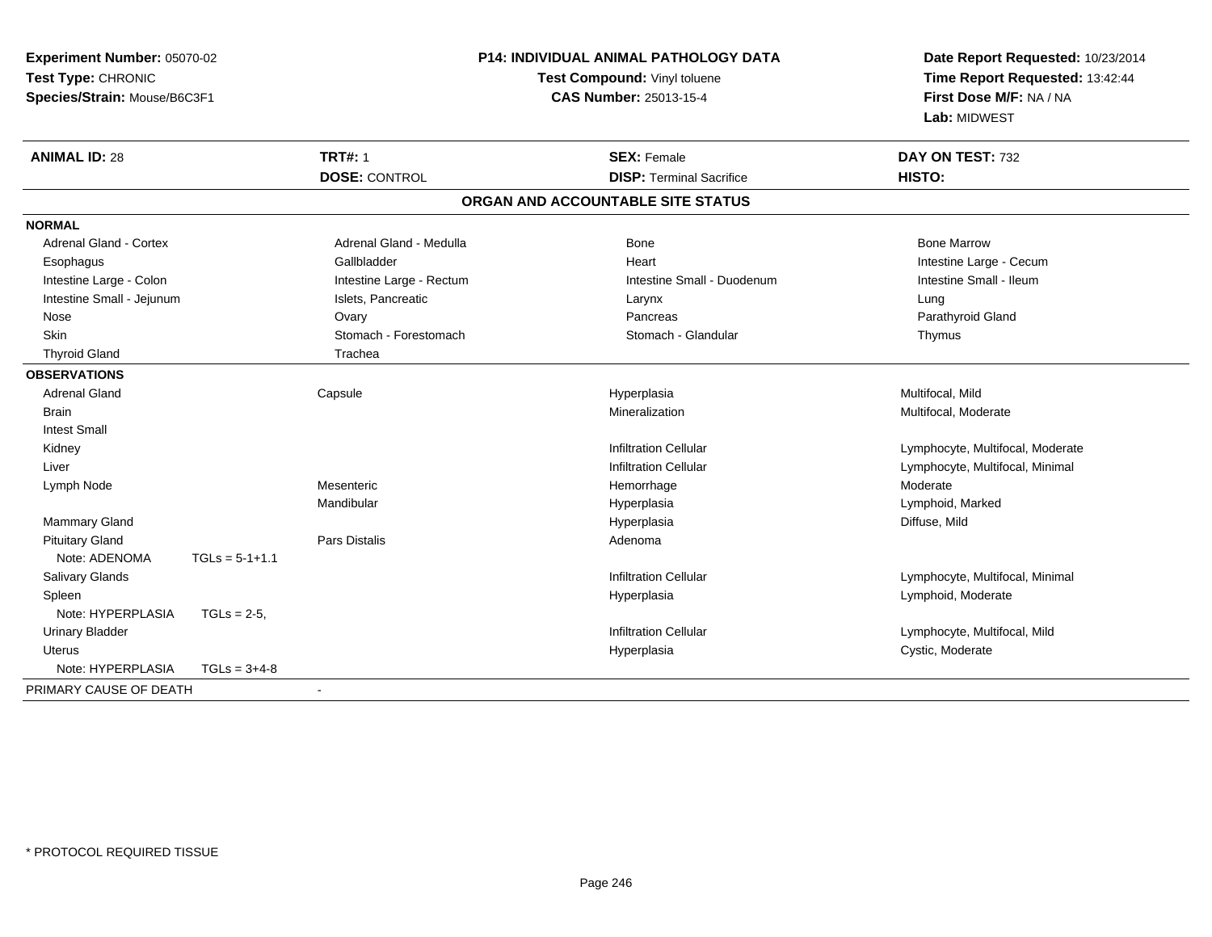**Experiment Number:** 05070-02
**Test Type:** CHRONIC
**Species/Strain:** Mouse/B6C3F1

**P14: INDIVIDUAL ANIMAL PATHOLOGY DATA**
**Test Compound:** Vinyl toluene
**CAS Number:** 25013-15-4

**Date Report Requested:** 10/23/2014
**Time Report Requested:** 13:42:44
**First Dose M/F:** NA / NA
**Lab:** MIDWEST

| **ANIMAL ID:** 28 | **TRT#:** 1 | **SEX:** Female | **DAY ON TEST:** 732 |
|---|---|---|---|
| | **DOSE:** CONTROL | **DISP:** Terminal Sacrifice | **HISTO:** |

## ORGAN AND ACCOUNTABLE SITE STATUS

| | | | |
|---|---|---|---|
| **NORMAL** | | | |
| Adrenal Gland - Cortex | Adrenal Gland - Medulla | Bone | Bone Marrow |
| Esophagus | Gallbladder | Heart | Intestine Large - Cecum |
| Intestine Large - Colon | Intestine Large - Rectum | Intestine Small - Duodenum | Intestine Small - Ileum |
| Intestine Small - Jejunum | Islets, Pancreatic | Larynx | Lung |
| Nose | Ovary | Pancreas | Parathyroid Gland |
| Skin | Stomach - Forestomach | Stomach - Glandular | Thymus |
| Thyroid Gland | Trachea | | |
| **OBSERVATIONS** | | | |
| Adrenal Gland | Capsule | Hyperplasia | Multifocal, Mild |
| Brain | | Mineralization | Multifocal, Moderate |
| Intest Small | | | |
| Kidney | | Infiltration Cellular | Lymphocyte, Multifocal, Moderate |
| Liver | | Infiltration Cellular | Lymphocyte, Multifocal, Minimal |
| Lymph Node | Mesenteric | Hemorrhage | Moderate |
| | Mandibular | Hyperplasia | Lymphoid, Marked |
| Mammary Gland | | Hyperplasia | Diffuse, Mild |
| Pituitary Gland | Pars Distalis | Adenoma | |
| Note: ADENOMA TGLs = 5-1+1.1 | | | |
| Salivary Glands | | Infiltration Cellular | Lymphocyte, Multifocal, Minimal |
| Spleen | | Hyperplasia | Lymphoid, Moderate |
| Note: HYPERPLASIA TGLs = 2-5, | | | |
| Urinary Bladder | | Infiltration Cellular | Lymphocyte, Multifocal, Mild |
| Uterus | | Hyperplasia | Cystic, Moderate |
| Note: HYPERPLASIA TGLs = 3+4-8 | | | |
| PRIMARY CAUSE OF DEATH | - | | |

* PROTOCOL REQUIRED TISSUE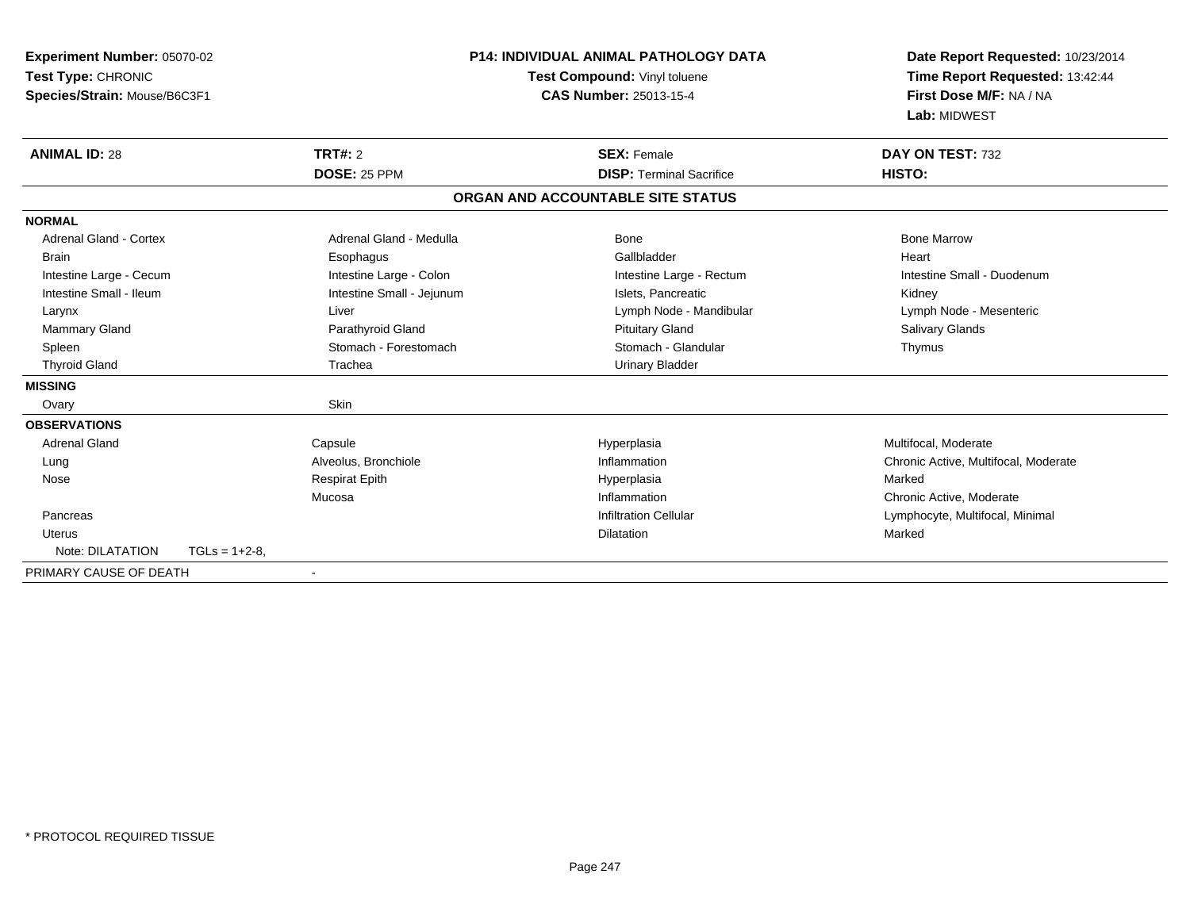**Experiment Number:** 05070-02
**Test Type:** CHRONIC
**Species/Strain:** Mouse/B6C3F1

**P14: INDIVIDUAL ANIMAL PATHOLOGY DATA**
**Test Compound:** Vinyl toluene
**CAS Number:** 25013-15-4

**Date Report Requested:** 10/23/2014
**Time Report Requested:** 13:42:44
**First Dose M/F:** NA / NA
**Lab:** MIDWEST

| | | | |
|---|---|---|---|
| **ANIMAL ID:** 28 | **TRT#:** 2 | **SEX:** Female | **DAY ON TEST:** 732 |
| | **DOSE:** 25 PPM | **DISP:** Terminal Sacrifice | **HISTO:** |

**ORGAN AND ACCOUNTABLE SITE STATUS**

**NORMAL**

| | | | |
|---|---|---|---|
| Adrenal Gland - Cortex | Adrenal Gland - Medulla | Bone | Bone Marrow |
| Brain | Esophagus | Gallbladder | Heart |
| Intestine Large - Cecum | Intestine Large - Colon | Intestine Large - Rectum | Intestine Small - Duodenum |
| Intestine Small - Ileum | Intestine Small - Jejunum | Islets, Pancreatic | Kidney |
| Larynx | Liver | Lymph Node - Mandibular | Lymph Node - Mesenteric |
| Mammary Gland | Parathyroid Gland | Pituitary Gland | Salivary Glands |
| Spleen | Stomach - Forestomach | Stomach - Glandular | Thymus |
| Thyroid Gland | Trachea | Urinary Bladder | |

**MISSING**

| | |
|---|---|
| Ovary | Skin |

**OBSERVATIONS**

| | | | |
|---|---|---|---|
| Adrenal Gland | Capsule | Hyperplasia | Multifocal, Moderate |
| Lung | Alveolus, Bronchiole | Inflammation | Chronic Active, Multifocal, Moderate |
| Nose | Respirat Epith | Hyperplasia | Marked |
| | Mucosa | Inflammation | Chronic Active, Moderate |
| Pancreas | | Infiltration Cellular | Lymphocyte, Multifocal, Minimal |
| Uterus | | Dilatation | Marked |

Note: DILATATION TGLs = 1+2-8,

PRIMARY CAUSE OF DEATH -

* PROTOCOL REQUIRED TISSUE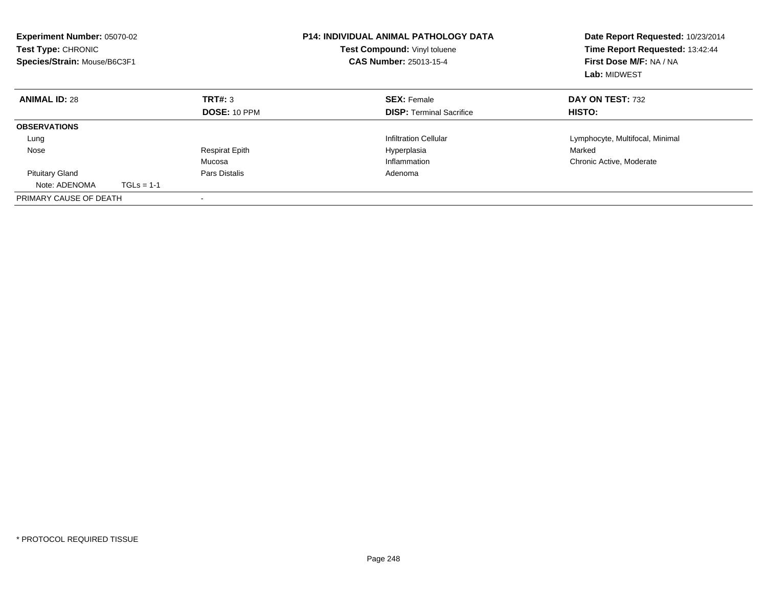**Experiment Number:** 05070-02
**Test Type:** CHRONIC
**Species/Strain:** Mouse/B6C3F1

**P14: INDIVIDUAL ANIMAL PATHOLOGY DATA**
**Test Compound:** Vinyl toluene
**CAS Number:** 25013-15-4

**Date Report Requested:** 10/23/2014
**Time Report Requested:** 13:42:44
**First Dose M/F:** NA / NA
**Lab:** MIDWEST

| **ANIMAL ID:** 28 | **TRT#:** 3 | **SEX:** Female | **DAY ON TEST:** 732 |
|---|---|---|---|
| | **DOSE:** 10 PPM | **DISP:** Terminal Sacrifice | **HISTO:** |
| **OBSERVATIONS** | | | |
| Lung | | Infiltration Cellular | Lymphocyte, Multifocal, Minimal |
| Nose | Respirat Epith | Hyperplasia | Marked |
| | Mucosa | Inflammation | Chronic Active, Moderate |
| Pituitary Gland | Pars Distalis | Adenoma | |
| Note: ADENOMA TGLs = 1-1 | | | |
| PRIMARY CAUSE OF DEATH | - | | |

* PROTOCOL REQUIRED TISSUE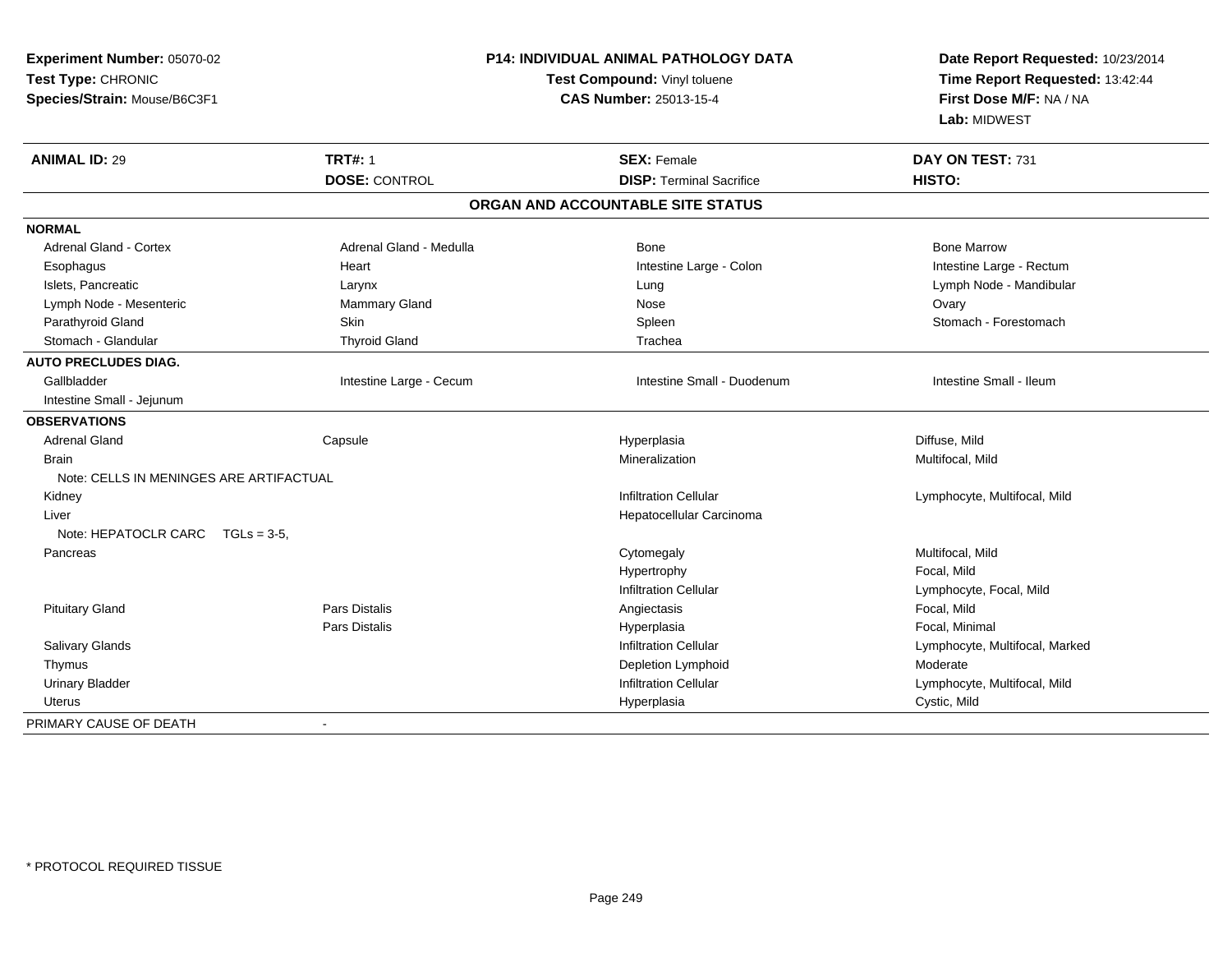**Experiment Number:** 05070-02
**Test Type:** CHRONIC
**Species/Strain:** Mouse/B6C3F1

**P14: INDIVIDUAL ANIMAL PATHOLOGY DATA**
**Test Compound:** Vinyl toluene
**CAS Number:** 25013-15-4

**Date Report Requested:** 10/23/2014
**Time Report Requested:** 13:42:44
**First Dose M/F:** NA / NA
**Lab:** MIDWEST

| **ANIMAL ID:** 29 | **TRT#:** 1 | **SEX:** Female | **DAY ON TEST:** 731 |
|---|---|---|---|
| | **DOSE:** CONTROL | **DISP:** Terminal Sacrifice | **HISTO:** |

## ORGAN AND ACCOUNTABLE SITE STATUS

| | | | |
|---|---|---|---|
| **NORMAL** | | | |
| Adrenal Gland - Cortex | Adrenal Gland - Medulla | Bone | Bone Marrow |
| Esophagus | Heart | Intestine Large - Colon | Intestine Large - Rectum |
| Islets, Pancreatic | Larynx | Lung | Lymph Node - Mandibular |
| Lymph Node - Mesenteric | Mammary Gland | Nose | Ovary |
| Parathyroid Gland | Skin | Spleen | Stomach - Forestomach |
| Stomach - Glandular | Thyroid Gland | Trachea | |
| **AUTO PRECLUDES DIAG.** | | | |
| Gallbladder | Intestine Large - Cecum | Intestine Small - Duodenum | Intestine Small - Ileum |
| Intestine Small - Jejunum | | | |
| **OBSERVATIONS** | | | |
| Adrenal Gland | Capsule | Hyperplasia | Diffuse, Mild |
| Brain | | Mineralization | Multifocal, Mild |
| Note: CELLS IN MENINGES ARE ARTIFACTUAL | | | |
| Kidney | | Infiltration Cellular | Lymphocyte, Multifocal, Mild |
| Liver | | Hepatocellular Carcinoma | |
| Note: HEPATOCLR CARC TGLs = 3-5, | | | |
| Pancreas | | Cytomegaly | Multifocal, Mild |
| | | Hypertrophy | Focal, Mild |
| | | Infiltration Cellular | Lymphocyte, Focal, Mild |
| Pituitary Gland | Pars Distalis | Angiectasis | Focal, Mild |
| | Pars Distalis | Hyperplasia | Focal, Minimal |
| Salivary Glands | | Infiltration Cellular | Lymphocyte, Multifocal, Marked |
| Thymus | | Depletion Lymphoid | Moderate |
| Urinary Bladder | | Infiltration Cellular | Lymphocyte, Multifocal, Mild |
| Uterus | | Hyperplasia | Cystic, Mild |
| PRIMARY CAUSE OF DEATH | - | | |

* PROTOCOL REQUIRED TISSUE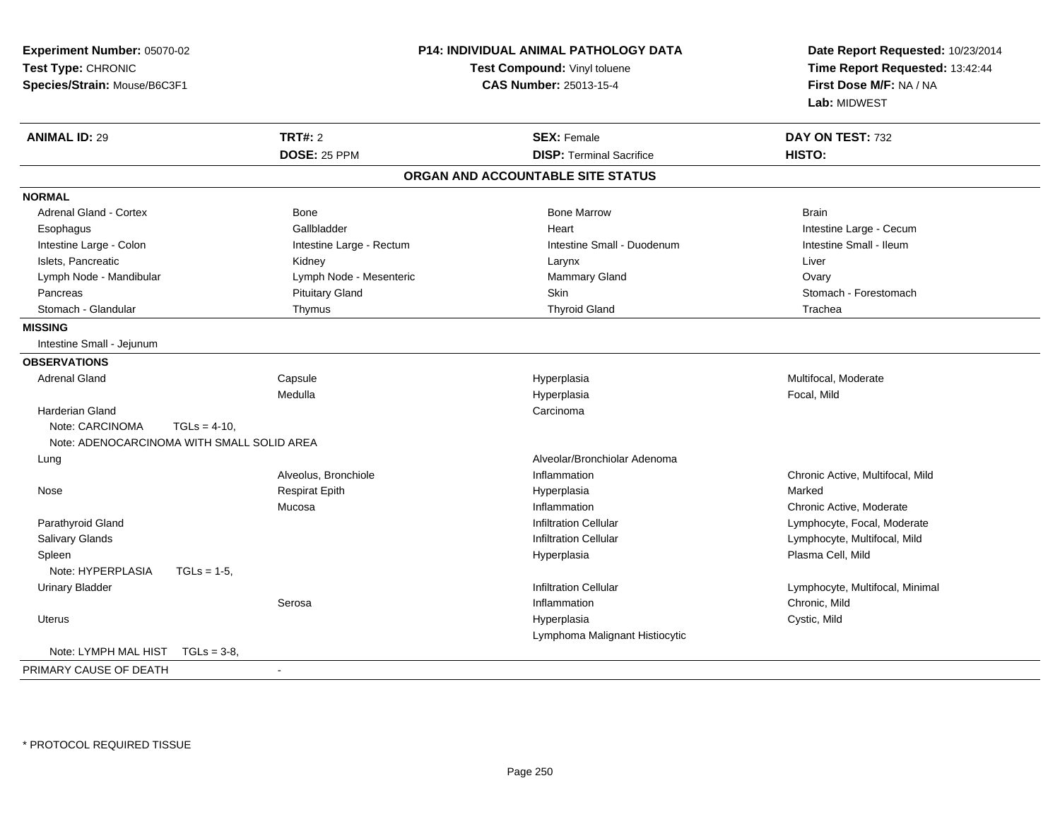**Experiment Number:** 05070-02
**Test Type:** CHRONIC
**Species/Strain:** Mouse/B6C3F1

**P14: INDIVIDUAL ANIMAL PATHOLOGY DATA**
**Test Compound:** Vinyl toluene
**CAS Number:** 25013-15-4

**Date Report Requested:** 10/23/2014
**Time Report Requested:** 13:42:44
**First Dose M/F:** NA / NA
**Lab:** MIDWEST

| **ANIMAL ID:** 29 | **TRT#:** 2 | **SEX:** Female | **DAY ON TEST:** 732 |
|---|---|---|---|
| | **DOSE:** 25 PPM | **DISP:** Terminal Sacrifice | **HISTO:** |

## ORGAN AND ACCOUNTABLE SITE STATUS

**NORMAL**

| | | | |
|---|---|---|---|
| Adrenal Gland - Cortex | Bone | Bone Marrow | Brain |
| Esophagus | Gallbladder | Heart | Intestine Large - Cecum |
| Intestine Large - Colon | Intestine Large - Rectum | Intestine Small - Duodenum | Intestine Small - Ileum |
| Islets, Pancreatic | Kidney | Larynx | Liver |
| Lymph Node - Mandibular | Lymph Node - Mesenteric | Mammary Gland | Ovary |
| Pancreas | Pituitary Gland | Skin | Stomach - Forestomach |
| Stomach - Glandular | Thymus | Thyroid Gland | Trachea |

**MISSING**

Intestine Small - Jejunum

**OBSERVATIONS**

| | | | |
|---|---|---|---|
| Adrenal Gland | Capsule | Hyperplasia | Multifocal, Moderate |
| | Medulla | Hyperplasia | Focal, Mild |
| Harderian Gland | | Carcinoma | |
| Note: CARCINOMA TGLs = 4-10, | | | |
| Note: ADENOCARCINOMA WITH SMALL SOLID AREA | | | |
| Lung | | Alveolar/Bronchiolar Adenoma | |
| | Alveolus, Bronchiole | Inflammation | Chronic Active, Multifocal, Mild |
| Nose | Respirat Epith | Hyperplasia | Marked |
| | Mucosa | Inflammation | Chronic Active, Moderate |
| Parathyroid Gland | | Infiltration Cellular | Lymphocyte, Focal, Moderate |
| Salivary Glands | | Infiltration Cellular | Lymphocyte, Multifocal, Mild |
| Spleen | | Hyperplasia | Plasma Cell, Mild |
| Note: HYPERPLASIA TGLs = 1-5, | | | |
| Urinary Bladder | | Infiltration Cellular | Lymphocyte, Multifocal, Minimal |
| | Serosa | Inflammation | Chronic, Mild |
| Uterus | | Hyperplasia | Cystic, Mild |
| | | Lymphoma Malignant Histiocytic | |
| Note: LYMPH MAL HIST TGLs = 3-8, | | | |

PRIMARY CAUSE OF DEATH -

* PROTOCOL REQUIRED TISSUE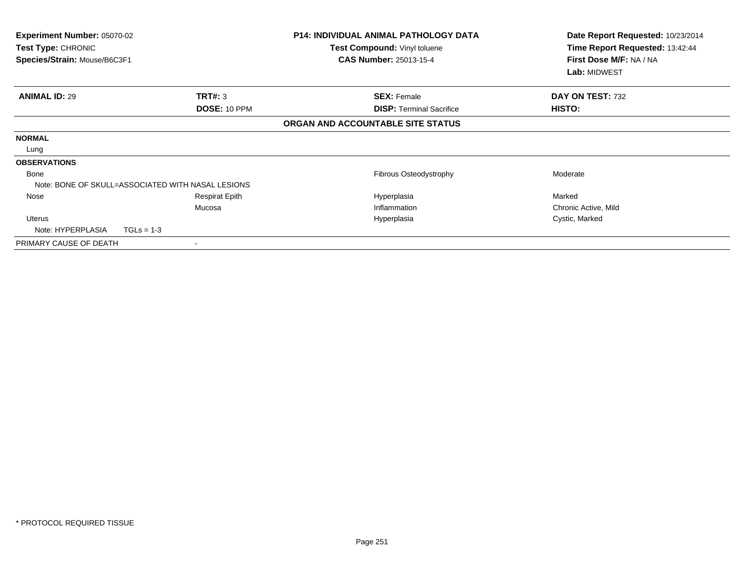**Experiment Number:** 05070-02
**Test Type:** CHRONIC
**Species/Strain:** Mouse/B6C3F1

**P14: INDIVIDUAL ANIMAL PATHOLOGY DATA**
**Test Compound:** Vinyl toluene
**CAS Number:** 25013-15-4

**Date Report Requested:** 10/23/2014
**Time Report Requested:** 13:42:44
**First Dose M/F:** NA / NA
**Lab:** MIDWEST

| **ANIMAL ID:** 29 | **TRT#:** 3 | **SEX:** Female | **DAY ON TEST:** 732 |
|---|---|---|---|
| | **DOSE:** 10 PPM | **DISP:** Terminal Sacrifice | **HISTO:** |

**ORGAN AND ACCOUNTABLE SITE STATUS**

| | | | |
|---|---|---|---|
| **NORMAL** | | | |
| Lung | | | |
| **OBSERVATIONS** | | | |
| Bone | | Fibrous Osteodystrophy | Moderate |
| Note: BONE OF SKULL=ASSOCIATED WITH NASAL LESIONS | | | |
| Nose | Respirat Epith | Hyperplasia | Marked |
| | Mucosa | Inflammation | Chronic Active, Mild |
| Uterus | | Hyperplasia | Cystic, Marked |
| Note: HYPERPLASIA TGLs = 1-3 | | | |
| PRIMARY CAUSE OF DEATH | - | | |

\* PROTOCOL REQUIRED TISSUE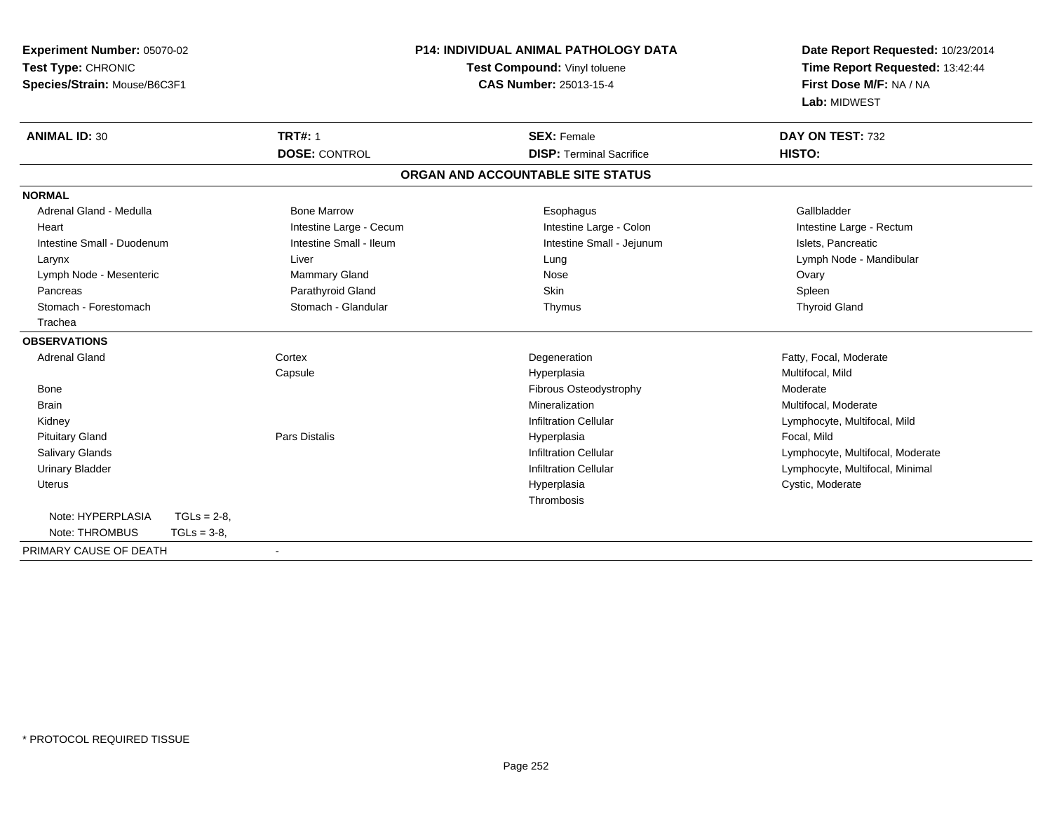**Experiment Number:** 05070-02
**Test Type:** CHRONIC
**Species/Strain:** Mouse/B6C3F1

**P14: INDIVIDUAL ANIMAL PATHOLOGY DATA**
**Test Compound:** Vinyl toluene
**CAS Number:** 25013-15-4

**Date Report Requested:** 10/23/2014
**Time Report Requested:** 13:42:44
**First Dose M/F:** NA / NA
**Lab:** MIDWEST

| **ANIMAL ID:** 30 | **TRT#:** 1 | **SEX:** Female | **DAY ON TEST:** 732 |
|---|---|---|---|
| | **DOSE:** CONTROL | **DISP:** Terminal Sacrifice | **HISTO:** |

## ORGAN AND ACCOUNTABLE SITE STATUS

**NORMAL**

| | | | |
|---|---|---|---|
| Adrenal Gland - Medulla | Bone Marrow | Esophagus | Gallbladder |
| Heart | Intestine Large - Cecum | Intestine Large - Colon | Intestine Large - Rectum |
| Intestine Small - Duodenum | Intestine Small - Ileum | Intestine Small - Jejunum | Islets, Pancreatic |
| Larynx | Liver | Lung | Lymph Node - Mandibular |
| Lymph Node - Mesenteric | Mammary Gland | Nose | Ovary |
| Pancreas | Parathyroid Gland | Skin | Spleen |
| Stomach - Forestomach | Stomach - Glandular | Thymus | Thyroid Gland |
| Trachea | | | |

**OBSERVATIONS**

| | | | |
|---|---|---|---|
| Adrenal Gland | Cortex | Degeneration | Fatty, Focal, Moderate |
| | Capsule | Hyperplasia | Multifocal, Mild |
| Bone | | Fibrous Osteodystrophy | Moderate |
| Brain | | Mineralization | Multifocal, Moderate |
| Kidney | | Infiltration Cellular | Lymphocyte, Multifocal, Mild |
| Pituitary Gland | Pars Distalis | Hyperplasia | Focal, Mild |
| Salivary Glands | | Infiltration Cellular | Lymphocyte, Multifocal, Moderate |
| Urinary Bladder | | Infiltration Cellular | Lymphocyte, Multifocal, Minimal |
| Uterus | | Hyperplasia | Cystic, Moderate |
| | | Thrombosis | |

Note: HYPERPLASIA TGLs = 2-8,
Note: THROMBUS TGLs = 3-8,

PRIMARY CAUSE OF DEATH -

* PROTOCOL REQUIRED TISSUE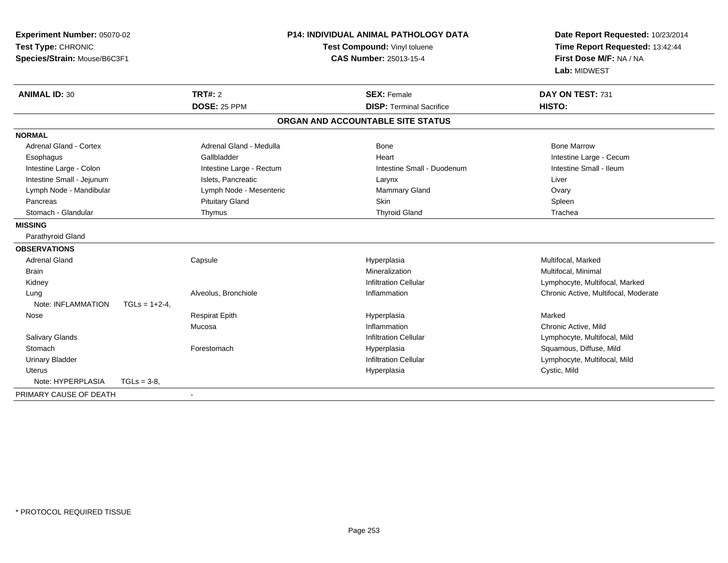**Experiment Number:** 05070-02
**Test Type:** CHRONIC
**Species/Strain:** Mouse/B6C3F1

**P14: INDIVIDUAL ANIMAL PATHOLOGY DATA**
**Test Compound:** Vinyl toluene
**CAS Number:** 25013-15-4

**Date Report Requested:** 10/23/2014
**Time Report Requested:** 13:42:44
**First Dose M/F:** NA / NA
**Lab:** MIDWEST

| **ANIMAL ID:** 30 | **TRT#:** 2 | **SEX:** Female | **DAY ON TEST:** 731 |
|---|---|---|---|
| | **DOSE:** 25 PPM | **DISP:** Terminal Sacrifice | **HISTO:** |

**ORGAN AND ACCOUNTABLE SITE STATUS**

**NORMAL**

| | | | |
|---|---|---|---|
| Adrenal Gland - Cortex | Adrenal Gland - Medulla | Bone | Bone Marrow |
| Esophagus | Gallbladder | Heart | Intestine Large - Cecum |
| Intestine Large - Colon | Intestine Large - Rectum | Intestine Small - Duodenum | Intestine Small - Ileum |
| Intestine Small - Jejunum | Islets, Pancreatic | Larynx | Liver |
| Lymph Node - Mandibular | Lymph Node - Mesenteric | Mammary Gland | Ovary |
| Pancreas | Pituitary Gland | Skin | Spleen |
| Stomach - Glandular | Thymus | Thyroid Gland | Trachea |

**MISSING**

Parathyroid Gland

**OBSERVATIONS**

| | | | |
|---|---|---|---|
| Adrenal Gland | Capsule | Hyperplasia | Multifocal, Marked |
| Brain | | Mineralization | Multifocal, Minimal |
| Kidney | | Infiltration Cellular | Lymphocyte, Multifocal, Marked |
| Lung | Alveolus, Bronchiole | Inflammation | Chronic Active, Multifocal, Moderate |
| Note: INFLAMMATION TGLs = 1+2-4, | | | |
| Nose | Respirat Epith | Hyperplasia | Marked |
| | Mucosa | Inflammation | Chronic Active, Mild |
| Salivary Glands | | Infiltration Cellular | Lymphocyte, Multifocal, Mild |
| Stomach | Forestomach | Hyperplasia | Squamous, Diffuse, Mild |
| Urinary Bladder | | Infiltration Cellular | Lymphocyte, Multifocal, Mild |
| Uterus | | Hyperplasia | Cystic, Mild |
| Note: HYPERPLASIA TGLs = 3-8, | | | |

PRIMARY CAUSE OF DEATH -

* PROTOCOL REQUIRED TISSUE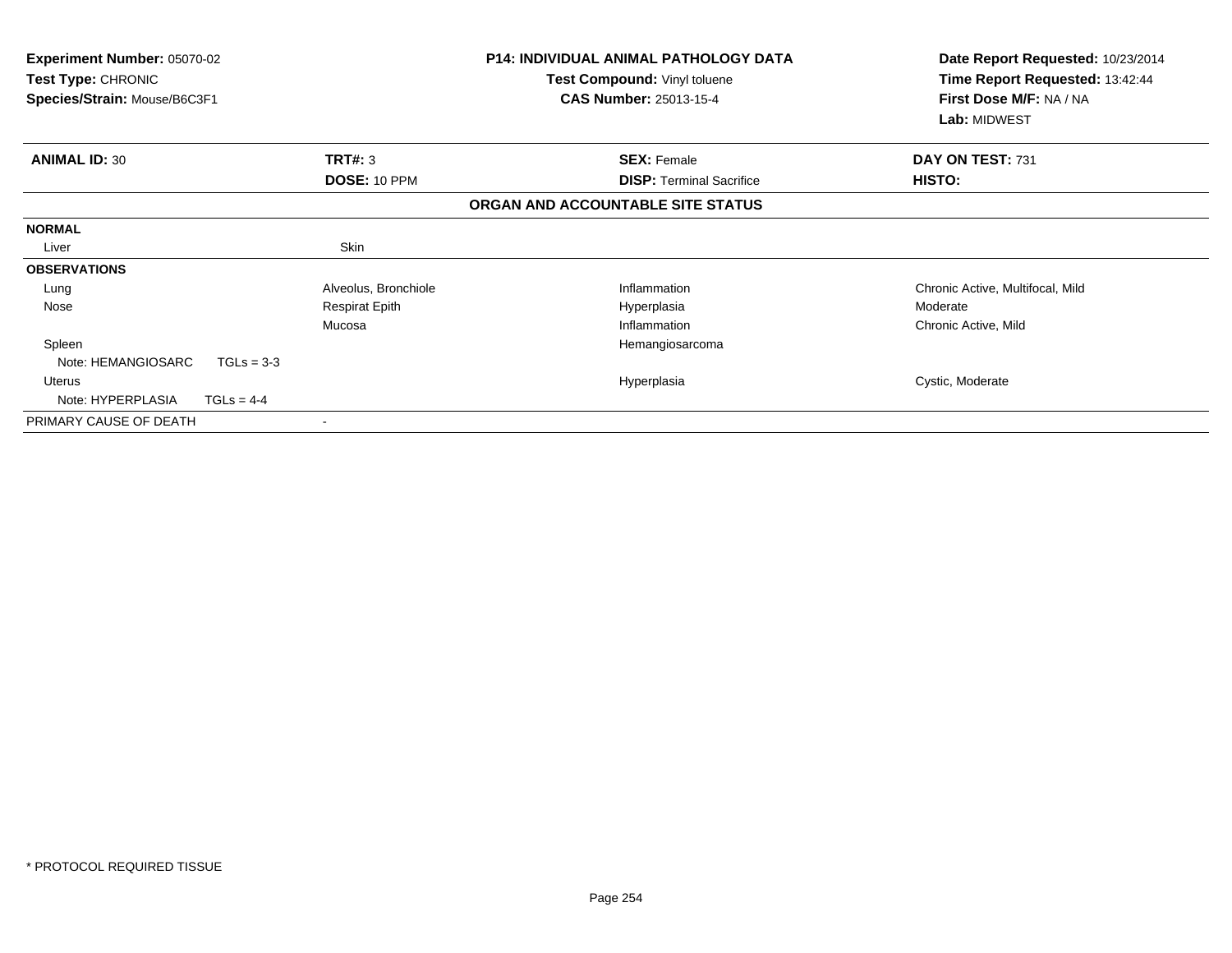**Experiment Number:** 05070-02
**Test Type:** CHRONIC
**Species/Strain:** Mouse/B6C3F1

**P14: INDIVIDUAL ANIMAL PATHOLOGY DATA**
**Test Compound:** Vinyl toluene
**CAS Number:** 25013-15-4

**Date Report Requested:** 10/23/2014
**Time Report Requested:** 13:42:44
**First Dose M/F:** NA / NA
**Lab:** MIDWEST

| **ANIMAL ID:** 30 | **TRT#:** 3 | **SEX:** Female | **DAY ON TEST:** 731 |
|---|---|---|---|
| | **DOSE:** 10 PPM | **DISP:** Terminal Sacrifice | **HISTO:** |

**ORGAN AND ACCOUNTABLE SITE STATUS**

| | | | |
|---|---|---|---|
| **NORMAL** | | | |
| Liver | Skin | | |
| **OBSERVATIONS** | | | |
| Lung | Alveolus, Bronchiole | Inflammation | Chronic Active, Multifocal, Mild |
| Nose | Respirat Epith | Hyperplasia | Moderate |
| | Mucosa | Inflammation | Chronic Active, Mild |
| Spleen | | Hemangiosarcoma | |
| Note: HEMANGIOSARC TGLs = 3-3 | | | |
| Uterus | | Hyperplasia | Cystic, Moderate |
| Note: HYPERPLASIA TGLs = 4-4 | | | |
| PRIMARY CAUSE OF DEATH | - | | |

* PROTOCOL REQUIRED TISSUE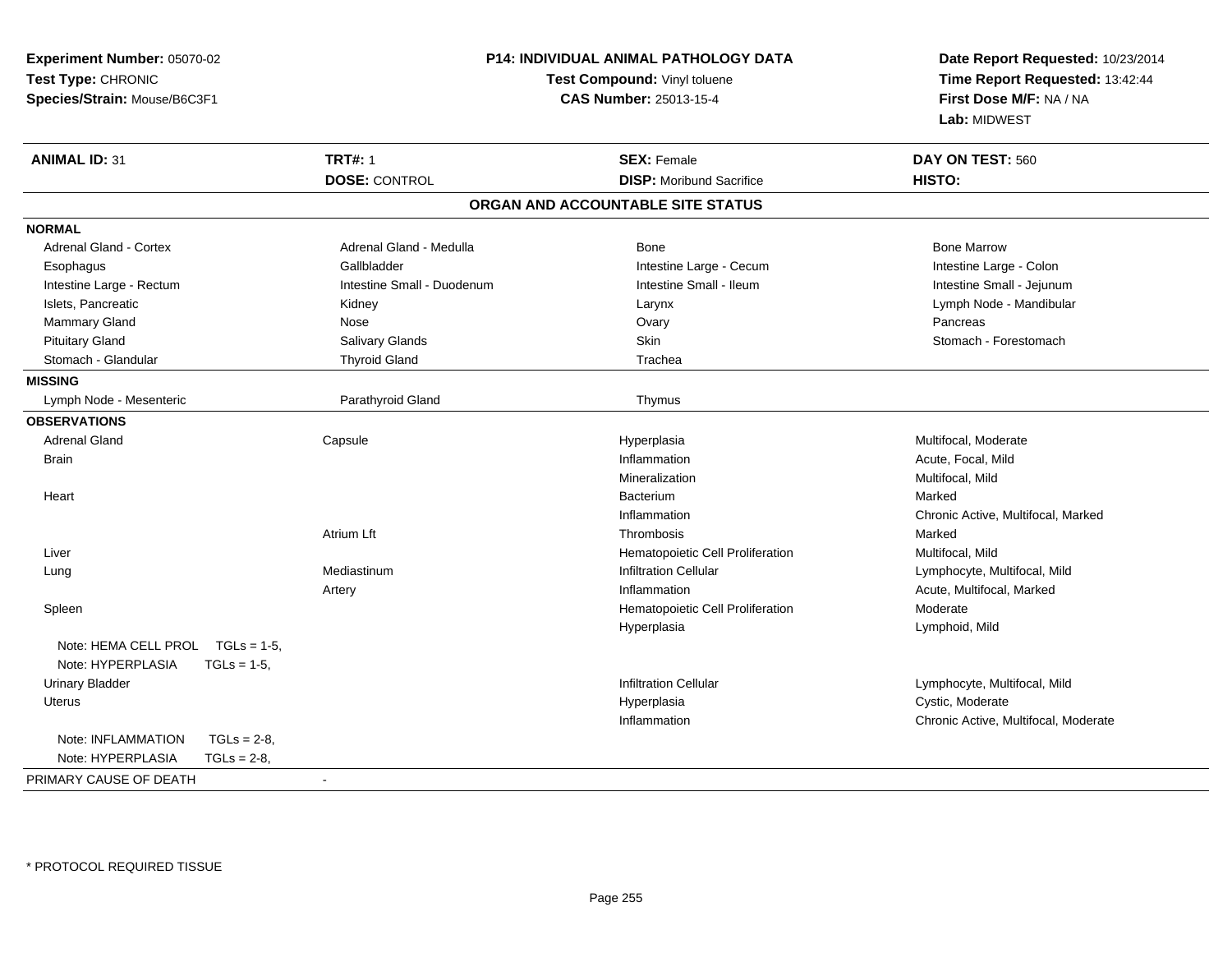**Experiment Number:** 05070-02
**Test Type:** CHRONIC
**Species/Strain:** Mouse/B6C3F1

**P14: INDIVIDUAL ANIMAL PATHOLOGY DATA**
**Test Compound:** Vinyl toluene
**CAS Number:** 25013-15-4

**Date Report Requested:** 10/23/2014
**Time Report Requested:** 13:42:44
**First Dose M/F:** NA / NA
**Lab:** MIDWEST

| **ANIMAL ID:** 31 | **TRT#:** 1 | **SEX:** Female | **DAY ON TEST:** 560 |
|---|---|---|---|
| | **DOSE:** CONTROL | **DISP:** Moribund Sacrifice | **HISTO:** |

**ORGAN AND ACCOUNTABLE SITE STATUS**

| | | | |
|---|---|---|---|
| **NORMAL** | | | |
| Adrenal Gland - Cortex | Adrenal Gland - Medulla | Bone | Bone Marrow |
| Esophagus | Gallbladder | Intestine Large - Cecum | Intestine Large - Colon |
| Intestine Large - Rectum | Intestine Small - Duodenum | Intestine Small - Ileum | Intestine Small - Jejunum |
| Islets, Pancreatic | Kidney | Larynx | Lymph Node - Mandibular |
| Mammary Gland | Nose | Ovary | Pancreas |
| Pituitary Gland | Salivary Glands | Skin | Stomach - Forestomach |
| Stomach - Glandular | Thyroid Gland | Trachea | |
| **MISSING** | | | |
| Lymph Node - Mesenteric | Parathyroid Gland | Thymus | |
| **OBSERVATIONS** | | | |
| Adrenal Gland | Capsule | Hyperplasia | Multifocal, Moderate |
| Brain | | Inflammation | Acute, Focal, Mild |
| | | Mineralization | Multifocal, Mild |
| Heart | | Bacterium | Marked |
| | | Inflammation | Chronic Active, Multifocal, Marked |
| | Atrium Lft | Thrombosis | Marked |
| Liver | | Hematopoietic Cell Proliferation | Multifocal, Mild |
| Lung | Mediastinum | Infiltration Cellular | Lymphocyte, Multifocal, Mild |
| | Artery | Inflammation | Acute, Multifocal, Marked |
| Spleen | | Hematopoietic Cell Proliferation | Moderate |
| | | Hyperplasia | Lymphoid, Mild |
| Note: HEMA CELL PROL TGLs = 1-5, | | | |
| Note: HYPERPLASIA TGLs = 1-5, | | | |
| Urinary Bladder | | Infiltration Cellular | Lymphocyte, Multifocal, Mild |
| Uterus | | Hyperplasia | Cystic, Moderate |
| | | Inflammation | Chronic Active, Multifocal, Moderate |
| Note: INFLAMMATION TGLs = 2-8, | | | |
| Note: HYPERPLASIA TGLs = 2-8, | | | |
| PRIMARY CAUSE OF DEATH | - | | |

\* PROTOCOL REQUIRED TISSUE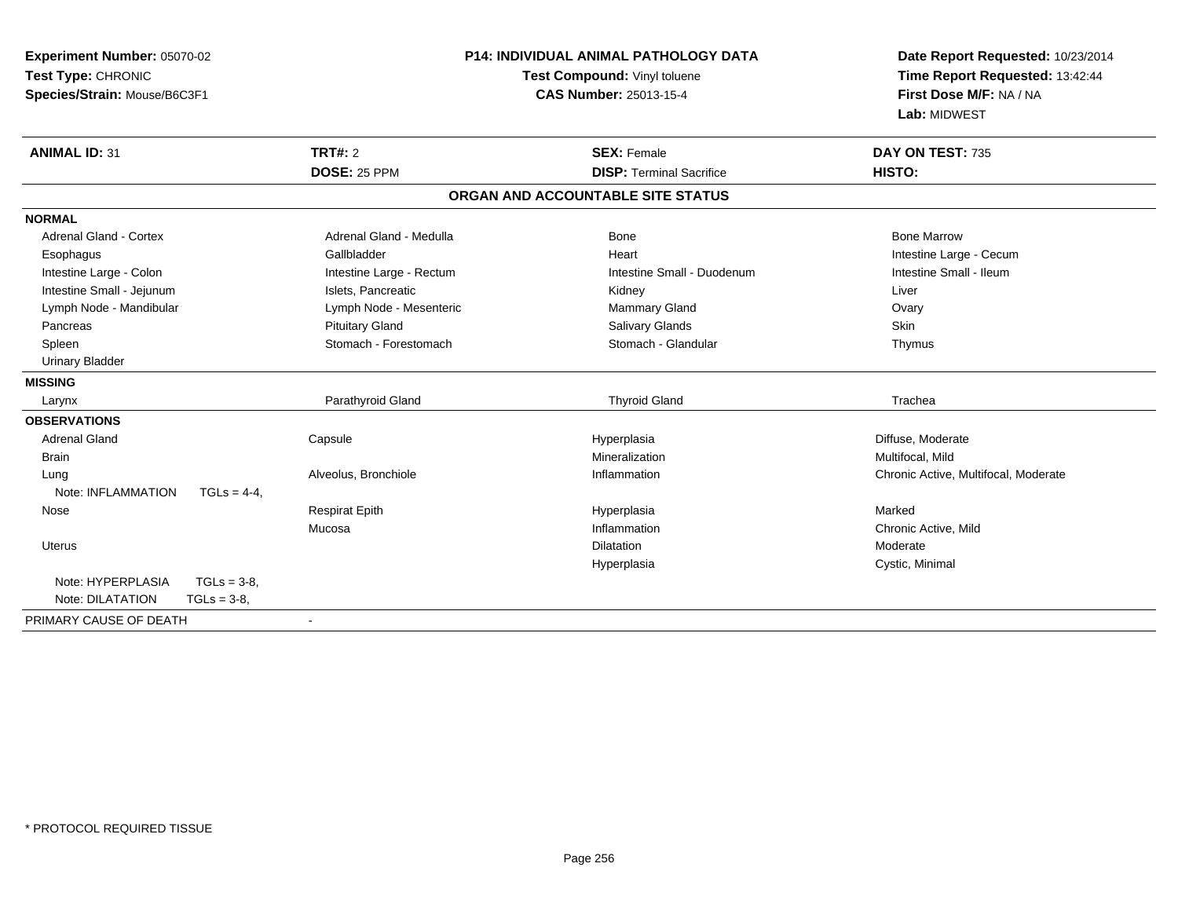**Experiment Number:** 05070-02
**Test Type:** CHRONIC
**Species/Strain:** Mouse/B6C3F1

**P14: INDIVIDUAL ANIMAL PATHOLOGY DATA**
**Test Compound:** Vinyl toluene
**CAS Number:** 25013-15-4

**Date Report Requested:** 10/23/2014
**Time Report Requested:** 13:42:44
**First Dose M/F:** NA / NA
**Lab:** MIDWEST

| | | | |
|---|---|---|---|
| **ANIMAL ID:** 31 | **TRT#:** 2 | **SEX:** Female | **DAY ON TEST:** 735 |
| | **DOSE:** 25 PPM | **DISP:** Terminal Sacrifice | **HISTO:** |

**ORGAN AND ACCOUNTABLE SITE STATUS**

**NORMAL**

| | | | |
|---|---|---|---|
| Adrenal Gland - Cortex | Adrenal Gland - Medulla | Bone | Bone Marrow |
| Esophagus | Gallbladder | Heart | Intestine Large - Cecum |
| Intestine Large - Colon | Intestine Large - Rectum | Intestine Small - Duodenum | Intestine Small - Ileum |
| Intestine Small - Jejunum | Islets, Pancreatic | Kidney | Liver |
| Lymph Node - Mandibular | Lymph Node - Mesenteric | Mammary Gland | Ovary |
| Pancreas | Pituitary Gland | Salivary Glands | Skin |
| Spleen | Stomach - Forestomach | Stomach - Glandular | Thymus |
| Urinary Bladder | | | |

**MISSING**

| | | | |
|---|---|---|---|
| Larynx | Parathyroid Gland | Thyroid Gland | Trachea |

**OBSERVATIONS**

| | | | |
|---|---|---|---|
| Adrenal Gland | Capsule | Hyperplasia | Diffuse, Moderate |
| Brain | | Mineralization | Multifocal, Mild |
| Lung | Alveolus, Bronchiole | Inflammation | Chronic Active, Multifocal, Moderate |
| Note: INFLAMMATION TGLs = 4-4, | | | |
| Nose | Respirat Epith | Hyperplasia | Marked |
| | Mucosa | Inflammation | Chronic Active, Mild |
| Uterus | | Dilatation | Moderate |
| | | Hyperplasia | Cystic, Minimal |
| Note: HYPERPLASIA TGLs = 3-8, | | | |
| Note: DILATATION TGLs = 3-8, | | | |

PRIMARY CAUSE OF DEATH -

\* PROTOCOL REQUIRED TISSUE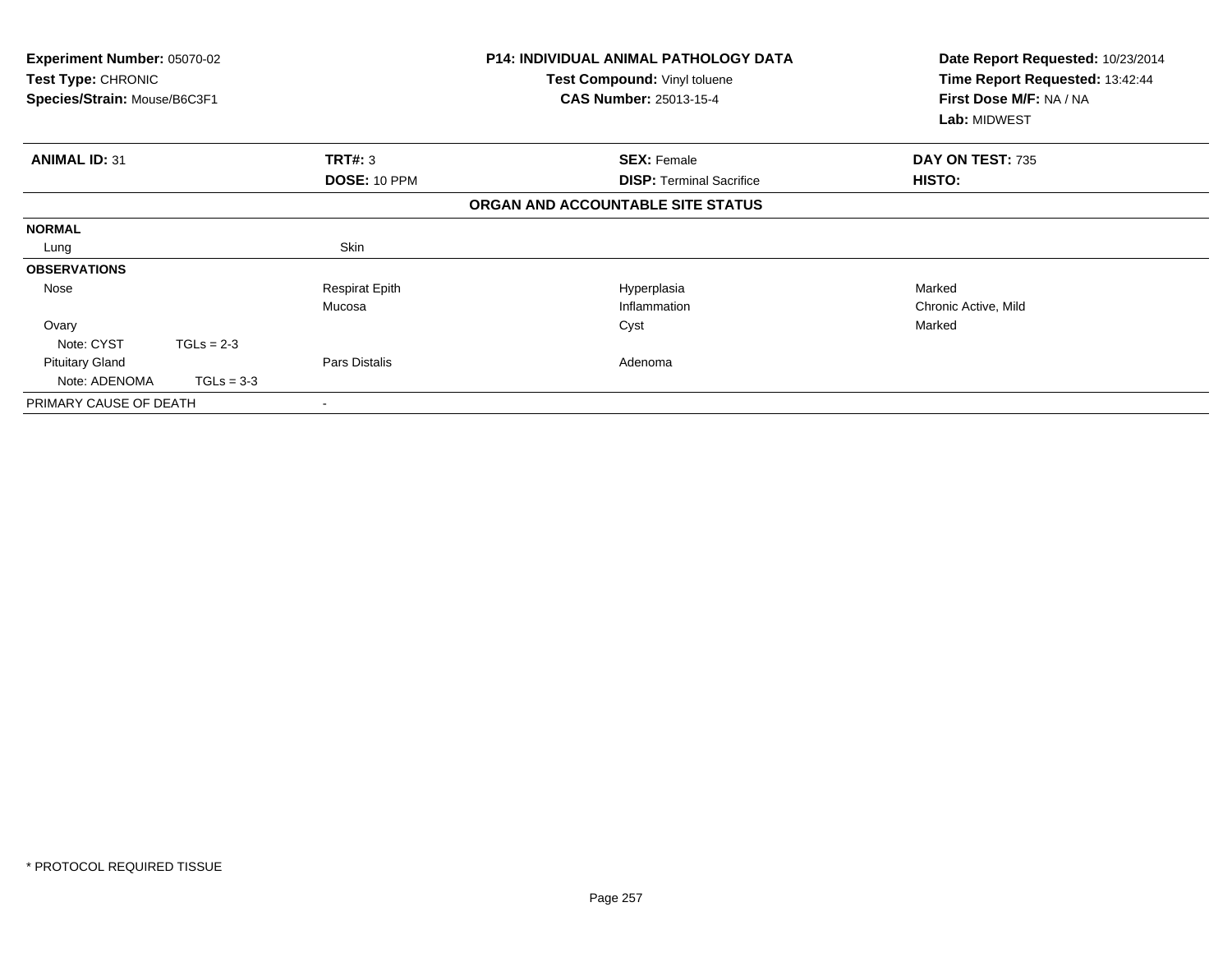**Experiment Number:** 05070-02
**Test Type:** CHRONIC
**Species/Strain:** Mouse/B6C3F1

**P14: INDIVIDUAL ANIMAL PATHOLOGY DATA**
**Test Compound:** Vinyl toluene
**CAS Number:** 25013-15-4

**Date Report Requested:** 10/23/2014
**Time Report Requested:** 13:42:44
**First Dose M/F:** NA / NA
**Lab:** MIDWEST

| | | | |
|---|---|---|---|
| **ANIMAL ID:** 31 | **TRT#:** 3 | **SEX:** Female | **DAY ON TEST:** 735 |
| | **DOSE:** 10 PPM | **DISP:** Terminal Sacrifice | **HISTO:** |

**ORGAN AND ACCOUNTABLE SITE STATUS**

| | | | |
|---|---|---|---|
| **NORMAL** | | | |
| Lung | Skin | | |
| **OBSERVATIONS** | | | |
| Nose | Respirat Epith | Hyperplasia | Marked |
| | Mucosa | Inflammation | Chronic Active, Mild |
| Ovary | | Cyst | Marked |
| Note: CYST TGLs = 2-3 | | | |
| Pituitary Gland | Pars Distalis | Adenoma | |
| Note: ADENOMA TGLs = 3-3 | | | |
| PRIMARY CAUSE OF DEATH | - | | |

* PROTOCOL REQUIRED TISSUE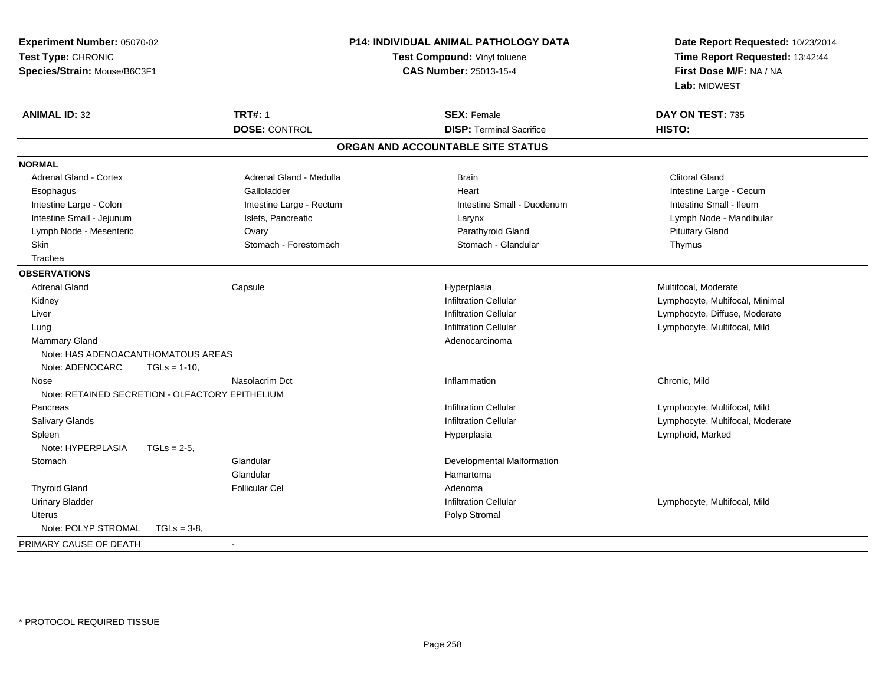**Experiment Number:** 05070-02
**Test Type:** CHRONIC
**Species/Strain:** Mouse/B6C3F1

**P14: INDIVIDUAL ANIMAL PATHOLOGY DATA**
**Test Compound:** Vinyl toluene
**CAS Number:** 25013-15-4

**Date Report Requested:** 10/23/2014
**Time Report Requested:** 13:42:44
**First Dose M/F:** NA / NA
**Lab:** MIDWEST

| **ANIMAL ID:** 32 | **TRT#:** 1 | **SEX:** Female | **DAY ON TEST:** 735 |
|---|---|---|---|
| | **DOSE:** CONTROL | **DISP:** Terminal Sacrifice | **HISTO:** |

**ORGAN AND ACCOUNTABLE SITE STATUS**

**NORMAL**

| | | | |
|---|---|---|---|
| Adrenal Gland - Cortex | Adrenal Gland - Medulla | Brain | Clitoral Gland |
| Esophagus | Gallbladder | Heart | Intestine Large - Cecum |
| Intestine Large - Colon | Intestine Large - Rectum | Intestine Small - Duodenum | Intestine Small - Ileum |
| Intestine Small - Jejunum | Islets, Pancreatic | Larynx | Lymph Node - Mandibular |
| Lymph Node - Mesenteric | Ovary | Parathyroid Gland | Pituitary Gland |
| Skin | Stomach - Forestomach | Stomach - Glandular | Thymus |
| Trachea | | | |

**OBSERVATIONS**

| | | | |
|---|---|---|---|
| Adrenal Gland | Capsule | Hyperplasia | Multifocal, Moderate |
| Kidney | | Infiltration Cellular | Lymphocyte, Multifocal, Minimal |
| Liver | | Infiltration Cellular | Lymphocyte, Diffuse, Moderate |
| Lung | | Infiltration Cellular | Lymphocyte, Multifocal, Mild |
| Mammary Gland | | Adenocarcinoma | |
| Note: HAS ADENOACANTHOMATOUS AREAS | | | |
| Note: ADENOCARC TGLs = 1-10, | | | |
| Nose | Nasolacrim Dct | Inflammation | Chronic, Mild |
| Note: RETAINED SECRETION - OLFACTORY EPITHELIUM | | | |
| Pancreas | | Infiltration Cellular | Lymphocyte, Multifocal, Mild |
| Salivary Glands | | Infiltration Cellular | Lymphocyte, Multifocal, Moderate |
| Spleen | | Hyperplasia | Lymphoid, Marked |
| Note: HYPERPLASIA TGLs = 2-5, | | | |
| Stomach | Glandular | Developmental Malformation | |
| | Glandular | Hamartoma | |
| Thyroid Gland | Follicular Cel | Adenoma | |
| Urinary Bladder | | Infiltration Cellular | Lymphocyte, Multifocal, Mild |
| Uterus | | Polyp Stromal | |
| Note: POLYP STROMAL TGLs = 3-8, | | | |

PRIMARY CAUSE OF DEATH -

* PROTOCOL REQUIRED TISSUE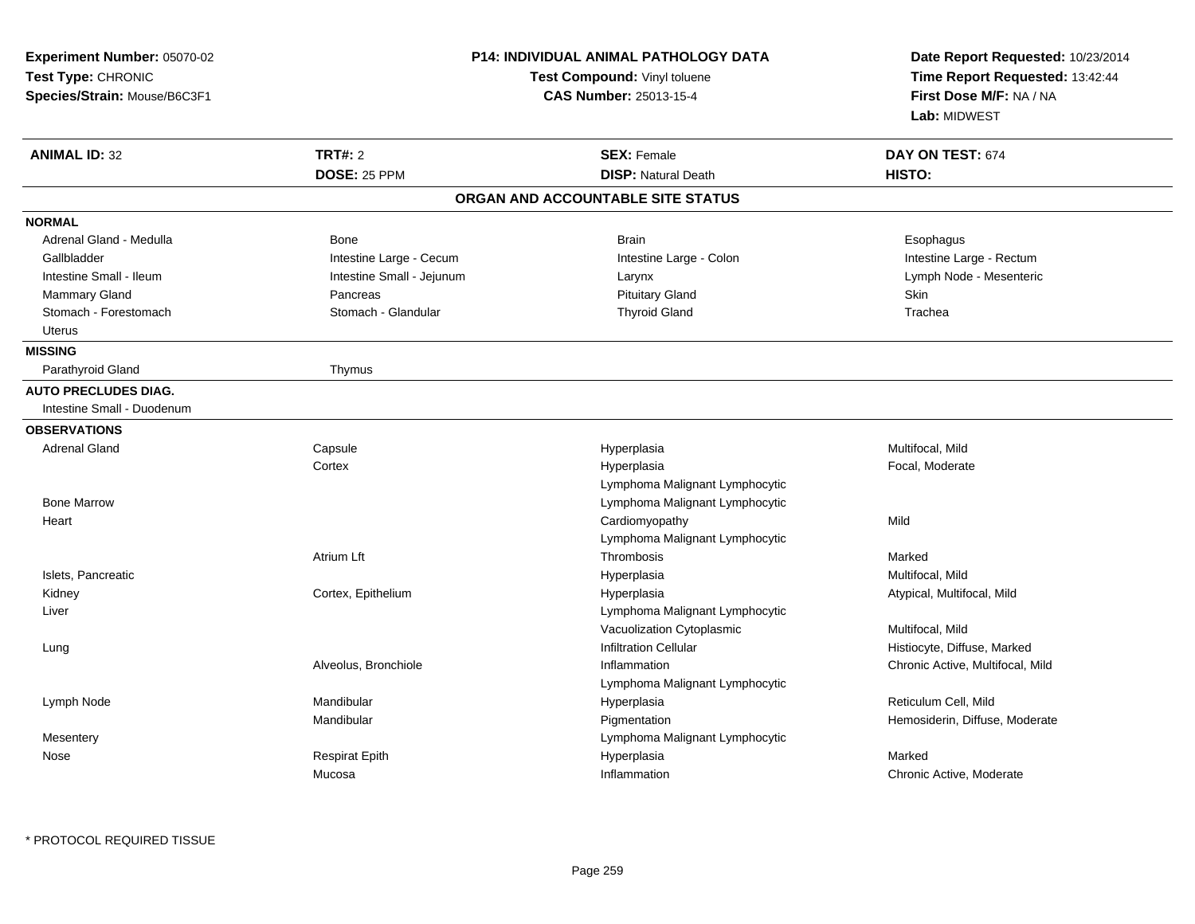**Experiment Number:** 05070-02
**Test Type:** CHRONIC
**Species/Strain:** Mouse/B6C3F1

**P14: INDIVIDUAL ANIMAL PATHOLOGY DATA**
**Test Compound:** Vinyl toluene
**CAS Number:** 25013-15-4

**Date Report Requested:** 10/23/2014
**Time Report Requested:** 13:42:44
**First Dose M/F:** NA / NA
**Lab:** MIDWEST

| **ANIMAL ID:** 32 | **TRT#:** 2 | **SEX:** Female | **DAY ON TEST:** 674 |
|---|---|---|---|
| | **DOSE:** 25 PPM | **DISP:** Natural Death | **HISTO:** |

## ORGAN AND ACCOUNTABLE SITE STATUS

**NORMAL**

| | | | |
|---|---|---|---|
| Adrenal Gland - Medulla | Bone | Brain | Esophagus |
| Gallbladder | Intestine Large - Cecum | Intestine Large - Colon | Intestine Large - Rectum |
| Intestine Small - Ileum | Intestine Small - Jejunum | Larynx | Lymph Node - Mesenteric |
| Mammary Gland | Pancreas | Pituitary Gland | Skin |
| Stomach - Forestomach | Stomach - Glandular | Thyroid Gland | Trachea |
| Uterus | | | |

**MISSING**

| | |
|---|---|
| Parathyroid Gland | Thymus |

**AUTO PRECLUDES DIAG.**

Intestine Small - Duodenum

**OBSERVATIONS**

| | | | |
|---|---|---|---|
| Adrenal Gland | Capsule | Hyperplasia | Multifocal, Mild |
| | Cortex | Hyperplasia | Focal, Moderate |
| | | Lymphoma Malignant Lymphocytic | |
| Bone Marrow | | Lymphoma Malignant Lymphocytic | |
| Heart | | Cardiomyopathy | Mild |
| | | Lymphoma Malignant Lymphocytic | |
| | Atrium Lft | Thrombosis | Marked |
| Islets, Pancreatic | | Hyperplasia | Multifocal, Mild |
| Kidney | Cortex, Epithelium | Hyperplasia | Atypical, Multifocal, Mild |
| Liver | | Lymphoma Malignant Lymphocytic | |
| | | Vacuolization Cytoplasmic | Multifocal, Mild |
| Lung | | Infiltration Cellular | Histiocyte, Diffuse, Marked |
| | Alveolus, Bronchiole | Inflammation | Chronic Active, Multifocal, Mild |
| | | Lymphoma Malignant Lymphocytic | |
| Lymph Node | Mandibular | Hyperplasia | Reticulum Cell, Mild |
| | Mandibular | Pigmentation | Hemosiderin, Diffuse, Moderate |
| Mesentery | | Lymphoma Malignant Lymphocytic | |
| Nose | Respirat Epith | Hyperplasia | Marked |
| | Mucosa | Inflammation | Chronic Active, Moderate |

* PROTOCOL REQUIRED TISSUE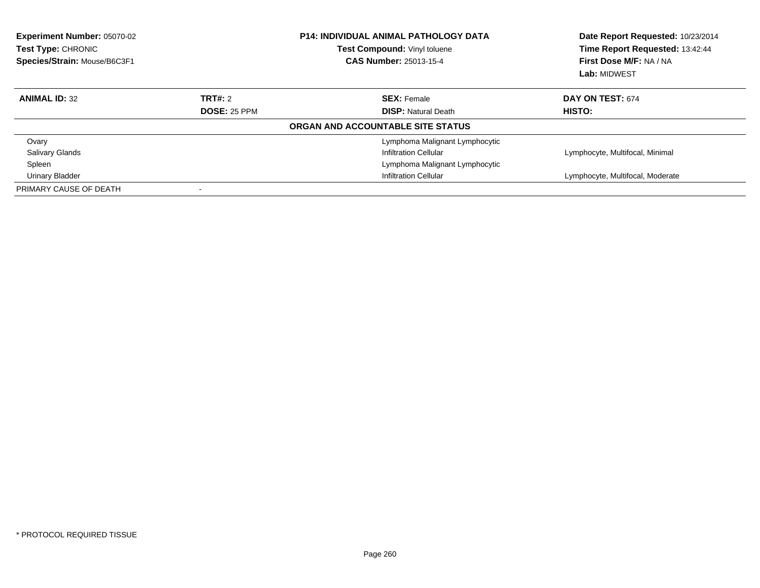**Experiment Number:** 05070-02
**Test Type:** CHRONIC
**Species/Strain:** Mouse/B6C3F1

**P14: INDIVIDUAL ANIMAL PATHOLOGY DATA**
**Test Compound:** Vinyl toluene
**CAS Number:** 25013-15-4

**Date Report Requested:** 10/23/2014
**Time Report Requested:** 13:42:44
**First Dose M/F:** NA / NA
**Lab:** MIDWEST

| **ANIMAL ID:** 32 | **TRT#:** 2 | **SEX:** Female | **DAY ON TEST:** 674 |
|---|---|---|---|
| | **DOSE:** 25 PPM | **DISP:** Natural Death | **HISTO:** |

**ORGAN AND ACCOUNTABLE SITE STATUS**

| | | | |
|---|---|---|---|
| Ovary | | Lymphoma Malignant Lymphocytic | |
| Salivary Glands | | Infiltration Cellular | Lymphocyte, Multifocal, Minimal |
| Spleen | | Lymphoma Malignant Lymphocytic | |
| Urinary Bladder | | Infiltration Cellular | Lymphocyte, Multifocal, Moderate |
| PRIMARY CAUSE OF DEATH | - | | |

\* PROTOCOL REQUIRED TISSUE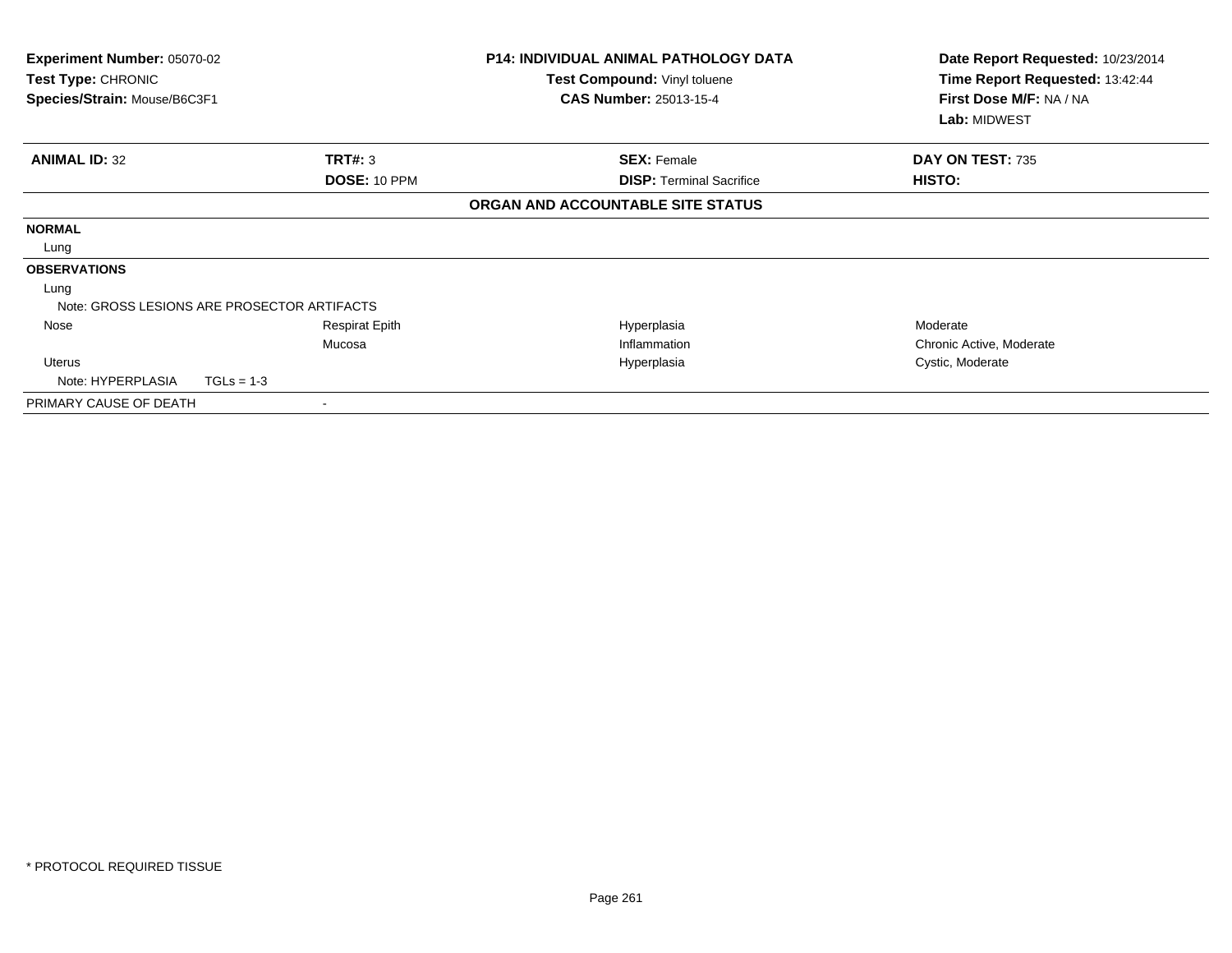**Experiment Number:** 05070-02
**Test Type:** CHRONIC
**Species/Strain:** Mouse/B6C3F1

**P14: INDIVIDUAL ANIMAL PATHOLOGY DATA**
**Test Compound:** Vinyl toluene
**CAS Number:** 25013-15-4

**Date Report Requested:** 10/23/2014
**Time Report Requested:** 13:42:44
**First Dose M/F:** NA / NA
**Lab:** MIDWEST

| **ANIMAL ID:** 32 | **TRT#:** 3 | **SEX:** Female | **DAY ON TEST:** 735 |
|---|---|---|---|
| | **DOSE:** 10 PPM | **DISP:** Terminal Sacrifice | **HISTO:** |

**ORGAN AND ACCOUNTABLE SITE STATUS**

| | | | |
|---|---|---|---|
| **NORMAL** | | | |
| Lung | | | |
| **OBSERVATIONS** | | | |
| Lung | | | |
| Note: GROSS LESIONS ARE PROSECTOR ARTIFACTS | | | |
| Nose | Respirat Epith | Hyperplasia | Moderate |
| | Mucosa | Inflammation | Chronic Active, Moderate |
| Uterus | | Hyperplasia | Cystic, Moderate |
| Note: HYPERPLASIA TGLs = 1-3 | | | |
| PRIMARY CAUSE OF DEATH | - | | |

* PROTOCOL REQUIRED TISSUE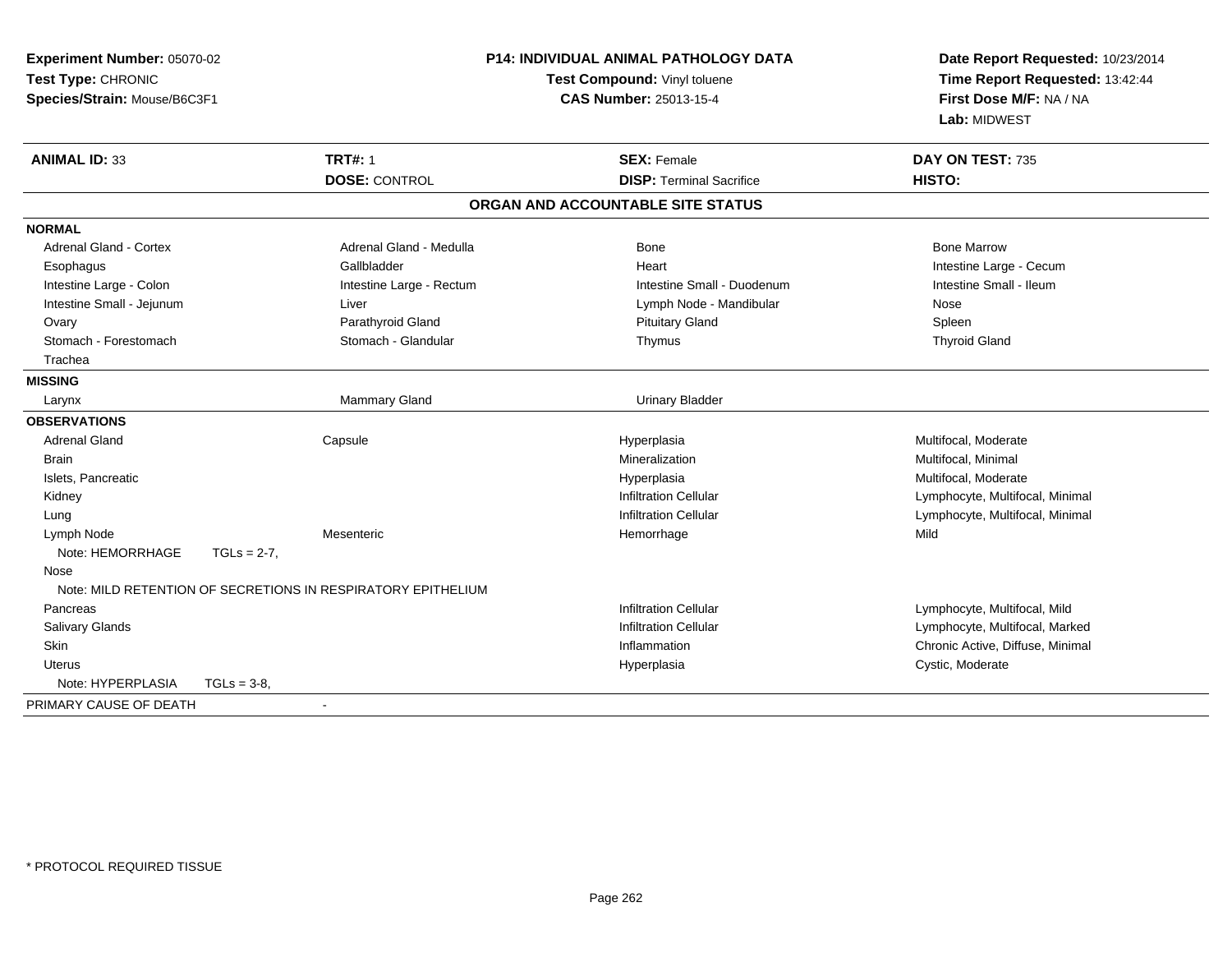**Experiment Number:** 05070-02
**Test Type:** CHRONIC
**Species/Strain:** Mouse/B6C3F1

**P14: INDIVIDUAL ANIMAL PATHOLOGY DATA**
**Test Compound:** Vinyl toluene
**CAS Number:** 25013-15-4

**Date Report Requested:** 10/23/2014
**Time Report Requested:** 13:42:44
**First Dose M/F:** NA / NA
**Lab:** MIDWEST

| **ANIMAL ID:** 33 | **TRT#:** 1 | **SEX:** Female | **DAY ON TEST:** 735 |
|---|---|---|---|
| | **DOSE:** CONTROL | **DISP:** Terminal Sacrifice | **HISTO:** |

**ORGAN AND ACCOUNTABLE SITE STATUS**

**NORMAL**

| | | | |
|---|---|---|---|
| Adrenal Gland - Cortex | Adrenal Gland - Medulla | Bone | Bone Marrow |
| Esophagus | Gallbladder | Heart | Intestine Large - Cecum |
| Intestine Large - Colon | Intestine Large - Rectum | Intestine Small - Duodenum | Intestine Small - Ileum |
| Intestine Small - Jejunum | Liver | Lymph Node - Mandibular | Nose |
| Ovary | Parathyroid Gland | Pituitary Gland | Spleen |
| Stomach - Forestomach | Stomach - Glandular | Thymus | Thyroid Gland |
| Trachea | | | |

**MISSING**

| | | |
|---|---|---|
| Larynx | Mammary Gland | Urinary Bladder |

**OBSERVATIONS**

| | | | |
|---|---|---|---|
| Adrenal Gland | Capsule | Hyperplasia | Multifocal, Moderate |
| Brain | | Mineralization | Multifocal, Minimal |
| Islets, Pancreatic | | Hyperplasia | Multifocal, Moderate |
| Kidney | | Infiltration Cellular | Lymphocyte, Multifocal, Minimal |
| Lung | | Infiltration Cellular | Lymphocyte, Multifocal, Minimal |
| Lymph Node | Mesenteric | Hemorrhage | Mild |
| Note: HEMORRHAGE TGLs = 2-7, | | | |
| Nose | | | |
| Note: MILD RETENTION OF SECRETIONS IN RESPIRATORY EPITHELIUM | | | |
| Pancreas | | Infiltration Cellular | Lymphocyte, Multifocal, Mild |
| Salivary Glands | | Infiltration Cellular | Lymphocyte, Multifocal, Marked |
| Skin | | Inflammation | Chronic Active, Diffuse, Minimal |
| Uterus | | Hyperplasia | Cystic, Moderate |
| Note: HYPERPLASIA TGLs = 3-8, | | | |

PRIMARY CAUSE OF DEATH -

\* PROTOCOL REQUIRED TISSUE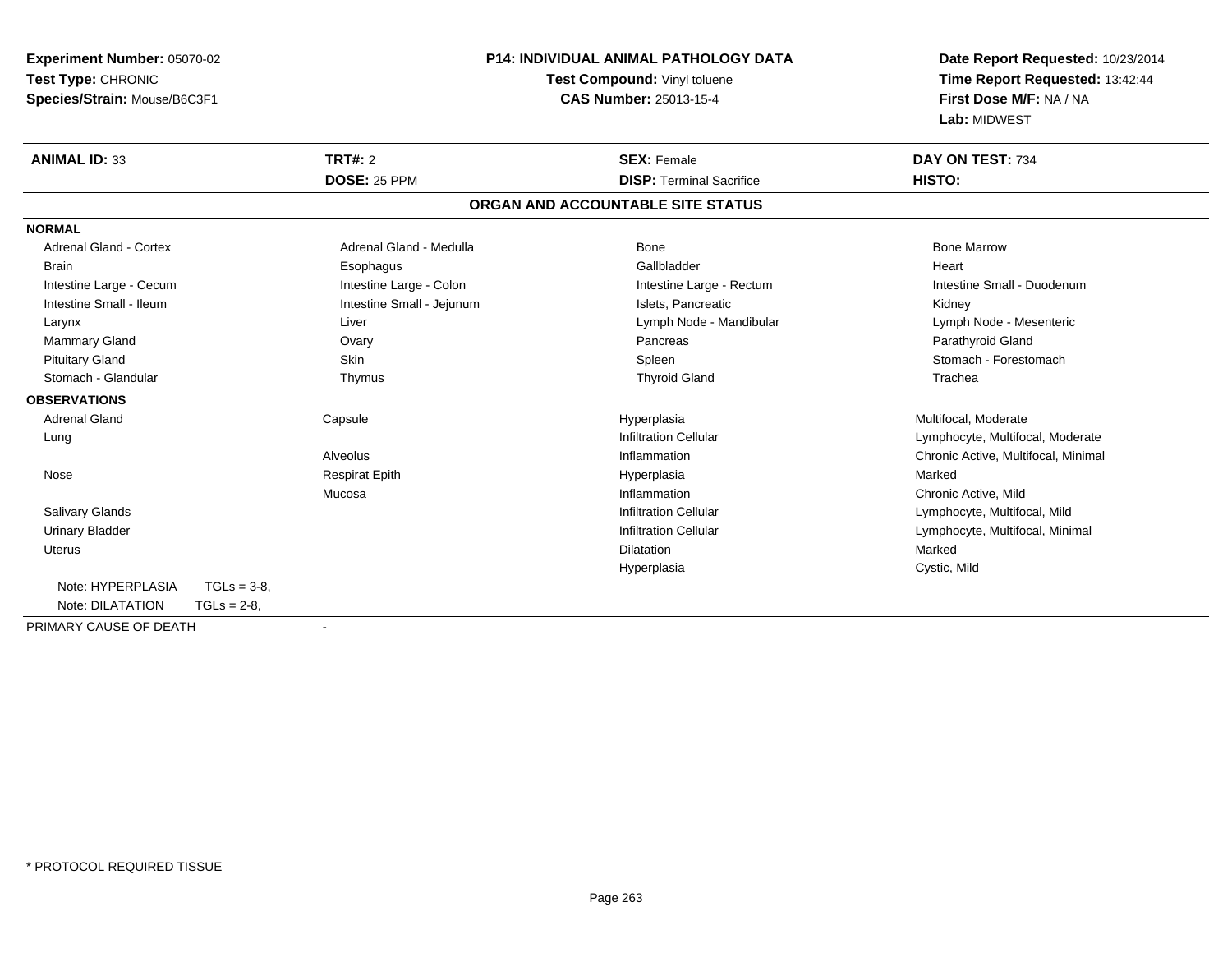**Experiment Number:** 05070-02
**Test Type:** CHRONIC
**Species/Strain:** Mouse/B6C3F1

**P14: INDIVIDUAL ANIMAL PATHOLOGY DATA**
**Test Compound:** Vinyl toluene
**CAS Number:** 25013-15-4

**Date Report Requested:** 10/23/2014
**Time Report Requested:** 13:42:44
**First Dose M/F:** NA / NA
**Lab:** MIDWEST

| **ANIMAL ID:** 33 | **TRT#:** 2 | **SEX:** Female | **DAY ON TEST:** 734 |
|---|---|---|---|
| | **DOSE:** 25 PPM | **DISP:** Terminal Sacrifice | **HISTO:** |

**ORGAN AND ACCOUNTABLE SITE STATUS**

**NORMAL**

| | | | |
|---|---|---|---|
| Adrenal Gland - Cortex | Adrenal Gland - Medulla | Bone | Bone Marrow |
| Brain | Esophagus | Gallbladder | Heart |
| Intestine Large - Cecum | Intestine Large - Colon | Intestine Large - Rectum | Intestine Small - Duodenum |
| Intestine Small - Ileum | Intestine Small - Jejunum | Islets, Pancreatic | Kidney |
| Larynx | Liver | Lymph Node - Mandibular | Lymph Node - Mesenteric |
| Mammary Gland | Ovary | Pancreas | Parathyroid Gland |
| Pituitary Gland | Skin | Spleen | Stomach - Forestomach |
| Stomach - Glandular | Thymus | Thyroid Gland | Trachea |

**OBSERVATIONS**

| | | | |
|---|---|---|---|
| Adrenal Gland | Capsule | Hyperplasia | Multifocal, Moderate |
| Lung | | Infiltration Cellular | Lymphocyte, Multifocal, Moderate |
| | Alveolus | Inflammation | Chronic Active, Multifocal, Minimal |
| Nose | Respirat Epith | Hyperplasia | Marked |
| | Mucosa | Inflammation | Chronic Active, Mild |
| Salivary Glands | | Infiltration Cellular | Lymphocyte, Multifocal, Mild |
| Urinary Bladder | | Infiltration Cellular | Lymphocyte, Multifocal, Minimal |
| Uterus | | Dilatation | Marked |
| | | Hyperplasia | Cystic, Mild |

Note: HYPERPLASIA TGLs = 3-8,
Note: DILATATION TGLs = 2-8,

PRIMARY CAUSE OF DEATH -

* PROTOCOL REQUIRED TISSUE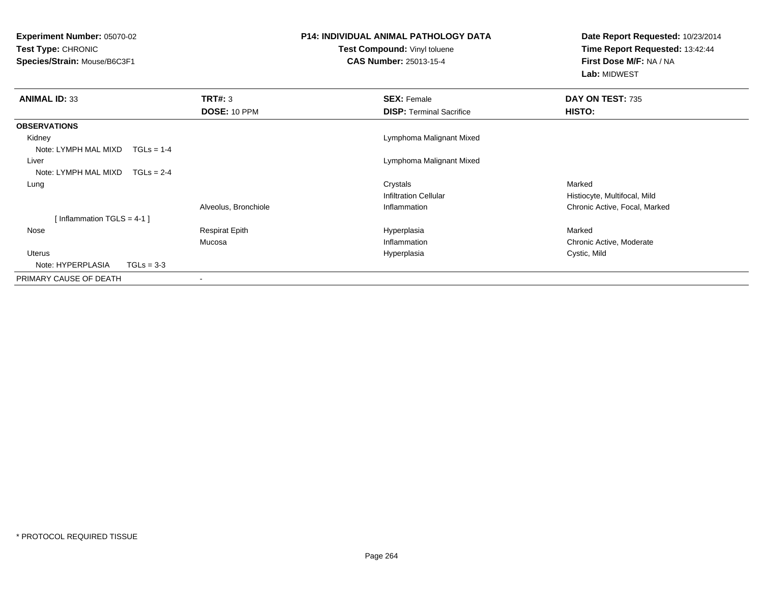**Experiment Number:** 05070-02
**Test Type:** CHRONIC
**Species/Strain:** Mouse/B6C3F1

**P14: INDIVIDUAL ANIMAL PATHOLOGY DATA**
**Test Compound:** Vinyl toluene
**CAS Number:** 25013-15-4

**Date Report Requested:** 10/23/2014
**Time Report Requested:** 13:42:44
**First Dose M/F:** NA / NA
**Lab:** MIDWEST

| **ANIMAL ID:** 33 | **TRT#:** 3 | **SEX:** Female | **DAY ON TEST:** 735 |
|---|---|---|---|
| | **DOSE:** 10 PPM | **DISP:** Terminal Sacrifice | **HISTO:** |
| **OBSERVATIONS** | | | |
| Kidney | | Lymphoma Malignant Mixed | |
| Note: LYMPH MAL MIXD TGLs = 1-4 | | | |
| Liver | | Lymphoma Malignant Mixed | |
| Note: LYMPH MAL MIXD TGLs = 2-4 | | | |
| Lung | | Crystals | Marked |
| | | Infiltration Cellular | Histiocyte, Multifocal, Mild |
| | Alveolus, Bronchiole | Inflammation | Chronic Active, Focal, Marked |
| [ Inflammation TGLS = 4-1 ] | | | |
| Nose | Respirat Epith | Hyperplasia | Marked |
| | Mucosa | Inflammation | Chronic Active, Moderate |
| Uterus | | Hyperplasia | Cystic, Mild |
| Note: HYPERPLASIA TGLs = 3-3 | | | |
| PRIMARY CAUSE OF DEATH | - | | |

* PROTOCOL REQUIRED TISSUE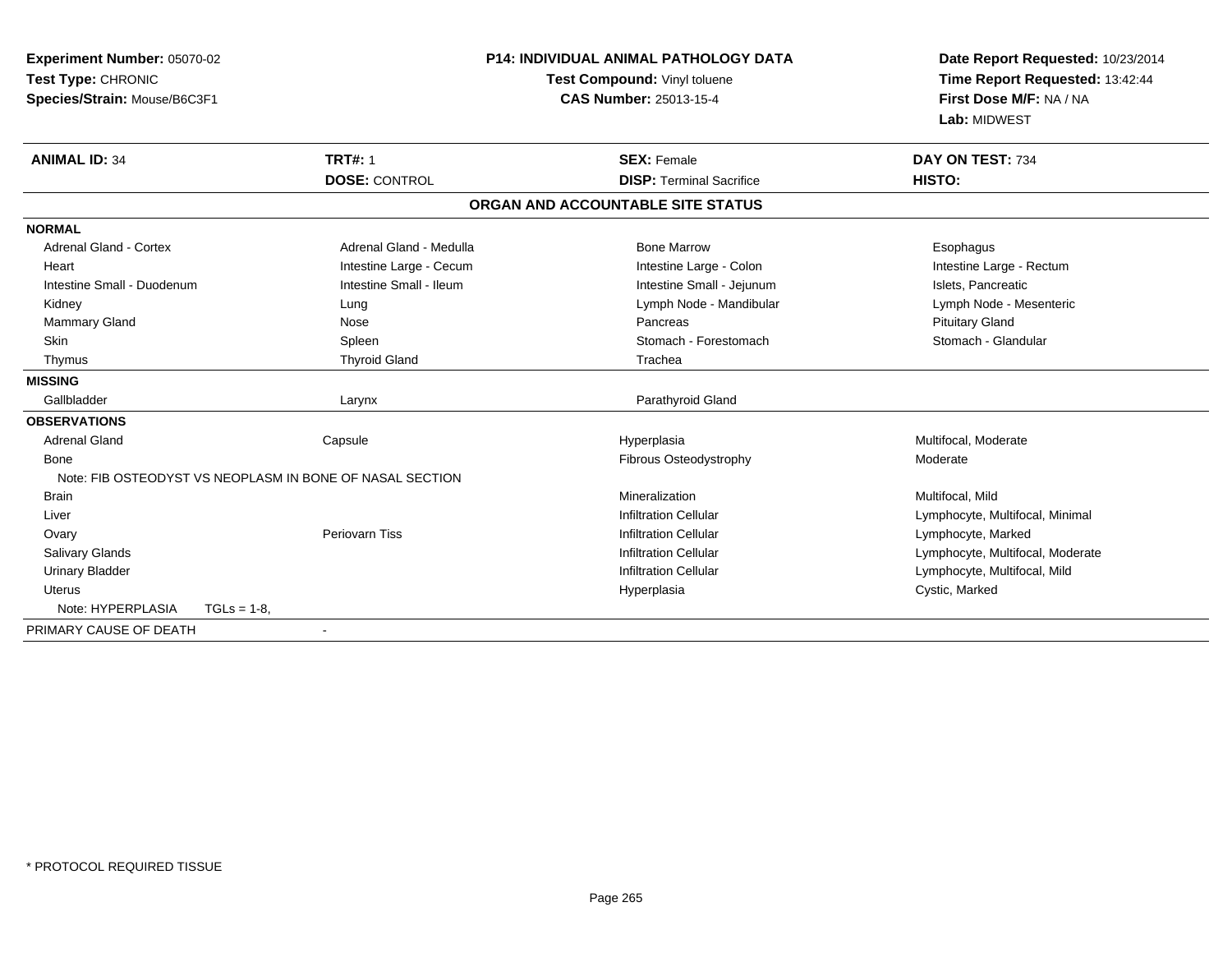**Experiment Number:** 05070-02
**Test Type:** CHRONIC
**Species/Strain:** Mouse/B6C3F1

**P14: INDIVIDUAL ANIMAL PATHOLOGY DATA**
**Test Compound:** Vinyl toluene
**CAS Number:** 25013-15-4

**Date Report Requested:** 10/23/2014
**Time Report Requested:** 13:42:44
**First Dose M/F:** NA / NA
**Lab:** MIDWEST

| **ANIMAL ID:** 34 | **TRT#:** 1 | **SEX:** Female | **DAY ON TEST:** 734 |
|---|---|---|---|
| | **DOSE:** CONTROL | **DISP:** Terminal Sacrifice | **HISTO:** |

## ORGAN AND ACCOUNTABLE SITE STATUS

| | | | |
|---|---|---|---|
| **NORMAL** | | | |
| Adrenal Gland - Cortex | Adrenal Gland - Medulla | Bone Marrow | Esophagus |
| Heart | Intestine Large - Cecum | Intestine Large - Colon | Intestine Large - Rectum |
| Intestine Small - Duodenum | Intestine Small - Ileum | Intestine Small - Jejunum | Islets, Pancreatic |
| Kidney | Lung | Lymph Node - Mandibular | Lymph Node - Mesenteric |
| Mammary Gland | Nose | Pancreas | Pituitary Gland |
| Skin | Spleen | Stomach - Forestomach | Stomach - Glandular |
| Thymus | Thyroid Gland | Trachea | |
| **MISSING** | | | |
| Gallbladder | Larynx | Parathyroid Gland | |
| **OBSERVATIONS** | | | |
| Adrenal Gland | Capsule | Hyperplasia | Multifocal, Moderate |
| Bone | | Fibrous Osteodystrophy | Moderate |
| Note: FIB OSTEODYST VS NEOPLASM IN BONE OF NASAL SECTION | | | |
| Brain | | Mineralization | Multifocal, Mild |
| Liver | | Infiltration Cellular | Lymphocyte, Multifocal, Minimal |
| Ovary | Periovarn Tiss | Infiltration Cellular | Lymphocyte, Marked |
| Salivary Glands | | Infiltration Cellular | Lymphocyte, Multifocal, Moderate |
| Urinary Bladder | | Infiltration Cellular | Lymphocyte, Multifocal, Mild |
| Uterus | | Hyperplasia | Cystic, Marked |
| Note: HYPERPLASIA TGLs = 1-8, | | | |
| PRIMARY CAUSE OF DEATH | - | | |

\* PROTOCOL REQUIRED TISSUE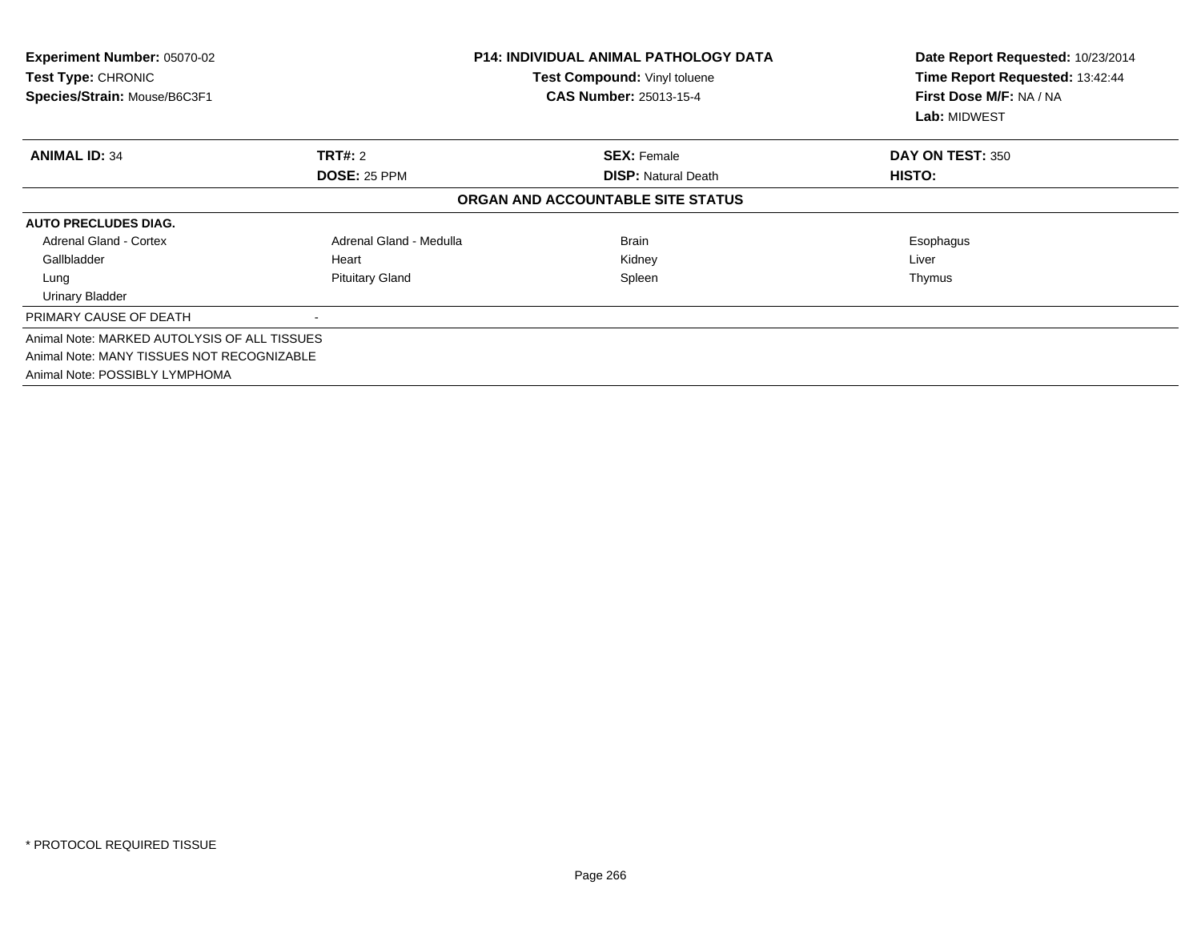**Experiment Number:** 05070-02
**Test Type:** CHRONIC
**Species/Strain:** Mouse/B6C3F1

**P14: INDIVIDUAL ANIMAL PATHOLOGY DATA**
**Test Compound:** Vinyl toluene
**CAS Number:** 25013-15-4

**Date Report Requested:** 10/23/2014
**Time Report Requested:** 13:42:44
**First Dose M/F:** NA / NA
**Lab:** MIDWEST

| **ANIMAL ID:** 34 | **TRT#:** 2 | **SEX:** Female | **DAY ON TEST:** 350 |
|---|---|---|---|
| | **DOSE:** 25 PPM | **DISP:** Natural Death | **HISTO:** |

**ORGAN AND ACCOUNTABLE SITE STATUS**

| **AUTO PRECLUDES DIAG.** | | | |
|---|---|---|---|
| Adrenal Gland - Cortex | Adrenal Gland - Medulla | Brain | Esophagus |
| Gallbladder | Heart | Kidney | Liver |
| Lung | Pituitary Gland | Spleen | Thymus |
| Urinary Bladder | | | |

PRIMARY CAUSE OF DEATH -

Animal Note: MARKED AUTOLYSIS OF ALL TISSUES
Animal Note: MANY TISSUES NOT RECOGNIZABLE
Animal Note: POSSIBLY LYMPHOMA

* PROTOCOL REQUIRED TISSUE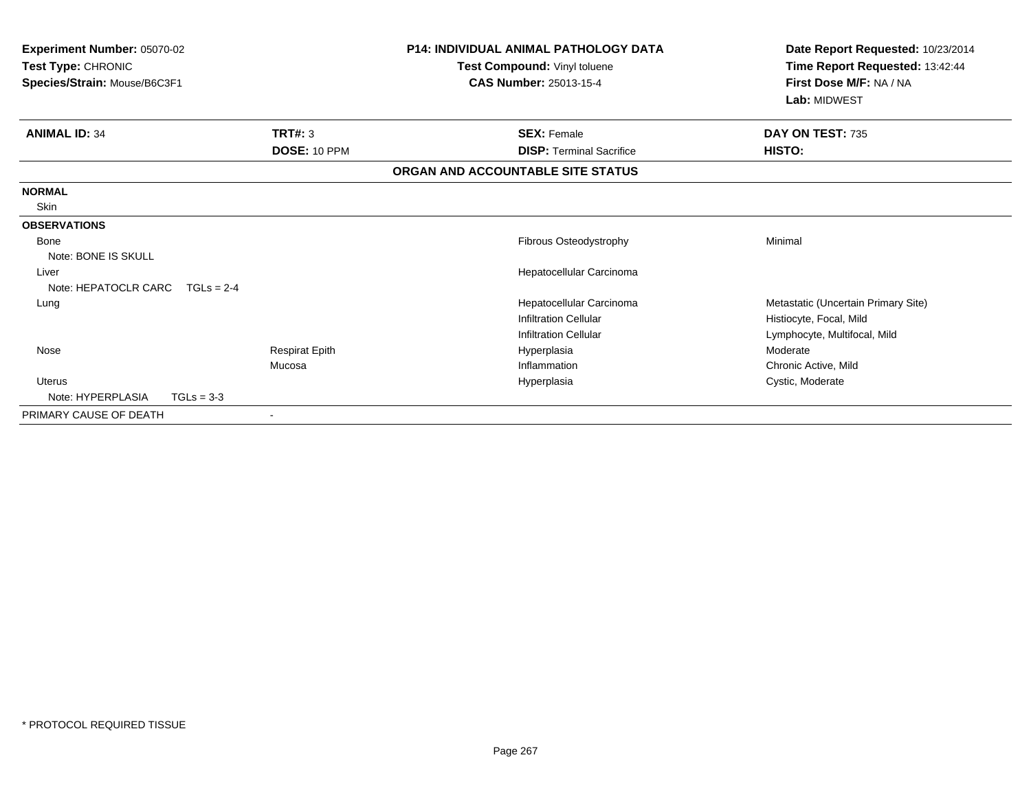**Experiment Number:** 05070-02
**Test Type:** CHRONIC
**Species/Strain:** Mouse/B6C3F1

**P14: INDIVIDUAL ANIMAL PATHOLOGY DATA**
**Test Compound:** Vinyl toluene
**CAS Number:** 25013-15-4

**Date Report Requested:** 10/23/2014
**Time Report Requested:** 13:42:44
**First Dose M/F:** NA / NA
**Lab:** MIDWEST

| **ANIMAL ID:** 34 | **TRT#:** 3 | **SEX:** Female | **DAY ON TEST:** 735 |
|---|---|---|---|
| | **DOSE:** 10 PPM | **DISP:** Terminal Sacrifice | **HISTO:** |

**ORGAN AND ACCOUNTABLE SITE STATUS**

| | | | |
|---|---|---|---|
| **NORMAL** | | | |
| Skin | | | |
| **OBSERVATIONS** | | | |
| Bone | | Fibrous Osteodystrophy | Minimal |
| Note: BONE IS SKULL | | | |
| Liver | | Hepatocellular Carcinoma | |
| Note: HEPATOCLR CARC TGLs = 2-4 | | | |
| Lung | | Hepatocellular Carcinoma | Metastatic (Uncertain Primary Site) |
| | | Infiltration Cellular | Histiocyte, Focal, Mild |
| | | Infiltration Cellular | Lymphocyte, Multifocal, Mild |
| Nose | Respirat Epith | Hyperplasia | Moderate |
| | Mucosa | Inflammation | Chronic Active, Mild |
| Uterus | | Hyperplasia | Cystic, Moderate |
| Note: HYPERPLASIA TGLs = 3-3 | | | |
| PRIMARY CAUSE OF DEATH | - | | |

* PROTOCOL REQUIRED TISSUE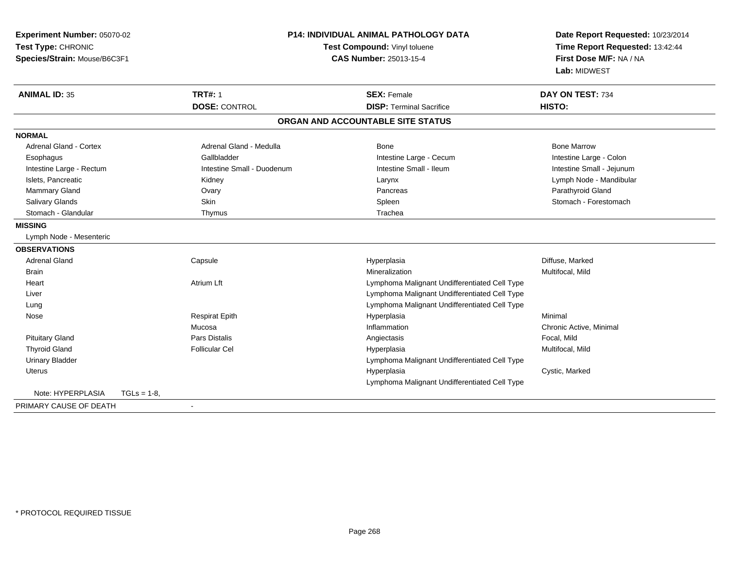**Experiment Number:** 05070-02
**Test Type:** CHRONIC
**Species/Strain:** Mouse/B6C3F1

**P14: INDIVIDUAL ANIMAL PATHOLOGY DATA**
**Test Compound:** Vinyl toluene
**CAS Number:** 25013-15-4

**Date Report Requested:** 10/23/2014
**Time Report Requested:** 13:42:44
**First Dose M/F:** NA / NA
**Lab:** MIDWEST

| **ANIMAL ID:** 35 | **TRT#:** 1 | **SEX:** Female | **DAY ON TEST:** 734 |
|---|---|---|---|
| | **DOSE:** CONTROL | **DISP:** Terminal Sacrifice | **HISTO:** |

## ORGAN AND ACCOUNTABLE SITE STATUS

| | | | |
|---|---|---|---|
| **NORMAL** | | | |
| Adrenal Gland - Cortex | Adrenal Gland - Medulla | Bone | Bone Marrow |
| Esophagus | Gallbladder | Intestine Large - Cecum | Intestine Large - Colon |
| Intestine Large - Rectum | Intestine Small - Duodenum | Intestine Small - Ileum | Intestine Small - Jejunum |
| Islets, Pancreatic | Kidney | Larynx | Lymph Node - Mandibular |
| Mammary Gland | Ovary | Pancreas | Parathyroid Gland |
| Salivary Glands | Skin | Spleen | Stomach - Forestomach |
| Stomach - Glandular | Thymus | Trachea | |
| **MISSING** | | | |
| Lymph Node - Mesenteric | | | |
| **OBSERVATIONS** | | | |
| Adrenal Gland | Capsule | Hyperplasia | Diffuse, Marked |
| Brain | | Mineralization | Multifocal, Mild |
| Heart | Atrium Lft | Lymphoma Malignant Undifferentiated Cell Type | |
| Liver | | Lymphoma Malignant Undifferentiated Cell Type | |
| Lung | | Lymphoma Malignant Undifferentiated Cell Type | |
| Nose | Respirat Epith | Hyperplasia | Minimal |
| | Mucosa | Inflammation | Chronic Active, Minimal |
| Pituitary Gland | Pars Distalis | Angiectasis | Focal, Mild |
| Thyroid Gland | Follicular Cel | Hyperplasia | Multifocal, Mild |
| Urinary Bladder | | Lymphoma Malignant Undifferentiated Cell Type | |
| Uterus | | Hyperplasia | Cystic, Marked |
| | | Lymphoma Malignant Undifferentiated Cell Type | |
| Note: HYPERPLASIA TGLs = 1-8, | | | |
| PRIMARY CAUSE OF DEATH | - | | |

* PROTOCOL REQUIRED TISSUE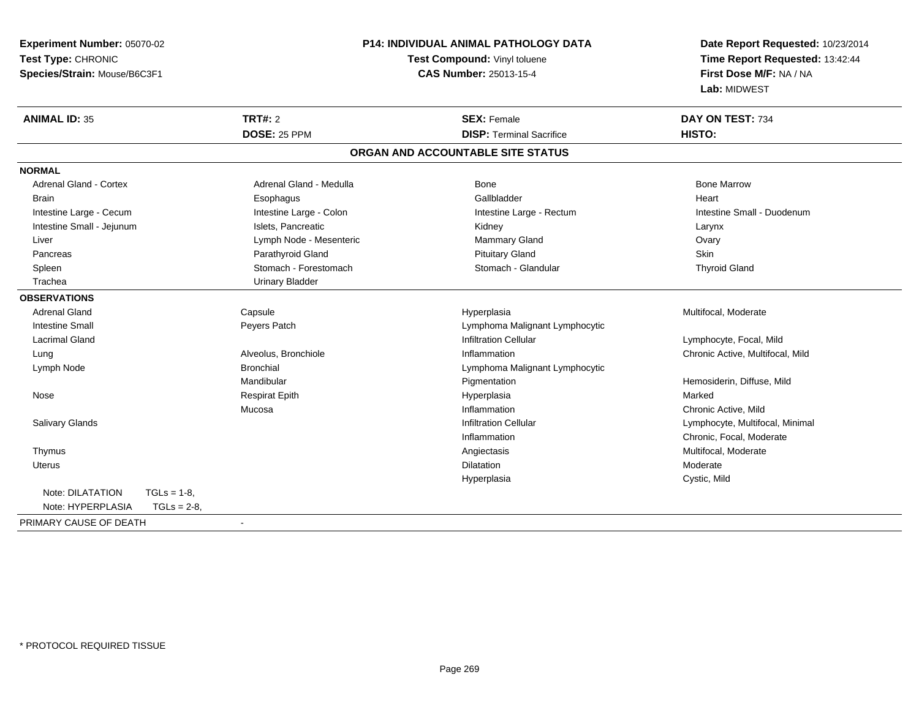**Experiment Number:** 05070-02
**Test Type:** CHRONIC
**Species/Strain:** Mouse/B6C3F1

**P14: INDIVIDUAL ANIMAL PATHOLOGY DATA**
**Test Compound:** Vinyl toluene
**CAS Number:** 25013-15-4

**Date Report Requested:** 10/23/2014
**Time Report Requested:** 13:42:44
**First Dose M/F:** NA / NA
**Lab:** MIDWEST

| **ANIMAL ID:** 35 | **TRT#:** 2 | **SEX:** Female | **DAY ON TEST:** 734 |
|---|---|---|---|
| | **DOSE:** 25 PPM | **DISP:** Terminal Sacrifice | **HISTO:** |

## ORGAN AND ACCOUNTABLE SITE STATUS

**NORMAL**

| | | | |
|---|---|---|---|
| Adrenal Gland - Cortex | Adrenal Gland - Medulla | Bone | Bone Marrow |
| Brain | Esophagus | Gallbladder | Heart |
| Intestine Large - Cecum | Intestine Large - Colon | Intestine Large - Rectum | Intestine Small - Duodenum |
| Intestine Small - Jejunum | Islets, Pancreatic | Kidney | Larynx |
| Liver | Lymph Node - Mesenteric | Mammary Gland | Ovary |
| Pancreas | Parathyroid Gland | Pituitary Gland | Skin |
| Spleen | Stomach - Forestomach | Stomach - Glandular | Thyroid Gland |
| Trachea | Urinary Bladder | | |

**OBSERVATIONS**

| | | | |
|---|---|---|---|
| Adrenal Gland | Capsule | Hyperplasia | Multifocal, Moderate |
| Intestine Small | Peyers Patch | Lymphoma Malignant Lymphocytic | |
| Lacrimal Gland | | Infiltration Cellular | Lymphocyte, Focal, Mild |
| Lung | Alveolus, Bronchiole | Inflammation | Chronic Active, Multifocal, Mild |
| Lymph Node | Bronchial | Lymphoma Malignant Lymphocytic | |
| | Mandibular | Pigmentation | Hemosiderin, Diffuse, Mild |
| Nose | Respirat Epith | Hyperplasia | Marked |
| | Mucosa | Inflammation | Chronic Active, Mild |
| Salivary Glands | | Infiltration Cellular | Lymphocyte, Multifocal, Minimal |
| | | Inflammation | Chronic, Focal, Moderate |
| Thymus | | Angiectasis | Multifocal, Moderate |
| Uterus | | Dilatation | Moderate |
| | | Hyperplasia | Cystic, Mild |

Note: DILATATION TGLs = 1-8,
Note: HYPERPLASIA TGLs = 2-8,

PRIMARY CAUSE OF DEATH -

* PROTOCOL REQUIRED TISSUE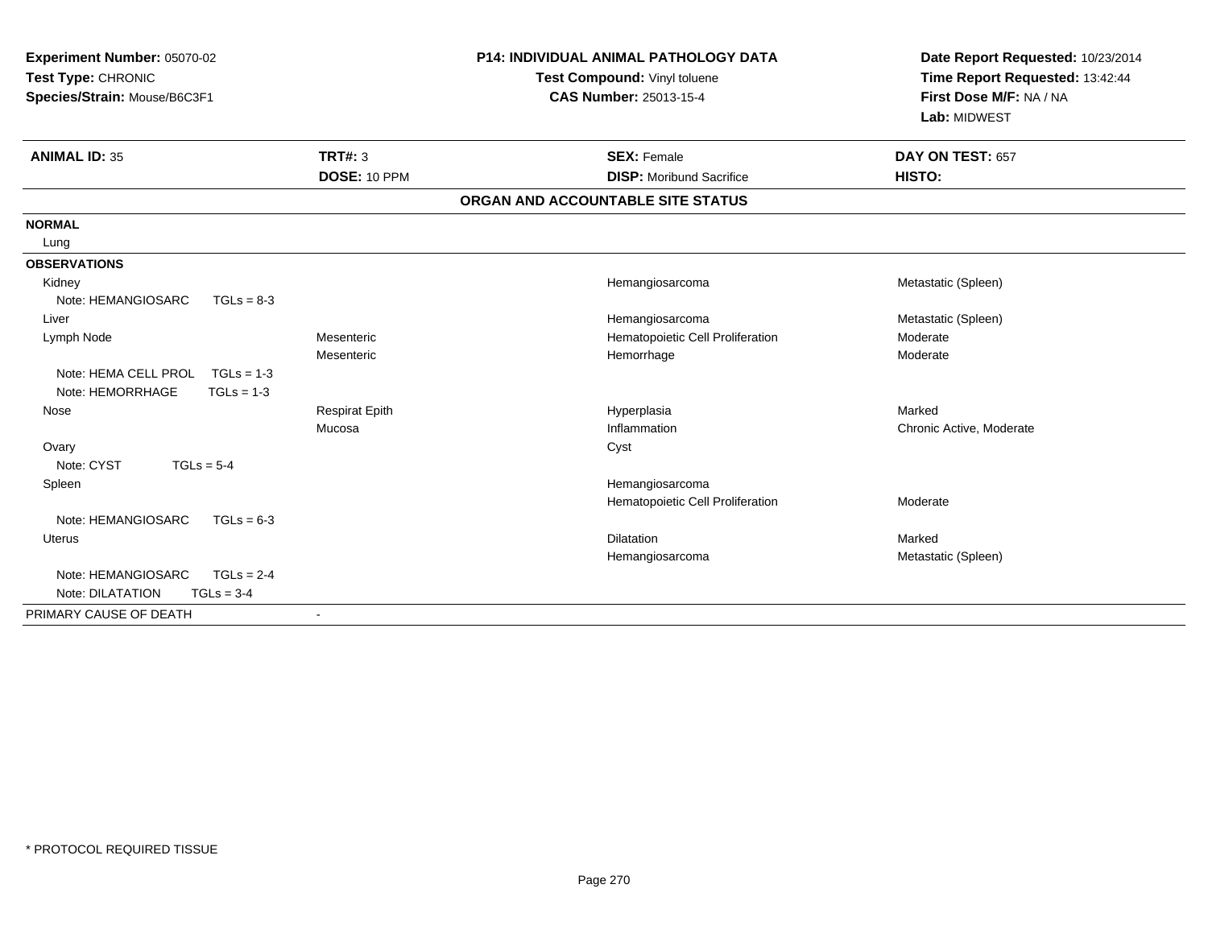**Experiment Number:** 05070-02
**Test Type:** CHRONIC
**Species/Strain:** Mouse/B6C3F1

**P14: INDIVIDUAL ANIMAL PATHOLOGY DATA**
**Test Compound:** Vinyl toluene
**CAS Number:** 25013-15-4

**Date Report Requested:** 10/23/2014
**Time Report Requested:** 13:42:44
**First Dose M/F:** NA / NA
**Lab:** MIDWEST

| **ANIMAL ID:** 35 | **TRT#:** 3 | **SEX:** Female | **DAY ON TEST:** 657 |
|---|---|---|---|
| | **DOSE:** 10 PPM | **DISP:** Moribund Sacrifice | **HISTO:** |

**ORGAN AND ACCOUNTABLE SITE STATUS**

| | | | |
|---|---|---|---|
| **NORMAL** | | | |
| Lung | | | |
| **OBSERVATIONS** | | | |
| Kidney | | Hemangiosarcoma | Metastatic (Spleen) |
| Note: HEMANGIOSARC TGLs = 8-3 | | | |
| Liver | | Hemangiosarcoma | Metastatic (Spleen) |
| Lymph Node | Mesenteric | Hematopoietic Cell Proliferation | Moderate |
| | Mesenteric | Hemorrhage | Moderate |
| Note: HEMA CELL PROL TGLs = 1-3 | | | |
| Note: HEMORRHAGE TGLs = 1-3 | | | |
| Nose | Respirat Epith | Hyperplasia | Marked |
| | Mucosa | Inflammation | Chronic Active, Moderate |
| Ovary | | Cyst | |
| Note: CYST TGLs = 5-4 | | | |
| Spleen | | Hemangiosarcoma | |
| | | Hematopoietic Cell Proliferation | Moderate |
| Note: HEMANGIOSARC TGLs = 6-3 | | | |
| Uterus | | Dilatation | Marked |
| | | Hemangiosarcoma | Metastatic (Spleen) |
| Note: HEMANGIOSARC TGLs = 2-4 | | | |
| Note: DILATATION TGLs = 3-4 | | | |
| PRIMARY CAUSE OF DEATH | - | | |

* PROTOCOL REQUIRED TISSUE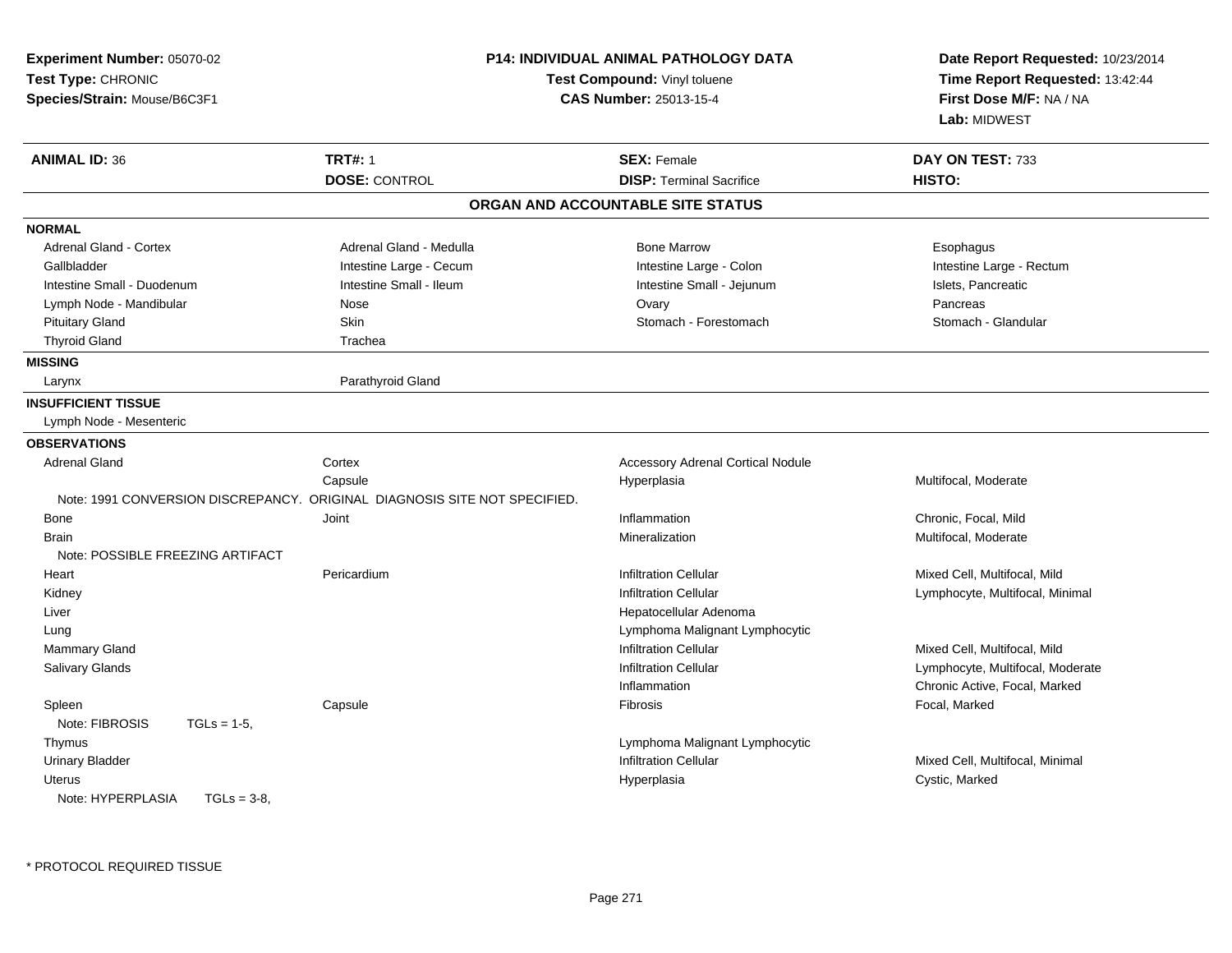**Experiment Number:** 05070-02
**Test Type:** CHRONIC
**Species/Strain:** Mouse/B6C3F1

**P14: INDIVIDUAL ANIMAL PATHOLOGY DATA**
**Test Compound:** Vinyl toluene
**CAS Number:** 25013-15-4

**Date Report Requested:** 10/23/2014
**Time Report Requested:** 13:42:44
**First Dose M/F:** NA / NA
**Lab:** MIDWEST

| **ANIMAL ID:** 36 | **TRT#:** 1 | **SEX:** Female | **DAY ON TEST:** 733 |
|---|---|---|---|
| | **DOSE:** CONTROL | **DISP:** Terminal Sacrifice | **HISTO:** |

## ORGAN AND ACCOUNTABLE SITE STATUS

**NORMAL**

| | | | |
|---|---|---|---|
| Adrenal Gland - Cortex | Adrenal Gland - Medulla | Bone Marrow | Esophagus |
| Gallbladder | Intestine Large - Cecum | Intestine Large - Colon | Intestine Large - Rectum |
| Intestine Small - Duodenum | Intestine Small - Ileum | Intestine Small - Jejunum | Islets, Pancreatic |
| Lymph Node - Mandibular | Nose | Ovary | Pancreas |
| Pituitary Gland | Skin | Stomach - Forestomach | Stomach - Glandular |
| Thyroid Gland | Trachea | | |

**MISSING**

Larynx　　Parathyroid Gland

**INSUFFICIENT TISSUE**

Lymph Node - Mesenteric

**OBSERVATIONS**

| | | | |
|---|---|---|---|
| Adrenal Gland | Cortex | Accessory Adrenal Cortical Nodule | |
| | Capsule | Hyperplasia | Multifocal, Moderate |
| Note: 1991 CONVERSION DISCREPANCY. ORIGINAL DIAGNOSIS SITE NOT SPECIFIED. | | | |
| Bone | Joint | Inflammation | Chronic, Focal, Mild |
| Brain | | Mineralization | Multifocal, Moderate |
| Note: POSSIBLE FREEZING ARTIFACT | | | |
| Heart | Pericardium | Infiltration Cellular | Mixed Cell, Multifocal, Mild |
| Kidney | | Infiltration Cellular | Lymphocyte, Multifocal, Minimal |
| Liver | | Hepatocellular Adenoma | |
| Lung | | Lymphoma Malignant Lymphocytic | |
| Mammary Gland | | Infiltration Cellular | Mixed Cell, Multifocal, Mild |
| Salivary Glands | | Infiltration Cellular | Lymphocyte, Multifocal, Moderate |
| | | Inflammation | Chronic Active, Focal, Marked |
| Spleen | Capsule | Fibrosis | Focal, Marked |
| Note: FIBROSIS TGLs = 1-5, | | | |
| Thymus | | Lymphoma Malignant Lymphocytic | |
| Urinary Bladder | | Infiltration Cellular | Mixed Cell, Multifocal, Minimal |
| Uterus | | Hyperplasia | Cystic, Marked |
| Note: HYPERPLASIA TGLs = 3-8, | | | |

\* PROTOCOL REQUIRED TISSUE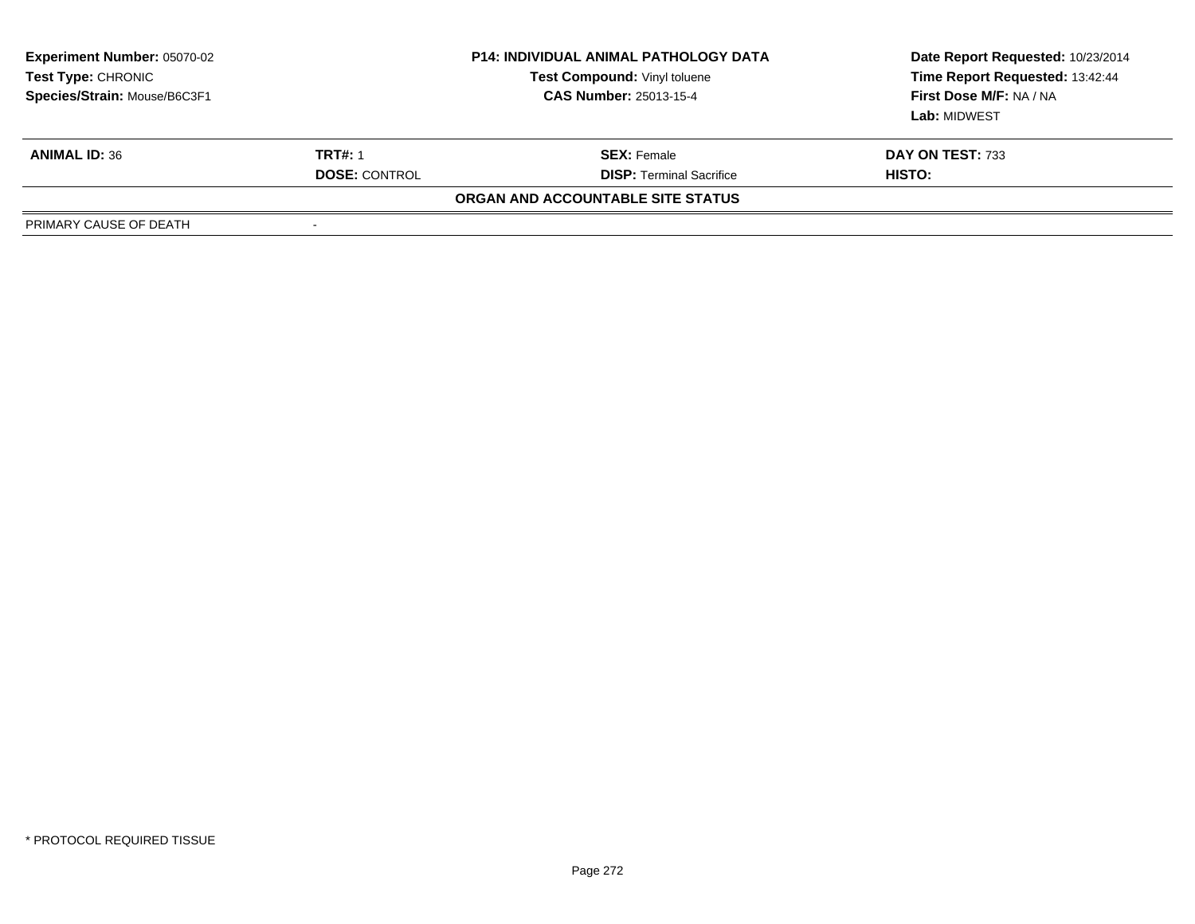| | | | |
|---|---|---|---|
| **Experiment Number:** 05070-02 | **P14: INDIVIDUAL ANIMAL PATHOLOGY DATA** | | **Date Report Requested:** 10/23/2014 |
| **Test Type:** CHRONIC | **Test Compound:** Vinyl toluene | | **Time Report Requested:** 13:42:44 |
| **Species/Strain:** Mouse/B6C3F1 | **CAS Number:** 25013-15-4 | | **First Dose M/F:** NA / NA |
| | | | **Lab:** MIDWEST |

| | | | |
|---|---|---|---|
| **ANIMAL ID:** 36 | **TRT#:** 1 | **SEX:** Female | **DAY ON TEST:** 733 |
| | **DOSE:** CONTROL | **DISP:** Terminal Sacrifice | **HISTO:** |

**ORGAN AND ACCOUNTABLE SITE STATUS**

| | |
|---|---|
| PRIMARY CAUSE OF DEATH | - |

* PROTOCOL REQUIRED TISSUE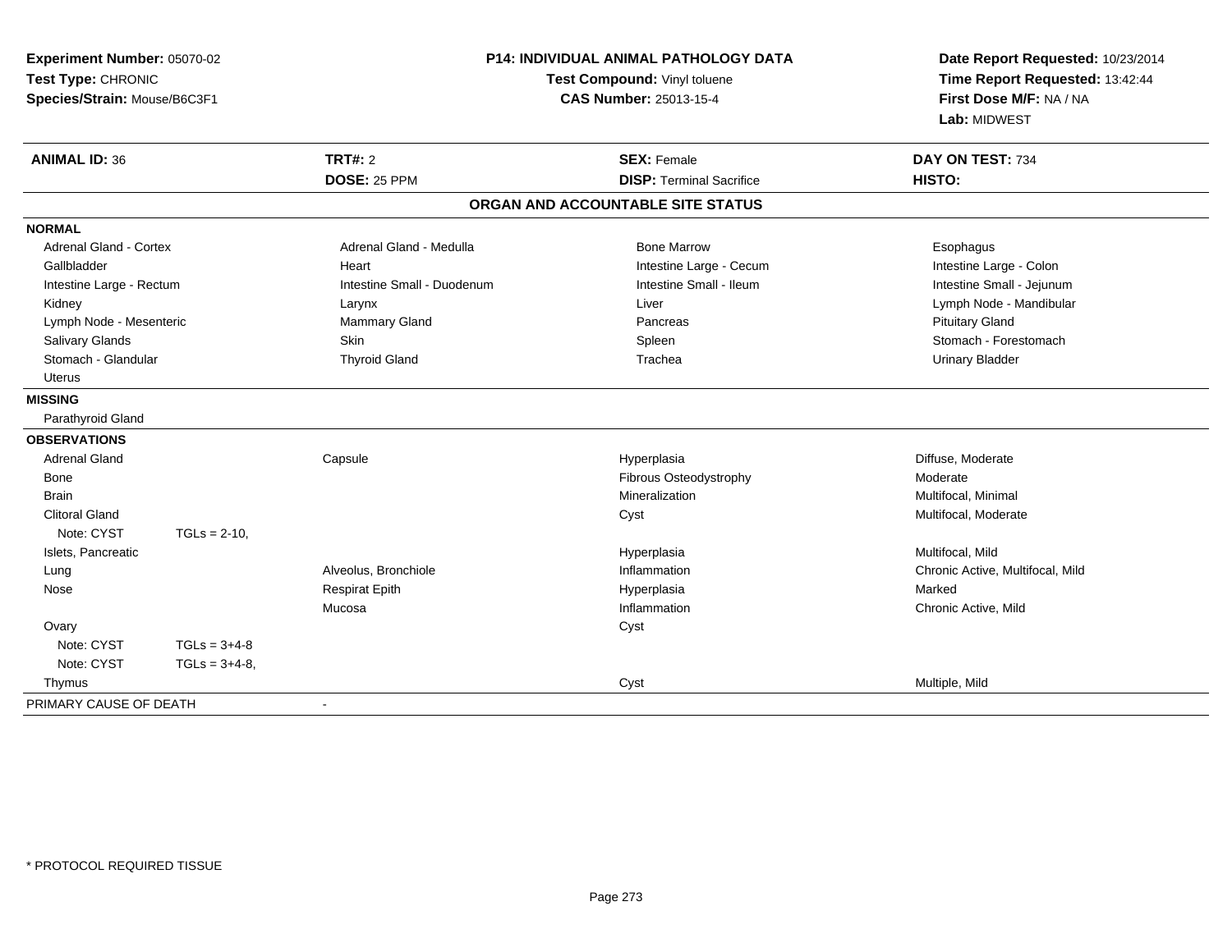**Experiment Number:** 05070-02
**Test Type:** CHRONIC
**Species/Strain:** Mouse/B6C3F1

**P14: INDIVIDUAL ANIMAL PATHOLOGY DATA**
**Test Compound:** Vinyl toluene
**CAS Number:** 25013-15-4

**Date Report Requested:** 10/23/2014
**Time Report Requested:** 13:42:44
**First Dose M/F:** NA / NA
**Lab:** MIDWEST

| **ANIMAL ID:** 36 | **TRT#:** 2 | **SEX:** Female | **DAY ON TEST:** 734 |
|---|---|---|---|
| | **DOSE:** 25 PPM | **DISP:** Terminal Sacrifice | **HISTO:** |

**ORGAN AND ACCOUNTABLE SITE STATUS**

**NORMAL**

| | | | |
|---|---|---|---|
| Adrenal Gland - Cortex | Adrenal Gland - Medulla | Bone Marrow | Esophagus |
| Gallbladder | Heart | Intestine Large - Cecum | Intestine Large - Colon |
| Intestine Large - Rectum | Intestine Small - Duodenum | Intestine Small - Ileum | Intestine Small - Jejunum |
| Kidney | Larynx | Liver | Lymph Node - Mandibular |
| Lymph Node - Mesenteric | Mammary Gland | Pancreas | Pituitary Gland |
| Salivary Glands | Skin | Spleen | Stomach - Forestomach |
| Stomach - Glandular | Thyroid Gland | Trachea | Urinary Bladder |
| Uterus | | | |

**MISSING**

Parathyroid Gland

**OBSERVATIONS**

| | | | |
|---|---|---|---|
| Adrenal Gland | Capsule | Hyperplasia | Diffuse, Moderate |
| Bone | | Fibrous Osteodystrophy | Moderate |
| Brain | | Mineralization | Multifocal, Minimal |
| Clitoral Gland | | Cyst | Multifocal, Moderate |
| Note: CYST TGLs = 2-10, | | | |
| Islets, Pancreatic | | Hyperplasia | Multifocal, Mild |
| Lung | Alveolus, Bronchiole | Inflammation | Chronic Active, Multifocal, Mild |
| Nose | Respirat Epith | Hyperplasia | Marked |
| | Mucosa | Inflammation | Chronic Active, Mild |
| Ovary | | Cyst | |
| Note: CYST TGLs = 3+4-8 | | | |
| Note: CYST TGLs = 3+4-8, | | | |
| Thymus | | Cyst | Multiple, Mild |

PRIMARY CAUSE OF DEATH -

\* PROTOCOL REQUIRED TISSUE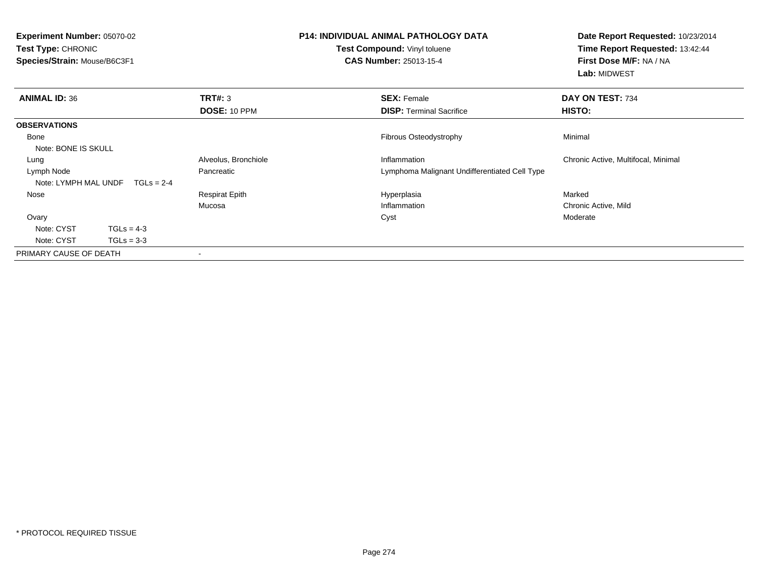**Experiment Number:** 05070-02
**Test Type:** CHRONIC
**Species/Strain:** Mouse/B6C3F1

**P14: INDIVIDUAL ANIMAL PATHOLOGY DATA**
**Test Compound:** Vinyl toluene
**CAS Number:** 25013-15-4

**Date Report Requested:** 10/23/2014
**Time Report Requested:** 13:42:44
**First Dose M/F:** NA / NA
**Lab:** MIDWEST

| **ANIMAL ID:** 36 | **TRT#:** 3<br>**DOSE:** 10 PPM | **SEX:** Female<br>**DISP:** Terminal Sacrifice | **DAY ON TEST:** 734<br>**HISTO:** |
|---|---|---|---|
| **OBSERVATIONS** | | | |
| Bone | | Fibrous Osteodystrophy | Minimal |
| Note: BONE IS SKULL | | | |
| Lung | Alveolus, Bronchiole | Inflammation | Chronic Active, Multifocal, Minimal |
| Lymph Node | Pancreatic | Lymphoma Malignant Undifferentiated Cell Type | |
| Note: LYMPH MAL UNDF TGLs = 2-4 | | | |
| Nose | Respirat Epith | Hyperplasia | Marked |
| | Mucosa | Inflammation | Chronic Active, Mild |
| Ovary | | Cyst | Moderate |
| Note: CYST TGLs = 4-3 | | | |
| Note: CYST TGLs = 3-3 | | | |
| PRIMARY CAUSE OF DEATH | - | | |

\* PROTOCOL REQUIRED TISSUE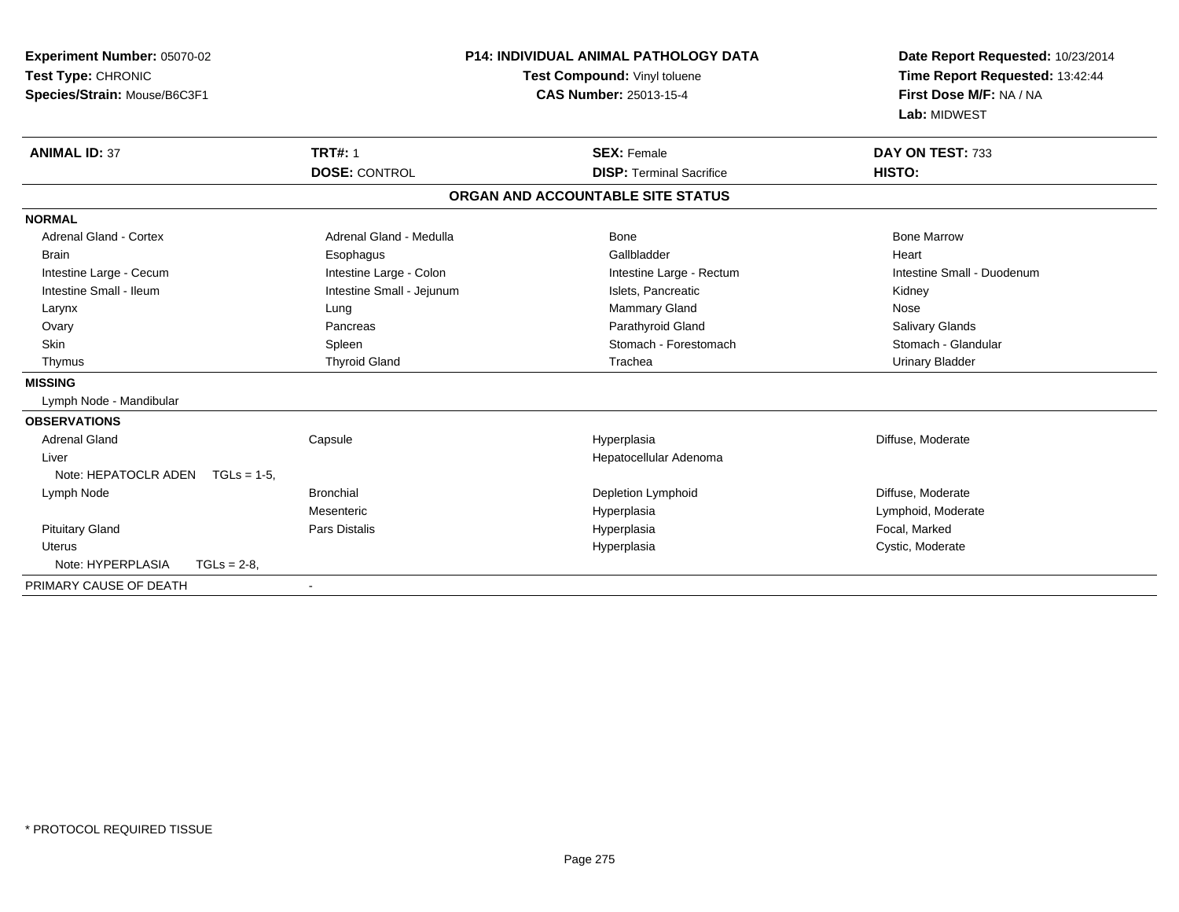**Experiment Number:** 05070-02
**Test Type:** CHRONIC
**Species/Strain:** Mouse/B6C3F1

**P14: INDIVIDUAL ANIMAL PATHOLOGY DATA**
**Test Compound:** Vinyl toluene
**CAS Number:** 25013-15-4

**Date Report Requested:** 10/23/2014
**Time Report Requested:** 13:42:44
**First Dose M/F:** NA / NA
**Lab:** MIDWEST

| | | | |
|---|---|---|---|
| **ANIMAL ID:** 37 | **TRT#:** 1 | **SEX:** Female | **DAY ON TEST:** 733 |
| | **DOSE:** CONTROL | **DISP:** Terminal Sacrifice | **HISTO:** |

**ORGAN AND ACCOUNTABLE SITE STATUS**

**NORMAL**

| | | | |
|---|---|---|---|
| Adrenal Gland - Cortex | Adrenal Gland - Medulla | Bone | Bone Marrow |
| Brain | Esophagus | Gallbladder | Heart |
| Intestine Large - Cecum | Intestine Large - Colon | Intestine Large - Rectum | Intestine Small - Duodenum |
| Intestine Small - Ileum | Intestine Small - Jejunum | Islets, Pancreatic | Kidney |
| Larynx | Lung | Mammary Gland | Nose |
| Ovary | Pancreas | Parathyroid Gland | Salivary Glands |
| Skin | Spleen | Stomach - Forestomach | Stomach - Glandular |
| Thymus | Thyroid Gland | Trachea | Urinary Bladder |

**MISSING**

Lymph Node - Mandibular

**OBSERVATIONS**

| | | | |
|---|---|---|---|
| Adrenal Gland | Capsule | Hyperplasia | Diffuse, Moderate |
| Liver | | Hepatocellular Adenoma | |
| Note: HEPATOCLR ADEN TGLs = 1-5, | | | |
| Lymph Node | Bronchial | Depletion Lymphoid | Diffuse, Moderate |
| | Mesenteric | Hyperplasia | Lymphoid, Moderate |
| Pituitary Gland | Pars Distalis | Hyperplasia | Focal, Marked |
| Uterus | | Hyperplasia | Cystic, Moderate |
| Note: HYPERPLASIA TGLs = 2-8, | | | |

PRIMARY CAUSE OF DEATH -

* PROTOCOL REQUIRED TISSUE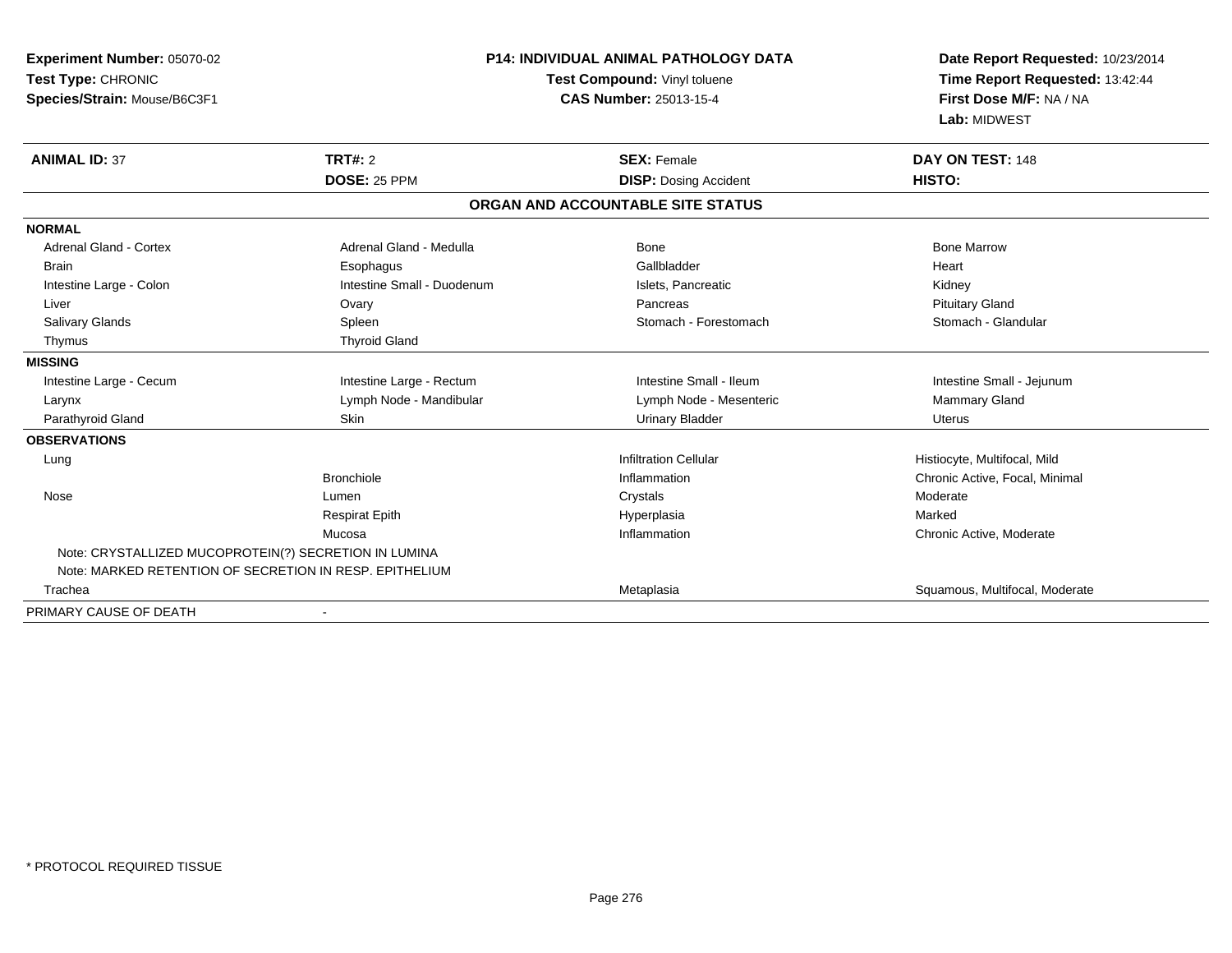**Experiment Number:** 05070-02
**Test Type:** CHRONIC
**Species/Strain:** Mouse/B6C3F1

**P14: INDIVIDUAL ANIMAL PATHOLOGY DATA**
**Test Compound:** Vinyl toluene
**CAS Number:** 25013-15-4

**Date Report Requested:** 10/23/2014
**Time Report Requested:** 13:42:44
**First Dose M/F:** NA / NA
**Lab:** MIDWEST

| **ANIMAL ID:** 37 | **TRT#:** 2 | **SEX:** Female | **DAY ON TEST:** 148 |
|---|---|---|---|
| | **DOSE:** 25 PPM | **DISP:** Dosing Accident | **HISTO:** |

**ORGAN AND ACCOUNTABLE SITE STATUS**

| | | | |
|---|---|---|---|
| **NORMAL** | | | |
| Adrenal Gland - Cortex | Adrenal Gland - Medulla | Bone | Bone Marrow |
| Brain | Esophagus | Gallbladder | Heart |
| Intestine Large - Colon | Intestine Small - Duodenum | Islets, Pancreatic | Kidney |
| Liver | Ovary | Pancreas | Pituitary Gland |
| Salivary Glands | Spleen | Stomach - Forestomach | Stomach - Glandular |
| Thymus | Thyroid Gland | | |
| **MISSING** | | | |
| Intestine Large - Cecum | Intestine Large - Rectum | Intestine Small - Ileum | Intestine Small - Jejunum |
| Larynx | Lymph Node - Mandibular | Lymph Node - Mesenteric | Mammary Gland |
| Parathyroid Gland | Skin | Urinary Bladder | Uterus |
| **OBSERVATIONS** | | | |
| Lung | | Infiltration Cellular | Histiocyte, Multifocal, Mild |
| | Bronchiole | Inflammation | Chronic Active, Focal, Minimal |
| Nose | Lumen | Crystals | Moderate |
| | Respirat Epith | Hyperplasia | Marked |
| | Mucosa | Inflammation | Chronic Active, Moderate |
| Note: CRYSTALLIZED MUCOPROTEIN(?) SECRETION IN LUMINA | | | |
| Note: MARKED RETENTION OF SECRETION IN RESP. EPITHELIUM | | | |
| Trachea | | Metaplasia | Squamous, Multifocal, Moderate |
| PRIMARY CAUSE OF DEATH | - | | |

* PROTOCOL REQUIRED TISSUE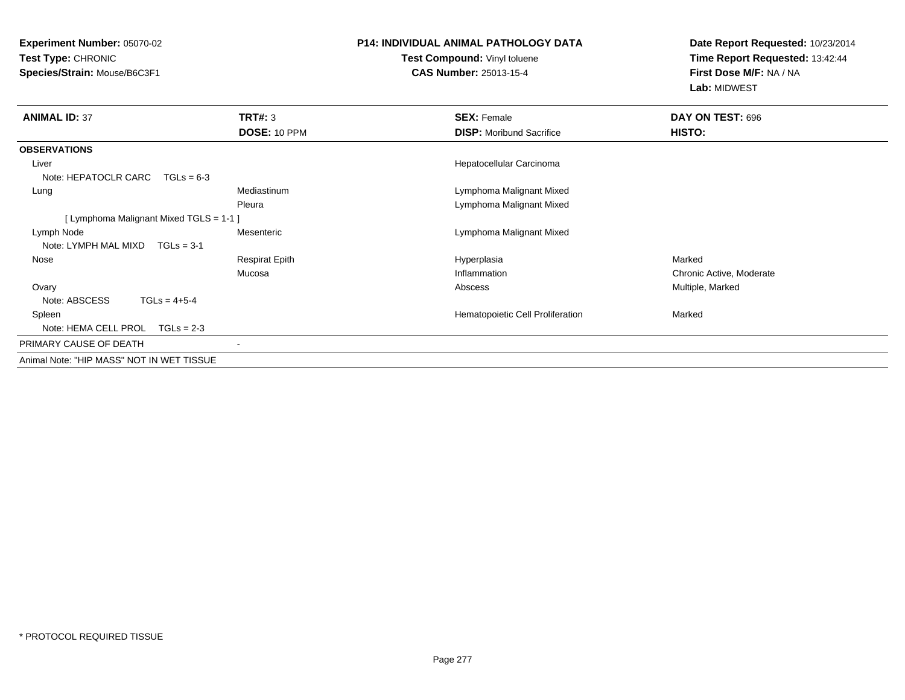**Experiment Number:** 05070-02
**Test Type:** CHRONIC
**Species/Strain:** Mouse/B6C3F1

**P14: INDIVIDUAL ANIMAL PATHOLOGY DATA**
**Test Compound:** Vinyl toluene
**CAS Number:** 25013-15-4

**Date Report Requested:** 10/23/2014
**Time Report Requested:** 13:42:44
**First Dose M/F:** NA / NA
**Lab:** MIDWEST

| **ANIMAL ID:** 37 | **TRT#:** 3 | **SEX:** Female | **DAY ON TEST:** 696 |
|---|---|---|---|
| | **DOSE:** 10 PPM | **DISP:** Moribund Sacrifice | **HISTO:** |
| **OBSERVATIONS** | | | |
| Liver | | Hepatocellular Carcinoma | |
| Note: HEPATOCLR CARC TGLs = 6-3 | | | |
| Lung | Mediastinum | Lymphoma Malignant Mixed | |
| | Pleura | Lymphoma Malignant Mixed | |
| [ Lymphoma Malignant Mixed TGLS = 1-1 ] | | | |
| Lymph Node | Mesenteric | Lymphoma Malignant Mixed | |
| Note: LYMPH MAL MIXD TGLs = 3-1 | | | |
| Nose | Respirat Epith | Hyperplasia | Marked |
| | Mucosa | Inflammation | Chronic Active, Moderate |
| Ovary | | Abscess | Multiple, Marked |
| Note: ABSCESS TGLs = 4+5-4 | | | |
| Spleen | | Hematopoietic Cell Proliferation | Marked |
| Note: HEMA CELL PROL TGLs = 2-3 | | | |
| PRIMARY CAUSE OF DEATH | - | | |
| Animal Note: "HIP MASS" NOT IN WET TISSUE | | | |

* PROTOCOL REQUIRED TISSUE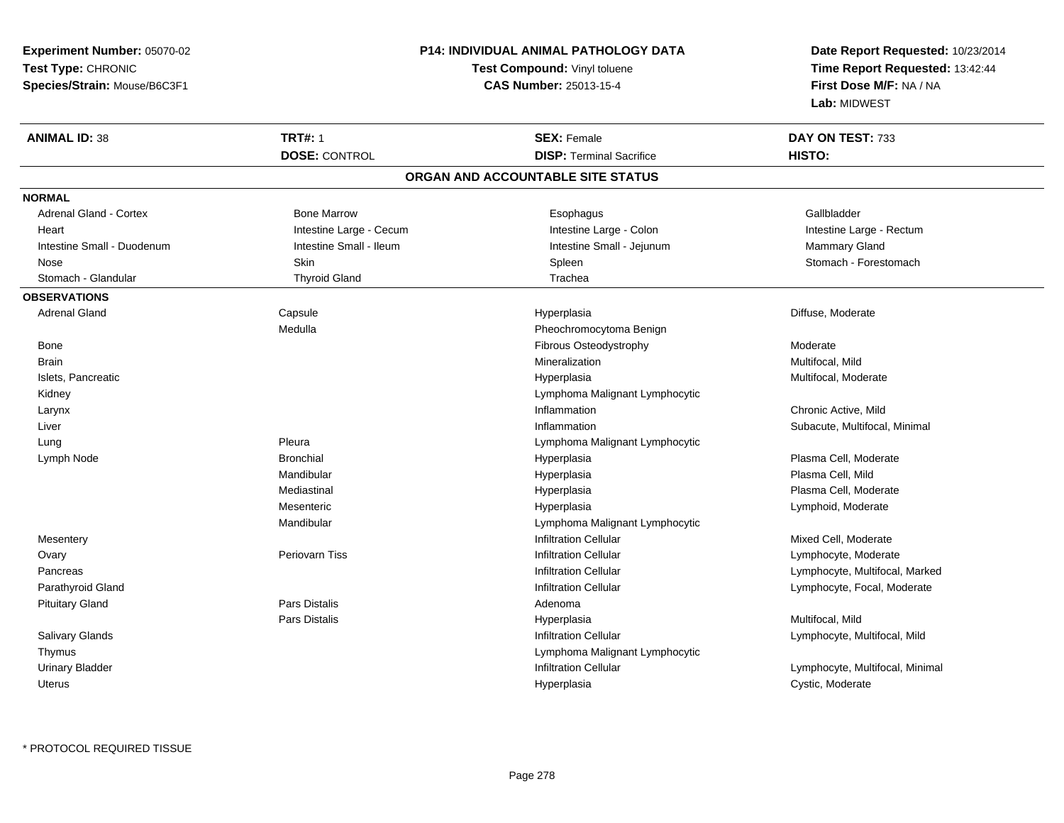**Experiment Number:** 05070-02
**Test Type:** CHRONIC
**Species/Strain:** Mouse/B6C3F1

**P14: INDIVIDUAL ANIMAL PATHOLOGY DATA**
**Test Compound:** Vinyl toluene
**CAS Number:** 25013-15-4

**Date Report Requested:** 10/23/2014
**Time Report Requested:** 13:42:44
**First Dose M/F:** NA / NA
**Lab:** MIDWEST

| **ANIMAL ID:** 38 | **TRT#:** 1 | **SEX:** Female | **DAY ON TEST:** 733 |
|---|---|---|---|
| | **DOSE:** CONTROL | **DISP:** Terminal Sacrifice | **HISTO:** |

## ORGAN AND ACCOUNTABLE SITE STATUS

**NORMAL**

| | | | |
|---|---|---|---|
| Adrenal Gland - Cortex | Bone Marrow | Esophagus | Gallbladder |
| Heart | Intestine Large - Cecum | Intestine Large - Colon | Intestine Large - Rectum |
| Intestine Small - Duodenum | Intestine Small - Ileum | Intestine Small - Jejunum | Mammary Gland |
| Nose | Skin | Spleen | Stomach - Forestomach |
| Stomach - Glandular | Thyroid Gland | Trachea | |

**OBSERVATIONS**

| | | | |
|---|---|---|---|
| Adrenal Gland | Capsule | Hyperplasia | Diffuse, Moderate |
| | Medulla | Pheochromocytoma Benign | |
| Bone | | Fibrous Osteodystrophy | Moderate |
| Brain | | Mineralization | Multifocal, Mild |
| Islets, Pancreatic | | Hyperplasia | Multifocal, Moderate |
| Kidney | | Lymphoma Malignant Lymphocytic | |
| Larynx | | Inflammation | Chronic Active, Mild |
| Liver | | Inflammation | Subacute, Multifocal, Minimal |
| Lung | Pleura | Lymphoma Malignant Lymphocytic | |
| Lymph Node | Bronchial | Hyperplasia | Plasma Cell, Moderate |
| | Mandibular | Hyperplasia | Plasma Cell, Mild |
| | Mediastinal | Hyperplasia | Plasma Cell, Moderate |
| | Mesenteric | Hyperplasia | Lymphoid, Moderate |
| | Mandibular | Lymphoma Malignant Lymphocytic | |
| Mesentery | | Infiltration Cellular | Mixed Cell, Moderate |
| Ovary | Periovarn Tiss | Infiltration Cellular | Lymphocyte, Moderate |
| Pancreas | | Infiltration Cellular | Lymphocyte, Multifocal, Marked |
| Parathyroid Gland | | Infiltration Cellular | Lymphocyte, Focal, Moderate |
| Pituitary Gland | Pars Distalis | Adenoma | |
| | Pars Distalis | Hyperplasia | Multifocal, Mild |
| Salivary Glands | | Infiltration Cellular | Lymphocyte, Multifocal, Mild |
| Thymus | | Lymphoma Malignant Lymphocytic | |
| Urinary Bladder | | Infiltration Cellular | Lymphocyte, Multifocal, Minimal |
| Uterus | | Hyperplasia | Cystic, Moderate |

* PROTOCOL REQUIRED TISSUE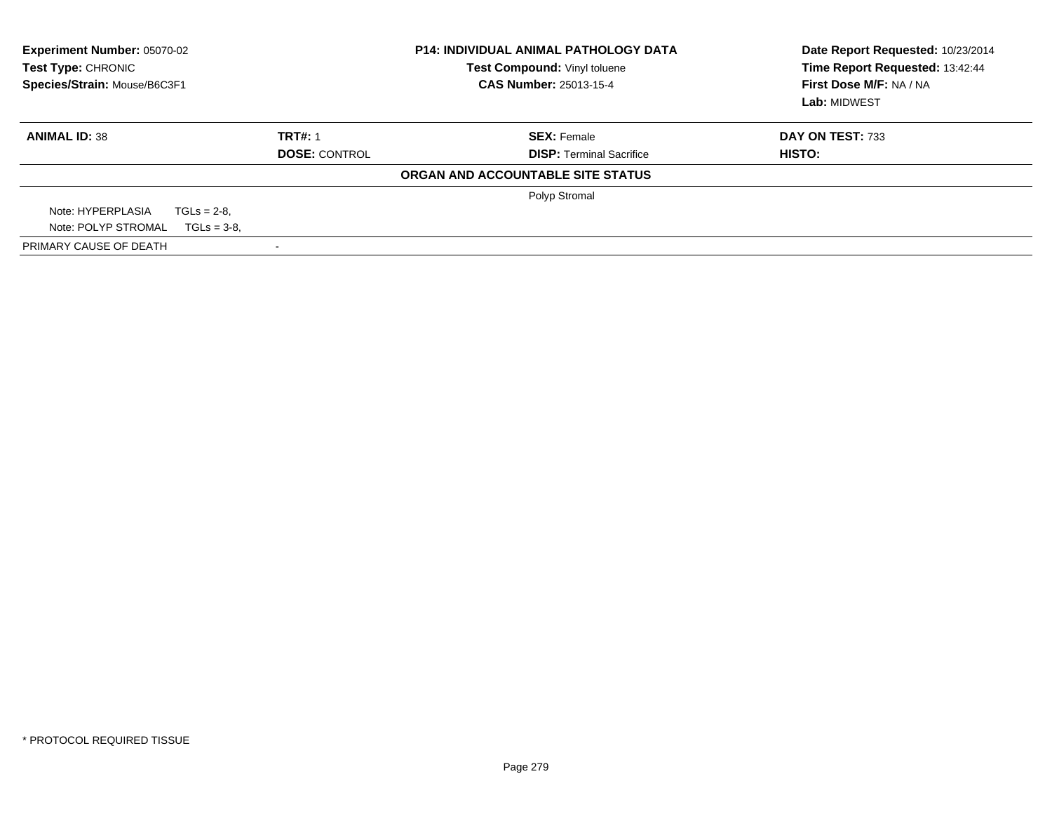**Experiment Number:** 05070-02
**Test Type:** CHRONIC
**Species/Strain:** Mouse/B6C3F1

**P14: INDIVIDUAL ANIMAL PATHOLOGY DATA**
**Test Compound:** Vinyl toluene
**CAS Number:** 25013-15-4

**Date Report Requested:** 10/23/2014
**Time Report Requested:** 13:42:44
**First Dose M/F:** NA / NA
**Lab:** MIDWEST

| | | | |
|---|---|---|---|
| **ANIMAL ID:** 38 | **TRT#:** 1 | **SEX:** Female | **DAY ON TEST:** 733 |
| | **DOSE:** CONTROL | **DISP:** Terminal Sacrifice | **HISTO:** |

**ORGAN AND ACCOUNTABLE SITE STATUS**

Polyp Stromal

Note: HYPERPLASIA TGLs = 2-8,
Note: POLYP STROMAL TGLs = 3-8,

PRIMARY CAUSE OF DEATH -

* PROTOCOL REQUIRED TISSUE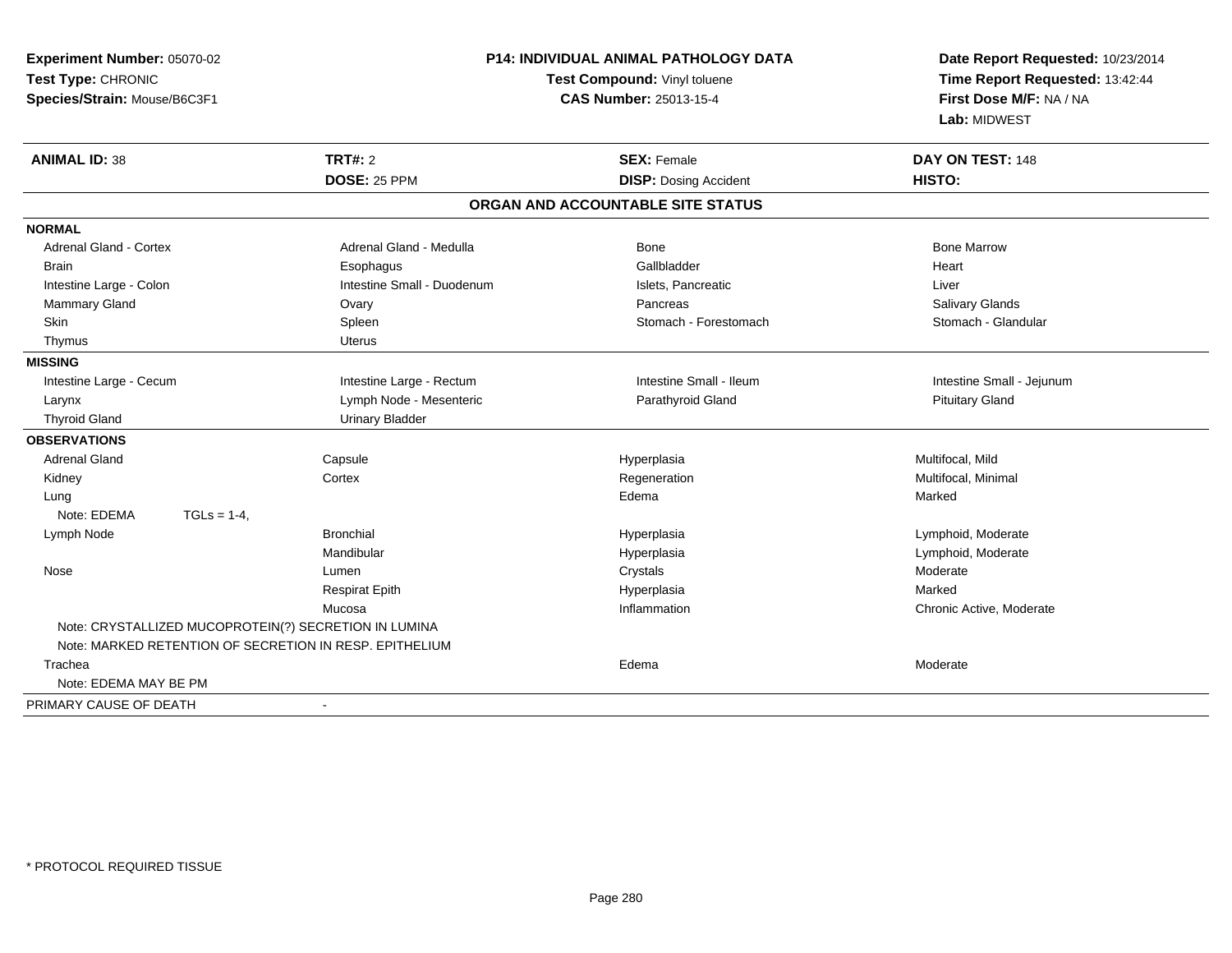**Experiment Number:** 05070-02
**Test Type:** CHRONIC
**Species/Strain:** Mouse/B6C3F1

**P14: INDIVIDUAL ANIMAL PATHOLOGY DATA**
**Test Compound:** Vinyl toluene
**CAS Number:** 25013-15-4

**Date Report Requested:** 10/23/2014
**Time Report Requested:** 13:42:44
**First Dose M/F:** NA / NA
**Lab:** MIDWEST

| **ANIMAL ID:** 38 | **TRT#:** 2 | **SEX:** Female | **DAY ON TEST:** 148 |
|---|---|---|---|
| | **DOSE:** 25 PPM | **DISP:** Dosing Accident | **HISTO:** |

**ORGAN AND ACCOUNTABLE SITE STATUS**

**NORMAL**

| | | | |
|---|---|---|---|
| Adrenal Gland - Cortex | Adrenal Gland - Medulla | Bone | Bone Marrow |
| Brain | Esophagus | Gallbladder | Heart |
| Intestine Large - Colon | Intestine Small - Duodenum | Islets, Pancreatic | Liver |
| Mammary Gland | Ovary | Pancreas | Salivary Glands |
| Skin | Spleen | Stomach - Forestomach | Stomach - Glandular |
| Thymus | Uterus | | |

**MISSING**

| | | | |
|---|---|---|---|
| Intestine Large - Cecum | Intestine Large - Rectum | Intestine Small - Ileum | Intestine Small - Jejunum |
| Larynx | Lymph Node - Mesenteric | Parathyroid Gland | Pituitary Gland |
| Thyroid Gland | Urinary Bladder | | |

**OBSERVATIONS**

| | | | |
|---|---|---|---|
| Adrenal Gland | Capsule | Hyperplasia | Multifocal, Mild |
| Kidney | Cortex | Regeneration | Multifocal, Minimal |
| Lung | | Edema | Marked |
| Note: EDEMA TGLs = 1-4, | | | |
| Lymph Node | Bronchial | Hyperplasia | Lymphoid, Moderate |
| | Mandibular | Hyperplasia | Lymphoid, Moderate |
| Nose | Lumen | Crystals | Moderate |
| | Respirat Epith | Hyperplasia | Marked |
| | Mucosa | Inflammation | Chronic Active, Moderate |
| Note: CRYSTALLIZED MUCOPROTEIN(?) SECRETION IN LUMINA | | | |
| Note: MARKED RETENTION OF SECRETION IN RESP. EPITHELIUM | | | |
| Trachea | | Edema | Moderate |
| Note: EDEMA MAY BE PM | | | |

PRIMARY CAUSE OF DEATH -

* PROTOCOL REQUIRED TISSUE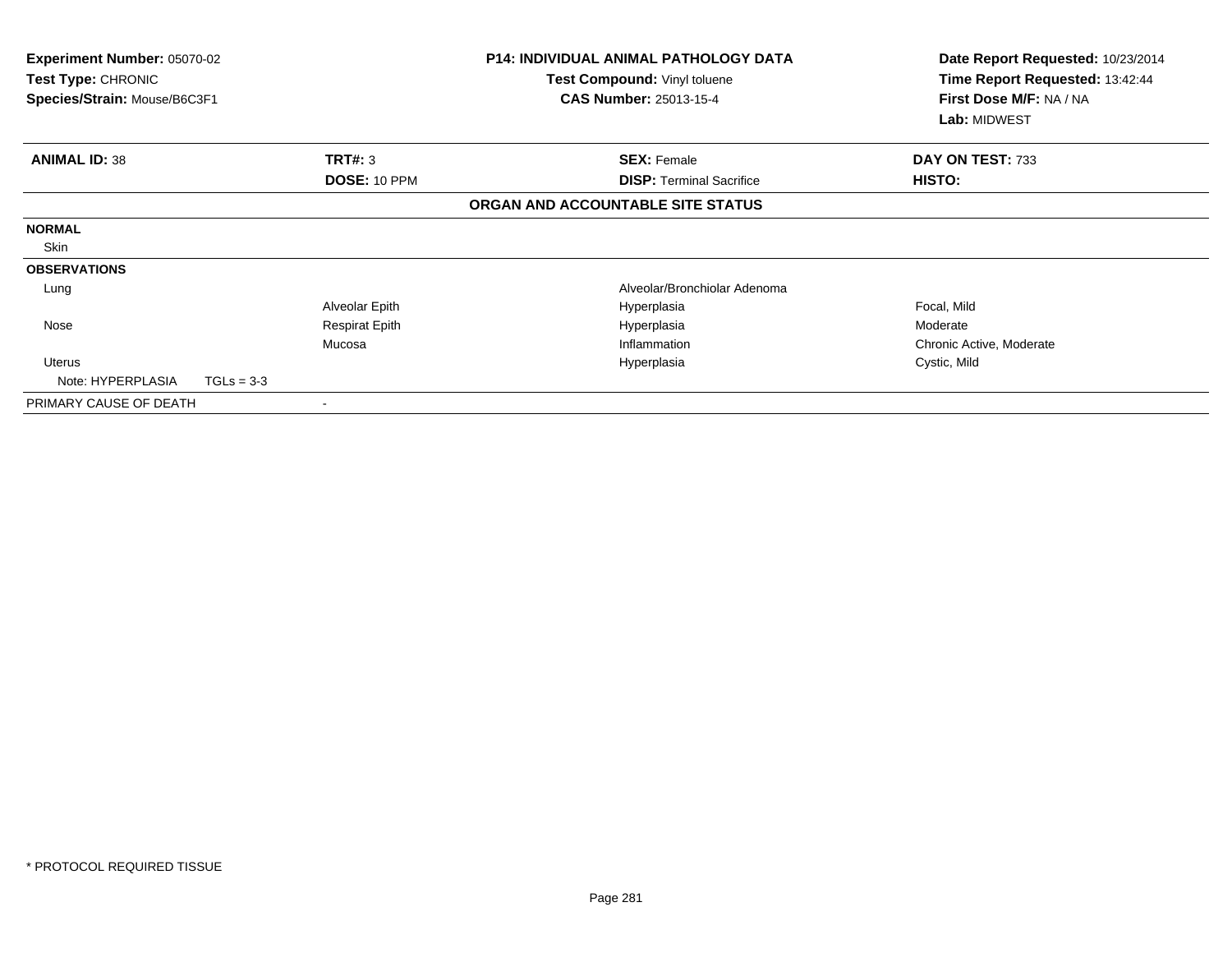**Experiment Number:** 05070-02
**Test Type:** CHRONIC
**Species/Strain:** Mouse/B6C3F1

**P14: INDIVIDUAL ANIMAL PATHOLOGY DATA**
**Test Compound:** Vinyl toluene
**CAS Number:** 25013-15-4

**Date Report Requested:** 10/23/2014
**Time Report Requested:** 13:42:44
**First Dose M/F:** NA / NA
**Lab:** MIDWEST

| **ANIMAL ID:** 38 | **TRT#:** 3 | **SEX:** Female | **DAY ON TEST:** 733 |
|---|---|---|---|
| | **DOSE:** 10 PPM | **DISP:** Terminal Sacrifice | **HISTO:** |

**ORGAN AND ACCOUNTABLE SITE STATUS**

| | | | |
|---|---|---|---|
| **NORMAL** | | | |
| Skin | | | |
| **OBSERVATIONS** | | | |
| Lung | | Alveolar/Bronchiolar Adenoma | |
| | Alveolar Epith | Hyperplasia | Focal, Mild |
| Nose | Respirat Epith | Hyperplasia | Moderate |
| | Mucosa | Inflammation | Chronic Active, Moderate |
| Uterus | | Hyperplasia | Cystic, Mild |
| Note: HYPERPLASIA TGLs = 3-3 | | | |
| PRIMARY CAUSE OF DEATH | - | | |

* PROTOCOL REQUIRED TISSUE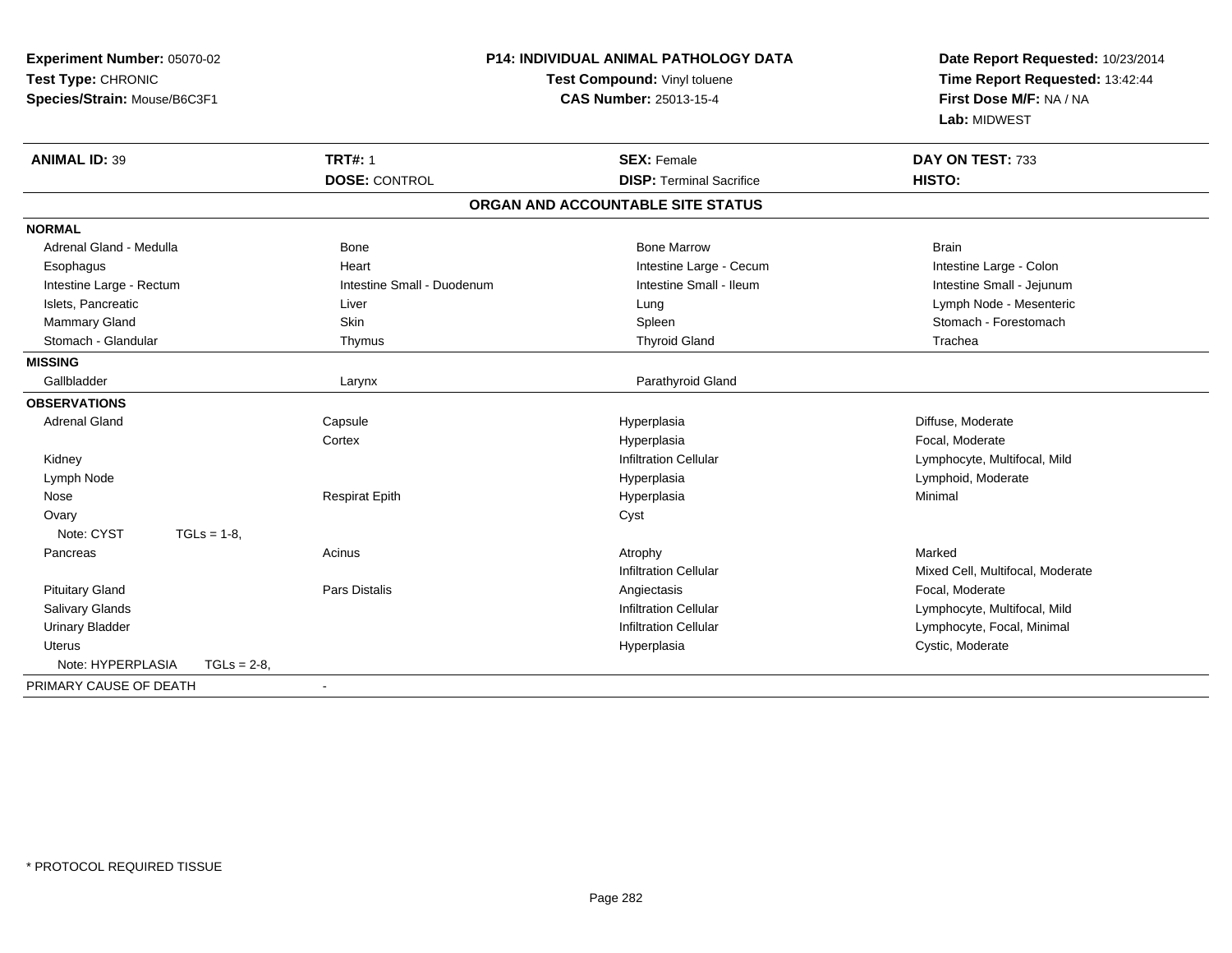**Experiment Number:** 05070-02
**Test Type:** CHRONIC
**Species/Strain:** Mouse/B6C3F1

**P14: INDIVIDUAL ANIMAL PATHOLOGY DATA**
**Test Compound:** Vinyl toluene
**CAS Number:** 25013-15-4

**Date Report Requested:** 10/23/2014
**Time Report Requested:** 13:42:44
**First Dose M/F:** NA / NA
**Lab:** MIDWEST

| **ANIMAL ID:** 39 | **TRT#:** 1 | **SEX:** Female | **DAY ON TEST:** 733 |
|---|---|---|---|
| | **DOSE:** CONTROL | **DISP:** Terminal Sacrifice | **HISTO:** |

## ORGAN AND ACCOUNTABLE SITE STATUS

| | | | |
|---|---|---|---|
| **NORMAL** | | | |
| Adrenal Gland - Medulla | Bone | Bone Marrow | Brain |
| Esophagus | Heart | Intestine Large - Cecum | Intestine Large - Colon |
| Intestine Large - Rectum | Intestine Small - Duodenum | Intestine Small - Ileum | Intestine Small - Jejunum |
| Islets, Pancreatic | Liver | Lung | Lymph Node - Mesenteric |
| Mammary Gland | Skin | Spleen | Stomach - Forestomach |
| Stomach - Glandular | Thymus | Thyroid Gland | Trachea |
| **MISSING** | | | |
| Gallbladder | Larynx | Parathyroid Gland | |
| **OBSERVATIONS** | | | |
| Adrenal Gland | Capsule | Hyperplasia | Diffuse, Moderate |
| | Cortex | Hyperplasia | Focal, Moderate |
| Kidney | | Infiltration Cellular | Lymphocyte, Multifocal, Mild |
| Lymph Node | | Hyperplasia | Lymphoid, Moderate |
| Nose | Respirat Epith | Hyperplasia | Minimal |
| Ovary | | Cyst | |
| Note: CYST TGLs = 1-8, | | | |
| Pancreas | Acinus | Atrophy | Marked |
| | | Infiltration Cellular | Mixed Cell, Multifocal, Moderate |
| Pituitary Gland | Pars Distalis | Angiectasis | Focal, Moderate |
| Salivary Glands | | Infiltration Cellular | Lymphocyte, Multifocal, Mild |
| Urinary Bladder | | Infiltration Cellular | Lymphocyte, Focal, Minimal |
| Uterus | | Hyperplasia | Cystic, Moderate |
| Note: HYPERPLASIA TGLs = 2-8, | | | |
| PRIMARY CAUSE OF DEATH | - | | |

* PROTOCOL REQUIRED TISSUE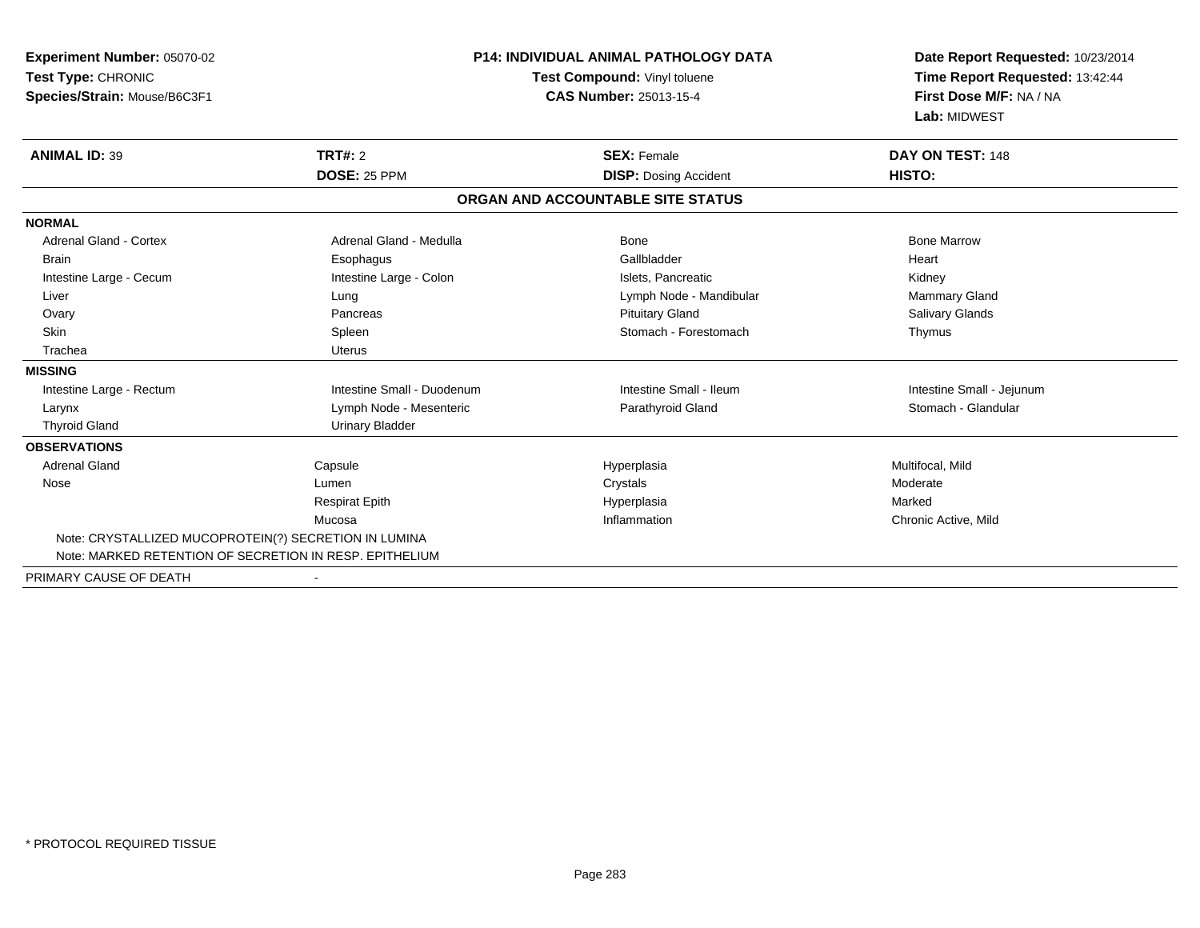**Experiment Number:** 05070-02
**Test Type:** CHRONIC
**Species/Strain:** Mouse/B6C3F1

**P14: INDIVIDUAL ANIMAL PATHOLOGY DATA**
**Test Compound:** Vinyl toluene
**CAS Number:** 25013-15-4

**Date Report Requested:** 10/23/2014
**Time Report Requested:** 13:42:44
**First Dose M/F:** NA / NA
**Lab:** MIDWEST

| **ANIMAL ID:** 39 | **TRT#:** 2 | **SEX:** Female | **DAY ON TEST:** 148 |
|---|---|---|---|
| | **DOSE:** 25 PPM | **DISP:** Dosing Accident | **HISTO:** |

**ORGAN AND ACCOUNTABLE SITE STATUS**

| | | | |
|---|---|---|---|
| **NORMAL** | | | |
| Adrenal Gland - Cortex | Adrenal Gland - Medulla | Bone | Bone Marrow |
| Brain | Esophagus | Gallbladder | Heart |
| Intestine Large - Cecum | Intestine Large - Colon | Islets, Pancreatic | Kidney |
| Liver | Lung | Lymph Node - Mandibular | Mammary Gland |
| Ovary | Pancreas | Pituitary Gland | Salivary Glands |
| Skin | Spleen | Stomach - Forestomach | Thymus |
| Trachea | Uterus | | |
| **MISSING** | | | |
| Intestine Large - Rectum | Intestine Small - Duodenum | Intestine Small - Ileum | Intestine Small - Jejunum |
| Larynx | Lymph Node - Mesenteric | Parathyroid Gland | Stomach - Glandular |
| Thyroid Gland | Urinary Bladder | | |
| **OBSERVATIONS** | | | |
| Adrenal Gland | Capsule | Hyperplasia | Multifocal, Mild |
| Nose | Lumen | Crystals | Moderate |
| | Respirat Epith | Hyperplasia | Marked |
| | Mucosa | Inflammation | Chronic Active, Mild |

Note: CRYSTALLIZED MUCOPROTEIN(?) SECRETION IN LUMINA
Note: MARKED RETENTION OF SECRETION IN RESP. EPITHELIUM

PRIMARY CAUSE OF DEATH -

* PROTOCOL REQUIRED TISSUE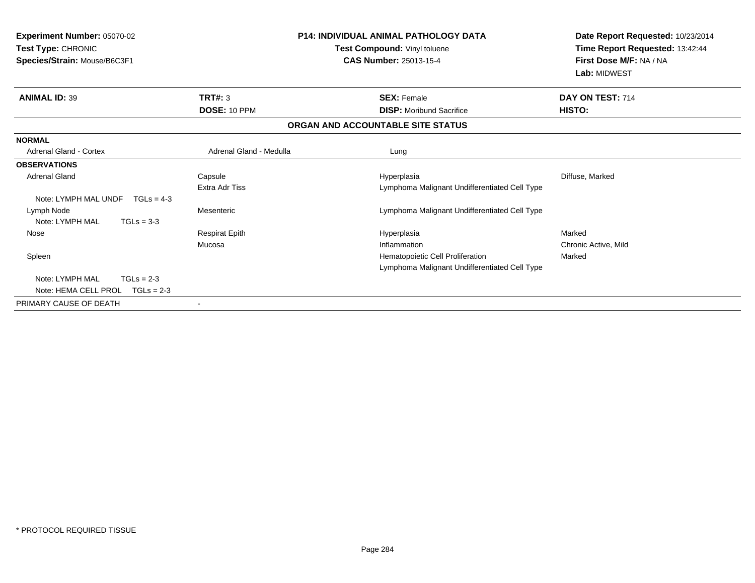**Experiment Number:** 05070-02
**Test Type:** CHRONIC
**Species/Strain:** Mouse/B6C3F1

**P14: INDIVIDUAL ANIMAL PATHOLOGY DATA**
**Test Compound:** Vinyl toluene
**CAS Number:** 25013-15-4

**Date Report Requested:** 10/23/2014
**Time Report Requested:** 13:42:44
**First Dose M/F:** NA / NA
**Lab:** MIDWEST

| | | | |
|---|---|---|---|
| **ANIMAL ID:** 39 | **TRT#:** 3 | **SEX:** Female | **DAY ON TEST:** 714 |
| | **DOSE:** 10 PPM | **DISP:** Moribund Sacrifice | **HISTO:** |

**ORGAN AND ACCOUNTABLE SITE STATUS**

**NORMAL**

| | | |
|---|---|---|
| Adrenal Gland - Cortex | Adrenal Gland - Medulla | Lung |

**OBSERVATIONS**

| | | | |
|---|---|---|---|
| Adrenal Gland | Capsule | Hyperplasia | Diffuse, Marked |
| | Extra Adr Tiss | Lymphoma Malignant Undifferentiated Cell Type | |
| Note: LYMPH MAL UNDF TGLs = 4-3 | | | |
| Lymph Node | Mesenteric | Lymphoma Malignant Undifferentiated Cell Type | |
| Note: LYMPH MAL TGLs = 3-3 | | | |
| Nose | Respirat Epith | Hyperplasia | Marked |
| | Mucosa | Inflammation | Chronic Active, Mild |
| Spleen | | Hematopoietic Cell Proliferation | Marked |
| | | Lymphoma Malignant Undifferentiated Cell Type | |
| Note: LYMPH MAL TGLs = 2-3 | | | |
| Note: HEMA CELL PROL TGLs = 2-3 | | | |

PRIMARY CAUSE OF DEATH -

* PROTOCOL REQUIRED TISSUE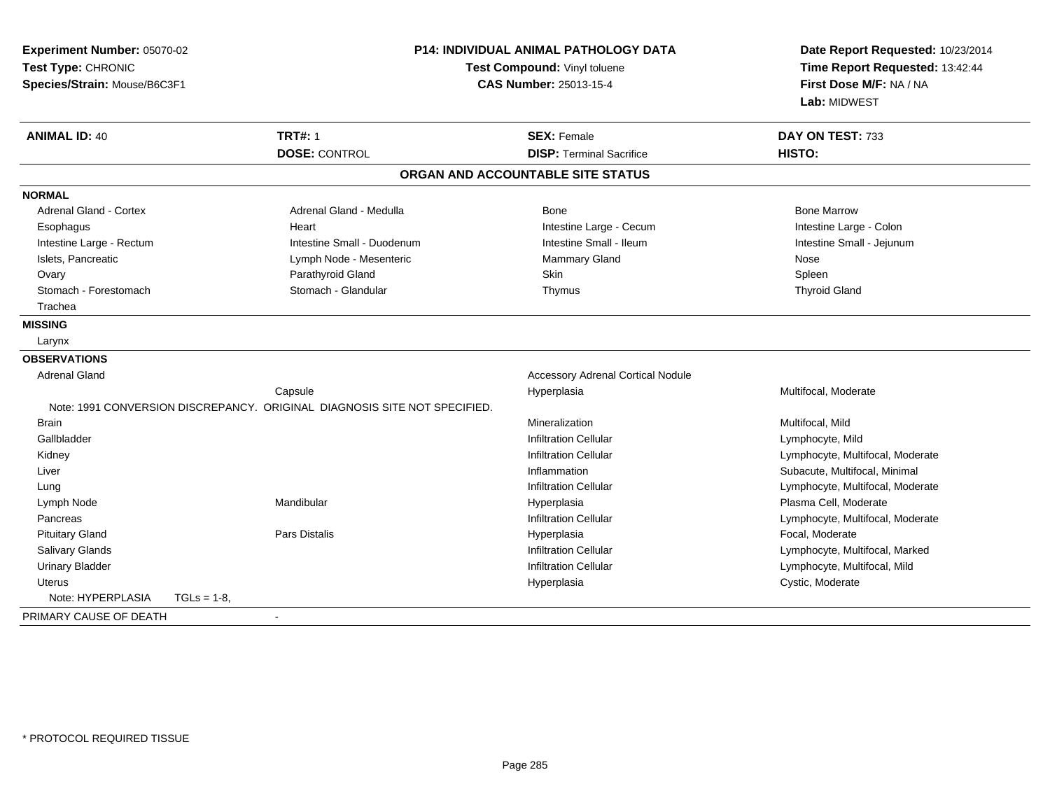**Experiment Number:** 05070-02
**Test Type:** CHRONIC
**Species/Strain:** Mouse/B6C3F1

**P14: INDIVIDUAL ANIMAL PATHOLOGY DATA**
**Test Compound:** Vinyl toluene
**CAS Number:** 25013-15-4

**Date Report Requested:** 10/23/2014
**Time Report Requested:** 13:42:44
**First Dose M/F:** NA / NA
**Lab:** MIDWEST

| **ANIMAL ID:** 40 | **TRT#:** 1 | **SEX:** Female | **DAY ON TEST:** 733 |
|---|---|---|---|
| | **DOSE:** CONTROL | **DISP:** Terminal Sacrifice | **HISTO:** |

## ORGAN AND ACCOUNTABLE SITE STATUS

**NORMAL**

| | | | |
|---|---|---|---|
| Adrenal Gland - Cortex | Adrenal Gland - Medulla | Bone | Bone Marrow |
| Esophagus | Heart | Intestine Large - Cecum | Intestine Large - Colon |
| Intestine Large - Rectum | Intestine Small - Duodenum | Intestine Small - Ileum | Intestine Small - Jejunum |
| Islets, Pancreatic | Lymph Node - Mesenteric | Mammary Gland | Nose |
| Ovary | Parathyroid Gland | Skin | Spleen |
| Stomach - Forestomach | Stomach - Glandular | Thymus | Thyroid Gland |
| Trachea | | | |

**MISSING**

Larynx

**OBSERVATIONS**

| | | | |
|---|---|---|---|
| Adrenal Gland | | Accessory Adrenal Cortical Nodule | |
| | Capsule | Hyperplasia | Multifocal, Moderate |
| Note: 1991 CONVERSION DISCREPANCY. ORIGINAL DIAGNOSIS SITE NOT SPECIFIED. | | | |
| Brain | | Mineralization | Multifocal, Mild |
| Gallbladder | | Infiltration Cellular | Lymphocyte, Mild |
| Kidney | | Infiltration Cellular | Lymphocyte, Multifocal, Moderate |
| Liver | | Inflammation | Subacute, Multifocal, Minimal |
| Lung | | Infiltration Cellular | Lymphocyte, Multifocal, Moderate |
| Lymph Node | Mandibular | Hyperplasia | Plasma Cell, Moderate |
| Pancreas | | Infiltration Cellular | Lymphocyte, Multifocal, Moderate |
| Pituitary Gland | Pars Distalis | Hyperplasia | Focal, Moderate |
| Salivary Glands | | Infiltration Cellular | Lymphocyte, Multifocal, Marked |
| Urinary Bladder | | Infiltration Cellular | Lymphocyte, Multifocal, Mild |
| Uterus | | Hyperplasia | Cystic, Moderate |
| Note: HYPERPLASIA TGLs = 1-8, | | | |

PRIMARY CAUSE OF DEATH -

\* PROTOCOL REQUIRED TISSUE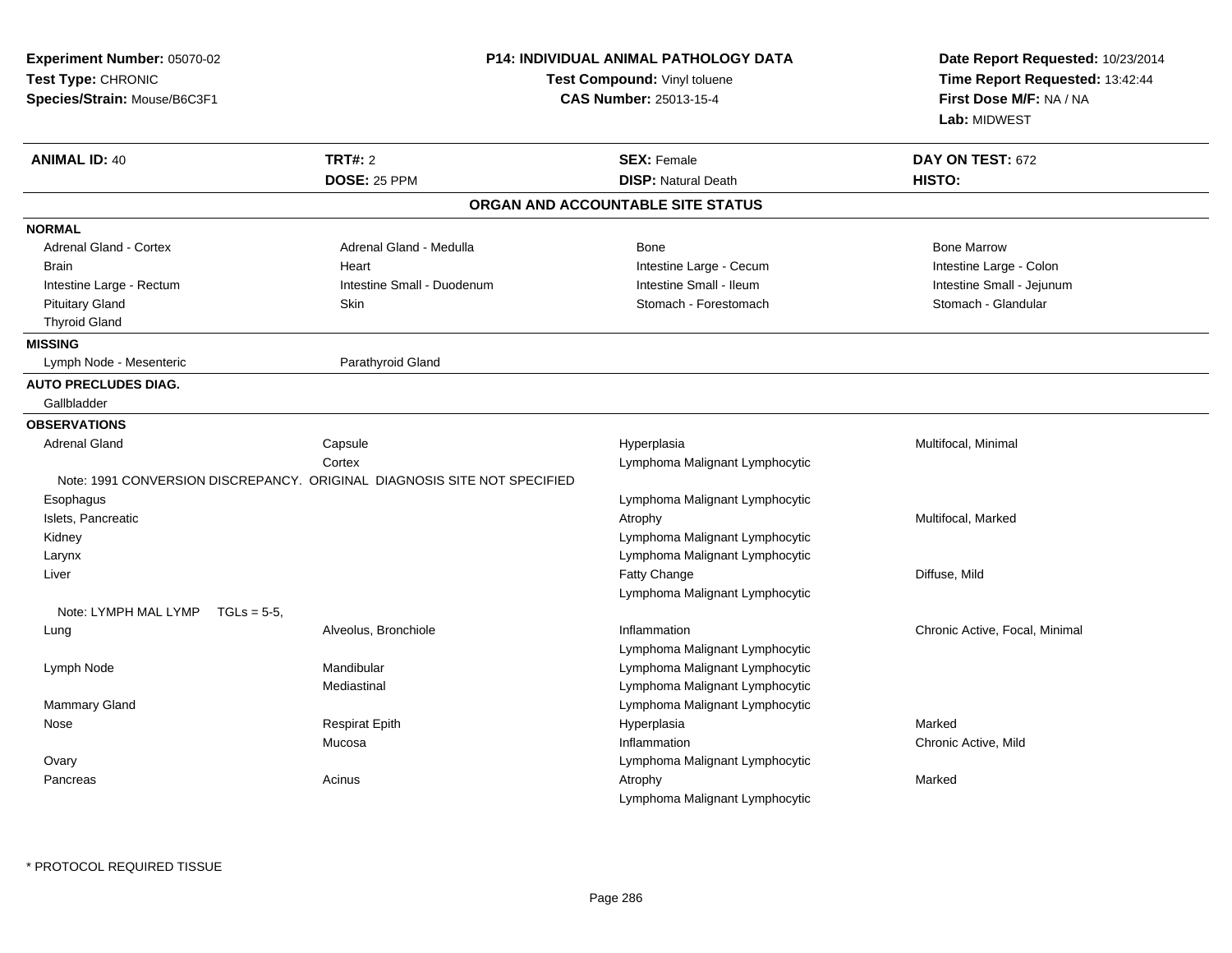**Experiment Number:** 05070-02
**Test Type:** CHRONIC
**Species/Strain:** Mouse/B6C3F1

**P14: INDIVIDUAL ANIMAL PATHOLOGY DATA**
**Test Compound:** Vinyl toluene
**CAS Number:** 25013-15-4

**Date Report Requested:** 10/23/2014
**Time Report Requested:** 13:42:44
**First Dose M/F:** NA / NA
**Lab:** MIDWEST

| **ANIMAL ID:** 40 | **TRT#:** 2 | **SEX:** Female | **DAY ON TEST:** 672 |
|---|---|---|---|
| | **DOSE:** 25 PPM | **DISP:** Natural Death | **HISTO:** |

## ORGAN AND ACCOUNTABLE SITE STATUS

**NORMAL**

| | | | |
|---|---|---|---|
| Adrenal Gland - Cortex | Adrenal Gland - Medulla | Bone | Bone Marrow |
| Brain | Heart | Intestine Large - Cecum | Intestine Large - Colon |
| Intestine Large - Rectum | Intestine Small - Duodenum | Intestine Small - Ileum | Intestine Small - Jejunum |
| Pituitary Gland | Skin | Stomach - Forestomach | Stomach - Glandular |
| Thyroid Gland | | | |

**MISSING**

Lymph Node - Mesenteric    Parathyroid Gland

**AUTO PRECLUDES DIAG.**

Gallbladder

**OBSERVATIONS**

| | | | |
|---|---|---|---|
| Adrenal Gland | Capsule | Hyperplasia | Multifocal, Minimal |
| | Cortex | Lymphoma Malignant Lymphocytic | |
| Note: 1991 CONVERSION DISCREPANCY. ORIGINAL DIAGNOSIS SITE NOT SPECIFIED | | | |
| Esophagus | | Lymphoma Malignant Lymphocytic | |
| Islets, Pancreatic | | Atrophy | Multifocal, Marked |
| Kidney | | Lymphoma Malignant Lymphocytic | |
| Larynx | | Lymphoma Malignant Lymphocytic | |
| Liver | | Fatty Change | Diffuse, Mild |
| | | Lymphoma Malignant Lymphocytic | |
| Note: LYMPH MAL LYMP TGLs = 5-5, | | | |
| Lung | Alveolus, Bronchiole | Inflammation | Chronic Active, Focal, Minimal |
| | | Lymphoma Malignant Lymphocytic | |
| Lymph Node | Mandibular | Lymphoma Malignant Lymphocytic | |
| | Mediastinal | Lymphoma Malignant Lymphocytic | |
| Mammary Gland | | Lymphoma Malignant Lymphocytic | |
| Nose | Respirat Epith | Hyperplasia | Marked |
| | Mucosa | Inflammation | Chronic Active, Mild |
| Ovary | | Lymphoma Malignant Lymphocytic | |
| Pancreas | Acinus | Atrophy | Marked |
| | | Lymphoma Malignant Lymphocytic | |

* PROTOCOL REQUIRED TISSUE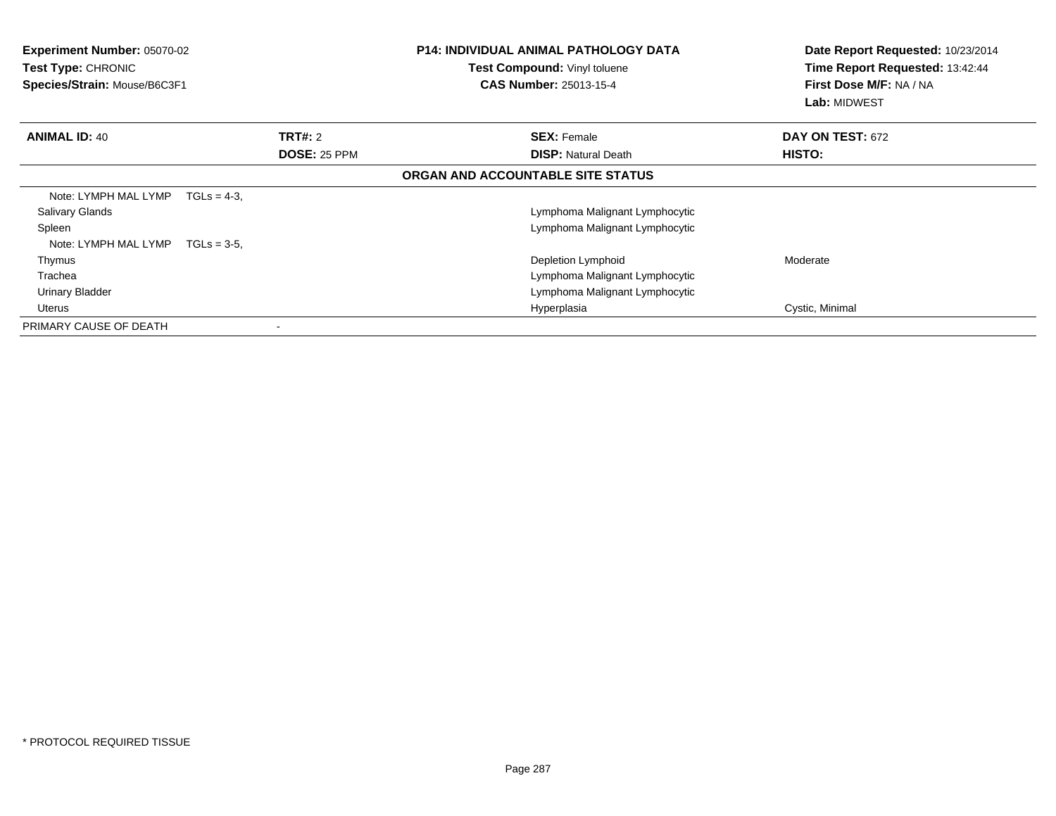**Experiment Number:** 05070-02
**Test Type:** CHRONIC
**Species/Strain:** Mouse/B6C3F1

**P14: INDIVIDUAL ANIMAL PATHOLOGY DATA**
**Test Compound:** Vinyl toluene
**CAS Number:** 25013-15-4

**Date Report Requested:** 10/23/2014
**Time Report Requested:** 13:42:44
**First Dose M/F:** NA / NA
**Lab:** MIDWEST

| **ANIMAL ID:** 40 | **TRT#:** 2 | **SEX:** Female | **DAY ON TEST:** 672 |
|---|---|---|---|
| | **DOSE:** 25 PPM | **DISP:** Natural Death | **HISTO:** |

**ORGAN AND ACCOUNTABLE SITE STATUS**

| | | | |
|---|---|---|---|
| Note: LYMPH MAL LYMP TGLs = 4-3, | | | |
| Salivary Glands | | Lymphoma Malignant Lymphocytic | |
| Spleen | | Lymphoma Malignant Lymphocytic | |
| Note: LYMPH MAL LYMP TGLs = 3-5, | | | |
| Thymus | | Depletion Lymphoid | Moderate |
| Trachea | | Lymphoma Malignant Lymphocytic | |
| Urinary Bladder | | Lymphoma Malignant Lymphocytic | |
| Uterus | | Hyperplasia | Cystic, Minimal |
| PRIMARY CAUSE OF DEATH | - | | |

* PROTOCOL REQUIRED TISSUE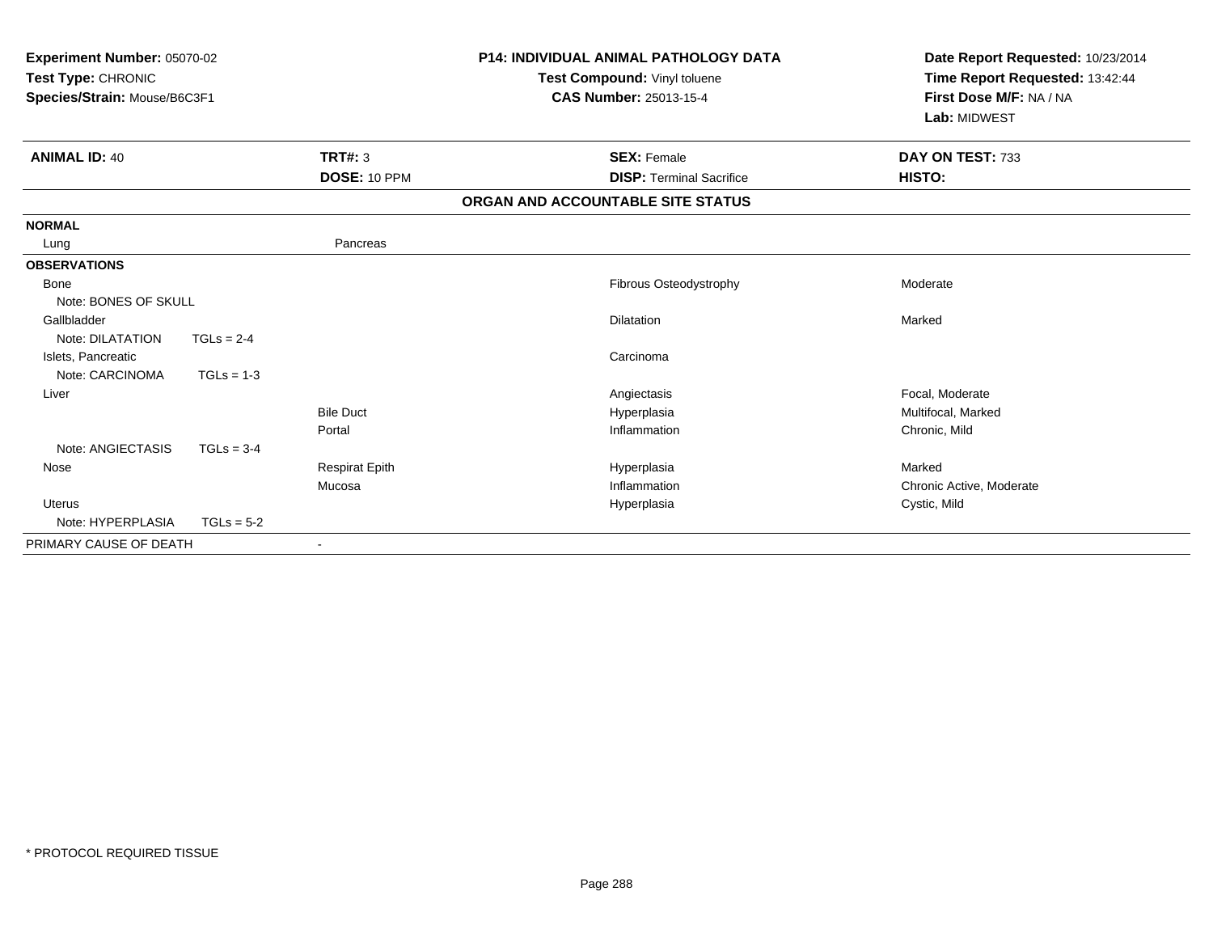**Experiment Number:** 05070-02
**Test Type:** CHRONIC
**Species/Strain:** Mouse/B6C3F1

**P14: INDIVIDUAL ANIMAL PATHOLOGY DATA**
**Test Compound:** Vinyl toluene
**CAS Number:** 25013-15-4

**Date Report Requested:** 10/23/2014
**Time Report Requested:** 13:42:44
**First Dose M/F:** NA / NA
**Lab:** MIDWEST

| **ANIMAL ID:** 40 | **TRT#:** 3 | **SEX:** Female | **DAY ON TEST:** 733 |
|---|---|---|---|
| | **DOSE:** 10 PPM | **DISP:** Terminal Sacrifice | **HISTO:** |

**ORGAN AND ACCOUNTABLE SITE STATUS**

| | | | |
|---|---|---|---|
| **NORMAL** | | | |
| Lung | Pancreas | | |
| **OBSERVATIONS** | | | |
| Bone | | Fibrous Osteodystrophy | Moderate |
| Note: BONES OF SKULL | | | |
| Gallbladder | | Dilatation | Marked |
| Note: DILATATION TGLs = 2-4 | | | |
| Islets, Pancreatic | | Carcinoma | |
| Note: CARCINOMA TGLs = 1-3 | | | |
| Liver | | Angiectasis | Focal, Moderate |
| | Bile Duct | Hyperplasia | Multifocal, Marked |
| | Portal | Inflammation | Chronic, Mild |
| Note: ANGIECTASIS TGLs = 3-4 | | | |
| Nose | Respirat Epith | Hyperplasia | Marked |
| | Mucosa | Inflammation | Chronic Active, Moderate |
| Uterus | | Hyperplasia | Cystic, Mild |
| Note: HYPERPLASIA TGLs = 5-2 | | | |
| PRIMARY CAUSE OF DEATH | - | | |

\* PROTOCOL REQUIRED TISSUE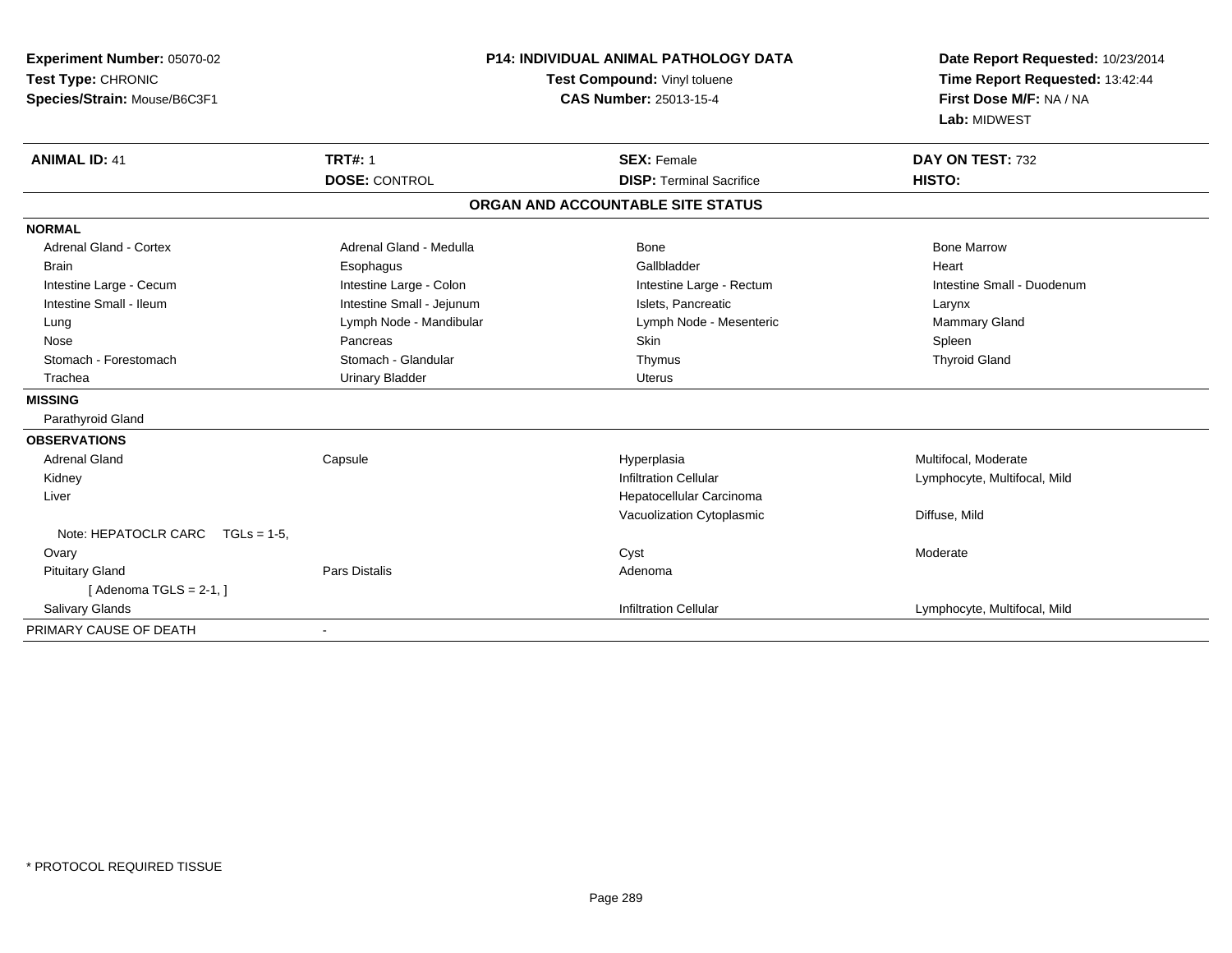**Experiment Number:** 05070-02
**Test Type:** CHRONIC
**Species/Strain:** Mouse/B6C3F1

**P14: INDIVIDUAL ANIMAL PATHOLOGY DATA**
**Test Compound:** Vinyl toluene
**CAS Number:** 25013-15-4

**Date Report Requested:** 10/23/2014
**Time Report Requested:** 13:42:44
**First Dose M/F:** NA / NA
**Lab:** MIDWEST

| **ANIMAL ID:** 41 | **TRT#:** 1 | **SEX:** Female | **DAY ON TEST:** 732 |
|---|---|---|---|
| | **DOSE:** CONTROL | **DISP:** Terminal Sacrifice | **HISTO:** |

**ORGAN AND ACCOUNTABLE SITE STATUS**

| | | | |
|---|---|---|---|
| **NORMAL** | | | |
| Adrenal Gland - Cortex | Adrenal Gland - Medulla | Bone | Bone Marrow |
| Brain | Esophagus | Gallbladder | Heart |
| Intestine Large - Cecum | Intestine Large - Colon | Intestine Large - Rectum | Intestine Small - Duodenum |
| Intestine Small - Ileum | Intestine Small - Jejunum | Islets, Pancreatic | Larynx |
| Lung | Lymph Node - Mandibular | Lymph Node - Mesenteric | Mammary Gland |
| Nose | Pancreas | Skin | Spleen |
| Stomach - Forestomach | Stomach - Glandular | Thymus | Thyroid Gland |
| Trachea | Urinary Bladder | Uterus | |
| **MISSING** | | | |
| Parathyroid Gland | | | |
| **OBSERVATIONS** | | | |
| Adrenal Gland | Capsule | Hyperplasia | Multifocal, Moderate |
| Kidney | | Infiltration Cellular | Lymphocyte, Multifocal, Mild |
| Liver | | Hepatocellular Carcinoma | |
| | | Vacuolization Cytoplasmic | Diffuse, Mild |
| Note: HEPATOCLR CARC TGLs = 1-5, | | | |
| Ovary | | Cyst | Moderate |
| Pituitary Gland | Pars Distalis | Adenoma | |
| [ Adenoma TGLS = 2-1, ] | | | |
| Salivary Glands | | Infiltration Cellular | Lymphocyte, Multifocal, Mild |
| PRIMARY CAUSE OF DEATH | - | | |

* PROTOCOL REQUIRED TISSUE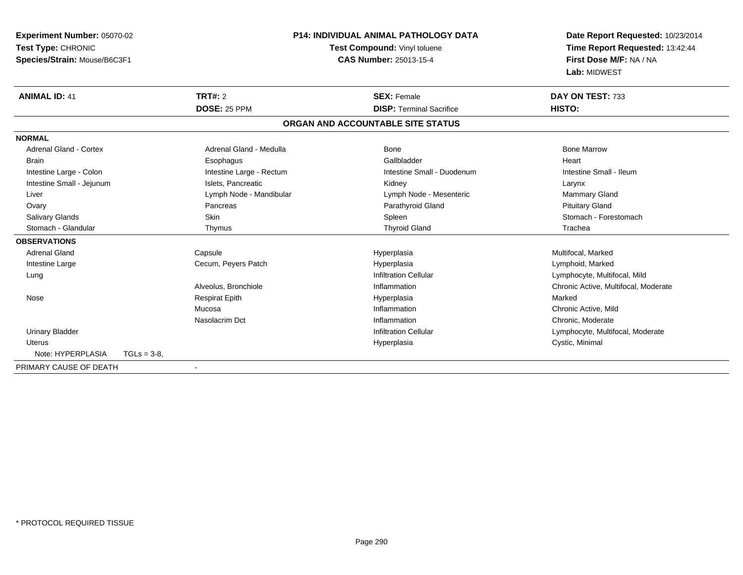**Experiment Number:** 05070-02
**Test Type:** CHRONIC
**Species/Strain:** Mouse/B6C3F1

**P14: INDIVIDUAL ANIMAL PATHOLOGY DATA**
**Test Compound:** Vinyl toluene
**CAS Number:** 25013-15-4

**Date Report Requested:** 10/23/2014
**Time Report Requested:** 13:42:44
**First Dose M/F:** NA / NA
**Lab:** MIDWEST

| **ANIMAL ID:** 41 | **TRT#:** 2 | **SEX:** Female | **DAY ON TEST:** 733 |
|---|---|---|---|
| | **DOSE:** 25 PPM | **DISP:** Terminal Sacrifice | **HISTO:** |

**ORGAN AND ACCOUNTABLE SITE STATUS**

**NORMAL**

| | | | |
|---|---|---|---|
| Adrenal Gland - Cortex | Adrenal Gland - Medulla | Bone | Bone Marrow |
| Brain | Esophagus | Gallbladder | Heart |
| Intestine Large - Colon | Intestine Large - Rectum | Intestine Small - Duodenum | Intestine Small - Ileum |
| Intestine Small - Jejunum | Islets, Pancreatic | Kidney | Larynx |
| Liver | Lymph Node - Mandibular | Lymph Node - Mesenteric | Mammary Gland |
| Ovary | Pancreas | Parathyroid Gland | Pituitary Gland |
| Salivary Glands | Skin | Spleen | Stomach - Forestomach |
| Stomach - Glandular | Thymus | Thyroid Gland | Trachea |

**OBSERVATIONS**

| | | | |
|---|---|---|---|
| Adrenal Gland | Capsule | Hyperplasia | Multifocal, Marked |
| Intestine Large | Cecum, Peyers Patch | Hyperplasia | Lymphoid, Marked |
| Lung | | Infiltration Cellular | Lymphocyte, Multifocal, Mild |
| | Alveolus, Bronchiole | Inflammation | Chronic Active, Multifocal, Moderate |
| Nose | Respirat Epith | Hyperplasia | Marked |
| | Mucosa | Inflammation | Chronic Active, Mild |
| | Nasolacrim Dct | Inflammation | Chronic, Moderate |
| Urinary Bladder | | Infiltration Cellular | Lymphocyte, Multifocal, Moderate |
| Uterus | | Hyperplasia | Cystic, Minimal |
| Note: HYPERPLASIA TGLs = 3-8, | | | |

PRIMARY CAUSE OF DEATH -

\* PROTOCOL REQUIRED TISSUE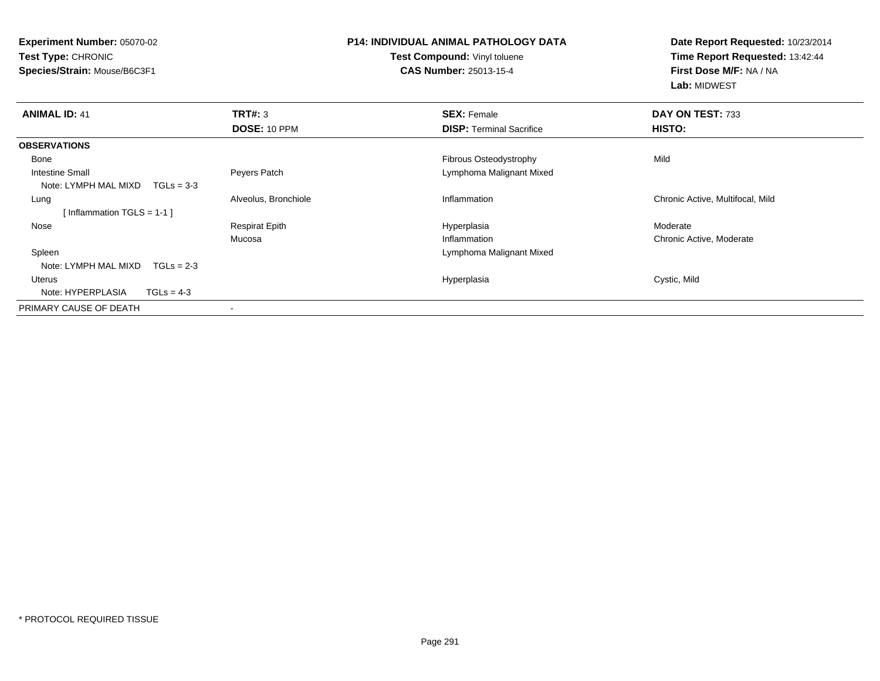**Experiment Number:** 05070-02
**Test Type:** CHRONIC
**Species/Strain:** Mouse/B6C3F1

**P14: INDIVIDUAL ANIMAL PATHOLOGY DATA**
**Test Compound:** Vinyl toluene
**CAS Number:** 25013-15-4

**Date Report Requested:** 10/23/2014
**Time Report Requested:** 13:42:44
**First Dose M/F:** NA / NA
**Lab:** MIDWEST

| **ANIMAL ID:** 41 | **TRT#:** 3 | **SEX:** Female | **DAY ON TEST:** 733 |
|---|---|---|---|
| | **DOSE:** 10 PPM | **DISP:** Terminal Sacrifice | **HISTO:** |
| **OBSERVATIONS** | | | |
| Bone | | Fibrous Osteodystrophy | Mild |
| Intestine Small | Peyers Patch | Lymphoma Malignant Mixed | |
| Note: LYMPH MAL MIXD TGLs = 3-3 | | | |
| Lung | Alveolus, Bronchiole | Inflammation | Chronic Active, Multifocal, Mild |
| [ Inflammation TGLS = 1-1 ] | | | |
| Nose | Respirat Epith | Hyperplasia | Moderate |
| | Mucosa | Inflammation | Chronic Active, Moderate |
| Spleen | | Lymphoma Malignant Mixed | |
| Note: LYMPH MAL MIXD TGLs = 2-3 | | | |
| Uterus | | Hyperplasia | Cystic, Mild |
| Note: HYPERPLASIA TGLs = 4-3 | | | |
| PRIMARY CAUSE OF DEATH | - | | |

* PROTOCOL REQUIRED TISSUE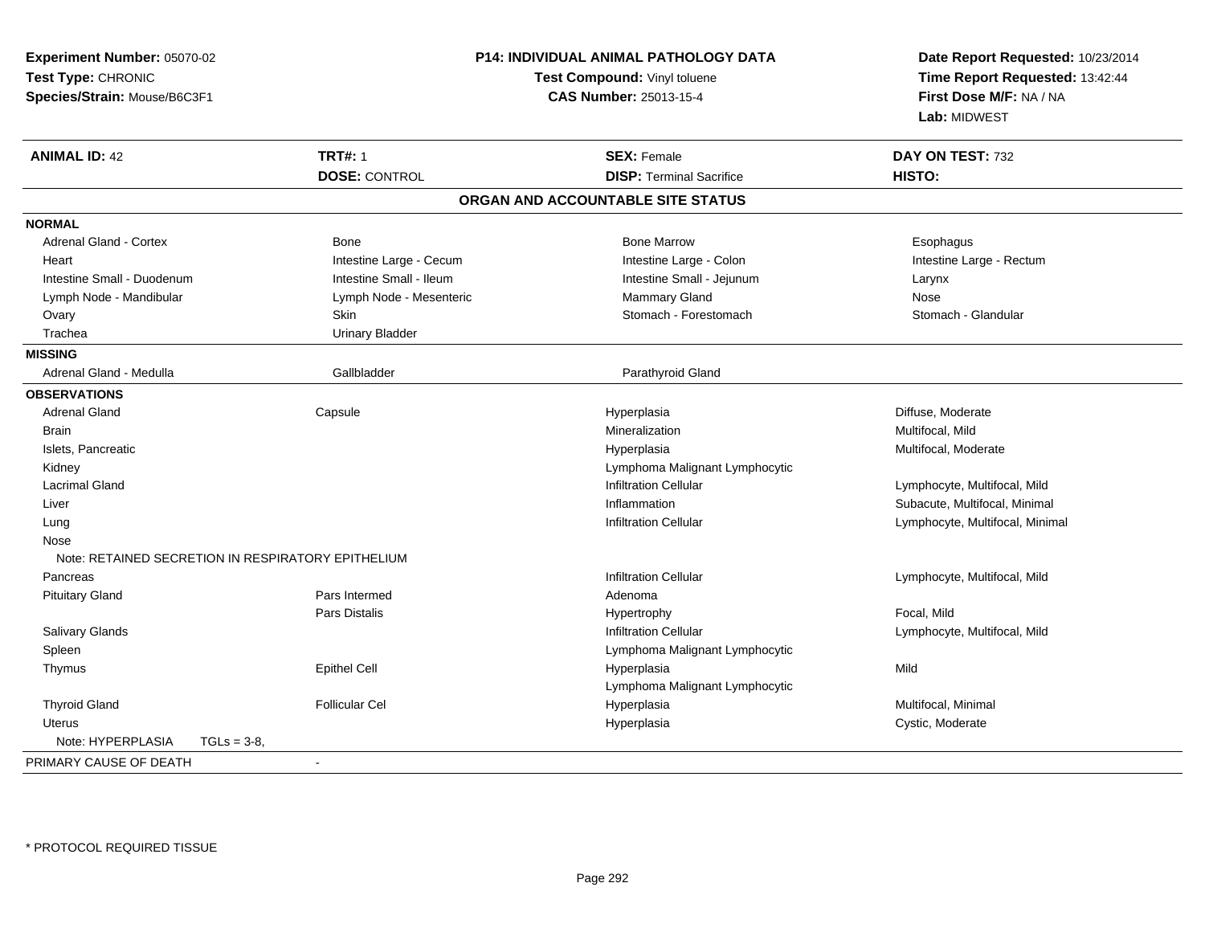**Experiment Number:** 05070-02
**Test Type:** CHRONIC
**Species/Strain:** Mouse/B6C3F1

**P14: INDIVIDUAL ANIMAL PATHOLOGY DATA**
**Test Compound:** Vinyl toluene
**CAS Number:** 25013-15-4

**Date Report Requested:** 10/23/2014
**Time Report Requested:** 13:42:44
**First Dose M/F:** NA / NA
**Lab:** MIDWEST

| **ANIMAL ID:** 42 | **TRT#:** 1 | **SEX:** Female | **DAY ON TEST:** 732 |
|---|---|---|---|
| | **DOSE:** CONTROL | **DISP:** Terminal Sacrifice | **HISTO:** |

## ORGAN AND ACCOUNTABLE SITE STATUS

**NORMAL**

| | | | |
|---|---|---|---|
| Adrenal Gland - Cortex | Bone | Bone Marrow | Esophagus |
| Heart | Intestine Large - Cecum | Intestine Large - Colon | Intestine Large - Rectum |
| Intestine Small - Duodenum | Intestine Small - Ileum | Intestine Small - Jejunum | Larynx |
| Lymph Node - Mandibular | Lymph Node - Mesenteric | Mammary Gland | Nose |
| Ovary | Skin | Stomach - Forestomach | Stomach - Glandular |
| Trachea | Urinary Bladder | | |

**MISSING**

| | | |
|---|---|---|
| Adrenal Gland - Medulla | Gallbladder | Parathyroid Gland |

**OBSERVATIONS**

| | | | |
|---|---|---|---|
| Adrenal Gland | Capsule | Hyperplasia | Diffuse, Moderate |
| Brain | | Mineralization | Multifocal, Mild |
| Islets, Pancreatic | | Hyperplasia | Multifocal, Moderate |
| Kidney | | Lymphoma Malignant Lymphocytic | |
| Lacrimal Gland | | Infiltration Cellular | Lymphocyte, Multifocal, Mild |
| Liver | | Inflammation | Subacute, Multifocal, Minimal |
| Lung | | Infiltration Cellular | Lymphocyte, Multifocal, Minimal |
| Nose | | | |
| Note: RETAINED SECRETION IN RESPIRATORY EPITHELIUM | | | |
| Pancreas | | Infiltration Cellular | Lymphocyte, Multifocal, Mild |
| Pituitary Gland | Pars Intermed | Adenoma | |
| | Pars Distalis | Hypertrophy | Focal, Mild |
| Salivary Glands | | Infiltration Cellular | Lymphocyte, Multifocal, Mild |
| Spleen | | Lymphoma Malignant Lymphocytic | |
| Thymus | Epithel Cell | Hyperplasia | Mild |
| | | Lymphoma Malignant Lymphocytic | |
| Thyroid Gland | Follicular Cel | Hyperplasia | Multifocal, Minimal |
| Uterus | | Hyperplasia | Cystic, Moderate |
| Note: HYPERPLASIA TGLs = 3-8, | | | |

PRIMARY CAUSE OF DEATH -

* PROTOCOL REQUIRED TISSUE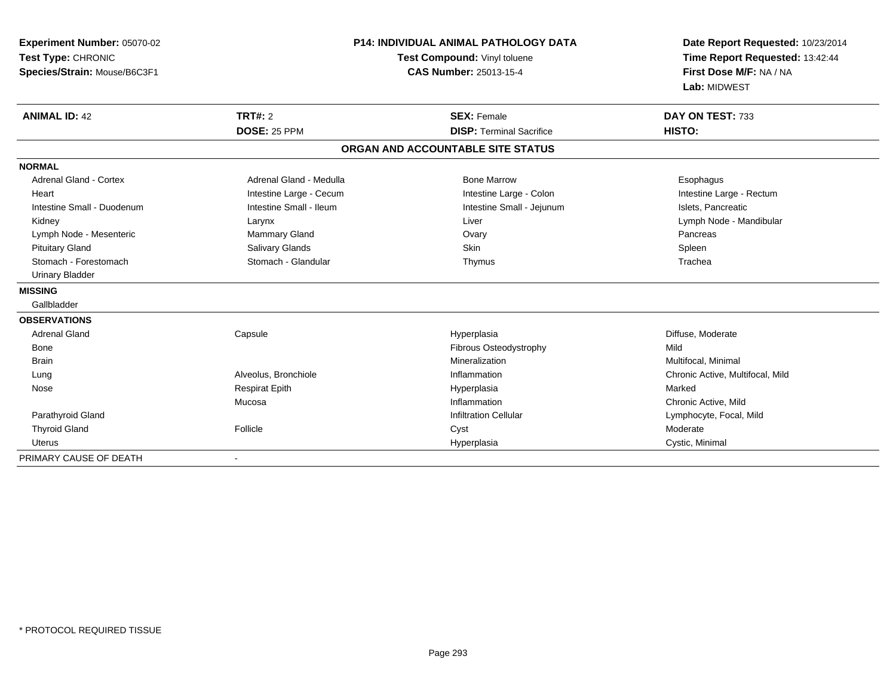**Experiment Number:** 05070-02
**Test Type:** CHRONIC
**Species/Strain:** Mouse/B6C3F1

**P14: INDIVIDUAL ANIMAL PATHOLOGY DATA**
**Test Compound:** Vinyl toluene
**CAS Number:** 25013-15-4

**Date Report Requested:** 10/23/2014
**Time Report Requested:** 13:42:44
**First Dose M/F:** NA / NA
**Lab:** MIDWEST

| **ANIMAL ID:** 42 | **TRT#:** 2 | **SEX:** Female | **DAY ON TEST:** 733 |
|---|---|---|---|
| | **DOSE:** 25 PPM | **DISP:** Terminal Sacrifice | **HISTO:** |

**ORGAN AND ACCOUNTABLE SITE STATUS**

**NORMAL**

| | | | |
|---|---|---|---|
| Adrenal Gland - Cortex | Adrenal Gland - Medulla | Bone Marrow | Esophagus |
| Heart | Intestine Large - Cecum | Intestine Large - Colon | Intestine Large - Rectum |
| Intestine Small - Duodenum | Intestine Small - Ileum | Intestine Small - Jejunum | Islets, Pancreatic |
| Kidney | Larynx | Liver | Lymph Node - Mandibular |
| Lymph Node - Mesenteric | Mammary Gland | Ovary | Pancreas |
| Pituitary Gland | Salivary Glands | Skin | Spleen |
| Stomach - Forestomach | Stomach - Glandular | Thymus | Trachea |
| Urinary Bladder | | | |

**MISSING**

Gallbladder

**OBSERVATIONS**

| | | | |
|---|---|---|---|
| Adrenal Gland | Capsule | Hyperplasia | Diffuse, Moderate |
| Bone | | Fibrous Osteodystrophy | Mild |
| Brain | | Mineralization | Multifocal, Minimal |
| Lung | Alveolus, Bronchiole | Inflammation | Chronic Active, Multifocal, Mild |
| Nose | Respirat Epith | Hyperplasia | Marked |
| | Mucosa | Inflammation | Chronic Active, Mild |
| Parathyroid Gland | | Infiltration Cellular | Lymphocyte, Focal, Mild |
| Thyroid Gland | Follicle | Cyst | Moderate |
| Uterus | | Hyperplasia | Cystic, Minimal |

PRIMARY CAUSE OF DEATH -

* PROTOCOL REQUIRED TISSUE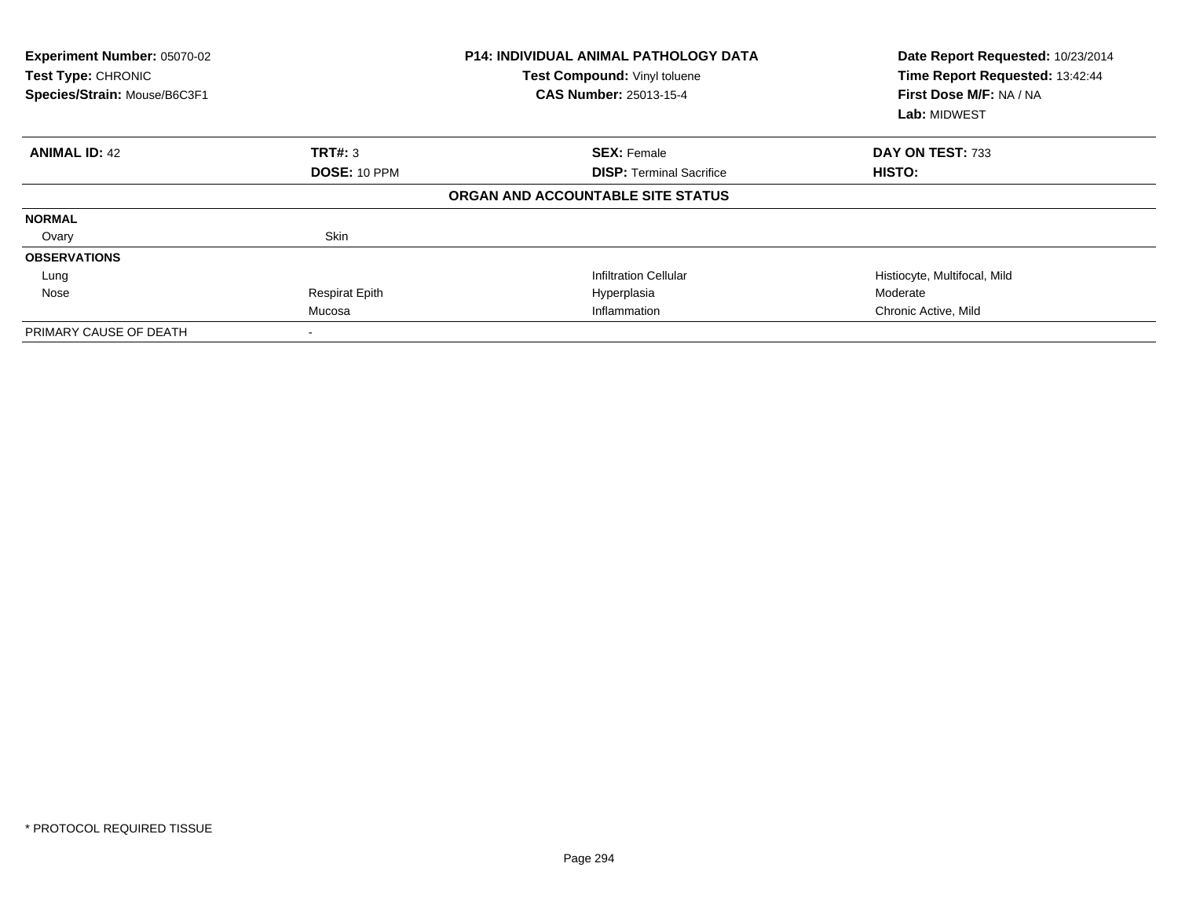| | | | |
|---|---|---|---|
| **Experiment Number:** 05070-02 | **P14: INDIVIDUAL ANIMAL PATHOLOGY DATA** | | **Date Report Requested:** 10/23/2014 |
| **Test Type:** CHRONIC | **Test Compound:** Vinyl toluene | | **Time Report Requested:** 13:42:44 |
| **Species/Strain:** Mouse/B6C3F1 | **CAS Number:** 25013-15-4 | | **First Dose M/F:** NA / NA |
| | | | **Lab:** MIDWEST |

| | | | |
|---|---|---|---|
| **ANIMAL ID:** 42 | **TRT#:** 3 | **SEX:** Female | **DAY ON TEST:** 733 |
| | **DOSE:** 10 PPM | **DISP:** Terminal Sacrifice | **HISTO:** |
| | | **ORGAN AND ACCOUNTABLE SITE STATUS** | |
| **NORMAL** | | | |
| Ovary | Skin | | |
| **OBSERVATIONS** | | | |
| Lung | | Infiltration Cellular | Histiocyte, Multifocal, Mild |
| Nose | Respirat Epith | Hyperplasia | Moderate |
| | Mucosa | Inflammation | Chronic Active, Mild |
| PRIMARY CAUSE OF DEATH | - | | |

\* PROTOCOL REQUIRED TISSUE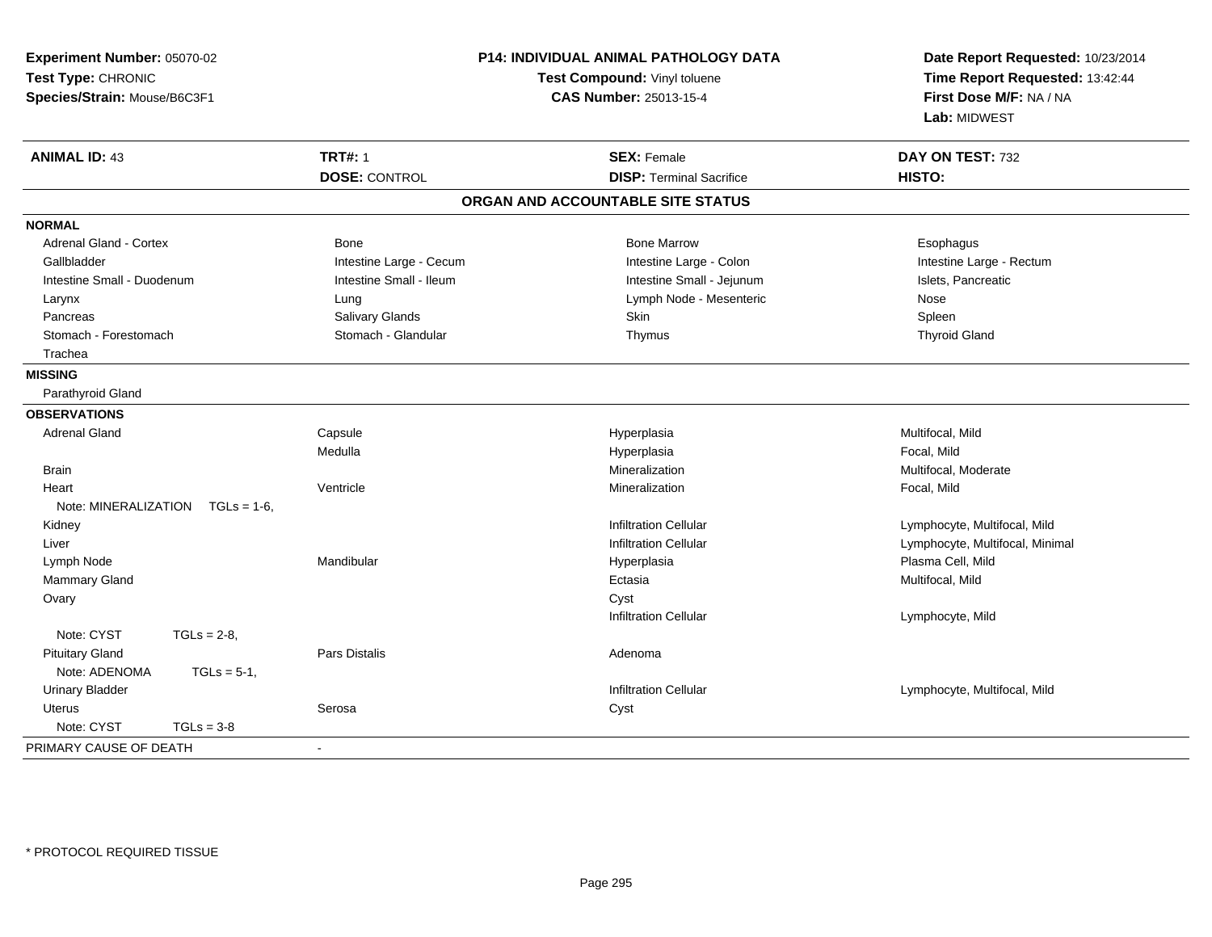**Experiment Number:** 05070-02
**Test Type:** CHRONIC
**Species/Strain:** Mouse/B6C3F1

**P14: INDIVIDUAL ANIMAL PATHOLOGY DATA**
**Test Compound:** Vinyl toluene
**CAS Number:** 25013-15-4

**Date Report Requested:** 10/23/2014
**Time Report Requested:** 13:42:44
**First Dose M/F:** NA / NA
**Lab:** MIDWEST

| **ANIMAL ID:** 43 | **TRT#:** 1 | **SEX:** Female | **DAY ON TEST:** 732 |
|---|---|---|---|
| | **DOSE:** CONTROL | **DISP:** Terminal Sacrifice | **HISTO:** |

**ORGAN AND ACCOUNTABLE SITE STATUS**

| | | | |
|---|---|---|---|
| **NORMAL** | | | |
| Adrenal Gland - Cortex | Bone | Bone Marrow | Esophagus |
| Gallbladder | Intestine Large - Cecum | Intestine Large - Colon | Intestine Large - Rectum |
| Intestine Small - Duodenum | Intestine Small - Ileum | Intestine Small - Jejunum | Islets, Pancreatic |
| Larynx | Lung | Lymph Node - Mesenteric | Nose |
| Pancreas | Salivary Glands | Skin | Spleen |
| Stomach - Forestomach | Stomach - Glandular | Thymus | Thyroid Gland |
| Trachea | | | |
| **MISSING** | | | |
| Parathyroid Gland | | | |
| **OBSERVATIONS** | | | |
| Adrenal Gland | Capsule | Hyperplasia | Multifocal, Mild |
| | Medulla | Hyperplasia | Focal, Mild |
| Brain | | Mineralization | Multifocal, Moderate |
| Heart | Ventricle | Mineralization | Focal, Mild |
| Note: MINERALIZATION TGLs = 1-6, | | | |
| Kidney | | Infiltration Cellular | Lymphocyte, Multifocal, Mild |
| Liver | | Infiltration Cellular | Lymphocyte, Multifocal, Minimal |
| Lymph Node | Mandibular | Hyperplasia | Plasma Cell, Mild |
| Mammary Gland | | Ectasia | Multifocal, Mild |
| Ovary | | Cyst | |
| | | Infiltration Cellular | Lymphocyte, Mild |
| Note: CYST TGLs = 2-8, | | | |
| Pituitary Gland | Pars Distalis | Adenoma | |
| Note: ADENOMA TGLs = 5-1, | | | |
| Urinary Bladder | | Infiltration Cellular | Lymphocyte, Multifocal, Mild |
| Uterus | Serosa | Cyst | |
| Note: CYST TGLs = 3-8 | | | |
| PRIMARY CAUSE OF DEATH | - | | |

* PROTOCOL REQUIRED TISSUE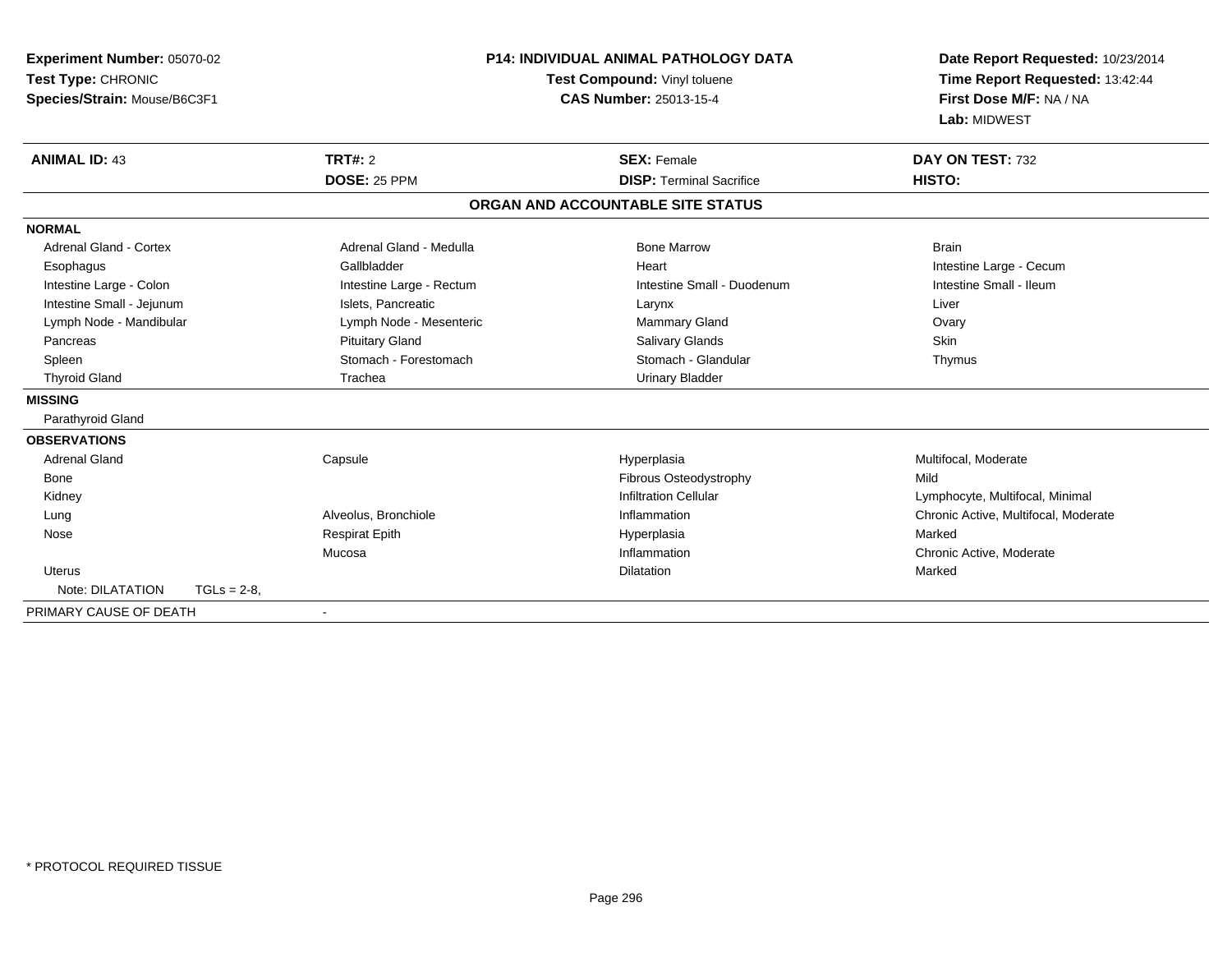**Experiment Number:** 05070-02
**Test Type:** CHRONIC
**Species/Strain:** Mouse/B6C3F1

**P14: INDIVIDUAL ANIMAL PATHOLOGY DATA**
**Test Compound:** Vinyl toluene
**CAS Number:** 25013-15-4

**Date Report Requested:** 10/23/2014
**Time Report Requested:** 13:42:44
**First Dose M/F:** NA / NA
**Lab:** MIDWEST

| **ANIMAL ID:** 43 | **TRT#:** 2 | **SEX:** Female | **DAY ON TEST:** 732 |
|---|---|---|---|
| | **DOSE:** 25 PPM | **DISP:** Terminal Sacrifice | **HISTO:** |

**ORGAN AND ACCOUNTABLE SITE STATUS**

**NORMAL**

| | | | |
|---|---|---|---|
| Adrenal Gland - Cortex | Adrenal Gland - Medulla | Bone Marrow | Brain |
| Esophagus | Gallbladder | Heart | Intestine Large - Cecum |
| Intestine Large - Colon | Intestine Large - Rectum | Intestine Small - Duodenum | Intestine Small - Ileum |
| Intestine Small - Jejunum | Islets, Pancreatic | Larynx | Liver |
| Lymph Node - Mandibular | Lymph Node - Mesenteric | Mammary Gland | Ovary |
| Pancreas | Pituitary Gland | Salivary Glands | Skin |
| Spleen | Stomach - Forestomach | Stomach - Glandular | Thymus |
| Thyroid Gland | Trachea | Urinary Bladder | |

**MISSING**

Parathyroid Gland

**OBSERVATIONS**

| | | | |
|---|---|---|---|
| Adrenal Gland | Capsule | Hyperplasia | Multifocal, Moderate |
| Bone | | Fibrous Osteodystrophy | Mild |
| Kidney | | Infiltration Cellular | Lymphocyte, Multifocal, Minimal |
| Lung | Alveolus, Bronchiole | Inflammation | Chronic Active, Multifocal, Moderate |
| Nose | Respirat Epith | Hyperplasia | Marked |
| | Mucosa | Inflammation | Chronic Active, Moderate |
| Uterus | | Dilatation | Marked |
| Note: DILATATION TGLs = 2-8, | | | |

PRIMARY CAUSE OF DEATH -

\* PROTOCOL REQUIRED TISSUE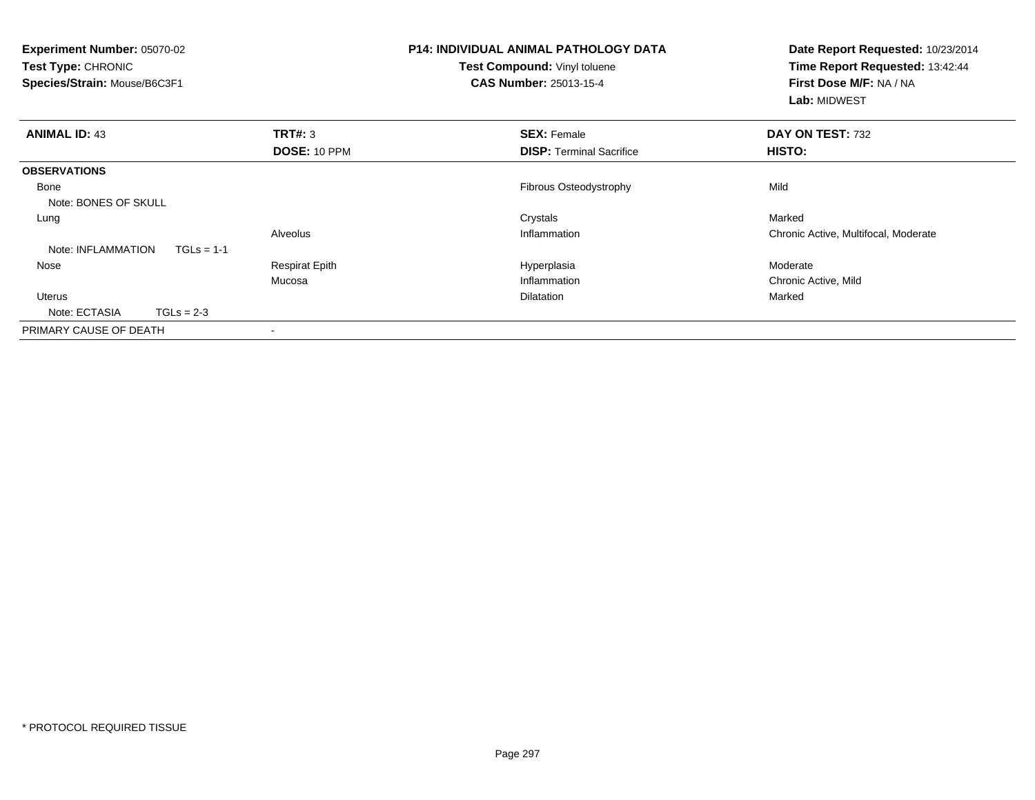**Experiment Number:** 05070-02
**Test Type:** CHRONIC
**Species/Strain:** Mouse/B6C3F1

**P14: INDIVIDUAL ANIMAL PATHOLOGY DATA**
**Test Compound:** Vinyl toluene
**CAS Number:** 25013-15-4

**Date Report Requested:** 10/23/2014
**Time Report Requested:** 13:42:44
**First Dose M/F:** NA / NA
**Lab:** MIDWEST

| **ANIMAL ID:** 43 | **TRT#:** 3<br>**DOSE:** 10 PPM | **SEX:** Female<br>**DISP:** Terminal Sacrifice | **DAY ON TEST:** 732<br>**HISTO:** |
|---|---|---|---|
| **OBSERVATIONS** | | | |
| Bone | | Fibrous Osteodystrophy | Mild |
| Note: BONES OF SKULL | | | |
| Lung | | Crystals | Marked |
| | Alveolus | Inflammation | Chronic Active, Multifocal, Moderate |
| Note: INFLAMMATION TGLs = 1-1 | | | |
| Nose | Respirat Epith | Hyperplasia | Moderate |
| | Mucosa | Inflammation | Chronic Active, Mild |
| Uterus | | Dilatation | Marked |
| Note: ECTASIA TGLs = 2-3 | | | |
| PRIMARY CAUSE OF DEATH | - | | |

\* PROTOCOL REQUIRED TISSUE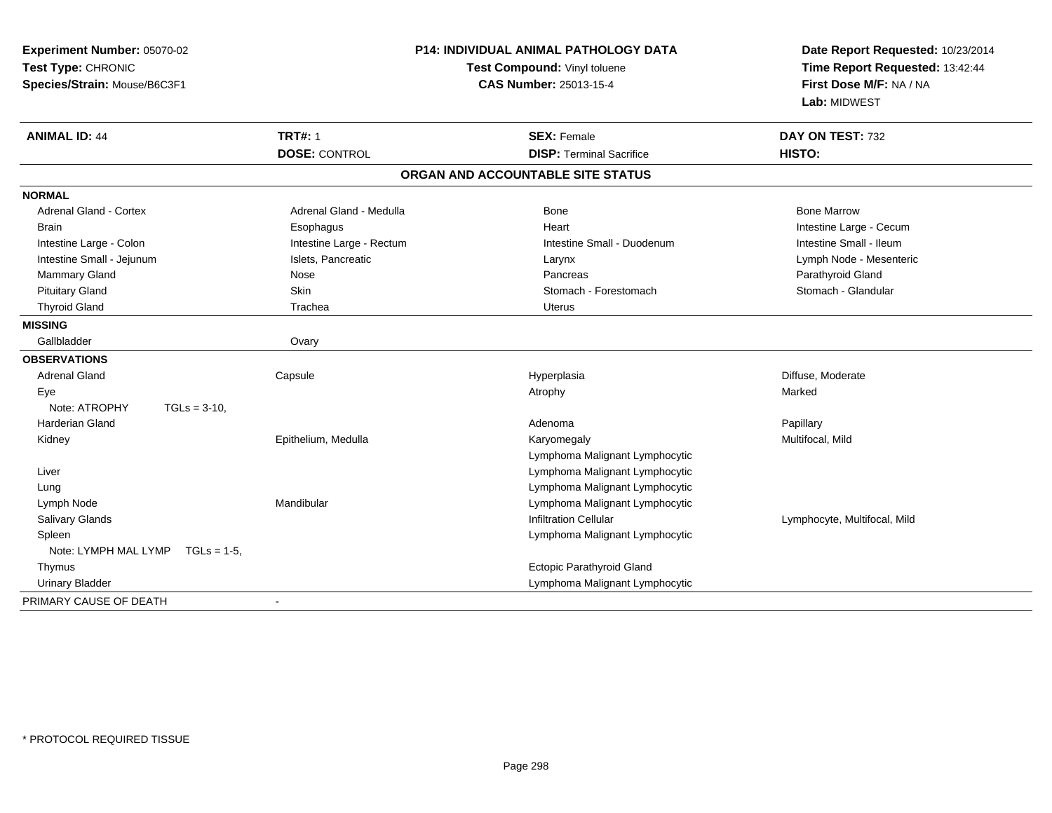**Experiment Number:** 05070-02
**Test Type:** CHRONIC
**Species/Strain:** Mouse/B6C3F1

**P14: INDIVIDUAL ANIMAL PATHOLOGY DATA**
**Test Compound:** Vinyl toluene
**CAS Number:** 25013-15-4

**Date Report Requested:** 10/23/2014
**Time Report Requested:** 13:42:44
**First Dose M/F:** NA / NA
**Lab:** MIDWEST

| **ANIMAL ID:** 44 | **TRT#:** 1 | **SEX:** Female | **DAY ON TEST:** 732 |
|---|---|---|---|
| | **DOSE:** CONTROL | **DISP:** Terminal Sacrifice | **HISTO:** |

## ORGAN AND ACCOUNTABLE SITE STATUS

| | | | |
|---|---|---|---|
| **NORMAL** | | | |
| Adrenal Gland - Cortex | Adrenal Gland - Medulla | Bone | Bone Marrow |
| Brain | Esophagus | Heart | Intestine Large - Cecum |
| Intestine Large - Colon | Intestine Large - Rectum | Intestine Small - Duodenum | Intestine Small - Ileum |
| Intestine Small - Jejunum | Islets, Pancreatic | Larynx | Lymph Node - Mesenteric |
| Mammary Gland | Nose | Pancreas | Parathyroid Gland |
| Pituitary Gland | Skin | Stomach - Forestomach | Stomach - Glandular |
| Thyroid Gland | Trachea | Uterus | |
| **MISSING** | | | |
| Gallbladder | Ovary | | |
| **OBSERVATIONS** | | | |
| Adrenal Gland | Capsule | Hyperplasia | Diffuse, Moderate |
| Eye | | Atrophy | Marked |
| Note: ATROPHY TGLs = 3-10, | | | |
| Harderian Gland | | Adenoma | Papillary |
| Kidney | Epithelium, Medulla | Karyomegaly | Multifocal, Mild |
| | | Lymphoma Malignant Lymphocytic | |
| Liver | | Lymphoma Malignant Lymphocytic | |
| Lung | | Lymphoma Malignant Lymphocytic | |
| Lymph Node | Mandibular | Lymphoma Malignant Lymphocytic | |
| Salivary Glands | | Infiltration Cellular | Lymphocyte, Multifocal, Mild |
| Spleen | | Lymphoma Malignant Lymphocytic | |
| Note: LYMPH MAL LYMP TGLs = 1-5, | | | |
| Thymus | | Ectopic Parathyroid Gland | |
| Urinary Bladder | | Lymphoma Malignant Lymphocytic | |
| PRIMARY CAUSE OF DEATH | - | | |

* PROTOCOL REQUIRED TISSUE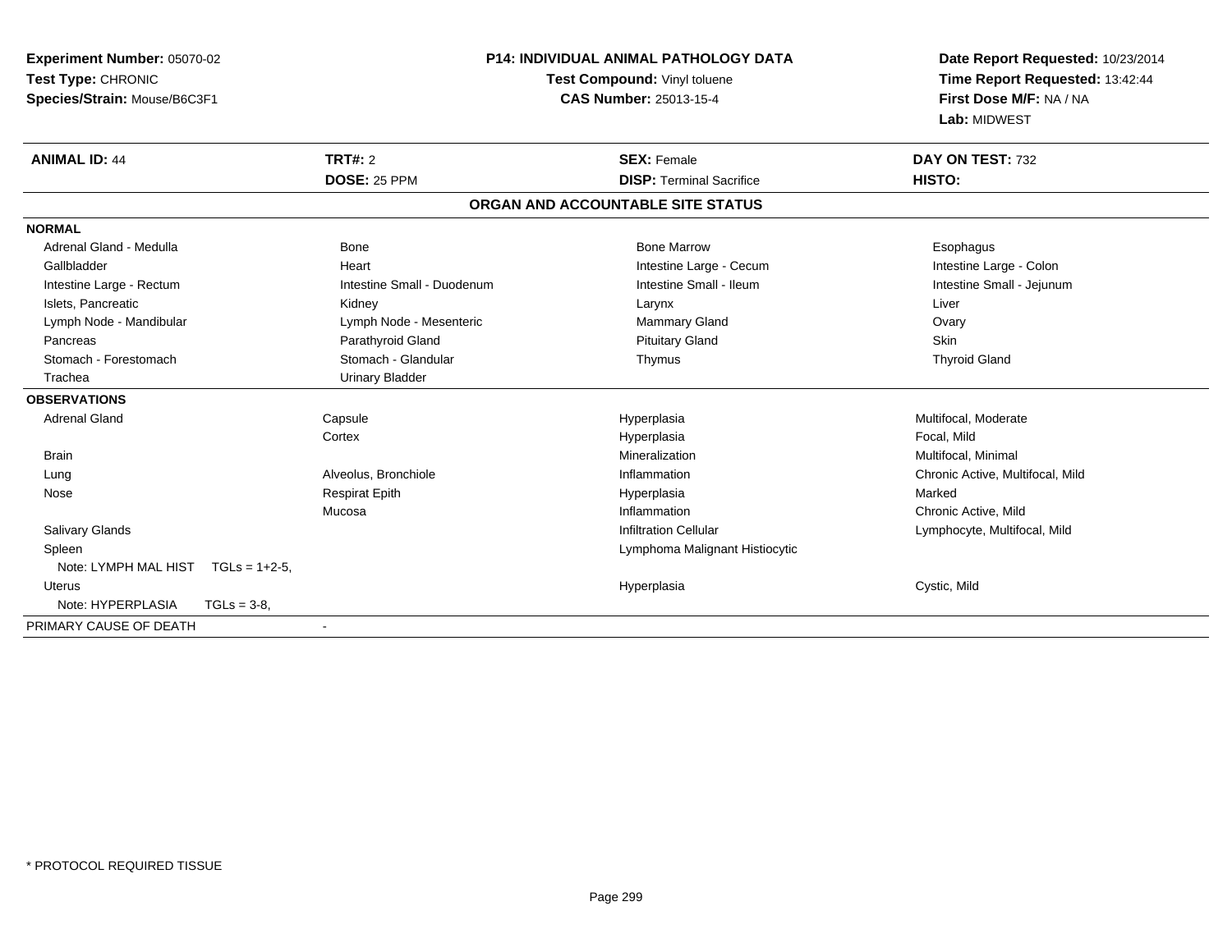**Experiment Number:** 05070-02
**Test Type:** CHRONIC
**Species/Strain:** Mouse/B6C3F1

**P14: INDIVIDUAL ANIMAL PATHOLOGY DATA**
**Test Compound:** Vinyl toluene
**CAS Number:** 25013-15-4

**Date Report Requested:** 10/23/2014
**Time Report Requested:** 13:42:44
**First Dose M/F:** NA / NA
**Lab:** MIDWEST

| **ANIMAL ID:** 44 | **TRT#:** 2 | **SEX:** Female | **DAY ON TEST:** 732 |
|---|---|---|---|
| | **DOSE:** 25 PPM | **DISP:** Terminal Sacrifice | **HISTO:** |

## ORGAN AND ACCOUNTABLE SITE STATUS

**NORMAL**

| | | | |
|---|---|---|---|
| Adrenal Gland - Medulla | Bone | Bone Marrow | Esophagus |
| Gallbladder | Heart | Intestine Large - Cecum | Intestine Large - Colon |
| Intestine Large - Rectum | Intestine Small - Duodenum | Intestine Small - Ileum | Intestine Small - Jejunum |
| Islets, Pancreatic | Kidney | Larynx | Liver |
| Lymph Node - Mandibular | Lymph Node - Mesenteric | Mammary Gland | Ovary |
| Pancreas | Parathyroid Gland | Pituitary Gland | Skin |
| Stomach - Forestomach | Stomach - Glandular | Thymus | Thyroid Gland |
| Trachea | Urinary Bladder | | |

**OBSERVATIONS**

| | | | |
|---|---|---|---|
| Adrenal Gland | Capsule | Hyperplasia | Multifocal, Moderate |
| | Cortex | Hyperplasia | Focal, Mild |
| Brain | | Mineralization | Multifocal, Minimal |
| Lung | Alveolus, Bronchiole | Inflammation | Chronic Active, Multifocal, Mild |
| Nose | Respirat Epith | Hyperplasia | Marked |
| | Mucosa | Inflammation | Chronic Active, Mild |
| Salivary Glands | | Infiltration Cellular | Lymphocyte, Multifocal, Mild |
| Spleen | | Lymphoma Malignant Histiocytic | |
| Note: LYMPH MAL HIST TGLs = 1+2-5, | | | |
| Uterus | | Hyperplasia | Cystic, Mild |
| Note: HYPERPLASIA TGLs = 3-8, | | | |

PRIMARY CAUSE OF DEATH -

* PROTOCOL REQUIRED TISSUE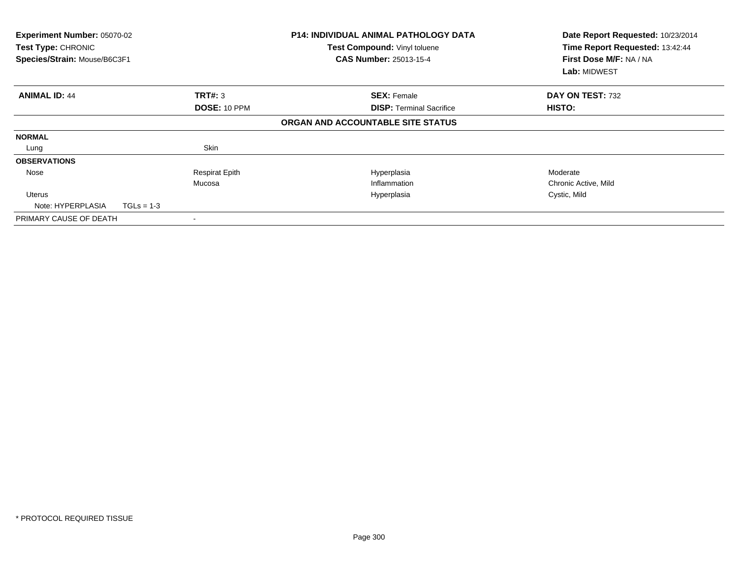**Experiment Number:** 05070-02
**Test Type:** CHRONIC
**Species/Strain:** Mouse/B6C3F1

**P14: INDIVIDUAL ANIMAL PATHOLOGY DATA**
**Test Compound:** Vinyl toluene
**CAS Number:** 25013-15-4

**Date Report Requested:** 10/23/2014
**Time Report Requested:** 13:42:44
**First Dose M/F:** NA / NA
**Lab:** MIDWEST

| **ANIMAL ID:** 44 | **TRT#:** 3 | **SEX:** Female | **DAY ON TEST:** 732 |
|---|---|---|---|
| | **DOSE:** 10 PPM | **DISP:** Terminal Sacrifice | **HISTO:** |

**ORGAN AND ACCOUNTABLE SITE STATUS**

| | | | |
|---|---|---|---|
| **NORMAL** | | | |
| Lung | Skin | | |
| **OBSERVATIONS** | | | |
| Nose | Respirat Epith | Hyperplasia | Moderate |
| | Mucosa | Inflammation | Chronic Active, Mild |
| Uterus | | Hyperplasia | Cystic, Mild |
| Note: HYPERPLASIA TGLs = 1-3 | | | |
| PRIMARY CAUSE OF DEATH | - | | |

* PROTOCOL REQUIRED TISSUE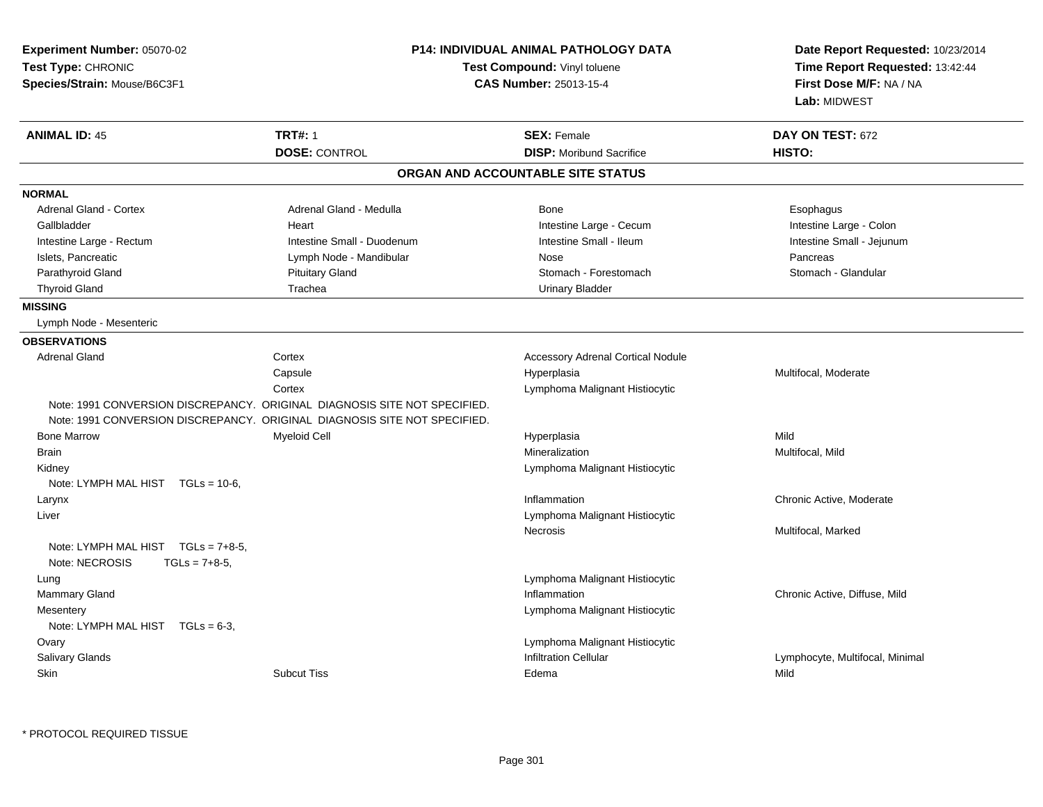**Experiment Number:** 05070-02
**Test Type:** CHRONIC
**Species/Strain:** Mouse/B6C3F1

**P14: INDIVIDUAL ANIMAL PATHOLOGY DATA**
**Test Compound:** Vinyl toluene
**CAS Number:** 25013-15-4

**Date Report Requested:** 10/23/2014
**Time Report Requested:** 13:42:44
**First Dose M/F:** NA / NA
**Lab:** MIDWEST

| **ANIMAL ID:** 45 | **TRT#:** 1 | **SEX:** Female | **DAY ON TEST:** 672 |
|---|---|---|---|
| | **DOSE:** CONTROL | **DISP:** Moribund Sacrifice | **HISTO:** |

## ORGAN AND ACCOUNTABLE SITE STATUS

**NORMAL**

| | | | |
|---|---|---|---|
| Adrenal Gland - Cortex | Adrenal Gland - Medulla | Bone | Esophagus |
| Gallbladder | Heart | Intestine Large - Cecum | Intestine Large - Colon |
| Intestine Large - Rectum | Intestine Small - Duodenum | Intestine Small - Ileum | Intestine Small - Jejunum |
| Islets, Pancreatic | Lymph Node - Mandibular | Nose | Pancreas |
| Parathyroid Gland | Pituitary Gland | Stomach - Forestomach | Stomach - Glandular |
| Thyroid Gland | Trachea | Urinary Bladder | |

**MISSING**

Lymph Node - Mesenteric

**OBSERVATIONS**

| | | | |
|---|---|---|---|
| Adrenal Gland | Cortex | Accessory Adrenal Cortical Nodule | |
| | Capsule | Hyperplasia | Multifocal, Moderate |
| | Cortex | Lymphoma Malignant Histiocytic | |
| Note: 1991 CONVERSION DISCREPANCY. ORIGINAL DIAGNOSIS SITE NOT SPECIFIED. | | | |
| Note: 1991 CONVERSION DISCREPANCY. ORIGINAL DIAGNOSIS SITE NOT SPECIFIED. | | | |
| Bone Marrow | Myeloid Cell | Hyperplasia | Mild |
| Brain | | Mineralization | Multifocal, Mild |
| Kidney | | Lymphoma Malignant Histiocytic | |
| Note: LYMPH MAL HIST TGLs = 10-6, | | | |
| Larynx | | Inflammation | Chronic Active, Moderate |
| Liver | | Lymphoma Malignant Histiocytic | |
| | | Necrosis | Multifocal, Marked |
| Note: LYMPH MAL HIST TGLs = 7+8-5, | | | |
| Note: NECROSIS TGLs = 7+8-5, | | | |
| Lung | | Lymphoma Malignant Histiocytic | |
| Mammary Gland | | Inflammation | Chronic Active, Diffuse, Mild |
| Mesentery | | Lymphoma Malignant Histiocytic | |
| Note: LYMPH MAL HIST TGLs = 6-3, | | | |
| Ovary | | Lymphoma Malignant Histiocytic | |
| Salivary Glands | | Infiltration Cellular | Lymphocyte, Multifocal, Minimal |
| Skin | Subcut Tiss | Edema | Mild |

* PROTOCOL REQUIRED TISSUE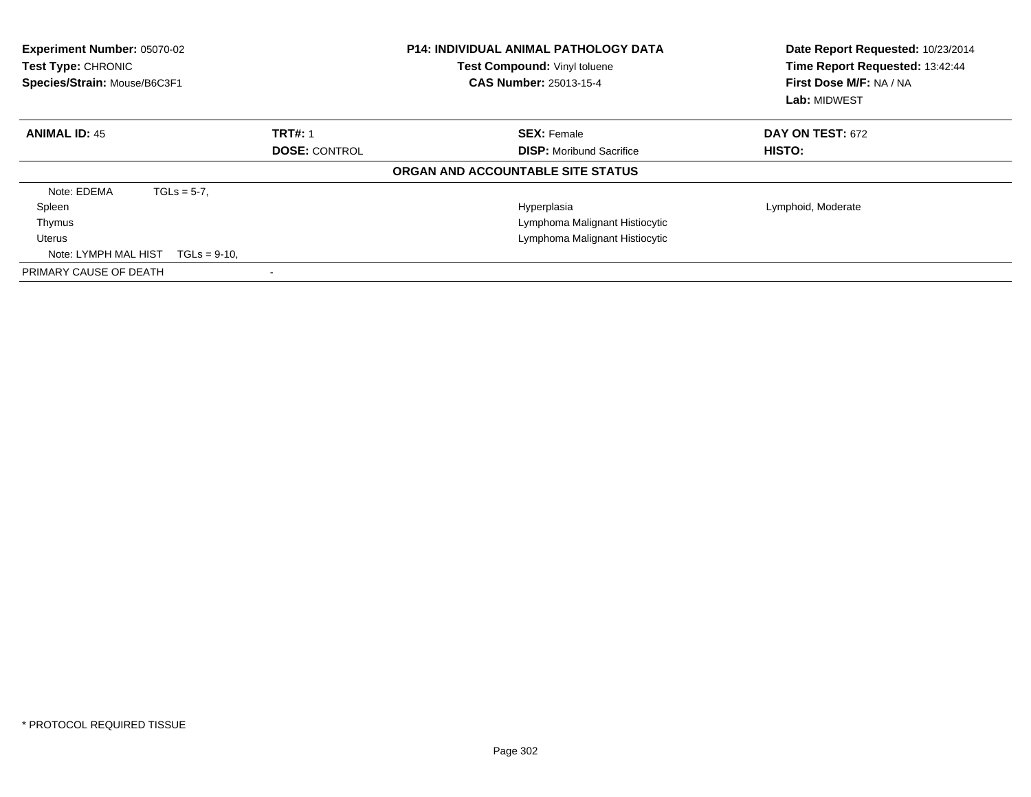**Experiment Number:** 05070-02
**Test Type:** CHRONIC
**Species/Strain:** Mouse/B6C3F1

**P14: INDIVIDUAL ANIMAL PATHOLOGY DATA**
**Test Compound:** Vinyl toluene
**CAS Number:** 25013-15-4

**Date Report Requested:** 10/23/2014
**Time Report Requested:** 13:42:44
**First Dose M/F:** NA / NA
**Lab:** MIDWEST

| **ANIMAL ID:** 45 | **TRT#:** 1 | **SEX:** Female | **DAY ON TEST:** 672 |
|---|---|---|---|
| | **DOSE:** CONTROL | **DISP:** Moribund Sacrifice | **HISTO:** |

**ORGAN AND ACCOUNTABLE SITE STATUS**

| | | | |
|---|---|---|---|
| Note: EDEMA TGLs = 5-7, | | | |
| Spleen | | Hyperplasia | Lymphoid, Moderate |
| Thymus | | Lymphoma Malignant Histiocytic | |
| Uterus | | Lymphoma Malignant Histiocytic | |
| Note: LYMPH MAL HIST TGLs = 9-10, | | | |
| PRIMARY CAUSE OF DEATH | - | | |

\* PROTOCOL REQUIRED TISSUE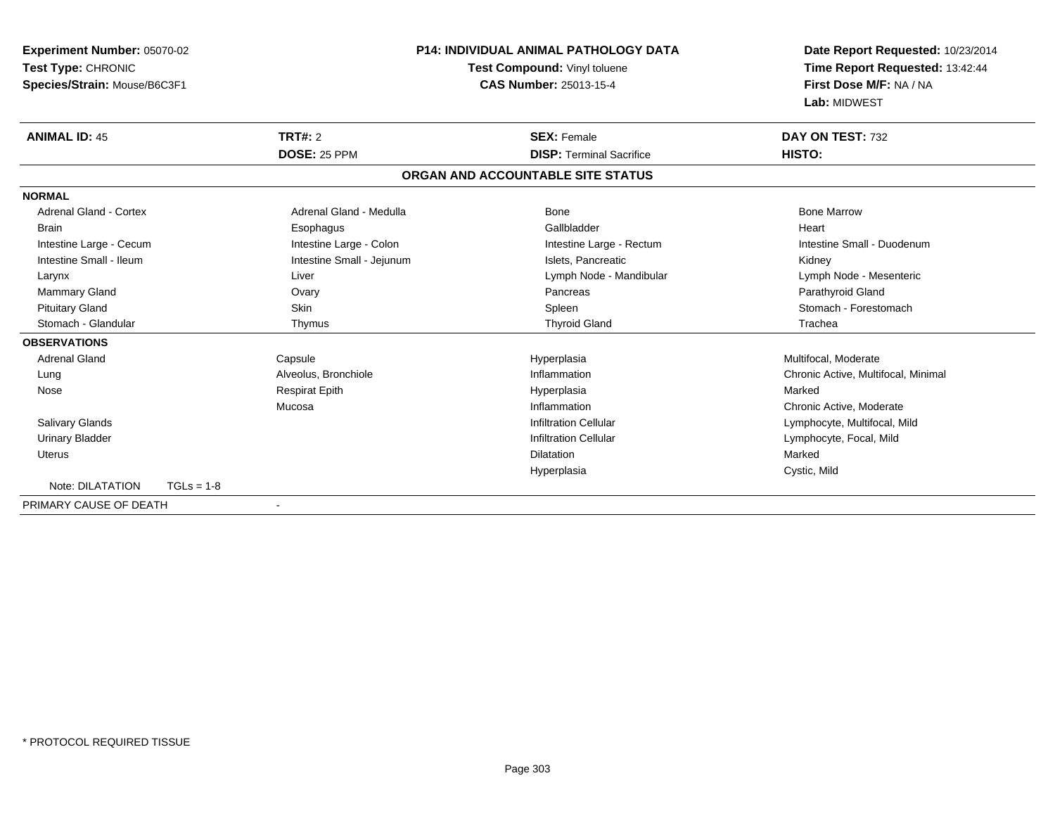**Experiment Number:** 05070-02
**Test Type:** CHRONIC
**Species/Strain:** Mouse/B6C3F1

**P14: INDIVIDUAL ANIMAL PATHOLOGY DATA**
**Test Compound:** Vinyl toluene
**CAS Number:** 25013-15-4

**Date Report Requested:** 10/23/2014
**Time Report Requested:** 13:42:44
**First Dose M/F:** NA / NA
**Lab:** MIDWEST

| **ANIMAL ID:** 45 | **TRT#:** 2 | **SEX:** Female | **DAY ON TEST:** 732 |
|---|---|---|---|
| | **DOSE:** 25 PPM | **DISP:** Terminal Sacrifice | **HISTO:** |

## ORGAN AND ACCOUNTABLE SITE STATUS

**NORMAL**

| | | | |
|---|---|---|---|
| Adrenal Gland - Cortex | Adrenal Gland - Medulla | Bone | Bone Marrow |
| Brain | Esophagus | Gallbladder | Heart |
| Intestine Large - Cecum | Intestine Large - Colon | Intestine Large - Rectum | Intestine Small - Duodenum |
| Intestine Small - Ileum | Intestine Small - Jejunum | Islets, Pancreatic | Kidney |
| Larynx | Liver | Lymph Node - Mandibular | Lymph Node - Mesenteric |
| Mammary Gland | Ovary | Pancreas | Parathyroid Gland |
| Pituitary Gland | Skin | Spleen | Stomach - Forestomach |
| Stomach - Glandular | Thymus | Thyroid Gland | Trachea |

**OBSERVATIONS**

| | | | |
|---|---|---|---|
| Adrenal Gland | Capsule | Hyperplasia | Multifocal, Moderate |
| Lung | Alveolus, Bronchiole | Inflammation | Chronic Active, Multifocal, Minimal |
| Nose | Respirat Epith | Hyperplasia | Marked |
| | Mucosa | Inflammation | Chronic Active, Moderate |
| Salivary Glands | | Infiltration Cellular | Lymphocyte, Multifocal, Mild |
| Urinary Bladder | | Infiltration Cellular | Lymphocyte, Focal, Mild |
| Uterus | | Dilatation | Marked |
| | | Hyperplasia | Cystic, Mild |

Note: DILATATION TGLs = 1-8

PRIMARY CAUSE OF DEATH -

\* PROTOCOL REQUIRED TISSUE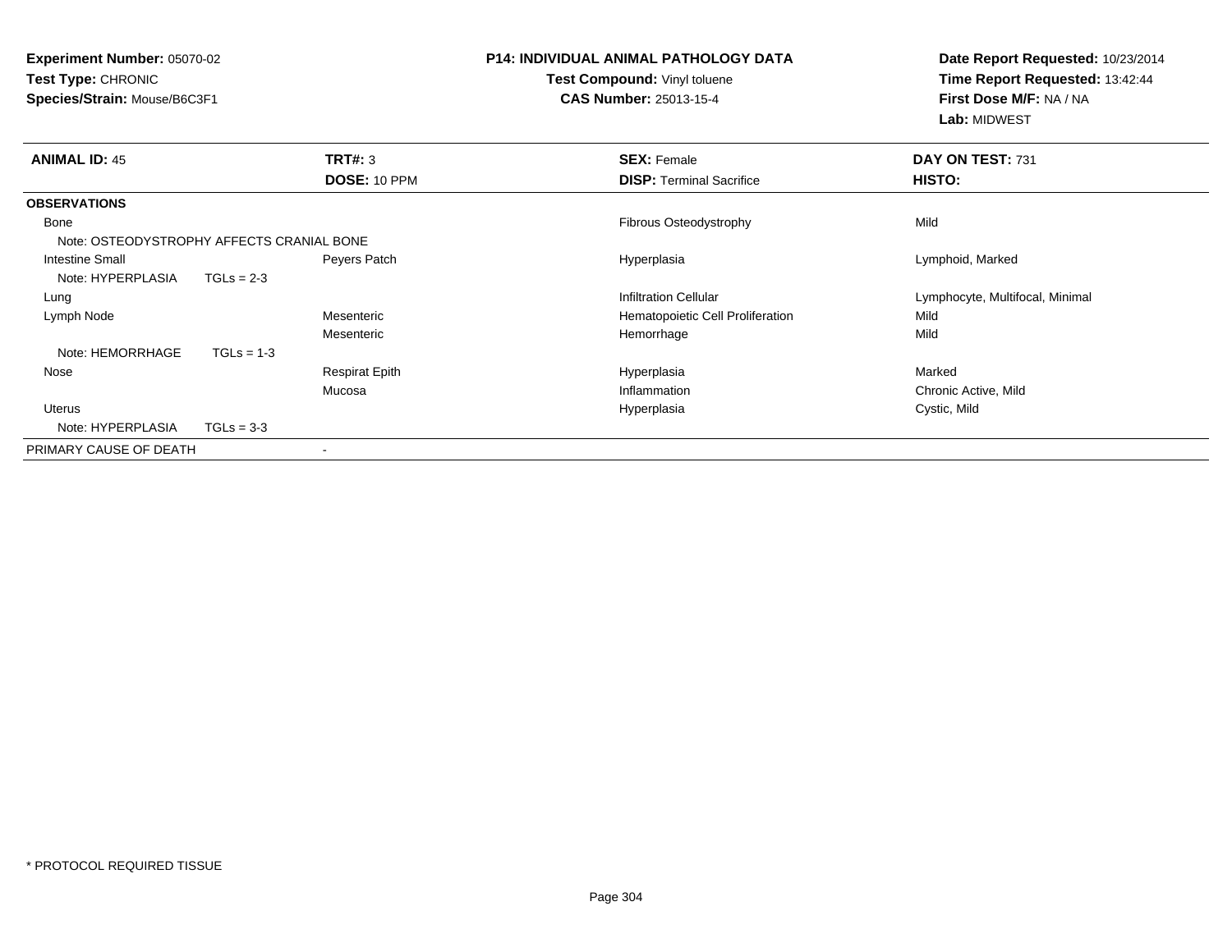**Experiment Number:** 05070-02
**Test Type:** CHRONIC
**Species/Strain:** Mouse/B6C3F1

**P14: INDIVIDUAL ANIMAL PATHOLOGY DATA**
**Test Compound:** Vinyl toluene
**CAS Number:** 25013-15-4

**Date Report Requested:** 10/23/2014
**Time Report Requested:** 13:42:44
**First Dose M/F:** NA / NA
**Lab:** MIDWEST

| **ANIMAL ID:** 45 | **TRT#:** 3 | **SEX:** Female | **DAY ON TEST:** 731 |
|---|---|---|---|
| | **DOSE:** 10 PPM | **DISP:** Terminal Sacrifice | **HISTO:** |
| **OBSERVATIONS** | | | |
| Bone | | Fibrous Osteodystrophy | Mild |
| Note: OSTEODYSTROPHY AFFECTS CRANIAL BONE | | | |
| Intestine Small | Peyers Patch | Hyperplasia | Lymphoid, Marked |
| Note: HYPERPLASIA TGLs = 2-3 | | | |
| Lung | | Infiltration Cellular | Lymphocyte, Multifocal, Minimal |
| Lymph Node | Mesenteric | Hematopoietic Cell Proliferation | Mild |
| | Mesenteric | Hemorrhage | Mild |
| Note: HEMORRHAGE TGLs = 1-3 | | | |
| Nose | Respirat Epith | Hyperplasia | Marked |
| | Mucosa | Inflammation | Chronic Active, Mild |
| Uterus | | Hyperplasia | Cystic, Mild |
| Note: HYPERPLASIA TGLs = 3-3 | | | |
| PRIMARY CAUSE OF DEATH | - | | |

* PROTOCOL REQUIRED TISSUE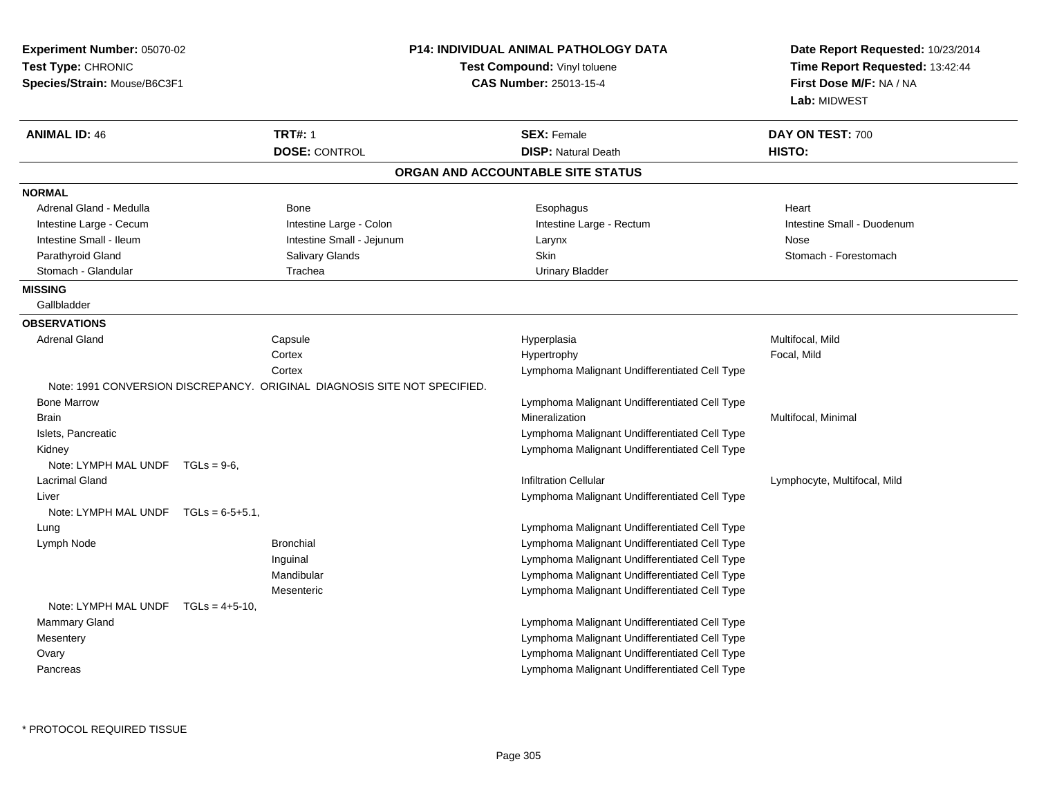**Experiment Number:** 05070-02
**Test Type:** CHRONIC
**Species/Strain:** Mouse/B6C3F1

**P14: INDIVIDUAL ANIMAL PATHOLOGY DATA**
**Test Compound:** Vinyl toluene
**CAS Number:** 25013-15-4

**Date Report Requested:** 10/23/2014
**Time Report Requested:** 13:42:44
**First Dose M/F:** NA / NA
**Lab:** MIDWEST

| **ANIMAL ID:** 46 | **TRT#:** 1 | **SEX:** Female | **DAY ON TEST:** 700 |
|---|---|---|---|
| | **DOSE:** CONTROL | **DISP:** Natural Death | **HISTO:** |

## ORGAN AND ACCOUNTABLE SITE STATUS

**NORMAL**

| | | | |
|---|---|---|---|
| Adrenal Gland - Medulla | Bone | Esophagus | Heart |
| Intestine Large - Cecum | Intestine Large - Colon | Intestine Large - Rectum | Intestine Small - Duodenum |
| Intestine Small - Ileum | Intestine Small - Jejunum | Larynx | Nose |
| Parathyroid Gland | Salivary Glands | Skin | Stomach - Forestomach |
| Stomach - Glandular | Trachea | Urinary Bladder | |

**MISSING**

Gallbladder

**OBSERVATIONS**

| | | | |
|---|---|---|---|
| Adrenal Gland | Capsule | Hyperplasia | Multifocal, Mild |
| | Cortex | Hypertrophy | Focal, Mild |
| | Cortex | Lymphoma Malignant Undifferentiated Cell Type | |
| Note: 1991 CONVERSION DISCREPANCY. ORIGINAL DIAGNOSIS SITE NOT SPECIFIED. | | | |
| Bone Marrow | | Lymphoma Malignant Undifferentiated Cell Type | |
| Brain | | Mineralization | Multifocal, Minimal |
| Islets, Pancreatic | | Lymphoma Malignant Undifferentiated Cell Type | |
| Kidney | | Lymphoma Malignant Undifferentiated Cell Type | |
| Note: LYMPH MAL UNDF TGLs = 9-6, | | | |
| Lacrimal Gland | | Infiltration Cellular | Lymphocyte, Multifocal, Mild |
| Liver | | Lymphoma Malignant Undifferentiated Cell Type | |
| Note: LYMPH MAL UNDF TGLs = 6-5+5.1, | | | |
| Lung | | Lymphoma Malignant Undifferentiated Cell Type | |
| Lymph Node | Bronchial | Lymphoma Malignant Undifferentiated Cell Type | |
| | Inguinal | Lymphoma Malignant Undifferentiated Cell Type | |
| | Mandibular | Lymphoma Malignant Undifferentiated Cell Type | |
| | Mesenteric | Lymphoma Malignant Undifferentiated Cell Type | |
| Note: LYMPH MAL UNDF TGLs = 4+5-10, | | | |
| Mammary Gland | | Lymphoma Malignant Undifferentiated Cell Type | |
| Mesentery | | Lymphoma Malignant Undifferentiated Cell Type | |
| Ovary | | Lymphoma Malignant Undifferentiated Cell Type | |
| Pancreas | | Lymphoma Malignant Undifferentiated Cell Type | |

\* PROTOCOL REQUIRED TISSUE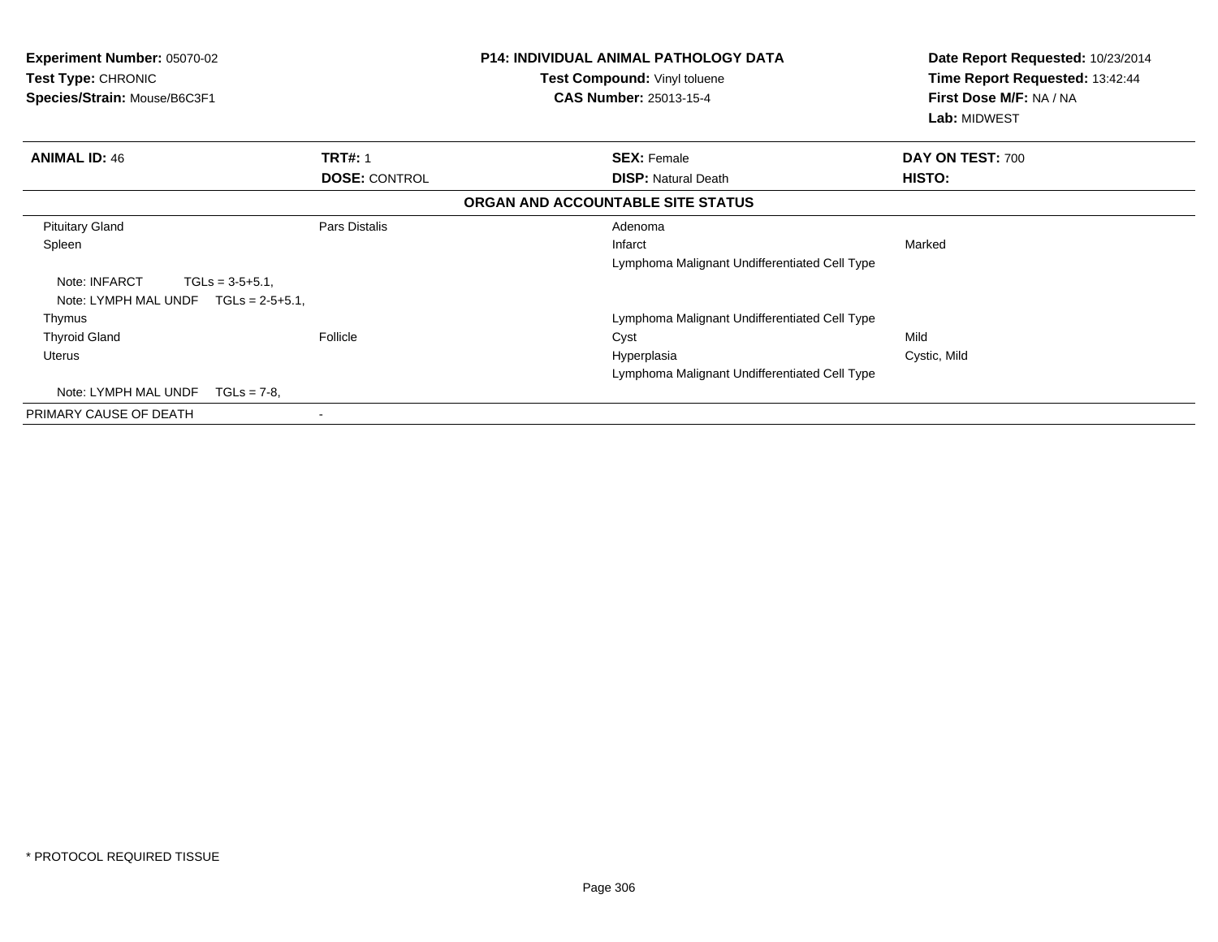**Experiment Number:** 05070-02
**Test Type:** CHRONIC
**Species/Strain:** Mouse/B6C3F1

**P14: INDIVIDUAL ANIMAL PATHOLOGY DATA**
**Test Compound:** Vinyl toluene
**CAS Number:** 25013-15-4

**Date Report Requested:** 10/23/2014
**Time Report Requested:** 13:42:44
**First Dose M/F:** NA / NA
**Lab:** MIDWEST

| **ANIMAL ID:** 46 | **TRT#:** 1 | **SEX:** Female | **DAY ON TEST:** 700 |
|---|---|---|---|
| | **DOSE:** CONTROL | **DISP:** Natural Death | **HISTO:** |

**ORGAN AND ACCOUNTABLE SITE STATUS**

| | | | |
|---|---|---|---|
| Pituitary Gland | Pars Distalis | Adenoma | |
| Spleen | | Infarct | Marked |
| | | Lymphoma Malignant Undifferentiated Cell Type | |
| Note: INFARCT TGLs = 3-5+5.1, | | | |
| Note: LYMPH MAL UNDF TGLs = 2-5+5.1, | | | |
| Thymus | | Lymphoma Malignant Undifferentiated Cell Type | |
| Thyroid Gland | Follicle | Cyst | Mild |
| Uterus | | Hyperplasia | Cystic, Mild |
| | | Lymphoma Malignant Undifferentiated Cell Type | |
| Note: LYMPH MAL UNDF TGLs = 7-8, | | | |
| PRIMARY CAUSE OF DEATH | - | | |

* PROTOCOL REQUIRED TISSUE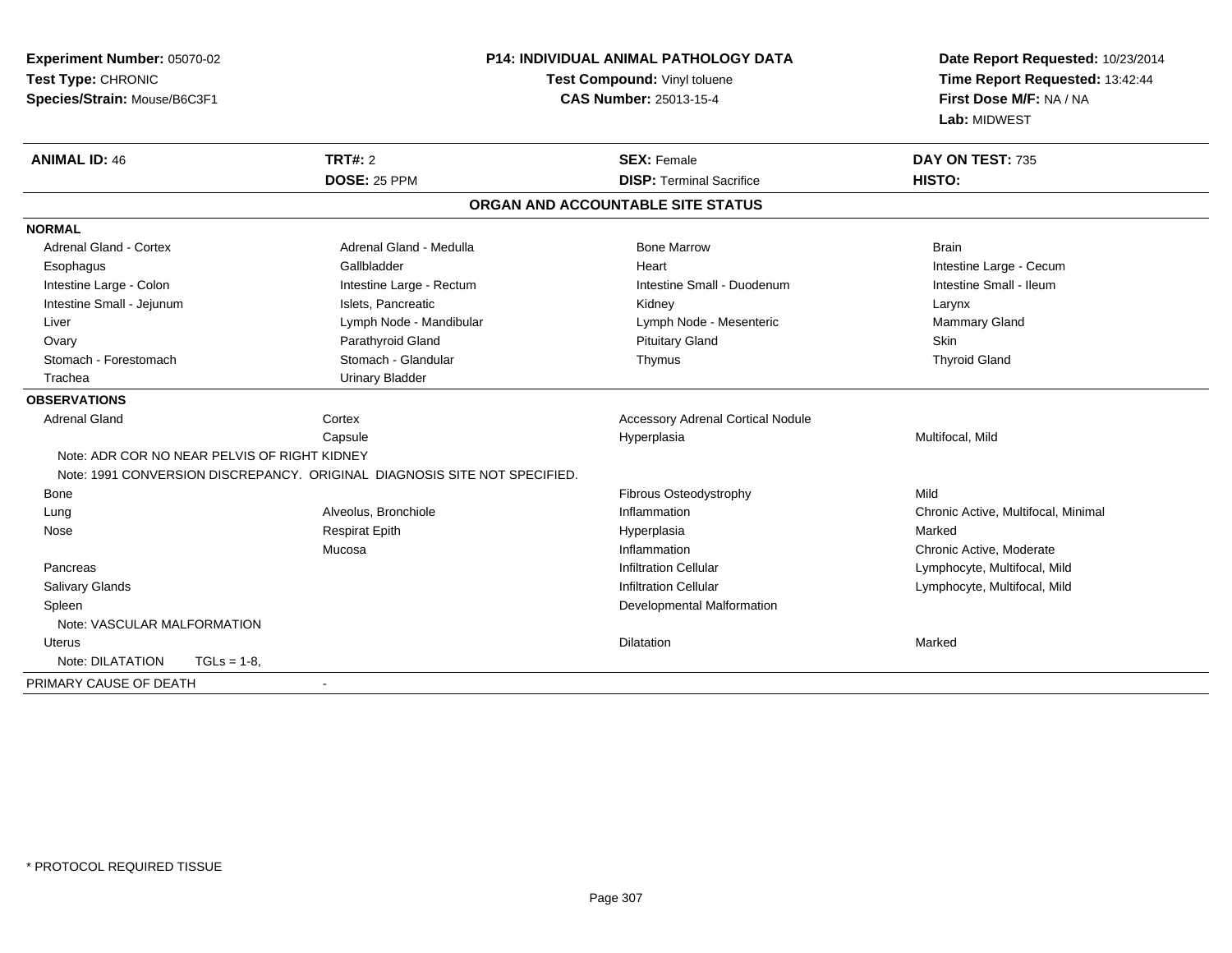**Experiment Number:** 05070-02
**Test Type:** CHRONIC
**Species/Strain:** Mouse/B6C3F1

**P14: INDIVIDUAL ANIMAL PATHOLOGY DATA**
**Test Compound:** Vinyl toluene
**CAS Number:** 25013-15-4

**Date Report Requested:** 10/23/2014
**Time Report Requested:** 13:42:44
**First Dose M/F:** NA / NA
**Lab:** MIDWEST

| **ANIMAL ID:** 46 | **TRT#:** 2 | **SEX:** Female | **DAY ON TEST:** 735 |
|---|---|---|---|
| | **DOSE:** 25 PPM | **DISP:** Terminal Sacrifice | **HISTO:** |

## ORGAN AND ACCOUNTABLE SITE STATUS

**NORMAL**

| | | | |
|---|---|---|---|
| Adrenal Gland - Cortex | Adrenal Gland - Medulla | Bone Marrow | Brain |
| Esophagus | Gallbladder | Heart | Intestine Large - Cecum |
| Intestine Large - Colon | Intestine Large - Rectum | Intestine Small - Duodenum | Intestine Small - Ileum |
| Intestine Small - Jejunum | Islets, Pancreatic | Kidney | Larynx |
| Liver | Lymph Node - Mandibular | Lymph Node - Mesenteric | Mammary Gland |
| Ovary | Parathyroid Gland | Pituitary Gland | Skin |
| Stomach - Forestomach | Stomach - Glandular | Thymus | Thyroid Gland |
| Trachea | Urinary Bladder | | |

**OBSERVATIONS**

| | | | |
|---|---|---|---|
| Adrenal Gland | Cortex | Accessory Adrenal Cortical Nodule | |
| | Capsule | Hyperplasia | Multifocal, Mild |
| Note: ADR COR NO NEAR PELVIS OF RIGHT KIDNEY | | | |
| Note: 1991 CONVERSION DISCREPANCY. ORIGINAL DIAGNOSIS SITE NOT SPECIFIED. | | | |
| Bone | | Fibrous Osteodystrophy | Mild |
| Lung | Alveolus, Bronchiole | Inflammation | Chronic Active, Multifocal, Minimal |
| Nose | Respirat Epith | Hyperplasia | Marked |
| | Mucosa | Inflammation | Chronic Active, Moderate |
| Pancreas | | Infiltration Cellular | Lymphocyte, Multifocal, Mild |
| Salivary Glands | | Infiltration Cellular | Lymphocyte, Multifocal, Mild |
| Spleen | | Developmental Malformation | |
| Note: VASCULAR MALFORMATION | | | |
| Uterus | | Dilatation | Marked |
| Note: DILATATION TGLs = 1-8, | | | |

PRIMARY CAUSE OF DEATH -

\* PROTOCOL REQUIRED TISSUE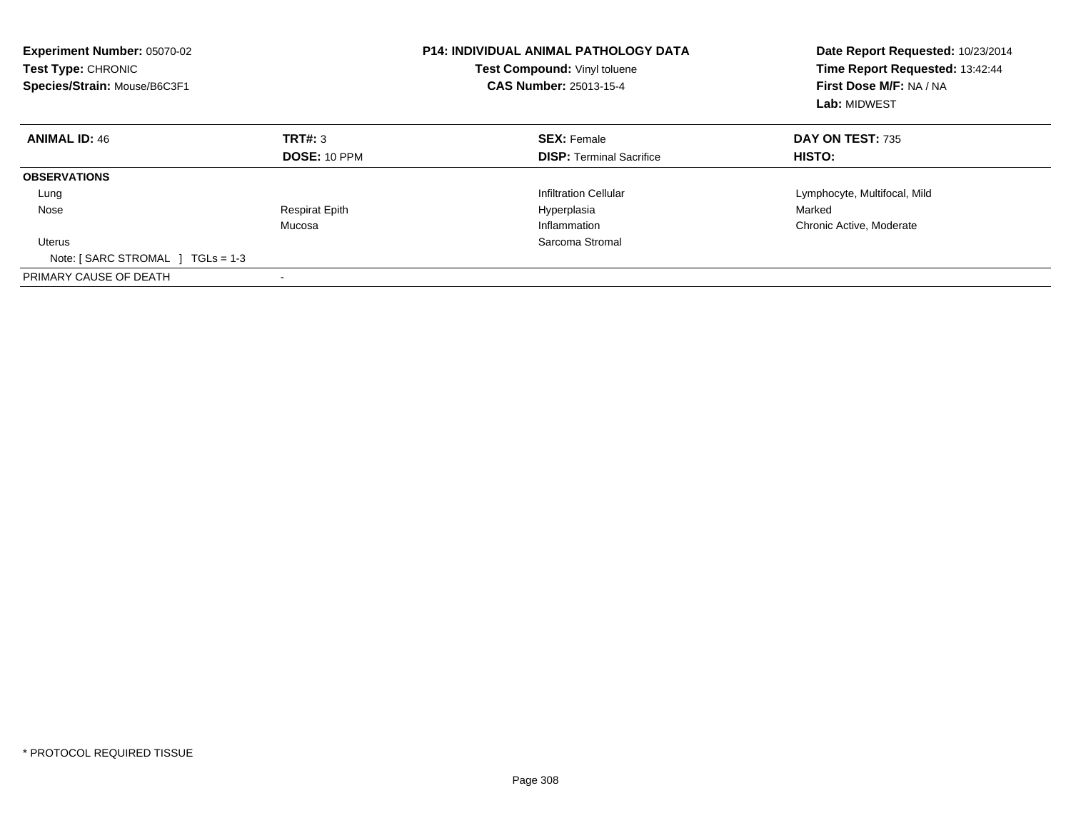**Experiment Number:** 05070-02
**Test Type:** CHRONIC
**Species/Strain:** Mouse/B6C3F1

**P14: INDIVIDUAL ANIMAL PATHOLOGY DATA**
**Test Compound:** Vinyl toluene
**CAS Number:** 25013-15-4

**Date Report Requested:** 10/23/2014
**Time Report Requested:** 13:42:44
**First Dose M/F:** NA / NA
**Lab:** MIDWEST

| **ANIMAL ID:** 46 | **TRT#:** 3 | **SEX:** Female | **DAY ON TEST:** 735 |
|---|---|---|---|
| | **DOSE:** 10 PPM | **DISP:** Terminal Sacrifice | **HISTO:** |
| **OBSERVATIONS** | | | |
| Lung | | Infiltration Cellular | Lymphocyte, Multifocal, Mild |
| Nose | Respirat Epith | Hyperplasia | Marked |
| | Mucosa | Inflammation | Chronic Active, Moderate |
| Uterus | | Sarcoma Stromal | |
| Note: [ SARC STROMAL ] TGLs = 1-3 | | | |
| PRIMARY CAUSE OF DEATH | - | | |

* PROTOCOL REQUIRED TISSUE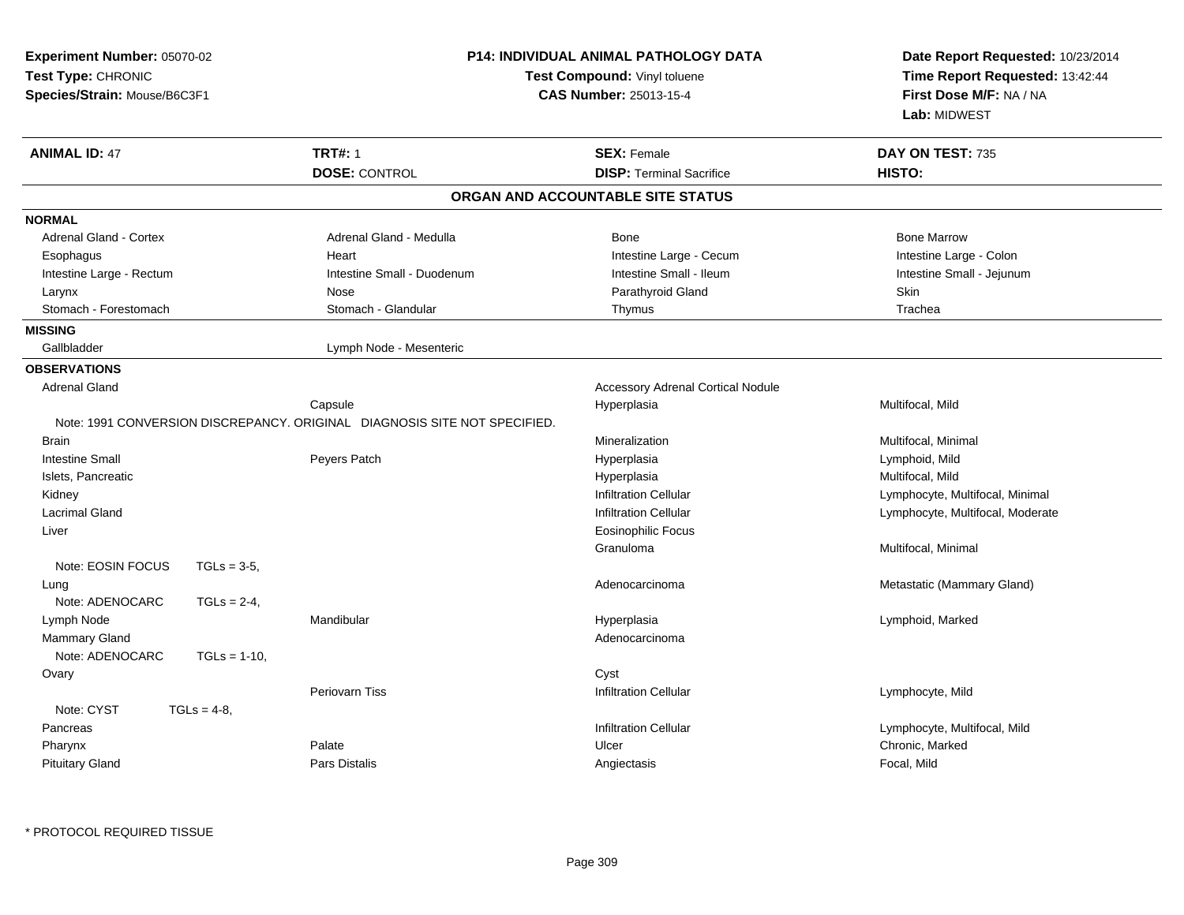**Experiment Number:** 05070-02
**Test Type:** CHRONIC
**Species/Strain:** Mouse/B6C3F1

**P14: INDIVIDUAL ANIMAL PATHOLOGY DATA**
**Test Compound:** Vinyl toluene
**CAS Number:** 25013-15-4

**Date Report Requested:** 10/23/2014
**Time Report Requested:** 13:42:44
**First Dose M/F:** NA / NA
**Lab:** MIDWEST

| **ANIMAL ID:** 47 | **TRT#:** 1 | **SEX:** Female | **DAY ON TEST:** 735 |
|---|---|---|---|
| | **DOSE:** CONTROL | **DISP:** Terminal Sacrifice | **HISTO:** |

## ORGAN AND ACCOUNTABLE SITE STATUS

**NORMAL**

| | | | |
|---|---|---|---|
| Adrenal Gland - Cortex | Adrenal Gland - Medulla | Bone | Bone Marrow |
| Esophagus | Heart | Intestine Large - Cecum | Intestine Large - Colon |
| Intestine Large - Rectum | Intestine Small - Duodenum | Intestine Small - Ileum | Intestine Small - Jejunum |
| Larynx | Nose | Parathyroid Gland | Skin |
| Stomach - Forestomach | Stomach - Glandular | Thymus | Trachea |

**MISSING**

| | |
|---|---|
| Gallbladder | Lymph Node - Mesenteric |

**OBSERVATIONS**

| | | | |
|---|---|---|---|
| Adrenal Gland | | Accessory Adrenal Cortical Nodule | |
| | Capsule | Hyperplasia | Multifocal, Mild |
| Note: 1991 CONVERSION DISCREPANCY. ORIGINAL DIAGNOSIS SITE NOT SPECIFIED. | | | |
| Brain | | Mineralization | Multifocal, Minimal |
| Intestine Small | Peyers Patch | Hyperplasia | Lymphoid, Mild |
| Islets, Pancreatic | | Hyperplasia | Multifocal, Mild |
| Kidney | | Infiltration Cellular | Lymphocyte, Multifocal, Minimal |
| Lacrimal Gland | | Infiltration Cellular | Lymphocyte, Multifocal, Moderate |
| Liver | | Eosinophilic Focus | |
| | | Granuloma | Multifocal, Minimal |
| Note: EOSIN FOCUS TGLs = 3-5, | | | |
| Lung | | Adenocarcinoma | Metastatic (Mammary Gland) |
| Note: ADENOCARC TGLs = 2-4, | | | |
| Lymph Node | Mandibular | Hyperplasia | Lymphoid, Marked |
| Mammary Gland | | Adenocarcinoma | |
| Note: ADENOCARC TGLs = 1-10, | | | |
| Ovary | | Cyst | |
| | Periovarn Tiss | Infiltration Cellular | Lymphocyte, Mild |
| Note: CYST TGLs = 4-8, | | | |
| Pancreas | | Infiltration Cellular | Lymphocyte, Multifocal, Mild |
| Pharynx | Palate | Ulcer | Chronic, Marked |
| Pituitary Gland | Pars Distalis | Angiectasis | Focal, Mild |

* PROTOCOL REQUIRED TISSUE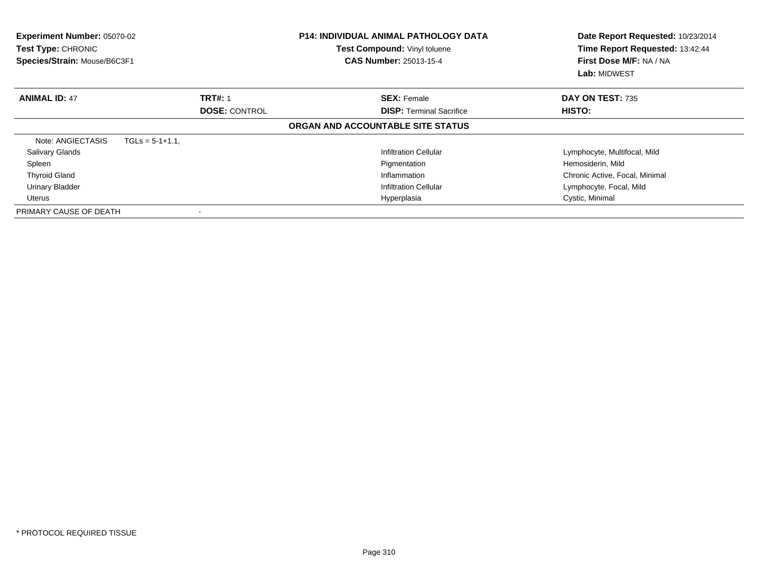**Experiment Number:** 05070-02
**Test Type:** CHRONIC
**Species/Strain:** Mouse/B6C3F1

**P14: INDIVIDUAL ANIMAL PATHOLOGY DATA**
**Test Compound:** Vinyl toluene
**CAS Number:** 25013-15-4

**Date Report Requested:** 10/23/2014
**Time Report Requested:** 13:42:44
**First Dose M/F:** NA / NA
**Lab:** MIDWEST

| **ANIMAL ID:** 47 | **TRT#:** 1 | **SEX:** Female | **DAY ON TEST:** 735 |
|---|---|---|---|
| | **DOSE:** CONTROL | **DISP:** Terminal Sacrifice | **HISTO:** |

**ORGAN AND ACCOUNTABLE SITE STATUS**

| | | | |
|---|---|---|---|
| Note: ANGIECTASIS TGLs = 5-1+1.1, | | | |
| Salivary Glands | | Infiltration Cellular | Lymphocyte, Multifocal, Mild |
| Spleen | | Pigmentation | Hemosiderin, Mild |
| Thyroid Gland | | Inflammation | Chronic Active, Focal, Minimal |
| Urinary Bladder | | Infiltration Cellular | Lymphocyte, Focal, Mild |
| Uterus | | Hyperplasia | Cystic, Minimal |
| PRIMARY CAUSE OF DEATH | - | | |

* PROTOCOL REQUIRED TISSUE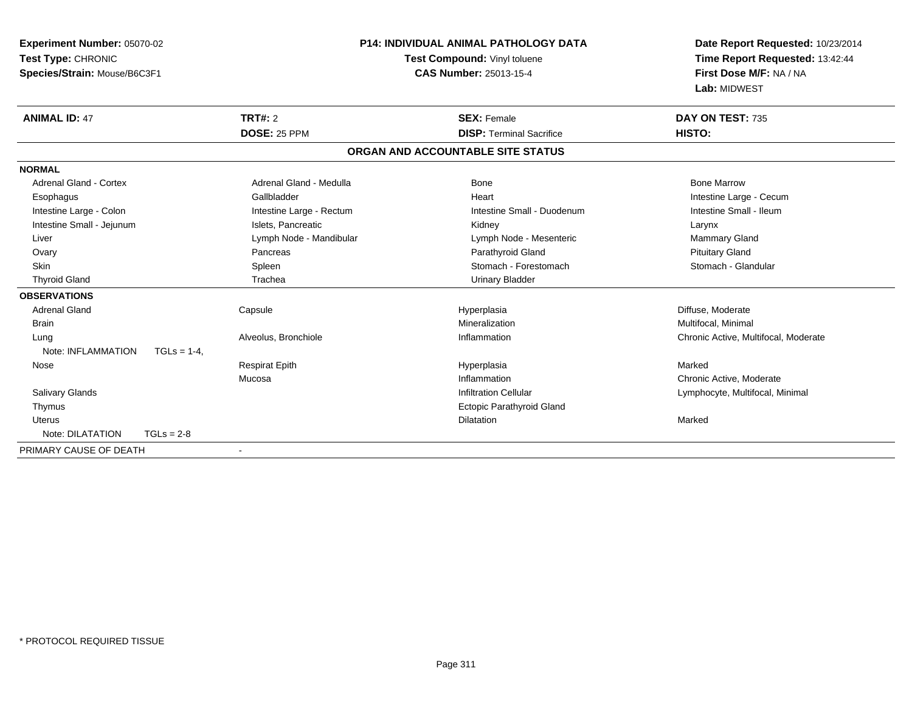**Experiment Number:** 05070-02
**Test Type:** CHRONIC
**Species/Strain:** Mouse/B6C3F1

**P14: INDIVIDUAL ANIMAL PATHOLOGY DATA**
**Test Compound:** Vinyl toluene
**CAS Number:** 25013-15-4

**Date Report Requested:** 10/23/2014
**Time Report Requested:** 13:42:44
**First Dose M/F:** NA / NA
**Lab:** MIDWEST

| **ANIMAL ID:** 47 | **TRT#:** 2 | **SEX:** Female | **DAY ON TEST:** 735 |
|---|---|---|---|
| | **DOSE:** 25 PPM | **DISP:** Terminal Sacrifice | **HISTO:** |

## ORGAN AND ACCOUNTABLE SITE STATUS

| | | | |
|---|---|---|---|
| **NORMAL** | | | |
| Adrenal Gland - Cortex | Adrenal Gland - Medulla | Bone | Bone Marrow |
| Esophagus | Gallbladder | Heart | Intestine Large - Cecum |
| Intestine Large - Colon | Intestine Large - Rectum | Intestine Small - Duodenum | Intestine Small - Ileum |
| Intestine Small - Jejunum | Islets, Pancreatic | Kidney | Larynx |
| Liver | Lymph Node - Mandibular | Lymph Node - Mesenteric | Mammary Gland |
| Ovary | Pancreas | Parathyroid Gland | Pituitary Gland |
| Skin | Spleen | Stomach - Forestomach | Stomach - Glandular |
| Thyroid Gland | Trachea | Urinary Bladder | |
| **OBSERVATIONS** | | | |
| Adrenal Gland | Capsule | Hyperplasia | Diffuse, Moderate |
| Brain | | Mineralization | Multifocal, Minimal |
| Lung | Alveolus, Bronchiole | Inflammation | Chronic Active, Multifocal, Moderate |
| Note: INFLAMMATION TGLs = 1-4, | | | |
| Nose | Respirat Epith | Hyperplasia | Marked |
| | Mucosa | Inflammation | Chronic Active, Moderate |
| Salivary Glands | | Infiltration Cellular | Lymphocyte, Multifocal, Minimal |
| Thymus | | Ectopic Parathyroid Gland | |
| Uterus | | Dilatation | Marked |
| Note: DILATATION TGLs = 2-8 | | | |
| PRIMARY CAUSE OF DEATH | - | | |

* PROTOCOL REQUIRED TISSUE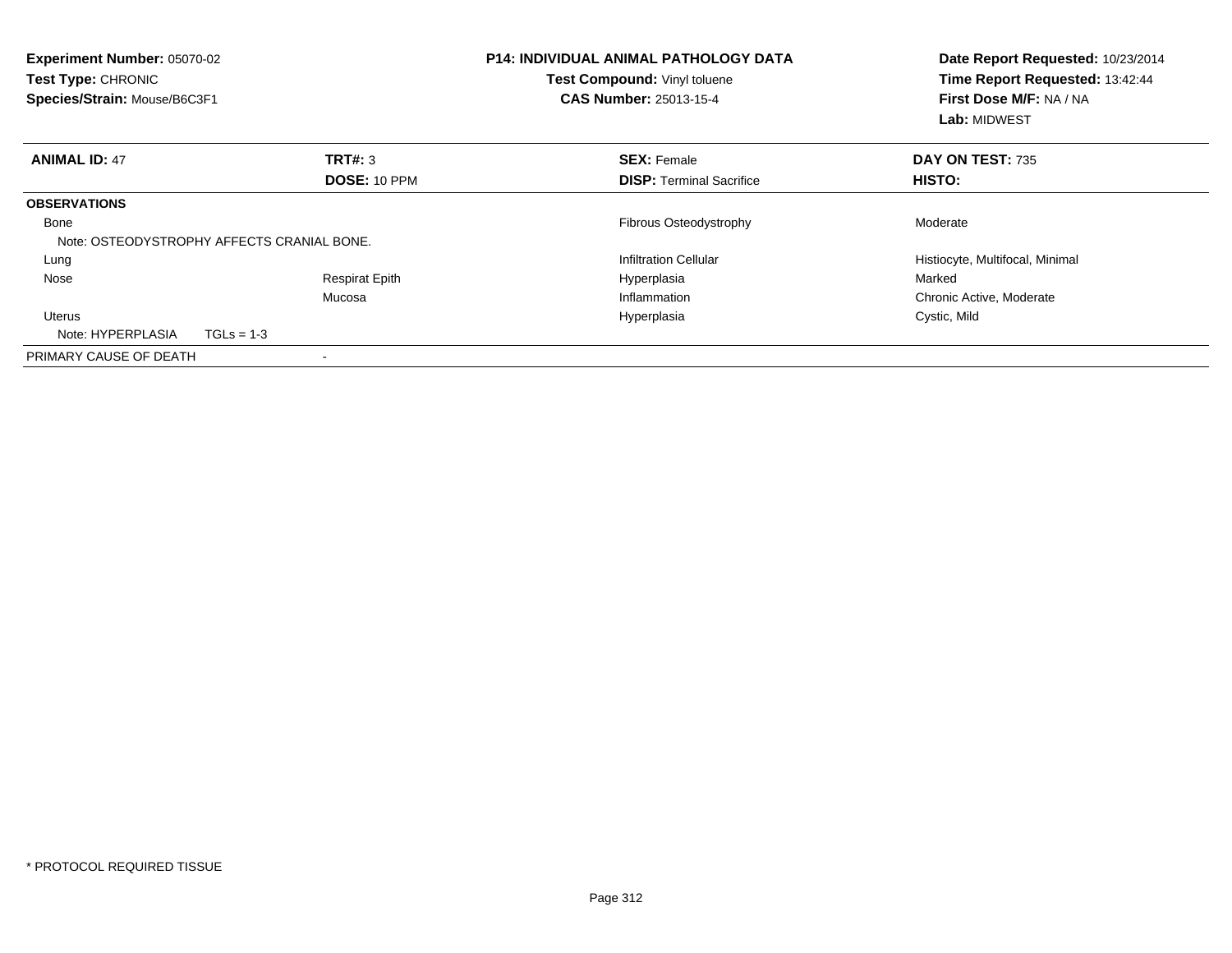**Experiment Number:** 05070-02
**Test Type:** CHRONIC
**Species/Strain:** Mouse/B6C3F1

**P14: INDIVIDUAL ANIMAL PATHOLOGY DATA**
**Test Compound:** Vinyl toluene
**CAS Number:** 25013-15-4

**Date Report Requested:** 10/23/2014
**Time Report Requested:** 13:42:44
**First Dose M/F:** NA / NA
**Lab:** MIDWEST

| **ANIMAL ID:** 47 | **TRT#:** 3 | **SEX:** Female | **DAY ON TEST:** 735 |
|---|---|---|---|
| | **DOSE:** 10 PPM | **DISP:** Terminal Sacrifice | **HISTO:** |
| **OBSERVATIONS** | | | |
| Bone | | Fibrous Osteodystrophy | Moderate |
| Note: OSTEODYSTROPHY AFFECTS CRANIAL BONE. | | | |
| Lung | | Infiltration Cellular | Histiocyte, Multifocal, Minimal |
| Nose | Respirat Epith | Hyperplasia | Marked |
| | Mucosa | Inflammation | Chronic Active, Moderate |
| Uterus | | Hyperplasia | Cystic, Mild |
| Note: HYPERPLASIA TGLs = 1-3 | | | |
| PRIMARY CAUSE OF DEATH | - | | |

* PROTOCOL REQUIRED TISSUE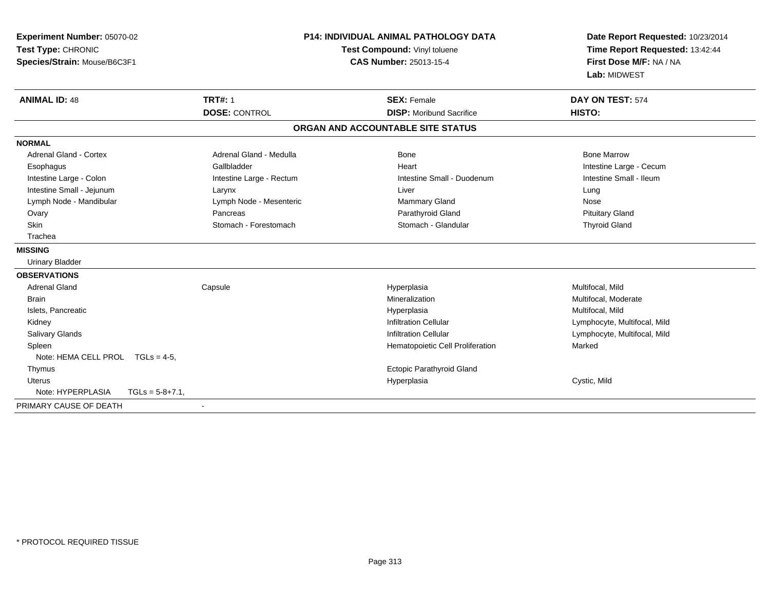**Experiment Number:** 05070-02
**Test Type:** CHRONIC
**Species/Strain:** Mouse/B6C3F1

**P14: INDIVIDUAL ANIMAL PATHOLOGY DATA**
**Test Compound:** Vinyl toluene
**CAS Number:** 25013-15-4

**Date Report Requested:** 10/23/2014
**Time Report Requested:** 13:42:44
**First Dose M/F:** NA / NA
**Lab:** MIDWEST

| **ANIMAL ID:** 48 | **TRT#:** 1 | **SEX:** Female | **DAY ON TEST:** 574 |
|---|---|---|---|
| | **DOSE:** CONTROL | **DISP:** Moribund Sacrifice | **HISTO:** |

**ORGAN AND ACCOUNTABLE SITE STATUS**

**NORMAL**

| | | | |
|---|---|---|---|
| Adrenal Gland - Cortex | Adrenal Gland - Medulla | Bone | Bone Marrow |
| Esophagus | Gallbladder | Heart | Intestine Large - Cecum |
| Intestine Large - Colon | Intestine Large - Rectum | Intestine Small - Duodenum | Intestine Small - Ileum |
| Intestine Small - Jejunum | Larynx | Liver | Lung |
| Lymph Node - Mandibular | Lymph Node - Mesenteric | Mammary Gland | Nose |
| Ovary | Pancreas | Parathyroid Gland | Pituitary Gland |
| Skin | Stomach - Forestomach | Stomach - Glandular | Thyroid Gland |
| Trachea | | | |

**MISSING**

Urinary Bladder

**OBSERVATIONS**

| | | | |
|---|---|---|---|
| Adrenal Gland | Capsule | Hyperplasia | Multifocal, Mild |
| Brain | | Mineralization | Multifocal, Moderate |
| Islets, Pancreatic | | Hyperplasia | Multifocal, Mild |
| Kidney | | Infiltration Cellular | Lymphocyte, Multifocal, Mild |
| Salivary Glands | | Infiltration Cellular | Lymphocyte, Multifocal, Mild |
| Spleen | | Hematopoietic Cell Proliferation | Marked |
| Note: HEMA CELL PROL TGLs = 4-5, | | | |
| Thymus | | Ectopic Parathyroid Gland | |
| Uterus | | Hyperplasia | Cystic, Mild |
| Note: HYPERPLASIA TGLs = 5-8+7.1, | | | |

PRIMARY CAUSE OF DEATH -

* PROTOCOL REQUIRED TISSUE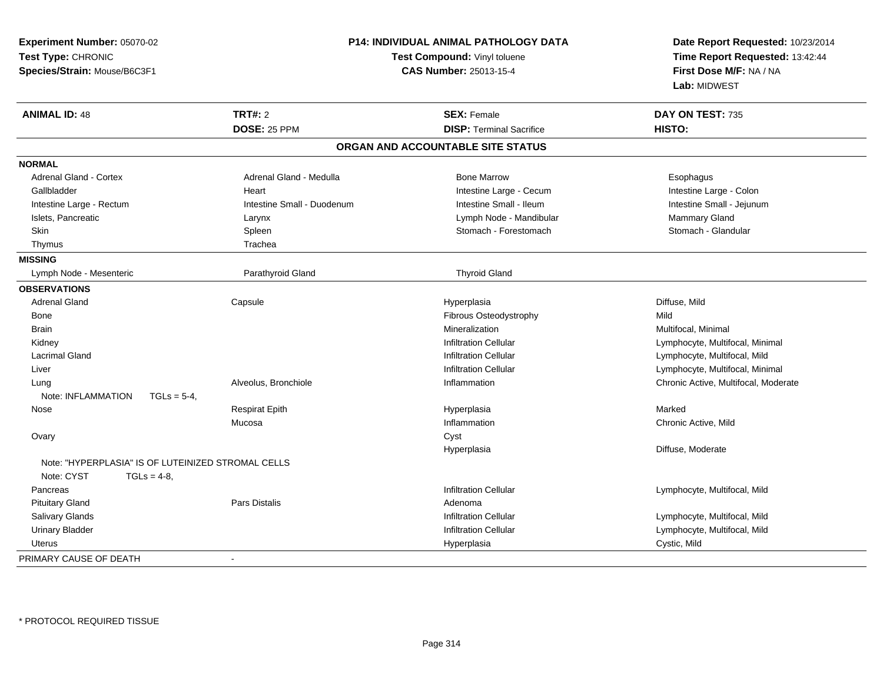**Experiment Number:** 05070-02
**Test Type:** CHRONIC
**Species/Strain:** Mouse/B6C3F1

**P14: INDIVIDUAL ANIMAL PATHOLOGY DATA**
**Test Compound:** Vinyl toluene
**CAS Number:** 25013-15-4

**Date Report Requested:** 10/23/2014
**Time Report Requested:** 13:42:44
**First Dose M/F:** NA / NA
**Lab:** MIDWEST

| **ANIMAL ID:** 48 | **TRT#:** 2 | **SEX:** Female | **DAY ON TEST:** 735 |
|---|---|---|---|
| | **DOSE:** 25 PPM | **DISP:** Terminal Sacrifice | **HISTO:** |

## ORGAN AND ACCOUNTABLE SITE STATUS

| | | | |
|---|---|---|---|
| **NORMAL** | | | |
| Adrenal Gland - Cortex | Adrenal Gland - Medulla | Bone Marrow | Esophagus |
| Gallbladder | Heart | Intestine Large - Cecum | Intestine Large - Colon |
| Intestine Large - Rectum | Intestine Small - Duodenum | Intestine Small - Ileum | Intestine Small - Jejunum |
| Islets, Pancreatic | Larynx | Lymph Node - Mandibular | Mammary Gland |
| Skin | Spleen | Stomach - Forestomach | Stomach - Glandular |
| Thymus | Trachea | | |
| **MISSING** | | | |
| Lymph Node - Mesenteric | Parathyroid Gland | Thyroid Gland | |
| **OBSERVATIONS** | | | |
| Adrenal Gland | Capsule | Hyperplasia | Diffuse, Mild |
| Bone | | Fibrous Osteodystrophy | Mild |
| Brain | | Mineralization | Multifocal, Minimal |
| Kidney | | Infiltration Cellular | Lymphocyte, Multifocal, Minimal |
| Lacrimal Gland | | Infiltration Cellular | Lymphocyte, Multifocal, Mild |
| Liver | | Infiltration Cellular | Lymphocyte, Multifocal, Minimal |
| Lung | Alveolus, Bronchiole | Inflammation | Chronic Active, Multifocal, Moderate |
| Note: INFLAMMATION TGLs = 5-4, | | | |
| Nose | Respirat Epith | Hyperplasia | Marked |
| | Mucosa | Inflammation | Chronic Active, Mild |
| Ovary | | Cyst | |
| | | Hyperplasia | Diffuse, Moderate |
| Note: "HYPERPLASIA" IS OF LUTEINIZED STROMAL CELLS | | | |
| Note: CYST TGLs = 4-8, | | | |
| Pancreas | | Infiltration Cellular | Lymphocyte, Multifocal, Mild |
| Pituitary Gland | Pars Distalis | Adenoma | |
| Salivary Glands | | Infiltration Cellular | Lymphocyte, Multifocal, Mild |
| Urinary Bladder | | Infiltration Cellular | Lymphocyte, Multifocal, Mild |
| Uterus | | Hyperplasia | Cystic, Mild |
| PRIMARY CAUSE OF DEATH | - | | |

\* PROTOCOL REQUIRED TISSUE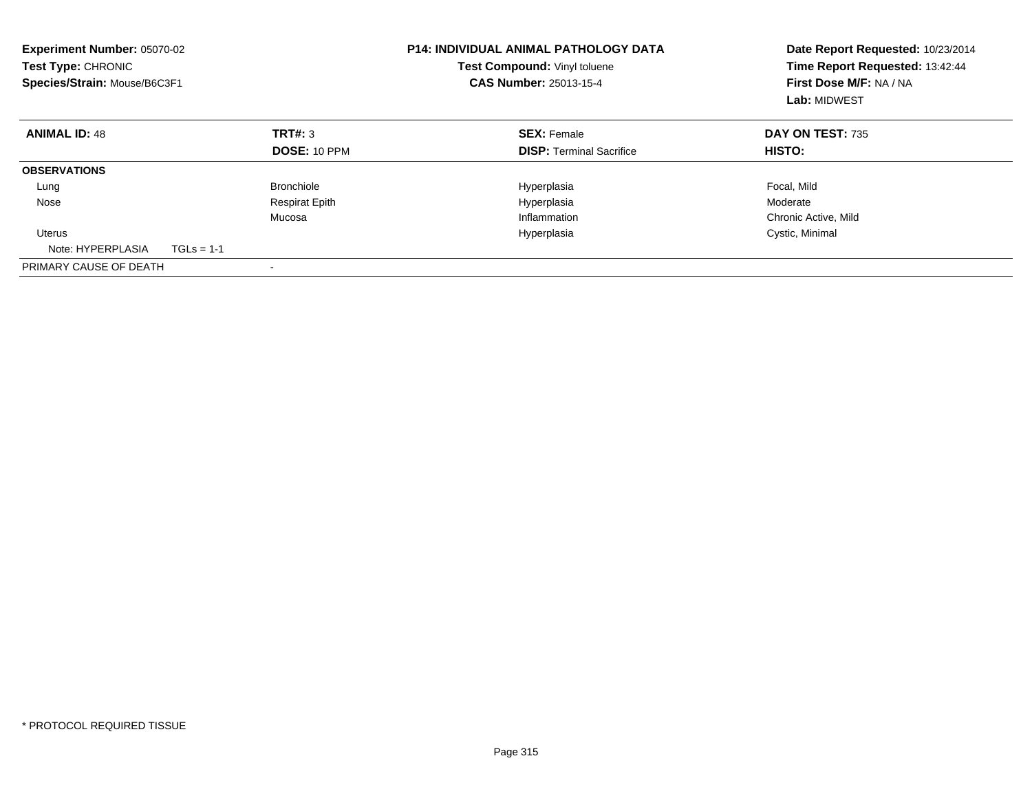**Experiment Number:** 05070-02
**Test Type:** CHRONIC
**Species/Strain:** Mouse/B6C3F1

**P14: INDIVIDUAL ANIMAL PATHOLOGY DATA**
**Test Compound:** Vinyl toluene
**CAS Number:** 25013-15-4

**Date Report Requested:** 10/23/2014
**Time Report Requested:** 13:42:44
**First Dose M/F:** NA / NA
**Lab:** MIDWEST

| **ANIMAL ID:** 48 | **TRT#:** 3 | **SEX:** Female | **DAY ON TEST:** 735 |
|---|---|---|---|
| | **DOSE:** 10 PPM | **DISP:** Terminal Sacrifice | **HISTO:** |
| **OBSERVATIONS** | | | |
| Lung | Bronchiole | Hyperplasia | Focal, Mild |
| Nose | Respirat Epith | Hyperplasia | Moderate |
| | Mucosa | Inflammation | Chronic Active, Mild |
| Uterus | | Hyperplasia | Cystic, Minimal |
| Note: HYPERPLASIA TGLs = 1-1 | | | |
| PRIMARY CAUSE OF DEATH | - | | |

* PROTOCOL REQUIRED TISSUE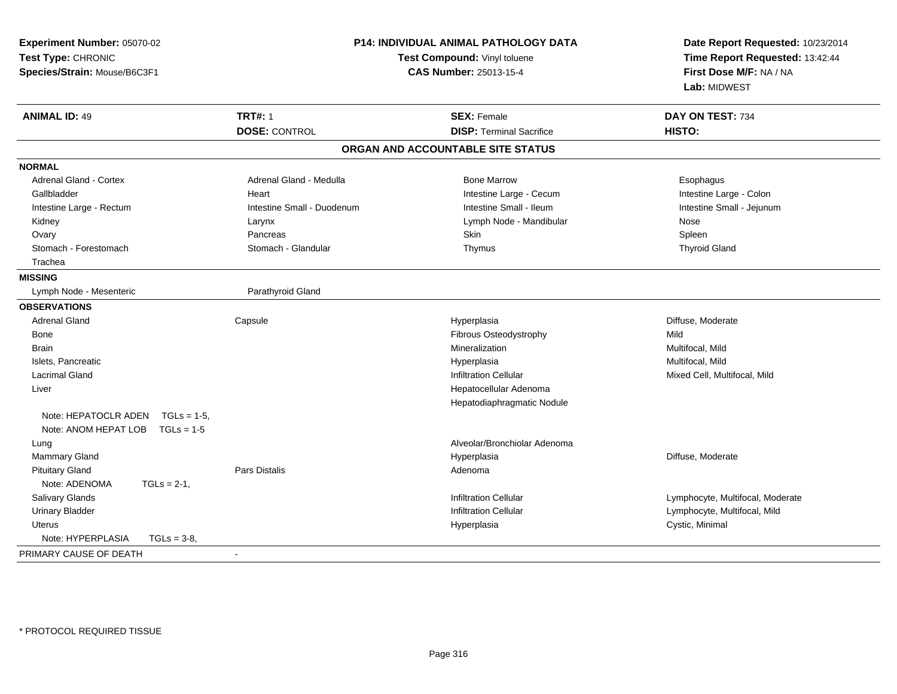**Experiment Number:** 05070-02
**Test Type:** CHRONIC
**Species/Strain:** Mouse/B6C3F1

**P14: INDIVIDUAL ANIMAL PATHOLOGY DATA**
**Test Compound:** Vinyl toluene
**CAS Number:** 25013-15-4

**Date Report Requested:** 10/23/2014
**Time Report Requested:** 13:42:44
**First Dose M/F:** NA / NA
**Lab:** MIDWEST

| **ANIMAL ID:** 49 | **TRT#:** 1 | **SEX:** Female | **DAY ON TEST:** 734 |
|---|---|---|---|
| | **DOSE:** CONTROL | **DISP:** Terminal Sacrifice | **HISTO:** |

## ORGAN AND ACCOUNTABLE SITE STATUS

| | | | |
|---|---|---|---|
| **NORMAL** | | | |
| Adrenal Gland - Cortex | Adrenal Gland - Medulla | Bone Marrow | Esophagus |
| Gallbladder | Heart | Intestine Large - Cecum | Intestine Large - Colon |
| Intestine Large - Rectum | Intestine Small - Duodenum | Intestine Small - Ileum | Intestine Small - Jejunum |
| Kidney | Larynx | Lymph Node - Mandibular | Nose |
| Ovary | Pancreas | Skin | Spleen |
| Stomach - Forestomach | Stomach - Glandular | Thymus | Thyroid Gland |
| Trachea | | | |
| **MISSING** | | | |
| Lymph Node - Mesenteric | Parathyroid Gland | | |
| **OBSERVATIONS** | | | |
| Adrenal Gland | Capsule | Hyperplasia | Diffuse, Moderate |
| Bone | | Fibrous Osteodystrophy | Mild |
| Brain | | Mineralization | Multifocal, Mild |
| Islets, Pancreatic | | Hyperplasia | Multifocal, Mild |
| Lacrimal Gland | | Infiltration Cellular | Mixed Cell, Multifocal, Mild |
| Liver | | Hepatocellular Adenoma | |
| | | Hepatodiaphragmatic Nodule | |
| Note: HEPATOCLR ADEN TGLs = 1-5, | | | |
| Note: ANOM HEPAT LOB TGLs = 1-5 | | | |
| Lung | | Alveolar/Bronchiolar Adenoma | |
| Mammary Gland | | Hyperplasia | Diffuse, Moderate |
| Pituitary Gland | Pars Distalis | Adenoma | |
| Note: ADENOMA TGLs = 2-1, | | | |
| Salivary Glands | | Infiltration Cellular | Lymphocyte, Multifocal, Moderate |
| Urinary Bladder | | Infiltration Cellular | Lymphocyte, Multifocal, Mild |
| Uterus | | Hyperplasia | Cystic, Minimal |
| Note: HYPERPLASIA TGLs = 3-8, | | | |
| PRIMARY CAUSE OF DEATH | - | | |

\* PROTOCOL REQUIRED TISSUE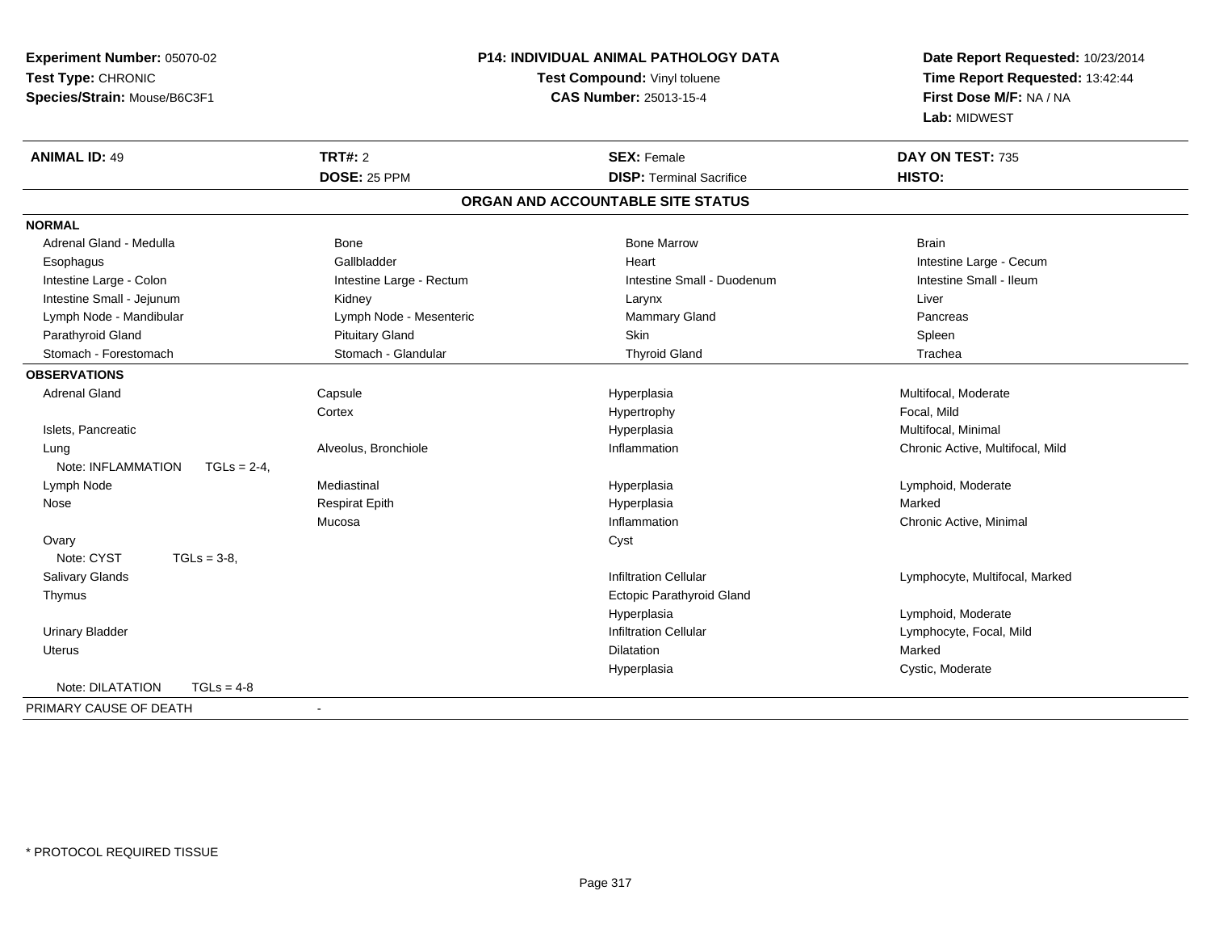**Experiment Number:** 05070-02
**Test Type:** CHRONIC
**Species/Strain:** Mouse/B6C3F1

**P14: INDIVIDUAL ANIMAL PATHOLOGY DATA**
**Test Compound:** Vinyl toluene
**CAS Number:** 25013-15-4

**Date Report Requested:** 10/23/2014
**Time Report Requested:** 13:42:44
**First Dose M/F:** NA / NA
**Lab:** MIDWEST

| **ANIMAL ID:** 49 | **TRT#:** 2 | **SEX:** Female | **DAY ON TEST:** 735 |
|---|---|---|---|
| | **DOSE:** 25 PPM | **DISP:** Terminal Sacrifice | **HISTO:** |

## ORGAN AND ACCOUNTABLE SITE STATUS

| | | | |
|---|---|---|---|
| **NORMAL** | | | |
| Adrenal Gland - Medulla | Bone | Bone Marrow | Brain |
| Esophagus | Gallbladder | Heart | Intestine Large - Cecum |
| Intestine Large - Colon | Intestine Large - Rectum | Intestine Small - Duodenum | Intestine Small - Ileum |
| Intestine Small - Jejunum | Kidney | Larynx | Liver |
| Lymph Node - Mandibular | Lymph Node - Mesenteric | Mammary Gland | Pancreas |
| Parathyroid Gland | Pituitary Gland | Skin | Spleen |
| Stomach - Forestomach | Stomach - Glandular | Thyroid Gland | Trachea |
| **OBSERVATIONS** | | | |
| Adrenal Gland | Capsule | Hyperplasia | Multifocal, Moderate |
| | Cortex | Hypertrophy | Focal, Mild |
| Islets, Pancreatic | | Hyperplasia | Multifocal, Minimal |
| Lung | Alveolus, Bronchiole | Inflammation | Chronic Active, Multifocal, Mild |
| Note: INFLAMMATION TGLs = 2-4, | | | |
| Lymph Node | Mediastinal | Hyperplasia | Lymphoid, Moderate |
| Nose | Respirat Epith | Hyperplasia | Marked |
| | Mucosa | Inflammation | Chronic Active, Minimal |
| Ovary | | Cyst | |
| Note: CYST TGLs = 3-8, | | | |
| Salivary Glands | | Infiltration Cellular | Lymphocyte, Multifocal, Marked |
| Thymus | | Ectopic Parathyroid Gland | |
| | | Hyperplasia | Lymphoid, Moderate |
| Urinary Bladder | | Infiltration Cellular | Lymphocyte, Focal, Mild |
| Uterus | | Dilatation | Marked |
| | | Hyperplasia | Cystic, Moderate |
| Note: DILATATION TGLs = 4-8 | | | |
| PRIMARY CAUSE OF DEATH | - | | |

* PROTOCOL REQUIRED TISSUE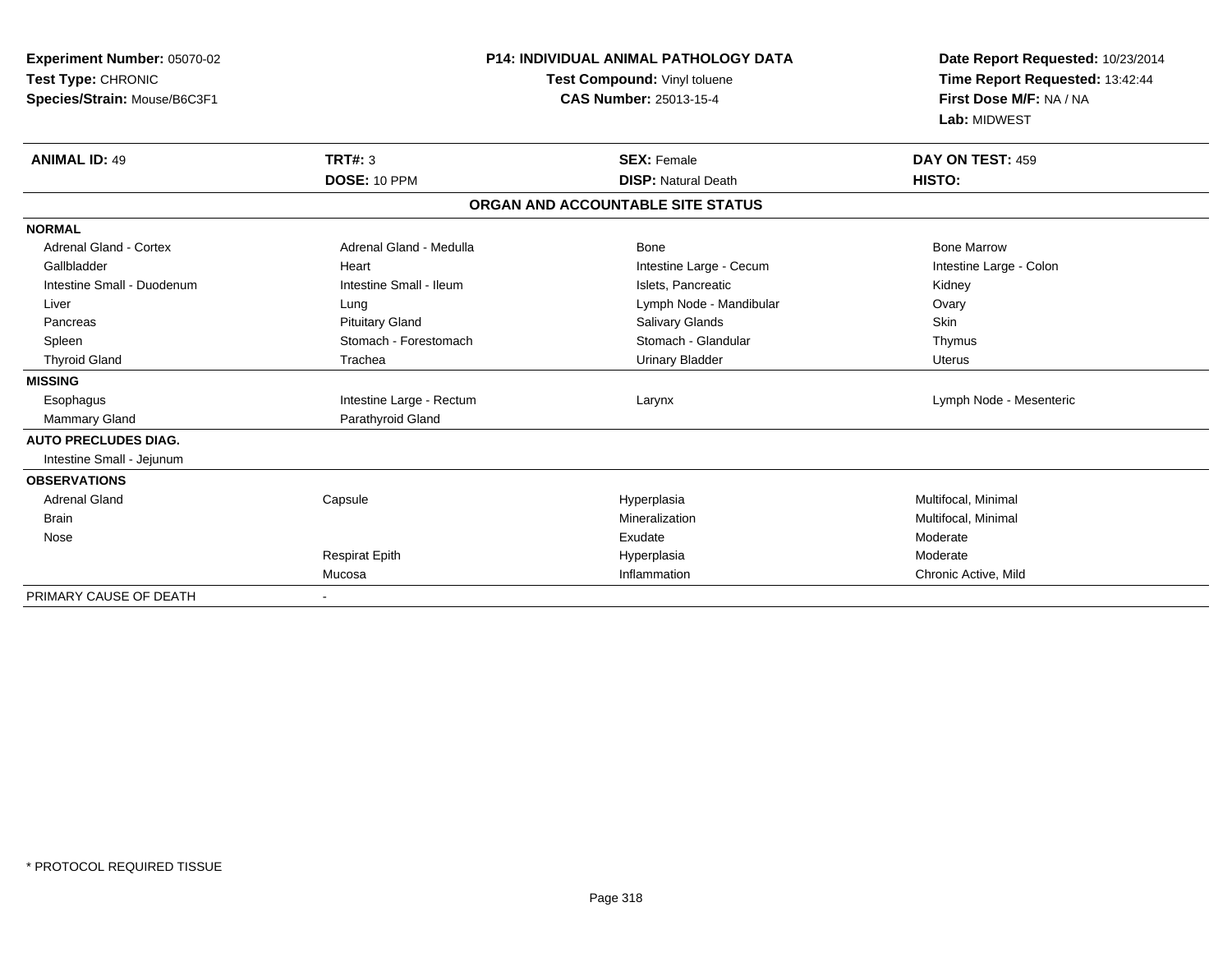**Experiment Number:** 05070-02
**Test Type:** CHRONIC
**Species/Strain:** Mouse/B6C3F1

**P14: INDIVIDUAL ANIMAL PATHOLOGY DATA**
**Test Compound:** Vinyl toluene
**CAS Number:** 25013-15-4

**Date Report Requested:** 10/23/2014
**Time Report Requested:** 13:42:44
**First Dose M/F:** NA / NA
**Lab:** MIDWEST

| **ANIMAL ID:** 49 | **TRT#:** 3 | **SEX:** Female | **DAY ON TEST:** 459 |
|---|---|---|---|
| | **DOSE:** 10 PPM | **DISP:** Natural Death | **HISTO:** |

**ORGAN AND ACCOUNTABLE SITE STATUS**

| | | | |
|---|---|---|---|
| **NORMAL** | | | |
| Adrenal Gland - Cortex | Adrenal Gland - Medulla | Bone | Bone Marrow |
| Gallbladder | Heart | Intestine Large - Cecum | Intestine Large - Colon |
| Intestine Small - Duodenum | Intestine Small - Ileum | Islets, Pancreatic | Kidney |
| Liver | Lung | Lymph Node - Mandibular | Ovary |
| Pancreas | Pituitary Gland | Salivary Glands | Skin |
| Spleen | Stomach - Forestomach | Stomach - Glandular | Thymus |
| Thyroid Gland | Trachea | Urinary Bladder | Uterus |
| **MISSING** | | | |
| Esophagus | Intestine Large - Rectum | Larynx | Lymph Node - Mesenteric |
| Mammary Gland | Parathyroid Gland | | |
| **AUTO PRECLUDES DIAG.** | | | |
| Intestine Small - Jejunum | | | |
| **OBSERVATIONS** | | | |
| Adrenal Gland | Capsule | Hyperplasia | Multifocal, Minimal |
| Brain | | Mineralization | Multifocal, Minimal |
| Nose | | Exudate | Moderate |
| | Respirat Epith | Hyperplasia | Moderate |
| | Mucosa | Inflammation | Chronic Active, Mild |
| PRIMARY CAUSE OF DEATH | - | | |

\* PROTOCOL REQUIRED TISSUE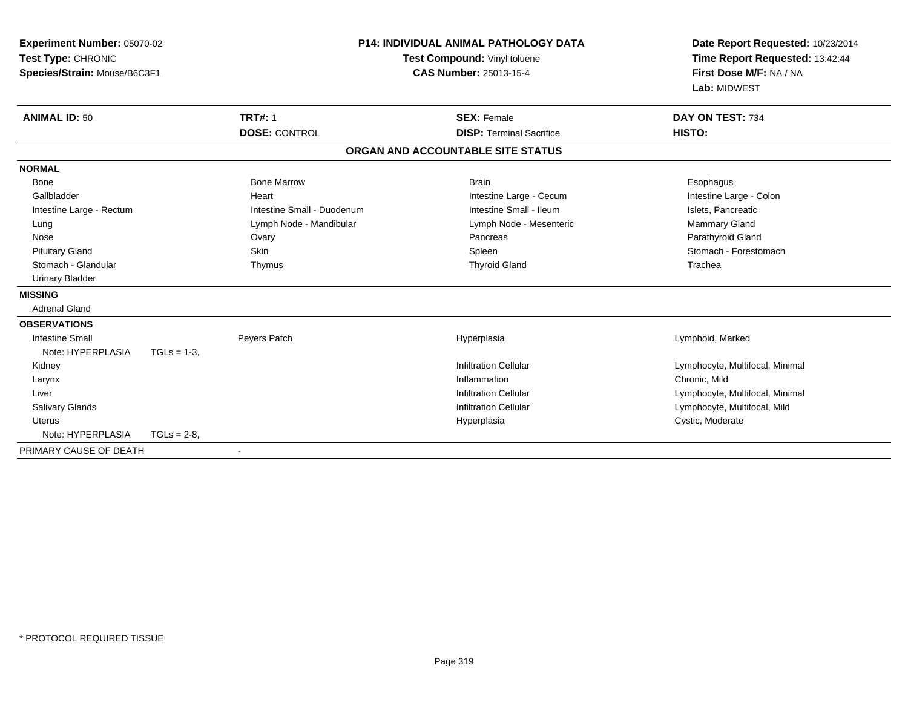**Experiment Number:** 05070-02
**Test Type:** CHRONIC
**Species/Strain:** Mouse/B6C3F1

**P14: INDIVIDUAL ANIMAL PATHOLOGY DATA**
**Test Compound:** Vinyl toluene
**CAS Number:** 25013-15-4

**Date Report Requested:** 10/23/2014
**Time Report Requested:** 13:42:44
**First Dose M/F:** NA / NA
**Lab:** MIDWEST

| **ANIMAL ID:** 50 | **TRT#:** 1 | **SEX:** Female | **DAY ON TEST:** 734 |
|---|---|---|---|
| | **DOSE:** CONTROL | **DISP:** Terminal Sacrifice | **HISTO:** |

## ORGAN AND ACCOUNTABLE SITE STATUS

**NORMAL**

| | | | |
|---|---|---|---|
| Bone | Bone Marrow | Brain | Esophagus |
| Gallbladder | Heart | Intestine Large - Cecum | Intestine Large - Colon |
| Intestine Large - Rectum | Intestine Small - Duodenum | Intestine Small - Ileum | Islets, Pancreatic |
| Lung | Lymph Node - Mandibular | Lymph Node - Mesenteric | Mammary Gland |
| Nose | Ovary | Pancreas | Parathyroid Gland |
| Pituitary Gland | Skin | Spleen | Stomach - Forestomach |
| Stomach - Glandular | Thymus | Thyroid Gland | Trachea |
| Urinary Bladder | | | |

**MISSING**

Adrenal Gland

**OBSERVATIONS**

| | | | |
|---|---|---|---|
| Intestine Small | Peyers Patch | Hyperplasia | Lymphoid, Marked |
| Note: HYPERPLASIA TGLs = 1-3, | | | |
| Kidney | | Infiltration Cellular | Lymphocyte, Multifocal, Minimal |
| Larynx | | Inflammation | Chronic, Mild |
| Liver | | Infiltration Cellular | Lymphocyte, Multifocal, Minimal |
| Salivary Glands | | Infiltration Cellular | Lymphocyte, Multifocal, Mild |
| Uterus | | Hyperplasia | Cystic, Moderate |
| Note: HYPERPLASIA TGLs = 2-8, | | | |

PRIMARY CAUSE OF DEATH -

* PROTOCOL REQUIRED TISSUE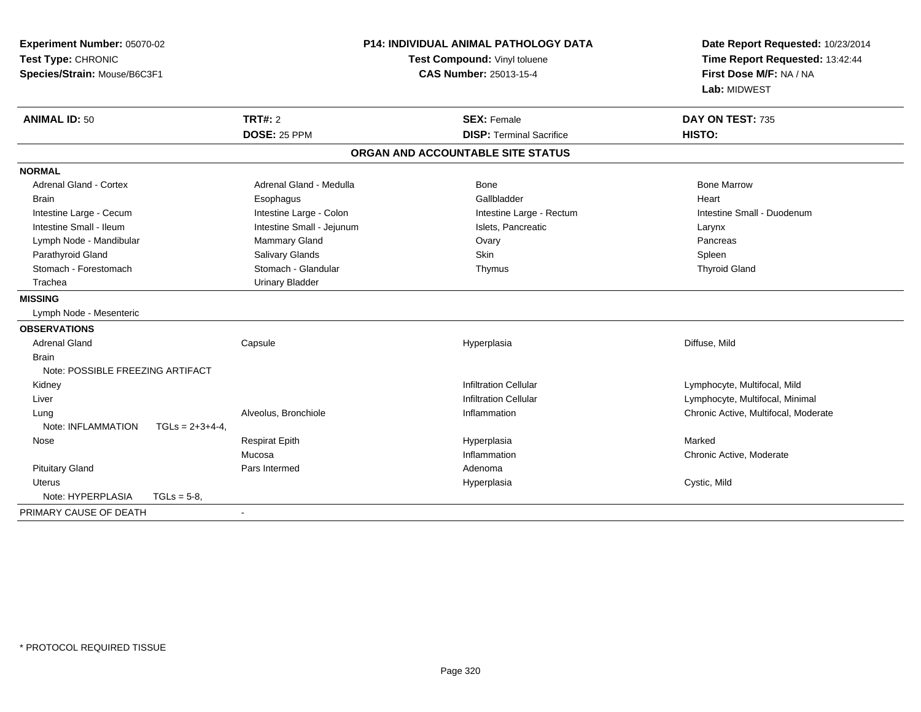**Experiment Number:** 05070-02
**Test Type:** CHRONIC
**Species/Strain:** Mouse/B6C3F1

**P14: INDIVIDUAL ANIMAL PATHOLOGY DATA**
**Test Compound:** Vinyl toluene
**CAS Number:** 25013-15-4

**Date Report Requested:** 10/23/2014
**Time Report Requested:** 13:42:44
**First Dose M/F:** NA / NA
**Lab:** MIDWEST

| **ANIMAL ID:** 50 | **TRT#:** 2 | **SEX:** Female | **DAY ON TEST:** 735 |
|---|---|---|---|
| | **DOSE:** 25 PPM | **DISP:** Terminal Sacrifice | **HISTO:** |

## ORGAN AND ACCOUNTABLE SITE STATUS

**NORMAL**

| | | | |
|---|---|---|---|
| Adrenal Gland - Cortex | Adrenal Gland - Medulla | Bone | Bone Marrow |
| Brain | Esophagus | Gallbladder | Heart |
| Intestine Large - Cecum | Intestine Large - Colon | Intestine Large - Rectum | Intestine Small - Duodenum |
| Intestine Small - Ileum | Intestine Small - Jejunum | Islets, Pancreatic | Larynx |
| Lymph Node - Mandibular | Mammary Gland | Ovary | Pancreas |
| Parathyroid Gland | Salivary Glands | Skin | Spleen |
| Stomach - Forestomach | Stomach - Glandular | Thymus | Thyroid Gland |
| Trachea | Urinary Bladder | | |

**MISSING**

Lymph Node - Mesenteric

**OBSERVATIONS**

| | | | |
|---|---|---|---|
| Adrenal Gland | Capsule | Hyperplasia | Diffuse, Mild |
| Brain | | | |
| Note: POSSIBLE FREEZING ARTIFACT | | | |
| Kidney | | Infiltration Cellular | Lymphocyte, Multifocal, Mild |
| Liver | | Infiltration Cellular | Lymphocyte, Multifocal, Minimal |
| Lung | Alveolus, Bronchiole | Inflammation | Chronic Active, Multifocal, Moderate |
| Note: INFLAMMATION TGLs = 2+3+4-4, | | | |
| Nose | Respirat Epith | Hyperplasia | Marked |
| | Mucosa | Inflammation | Chronic Active, Moderate |
| Pituitary Gland | Pars Intermed | Adenoma | |
| Uterus | | Hyperplasia | Cystic, Mild |
| Note: HYPERPLASIA TGLs = 5-8, | | | |

PRIMARY CAUSE OF DEATH -

* PROTOCOL REQUIRED TISSUE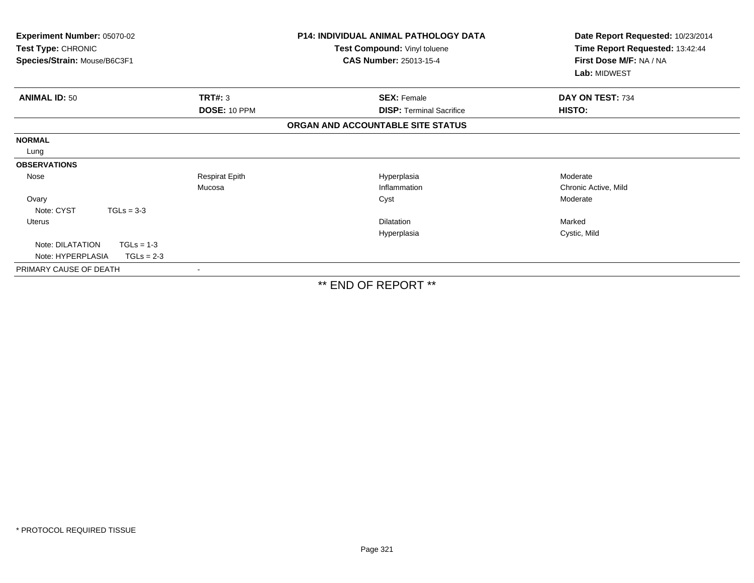**Experiment Number:** 05070-02
**Test Type:** CHRONIC
**Species/Strain:** Mouse/B6C3F1

**P14: INDIVIDUAL ANIMAL PATHOLOGY DATA**
**Test Compound:** Vinyl toluene
**CAS Number:** 25013-15-4

**Date Report Requested:** 10/23/2014
**Time Report Requested:** 13:42:44
**First Dose M/F:** NA / NA
**Lab:** MIDWEST

| **ANIMAL ID:** 50 | **TRT#:** 3 | **SEX:** Female | **DAY ON TEST:** 734 |
|---|---|---|---|
| | **DOSE:** 10 PPM | **DISP:** Terminal Sacrifice | **HISTO:** |

**ORGAN AND ACCOUNTABLE SITE STATUS**

| | | | |
|---|---|---|---|
| **NORMAL** | | | |
| Lung | | | |
| **OBSERVATIONS** | | | |
| Nose | Respirat Epith | Hyperplasia | Moderate |
| | Mucosa | Inflammation | Chronic Active, Mild |
| Ovary | | Cyst | Moderate |
| Note: CYST TGLs = 3-3 | | | |
| Uterus | | Dilatation | Marked |
| | | Hyperplasia | Cystic, Mild |
| Note: DILATATION TGLs = 1-3 | | | |
| Note: HYPERPLASIA TGLs = 2-3 | | | |
| PRIMARY CAUSE OF DEATH | - | | |

** END OF REPORT **

* PROTOCOL REQUIRED TISSUE